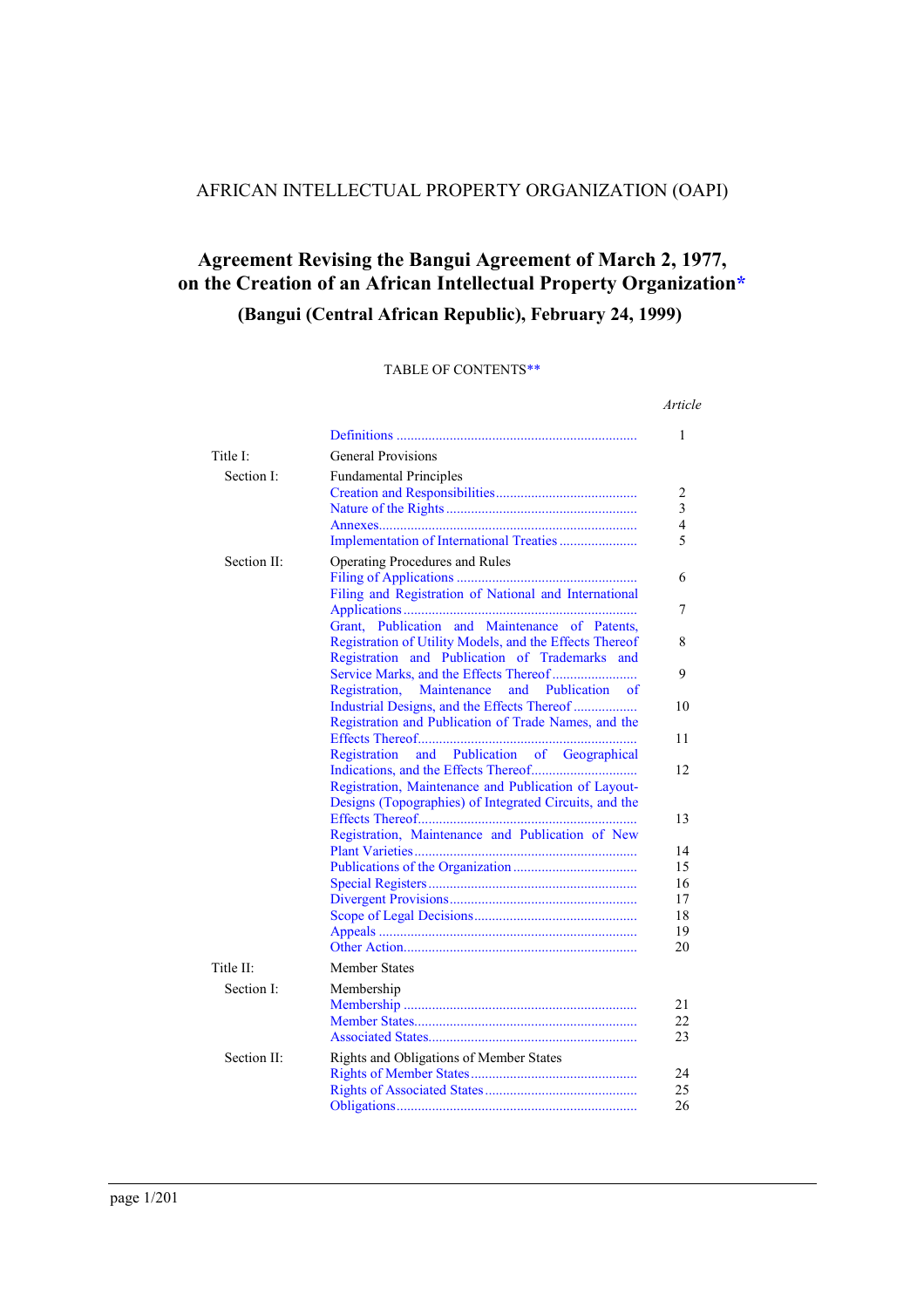AFRICAN INTELLECTUAL PROPERTY ORGANIZATION (OAPI)

# Agreement Revising the Bangui Agreement of March 2, 1977, on the Creation of an African Intellectual Property Organization*

## (Bangui (Central African Republic), February 24, 1999)

TABLE OF CONTENTS**

| | | *Article* |
|---|---|---|
| | Definitions | 1 |
| Title I: | General Provisions | |
| Section I: | Fundamental Principles | |
| | Creation and Responsibilities | 2 |
| | Nature of the Rights | 3 |
| | Annexes | 4 |
| | Implementation of International Treaties | 5 |
| Section II: | Operating Procedures and Rules | |
| | Filing of Applications | 6 |
| | Filing and Registration of National and International Applications | 7 |
| | Grant, Publication and Maintenance of Patents, Registration of Utility Models, and the Effects Thereof | 8 |
| | Registration and Publication of Trademarks and Service Marks, and the Effects Thereof | 9 |
| | Registration, Maintenance and Publication of Industrial Designs, and the Effects Thereof | 10 |
| | Registration and Publication of Trade Names, and the Effects Thereof | 11 |
| | Registration and Publication of Geographical Indications, and the Effects Thereof | 12 |
| | Registration, Maintenance and Publication of Layout-Designs (Topographies) of Integrated Circuits, and the Effects Thereof | 13 |
| | Registration, Maintenance and Publication of New Plant Varieties | 14 |
| | Publications of the Organization | 15 |
| | Special Registers | 16 |
| | Divergent Provisions | 17 |
| | Scope of Legal Decisions | 18 |
| | Appeals | 19 |
| | Other Action | 20 |
| Title II: | Member States | |
| Section I: | Membership | |
| | Membership | 21 |
| | Member States | 22 |
| | Associated States | 23 |
| Section II: | Rights and Obligations of Member States | |
| | Rights of Member States | 24 |
| | Rights of Associated States | 25 |
| | Obligations | 26 |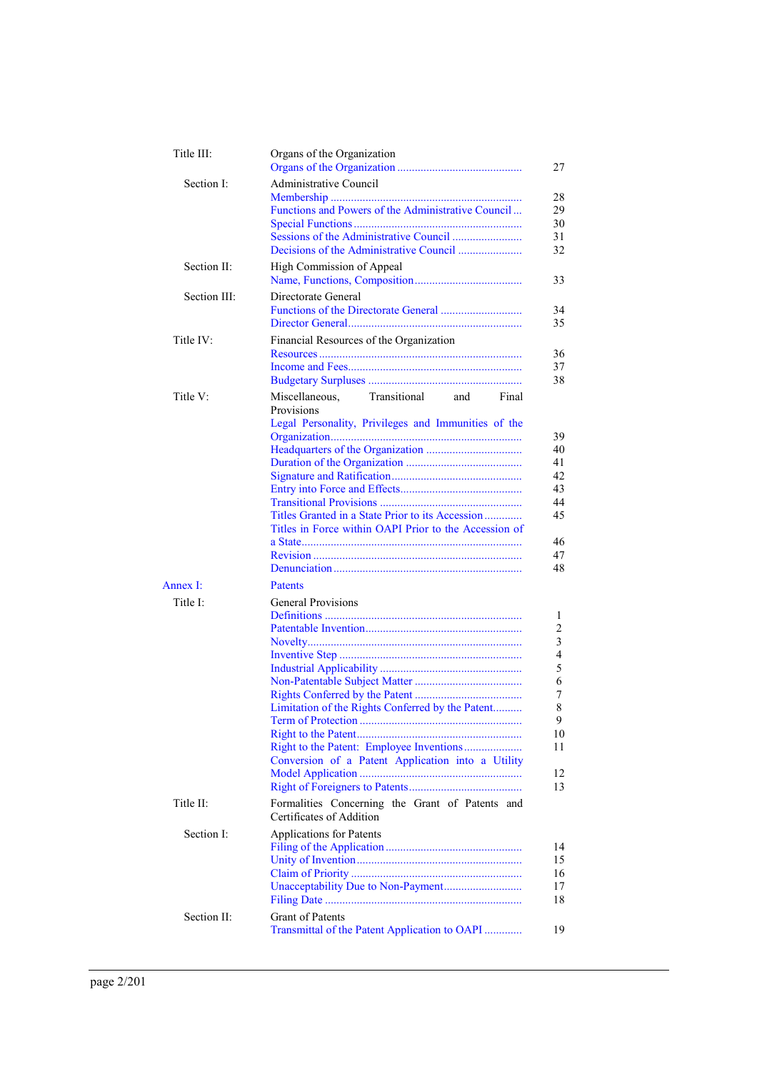| | | |
|---|---|---|
| Title III: | Organs of the Organization | |
| | Organs of the Organization | 27 |
| Section I: | Administrative Council | |
| | Membership | 28 |
| | Functions and Powers of the Administrative Council | 29 |
| | Special Functions | 30 |
| | Sessions of the Administrative Council | 31 |
| | Decisions of the Administrative Council | 32 |
| Section II: | High Commission of Appeal | |
| | Name, Functions, Composition | 33 |
| Section III: | Directorate General | |
| | Functions of the Directorate General | 34 |
| | Director General | 35 |
| Title IV: | Financial Resources of the Organization | |
| | Resources | 36 |
| | Income and Fees | 37 |
| | Budgetary Surpluses | 38 |
| Title V: | Miscellaneous, Transitional and Final Provisions | |
| | Legal Personality, Privileges and Immunities of the Organization | 39 |
| | Headquarters of the Organization | 40 |
| | Duration of the Organization | 41 |
| | Signature and Ratification | 42 |
| | Entry into Force and Effects | 43 |
| | Transitional Provisions | 44 |
| | Titles Granted in a State Prior to its Accession | 45 |
| | Titles in Force within OAPI Prior to the Accession of a State | 46 |
| | Revision | 47 |
| | Denunciation | 48 |
| Annex I: | Patents | |
| Title I: | General Provisions | |
| | Definitions | 1 |
| | Patentable Invention | 2 |
| | Novelty | 3 |
| | Inventive Step | 4 |
| | Industrial Applicability | 5 |
| | Non-Patentable Subject Matter | 6 |
| | Rights Conferred by the Patent | 7 |
| | Limitation of the Rights Conferred by the Patent | 8 |
| | Term of Protection | 9 |
| | Right to the Patent | 10 |
| | Right to the Patent: Employee Inventions | 11 |
| | Conversion of a Patent Application into a Utility Model Application | 12 |
| | Right of Foreigners to Patents | 13 |
| Title II: | Formalities Concerning the Grant of Patents and Certificates of Addition | |
| Section I: | Applications for Patents | |
| | Filing of the Application | 14 |
| | Unity of Invention | 15 |
| | Claim of Priority | 16 |
| | Unacceptability Due to Non-Payment | 17 |
| | Filing Date | 18 |
| Section II: | Grant of Patents | |
| | Transmittal of the Patent Application to OAPI | 19 |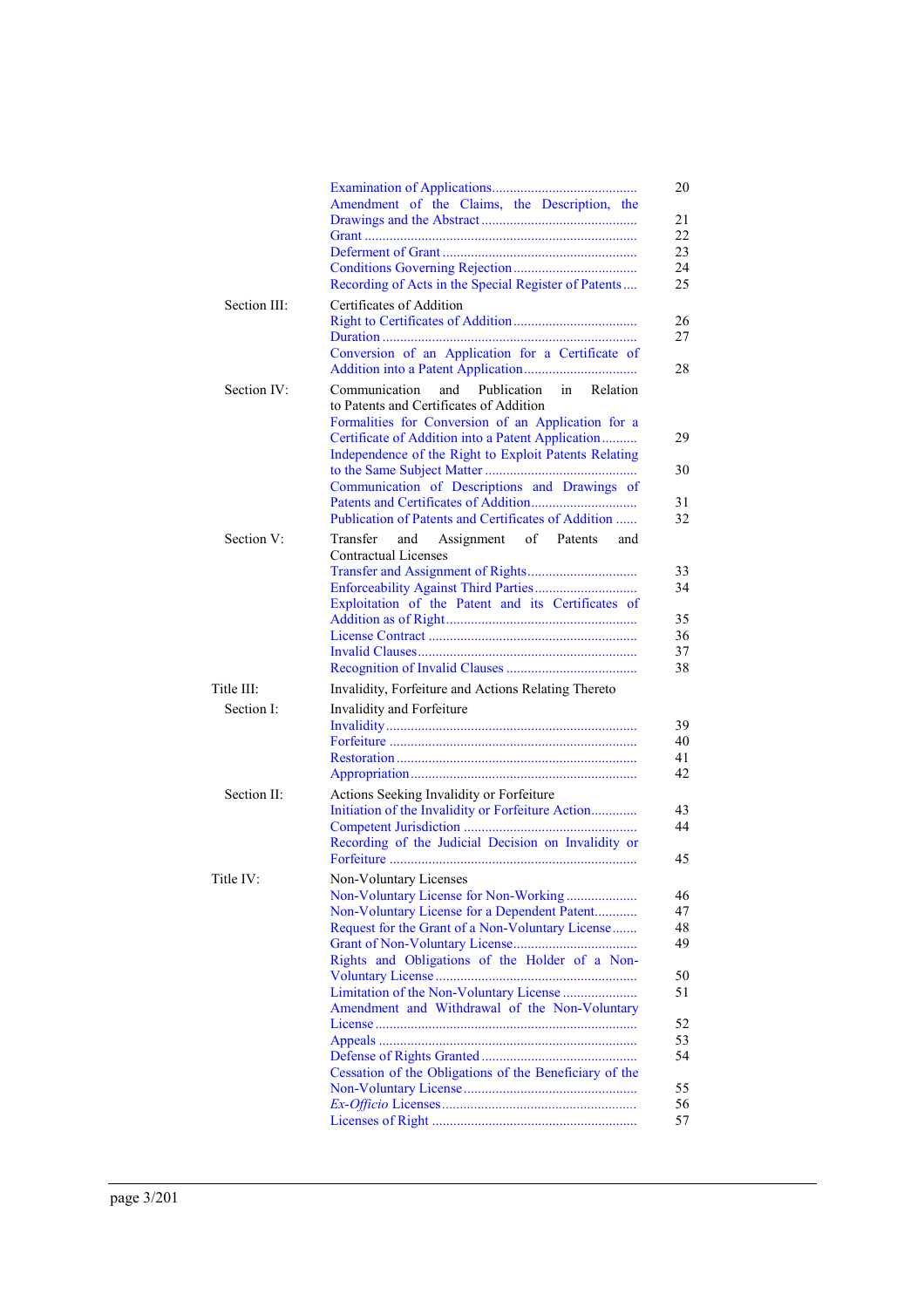| | | |
|---|---|---|
| | Examination of Applications | 20 |
| | Amendment of the Claims, the Description, the Drawings and the Abstract | 21 |
| | Grant | 22 |
| | Deferment of Grant | 23 |
| | Conditions Governing Rejection | 24 |
| | Recording of Acts in the Special Register of Patents | 25 |
| Section III: | Certificates of Addition | |
| | Right to Certificates of Addition | 26 |
| | Duration | 27 |
| | Conversion of an Application for a Certificate of Addition into a Patent Application | 28 |
| Section IV: | Communication and Publication in Relation to Patents and Certificates of Addition | |
| | Formalities for Conversion of an Application for a Certificate of Addition into a Patent Application | 29 |
| | Independence of the Right to Exploit Patents Relating to the Same Subject Matter | 30 |
| | Communication of Descriptions and Drawings of Patents and Certificates of Addition | 31 |
| | Publication of Patents and Certificates of Addition | 32 |
| Section V: | Transfer and Assignment of Patents and Contractual Licenses | |
| | Transfer and Assignment of Rights | 33 |
| | Enforceability Against Third Parties | 34 |
| | Exploitation of the Patent and its Certificates of Addition as of Right | 35 |
| | License Contract | 36 |
| | Invalid Clauses | 37 |
| | Recognition of Invalid Clauses | 38 |
| Title III: | Invalidity, Forfeiture and Actions Relating Thereto | |
| Section I: | Invalidity and Forfeiture | |
| | Invalidity | 39 |
| | Forfeiture | 40 |
| | Restoration | 41 |
| | Appropriation | 42 |
| Section II: | Actions Seeking Invalidity or Forfeiture | |
| | Initiation of the Invalidity or Forfeiture Action | 43 |
| | Competent Jurisdiction | 44 |
| | Recording of the Judicial Decision on Invalidity or Forfeiture | 45 |
| Title IV: | Non-Voluntary Licenses | |
| | Non-Voluntary License for Non-Working | 46 |
| | Non-Voluntary License for a Dependent Patent | 47 |
| | Request for the Grant of a Non-Voluntary License | 48 |
| | Grant of Non-Voluntary License | 49 |
| | Rights and Obligations of the Holder of a Non-Voluntary License | 50 |
| | Limitation of the Non-Voluntary License | 51 |
| | Amendment and Withdrawal of the Non-Voluntary License | 52 |
| | Appeals | 53 |
| | Defense of Rights Granted | 54 |
| | Cessation of the Obligations of the Beneficiary of the Non-Voluntary License | 55 |
| | *Ex-Officio* Licenses | 56 |
| | Licenses of Right | 57 |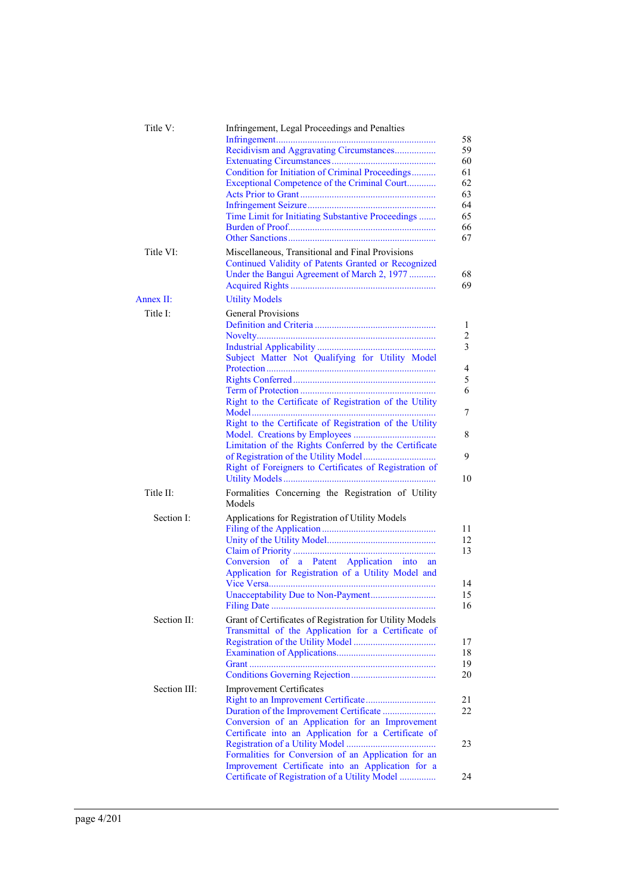| | | |
|---|---|---|
| Title V: | Infringement, Legal Proceedings and Penalties | |
| | Infringement | 58 |
| | Recidivism and Aggravating Circumstances | 59 |
| | Extenuating Circumstances | 60 |
| | Condition for Initiation of Criminal Proceedings | 61 |
| | Exceptional Competence of the Criminal Court | 62 |
| | Acts Prior to Grant | 63 |
| | Infringement Seizure | 64 |
| | Time Limit for Initiating Substantive Proceedings | 65 |
| | Burden of Proof | 66 |
| | Other Sanctions | 67 |
| Title VI: | Miscellaneous, Transitional and Final Provisions | |
| | Continued Validity of Patents Granted or Recognized Under the Bangui Agreement of March 2, 1977 | 68 |
| | Acquired Rights | 69 |
| Annex II: | Utility Models | |
| Title I: | General Provisions | |
| | Definition and Criteria | 1 |
| | Novelty | 2 |
| | Industrial Applicability | 3 |
| | Subject Matter Not Qualifying for Utility Model Protection | 4 |
| | Rights Conferred | 5 |
| | Term of Protection | 6 |
| | Right to the Certificate of Registration of the Utility Model | 7 |
| | Right to the Certificate of Registration of the Utility Model. Creations by Employees | 8 |
| | Limitation of the Rights Conferred by the Certificate of Registration of the Utility Model | 9 |
| | Right of Foreigners to Certificates of Registration of Utility Models | 10 |
| Title II: | Formalities Concerning the Registration of Utility Models | |
| Section I: | Applications for Registration of Utility Models | |
| | Filing of the Application | 11 |
| | Unity of the Utility Model | 12 |
| | Claim of Priority | 13 |
| | Conversion of a Patent Application into an Application for Registration of a Utility Model and Vice Versa | 14 |
| | Unacceptability Due to Non-Payment | 15 |
| | Filing Date | 16 |
| Section II: | Grant of Certificates of Registration for Utility Models | |
| | Transmittal of the Application for a Certificate of Registration of the Utility Model | 17 |
| | Examination of Applications | 18 |
| | Grant | 19 |
| | Conditions Governing Rejection | 20 |
| Section III: | Improvement Certificates | |
| | Right to an Improvement Certificate | 21 |
| | Duration of the Improvement Certificate | 22 |
| | Conversion of an Application for an Improvement Certificate into an Application for a Certificate of Registration of a Utility Model | 23 |
| | Formalities for Conversion of an Application for an Improvement Certificate into an Application for a Certificate of Registration of a Utility Model | 24 |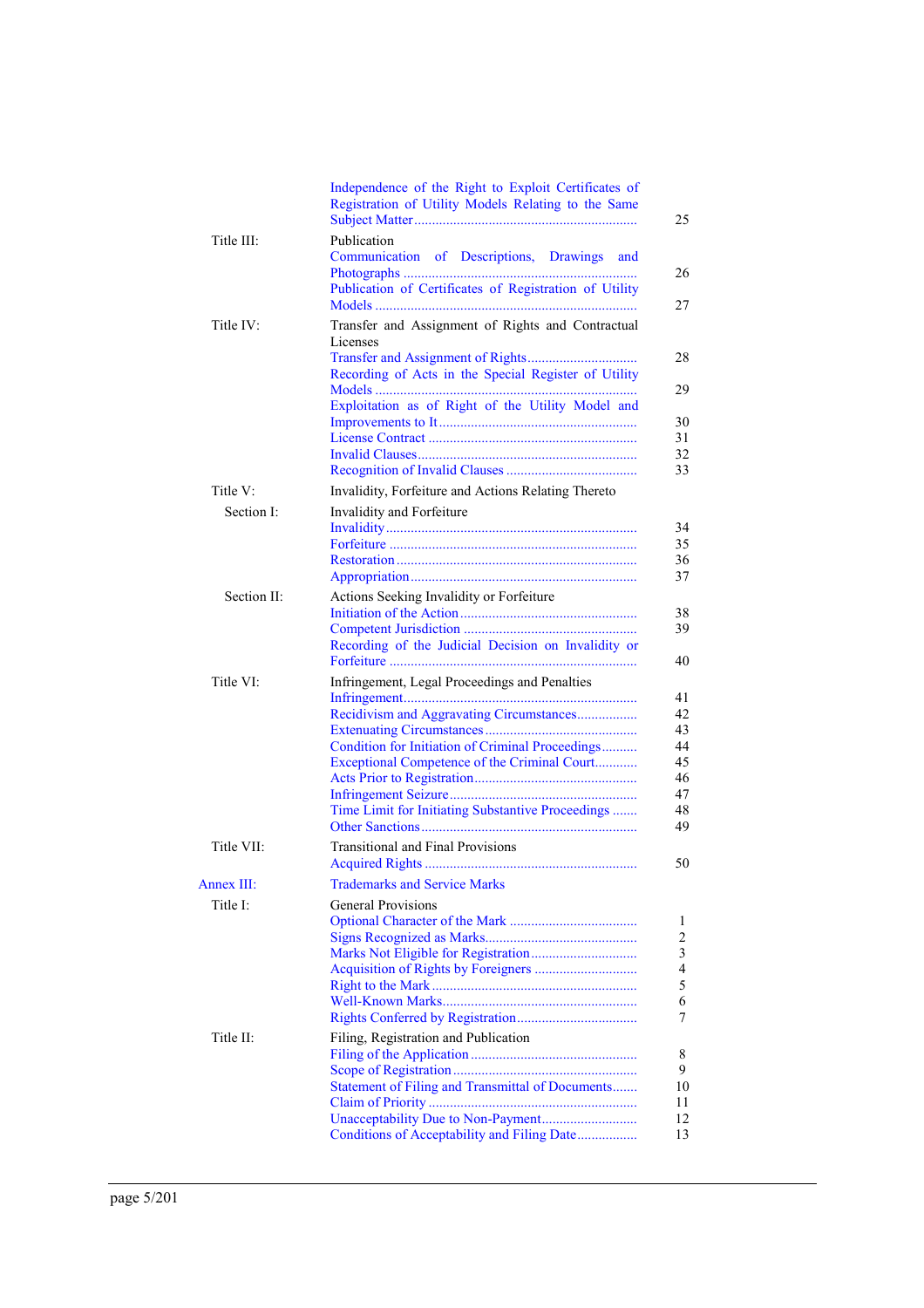| | | |
|---|---|---|
| | Independence of the Right to Exploit Certificates of Registration of Utility Models Relating to the Same Subject Matter | 25 |
| Title III: | Publication | |
| | Communication of Descriptions, Drawings and Photographs | 26 |
| | Publication of Certificates of Registration of Utility Models | 27 |
| Title IV: | Transfer and Assignment of Rights and Contractual Licenses | |
| | Transfer and Assignment of Rights | 28 |
| | Recording of Acts in the Special Register of Utility Models | 29 |
| | Exploitation as of Right of the Utility Model and Improvements to It | 30 |
| | License Contract | 31 |
| | Invalid Clauses | 32 |
| | Recognition of Invalid Clauses | 33 |
| Title V: | Invalidity, Forfeiture and Actions Relating Thereto | |
| Section I: | Invalidity and Forfeiture | |
| | Invalidity | 34 |
| | Forfeiture | 35 |
| | Restoration | 36 |
| | Appropriation | 37 |
| Section II: | Actions Seeking Invalidity or Forfeiture | |
| | Initiation of the Action | 38 |
| | Competent Jurisdiction | 39 |
| | Recording of the Judicial Decision on Invalidity or Forfeiture | 40 |
| Title VI: | Infringement, Legal Proceedings and Penalties | |
| | Infringement | 41 |
| | Recidivism and Aggravating Circumstances | 42 |
| | Extenuating Circumstances | 43 |
| | Condition for Initiation of Criminal Proceedings | 44 |
| | Exceptional Competence of the Criminal Court | 45 |
| | Acts Prior to Registration | 46 |
| | Infringement Seizure | 47 |
| | Time Limit for Initiating Substantive Proceedings | 48 |
| | Other Sanctions | 49 |
| Title VII: | Transitional and Final Provisions | |
| | Acquired Rights | 50 |
| Annex III: | Trademarks and Service Marks | |
| Title I: | General Provisions | |
| | Optional Character of the Mark | 1 |
| | Signs Recognized as Marks | 2 |
| | Marks Not Eligible for Registration | 3 |
| | Acquisition of Rights by Foreigners | 4 |
| | Right to the Mark | 5 |
| | Well-Known Marks | 6 |
| | Rights Conferred by Registration | 7 |
| Title II: | Filing, Registration and Publication | |
| | Filing of the Application | 8 |
| | Scope of Registration | 9 |
| | Statement of Filing and Transmittal of Documents | 10 |
| | Claim of Priority | 11 |
| | Unacceptability Due to Non-Payment | 12 |
| | Conditions of Acceptability and Filing Date | 13 |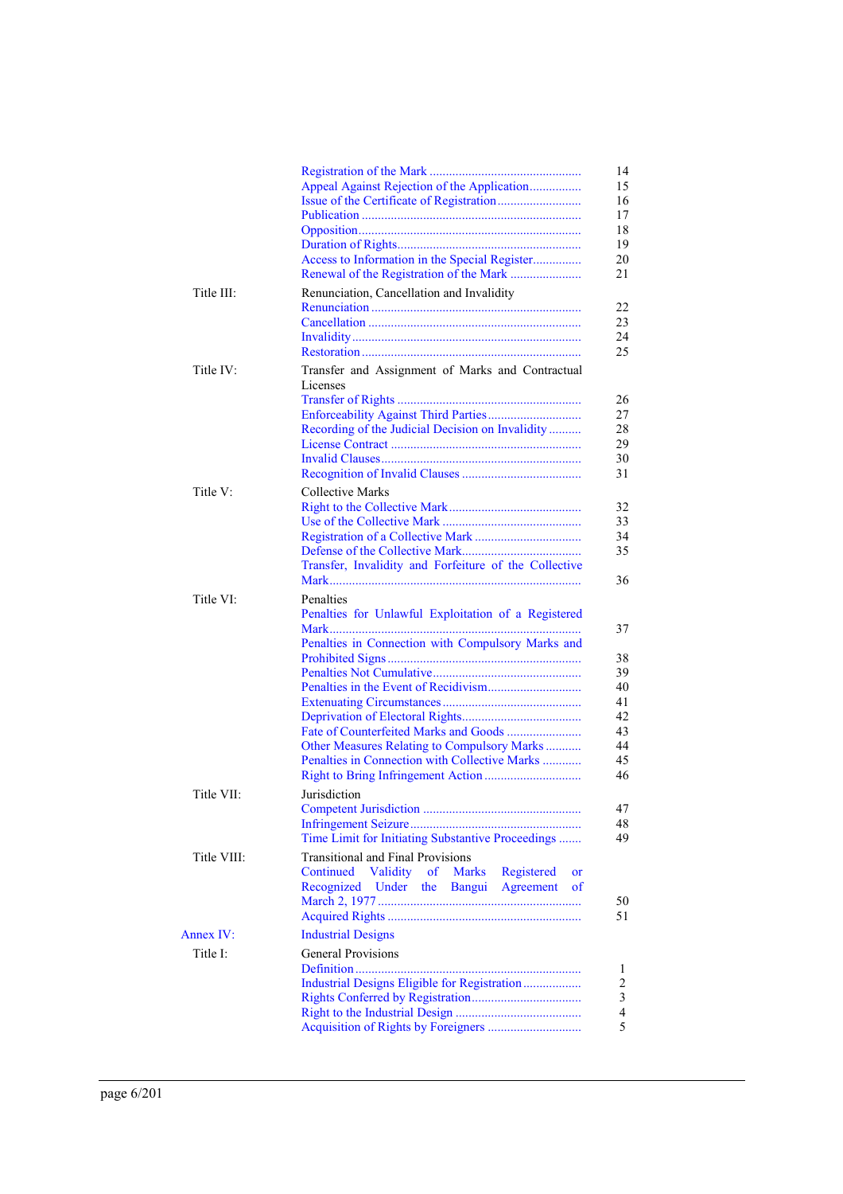| | | |
|---|---|---|
| | Registration of the Mark | 14 |
| | Appeal Against Rejection of the Application | 15 |
| | Issue of the Certificate of Registration | 16 |
| | Publication | 17 |
| | Opposition | 18 |
| | Duration of Rights | 19 |
| | Access to Information in the Special Register | 20 |
| | Renewal of the Registration of the Mark | 21 |
| Title III: | Renunciation, Cancellation and Invalidity | |
| | Renunciation | 22 |
| | Cancellation | 23 |
| | Invalidity | 24 |
| | Restoration | 25 |
| Title IV: | Transfer and Assignment of Marks and Contractual Licenses | |
| | Transfer of Rights | 26 |
| | Enforceability Against Third Parties | 27 |
| | Recording of the Judicial Decision on Invalidity | 28 |
| | License Contract | 29 |
| | Invalid Clauses | 30 |
| | Recognition of Invalid Clauses | 31 |
| Title V: | Collective Marks | |
| | Right to the Collective Mark | 32 |
| | Use of the Collective Mark | 33 |
| | Registration of a Collective Mark | 34 |
| | Defense of the Collective Mark | 35 |
| | Transfer, Invalidity and Forfeiture of the Collective Mark | 36 |
| Title VI: | Penalties | |
| | Penalties for Unlawful Exploitation of a Registered Mark | 37 |
| | Penalties in Connection with Compulsory Marks and Prohibited Signs | 38 |
| | Penalties Not Cumulative | 39 |
| | Penalties in the Event of Recidivism | 40 |
| | Extenuating Circumstances | 41 |
| | Deprivation of Electoral Rights | 42 |
| | Fate of Counterfeited Marks and Goods | 43 |
| | Other Measures Relating to Compulsory Marks | 44 |
| | Penalties in Connection with Collective Marks | 45 |
| | Right to Bring Infringement Action | 46 |
| Title VII: | Jurisdiction | |
| | Competent Jurisdiction | 47 |
| | Infringement Seizure | 48 |
| | Time Limit for Initiating Substantive Proceedings | 49 |
| Title VIII: | Transitional and Final Provisions | |
| | Continued Validity of Marks Registered or Recognized Under the Bangui Agreement of March 2, 1977 | 50 |
| | Acquired Rights | 51 |
| Annex IV: | Industrial Designs | |
| Title I: | General Provisions | |
| | Definition | 1 |
| | Industrial Designs Eligible for Registration | 2 |
| | Rights Conferred by Registration | 3 |
| | Right to the Industrial Design | 4 |
| | Acquisition of Rights by Foreigners | 5 |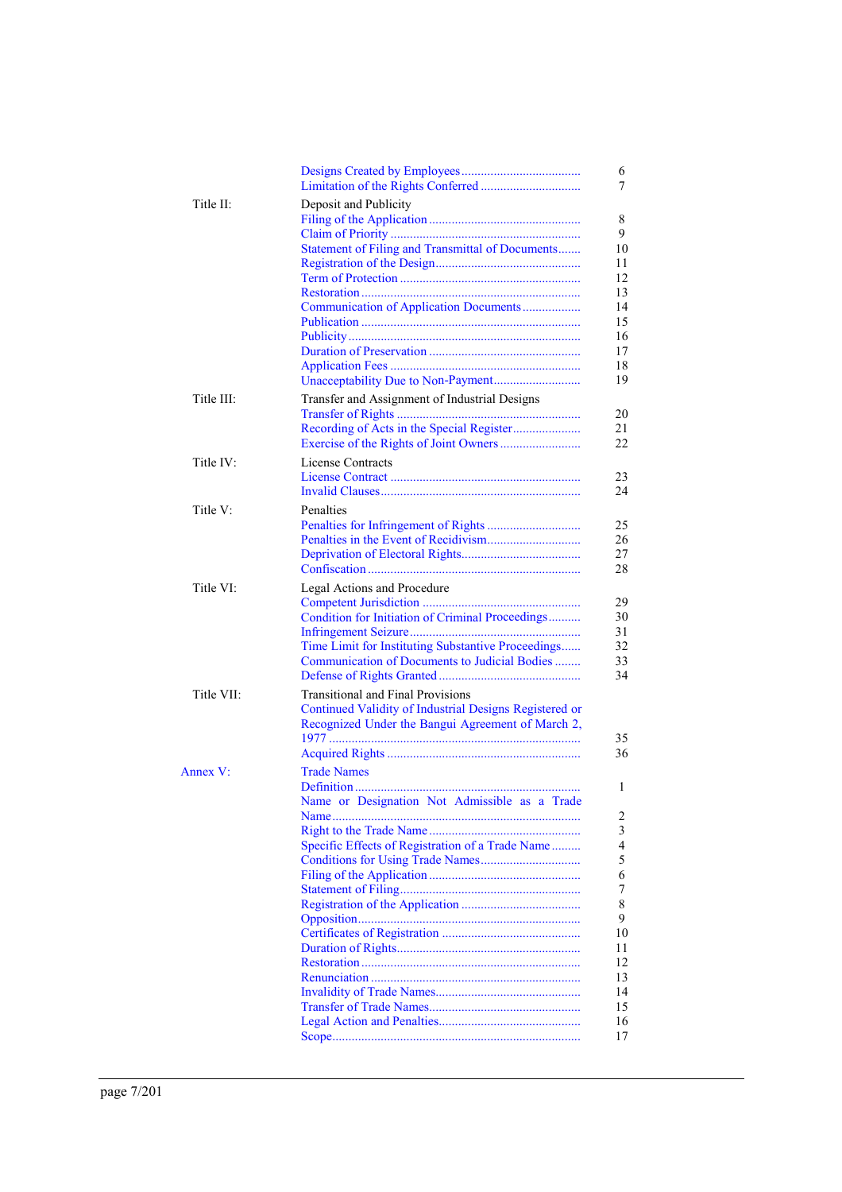| | | |
|---|---|---|
| | Designs Created by Employees | 6 |
| | Limitation of the Rights Conferred | 7 |
| Title II: | Deposit and Publicity | |
| | Filing of the Application | 8 |
| | Claim of Priority | 9 |
| | Statement of Filing and Transmittal of Documents | 10 |
| | Registration of the Design | 11 |
| | Term of Protection | 12 |
| | Restoration | 13 |
| | Communication of Application Documents | 14 |
| | Publication | 15 |
| | Publicity | 16 |
| | Duration of Preservation | 17 |
| | Application Fees | 18 |
| | Unacceptability Due to Non-Payment | 19 |
| Title III: | Transfer and Assignment of Industrial Designs | |
| | Transfer of Rights | 20 |
| | Recording of Acts in the Special Register | 21 |
| | Exercise of the Rights of Joint Owners | 22 |
| Title IV: | License Contracts | |
| | License Contract | 23 |
| | Invalid Clauses | 24 |
| Title V: | Penalties | |
| | Penalties for Infringement of Rights | 25 |
| | Penalties in the Event of Recidivism | 26 |
| | Deprivation of Electoral Rights | 27 |
| | Confiscation | 28 |
| Title VI: | Legal Actions and Procedure | |
| | Competent Jurisdiction | 29 |
| | Condition for Initiation of Criminal Proceedings | 30 |
| | Infringement Seizure | 31 |
| | Time Limit for Instituting Substantive Proceedings | 32 |
| | Communication of Documents to Judicial Bodies | 33 |
| | Defense of Rights Granted | 34 |
| Title VII: | Transitional and Final Provisions | |
| | Continued Validity of Industrial Designs Registered or Recognized Under the Bangui Agreement of March 2, 1977 | 35 |
| | Acquired Rights | 36 |
| Annex V: | Trade Names | |
| | Definition | 1 |
| | Name or Designation Not Admissible as a Trade Name | 2 |
| | Right to the Trade Name | 3 |
| | Specific Effects of Registration of a Trade Name | 4 |
| | Conditions for Using Trade Names | 5 |
| | Filing of the Application | 6 |
| | Statement of Filing | 7 |
| | Registration of the Application | 8 |
| | Opposition | 9 |
| | Certificates of Registration | 10 |
| | Duration of Rights | 11 |
| | Restoration | 12 |
| | Renunciation | 13 |
| | Invalidity of Trade Names | 14 |
| | Transfer of Trade Names | 15 |
| | Legal Action and Penalties | 16 |
| | Scope | 17 |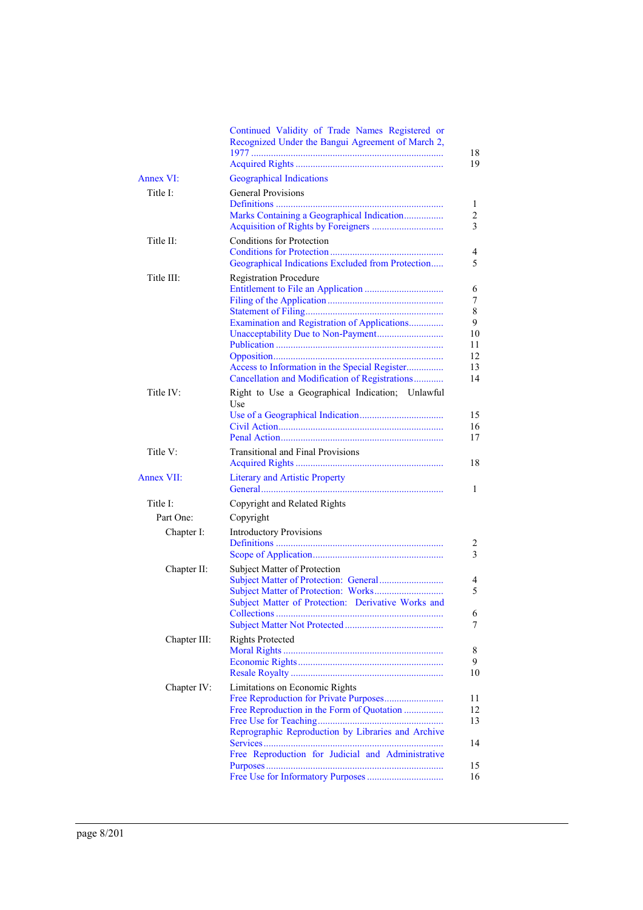| | | |
|---|---|---|
| | Continued Validity of Trade Names Registered or Recognized Under the Bangui Agreement of March 2, 1977 | 18 |
| | Acquired Rights | 19 |
| Annex VI: | Geographical Indications | |
| Title I: | General Provisions | |
| | Definitions | 1 |
| | Marks Containing a Geographical Indication | 2 |
| | Acquisition of Rights by Foreigners | 3 |
| Title II: | Conditions for Protection | |
| | Conditions for Protection | 4 |
| | Geographical Indications Excluded from Protection | 5 |
| Title III: | Registration Procedure | |
| | Entitlement to File an Application | 6 |
| | Filing of the Application | 7 |
| | Statement of Filing | 8 |
| | Examination and Registration of Applications | 9 |
| | Unacceptability Due to Non-Payment | 10 |
| | Publication | 11 |
| | Opposition | 12 |
| | Access to Information in the Special Register | 13 |
| | Cancellation and Modification of Registrations | 14 |
| Title IV: | Right to Use a Geographical Indication; Unlawful Use | |
| | Use of a Geographical Indication | 15 |
| | Civil Action | 16 |
| | Penal Action | 17 |
| Title V: | Transitional and Final Provisions | |
| | Acquired Rights | 18 |
| Annex VII: | Literary and Artistic Property | |
| | General | 1 |
| Title I: | Copyright and Related Rights | |
| Part One: | Copyright | |
| Chapter I: | Introductory Provisions | |
| | Definitions | 2 |
| | Scope of Application | 3 |
| Chapter II: | Subject Matter of Protection | |
| | Subject Matter of Protection: General | 4 |
| | Subject Matter of Protection: Works | 5 |
| | Subject Matter of Protection: Derivative Works and Collections | 6 |
| | Subject Matter Not Protected | 7 |
| Chapter III: | Rights Protected | |
| | Moral Rights | 8 |
| | Economic Rights | 9 |
| | Resale Royalty | 10 |
| Chapter IV: | Limitations on Economic Rights | |
| | Free Reproduction for Private Purposes | 11 |
| | Free Reproduction in the Form of Quotation | 12 |
| | Free Use for Teaching | 13 |
| | Reprographic Reproduction by Libraries and Archive Services | 14 |
| | Free Reproduction for Judicial and Administrative Purposes | 15 |
| | Free Use for Informatory Purposes | 16 |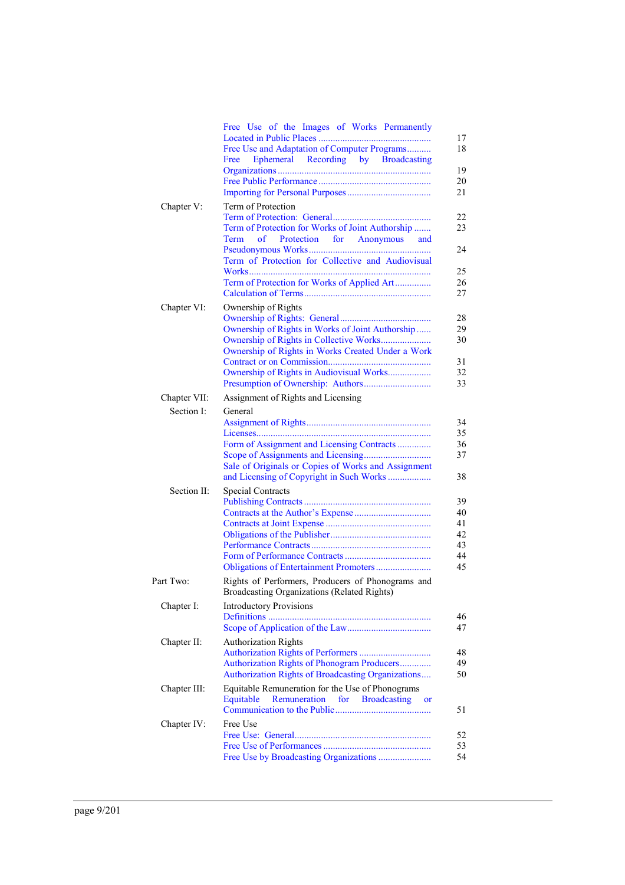| | | |
|---|---|---|
| | Free Use of the Images of Works Permanently Located in Public Places | 17 |
| | Free Use and Adaptation of Computer Programs | 18 |
| | Free Ephemeral Recording by Broadcasting Organizations | 19 |
| | Free Public Performance | 20 |
| | Importing for Personal Purposes | 21 |
| Chapter V: | Term of Protection | |
| | Term of Protection: General | 22 |
| | Term of Protection for Works of Joint Authorship | 23 |
| | Term of Protection for Anonymous and Pseudonymous Works | 24 |
| | Term of Protection for Collective and Audiovisual Works | 25 |
| | Term of Protection for Works of Applied Art | 26 |
| | Calculation of Terms | 27 |
| Chapter VI: | Ownership of Rights | |
| | Ownership of Rights: General | 28 |
| | Ownership of Rights in Works of Joint Authorship | 29 |
| | Ownership of Rights in Collective Works | 30 |
| | Ownership of Rights in Works Created Under a Work Contract or on Commission | 31 |
| | Ownership of Rights in Audiovisual Works | 32 |
| | Presumption of Ownership: Authors | 33 |
| Chapter VII: | Assignment of Rights and Licensing | |
| Section I: | General | |
| | Assignment of Rights | 34 |
| | Licenses | 35 |
| | Form of Assignment and Licensing Contracts | 36 |
| | Scope of Assignments and Licensing | 37 |
| | Sale of Originals or Copies of Works and Assignment and Licensing of Copyright in Such Works | 38 |
| Section II: | Special Contracts | |
| | Publishing Contracts | 39 |
| | Contracts at the Author's Expense | 40 |
| | Contracts at Joint Expense | 41 |
| | Obligations of the Publisher | 42 |
| | Performance Contracts | 43 |
| | Form of Performance Contracts | 44 |
| | Obligations of Entertainment Promoters | 45 |
| Part Two: | Rights of Performers, Producers of Phonograms and Broadcasting Organizations (Related Rights) | |
| Chapter I: | Introductory Provisions | |
| | Definitions | 46 |
| | Scope of Application of the Law | 47 |
| Chapter II: | Authorization Rights | |
| | Authorization Rights of Performers | 48 |
| | Authorization Rights of Phonogram Producers | 49 |
| | Authorization Rights of Broadcasting Organizations | 50 |
| Chapter III: | Equitable Remuneration for the Use of Phonograms | |
| | Equitable Remuneration for Broadcasting or Communication to the Public | 51 |
| Chapter IV: | Free Use | |
| | Free Use: General | 52 |
| | Free Use of Performances | 53 |
| | Free Use by Broadcasting Organizations | 54 |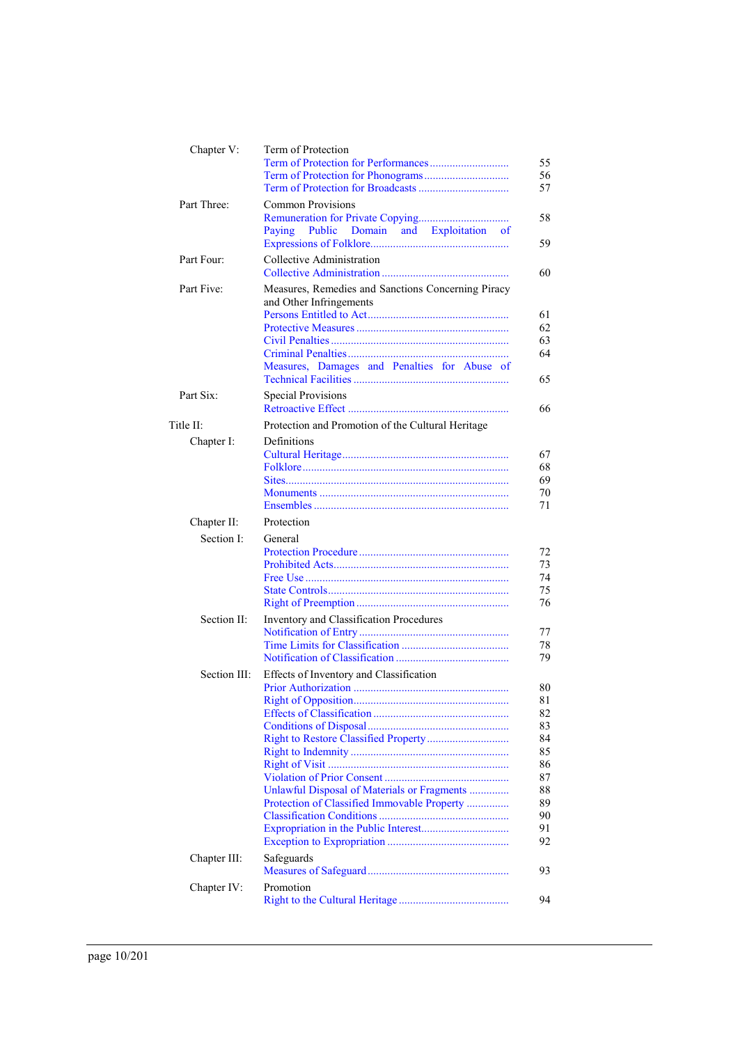| | | |
|---|---|---|
| Chapter V: | Term of Protection | |
| | Term of Protection for Performances | 55 |
| | Term of Protection for Phonograms | 56 |
| | Term of Protection for Broadcasts | 57 |
| Part Three: | Common Provisions | |
| | Remuneration for Private Copying | 58 |
| | Paying Public Domain and Exploitation of Expressions of Folklore | 59 |
| Part Four: | Collective Administration | |
| | Collective Administration | 60 |
| Part Five: | Measures, Remedies and Sanctions Concerning Piracy and Other Infringements | |
| | Persons Entitled to Act | 61 |
| | Protective Measures | 62 |
| | Civil Penalties | 63 |
| | Criminal Penalties | 64 |
| | Measures, Damages and Penalties for Abuse of Technical Facilities | 65 |
| Part Six: | Special Provisions | |
| | Retroactive Effect | 66 |
| Title II: | Protection and Promotion of the Cultural Heritage | |
| Chapter I: | Definitions | |
| | Cultural Heritage | 67 |
| | Folklore | 68 |
| | Sites | 69 |
| | Monuments | 70 |
| | Ensembles | 71 |
| Chapter II: | Protection | |
| Section I: | General | |
| | Protection Procedure | 72 |
| | Prohibited Acts | 73 |
| | Free Use | 74 |
| | State Controls | 75 |
| | Right of Preemption | 76 |
| Section II: | Inventory and Classification Procedures | |
| | Notification of Entry | 77 |
| | Time Limits for Classification | 78 |
| | Notification of Classification | 79 |
| Section III: | Effects of Inventory and Classification | |
| | Prior Authorization | 80 |
| | Right of Opposition | 81 |
| | Effects of Classification | 82 |
| | Conditions of Disposal | 83 |
| | Right to Restore Classified Property | 84 |
| | Right to Indemnity | 85 |
| | Right of Visit | 86 |
| | Violation of Prior Consent | 87 |
| | Unlawful Disposal of Materials or Fragments | 88 |
| | Protection of Classified Immovable Property | 89 |
| | Classification Conditions | 90 |
| | Expropriation in the Public Interest | 91 |
| | Exception to Expropriation | 92 |
| Chapter III: | Safeguards | |
| | Measures of Safeguard | 93 |
| Chapter IV: | Promotion | |
| | Right to the Cultural Heritage | 94 |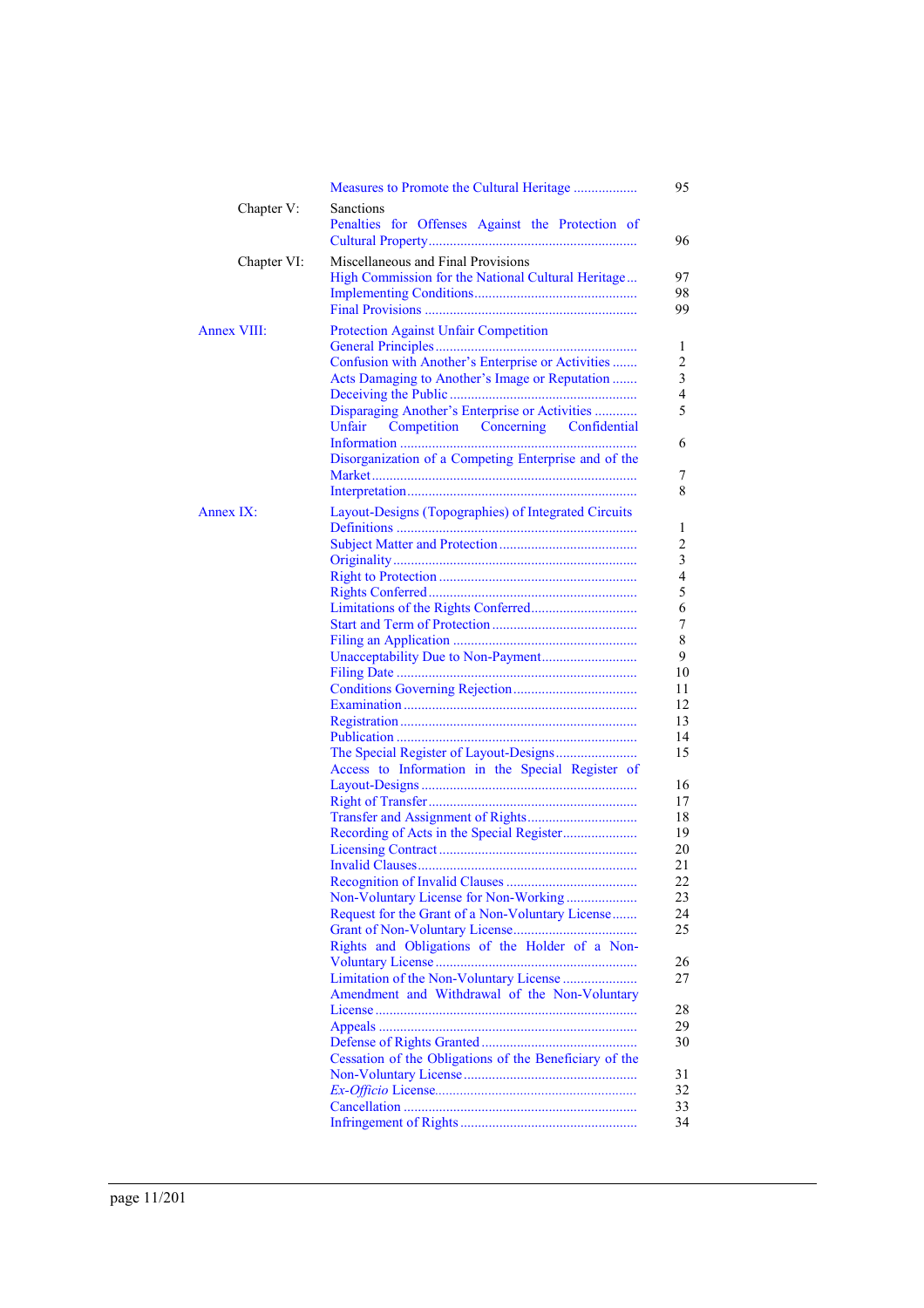| | | |
|---|---|---|
| | Measures to Promote the Cultural Heritage | 95 |
| Chapter V: | Sanctions | |
| | Penalties for Offenses Against the Protection of Cultural Property | 96 |
| Chapter VI: | Miscellaneous and Final Provisions | |
| | High Commission for the National Cultural Heritage | 97 |
| | Implementing Conditions | 98 |
| | Final Provisions | 99 |
| Annex VIII: | Protection Against Unfair Competition | |
| | General Principles | 1 |
| | Confusion with Another's Enterprise or Activities | 2 |
| | Acts Damaging to Another's Image or Reputation | 3 |
| | Deceiving the Public | 4 |
| | Disparaging Another's Enterprise or Activities | 5 |
| | Unfair Competition Concerning Confidential Information | 6 |
| | Disorganization of a Competing Enterprise and of the Market | 7 |
| | Interpretation | 8 |
| Annex IX: | Layout-Designs (Topographies) of Integrated Circuits | |
| | Definitions | 1 |
| | Subject Matter and Protection | 2 |
| | Originality | 3 |
| | Right to Protection | 4 |
| | Rights Conferred | 5 |
| | Limitations of the Rights Conferred | 6 |
| | Start and Term of Protection | 7 |
| | Filing an Application | 8 |
| | Unacceptability Due to Non-Payment | 9 |
| | Filing Date | 10 |
| | Conditions Governing Rejection | 11 |
| | Examination | 12 |
| | Registration | 13 |
| | Publication | 14 |
| | The Special Register of Layout-Designs | 15 |
| | Access to Information in the Special Register of Layout-Designs | 16 |
| | Right of Transfer | 17 |
| | Transfer and Assignment of Rights | 18 |
| | Recording of Acts in the Special Register | 19 |
| | Licensing Contract | 20 |
| | Invalid Clauses | 21 |
| | Recognition of Invalid Clauses | 22 |
| | Non-Voluntary License for Non-Working | 23 |
| | Request for the Grant of a Non-Voluntary License | 24 |
| | Grant of Non-Voluntary License | 25 |
| | Rights and Obligations of the Holder of a Non-Voluntary License | 26 |
| | Limitation of the Non-Voluntary License | 27 |
| | Amendment and Withdrawal of the Non-Voluntary License | 28 |
| | Appeals | 29 |
| | Defense of Rights Granted | 30 |
| | Cessation of the Obligations of the Beneficiary of the Non-Voluntary License | 31 |
| | *Ex-Officio* License | 32 |
| | Cancellation | 33 |
| | Infringement of Rights | 34 |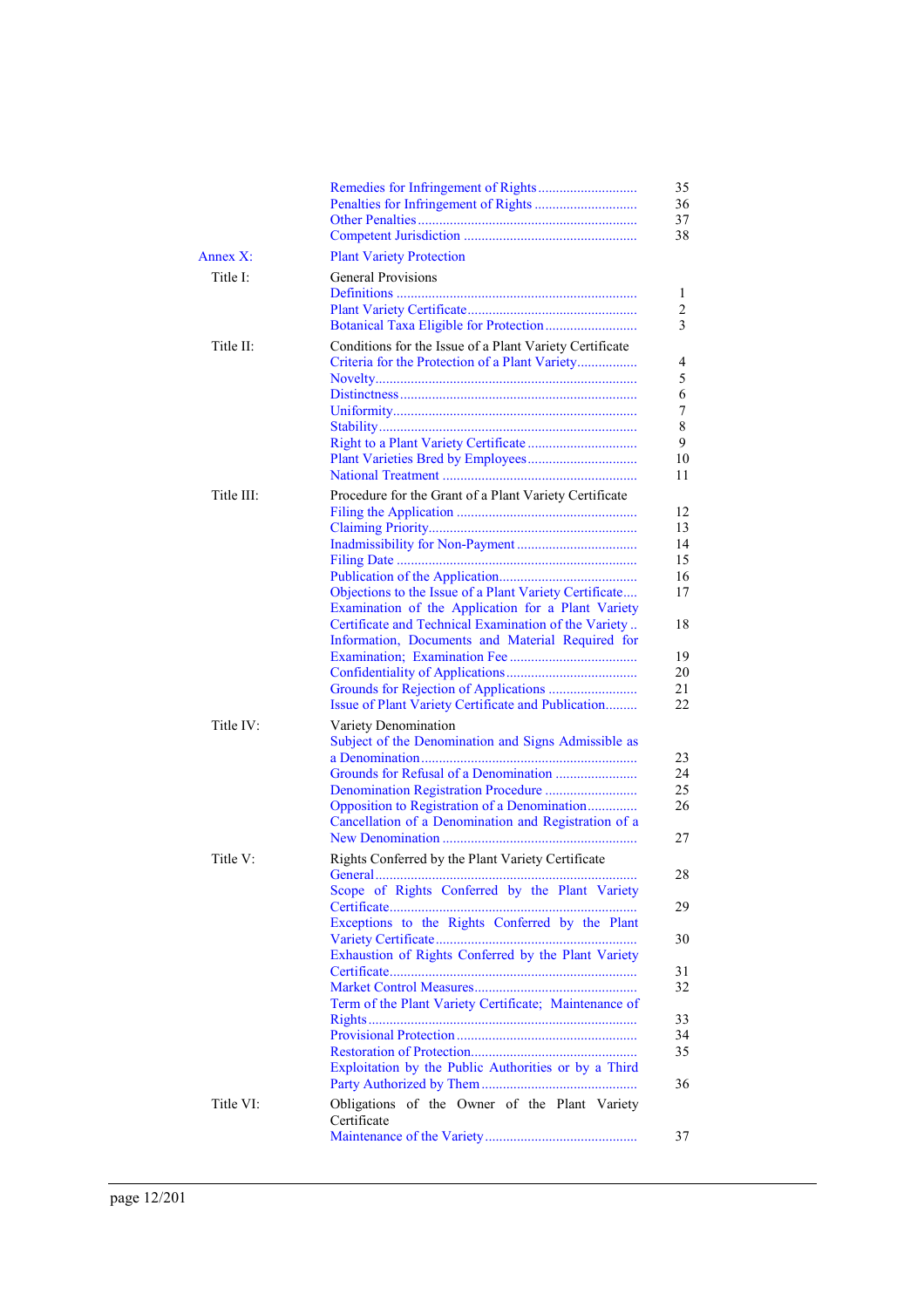| | | |
|---|---|---|
| | Remedies for Infringement of Rights | 35 |
| | Penalties for Infringement of Rights | 36 |
| | Other Penalties | 37 |
| | Competent Jurisdiction | 38 |
| Annex X: | Plant Variety Protection | |
| Title I: | General Provisions | |
| | Definitions | 1 |
| | Plant Variety Certificate | 2 |
| | Botanical Taxa Eligible for Protection | 3 |
| Title II: | Conditions for the Issue of a Plant Variety Certificate | |
| | Criteria for the Protection of a Plant Variety | 4 |
| | Novelty | 5 |
| | Distinctness | 6 |
| | Uniformity | 7 |
| | Stability | 8 |
| | Right to a Plant Variety Certificate | 9 |
| | Plant Varieties Bred by Employees | 10 |
| | National Treatment | 11 |
| Title III: | Procedure for the Grant of a Plant Variety Certificate | |
| | Filing the Application | 12 |
| | Claiming Priority | 13 |
| | Inadmissibility for Non-Payment | 14 |
| | Filing Date | 15 |
| | Publication of the Application | 16 |
| | Objections to the Issue of a Plant Variety Certificate | 17 |
| | Examination of the Application for a Plant Variety Certificate and Technical Examination of the Variety | 18 |
| | Information, Documents and Material Required for Examination; Examination Fee | 19 |
| | Confidentiality of Applications | 20 |
| | Grounds for Rejection of Applications | 21 |
| | Issue of Plant Variety Certificate and Publication | 22 |
| Title IV: | Variety Denomination | |
| | Subject of the Denomination and Signs Admissible as a Denomination | 23 |
| | Grounds for Refusal of a Denomination | 24 |
| | Denomination Registration Procedure | 25 |
| | Opposition to Registration of a Denomination | 26 |
| | Cancellation of a Denomination and Registration of a New Denomination | 27 |
| Title V: | Rights Conferred by the Plant Variety Certificate | |
| | General | 28 |
| | Scope of Rights Conferred by the Plant Variety Certificate | 29 |
| | Exceptions to the Rights Conferred by the Plant Variety Certificate | 30 |
| | Exhaustion of Rights Conferred by the Plant Variety Certificate | 31 |
| | Market Control Measures | 32 |
| | Term of the Plant Variety Certificate; Maintenance of Rights | 33 |
| | Provisional Protection | 34 |
| | Restoration of Protection | 35 |
| | Exploitation by the Public Authorities or by a Third Party Authorized by Them | 36 |
| Title VI: | Obligations of the Owner of the Plant Variety Certificate | |
| | Maintenance of the Variety | 37 |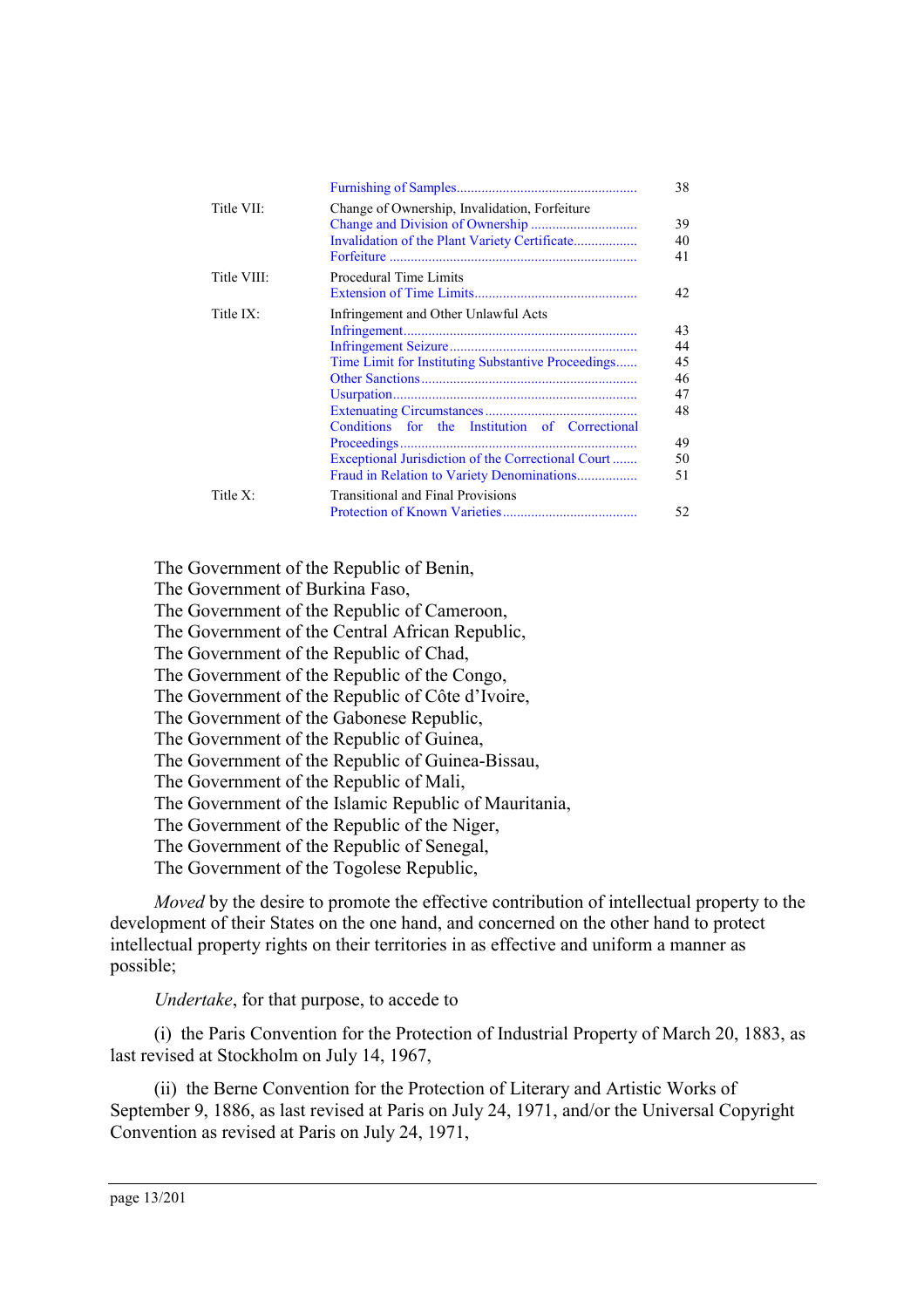| | | |
|---|---|---|
| | Furnishing of Samples | 38 |
| Title VII: | Change of Ownership, Invalidation, Forfeiture | |
| | Change and Division of Ownership | 39 |
| | Invalidation of the Plant Variety Certificate | 40 |
| | Forfeiture | 41 |
| Title VIII: | Procedural Time Limits | |
| | Extension of Time Limits | 42 |
| Title IX: | Infringement and Other Unlawful Acts | |
| | Infringement | 43 |
| | Infringement Seizure | 44 |
| | Time Limit for Instituting Substantive Proceedings | 45 |
| | Other Sanctions | 46 |
| | Usurpation | 47 |
| | Extenuating Circumstances | 48 |
| | Conditions for the Institution of Correctional Proceedings | 49 |
| | Exceptional Jurisdiction of the Correctional Court | 50 |
| | Fraud in Relation to Variety Denominations | 51 |
| Title X: | Transitional and Final Provisions | |
| | Protection of Known Varieties | 52 |

The Government of the Republic of Benin,
The Government of Burkina Faso,
The Government of the Republic of Cameroon,
The Government of the Central African Republic,
The Government of the Republic of Chad,
The Government of the Republic of the Congo,
The Government of the Republic of Côte d'Ivoire,
The Government of the Gabonese Republic,
The Government of the Republic of Guinea,
The Government of the Republic of Guinea-Bissau,
The Government of the Republic of Mali,
The Government of the Islamic Republic of Mauritania,
The Government of the Republic of the Niger,
The Government of the Republic of Senegal,
The Government of the Togolese Republic,

*Moved* by the desire to promote the effective contribution of intellectual property to the development of their States on the one hand, and concerned on the other hand to protect intellectual property rights on their territories in as effective and uniform a manner as possible;

*Undertake*, for that purpose, to accede to

(i) the Paris Convention for the Protection of Industrial Property of March 20, 1883, as last revised at Stockholm on July 14, 1967,

(ii) the Berne Convention for the Protection of Literary and Artistic Works of September 9, 1886, as last revised at Paris on July 24, 1971, and/or the Universal Copyright Convention as revised at Paris on July 24, 1971,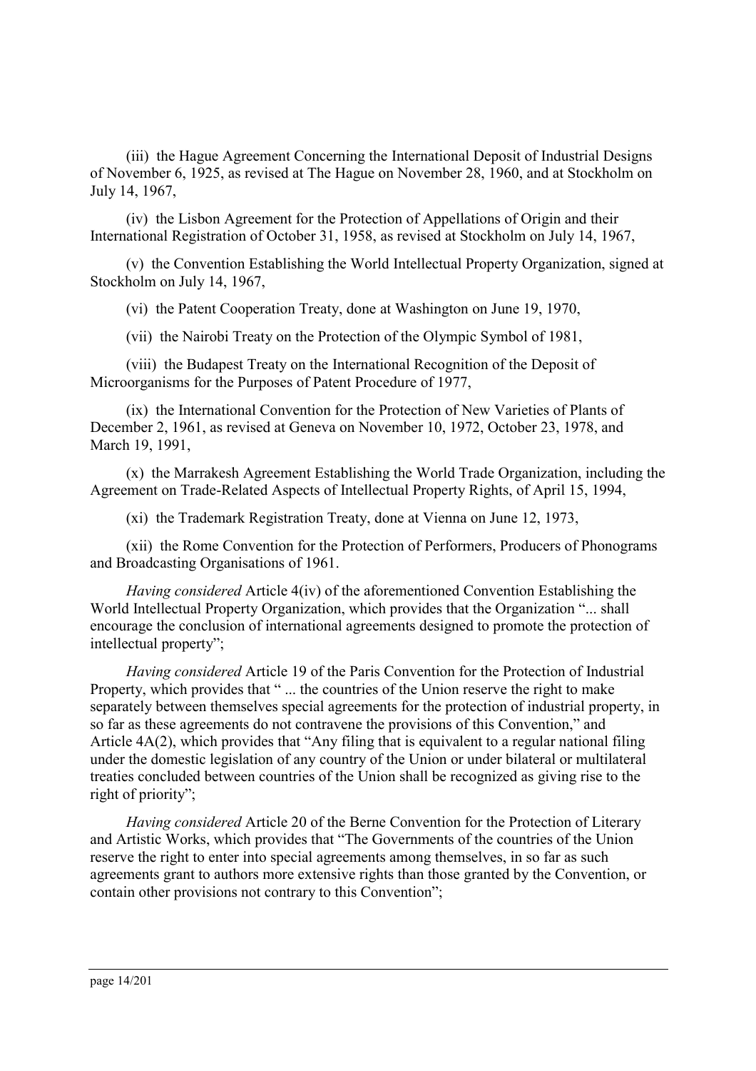(iii) the Hague Agreement Concerning the International Deposit of Industrial Designs of November 6, 1925, as revised at The Hague on November 28, 1960, and at Stockholm on July 14, 1967,

(iv) the Lisbon Agreement for the Protection of Appellations of Origin and their International Registration of October 31, 1958, as revised at Stockholm on July 14, 1967,

(v) the Convention Establishing the World Intellectual Property Organization, signed at Stockholm on July 14, 1967,

(vi) the Patent Cooperation Treaty, done at Washington on June 19, 1970,

(vii) the Nairobi Treaty on the Protection of the Olympic Symbol of 1981,

(viii) the Budapest Treaty on the International Recognition of the Deposit of Microorganisms for the Purposes of Patent Procedure of 1977,

(ix) the International Convention for the Protection of New Varieties of Plants of December 2, 1961, as revised at Geneva on November 10, 1972, October 23, 1978, and March 19, 1991,

(x) the Marrakesh Agreement Establishing the World Trade Organization, including the Agreement on Trade-Related Aspects of Intellectual Property Rights, of April 15, 1994,

(xi) the Trademark Registration Treaty, done at Vienna on June 12, 1973,

(xii) the Rome Convention for the Protection of Performers, Producers of Phonograms and Broadcasting Organisations of 1961.

*Having considered* Article 4(iv) of the aforementioned Convention Establishing the World Intellectual Property Organization, which provides that the Organization "... shall encourage the conclusion of international agreements designed to promote the protection of intellectual property";

*Having considered* Article 19 of the Paris Convention for the Protection of Industrial Property, which provides that " ... the countries of the Union reserve the right to make separately between themselves special agreements for the protection of industrial property, in so far as these agreements do not contravene the provisions of this Convention," and Article 4A(2), which provides that "Any filing that is equivalent to a regular national filing under the domestic legislation of any country of the Union or under bilateral or multilateral treaties concluded between countries of the Union shall be recognized as giving rise to the right of priority";

*Having considered* Article 20 of the Berne Convention for the Protection of Literary and Artistic Works, which provides that "The Governments of the countries of the Union reserve the right to enter into special agreements among themselves, in so far as such agreements grant to authors more extensive rights than those granted by the Convention, or contain other provisions not contrary to this Convention";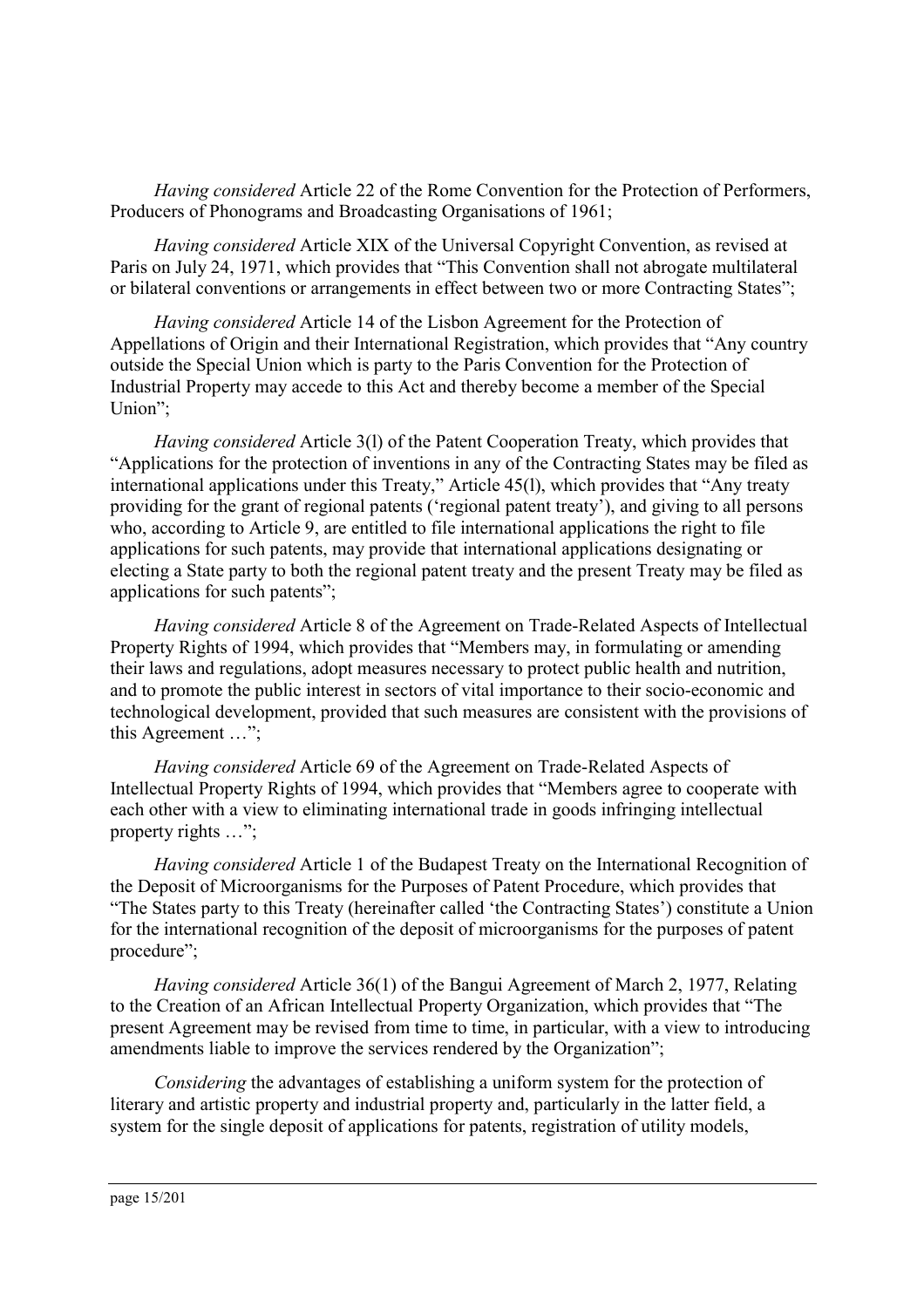*Having considered* Article 22 of the Rome Convention for the Protection of Performers, Producers of Phonograms and Broadcasting Organisations of 1961;

*Having considered* Article XIX of the Universal Copyright Convention, as revised at Paris on July 24, 1971, which provides that "This Convention shall not abrogate multilateral or bilateral conventions or arrangements in effect between two or more Contracting States";

*Having considered* Article 14 of the Lisbon Agreement for the Protection of Appellations of Origin and their International Registration, which provides that "Any country outside the Special Union which is party to the Paris Convention for the Protection of Industrial Property may accede to this Act and thereby become a member of the Special Union";

*Having considered* Article 3(l) of the Patent Cooperation Treaty, which provides that "Applications for the protection of inventions in any of the Contracting States may be filed as international applications under this Treaty," Article 45(l), which provides that "Any treaty providing for the grant of regional patents ('regional patent treaty'), and giving to all persons who, according to Article 9, are entitled to file international applications the right to file applications for such patents, may provide that international applications designating or electing a State party to both the regional patent treaty and the present Treaty may be filed as applications for such patents";

*Having considered* Article 8 of the Agreement on Trade-Related Aspects of Intellectual Property Rights of 1994, which provides that "Members may, in formulating or amending their laws and regulations, adopt measures necessary to protect public health and nutrition, and to promote the public interest in sectors of vital importance to their socio-economic and technological development, provided that such measures are consistent with the provisions of this Agreement …";

*Having considered* Article 69 of the Agreement on Trade-Related Aspects of Intellectual Property Rights of 1994, which provides that "Members agree to cooperate with each other with a view to eliminating international trade in goods infringing intellectual property rights …";

*Having considered* Article 1 of the Budapest Treaty on the International Recognition of the Deposit of Microorganisms for the Purposes of Patent Procedure, which provides that "The States party to this Treaty (hereinafter called 'the Contracting States') constitute a Union for the international recognition of the deposit of microorganisms for the purposes of patent procedure";

*Having considered* Article 36(1) of the Bangui Agreement of March 2, 1977, Relating to the Creation of an African Intellectual Property Organization, which provides that "The present Agreement may be revised from time to time, in particular, with a view to introducing amendments liable to improve the services rendered by the Organization";

*Considering* the advantages of establishing a uniform system for the protection of literary and artistic property and industrial property and, particularly in the latter field, a system for the single deposit of applications for patents, registration of utility models,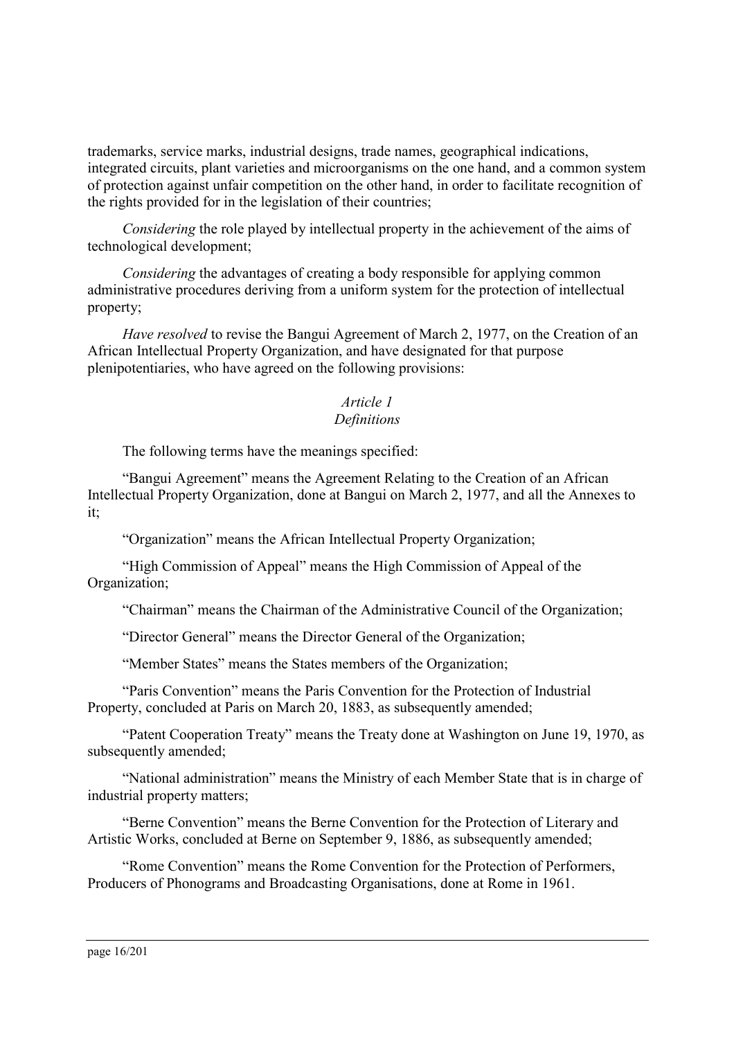trademarks, service marks, industrial designs, trade names, geographical indications, integrated circuits, plant varieties and microorganisms on the one hand, and a common system of protection against unfair competition on the other hand, in order to facilitate recognition of the rights provided for in the legislation of their countries;

*Considering* the role played by intellectual property in the achievement of the aims of technological development;

*Considering* the advantages of creating a body responsible for applying common administrative procedures deriving from a uniform system for the protection of intellectual property;

*Have resolved* to revise the Bangui Agreement of March 2, 1977, on the Creation of an African Intellectual Property Organization, and have designated for that purpose plenipotentiaries, who have agreed on the following provisions:

### *Article 1*
### *Definitions*

The following terms have the meanings specified:

“Bangui Agreement” means the Agreement Relating to the Creation of an African Intellectual Property Organization, done at Bangui on March 2, 1977, and all the Annexes to it;

“Organization” means the African Intellectual Property Organization;

“High Commission of Appeal” means the High Commission of Appeal of the Organization;

“Chairman” means the Chairman of the Administrative Council of the Organization;

“Director General” means the Director General of the Organization;

“Member States” means the States members of the Organization;

“Paris Convention” means the Paris Convention for the Protection of Industrial Property, concluded at Paris on March 20, 1883, as subsequently amended;

“Patent Cooperation Treaty” means the Treaty done at Washington on June 19, 1970, as subsequently amended;

“National administration” means the Ministry of each Member State that is in charge of industrial property matters;

“Berne Convention” means the Berne Convention for the Protection of Literary and Artistic Works, concluded at Berne on September 9, 1886, as subsequently amended;

“Rome Convention” means the Rome Convention for the Protection of Performers, Producers of Phonograms and Broadcasting Organisations, done at Rome in 1961.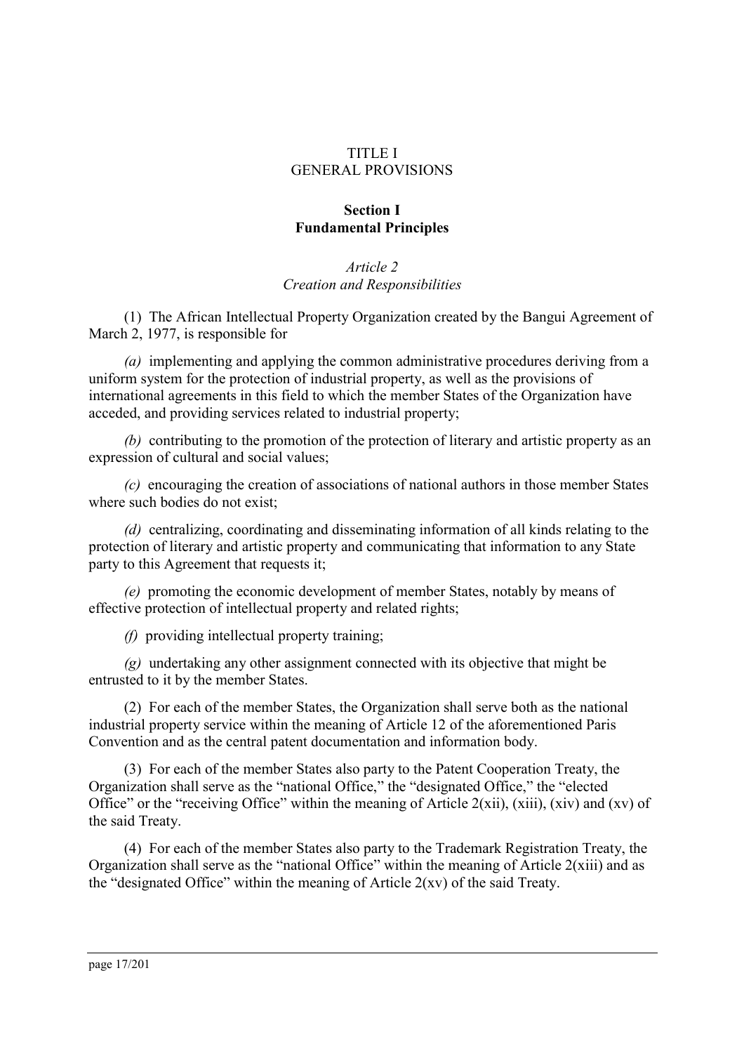# TITLE I
# GENERAL PROVISIONS

## Section I
## Fundamental Principles

### *Article 2*
### *Creation and Responsibilities*

(1) The African Intellectual Property Organization created by the Bangui Agreement of March 2, 1977, is responsible for

*(a)* implementing and applying the common administrative procedures deriving from a uniform system for the protection of industrial property, as well as the provisions of international agreements in this field to which the member States of the Organization have acceded, and providing services related to industrial property;

*(b)* contributing to the promotion of the protection of literary and artistic property as an expression of cultural and social values;

*(c)* encouraging the creation of associations of national authors in those member States where such bodies do not exist;

*(d)* centralizing, coordinating and disseminating information of all kinds relating to the protection of literary and artistic property and communicating that information to any State party to this Agreement that requests it;

*(e)* promoting the economic development of member States, notably by means of effective protection of intellectual property and related rights;

*(f)* providing intellectual property training;

*(g)* undertaking any other assignment connected with its objective that might be entrusted to it by the member States.

(2) For each of the member States, the Organization shall serve both as the national industrial property service within the meaning of Article 12 of the aforementioned Paris Convention and as the central patent documentation and information body.

(3) For each of the member States also party to the Patent Cooperation Treaty, the Organization shall serve as the "national Office," the "designated Office," the "elected Office" or the "receiving Office" within the meaning of Article 2(xii), (xiii), (xiv) and (xv) of the said Treaty.

(4) For each of the member States also party to the Trademark Registration Treaty, the Organization shall serve as the "national Office" within the meaning of Article 2(xiii) and as the "designated Office" within the meaning of Article 2(xv) of the said Treaty.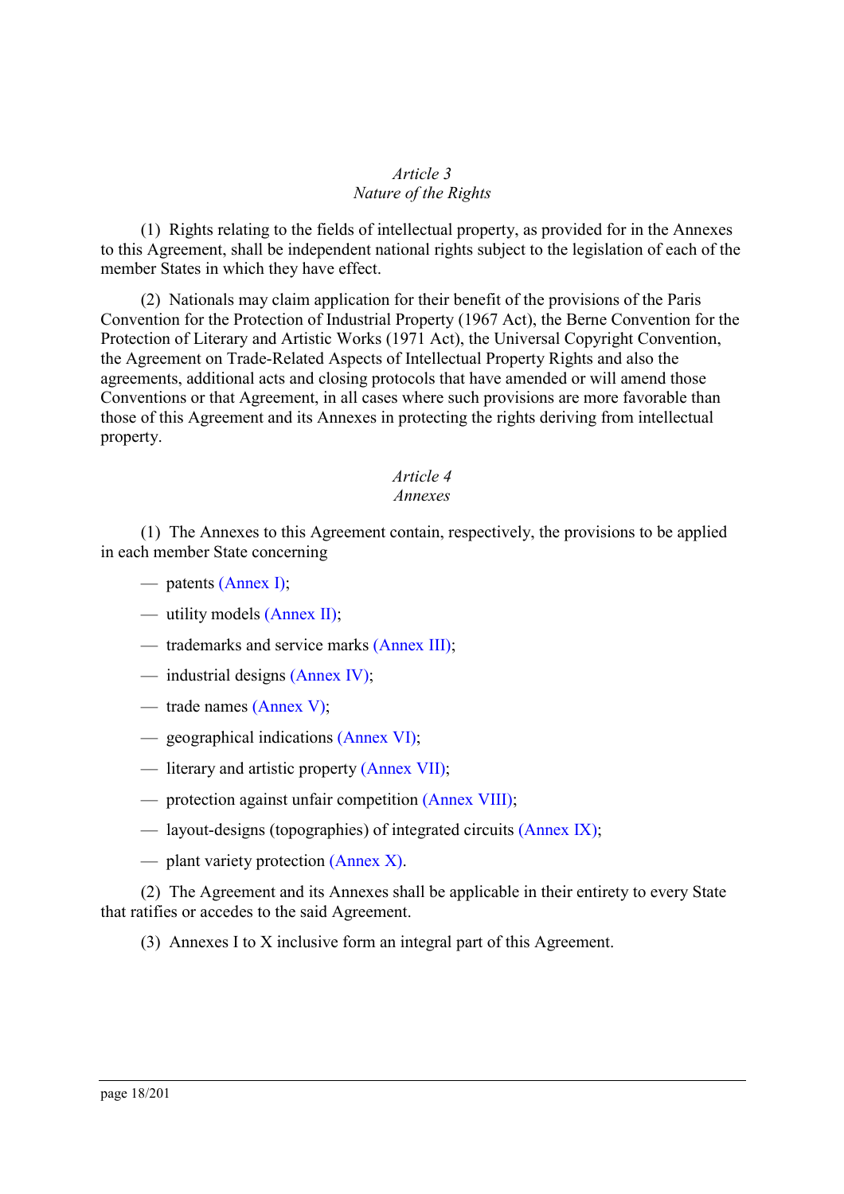*Article 3*
*Nature of the Rights*

(1) Rights relating to the fields of intellectual property, as provided for in the Annexes to this Agreement, shall be independent national rights subject to the legislation of each of the member States in which they have effect.

(2) Nationals may claim application for their benefit of the provisions of the Paris Convention for the Protection of Industrial Property (1967 Act), the Berne Convention for the Protection of Literary and Artistic Works (1971 Act), the Universal Copyright Convention, the Agreement on Trade-Related Aspects of Intellectual Property Rights and also the agreements, additional acts and closing protocols that have amended or will amend those Conventions or that Agreement, in all cases where such provisions are more favorable than those of this Agreement and its Annexes in protecting the rights deriving from intellectual property.

*Article 4*
*Annexes*

(1) The Annexes to this Agreement contain, respectively, the provisions to be applied in each member State concerning

— patents (Annex I);

— utility models (Annex II);

— trademarks and service marks (Annex III);

— industrial designs (Annex IV);

— trade names (Annex V);

— geographical indications (Annex VI);

— literary and artistic property (Annex VII);

— protection against unfair competition (Annex VIII);

— layout-designs (topographies) of integrated circuits (Annex IX);

— plant variety protection (Annex X).

(2) The Agreement and its Annexes shall be applicable in their entirety to every State that ratifies or accedes to the said Agreement.

(3) Annexes I to X inclusive form an integral part of this Agreement.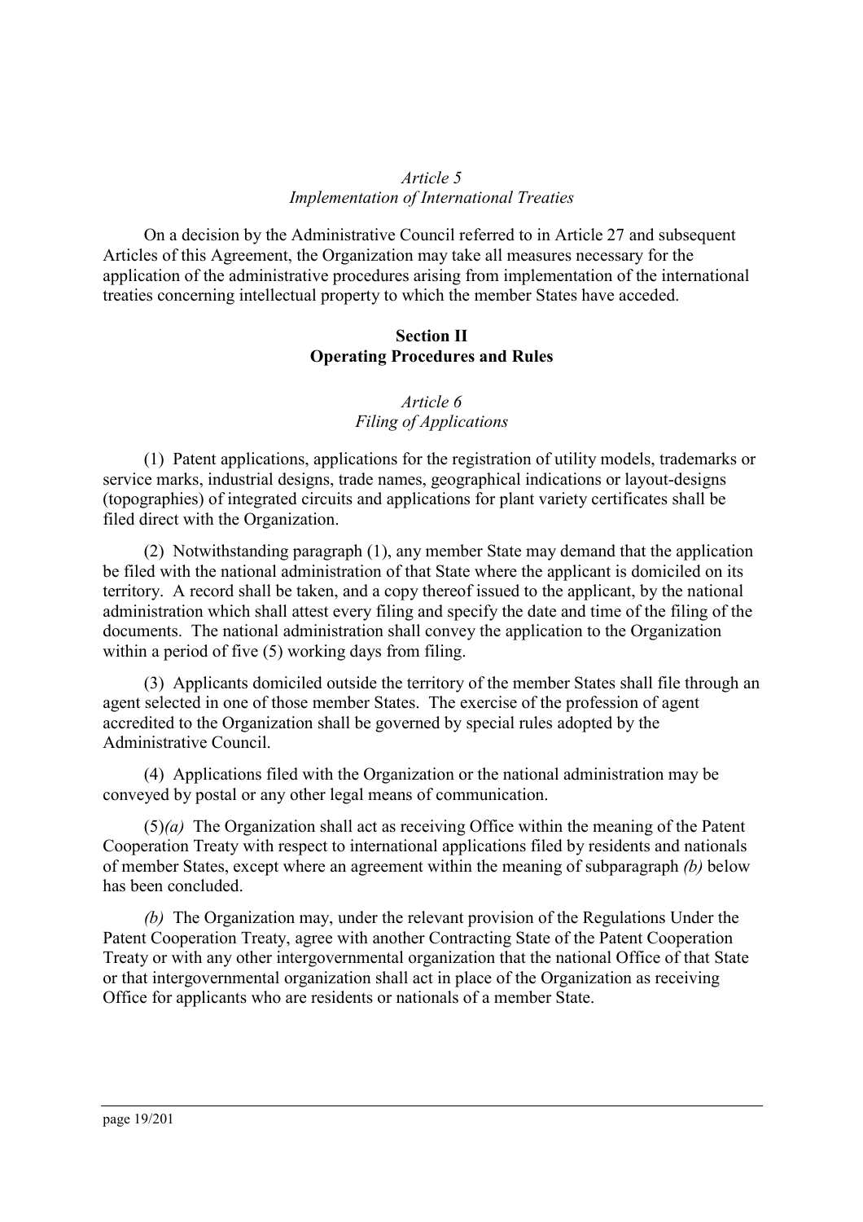*Article 5*
*Implementation of International Treaties*

On a decision by the Administrative Council referred to in Article 27 and subsequent Articles of this Agreement, the Organization may take all measures necessary for the application of the administrative procedures arising from implementation of the international treaties concerning intellectual property to which the member States have acceded.

## Section II
## Operating Procedures and Rules

*Article 6*
*Filing of Applications*

(1) Patent applications, applications for the registration of utility models, trademarks or service marks, industrial designs, trade names, geographical indications or layout-designs (topographies) of integrated circuits and applications for plant variety certificates shall be filed direct with the Organization.

(2) Notwithstanding paragraph (1), any member State may demand that the application be filed with the national administration of that State where the applicant is domiciled on its territory. A record shall be taken, and a copy thereof issued to the applicant, by the national administration which shall attest every filing and specify the date and time of the filing of the documents. The national administration shall convey the application to the Organization within a period of five (5) working days from filing.

(3) Applicants domiciled outside the territory of the member States shall file through an agent selected in one of those member States. The exercise of the profession of agent accredited to the Organization shall be governed by special rules adopted by the Administrative Council.

(4) Applications filed with the Organization or the national administration may be conveyed by postal or any other legal means of communication.

(5)*(a)* The Organization shall act as receiving Office within the meaning of the Patent Cooperation Treaty with respect to international applications filed by residents and nationals of member States, except where an agreement within the meaning of subparagraph *(b)* below has been concluded.

*(b)* The Organization may, under the relevant provision of the Regulations Under the Patent Cooperation Treaty, agree with another Contracting State of the Patent Cooperation Treaty or with any other intergovernmental organization that the national Office of that State or that intergovernmental organization shall act in place of the Organization as receiving Office for applicants who are residents or nationals of a member State.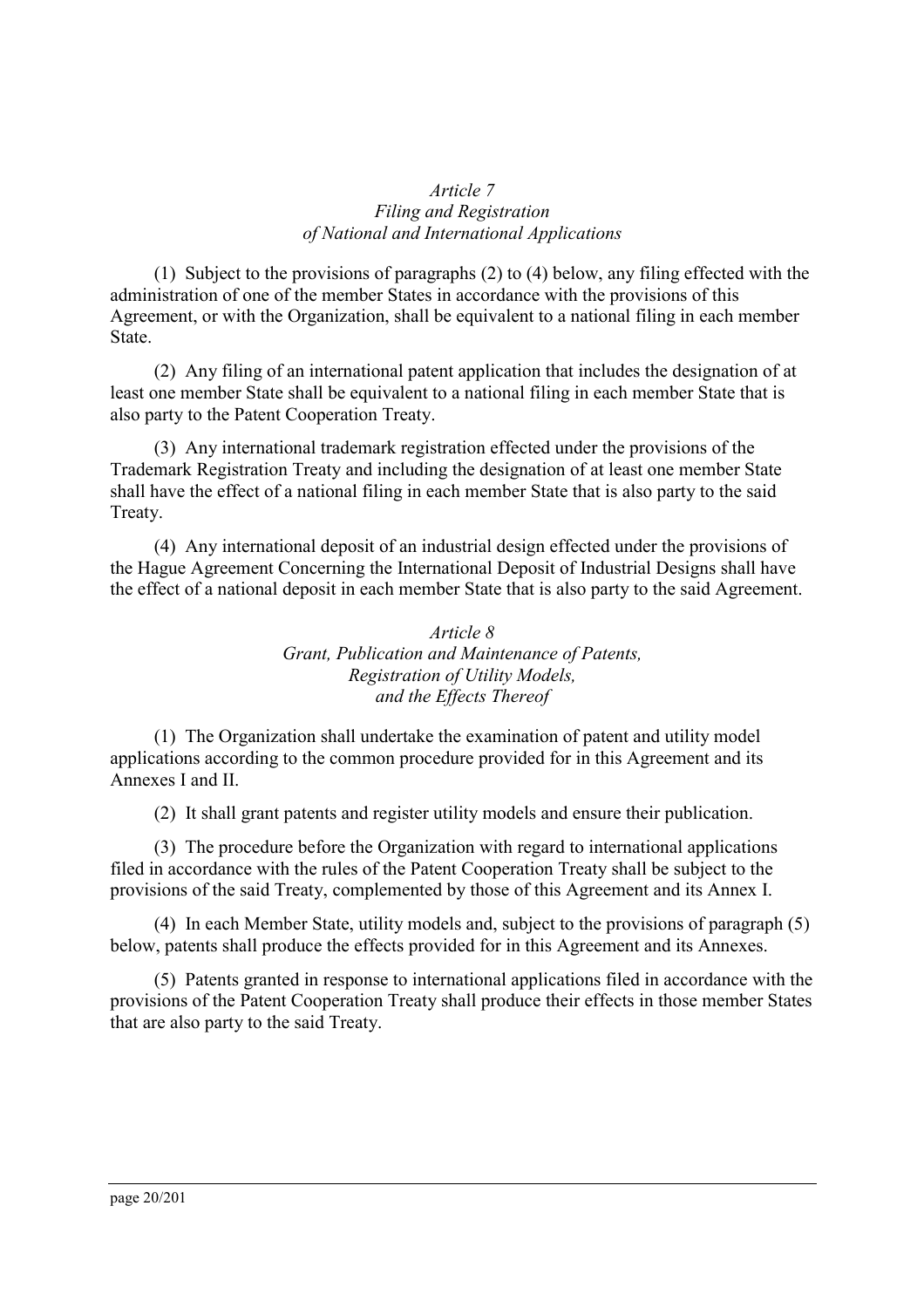*Article 7*
*Filing and Registration of National and International Applications*

(1) Subject to the provisions of paragraphs (2) to (4) below, any filing effected with the administration of one of the member States in accordance with the provisions of this Agreement, or with the Organization, shall be equivalent to a national filing in each member State.

(2) Any filing of an international patent application that includes the designation of at least one member State shall be equivalent to a national filing in each member State that is also party to the Patent Cooperation Treaty.

(3) Any international trademark registration effected under the provisions of the Trademark Registration Treaty and including the designation of at least one member State shall have the effect of a national filing in each member State that is also party to the said Treaty.

(4) Any international deposit of an industrial design effected under the provisions of the Hague Agreement Concerning the International Deposit of Industrial Designs shall have the effect of a national deposit in each member State that is also party to the said Agreement.

*Article 8*
*Grant, Publication and Maintenance of Patents, Registration of Utility Models, and the Effects Thereof*

(1) The Organization shall undertake the examination of patent and utility model applications according to the common procedure provided for in this Agreement and its Annexes I and II.

(2) It shall grant patents and register utility models and ensure their publication.

(3) The procedure before the Organization with regard to international applications filed in accordance with the rules of the Patent Cooperation Treaty shall be subject to the provisions of the said Treaty, complemented by those of this Agreement and its Annex I.

(4) In each Member State, utility models and, subject to the provisions of paragraph (5) below, patents shall produce the effects provided for in this Agreement and its Annexes.

(5) Patents granted in response to international applications filed in accordance with the provisions of the Patent Cooperation Treaty shall produce their effects in those member States that are also party to the said Treaty.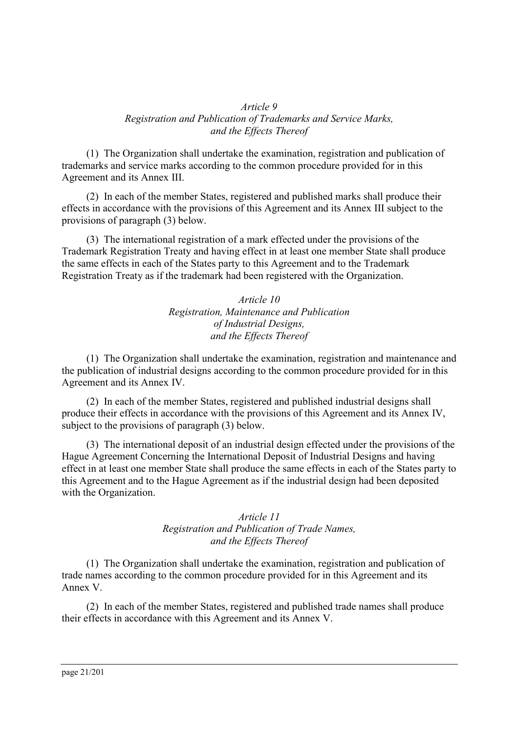### *Article 9*
### *Registration and Publication of Trademarks and Service Marks, and the Effects Thereof*

(1) The Organization shall undertake the examination, registration and publication of trademarks and service marks according to the common procedure provided for in this Agreement and its Annex III.

(2) In each of the member States, registered and published marks shall produce their effects in accordance with the provisions of this Agreement and its Annex III subject to the provisions of paragraph (3) below.

(3) The international registration of a mark effected under the provisions of the Trademark Registration Treaty and having effect in at least one member State shall produce the same effects in each of the States party to this Agreement and to the Trademark Registration Treaty as if the trademark had been registered with the Organization.

### *Article 10*
### *Registration, Maintenance and Publication of Industrial Designs, and the Effects Thereof*

(1) The Organization shall undertake the examination, registration and maintenance and the publication of industrial designs according to the common procedure provided for in this Agreement and its Annex IV.

(2) In each of the member States, registered and published industrial designs shall produce their effects in accordance with the provisions of this Agreement and its Annex IV, subject to the provisions of paragraph (3) below.

(3) The international deposit of an industrial design effected under the provisions of the Hague Agreement Concerning the International Deposit of Industrial Designs and having effect in at least one member State shall produce the same effects in each of the States party to this Agreement and to the Hague Agreement as if the industrial design had been deposited with the Organization.

### *Article 11*
### *Registration and Publication of Trade Names, and the Effects Thereof*

(1) The Organization shall undertake the examination, registration and publication of trade names according to the common procedure provided for in this Agreement and its Annex V.

(2) In each of the member States, registered and published trade names shall produce their effects in accordance with this Agreement and its Annex V.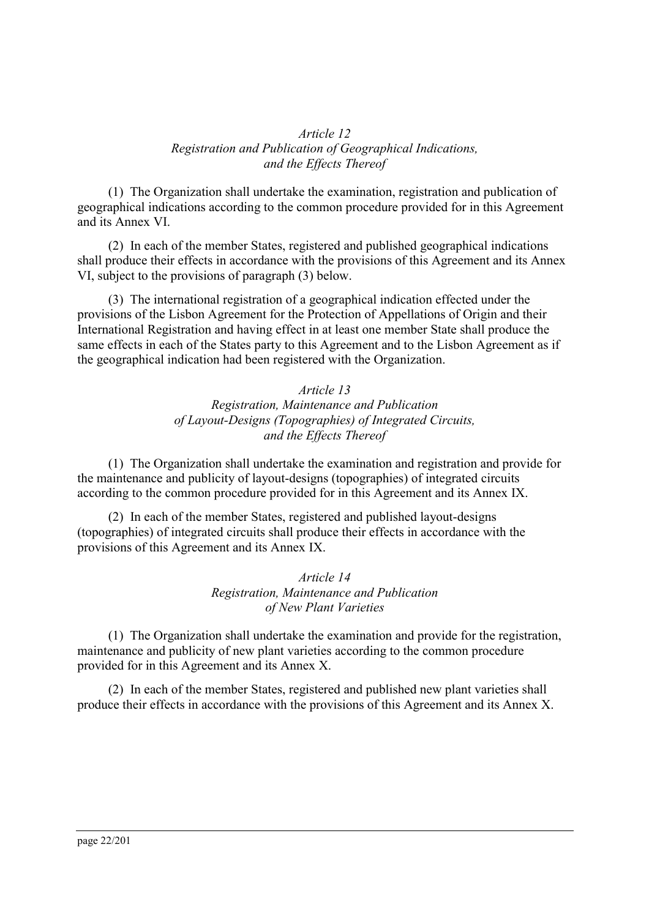### *Article 12*
### *Registration and Publication of Geographical Indications, and the Effects Thereof*

(1) The Organization shall undertake the examination, registration and publication of geographical indications according to the common procedure provided for in this Agreement and its Annex VI.

(2) In each of the member States, registered and published geographical indications shall produce their effects in accordance with the provisions of this Agreement and its Annex VI, subject to the provisions of paragraph (3) below.

(3) The international registration of a geographical indication effected under the provisions of the Lisbon Agreement for the Protection of Appellations of Origin and their International Registration and having effect in at least one member State shall produce the same effects in each of the States party to this Agreement and to the Lisbon Agreement as if the geographical indication had been registered with the Organization.

### *Article 13*
### *Registration, Maintenance and Publication of Layout-Designs (Topographies) of Integrated Circuits, and the Effects Thereof*

(1) The Organization shall undertake the examination and registration and provide for the maintenance and publicity of layout-designs (topographies) of integrated circuits according to the common procedure provided for in this Agreement and its Annex IX.

(2) In each of the member States, registered and published layout-designs (topographies) of integrated circuits shall produce their effects in accordance with the provisions of this Agreement and its Annex IX.

### *Article 14*
### *Registration, Maintenance and Publication of New Plant Varieties*

(1) The Organization shall undertake the examination and provide for the registration, maintenance and publicity of new plant varieties according to the common procedure provided for in this Agreement and its Annex X.

(2) In each of the member States, registered and published new plant varieties shall produce their effects in accordance with the provisions of this Agreement and its Annex X.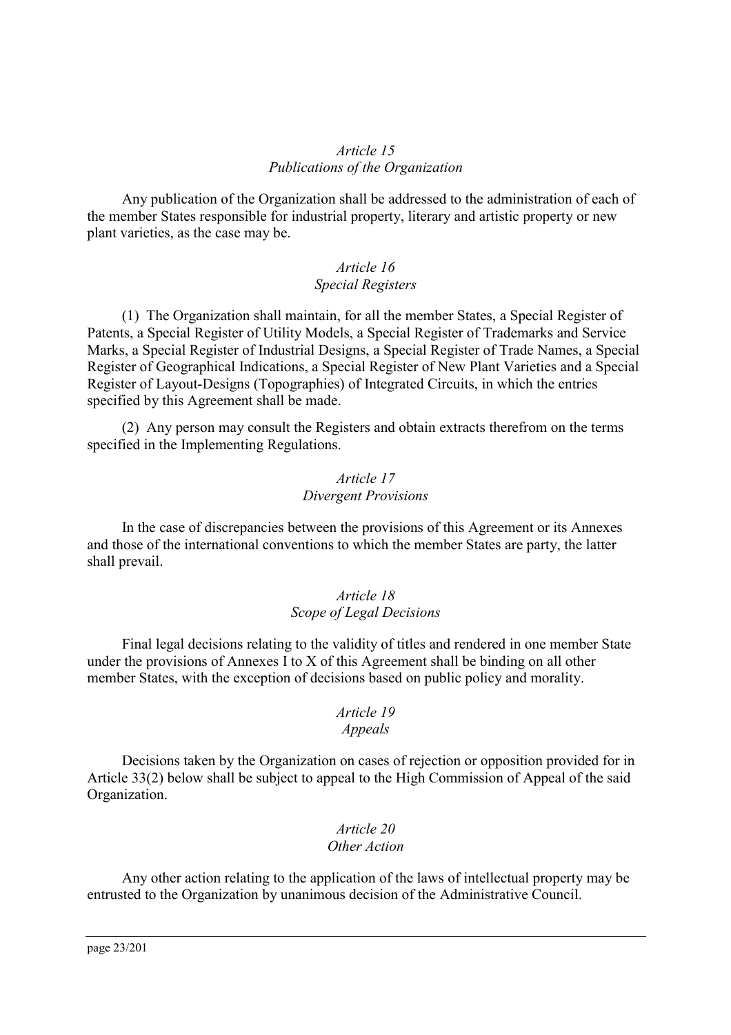### *Article 15*
### *Publications of the Organization*

Any publication of the Organization shall be addressed to the administration of each of the member States responsible for industrial property, literary and artistic property or new plant varieties, as the case may be.

### *Article 16*
### *Special Registers*

(1) The Organization shall maintain, for all the member States, a Special Register of Patents, a Special Register of Utility Models, a Special Register of Trademarks and Service Marks, a Special Register of Industrial Designs, a Special Register of Trade Names, a Special Register of Geographical Indications, a Special Register of New Plant Varieties and a Special Register of Layout-Designs (Topographies) of Integrated Circuits, in which the entries specified by this Agreement shall be made.

(2) Any person may consult the Registers and obtain extracts therefrom on the terms specified in the Implementing Regulations.

### *Article 17*
### *Divergent Provisions*

In the case of discrepancies between the provisions of this Agreement or its Annexes and those of the international conventions to which the member States are party, the latter shall prevail.

### *Article 18*
### *Scope of Legal Decisions*

Final legal decisions relating to the validity of titles and rendered in one member State under the provisions of Annexes I to X of this Agreement shall be binding on all other member States, with the exception of decisions based on public policy and morality.

### *Article 19*
### *Appeals*

Decisions taken by the Organization on cases of rejection or opposition provided for in Article 33(2) below shall be subject to appeal to the High Commission of Appeal of the said Organization.

### *Article 20*
### *Other Action*

Any other action relating to the application of the laws of intellectual property may be entrusted to the Organization by unanimous decision of the Administrative Council.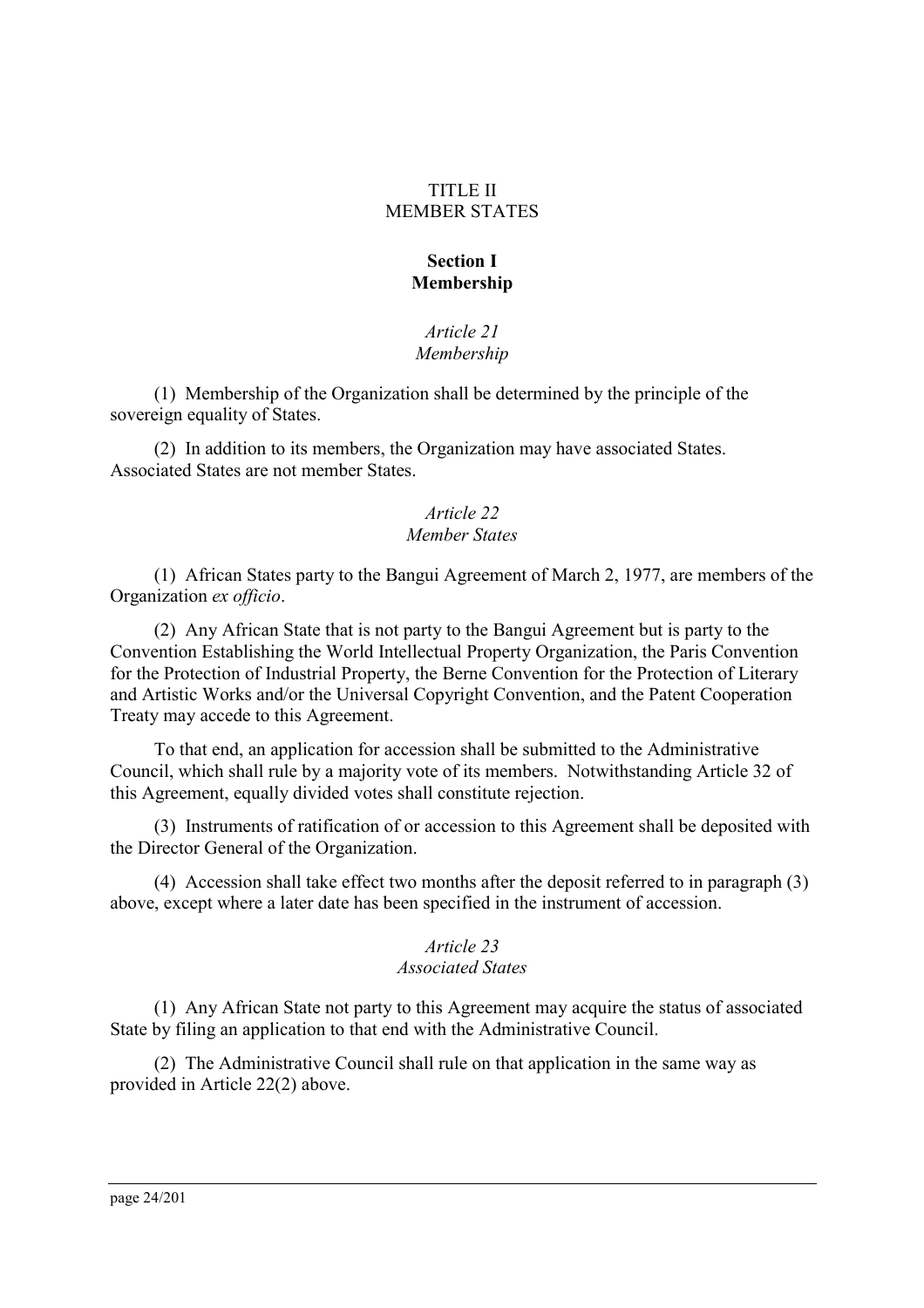# TITLE II
# MEMBER STATES

## Section I
## Membership

### *Article 21*
### *Membership*

(1) Membership of the Organization shall be determined by the principle of the sovereign equality of States.

(2) In addition to its members, the Organization may have associated States. Associated States are not member States.

### *Article 22*
### *Member States*

(1) African States party to the Bangui Agreement of March 2, 1977, are members of the Organization *ex officio*.

(2) Any African State that is not party to the Bangui Agreement but is party to the Convention Establishing the World Intellectual Property Organization, the Paris Convention for the Protection of Industrial Property, the Berne Convention for the Protection of Literary and Artistic Works and/or the Universal Copyright Convention, and the Patent Cooperation Treaty may accede to this Agreement.

To that end, an application for accession shall be submitted to the Administrative Council, which shall rule by a majority vote of its members. Notwithstanding Article 32 of this Agreement, equally divided votes shall constitute rejection.

(3) Instruments of ratification of or accession to this Agreement shall be deposited with the Director General of the Organization.

(4) Accession shall take effect two months after the deposit referred to in paragraph (3) above, except where a later date has been specified in the instrument of accession.

### *Article 23*
### *Associated States*

(1) Any African State not party to this Agreement may acquire the status of associated State by filing an application to that end with the Administrative Council.

(2) The Administrative Council shall rule on that application in the same way as provided in Article 22(2) above.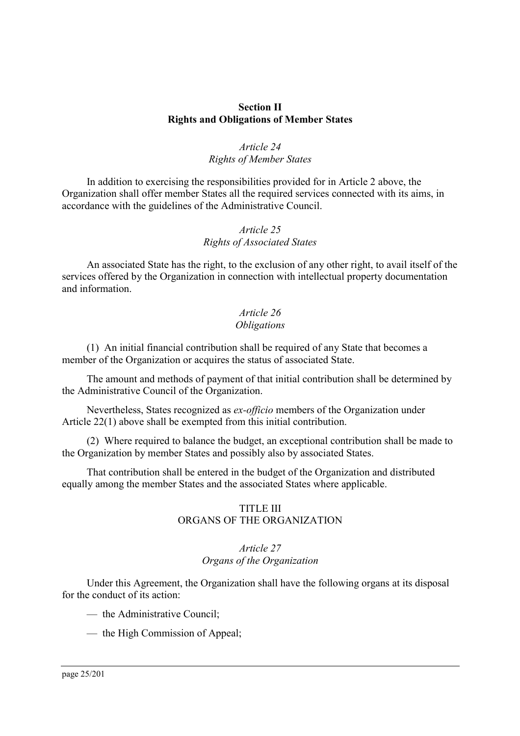## Section II
## Rights and Obligations of Member States

*Article 24*
*Rights of Member States*

In addition to exercising the responsibilities provided for in Article 2 above, the Organization shall offer member States all the required services connected with its aims, in accordance with the guidelines of the Administrative Council.

*Article 25*
*Rights of Associated States*

An associated State has the right, to the exclusion of any other right, to avail itself of the services offered by the Organization in connection with intellectual property documentation and information.

*Article 26*
*Obligations*

(1) An initial financial contribution shall be required of any State that becomes a member of the Organization or acquires the status of associated State.

The amount and methods of payment of that initial contribution shall be determined by the Administrative Council of the Organization.

Nevertheless, States recognized as *ex-officio* members of the Organization under Article 22(1) above shall be exempted from this initial contribution.

(2) Where required to balance the budget, an exceptional contribution shall be made to the Organization by member States and possibly also by associated States.

That contribution shall be entered in the budget of the Organization and distributed equally among the member States and the associated States where applicable.

# TITLE III
# ORGANS OF THE ORGANIZATION

*Article 27*
*Organs of the Organization*

Under this Agreement, the Organization shall have the following organs at its disposal for the conduct of its action:

— the Administrative Council;

— the High Commission of Appeal;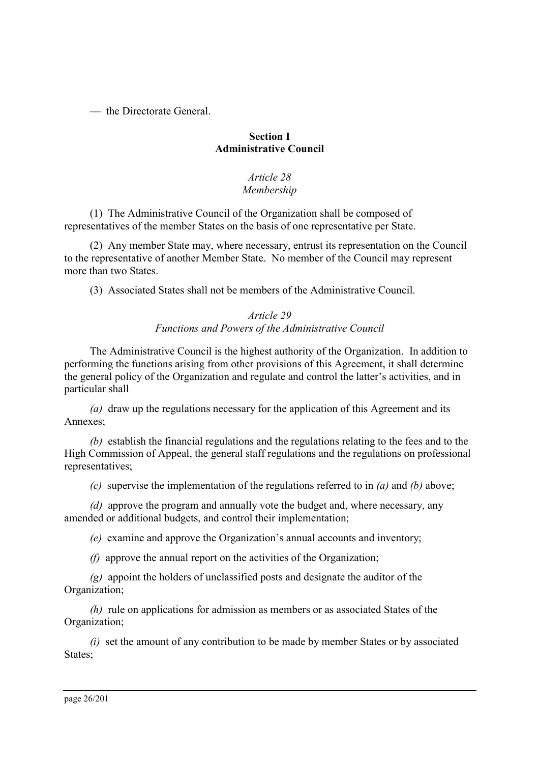— the Directorate General.

## Section I
## Administrative Council

### *Article 28*
### *Membership*

(1) The Administrative Council of the Organization shall be composed of representatives of the member States on the basis of one representative per State.

(2) Any member State may, where necessary, entrust its representation on the Council to the representative of another Member State. No member of the Council may represent more than two States.

(3) Associated States shall not be members of the Administrative Council.

### *Article 29*
### *Functions and Powers of the Administrative Council*

The Administrative Council is the highest authority of the Organization. In addition to performing the functions arising from other provisions of this Agreement, it shall determine the general policy of the Organization and regulate and control the latter's activities, and in particular shall

*(a)* draw up the regulations necessary for the application of this Agreement and its Annexes;

*(b)* establish the financial regulations and the regulations relating to the fees and to the High Commission of Appeal, the general staff regulations and the regulations on professional representatives;

*(c)* supervise the implementation of the regulations referred to in *(a)* and *(b)* above;

*(d)* approve the program and annually vote the budget and, where necessary, any amended or additional budgets, and control their implementation;

*(e)* examine and approve the Organization's annual accounts and inventory;

*(f)* approve the annual report on the activities of the Organization;

*(g)* appoint the holders of unclassified posts and designate the auditor of the Organization;

*(h)* rule on applications for admission as members or as associated States of the Organization;

*(i)* set the amount of any contribution to be made by member States or by associated States;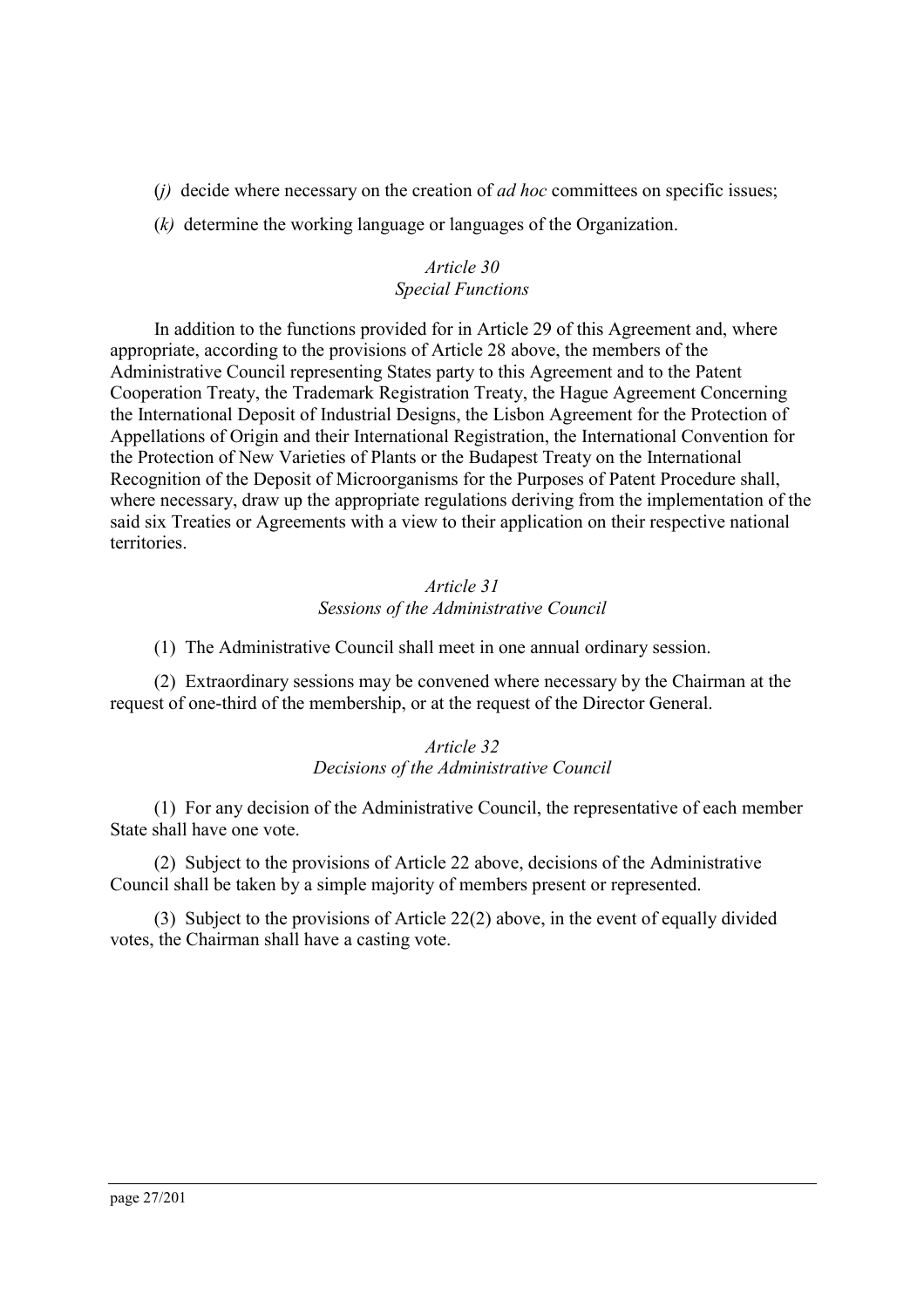(*j*) decide where necessary on the creation of *ad hoc* committees on specific issues;

(*k*) determine the working language or languages of the Organization.

*Article 30*
*Special Functions*

In addition to the functions provided for in Article 29 of this Agreement and, where appropriate, according to the provisions of Article 28 above, the members of the Administrative Council representing States party to this Agreement and to the Patent Cooperation Treaty, the Trademark Registration Treaty, the Hague Agreement Concerning the International Deposit of Industrial Designs, the Lisbon Agreement for the Protection of Appellations of Origin and their International Registration, the International Convention for the Protection of New Varieties of Plants or the Budapest Treaty on the International Recognition of the Deposit of Microorganisms for the Purposes of Patent Procedure shall, where necessary, draw up the appropriate regulations deriving from the implementation of the said six Treaties or Agreements with a view to their application on their respective national territories.

*Article 31*
*Sessions of the Administrative Council*

(1) The Administrative Council shall meet in one annual ordinary session.

(2) Extraordinary sessions may be convened where necessary by the Chairman at the request of one-third of the membership, or at the request of the Director General.

*Article 32*
*Decisions of the Administrative Council*

(1) For any decision of the Administrative Council, the representative of each member State shall have one vote.

(2) Subject to the provisions of Article 22 above, decisions of the Administrative Council shall be taken by a simple majority of members present or represented.

(3) Subject to the provisions of Article 22(2) above, in the event of equally divided votes, the Chairman shall have a casting vote.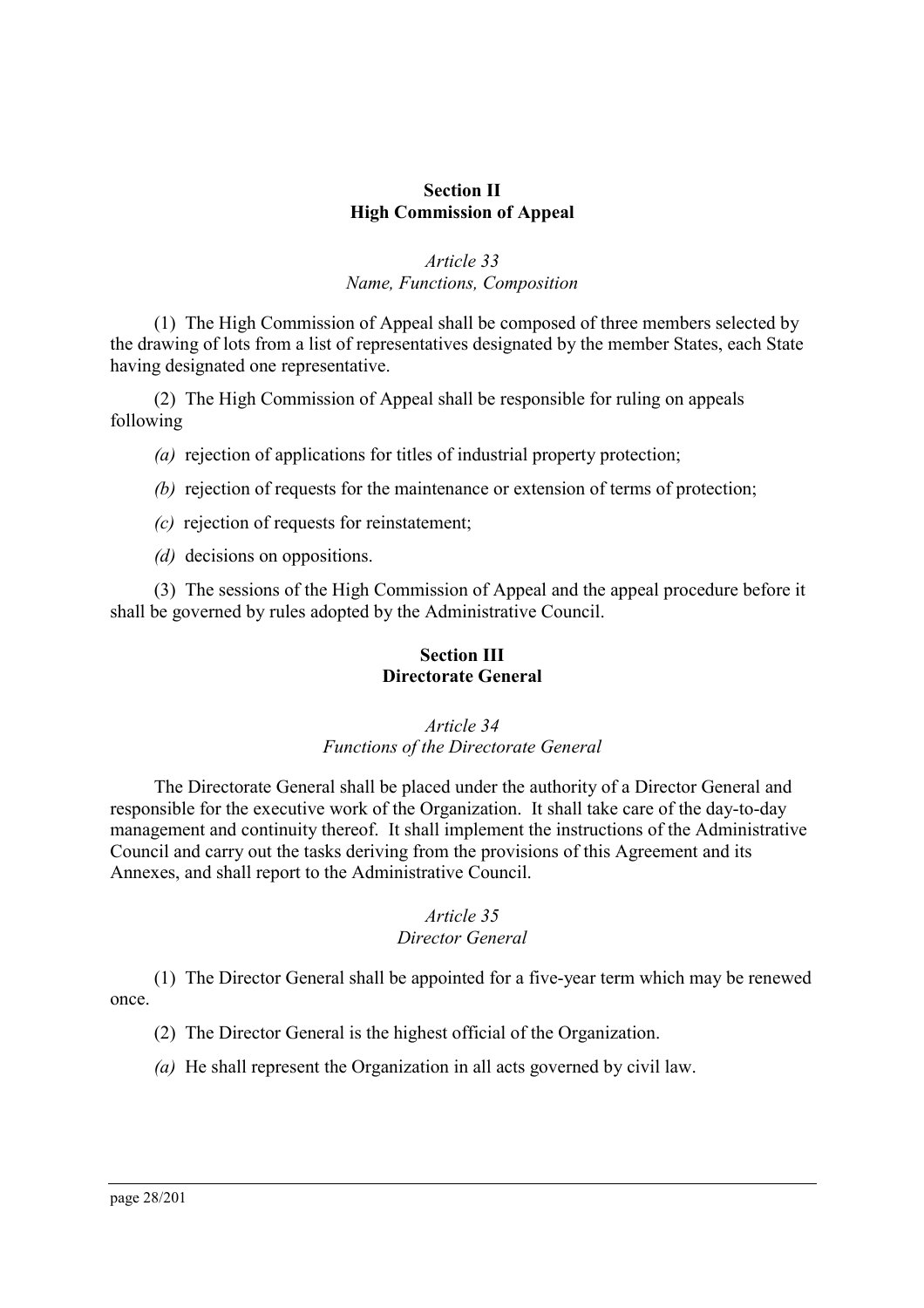## Section II
## High Commission of Appeal

### *Article 33*
### *Name, Functions, Composition*

(1) The High Commission of Appeal shall be composed of three members selected by the drawing of lots from a list of representatives designated by the member States, each State having designated one representative.

(2) The High Commission of Appeal shall be responsible for ruling on appeals following

*(a)* rejection of applications for titles of industrial property protection;

*(b)* rejection of requests for the maintenance or extension of terms of protection;

*(c)* rejection of requests for reinstatement;

*(d)* decisions on oppositions.

(3) The sessions of the High Commission of Appeal and the appeal procedure before it shall be governed by rules adopted by the Administrative Council.

## Section III
## Directorate General

### *Article 34*
### *Functions of the Directorate General*

The Directorate General shall be placed under the authority of a Director General and responsible for the executive work of the Organization. It shall take care of the day-to-day management and continuity thereof. It shall implement the instructions of the Administrative Council and carry out the tasks deriving from the provisions of this Agreement and its Annexes, and shall report to the Administrative Council.

### *Article 35*
### *Director General*

(1) The Director General shall be appointed for a five-year term which may be renewed once.

(2) The Director General is the highest official of the Organization.

*(a)* He shall represent the Organization in all acts governed by civil law.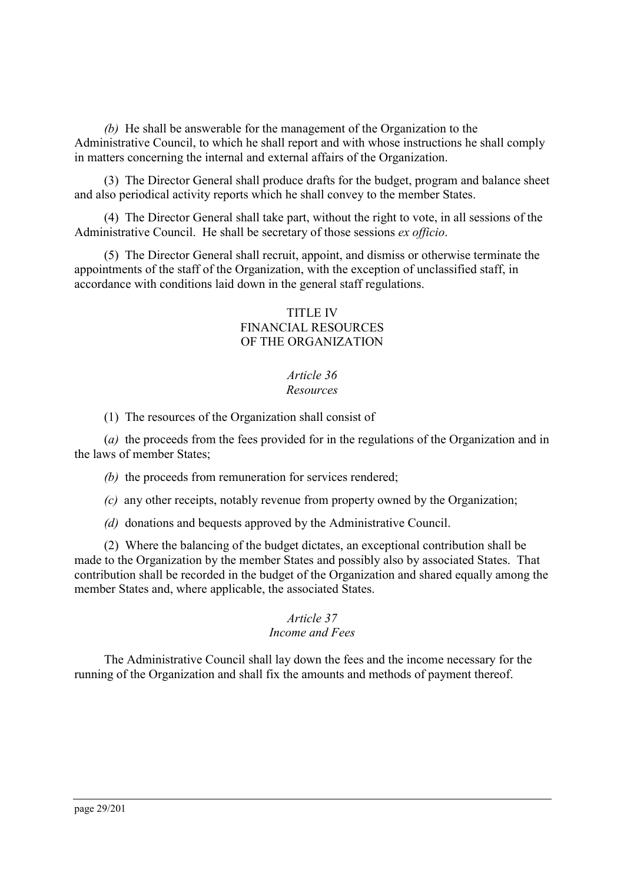*(b)* He shall be answerable for the management of the Organization to the Administrative Council, to which he shall report and with whose instructions he shall comply in matters concerning the internal and external affairs of the Organization.

(3) The Director General shall produce drafts for the budget, program and balance sheet and also periodical activity reports which he shall convey to the member States.

(4) The Director General shall take part, without the right to vote, in all sessions of the Administrative Council. He shall be secretary of those sessions *ex officio*.

(5) The Director General shall recruit, appoint, and dismiss or otherwise terminate the appointments of the staff of the Organization, with the exception of unclassified staff, in accordance with conditions laid down in the general staff regulations.

## TITLE IV FINANCIAL RESOURCES OF THE ORGANIZATION

### *Article 36* *Resources*

(1) The resources of the Organization shall consist of

(*a*) the proceeds from the fees provided for in the regulations of the Organization and in the laws of member States;

*(b)* the proceeds from remuneration for services rendered;

*(c)* any other receipts, notably revenue from property owned by the Organization;

*(d)* donations and bequests approved by the Administrative Council.

(2) Where the balancing of the budget dictates, an exceptional contribution shall be made to the Organization by the member States and possibly also by associated States. That contribution shall be recorded in the budget of the Organization and shared equally among the member States and, where applicable, the associated States.

### *Article 37* *Income and Fees*

The Administrative Council shall lay down the fees and the income necessary for the running of the Organization and shall fix the amounts and methods of payment thereof.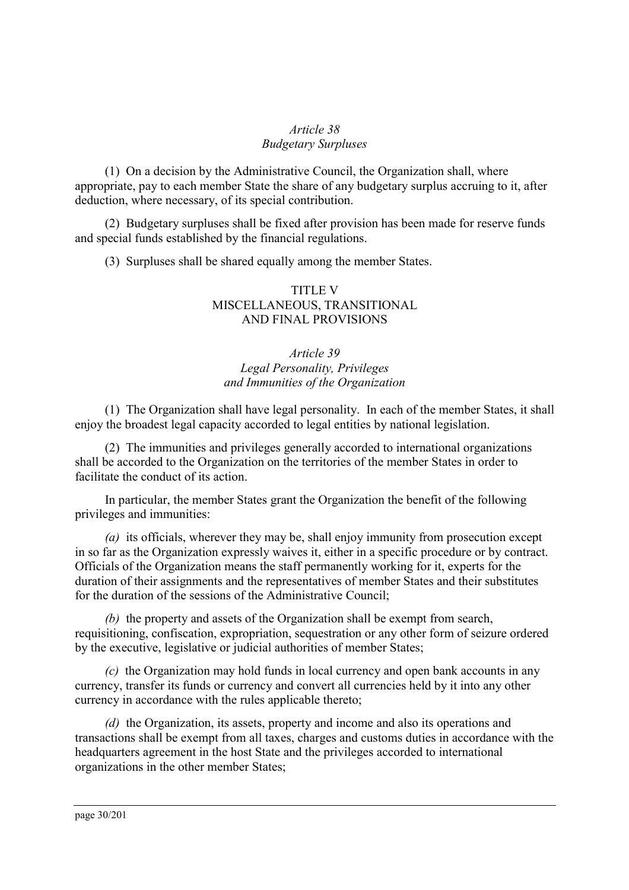*Article 38*
*Budgetary Surpluses*

(1) On a decision by the Administrative Council, the Organization shall, where appropriate, pay to each member State the share of any budgetary surplus accruing to it, after deduction, where necessary, of its special contribution.

(2) Budgetary surpluses shall be fixed after provision has been made for reserve funds and special funds established by the financial regulations.

(3) Surpluses shall be shared equally among the member States.

## TITLE V
## MISCELLANEOUS, TRANSITIONAL AND FINAL PROVISIONS

*Article 39*
*Legal Personality, Privileges and Immunities of the Organization*

(1) The Organization shall have legal personality. In each of the member States, it shall enjoy the broadest legal capacity accorded to legal entities by national legislation.

(2) The immunities and privileges generally accorded to international organizations shall be accorded to the Organization on the territories of the member States in order to facilitate the conduct of its action.

In particular, the member States grant the Organization the benefit of the following privileges and immunities:

*(a)* its officials, wherever they may be, shall enjoy immunity from prosecution except in so far as the Organization expressly waives it, either in a specific procedure or by contract. Officials of the Organization means the staff permanently working for it, experts for the duration of their assignments and the representatives of member States and their substitutes for the duration of the sessions of the Administrative Council;

*(b)* the property and assets of the Organization shall be exempt from search, requisitioning, confiscation, expropriation, sequestration or any other form of seizure ordered by the executive, legislative or judicial authorities of member States;

*(c)* the Organization may hold funds in local currency and open bank accounts in any currency, transfer its funds or currency and convert all currencies held by it into any other currency in accordance with the rules applicable thereto;

*(d)* the Organization, its assets, property and income and also its operations and transactions shall be exempt from all taxes, charges and customs duties in accordance with the headquarters agreement in the host State and the privileges accorded to international organizations in the other member States;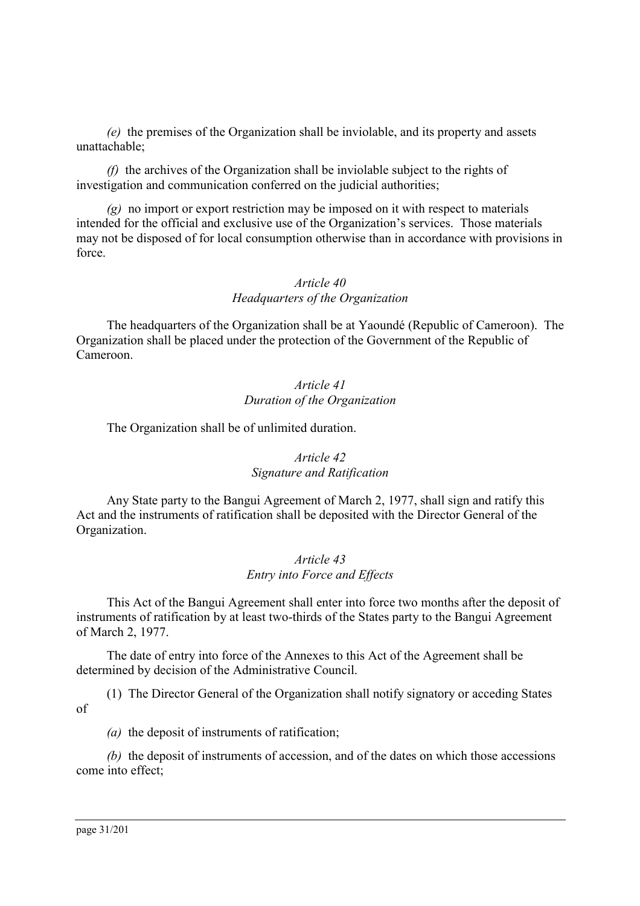*(e)* the premises of the Organization shall be inviolable, and its property and assets unattachable;

*(f)* the archives of the Organization shall be inviolable subject to the rights of investigation and communication conferred on the judicial authorities;

*(g)* no import or export restriction may be imposed on it with respect to materials intended for the official and exclusive use of the Organization's services. Those materials may not be disposed of for local consumption otherwise than in accordance with provisions in force.

*Article 40*
*Headquarters of the Organization*

The headquarters of the Organization shall be at Yaoundé (Republic of Cameroon). The Organization shall be placed under the protection of the Government of the Republic of Cameroon.

*Article 41*
*Duration of the Organization*

The Organization shall be of unlimited duration.

*Article 42*
*Signature and Ratification*

Any State party to the Bangui Agreement of March 2, 1977, shall sign and ratify this Act and the instruments of ratification shall be deposited with the Director General of the Organization.

*Article 43*
*Entry into Force and Effects*

This Act of the Bangui Agreement shall enter into force two months after the deposit of instruments of ratification by at least two-thirds of the States party to the Bangui Agreement of March 2, 1977.

The date of entry into force of the Annexes to this Act of the Agreement shall be determined by decision of the Administrative Council.

(1) The Director General of the Organization shall notify signatory or acceding States of

*(a)* the deposit of instruments of ratification;

*(b)* the deposit of instruments of accession, and of the dates on which those accessions come into effect;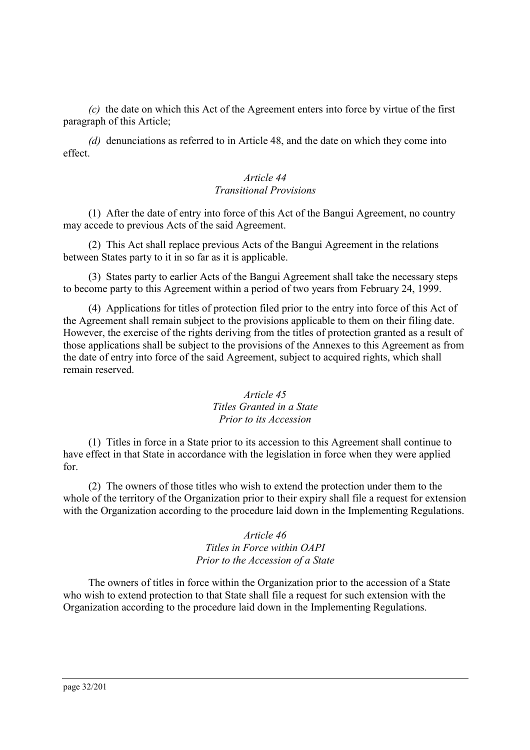*(c)* the date on which this Act of the Agreement enters into force by virtue of the first paragraph of this Article;

*(d)* denunciations as referred to in Article 48, and the date on which they come into effect.

*Article 44*
*Transitional Provisions*

(1) After the date of entry into force of this Act of the Bangui Agreement, no country may accede to previous Acts of the said Agreement.

(2) This Act shall replace previous Acts of the Bangui Agreement in the relations between States party to it in so far as it is applicable.

(3) States party to earlier Acts of the Bangui Agreement shall take the necessary steps to become party to this Agreement within a period of two years from February 24, 1999.

(4) Applications for titles of protection filed prior to the entry into force of this Act of the Agreement shall remain subject to the provisions applicable to them on their filing date. However, the exercise of the rights deriving from the titles of protection granted as a result of those applications shall be subject to the provisions of the Annexes to this Agreement as from the date of entry into force of the said Agreement, subject to acquired rights, which shall remain reserved.

*Article 45*
*Titles Granted in a State*
*Prior to its Accession*

(1) Titles in force in a State prior to its accession to this Agreement shall continue to have effect in that State in accordance with the legislation in force when they were applied for.

(2) The owners of those titles who wish to extend the protection under them to the whole of the territory of the Organization prior to their expiry shall file a request for extension with the Organization according to the procedure laid down in the Implementing Regulations.

*Article 46*
*Titles in Force within OAPI*
*Prior to the Accession of a State*

The owners of titles in force within the Organization prior to the accession of a State who wish to extend protection to that State shall file a request for such extension with the Organization according to the procedure laid down in the Implementing Regulations.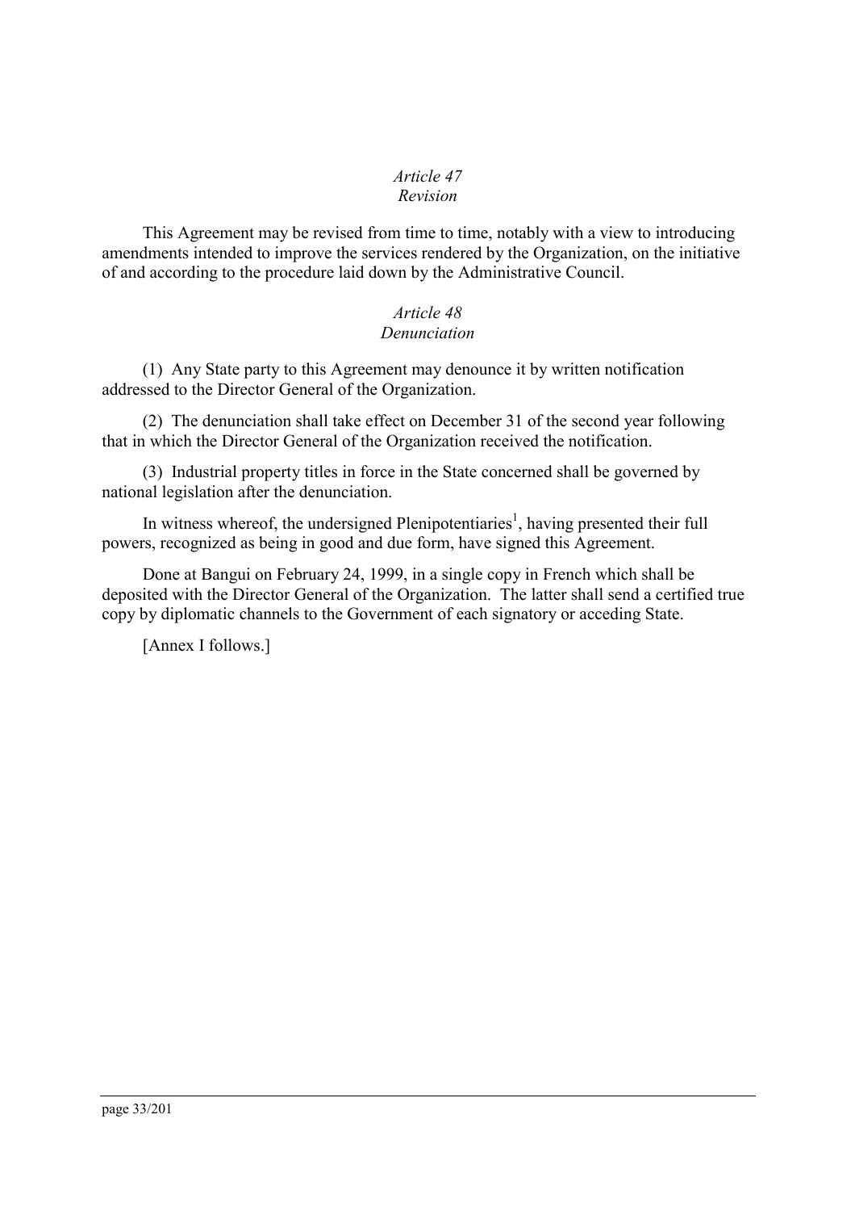*Article 47*
*Revision*

This Agreement may be revised from time to time, notably with a view to introducing amendments intended to improve the services rendered by the Organization, on the initiative of and according to the procedure laid down by the Administrative Council.

*Article 48*
*Denunciation*

(1) Any State party to this Agreement may denounce it by written notification addressed to the Director General of the Organization.

(2) The denunciation shall take effect on December 31 of the second year following that in which the Director General of the Organization received the notification.

(3) Industrial property titles in force in the State concerned shall be governed by national legislation after the denunciation.

In witness whereof, the undersigned Plenipotentiaries[1], having presented their full powers, recognized as being in good and due form, have signed this Agreement.

Done at Bangui on February 24, 1999, in a single copy in French which shall be deposited with the Director General of the Organization. The latter shall send a certified true copy by diplomatic channels to the Government of each signatory or acceding State.

[Annex I follows.]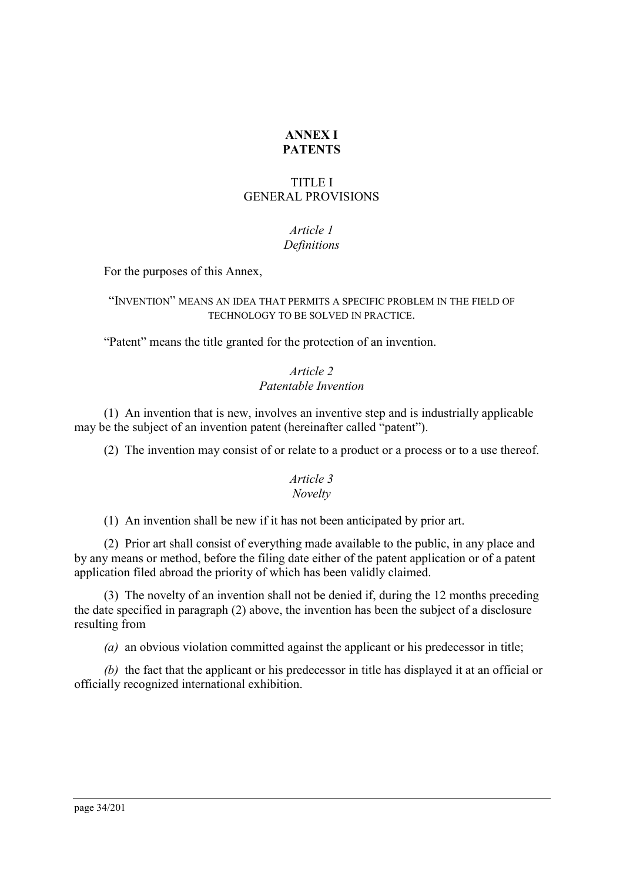# ANNEX I
# PATENTS

## TITLE I
## GENERAL PROVISIONS

### *Article 1*
### *Definitions*

For the purposes of this Annex,

"INVENTION" MEANS AN IDEA THAT PERMITS A SPECIFIC PROBLEM IN THE FIELD OF TECHNOLOGY TO BE SOLVED IN PRACTICE.

"Patent" means the title granted for the protection of an invention.

### *Article 2*
### *Patentable Invention*

(1) An invention that is new, involves an inventive step and is industrially applicable may be the subject of an invention patent (hereinafter called "patent").

(2) The invention may consist of or relate to a product or a process or to a use thereof.

### *Article 3*
### *Novelty*

(1) An invention shall be new if it has not been anticipated by prior art.

(2) Prior art shall consist of everything made available to the public, in any place and by any means or method, before the filing date either of the patent application or of a patent application filed abroad the priority of which has been validly claimed.

(3) The novelty of an invention shall not be denied if, during the 12 months preceding the date specified in paragraph (2) above, the invention has been the subject of a disclosure resulting from

*(a)* an obvious violation committed against the applicant or his predecessor in title;

*(b)* the fact that the applicant or his predecessor in title has displayed it at an official or officially recognized international exhibition.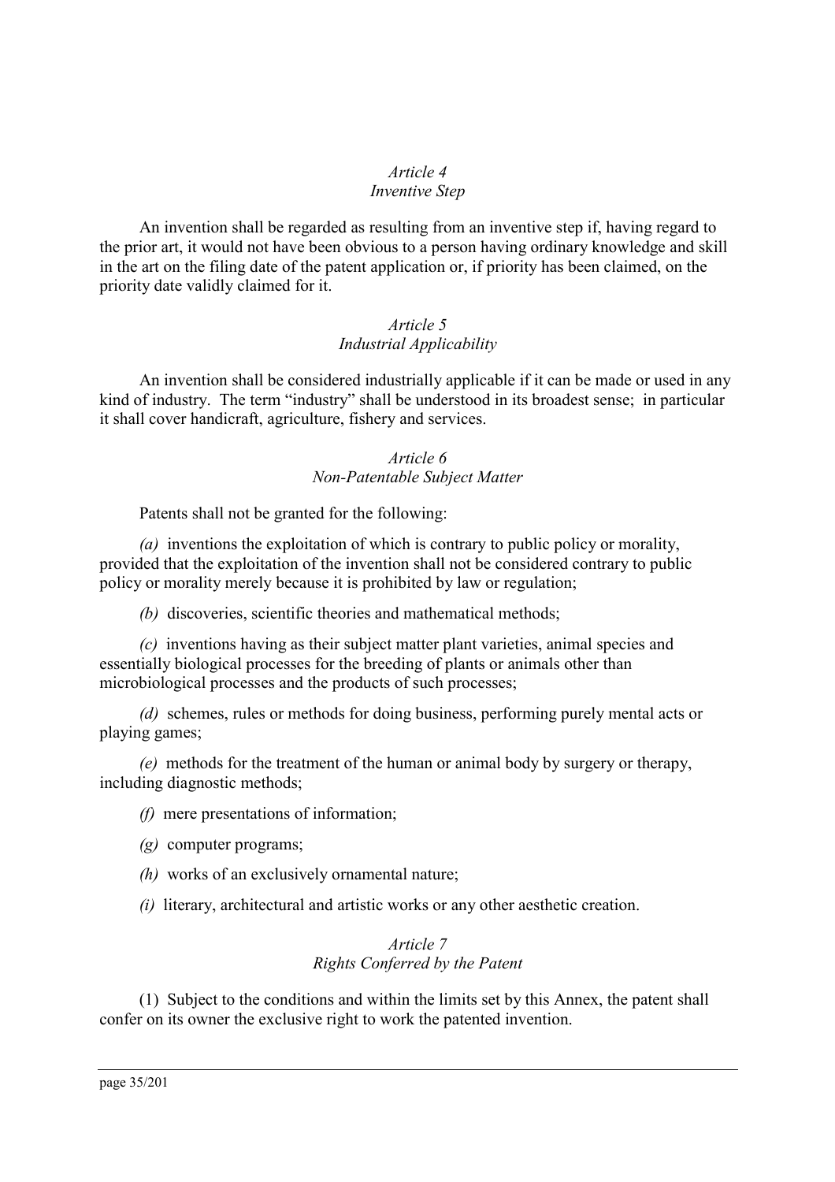*Article 4*
*Inventive Step*

An invention shall be regarded as resulting from an inventive step if, having regard to the prior art, it would not have been obvious to a person having ordinary knowledge and skill in the art on the filing date of the patent application or, if priority has been claimed, on the priority date validly claimed for it.

*Article 5*
*Industrial Applicability*

An invention shall be considered industrially applicable if it can be made or used in any kind of industry. The term "industry" shall be understood in its broadest sense; in particular it shall cover handicraft, agriculture, fishery and services.

*Article 6*
*Non-Patentable Subject Matter*

Patents shall not be granted for the following:

*(a)* inventions the exploitation of which is contrary to public policy or morality, provided that the exploitation of the invention shall not be considered contrary to public policy or morality merely because it is prohibited by law or regulation;

*(b)* discoveries, scientific theories and mathematical methods;

*(c)* inventions having as their subject matter plant varieties, animal species and essentially biological processes for the breeding of plants or animals other than microbiological processes and the products of such processes;

*(d)* schemes, rules or methods for doing business, performing purely mental acts or playing games;

*(e)* methods for the treatment of the human or animal body by surgery or therapy, including diagnostic methods;

*(f)* mere presentations of information;

*(g)* computer programs;

*(h)* works of an exclusively ornamental nature;

*(i)* literary, architectural and artistic works or any other aesthetic creation.

*Article 7*
*Rights Conferred by the Patent*

(1) Subject to the conditions and within the limits set by this Annex, the patent shall confer on its owner the exclusive right to work the patented invention.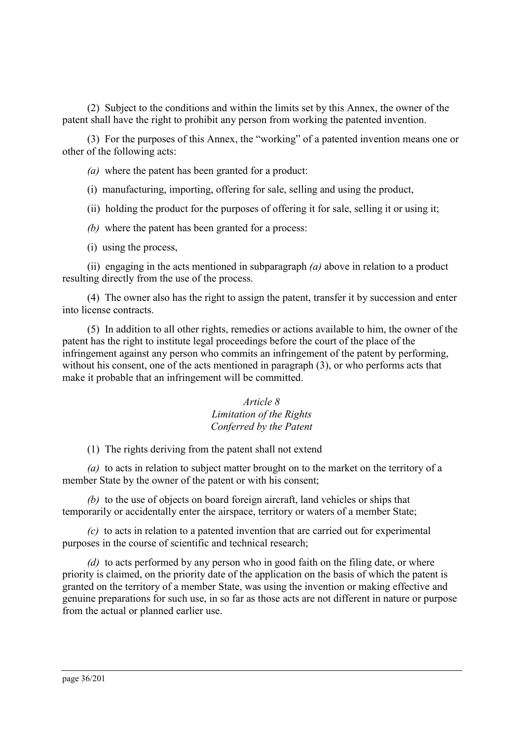(2) Subject to the conditions and within the limits set by this Annex, the owner of the patent shall have the right to prohibit any person from working the patented invention.

(3) For the purposes of this Annex, the "working" of a patented invention means one or other of the following acts:

*(a)* where the patent has been granted for a product:

(i) manufacturing, importing, offering for sale, selling and using the product,

(ii) holding the product for the purposes of offering it for sale, selling it or using it;

*(b)* where the patent has been granted for a process:

(i) using the process,

(ii) engaging in the acts mentioned in subparagraph *(a)* above in relation to a product resulting directly from the use of the process.

(4) The owner also has the right to assign the patent, transfer it by succession and enter into license contracts.

(5) In addition to all other rights, remedies or actions available to him, the owner of the patent has the right to institute legal proceedings before the court of the place of the infringement against any person who commits an infringement of the patent by performing, without his consent, one of the acts mentioned in paragraph (3), or who performs acts that make it probable that an infringement will be committed.

*Article 8*
*Limitation of the Rights*
*Conferred by the Patent*

(1) The rights deriving from the patent shall not extend

*(a)* to acts in relation to subject matter brought on to the market on the territory of a member State by the owner of the patent or with his consent;

*(b)* to the use of objects on board foreign aircraft, land vehicles or ships that temporarily or accidentally enter the airspace, territory or waters of a member State;

*(c)* to acts in relation to a patented invention that are carried out for experimental purposes in the course of scientific and technical research;

*(d)* to acts performed by any person who in good faith on the filing date, or where priority is claimed, on the priority date of the application on the basis of which the patent is granted on the territory of a member State, was using the invention or making effective and genuine preparations for such use, in so far as those acts are not different in nature or purpose from the actual or planned earlier use.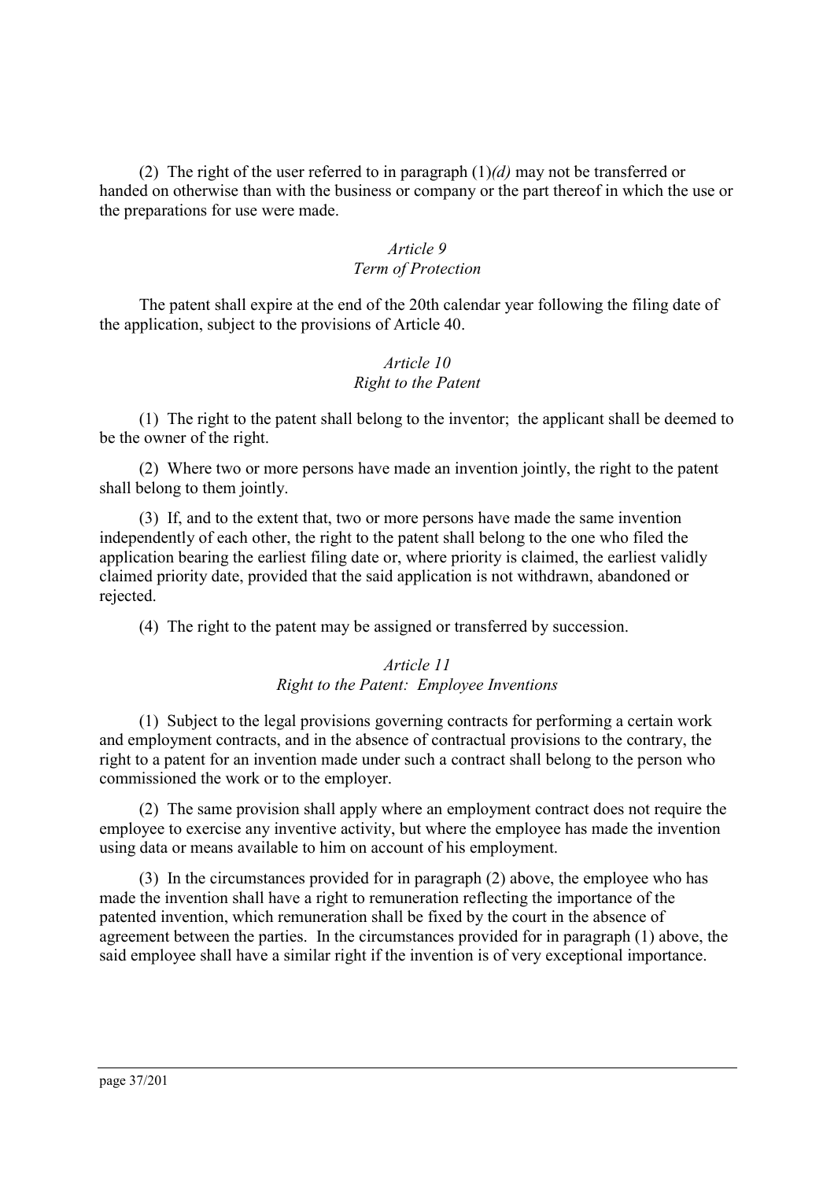(2) The right of the user referred to in paragraph (1)*(d)* may not be transferred or handed on otherwise than with the business or company or the part thereof in which the use or the preparations for use were made.

### *Article 9*
### *Term of Protection*

The patent shall expire at the end of the 20th calendar year following the filing date of the application, subject to the provisions of Article 40.

### *Article 10*
### *Right to the Patent*

(1) The right to the patent shall belong to the inventor; the applicant shall be deemed to be the owner of the right.

(2) Where two or more persons have made an invention jointly, the right to the patent shall belong to them jointly.

(3) If, and to the extent that, two or more persons have made the same invention independently of each other, the right to the patent shall belong to the one who filed the application bearing the earliest filing date or, where priority is claimed, the earliest validly claimed priority date, provided that the said application is not withdrawn, abandoned or rejected.

(4) The right to the patent may be assigned or transferred by succession.

### *Article 11*
### *Right to the Patent: Employee Inventions*

(1) Subject to the legal provisions governing contracts for performing a certain work and employment contracts, and in the absence of contractual provisions to the contrary, the right to a patent for an invention made under such a contract shall belong to the person who commissioned the work or to the employer.

(2) The same provision shall apply where an employment contract does not require the employee to exercise any inventive activity, but where the employee has made the invention using data or means available to him on account of his employment.

(3) In the circumstances provided for in paragraph (2) above, the employee who has made the invention shall have a right to remuneration reflecting the importance of the patented invention, which remuneration shall be fixed by the court in the absence of agreement between the parties. In the circumstances provided for in paragraph (1) above, the said employee shall have a similar right if the invention is of very exceptional importance.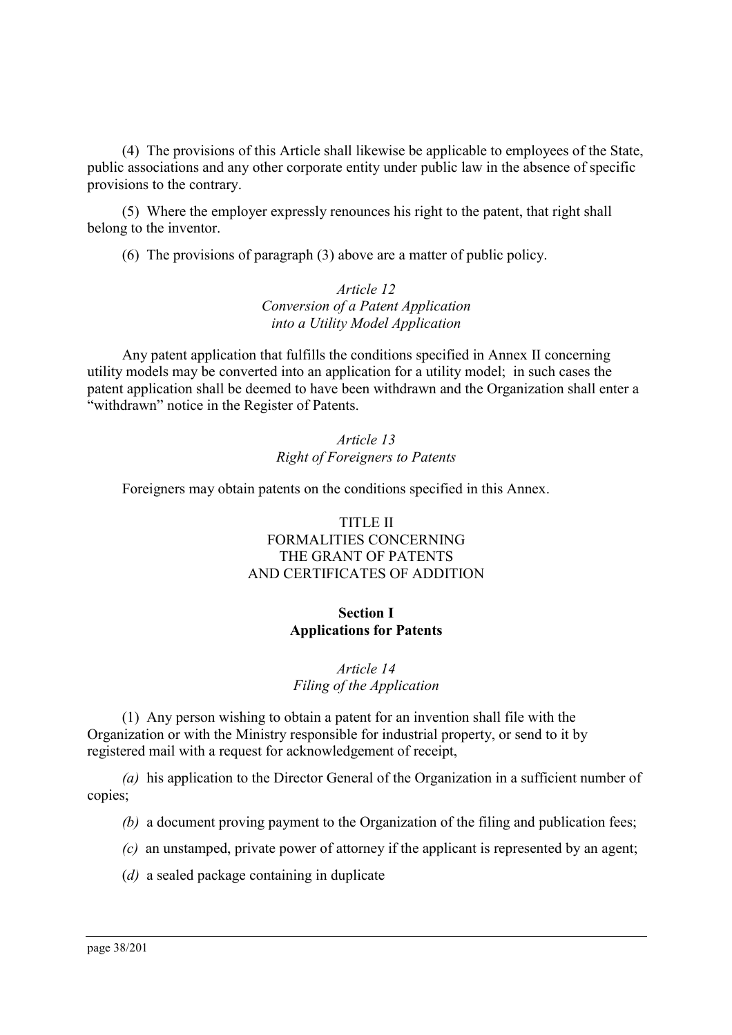(4) The provisions of this Article shall likewise be applicable to employees of the State, public associations and any other corporate entity under public law in the absence of specific provisions to the contrary.

(5) Where the employer expressly renounces his right to the patent, that right shall belong to the inventor.

(6) The provisions of paragraph (3) above are a matter of public policy.

*Article 12*
*Conversion of a Patent Application into a Utility Model Application*

Any patent application that fulfills the conditions specified in Annex II concerning utility models may be converted into an application for a utility model; in such cases the patent application shall be deemed to have been withdrawn and the Organization shall enter a "withdrawn" notice in the Register of Patents.

*Article 13*
*Right of Foreigners to Patents*

Foreigners may obtain patents on the conditions specified in this Annex.

## TITLE II
## FORMALITIES CONCERNING THE GRANT OF PATENTS AND CERTIFICATES OF ADDITION

### Section I
### Applications for Patents

*Article 14*
*Filing of the Application*

(1) Any person wishing to obtain a patent for an invention shall file with the Organization or with the Ministry responsible for industrial property, or send to it by registered mail with a request for acknowledgement of receipt,

*(a)* his application to the Director General of the Organization in a sufficient number of copies;

*(b)* a document proving payment to the Organization of the filing and publication fees;

*(c)* an unstamped, private power of attorney if the applicant is represented by an agent;

*(d)* a sealed package containing in duplicate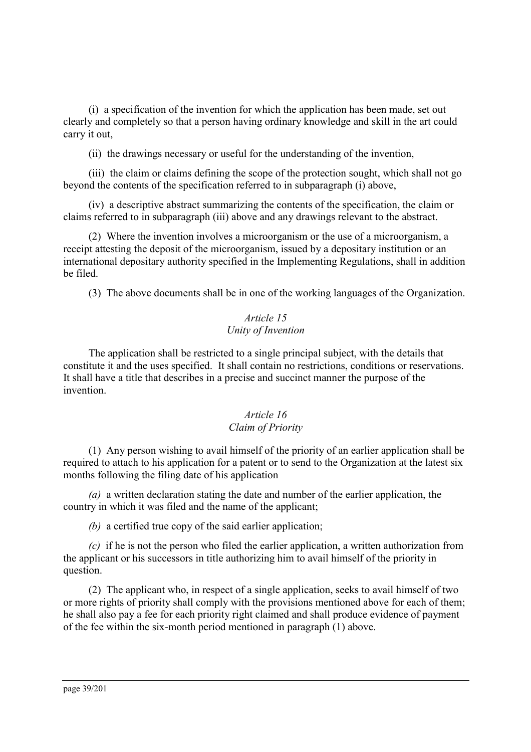(i) a specification of the invention for which the application has been made, set out clearly and completely so that a person having ordinary knowledge and skill in the art could carry it out,

(ii) the drawings necessary or useful for the understanding of the invention,

(iii) the claim or claims defining the scope of the protection sought, which shall not go beyond the contents of the specification referred to in subparagraph (i) above,

(iv) a descriptive abstract summarizing the contents of the specification, the claim or claims referred to in subparagraph (iii) above and any drawings relevant to the abstract.

(2) Where the invention involves a microorganism or the use of a microorganism, a receipt attesting the deposit of the microorganism, issued by a depositary institution or an international depositary authority specified in the Implementing Regulations, shall in addition be filed.

(3) The above documents shall be in one of the working languages of the Organization.

*Article 15*
*Unity of Invention*

The application shall be restricted to a single principal subject, with the details that constitute it and the uses specified. It shall contain no restrictions, conditions or reservations. It shall have a title that describes in a precise and succinct manner the purpose of the invention.

*Article 16*
*Claim of Priority*

(1) Any person wishing to avail himself of the priority of an earlier application shall be required to attach to his application for a patent or to send to the Organization at the latest six months following the filing date of his application

*(a)* a written declaration stating the date and number of the earlier application, the country in which it was filed and the name of the applicant;

*(b)* a certified true copy of the said earlier application;

*(c)* if he is not the person who filed the earlier application, a written authorization from the applicant or his successors in title authorizing him to avail himself of the priority in question.

(2) The applicant who, in respect of a single application, seeks to avail himself of two or more rights of priority shall comply with the provisions mentioned above for each of them; he shall also pay a fee for each priority right claimed and shall produce evidence of payment of the fee within the six-month period mentioned in paragraph (1) above.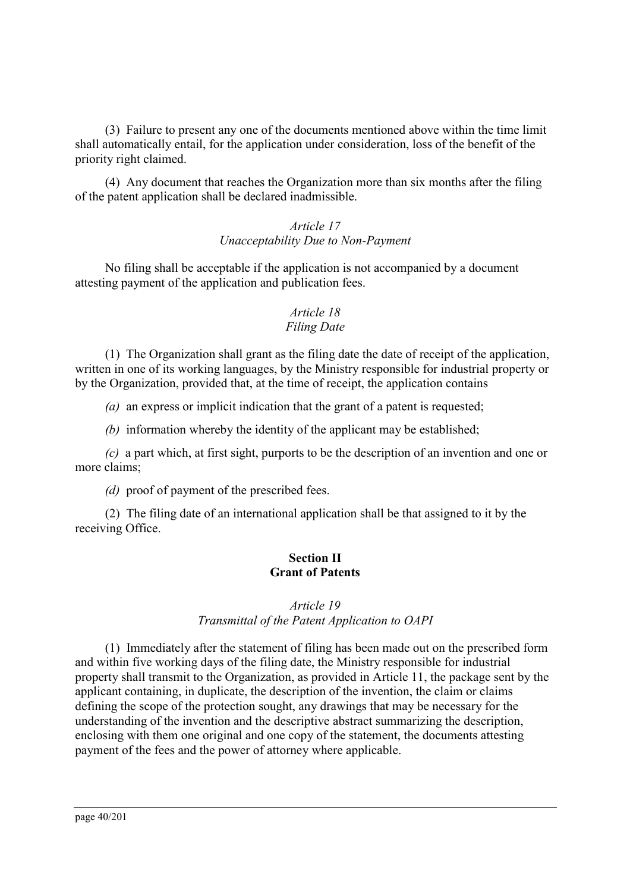(3) Failure to present any one of the documents mentioned above within the time limit shall automatically entail, for the application under consideration, loss of the benefit of the priority right claimed.

(4) Any document that reaches the Organization more than six months after the filing of the patent application shall be declared inadmissible.

*Article 17*
*Unacceptability Due to Non-Payment*

No filing shall be acceptable if the application is not accompanied by a document attesting payment of the application and publication fees.

*Article 18*
*Filing Date*

(1) The Organization shall grant as the filing date the date of receipt of the application, written in one of its working languages, by the Ministry responsible for industrial property or by the Organization, provided that, at the time of receipt, the application contains

*(a)* an express or implicit indication that the grant of a patent is requested;

*(b)* information whereby the identity of the applicant may be established;

*(c)* a part which, at first sight, purports to be the description of an invention and one or more claims;

*(d)* proof of payment of the prescribed fees.

(2) The filing date of an international application shall be that assigned to it by the receiving Office.

## Section II
## Grant of Patents

*Article 19*
*Transmittal of the Patent Application to OAPI*

(1) Immediately after the statement of filing has been made out on the prescribed form and within five working days of the filing date, the Ministry responsible for industrial property shall transmit to the Organization, as provided in Article 11, the package sent by the applicant containing, in duplicate, the description of the invention, the claim or claims defining the scope of the protection sought, any drawings that may be necessary for the understanding of the invention and the descriptive abstract summarizing the description, enclosing with them one original and one copy of the statement, the documents attesting payment of the fees and the power of attorney where applicable.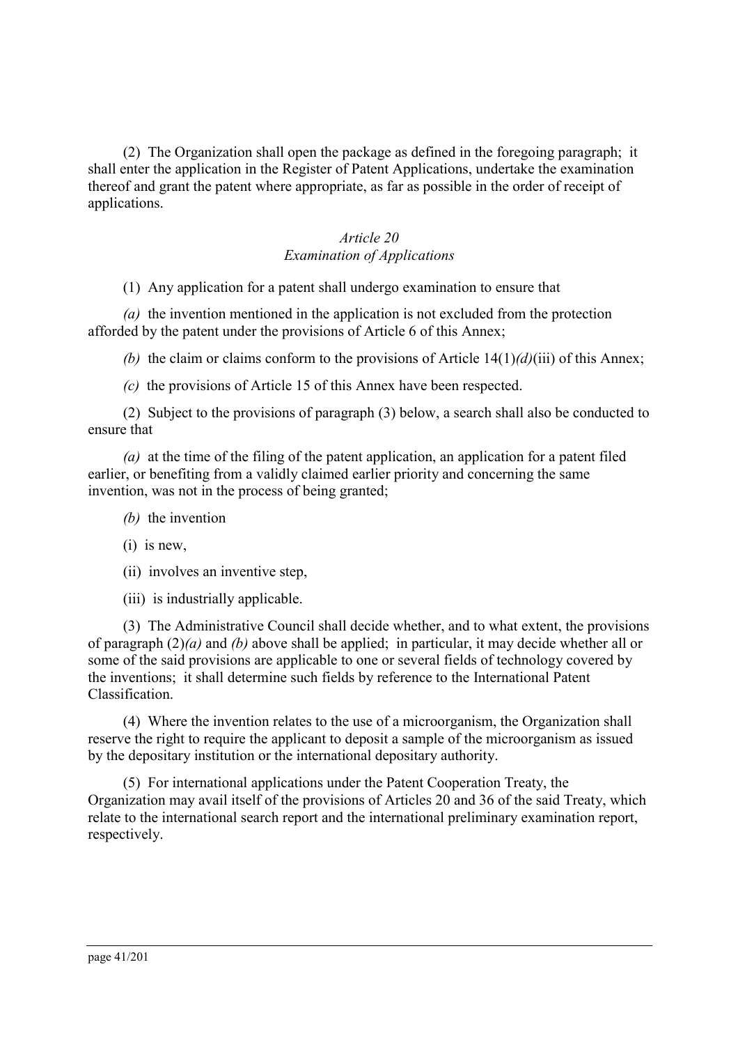(2) The Organization shall open the package as defined in the foregoing paragraph; it shall enter the application in the Register of Patent Applications, undertake the examination thereof and grant the patent where appropriate, as far as possible in the order of receipt of applications.

*Article 20*
*Examination of Applications*

(1) Any application for a patent shall undergo examination to ensure that

*(a)* the invention mentioned in the application is not excluded from the protection afforded by the patent under the provisions of Article 6 of this Annex;

*(b)* the claim or claims conform to the provisions of Article 14(1)*(d)*(iii) of this Annex;

*(c)* the provisions of Article 15 of this Annex have been respected.

(2) Subject to the provisions of paragraph (3) below, a search shall also be conducted to ensure that

*(a)* at the time of the filing of the patent application, an application for a patent filed earlier, or benefiting from a validly claimed earlier priority and concerning the same invention, was not in the process of being granted;

*(b)* the invention

(i) is new,

(ii) involves an inventive step,

(iii) is industrially applicable.

(3) The Administrative Council shall decide whether, and to what extent, the provisions of paragraph (2)*(a)* and *(b)* above shall be applied; in particular, it may decide whether all or some of the said provisions are applicable to one or several fields of technology covered by the inventions; it shall determine such fields by reference to the International Patent Classification.

(4) Where the invention relates to the use of a microorganism, the Organization shall reserve the right to require the applicant to deposit a sample of the microorganism as issued by the depositary institution or the international depositary authority.

(5) For international applications under the Patent Cooperation Treaty, the Organization may avail itself of the provisions of Articles 20 and 36 of the said Treaty, which relate to the international search report and the international preliminary examination report, respectively.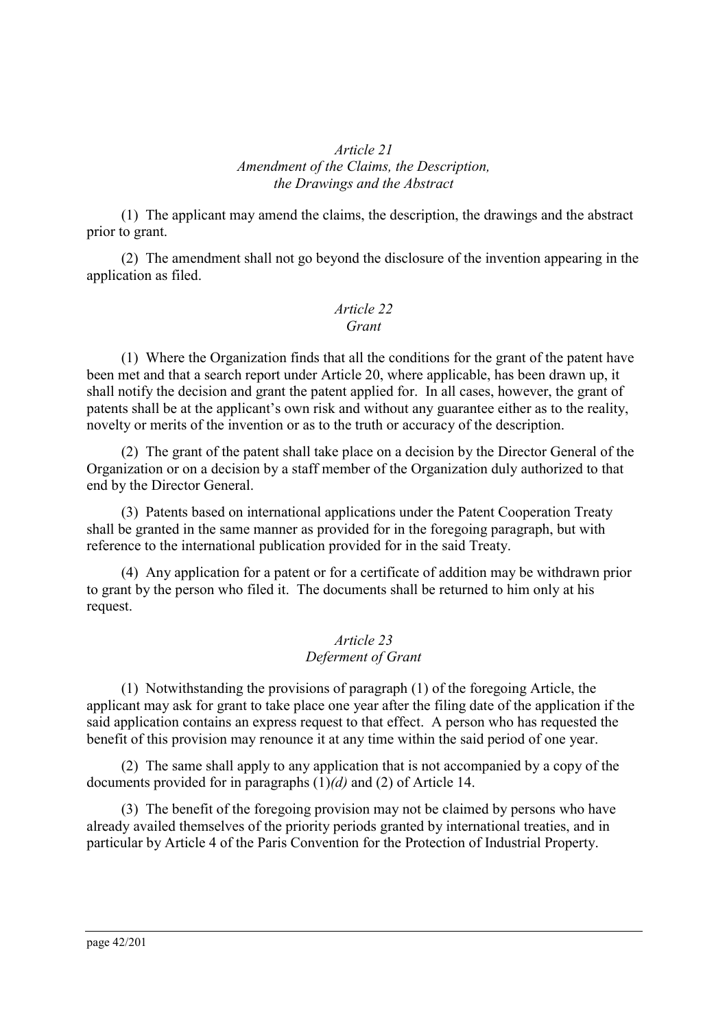### *Article 21*
### *Amendment of the Claims, the Description, the Drawings and the Abstract*

(1) The applicant may amend the claims, the description, the drawings and the abstract prior to grant.

(2) The amendment shall not go beyond the disclosure of the invention appearing in the application as filed.

### *Article 22*
### *Grant*

(1) Where the Organization finds that all the conditions for the grant of the patent have been met and that a search report under Article 20, where applicable, has been drawn up, it shall notify the decision and grant the patent applied for. In all cases, however, the grant of patents shall be at the applicant's own risk and without any guarantee either as to the reality, novelty or merits of the invention or as to the truth or accuracy of the description.

(2) The grant of the patent shall take place on a decision by the Director General of the Organization or on a decision by a staff member of the Organization duly authorized to that end by the Director General.

(3) Patents based on international applications under the Patent Cooperation Treaty shall be granted in the same manner as provided for in the foregoing paragraph, but with reference to the international publication provided for in the said Treaty.

(4) Any application for a patent or for a certificate of addition may be withdrawn prior to grant by the person who filed it. The documents shall be returned to him only at his request.

### *Article 23*
### *Deferment of Grant*

(1) Notwithstanding the provisions of paragraph (1) of the foregoing Article, the applicant may ask for grant to take place one year after the filing date of the application if the said application contains an express request to that effect. A person who has requested the benefit of this provision may renounce it at any time within the said period of one year.

(2) The same shall apply to any application that is not accompanied by a copy of the documents provided for in paragraphs (1)*(d)* and (2) of Article 14.

(3) The benefit of the foregoing provision may not be claimed by persons who have already availed themselves of the priority periods granted by international treaties, and in particular by Article 4 of the Paris Convention for the Protection of Industrial Property.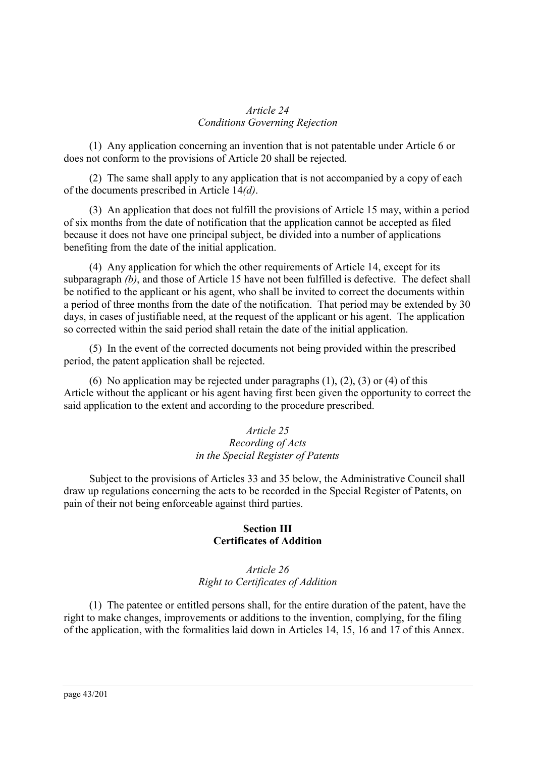*Article 24*
*Conditions Governing Rejection*

(1) Any application concerning an invention that is not patentable under Article 6 or does not conform to the provisions of Article 20 shall be rejected.

(2) The same shall apply to any application that is not accompanied by a copy of each of the documents prescribed in Article 14*(d)*.

(3) An application that does not fulfill the provisions of Article 15 may, within a period of six months from the date of notification that the application cannot be accepted as filed because it does not have one principal subject, be divided into a number of applications benefiting from the date of the initial application.

(4) Any application for which the other requirements of Article 14, except for its subparagraph *(b)*, and those of Article 15 have not been fulfilled is defective. The defect shall be notified to the applicant or his agent, who shall be invited to correct the documents within a period of three months from the date of the notification. That period may be extended by 30 days, in cases of justifiable need, at the request of the applicant or his agent. The application so corrected within the said period shall retain the date of the initial application.

(5) In the event of the corrected documents not being provided within the prescribed period, the patent application shall be rejected.

(6) No application may be rejected under paragraphs (1), (2), (3) or (4) of this Article without the applicant or his agent having first been given the opportunity to correct the said application to the extent and according to the procedure prescribed.

*Article 25*
*Recording of Acts*
*in the Special Register of Patents*

Subject to the provisions of Articles 33 and 35 below, the Administrative Council shall draw up regulations concerning the acts to be recorded in the Special Register of Patents, on pain of their not being enforceable against third parties.

**Section III**
**Certificates of Addition**

*Article 26*
*Right to Certificates of Addition*

(1) The patentee or entitled persons shall, for the entire duration of the patent, have the right to make changes, improvements or additions to the invention, complying, for the filing of the application, with the formalities laid down in Articles 14, 15, 16 and 17 of this Annex.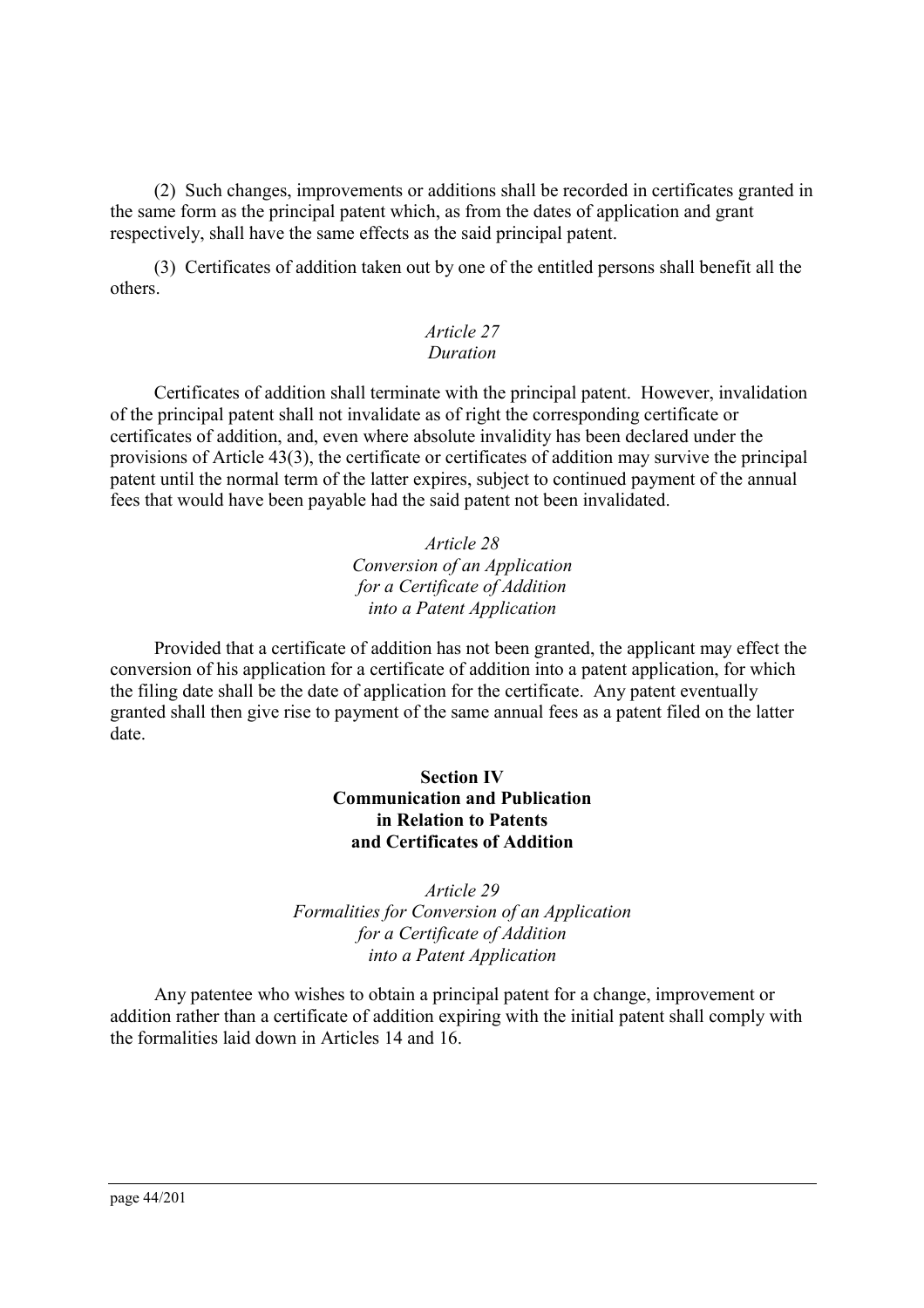(2) Such changes, improvements or additions shall be recorded in certificates granted in the same form as the principal patent which, as from the dates of application and grant respectively, shall have the same effects as the said principal patent.

(3) Certificates of addition taken out by one of the entitled persons shall benefit all the others.

*Article 27*
*Duration*

Certificates of addition shall terminate with the principal patent. However, invalidation of the principal patent shall not invalidate as of right the corresponding certificate or certificates of addition, and, even where absolute invalidity has been declared under the provisions of Article 43(3), the certificate or certificates of addition may survive the principal patent until the normal term of the latter expires, subject to continued payment of the annual fees that would have been payable had the said patent not been invalidated.

*Article 28*
*Conversion of an Application for a Certificate of Addition into a Patent Application*

Provided that a certificate of addition has not been granted, the applicant may effect the conversion of his application for a certificate of addition into a patent application, for which the filing date shall be the date of application for the certificate. Any patent eventually granted shall then give rise to payment of the same annual fees as a patent filed on the latter date.

**Section IV**
**Communication and Publication in Relation to Patents and Certificates of Addition**

*Article 29*
*Formalities for Conversion of an Application for a Certificate of Addition into a Patent Application*

Any patentee who wishes to obtain a principal patent for a change, improvement or addition rather than a certificate of addition expiring with the initial patent shall comply with the formalities laid down in Articles 14 and 16.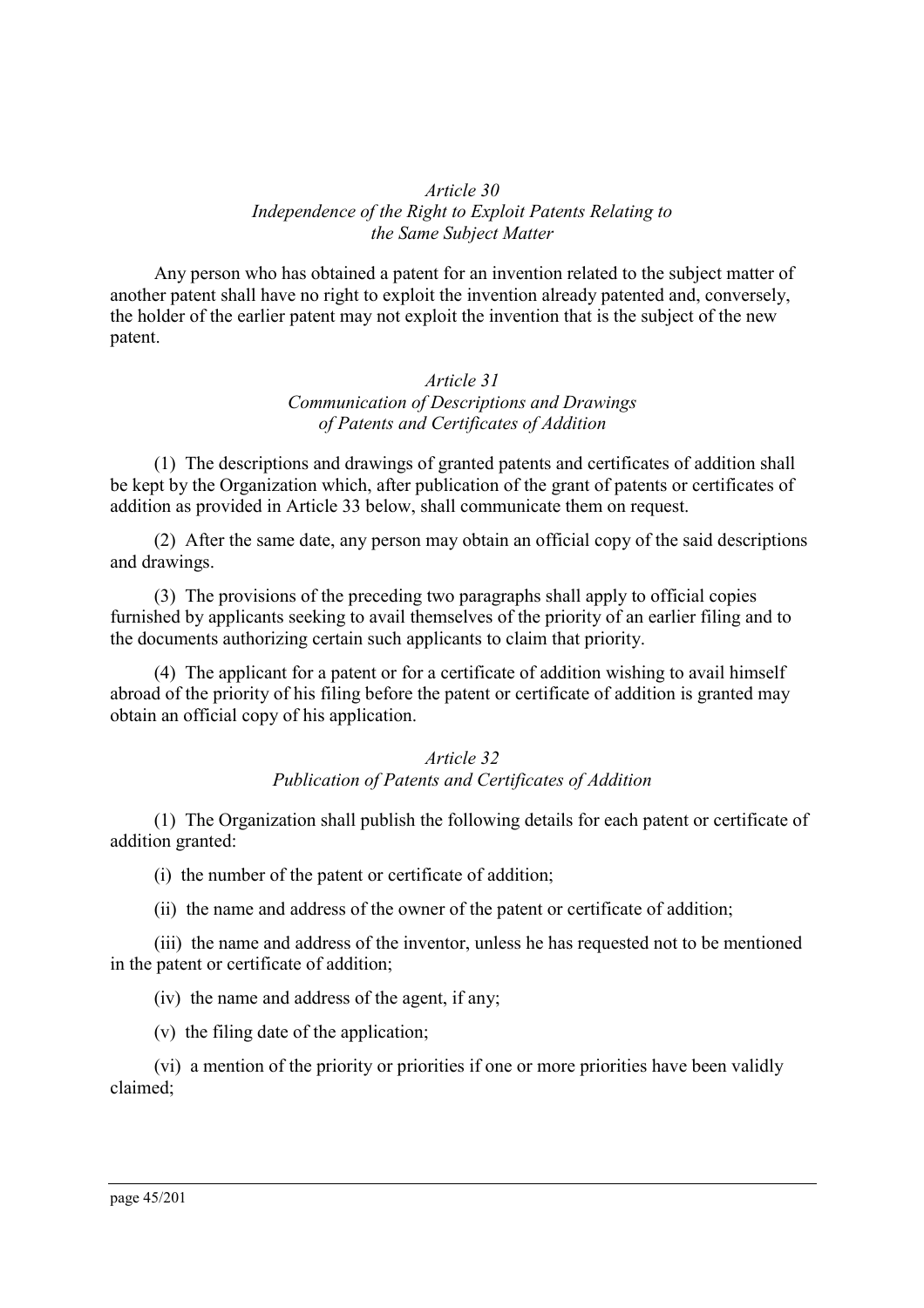*Article 30*
*Independence of the Right to Exploit Patents Relating to the Same Subject Matter*

Any person who has obtained a patent for an invention related to the subject matter of another patent shall have no right to exploit the invention already patented and, conversely, the holder of the earlier patent may not exploit the invention that is the subject of the new patent.

*Article 31*
*Communication of Descriptions and Drawings of Patents and Certificates of Addition*

(1) The descriptions and drawings of granted patents and certificates of addition shall be kept by the Organization which, after publication of the grant of patents or certificates of addition as provided in Article 33 below, shall communicate them on request.

(2) After the same date, any person may obtain an official copy of the said descriptions and drawings.

(3) The provisions of the preceding two paragraphs shall apply to official copies furnished by applicants seeking to avail themselves of the priority of an earlier filing and to the documents authorizing certain such applicants to claim that priority.

(4) The applicant for a patent or for a certificate of addition wishing to avail himself abroad of the priority of his filing before the patent or certificate of addition is granted may obtain an official copy of his application.

*Article 32*
*Publication of Patents and Certificates of Addition*

(1) The Organization shall publish the following details for each patent or certificate of addition granted:

(i) the number of the patent or certificate of addition;

(ii) the name and address of the owner of the patent or certificate of addition;

(iii) the name and address of the inventor, unless he has requested not to be mentioned in the patent or certificate of addition;

(iv) the name and address of the agent, if any;

(v) the filing date of the application;

(vi) a mention of the priority or priorities if one or more priorities have been validly claimed;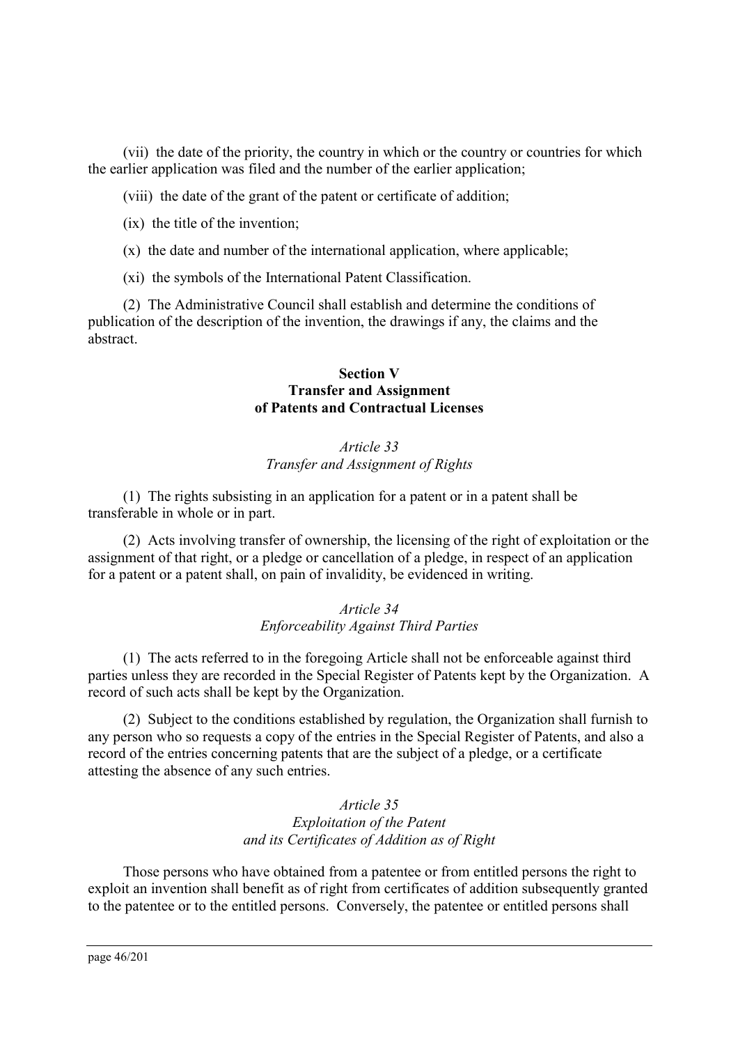(vii) the date of the priority, the country in which or the country or countries for which the earlier application was filed and the number of the earlier application;

(viii) the date of the grant of the patent or certificate of addition;

(ix) the title of the invention;

(x) the date and number of the international application, where applicable;

(xi) the symbols of the International Patent Classification.

(2) The Administrative Council shall establish and determine the conditions of publication of the description of the invention, the drawings if any, the claims and the abstract.

## Section V
## Transfer and Assignment of Patents and Contractual Licenses

### *Article 33*
### *Transfer and Assignment of Rights*

(1) The rights subsisting in an application for a patent or in a patent shall be transferable in whole or in part.

(2) Acts involving transfer of ownership, the licensing of the right of exploitation or the assignment of that right, or a pledge or cancellation of a pledge, in respect of an application for a patent or a patent shall, on pain of invalidity, be evidenced in writing.

### *Article 34*
### *Enforceability Against Third Parties*

(1) The acts referred to in the foregoing Article shall not be enforceable against third parties unless they are recorded in the Special Register of Patents kept by the Organization. A record of such acts shall be kept by the Organization.

(2) Subject to the conditions established by regulation, the Organization shall furnish to any person who so requests a copy of the entries in the Special Register of Patents, and also a record of the entries concerning patents that are the subject of a pledge, or a certificate attesting the absence of any such entries.

### *Article 35*
### *Exploitation of the Patent and its Certificates of Addition as of Right*

Those persons who have obtained from a patentee or from entitled persons the right to exploit an invention shall benefit as of right from certificates of addition subsequently granted to the patentee or to the entitled persons. Conversely, the patentee or entitled persons shall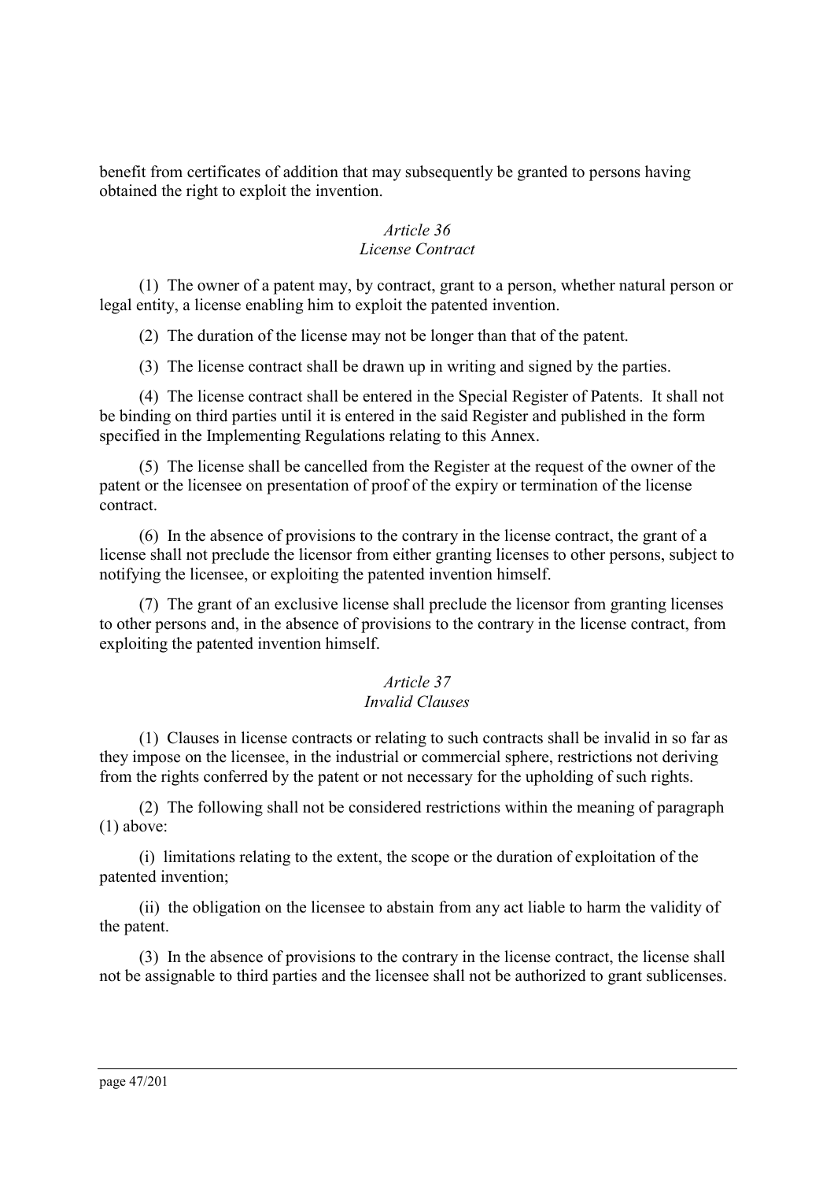benefit from certificates of addition that may subsequently be granted to persons having obtained the right to exploit the invention.

### *Article 36*
### *License Contract*

(1) The owner of a patent may, by contract, grant to a person, whether natural person or legal entity, a license enabling him to exploit the patented invention.

(2) The duration of the license may not be longer than that of the patent.

(3) The license contract shall be drawn up in writing and signed by the parties.

(4) The license contract shall be entered in the Special Register of Patents. It shall not be binding on third parties until it is entered in the said Register and published in the form specified in the Implementing Regulations relating to this Annex.

(5) The license shall be cancelled from the Register at the request of the owner of the patent or the licensee on presentation of proof of the expiry or termination of the license contract.

(6) In the absence of provisions to the contrary in the license contract, the grant of a license shall not preclude the licensor from either granting licenses to other persons, subject to notifying the licensee, or exploiting the patented invention himself.

(7) The grant of an exclusive license shall preclude the licensor from granting licenses to other persons and, in the absence of provisions to the contrary in the license contract, from exploiting the patented invention himself.

### *Article 37*
### *Invalid Clauses*

(1) Clauses in license contracts or relating to such contracts shall be invalid in so far as they impose on the licensee, in the industrial or commercial sphere, restrictions not deriving from the rights conferred by the patent or not necessary for the upholding of such rights.

(2) The following shall not be considered restrictions within the meaning of paragraph (1) above:

(i) limitations relating to the extent, the scope or the duration of exploitation of the patented invention;

(ii) the obligation on the licensee to abstain from any act liable to harm the validity of the patent.

(3) In the absence of provisions to the contrary in the license contract, the license shall not be assignable to third parties and the licensee shall not be authorized to grant sublicenses.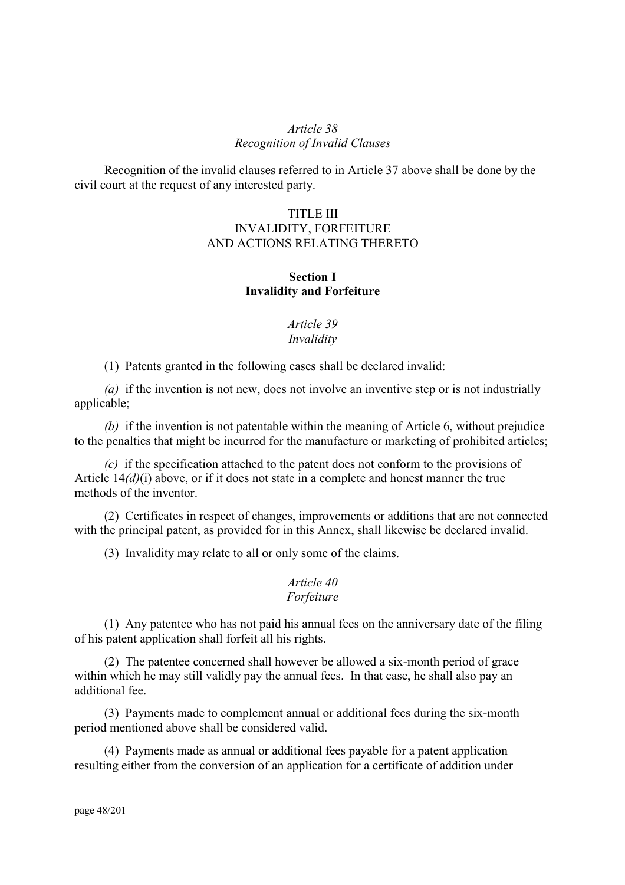*Article 38*
*Recognition of Invalid Clauses*

Recognition of the invalid clauses referred to in Article 37 above shall be done by the civil court at the request of any interested party.

# TITLE III
# INVALIDITY, FORFEITURE AND ACTIONS RELATING THERETO

## Section I
## Invalidity and Forfeiture

*Article 39*
*Invalidity*

(1) Patents granted in the following cases shall be declared invalid:

*(a)* if the invention is not new, does not involve an inventive step or is not industrially applicable;

*(b)* if the invention is not patentable within the meaning of Article 6, without prejudice to the penalties that might be incurred for the manufacture or marketing of prohibited articles;

*(c)* if the specification attached to the patent does not conform to the provisions of Article 14*(d)*(i) above, or if it does not state in a complete and honest manner the true methods of the inventor.

(2) Certificates in respect of changes, improvements or additions that are not connected with the principal patent, as provided for in this Annex, shall likewise be declared invalid.

(3) Invalidity may relate to all or only some of the claims.

*Article 40*
*Forfeiture*

(1) Any patentee who has not paid his annual fees on the anniversary date of the filing of his patent application shall forfeit all his rights.

(2) The patentee concerned shall however be allowed a six-month period of grace within which he may still validly pay the annual fees. In that case, he shall also pay an additional fee.

(3) Payments made to complement annual or additional fees during the six-month period mentioned above shall be considered valid.

(4) Payments made as annual or additional fees payable for a patent application resulting either from the conversion of an application for a certificate of addition under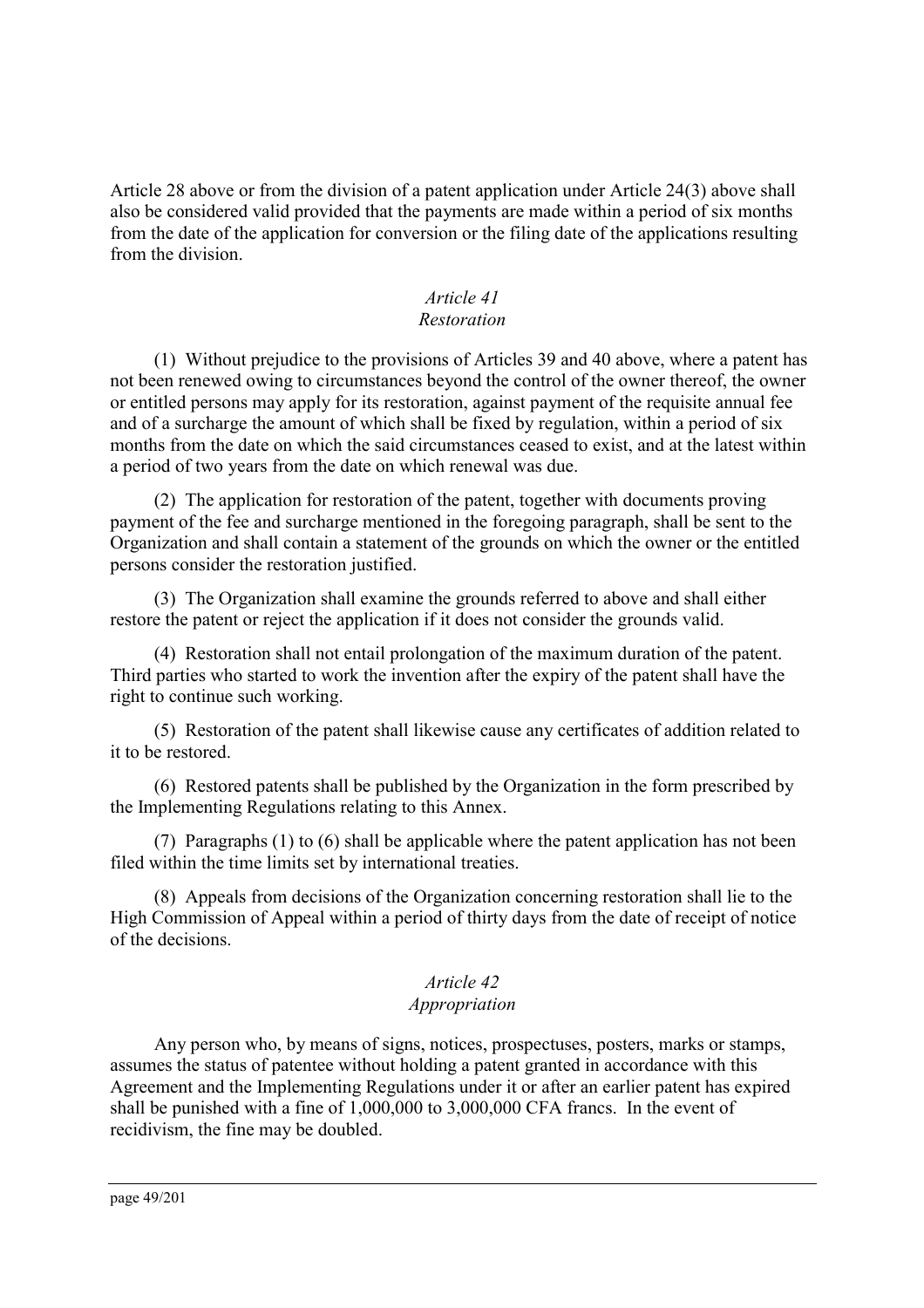Article 28 above or from the division of a patent application under Article 24(3) above shall also be considered valid provided that the payments are made within a period of six months from the date of the application for conversion or the filing date of the applications resulting from the division.

### *Article 41*
### *Restoration*

(1) Without prejudice to the provisions of Articles 39 and 40 above, where a patent has not been renewed owing to circumstances beyond the control of the owner thereof, the owner or entitled persons may apply for its restoration, against payment of the requisite annual fee and of a surcharge the amount of which shall be fixed by regulation, within a period of six months from the date on which the said circumstances ceased to exist, and at the latest within a period of two years from the date on which renewal was due.

(2) The application for restoration of the patent, together with documents proving payment of the fee and surcharge mentioned in the foregoing paragraph, shall be sent to the Organization and shall contain a statement of the grounds on which the owner or the entitled persons consider the restoration justified.

(3) The Organization shall examine the grounds referred to above and shall either restore the patent or reject the application if it does not consider the grounds valid.

(4) Restoration shall not entail prolongation of the maximum duration of the patent. Third parties who started to work the invention after the expiry of the patent shall have the right to continue such working.

(5) Restoration of the patent shall likewise cause any certificates of addition related to it to be restored.

(6) Restored patents shall be published by the Organization in the form prescribed by the Implementing Regulations relating to this Annex.

(7) Paragraphs (1) to (6) shall be applicable where the patent application has not been filed within the time limits set by international treaties.

(8) Appeals from decisions of the Organization concerning restoration shall lie to the High Commission of Appeal within a period of thirty days from the date of receipt of notice of the decisions.

### *Article 42*
### *Appropriation*

Any person who, by means of signs, notices, prospectuses, posters, marks or stamps, assumes the status of patentee without holding a patent granted in accordance with this Agreement and the Implementing Regulations under it or after an earlier patent has expired shall be punished with a fine of 1,000,000 to 3,000,000 CFA francs. In the event of recidivism, the fine may be doubled.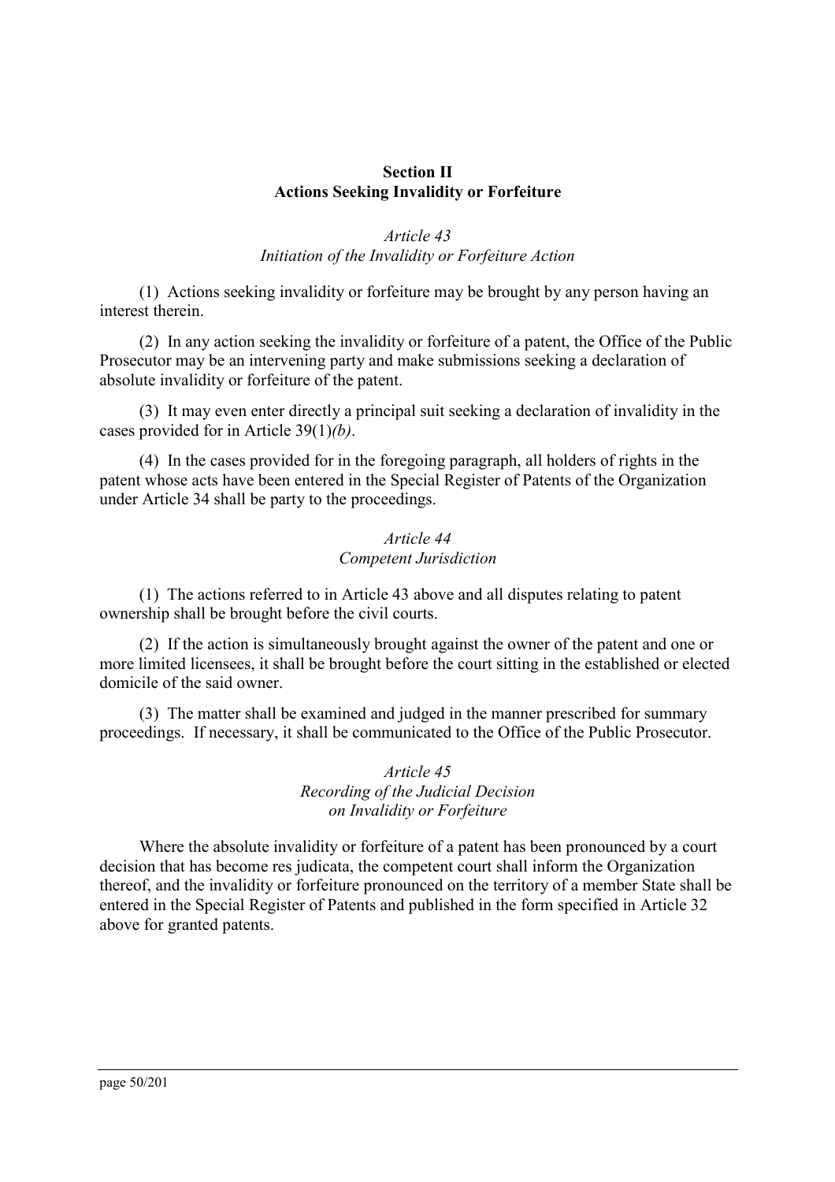## Section II
## Actions Seeking Invalidity or Forfeiture

### *Article 43*
### *Initiation of the Invalidity or Forfeiture Action*

(1) Actions seeking invalidity or forfeiture may be brought by any person having an interest therein.

(2) In any action seeking the invalidity or forfeiture of a patent, the Office of the Public Prosecutor may be an intervening party and make submissions seeking a declaration of absolute invalidity or forfeiture of the patent.

(3) It may even enter directly a principal suit seeking a declaration of invalidity in the cases provided for in Article 39(1)*(b)*.

(4) In the cases provided for in the foregoing paragraph, all holders of rights in the patent whose acts have been entered in the Special Register of Patents of the Organization under Article 34 shall be party to the proceedings.

### *Article 44*
### *Competent Jurisdiction*

(1) The actions referred to in Article 43 above and all disputes relating to patent ownership shall be brought before the civil courts.

(2) If the action is simultaneously brought against the owner of the patent and one or more limited licensees, it shall be brought before the court sitting in the established or elected domicile of the said owner.

(3) The matter shall be examined and judged in the manner prescribed for summary proceedings. If necessary, it shall be communicated to the Office of the Public Prosecutor.

### *Article 45*
### *Recording of the Judicial Decision on Invalidity or Forfeiture*

Where the absolute invalidity or forfeiture of a patent has been pronounced by a court decision that has become res judicata, the competent court shall inform the Organization thereof, and the invalidity or forfeiture pronounced on the territory of a member State shall be entered in the Special Register of Patents and published in the form specified in Article 32 above for granted patents.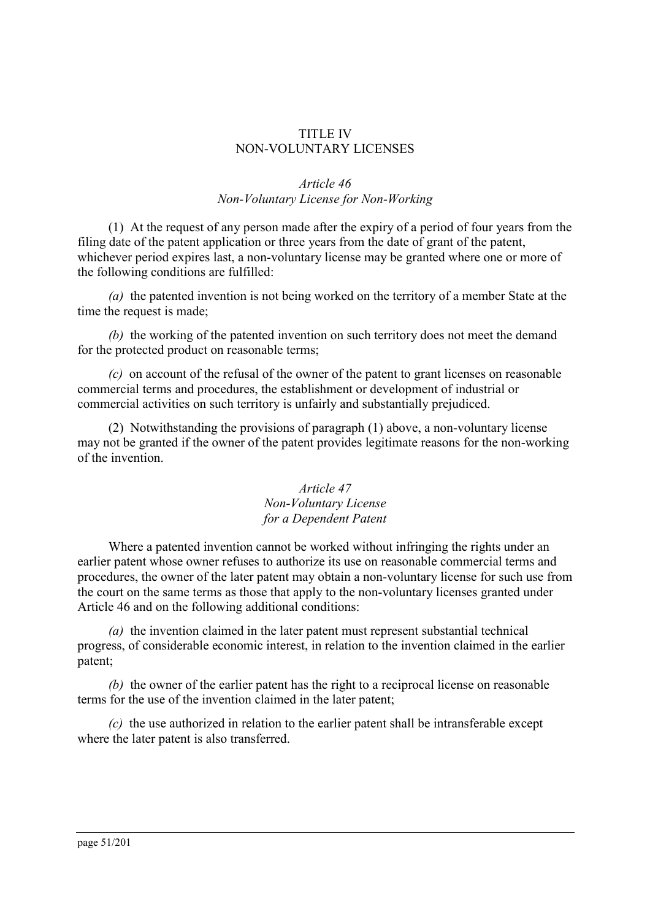# TITLE IV
# NON-VOLUNTARY LICENSES

### *Article 46*
### *Non-Voluntary License for Non-Working*

(1) At the request of any person made after the expiry of a period of four years from the filing date of the patent application or three years from the date of grant of the patent, whichever period expires last, a non-voluntary license may be granted where one or more of the following conditions are fulfilled:

*(a)* the patented invention is not being worked on the territory of a member State at the time the request is made;

*(b)* the working of the patented invention on such territory does not meet the demand for the protected product on reasonable terms;

*(c)* on account of the refusal of the owner of the patent to grant licenses on reasonable commercial terms and procedures, the establishment or development of industrial or commercial activities on such territory is unfairly and substantially prejudiced.

(2) Notwithstanding the provisions of paragraph (1) above, a non-voluntary license may not be granted if the owner of the patent provides legitimate reasons for the non-working of the invention.

### *Article 47*
### *Non-Voluntary License for a Dependent Patent*

Where a patented invention cannot be worked without infringing the rights under an earlier patent whose owner refuses to authorize its use on reasonable commercial terms and procedures, the owner of the later patent may obtain a non-voluntary license for such use from the court on the same terms as those that apply to the non-voluntary licenses granted under Article 46 and on the following additional conditions:

*(a)* the invention claimed in the later patent must represent substantial technical progress, of considerable economic interest, in relation to the invention claimed in the earlier patent;

*(b)* the owner of the earlier patent has the right to a reciprocal license on reasonable terms for the use of the invention claimed in the later patent;

*(c)* the use authorized in relation to the earlier patent shall be intransferable except where the later patent is also transferred.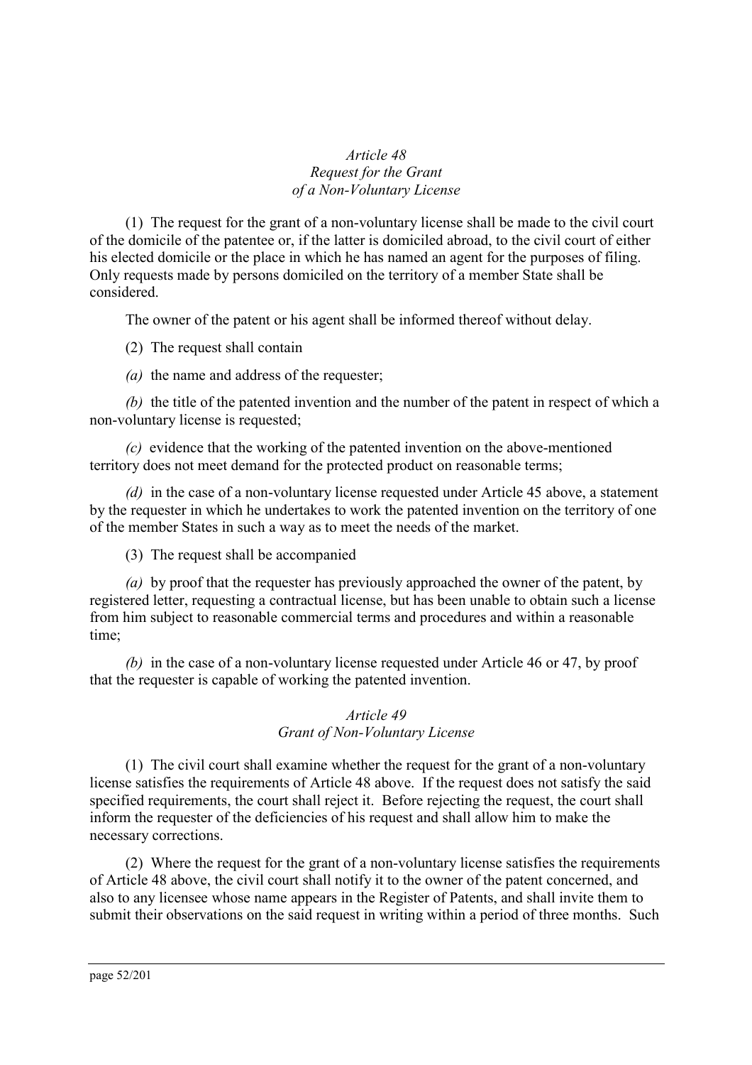*Article 48*
*Request for the Grant*
*of a Non-Voluntary License*

(1) The request for the grant of a non-voluntary license shall be made to the civil court of the domicile of the patentee or, if the latter is domiciled abroad, to the civil court of either his elected domicile or the place in which he has named an agent for the purposes of filing. Only requests made by persons domiciled on the territory of a member State shall be considered.

The owner of the patent or his agent shall be informed thereof without delay.

(2) The request shall contain

*(a)* the name and address of the requester;

*(b)* the title of the patented invention and the number of the patent in respect of which a non-voluntary license is requested;

*(c)* evidence that the working of the patented invention on the above-mentioned territory does not meet demand for the protected product on reasonable terms;

*(d)* in the case of a non-voluntary license requested under Article 45 above, a statement by the requester in which he undertakes to work the patented invention on the territory of one of the member States in such a way as to meet the needs of the market.

(3) The request shall be accompanied

*(a)* by proof that the requester has previously approached the owner of the patent, by registered letter, requesting a contractual license, but has been unable to obtain such a license from him subject to reasonable commercial terms and procedures and within a reasonable time;

*(b)* in the case of a non-voluntary license requested under Article 46 or 47, by proof that the requester is capable of working the patented invention.

*Article 49*
*Grant of Non-Voluntary License*

(1) The civil court shall examine whether the request for the grant of a non-voluntary license satisfies the requirements of Article 48 above. If the request does not satisfy the said specified requirements, the court shall reject it. Before rejecting the request, the court shall inform the requester of the deficiencies of his request and shall allow him to make the necessary corrections.

(2) Where the request for the grant of a non-voluntary license satisfies the requirements of Article 48 above, the civil court shall notify it to the owner of the patent concerned, and also to any licensee whose name appears in the Register of Patents, and shall invite them to submit their observations on the said request in writing within a period of three months. Such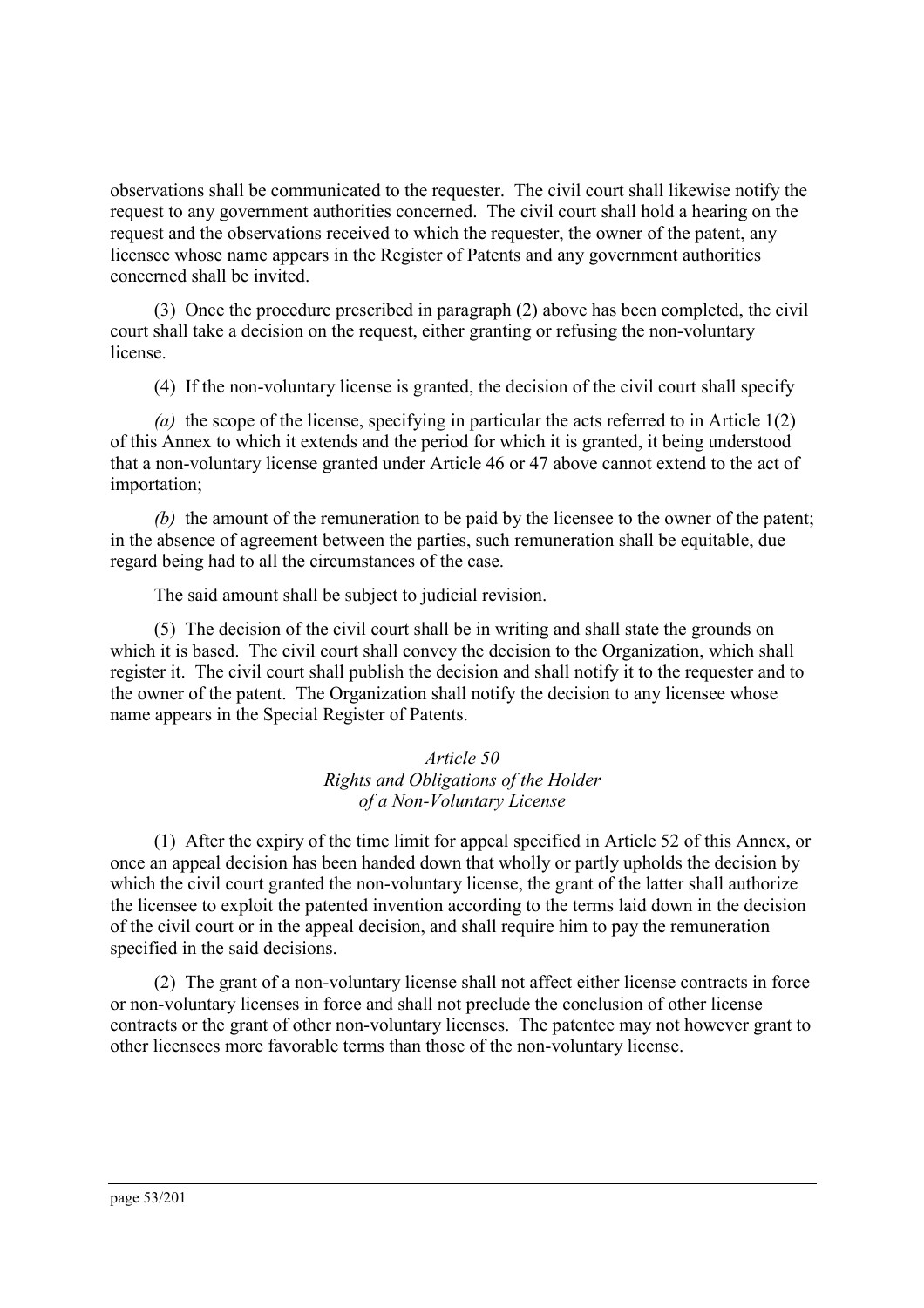observations shall be communicated to the requester. The civil court shall likewise notify the request to any government authorities concerned. The civil court shall hold a hearing on the request and the observations received to which the requester, the owner of the patent, any licensee whose name appears in the Register of Patents and any government authorities concerned shall be invited.

(3) Once the procedure prescribed in paragraph (2) above has been completed, the civil court shall take a decision on the request, either granting or refusing the non-voluntary license.

(4) If the non-voluntary license is granted, the decision of the civil court shall specify

*(a)* the scope of the license, specifying in particular the acts referred to in Article 1(2) of this Annex to which it extends and the period for which it is granted, it being understood that a non-voluntary license granted under Article 46 or 47 above cannot extend to the act of importation;

*(b)* the amount of the remuneration to be paid by the licensee to the owner of the patent; in the absence of agreement between the parties, such remuneration shall be equitable, due regard being had to all the circumstances of the case.

The said amount shall be subject to judicial revision.

(5) The decision of the civil court shall be in writing and shall state the grounds on which it is based. The civil court shall convey the decision to the Organization, which shall register it. The civil court shall publish the decision and shall notify it to the requester and to the owner of the patent. The Organization shall notify the decision to any licensee whose name appears in the Special Register of Patents.

### *Article 50*
### *Rights and Obligations of the Holder of a Non-Voluntary License*

(1) After the expiry of the time limit for appeal specified in Article 52 of this Annex, or once an appeal decision has been handed down that wholly or partly upholds the decision by which the civil court granted the non-voluntary license, the grant of the latter shall authorize the licensee to exploit the patented invention according to the terms laid down in the decision of the civil court or in the appeal decision, and shall require him to pay the remuneration specified in the said decisions.

(2) The grant of a non-voluntary license shall not affect either license contracts in force or non-voluntary licenses in force and shall not preclude the conclusion of other license contracts or the grant of other non-voluntary licenses. The patentee may not however grant to other licensees more favorable terms than those of the non-voluntary license.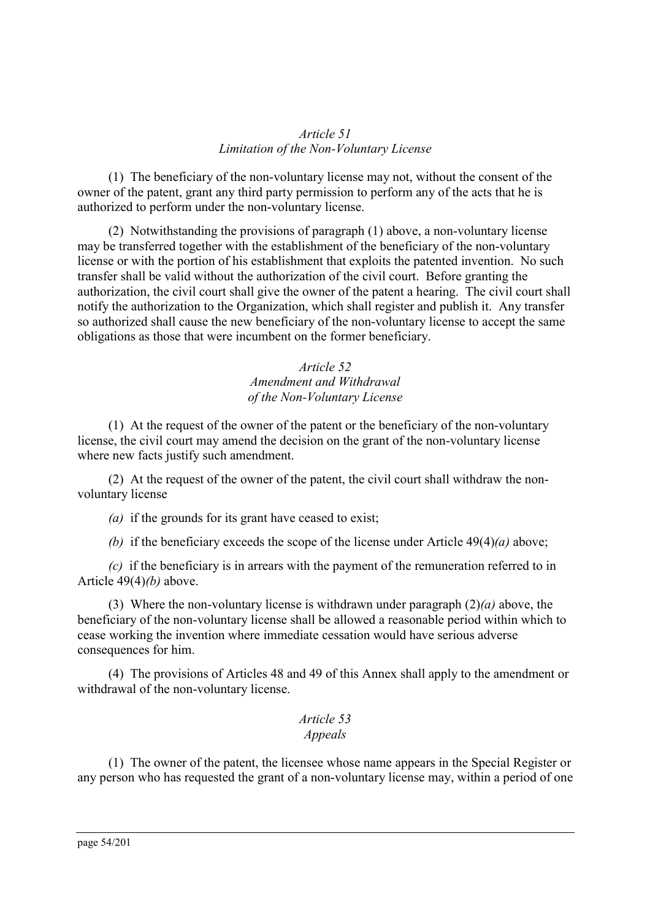*Article 51*
*Limitation of the Non-Voluntary License*

(1) The beneficiary of the non-voluntary license may not, without the consent of the owner of the patent, grant any third party permission to perform any of the acts that he is authorized to perform under the non-voluntary license.

(2) Notwithstanding the provisions of paragraph (1) above, a non-voluntary license may be transferred together with the establishment of the beneficiary of the non-voluntary license or with the portion of his establishment that exploits the patented invention. No such transfer shall be valid without the authorization of the civil court. Before granting the authorization, the civil court shall give the owner of the patent a hearing. The civil court shall notify the authorization to the Organization, which shall register and publish it. Any transfer so authorized shall cause the new beneficiary of the non-voluntary license to accept the same obligations as those that were incumbent on the former beneficiary.

*Article 52*
*Amendment and Withdrawal*
*of the Non-Voluntary License*

(1) At the request of the owner of the patent or the beneficiary of the non-voluntary license, the civil court may amend the decision on the grant of the non-voluntary license where new facts justify such amendment.

(2) At the request of the owner of the patent, the civil court shall withdraw the non-voluntary license

*(a)* if the grounds for its grant have ceased to exist;

*(b)* if the beneficiary exceeds the scope of the license under Article 49(4)*(a)* above;

*(c)* if the beneficiary is in arrears with the payment of the remuneration referred to in Article 49(4)*(b)* above.

(3) Where the non-voluntary license is withdrawn under paragraph (2)*(a)* above, the beneficiary of the non-voluntary license shall be allowed a reasonable period within which to cease working the invention where immediate cessation would have serious adverse consequences for him.

(4) The provisions of Articles 48 and 49 of this Annex shall apply to the amendment or withdrawal of the non-voluntary license.

*Article 53*
*Appeals*

(1) The owner of the patent, the licensee whose name appears in the Special Register or any person who has requested the grant of a non-voluntary license may, within a period of one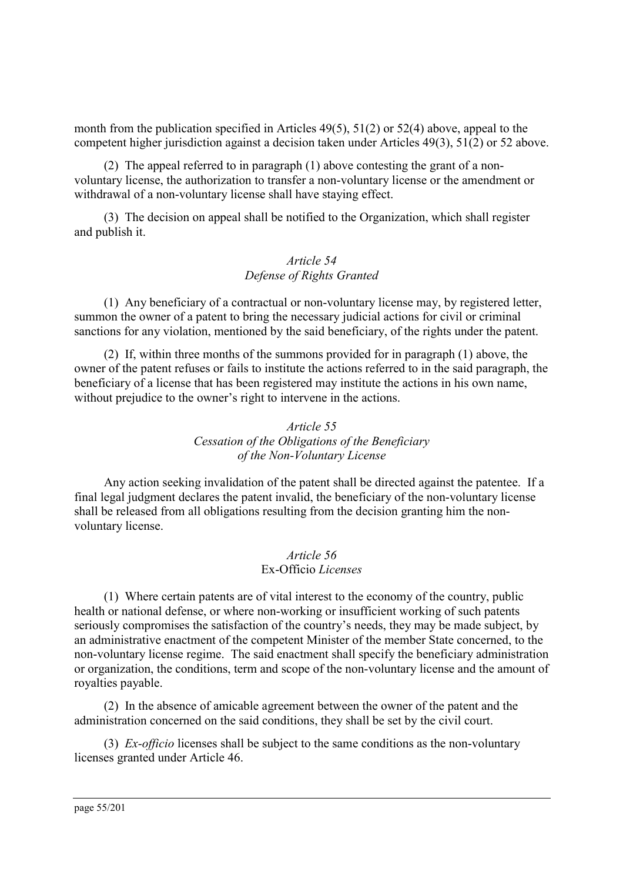month from the publication specified in Articles 49(5), 51(2) or 52(4) above, appeal to the competent higher jurisdiction against a decision taken under Articles 49(3), 51(2) or 52 above.

(2) The appeal referred to in paragraph (1) above contesting the grant of a non-voluntary license, the authorization to transfer a non-voluntary license or the amendment or withdrawal of a non-voluntary license shall have staying effect.

(3) The decision on appeal shall be notified to the Organization, which shall register and publish it.

### *Article 54*
### *Defense of Rights Granted*

(1) Any beneficiary of a contractual or non-voluntary license may, by registered letter, summon the owner of a patent to bring the necessary judicial actions for civil or criminal sanctions for any violation, mentioned by the said beneficiary, of the rights under the patent.

(2) If, within three months of the summons provided for in paragraph (1) above, the owner of the patent refuses or fails to institute the actions referred to in the said paragraph, the beneficiary of a license that has been registered may institute the actions in his own name, without prejudice to the owner's right to intervene in the actions.

### *Article 55*
### *Cessation of the Obligations of the Beneficiary of the Non-Voluntary License*

Any action seeking invalidation of the patent shall be directed against the patentee. If a final legal judgment declares the patent invalid, the beneficiary of the non-voluntary license shall be released from all obligations resulting from the decision granting him the non-voluntary license.

### *Article 56*
### Ex-Officio *Licenses*

(1) Where certain patents are of vital interest to the economy of the country, public health or national defense, or where non-working or insufficient working of such patents seriously compromises the satisfaction of the country's needs, they may be made subject, by an administrative enactment of the competent Minister of the member State concerned, to the non-voluntary license regime. The said enactment shall specify the beneficiary administration or organization, the conditions, term and scope of the non-voluntary license and the amount of royalties payable.

(2) In the absence of amicable agreement between the owner of the patent and the administration concerned on the said conditions, they shall be set by the civil court.

(3) *Ex-officio* licenses shall be subject to the same conditions as the non-voluntary licenses granted under Article 46.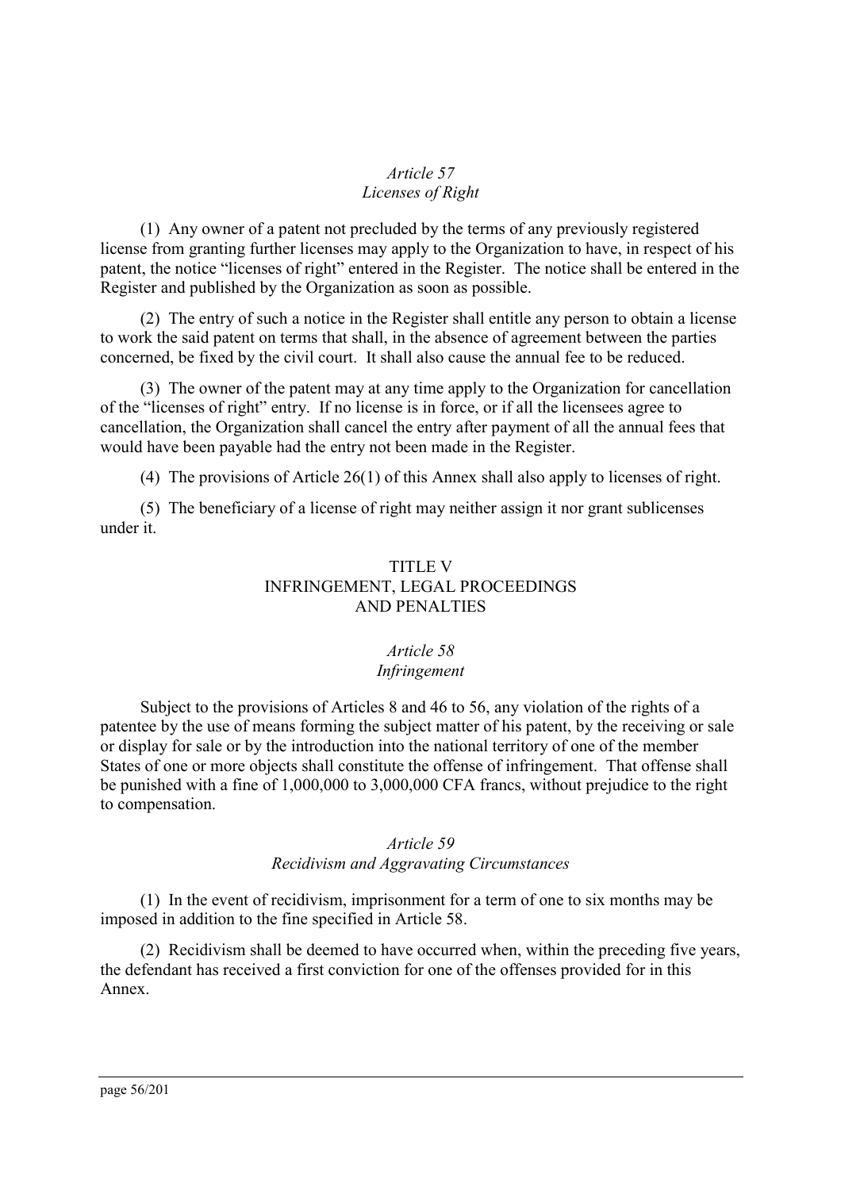*Article 57*
*Licenses of Right*

(1) Any owner of a patent not precluded by the terms of any previously registered license from granting further licenses may apply to the Organization to have, in respect of his patent, the notice "licenses of right" entered in the Register. The notice shall be entered in the Register and published by the Organization as soon as possible.

(2) The entry of such a notice in the Register shall entitle any person to obtain a license to work the said patent on terms that shall, in the absence of agreement between the parties concerned, be fixed by the civil court. It shall also cause the annual fee to be reduced.

(3) The owner of the patent may at any time apply to the Organization for cancellation of the "licenses of right" entry. If no license is in force, or if all the licensees agree to cancellation, the Organization shall cancel the entry after payment of all the annual fees that would have been payable had the entry not been made in the Register.

(4) The provisions of Article 26(1) of this Annex shall also apply to licenses of right.

(5) The beneficiary of a license of right may neither assign it nor grant sublicenses under it.

## TITLE V
## INFRINGEMENT, LEGAL PROCEEDINGS AND PENALTIES

*Article 58*
*Infringement*

Subject to the provisions of Articles 8 and 46 to 56, any violation of the rights of a patentee by the use of means forming the subject matter of his patent, by the receiving or sale or display for sale or by the introduction into the national territory of one of the member States of one or more objects shall constitute the offense of infringement. That offense shall be punished with a fine of 1,000,000 to 3,000,000 CFA francs, without prejudice to the right to compensation.

*Article 59*
*Recidivism and Aggravating Circumstances*

(1) In the event of recidivism, imprisonment for a term of one to six months may be imposed in addition to the fine specified in Article 58.

(2) Recidivism shall be deemed to have occurred when, within the preceding five years, the defendant has received a first conviction for one of the offenses provided for in this Annex.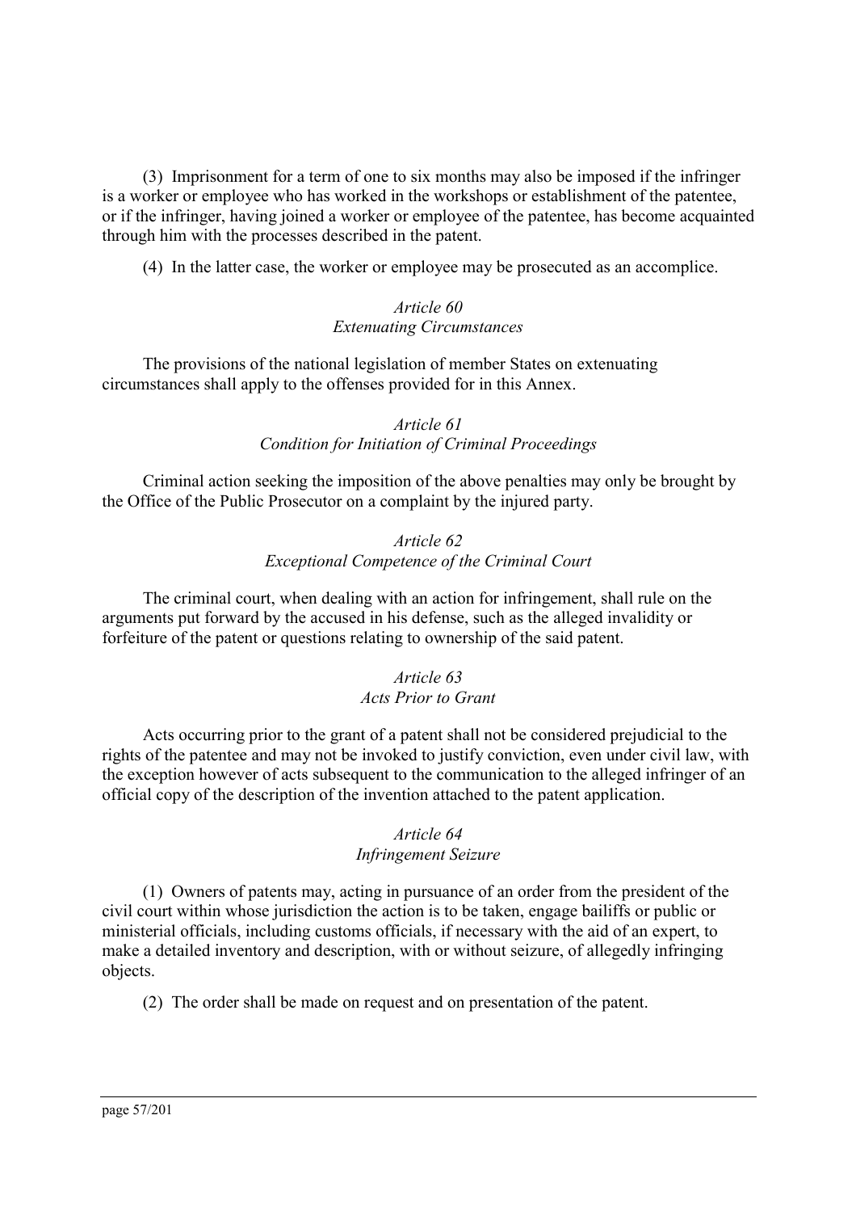(3) Imprisonment for a term of one to six months may also be imposed if the infringer is a worker or employee who has worked in the workshops or establishment of the patentee, or if the infringer, having joined a worker or employee of the patentee, has become acquainted through him with the processes described in the patent.

(4) In the latter case, the worker or employee may be prosecuted as an accomplice.

*Article 60*
*Extenuating Circumstances*

The provisions of the national legislation of member States on extenuating circumstances shall apply to the offenses provided for in this Annex.

*Article 61*
*Condition for Initiation of Criminal Proceedings*

Criminal action seeking the imposition of the above penalties may only be brought by the Office of the Public Prosecutor on a complaint by the injured party.

*Article 62*
*Exceptional Competence of the Criminal Court*

The criminal court, when dealing with an action for infringement, shall rule on the arguments put forward by the accused in his defense, such as the alleged invalidity or forfeiture of the patent or questions relating to ownership of the said patent.

*Article 63*
*Acts Prior to Grant*

Acts occurring prior to the grant of a patent shall not be considered prejudicial to the rights of the patentee and may not be invoked to justify conviction, even under civil law, with the exception however of acts subsequent to the communication to the alleged infringer of an official copy of the description of the invention attached to the patent application.

*Article 64*
*Infringement Seizure*

(1) Owners of patents may, acting in pursuance of an order from the president of the civil court within whose jurisdiction the action is to be taken, engage bailiffs or public or ministerial officials, including customs officials, if necessary with the aid of an expert, to make a detailed inventory and description, with or without seizure, of allegedly infringing objects.

(2) The order shall be made on request and on presentation of the patent.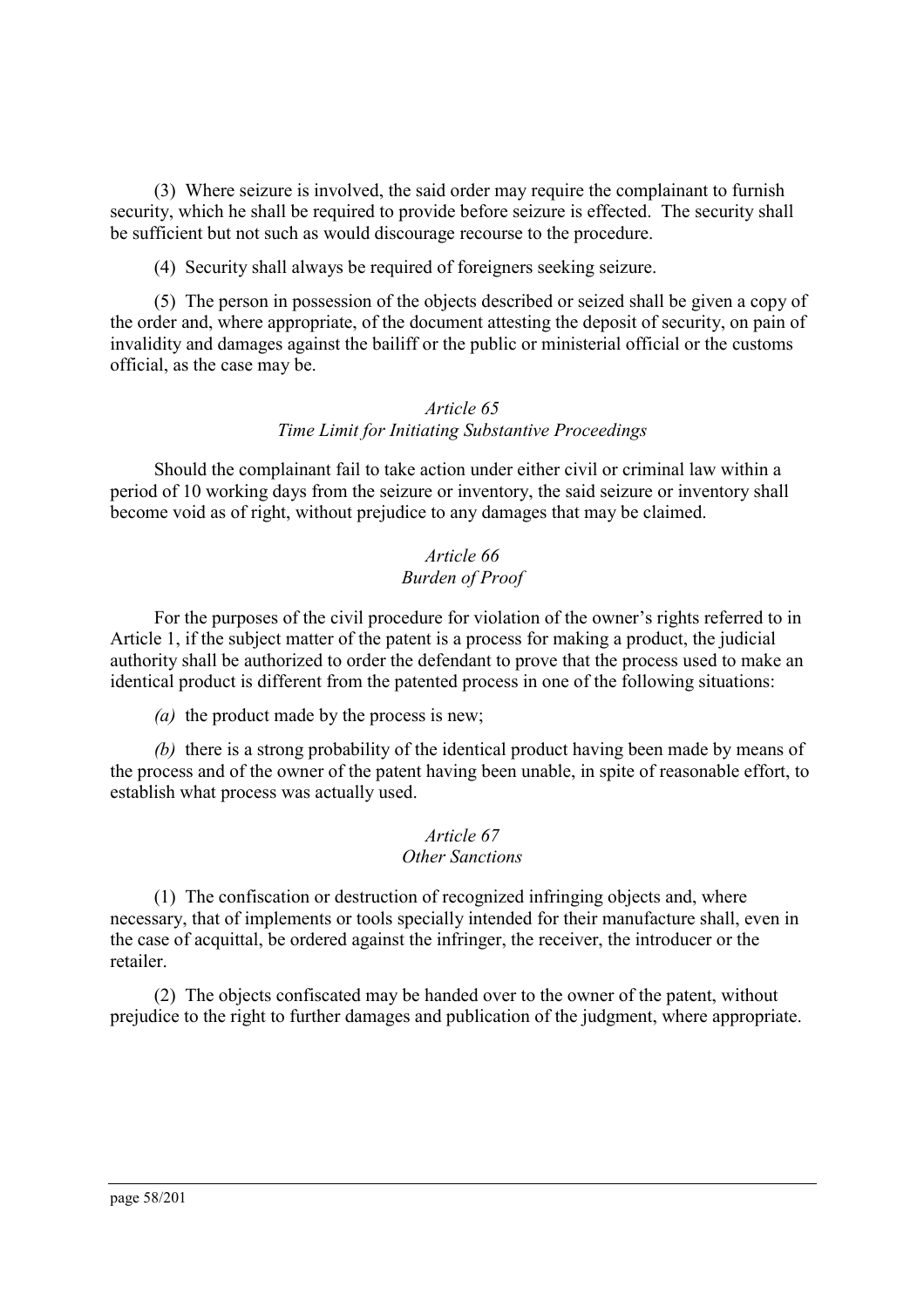(3) Where seizure is involved, the said order may require the complainant to furnish security, which he shall be required to provide before seizure is effected. The security shall be sufficient but not such as would discourage recourse to the procedure.

(4) Security shall always be required of foreigners seeking seizure.

(5) The person in possession of the objects described or seized shall be given a copy of the order and, where appropriate, of the document attesting the deposit of security, on pain of invalidity and damages against the bailiff or the public or ministerial official or the customs official, as the case may be.

### *Article 65*
### *Time Limit for Initiating Substantive Proceedings*

Should the complainant fail to take action under either civil or criminal law within a period of 10 working days from the seizure or inventory, the said seizure or inventory shall become void as of right, without prejudice to any damages that may be claimed.

### *Article 66*
### *Burden of Proof*

For the purposes of the civil procedure for violation of the owner's rights referred to in Article 1, if the subject matter of the patent is a process for making a product, the judicial authority shall be authorized to order the defendant to prove that the process used to make an identical product is different from the patented process in one of the following situations:

*(a)* the product made by the process is new;

*(b)* there is a strong probability of the identical product having been made by means of the process and of the owner of the patent having been unable, in spite of reasonable effort, to establish what process was actually used.

### *Article 67*
### *Other Sanctions*

(1) The confiscation or destruction of recognized infringing objects and, where necessary, that of implements or tools specially intended for their manufacture shall, even in the case of acquittal, be ordered against the infringer, the receiver, the introducer or the retailer.

(2) The objects confiscated may be handed over to the owner of the patent, without prejudice to the right to further damages and publication of the judgment, where appropriate.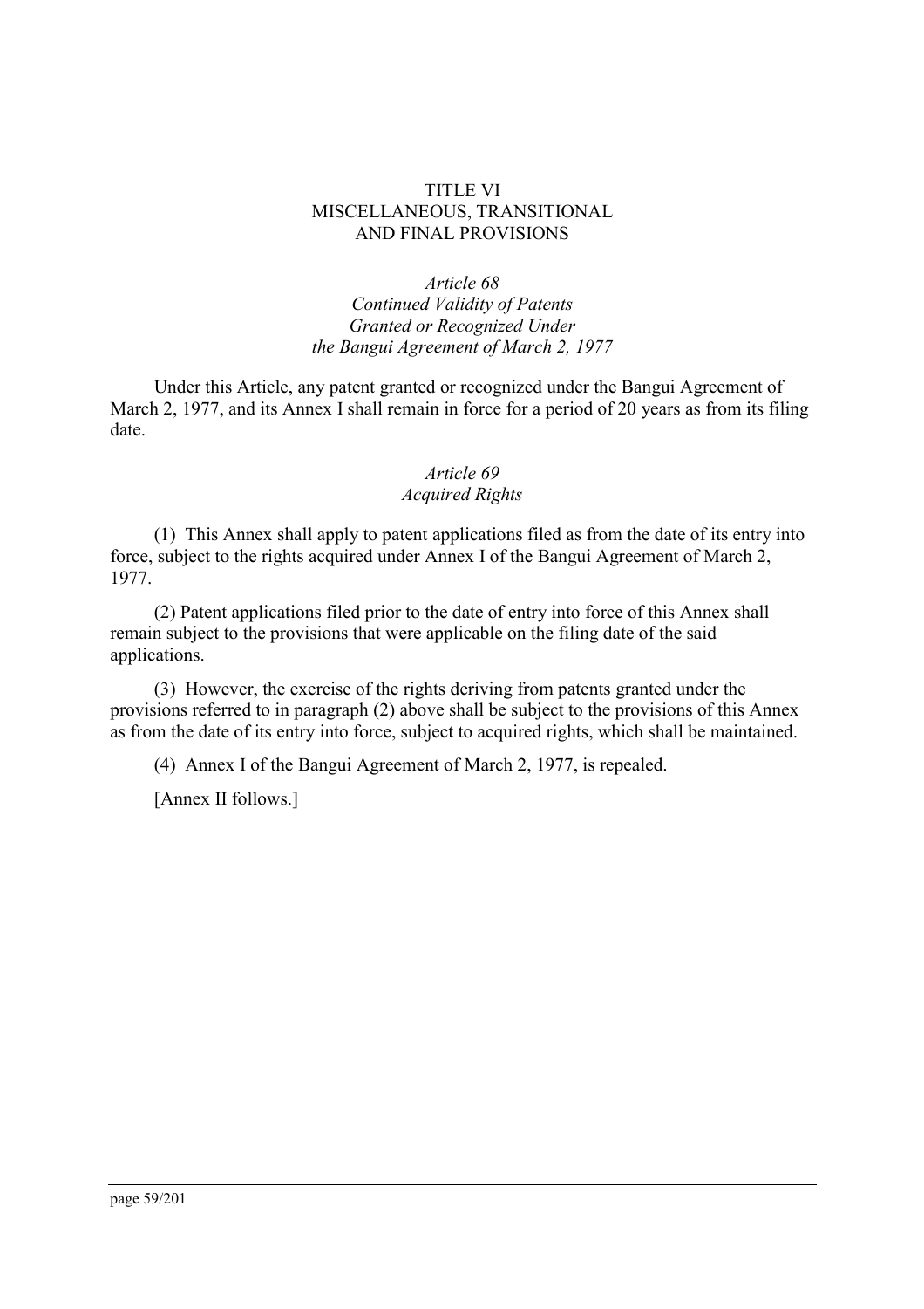## TITLE VI
## MISCELLANEOUS, TRANSITIONAL AND FINAL PROVISIONS

### *Article 68*
### *Continued Validity of Patents Granted or Recognized Under the Bangui Agreement of March 2, 1977*

Under this Article, any patent granted or recognized under the Bangui Agreement of March 2, 1977, and its Annex I shall remain in force for a period of 20 years as from its filing date.

### *Article 69*
### *Acquired Rights*

(1) This Annex shall apply to patent applications filed as from the date of its entry into force, subject to the rights acquired under Annex I of the Bangui Agreement of March 2, 1977.

(2) Patent applications filed prior to the date of entry into force of this Annex shall remain subject to the provisions that were applicable on the filing date of the said applications.

(3) However, the exercise of the rights deriving from patents granted under the provisions referred to in paragraph (2) above shall be subject to the provisions of this Annex as from the date of its entry into force, subject to acquired rights, which shall be maintained.

(4) Annex I of the Bangui Agreement of March 2, 1977, is repealed.

[Annex II follows.]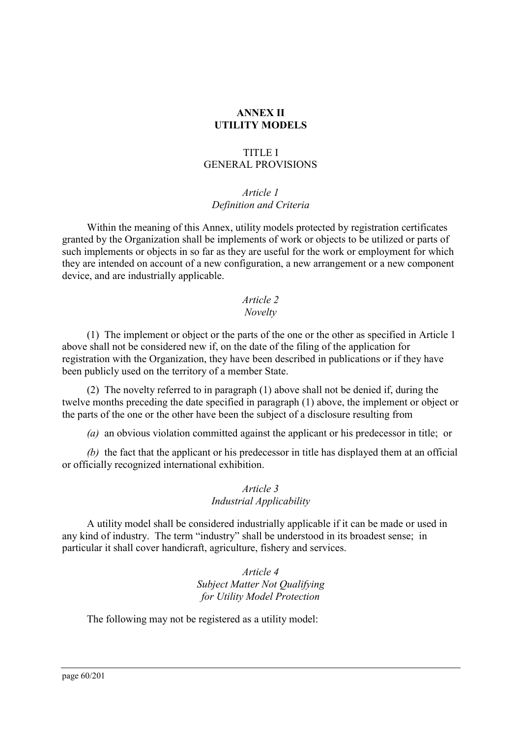# ANNEX II
# UTILITY MODELS

## TITLE I
## GENERAL PROVISIONS

### *Article 1*
### *Definition and Criteria*

Within the meaning of this Annex, utility models protected by registration certificates granted by the Organization shall be implements of work or objects to be utilized or parts of such implements or objects in so far as they are useful for the work or employment for which they are intended on account of a new configuration, a new arrangement or a new component device, and are industrially applicable.

### *Article 2*
### *Novelty*

(1) The implement or object or the parts of the one or the other as specified in Article 1 above shall not be considered new if, on the date of the filing of the application for registration with the Organization, they have been described in publications or if they have been publicly used on the territory of a member State.

(2) The novelty referred to in paragraph (1) above shall not be denied if, during the twelve months preceding the date specified in paragraph (1) above, the implement or object or the parts of the one or the other have been the subject of a disclosure resulting from

*(a)* an obvious violation committed against the applicant or his predecessor in title; or

*(b)* the fact that the applicant or his predecessor in title has displayed them at an official or officially recognized international exhibition.

### *Article 3*
### *Industrial Applicability*

A utility model shall be considered industrially applicable if it can be made or used in any kind of industry. The term "industry" shall be understood in its broadest sense; in particular it shall cover handicraft, agriculture, fishery and services.

### *Article 4*
### *Subject Matter Not Qualifying for Utility Model Protection*

The following may not be registered as a utility model: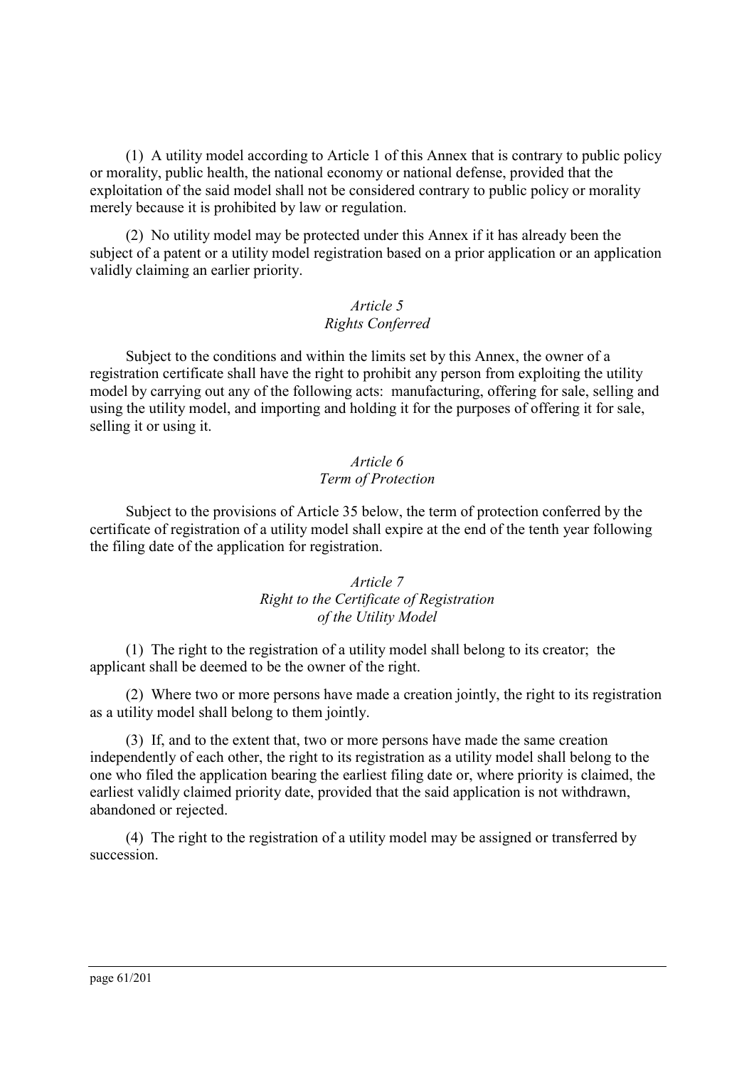(1) A utility model according to Article 1 of this Annex that is contrary to public policy or morality, public health, the national economy or national defense, provided that the exploitation of the said model shall not be considered contrary to public policy or morality merely because it is prohibited by law or regulation.

(2) No utility model may be protected under this Annex if it has already been the subject of a patent or a utility model registration based on a prior application or an application validly claiming an earlier priority.

*Article 5*
*Rights Conferred*

Subject to the conditions and within the limits set by this Annex, the owner of a registration certificate shall have the right to prohibit any person from exploiting the utility model by carrying out any of the following acts: manufacturing, offering for sale, selling and using the utility model, and importing and holding it for the purposes of offering it for sale, selling it or using it.

*Article 6*
*Term of Protection*

Subject to the provisions of Article 35 below, the term of protection conferred by the certificate of registration of a utility model shall expire at the end of the tenth year following the filing date of the application for registration.

*Article 7*
*Right to the Certificate of Registration of the Utility Model*

(1) The right to the registration of a utility model shall belong to its creator; the applicant shall be deemed to be the owner of the right.

(2) Where two or more persons have made a creation jointly, the right to its registration as a utility model shall belong to them jointly.

(3) If, and to the extent that, two or more persons have made the same creation independently of each other, the right to its registration as a utility model shall belong to the one who filed the application bearing the earliest filing date or, where priority is claimed, the earliest validly claimed priority date, provided that the said application is not withdrawn, abandoned or rejected.

(4) The right to the registration of a utility model may be assigned or transferred by succession.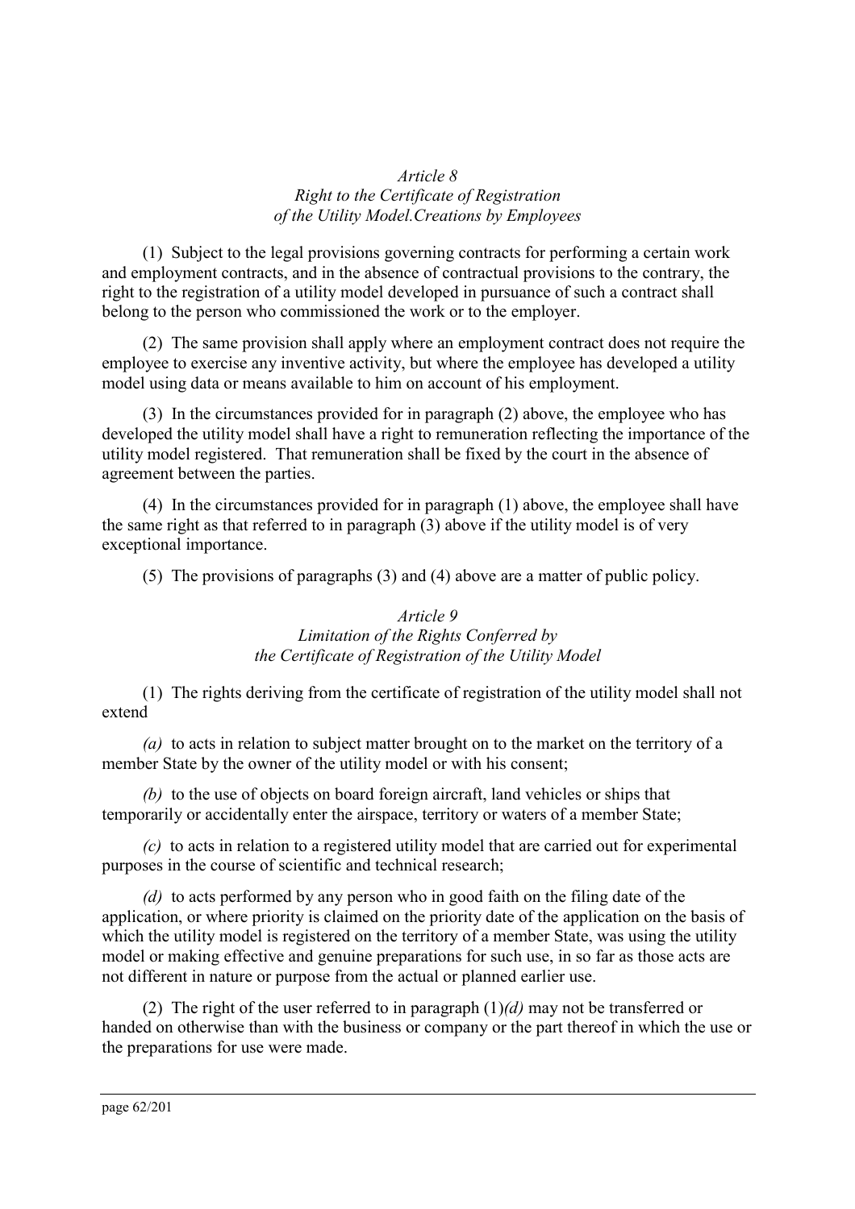*Article 8*
*Right to the Certificate of Registration of the Utility Model.Creations by Employees*

(1) Subject to the legal provisions governing contracts for performing a certain work and employment contracts, and in the absence of contractual provisions to the contrary, the right to the registration of a utility model developed in pursuance of such a contract shall belong to the person who commissioned the work or to the employer.

(2) The same provision shall apply where an employment contract does not require the employee to exercise any inventive activity, but where the employee has developed a utility model using data or means available to him on account of his employment.

(3) In the circumstances provided for in paragraph (2) above, the employee who has developed the utility model shall have a right to remuneration reflecting the importance of the utility model registered. That remuneration shall be fixed by the court in the absence of agreement between the parties.

(4) In the circumstances provided for in paragraph (1) above, the employee shall have the same right as that referred to in paragraph (3) above if the utility model is of very exceptional importance.

(5) The provisions of paragraphs (3) and (4) above are a matter of public policy.

*Article 9*
*Limitation of the Rights Conferred by the Certificate of Registration of the Utility Model*

(1) The rights deriving from the certificate of registration of the utility model shall not extend

*(a)* to acts in relation to subject matter brought on to the market on the territory of a member State by the owner of the utility model or with his consent;

*(b)* to the use of objects on board foreign aircraft, land vehicles or ships that temporarily or accidentally enter the airspace, territory or waters of a member State;

*(c)* to acts in relation to a registered utility model that are carried out for experimental purposes in the course of scientific and technical research;

*(d)* to acts performed by any person who in good faith on the filing date of the application, or where priority is claimed on the priority date of the application on the basis of which the utility model is registered on the territory of a member State, was using the utility model or making effective and genuine preparations for such use, in so far as those acts are not different in nature or purpose from the actual or planned earlier use.

(2) The right of the user referred to in paragraph (1)*(d)* may not be transferred or handed on otherwise than with the business or company or the part thereof in which the use or the preparations for use were made.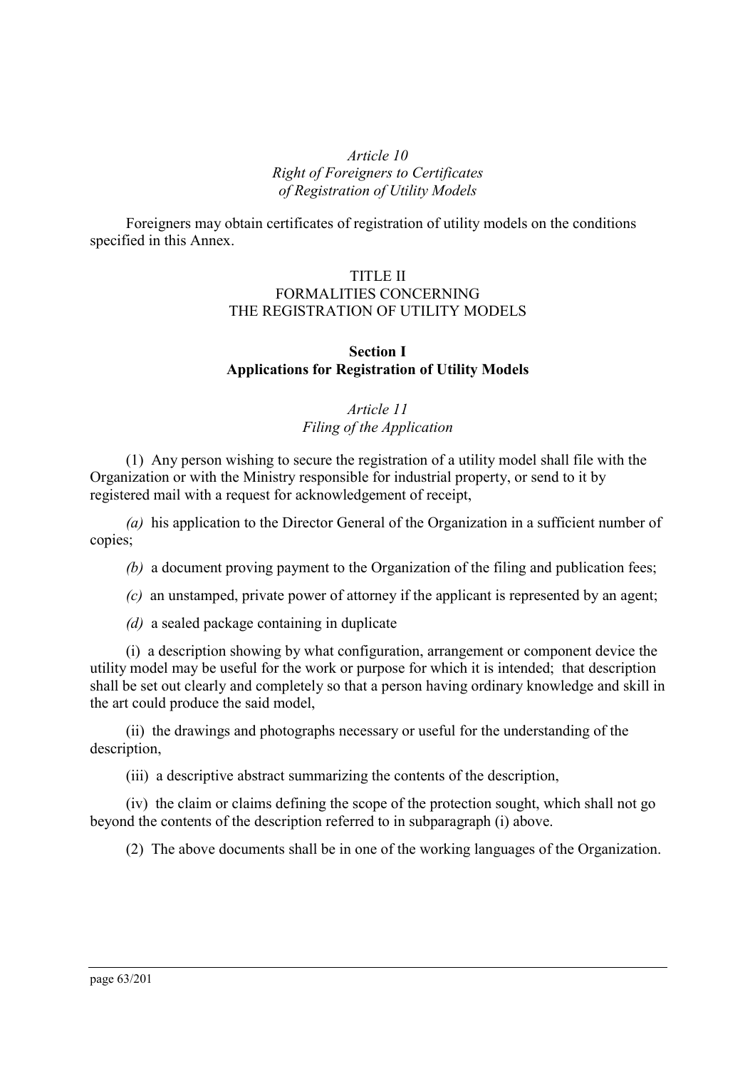*Article 10*
*Right of Foreigners to Certificates of Registration of Utility Models*

Foreigners may obtain certificates of registration of utility models on the conditions specified in this Annex.

## TITLE II
## FORMALITIES CONCERNING THE REGISTRATION OF UTILITY MODELS

### Section I
### Applications for Registration of Utility Models

*Article 11*
*Filing of the Application*

(1) Any person wishing to secure the registration of a utility model shall file with the Organization or with the Ministry responsible for industrial property, or send to it by registered mail with a request for acknowledgement of receipt,

*(a)* his application to the Director General of the Organization in a sufficient number of copies;

*(b)* a document proving payment to the Organization of the filing and publication fees;

*(c)* an unstamped, private power of attorney if the applicant is represented by an agent;

*(d)* a sealed package containing in duplicate

(i) a description showing by what configuration, arrangement or component device the utility model may be useful for the work or purpose for which it is intended; that description shall be set out clearly and completely so that a person having ordinary knowledge and skill in the art could produce the said model,

(ii) the drawings and photographs necessary or useful for the understanding of the description,

(iii) a descriptive abstract summarizing the contents of the description,

(iv) the claim or claims defining the scope of the protection sought, which shall not go beyond the contents of the description referred to in subparagraph (i) above.

(2) The above documents shall be in one of the working languages of the Organization.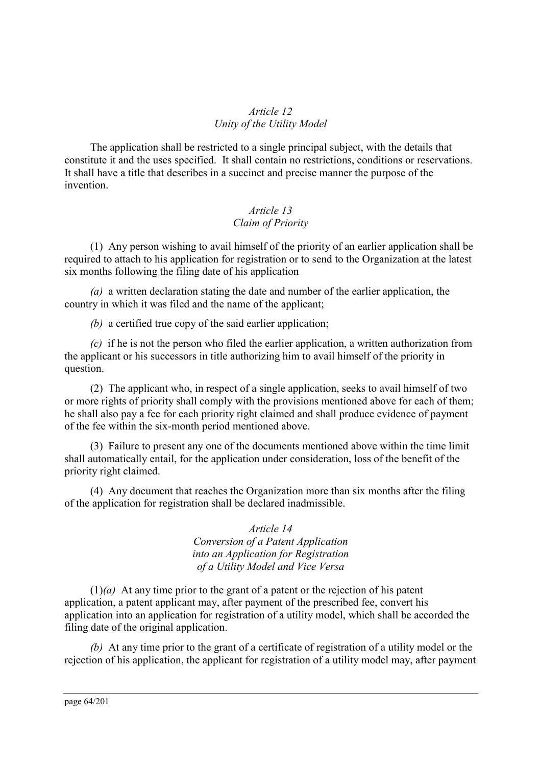*Article 12*
*Unity of the Utility Model*

The application shall be restricted to a single principal subject, with the details that constitute it and the uses specified. It shall contain no restrictions, conditions or reservations. It shall have a title that describes in a succinct and precise manner the purpose of the invention.

*Article 13*
*Claim of Priority*

(1) Any person wishing to avail himself of the priority of an earlier application shall be required to attach to his application for registration or to send to the Organization at the latest six months following the filing date of his application

*(a)* a written declaration stating the date and number of the earlier application, the country in which it was filed and the name of the applicant;

*(b)* a certified true copy of the said earlier application;

*(c)* if he is not the person who filed the earlier application, a written authorization from the applicant or his successors in title authorizing him to avail himself of the priority in question.

(2) The applicant who, in respect of a single application, seeks to avail himself of two or more rights of priority shall comply with the provisions mentioned above for each of them; he shall also pay a fee for each priority right claimed and shall produce evidence of payment of the fee within the six-month period mentioned above.

(3) Failure to present any one of the documents mentioned above within the time limit shall automatically entail, for the application under consideration, loss of the benefit of the priority right claimed.

(4) Any document that reaches the Organization more than six months after the filing of the application for registration shall be declared inadmissible.

*Article 14*
*Conversion of a Patent Application into an Application for Registration of a Utility Model and Vice Versa*

(1)*(a)* At any time prior to the grant of a patent or the rejection of his patent application, a patent applicant may, after payment of the prescribed fee, convert his application into an application for registration of a utility model, which shall be accorded the filing date of the original application.

*(b)* At any time prior to the grant of a certificate of registration of a utility model or the rejection of his application, the applicant for registration of a utility model may, after payment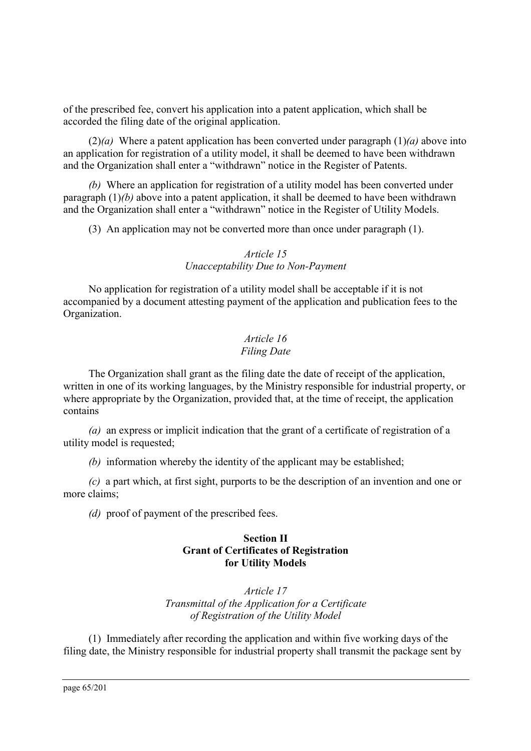of the prescribed fee, convert his application into a patent application, which shall be accorded the filing date of the original application.

(2)*(a)* Where a patent application has been converted under paragraph (1)*(a)* above into an application for registration of a utility model, it shall be deemed to have been withdrawn and the Organization shall enter a "withdrawn" notice in the Register of Patents.

*(b)* Where an application for registration of a utility model has been converted under paragraph (1)*(b)* above into a patent application, it shall be deemed to have been withdrawn and the Organization shall enter a "withdrawn" notice in the Register of Utility Models.

(3) An application may not be converted more than once under paragraph (1).

*Article 15*
*Unacceptability Due to Non-Payment*

No application for registration of a utility model shall be acceptable if it is not accompanied by a document attesting payment of the application and publication fees to the Organization.

*Article 16*
*Filing Date*

The Organization shall grant as the filing date the date of receipt of the application, written in one of its working languages, by the Ministry responsible for industrial property, or where appropriate by the Organization, provided that, at the time of receipt, the application contains

*(a)* an express or implicit indication that the grant of a certificate of registration of a utility model is requested;

*(b)* information whereby the identity of the applicant may be established;

*(c)* a part which, at first sight, purports to be the description of an invention and one or more claims;

*(d)* proof of payment of the prescribed fees.

**Section II**
**Grant of Certificates of Registration for Utility Models**

*Article 17*
*Transmittal of the Application for a Certificate of Registration of the Utility Model*

(1) Immediately after recording the application and within five working days of the filing date, the Ministry responsible for industrial property shall transmit the package sent by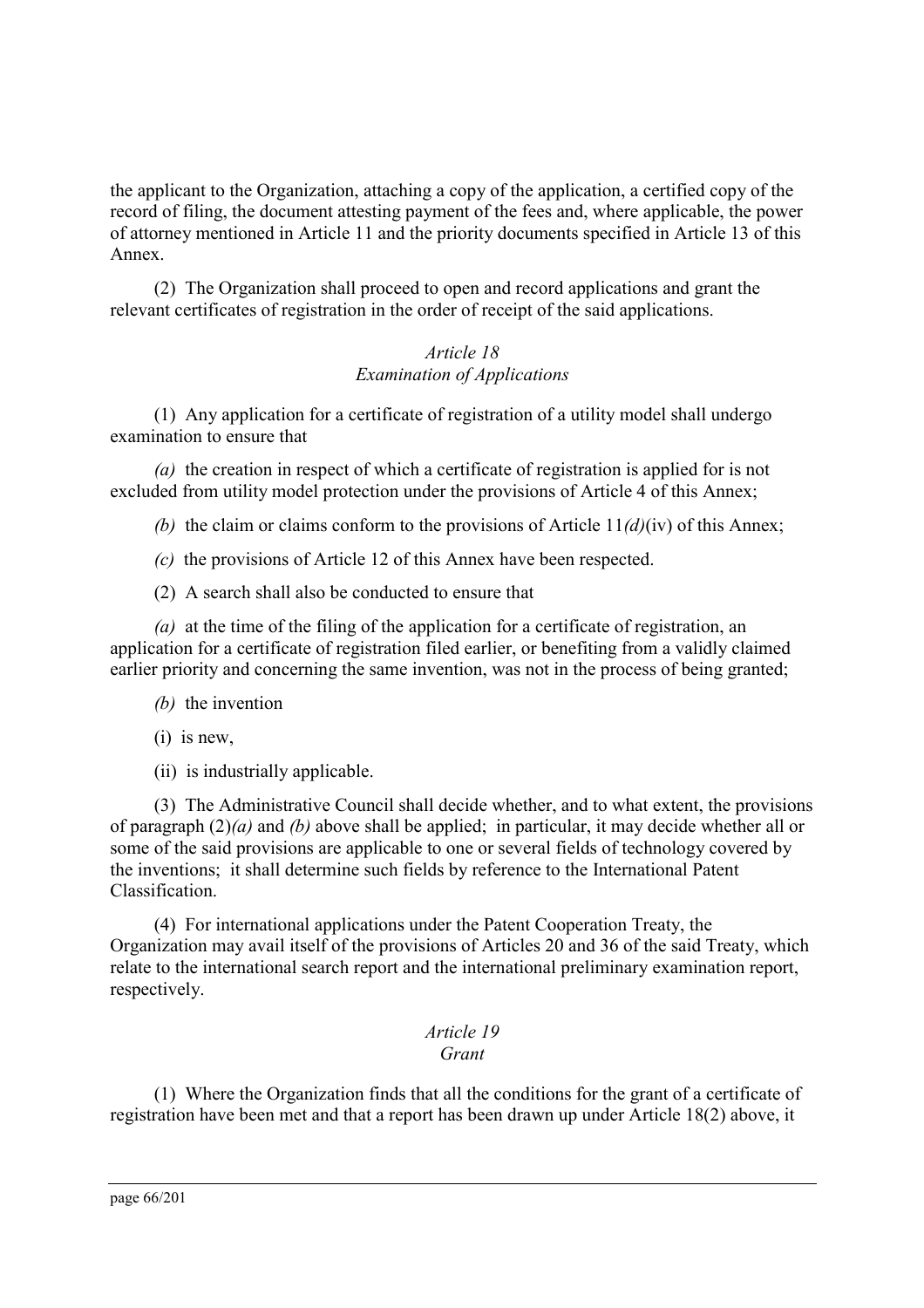the applicant to the Organization, attaching a copy of the application, a certified copy of the record of filing, the document attesting payment of the fees and, where applicable, the power of attorney mentioned in Article 11 and the priority documents specified in Article 13 of this Annex.

(2) The Organization shall proceed to open and record applications and grant the relevant certificates of registration in the order of receipt of the said applications.

*Article 18*
*Examination of Applications*

(1) Any application for a certificate of registration of a utility model shall undergo examination to ensure that

*(a)* the creation in respect of which a certificate of registration is applied for is not excluded from utility model protection under the provisions of Article 4 of this Annex;

*(b)* the claim or claims conform to the provisions of Article 11*(d)*(iv) of this Annex;

*(c)* the provisions of Article 12 of this Annex have been respected.

(2) A search shall also be conducted to ensure that

*(a)* at the time of the filing of the application for a certificate of registration, an application for a certificate of registration filed earlier, or benefiting from a validly claimed earlier priority and concerning the same invention, was not in the process of being granted;

*(b)* the invention

(i) is new,

(ii) is industrially applicable.

(3) The Administrative Council shall decide whether, and to what extent, the provisions of paragraph (2)*(a)* and *(b)* above shall be applied; in particular, it may decide whether all or some of the said provisions are applicable to one or several fields of technology covered by the inventions; it shall determine such fields by reference to the International Patent Classification.

(4) For international applications under the Patent Cooperation Treaty, the Organization may avail itself of the provisions of Articles 20 and 36 of the said Treaty, which relate to the international search report and the international preliminary examination report, respectively.

*Article 19*
*Grant*

(1) Where the Organization finds that all the conditions for the grant of a certificate of registration have been met and that a report has been drawn up under Article 18(2) above, it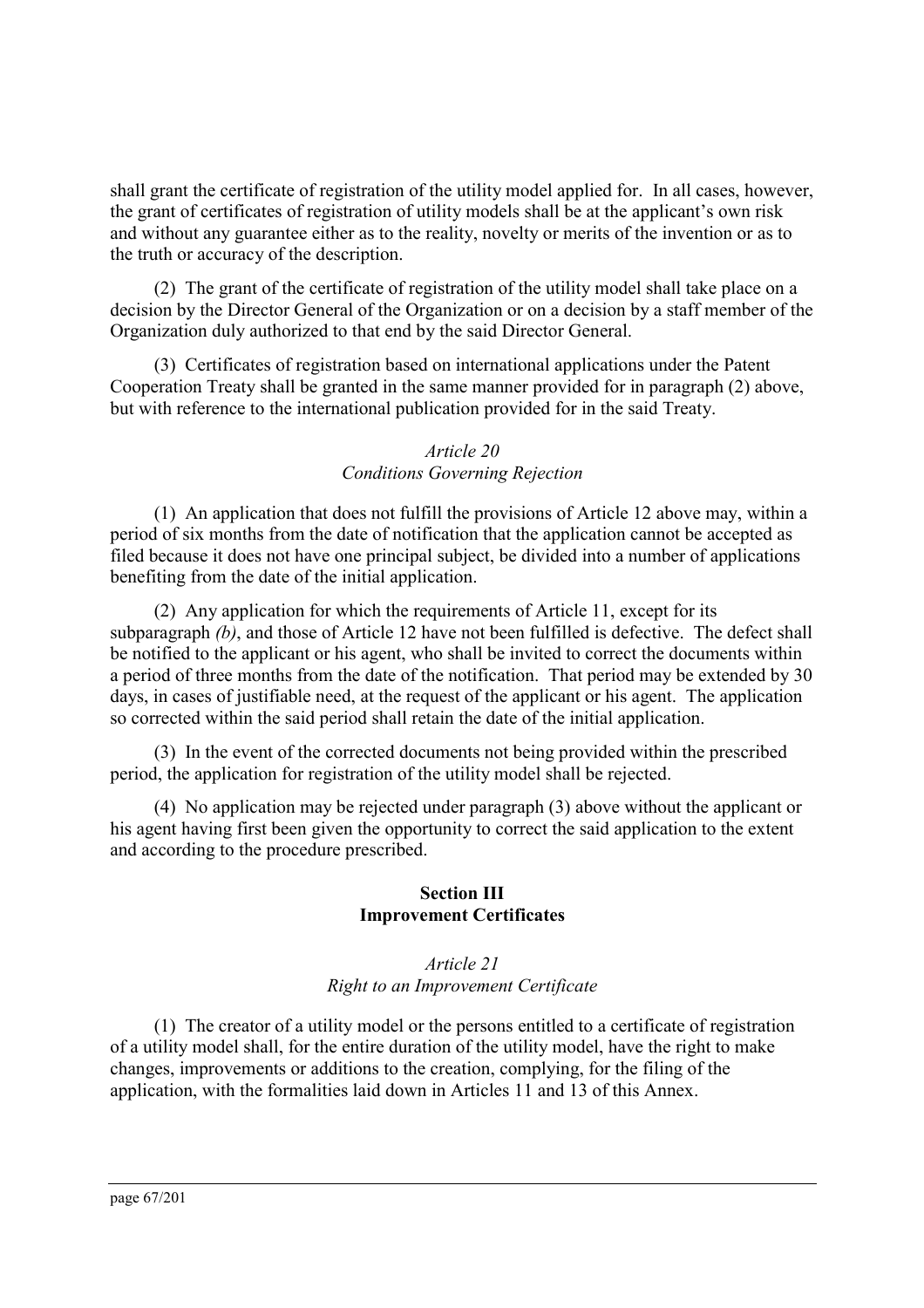shall grant the certificate of registration of the utility model applied for. In all cases, however, the grant of certificates of registration of utility models shall be at the applicant's own risk and without any guarantee either as to the reality, novelty or merits of the invention or as to the truth or accuracy of the description.

(2) The grant of the certificate of registration of the utility model shall take place on a decision by the Director General of the Organization or on a decision by a staff member of the Organization duly authorized to that end by the said Director General.

(3) Certificates of registration based on international applications under the Patent Cooperation Treaty shall be granted in the same manner provided for in paragraph (2) above, but with reference to the international publication provided for in the said Treaty.

*Article 20*
*Conditions Governing Rejection*

(1) An application that does not fulfill the provisions of Article 12 above may, within a period of six months from the date of notification that the application cannot be accepted as filed because it does not have one principal subject, be divided into a number of applications benefiting from the date of the initial application.

(2) Any application for which the requirements of Article 11, except for its subparagraph *(b)*, and those of Article 12 have not been fulfilled is defective. The defect shall be notified to the applicant or his agent, who shall be invited to correct the documents within a period of three months from the date of the notification. That period may be extended by 30 days, in cases of justifiable need, at the request of the applicant or his agent. The application so corrected within the said period shall retain the date of the initial application.

(3) In the event of the corrected documents not being provided within the prescribed period, the application for registration of the utility model shall be rejected.

(4) No application may be rejected under paragraph (3) above without the applicant or his agent having first been given the opportunity to correct the said application to the extent and according to the procedure prescribed.

## Section III
## Improvement Certificates

*Article 21*
*Right to an Improvement Certificate*

(1) The creator of a utility model or the persons entitled to a certificate of registration of a utility model shall, for the entire duration of the utility model, have the right to make changes, improvements or additions to the creation, complying, for the filing of the application, with the formalities laid down in Articles 11 and 13 of this Annex.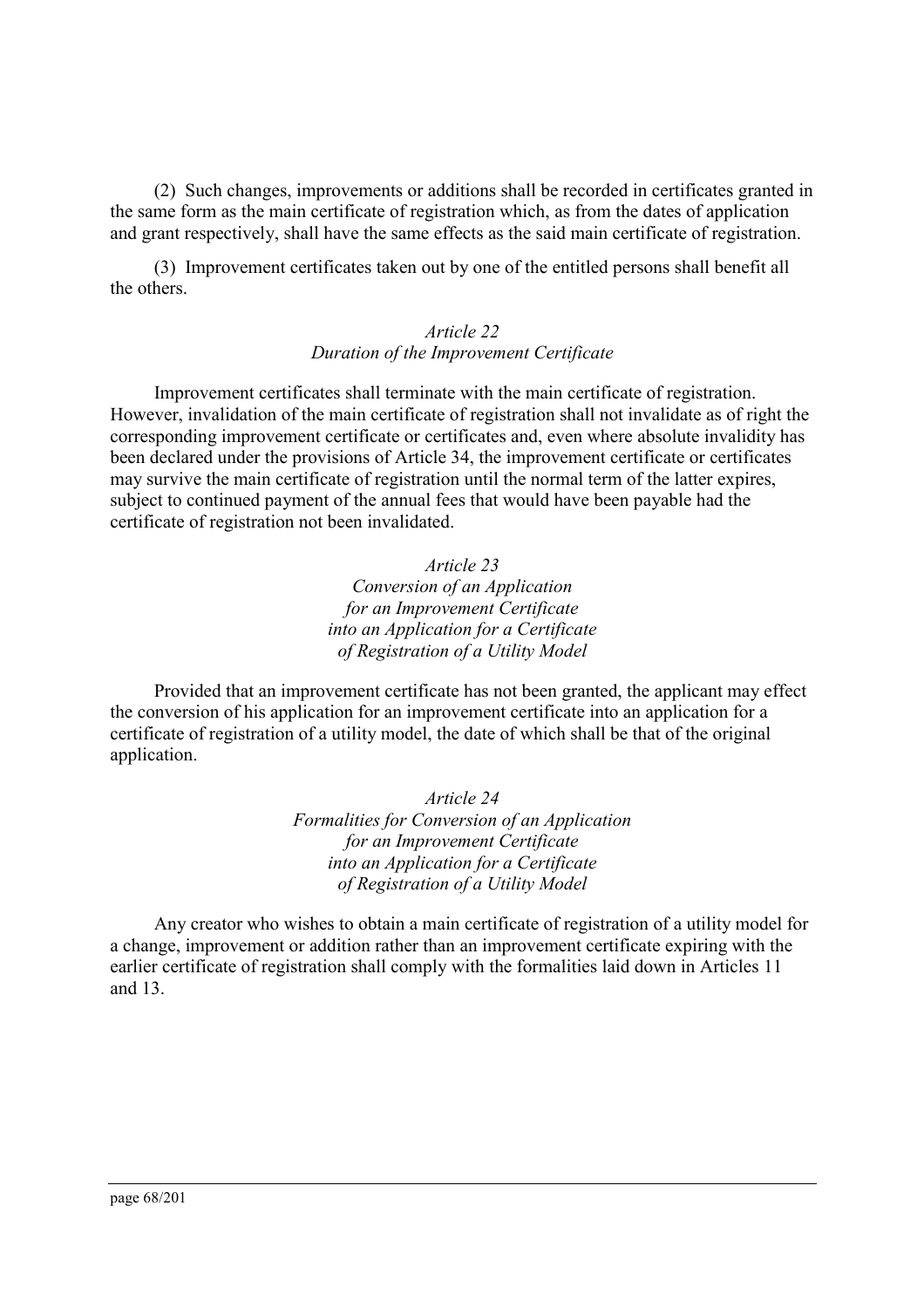(2) Such changes, improvements or additions shall be recorded in certificates granted in the same form as the main certificate of registration which, as from the dates of application and grant respectively, shall have the same effects as the said main certificate of registration.

(3) Improvement certificates taken out by one of the entitled persons shall benefit all the others.

*Article 22*
*Duration of the Improvement Certificate*

Improvement certificates shall terminate with the main certificate of registration. However, invalidation of the main certificate of registration shall not invalidate as of right the corresponding improvement certificate or certificates and, even where absolute invalidity has been declared under the provisions of Article 34, the improvement certificate or certificates may survive the main certificate of registration until the normal term of the latter expires, subject to continued payment of the annual fees that would have been payable had the certificate of registration not been invalidated.

*Article 23*
*Conversion of an Application for an Improvement Certificate into an Application for a Certificate of Registration of a Utility Model*

Provided that an improvement certificate has not been granted, the applicant may effect the conversion of his application for an improvement certificate into an application for a certificate of registration of a utility model, the date of which shall be that of the original application.

*Article 24*
*Formalities for Conversion of an Application for an Improvement Certificate into an Application for a Certificate of Registration of a Utility Model*

Any creator who wishes to obtain a main certificate of registration of a utility model for a change, improvement or addition rather than an improvement certificate expiring with the earlier certificate of registration shall comply with the formalities laid down in Articles 11 and 13.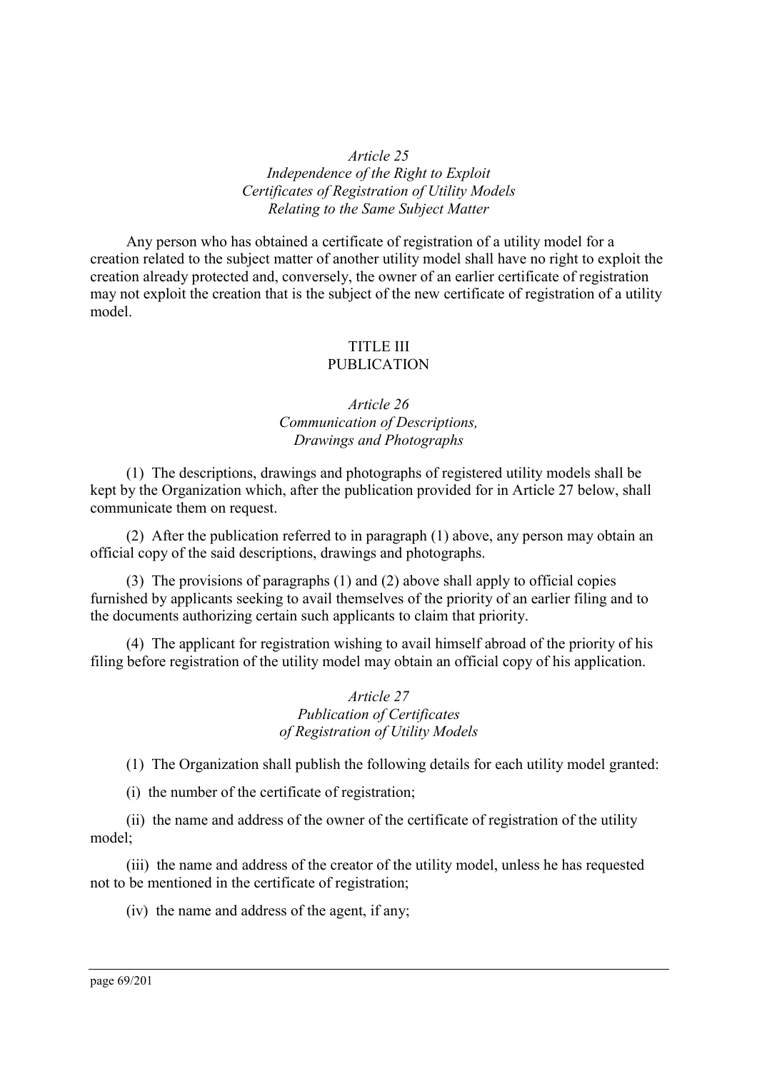*Article 25*
*Independence of the Right to Exploit Certificates of Registration of Utility Models Relating to the Same Subject Matter*

Any person who has obtained a certificate of registration of a utility model for a creation related to the subject matter of another utility model shall have no right to exploit the creation already protected and, conversely, the owner of an earlier certificate of registration may not exploit the creation that is the subject of the new certificate of registration of a utility model.

## TITLE III
## PUBLICATION

*Article 26*
*Communication of Descriptions, Drawings and Photographs*

(1) The descriptions, drawings and photographs of registered utility models shall be kept by the Organization which, after the publication provided for in Article 27 below, shall communicate them on request.

(2) After the publication referred to in paragraph (1) above, any person may obtain an official copy of the said descriptions, drawings and photographs.

(3) The provisions of paragraphs (1) and (2) above shall apply to official copies furnished by applicants seeking to avail themselves of the priority of an earlier filing and to the documents authorizing certain such applicants to claim that priority.

(4) The applicant for registration wishing to avail himself abroad of the priority of his filing before registration of the utility model may obtain an official copy of his application.

*Article 27*
*Publication of Certificates of Registration of Utility Models*

(1) The Organization shall publish the following details for each utility model granted:

(i) the number of the certificate of registration;

(ii) the name and address of the owner of the certificate of registration of the utility model;

(iii) the name and address of the creator of the utility model, unless he has requested not to be mentioned in the certificate of registration;

(iv) the name and address of the agent, if any;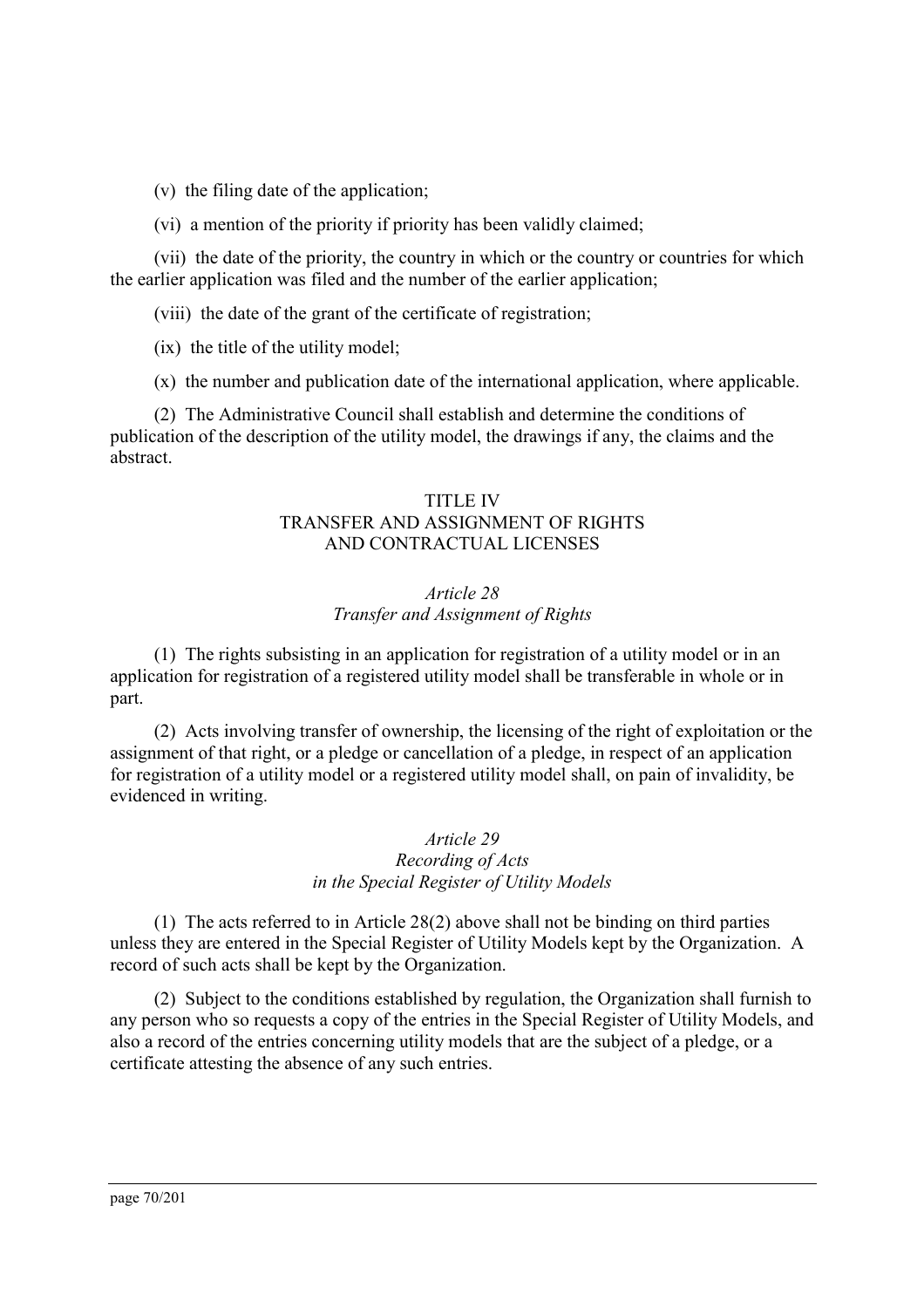(v) the filing date of the application;

(vi) a mention of the priority if priority has been validly claimed;

(vii) the date of the priority, the country in which or the country or countries for which the earlier application was filed and the number of the earlier application;

(viii) the date of the grant of the certificate of registration;

(ix) the title of the utility model;

(x) the number and publication date of the international application, where applicable.

(2) The Administrative Council shall establish and determine the conditions of publication of the description of the utility model, the drawings if any, the claims and the abstract.

## TITLE IV
## TRANSFER AND ASSIGNMENT OF RIGHTS AND CONTRACTUAL LICENSES

### *Article 28*
### *Transfer and Assignment of Rights*

(1) The rights subsisting in an application for registration of a utility model or in an application for registration of a registered utility model shall be transferable in whole or in part.

(2) Acts involving transfer of ownership, the licensing of the right of exploitation or the assignment of that right, or a pledge or cancellation of a pledge, in respect of an application for registration of a utility model or a registered utility model shall, on pain of invalidity, be evidenced in writing.

### *Article 29*
### *Recording of Acts in the Special Register of Utility Models*

(1) The acts referred to in Article 28(2) above shall not be binding on third parties unless they are entered in the Special Register of Utility Models kept by the Organization. A record of such acts shall be kept by the Organization.

(2) Subject to the conditions established by regulation, the Organization shall furnish to any person who so requests a copy of the entries in the Special Register of Utility Models, and also a record of the entries concerning utility models that are the subject of a pledge, or a certificate attesting the absence of any such entries.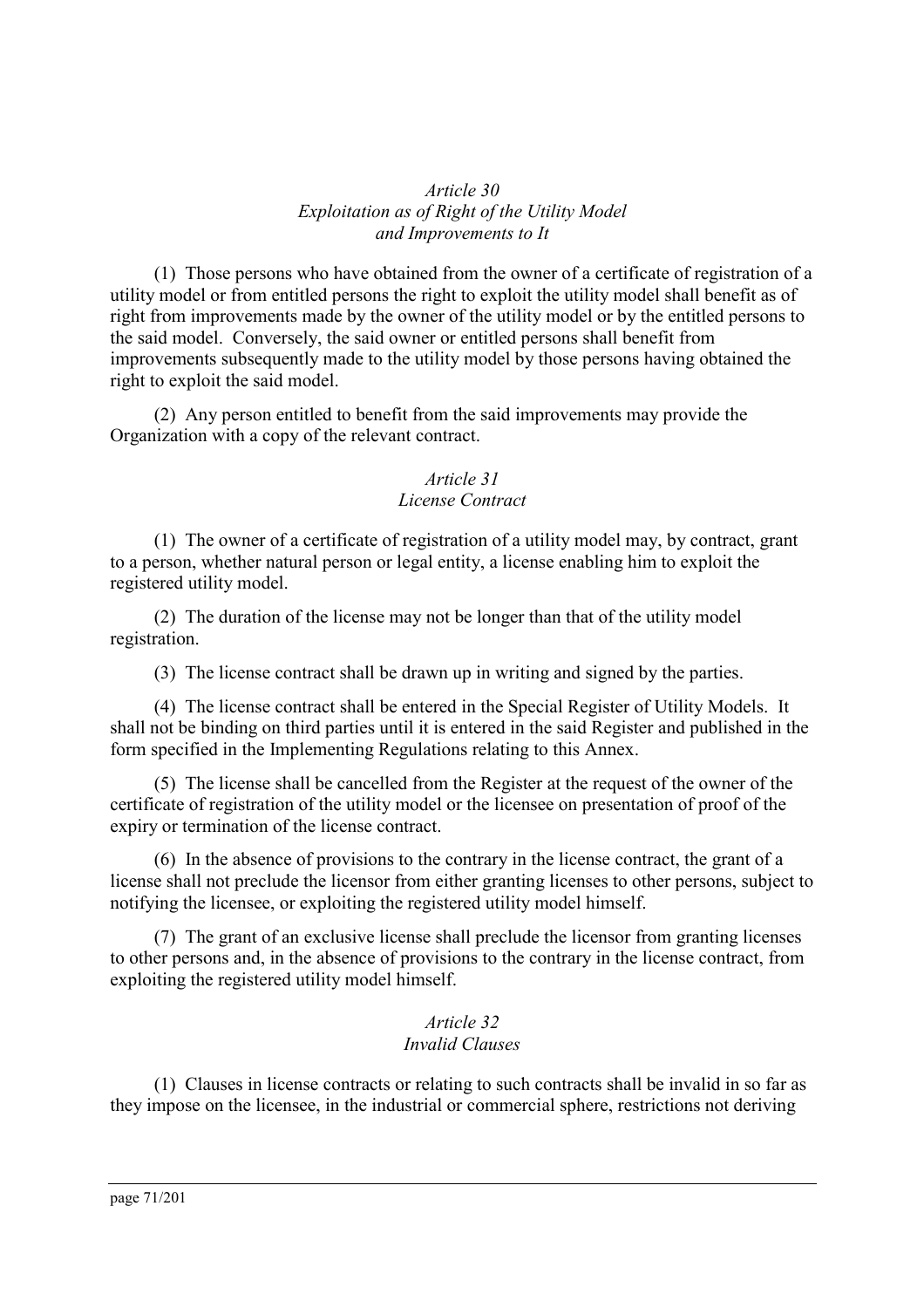*Article 30*
*Exploitation as of Right of the Utility Model and Improvements to It*

(1) Those persons who have obtained from the owner of a certificate of registration of a utility model or from entitled persons the right to exploit the utility model shall benefit as of right from improvements made by the owner of the utility model or by the entitled persons to the said model. Conversely, the said owner or entitled persons shall benefit from improvements subsequently made to the utility model by those persons having obtained the right to exploit the said model.

(2) Any person entitled to benefit from the said improvements may provide the Organization with a copy of the relevant contract.

*Article 31*
*License Contract*

(1) The owner of a certificate of registration of a utility model may, by contract, grant to a person, whether natural person or legal entity, a license enabling him to exploit the registered utility model.

(2) The duration of the license may not be longer than that of the utility model registration.

(3) The license contract shall be drawn up in writing and signed by the parties.

(4) The license contract shall be entered in the Special Register of Utility Models. It shall not be binding on third parties until it is entered in the said Register and published in the form specified in the Implementing Regulations relating to this Annex.

(5) The license shall be cancelled from the Register at the request of the owner of the certificate of registration of the utility model or the licensee on presentation of proof of the expiry or termination of the license contract.

(6) In the absence of provisions to the contrary in the license contract, the grant of a license shall not preclude the licensor from either granting licenses to other persons, subject to notifying the licensee, or exploiting the registered utility model himself.

(7) The grant of an exclusive license shall preclude the licensor from granting licenses to other persons and, in the absence of provisions to the contrary in the license contract, from exploiting the registered utility model himself.

*Article 32*
*Invalid Clauses*

(1) Clauses in license contracts or relating to such contracts shall be invalid in so far as they impose on the licensee, in the industrial or commercial sphere, restrictions not deriving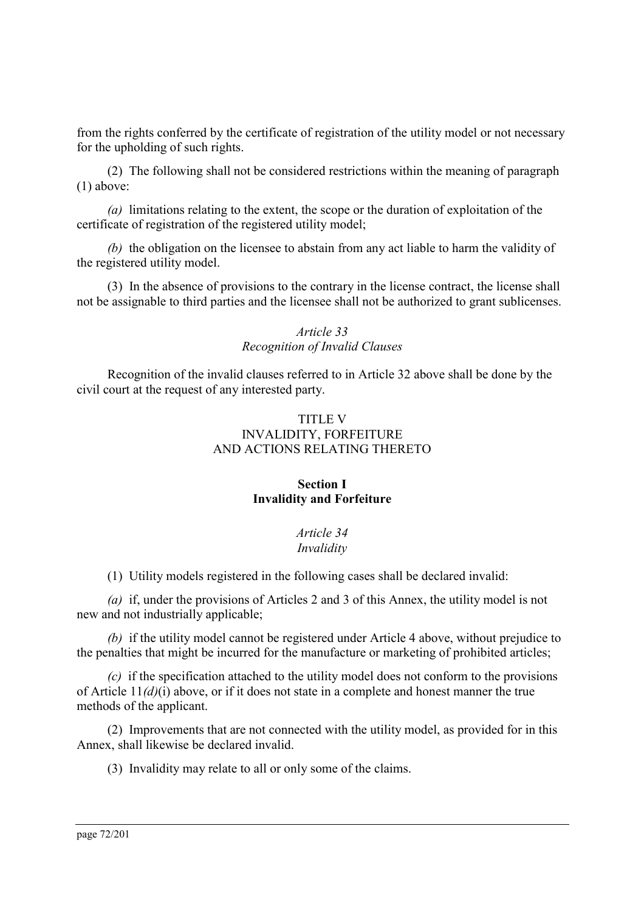from the rights conferred by the certificate of registration of the utility model or not necessary for the upholding of such rights.

(2) The following shall not be considered restrictions within the meaning of paragraph (1) above:

*(a)* limitations relating to the extent, the scope or the duration of exploitation of the certificate of registration of the registered utility model;

*(b)* the obligation on the licensee to abstain from any act liable to harm the validity of the registered utility model.

(3) In the absence of provisions to the contrary in the license contract, the license shall not be assignable to third parties and the licensee shall not be authorized to grant sublicenses.

*Article 33*
*Recognition of Invalid Clauses*

Recognition of the invalid clauses referred to in Article 32 above shall be done by the civil court at the request of any interested party.

## TITLE V
## INVALIDITY, FORFEITURE AND ACTIONS RELATING THERETO

### Section I
### Invalidity and Forfeiture

*Article 34*
*Invalidity*

(1) Utility models registered in the following cases shall be declared invalid:

*(a)* if, under the provisions of Articles 2 and 3 of this Annex, the utility model is not new and not industrially applicable;

*(b)* if the utility model cannot be registered under Article 4 above, without prejudice to the penalties that might be incurred for the manufacture or marketing of prohibited articles;

*(c)* if the specification attached to the utility model does not conform to the provisions of Article 11*(d)*(i) above, or if it does not state in a complete and honest manner the true methods of the applicant.

(2) Improvements that are not connected with the utility model, as provided for in this Annex, shall likewise be declared invalid.

(3) Invalidity may relate to all or only some of the claims.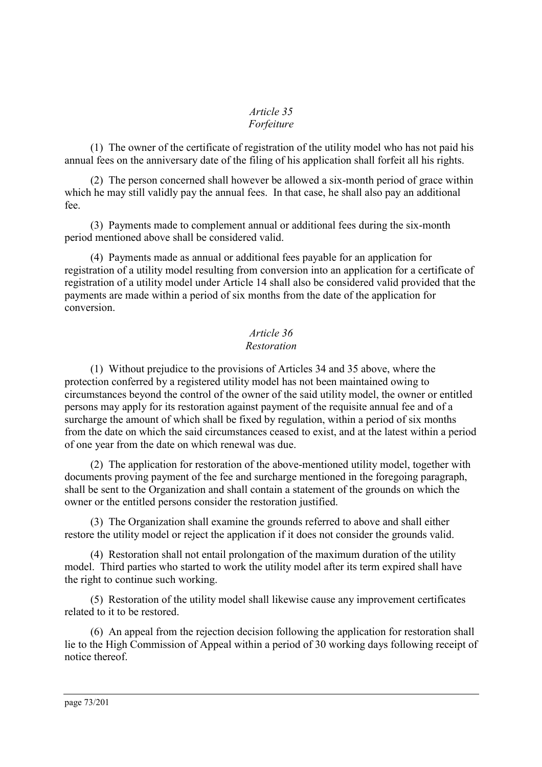*Article 35*
*Forfeiture*

(1) The owner of the certificate of registration of the utility model who has not paid his annual fees on the anniversary date of the filing of his application shall forfeit all his rights.

(2) The person concerned shall however be allowed a six-month period of grace within which he may still validly pay the annual fees. In that case, he shall also pay an additional fee.

(3) Payments made to complement annual or additional fees during the six-month period mentioned above shall be considered valid.

(4) Payments made as annual or additional fees payable for an application for registration of a utility model resulting from conversion into an application for a certificate of registration of a utility model under Article 14 shall also be considered valid provided that the payments are made within a period of six months from the date of the application for conversion.

*Article 36*
*Restoration*

(1) Without prejudice to the provisions of Articles 34 and 35 above, where the protection conferred by a registered utility model has not been maintained owing to circumstances beyond the control of the owner of the said utility model, the owner or entitled persons may apply for its restoration against payment of the requisite annual fee and of a surcharge the amount of which shall be fixed by regulation, within a period of six months from the date on which the said circumstances ceased to exist, and at the latest within a period of one year from the date on which renewal was due.

(2) The application for restoration of the above-mentioned utility model, together with documents proving payment of the fee and surcharge mentioned in the foregoing paragraph, shall be sent to the Organization and shall contain a statement of the grounds on which the owner or the entitled persons consider the restoration justified.

(3) The Organization shall examine the grounds referred to above and shall either restore the utility model or reject the application if it does not consider the grounds valid.

(4) Restoration shall not entail prolongation of the maximum duration of the utility model. Third parties who started to work the utility model after its term expired shall have the right to continue such working.

(5) Restoration of the utility model shall likewise cause any improvement certificates related to it to be restored.

(6) An appeal from the rejection decision following the application for restoration shall lie to the High Commission of Appeal within a period of 30 working days following receipt of notice thereof.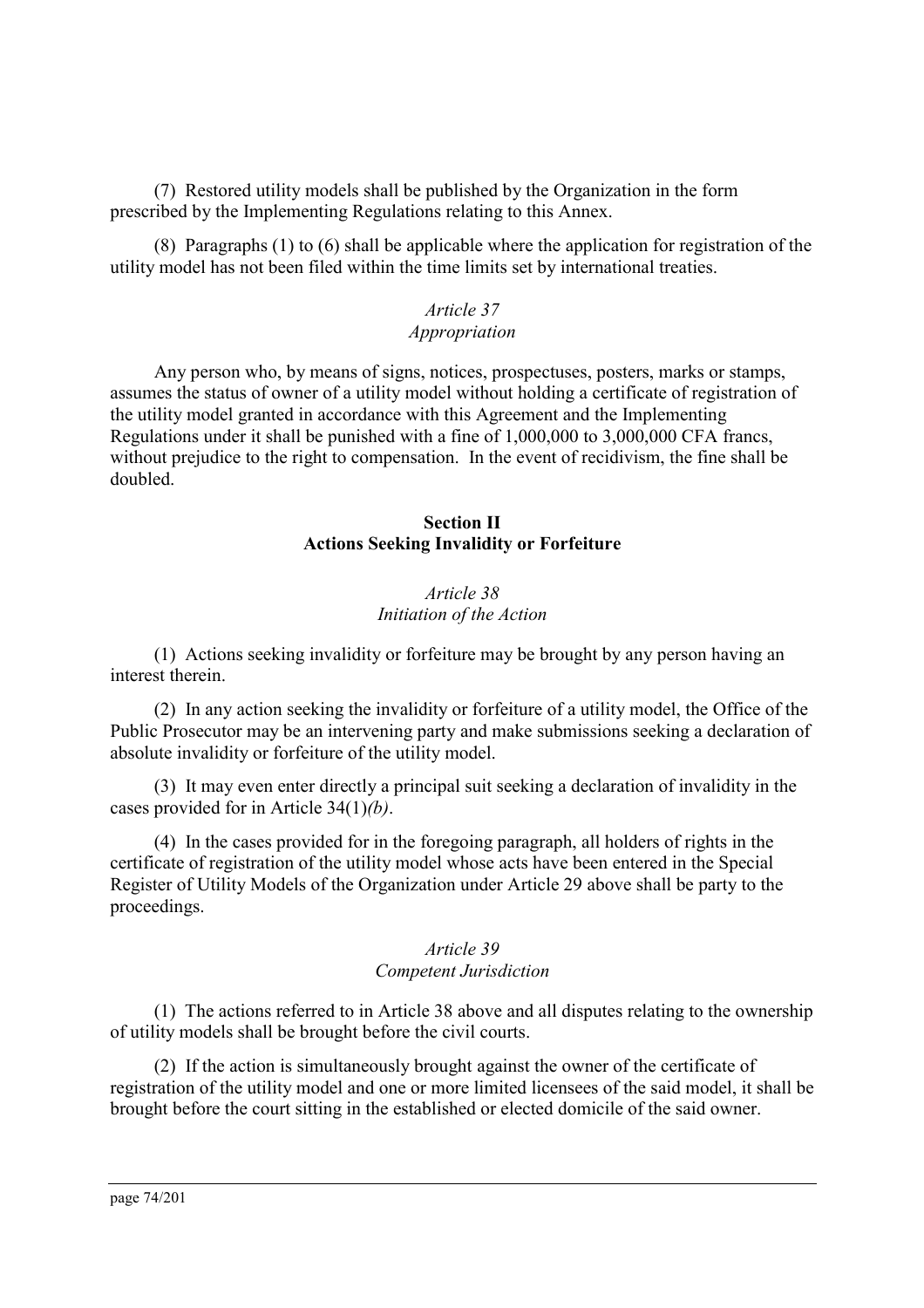(7) Restored utility models shall be published by the Organization in the form prescribed by the Implementing Regulations relating to this Annex.

(8) Paragraphs (1) to (6) shall be applicable where the application for registration of the utility model has not been filed within the time limits set by international treaties.

*Article 37*
*Appropriation*

Any person who, by means of signs, notices, prospectuses, posters, marks or stamps, assumes the status of owner of a utility model without holding a certificate of registration of the utility model granted in accordance with this Agreement and the Implementing Regulations under it shall be punished with a fine of 1,000,000 to 3,000,000 CFA francs, without prejudice to the right to compensation. In the event of recidivism, the fine shall be doubled.

**Section II**
**Actions Seeking Invalidity or Forfeiture**

*Article 38*
*Initiation of the Action*

(1) Actions seeking invalidity or forfeiture may be brought by any person having an interest therein.

(2) In any action seeking the invalidity or forfeiture of a utility model, the Office of the Public Prosecutor may be an intervening party and make submissions seeking a declaration of absolute invalidity or forfeiture of the utility model.

(3) It may even enter directly a principal suit seeking a declaration of invalidity in the cases provided for in Article 34(1)*(b)*.

(4) In the cases provided for in the foregoing paragraph, all holders of rights in the certificate of registration of the utility model whose acts have been entered in the Special Register of Utility Models of the Organization under Article 29 above shall be party to the proceedings.

*Article 39*
*Competent Jurisdiction*

(1) The actions referred to in Article 38 above and all disputes relating to the ownership of utility models shall be brought before the civil courts.

(2) If the action is simultaneously brought against the owner of the certificate of registration of the utility model and one or more limited licensees of the said model, it shall be brought before the court sitting in the established or elected domicile of the said owner.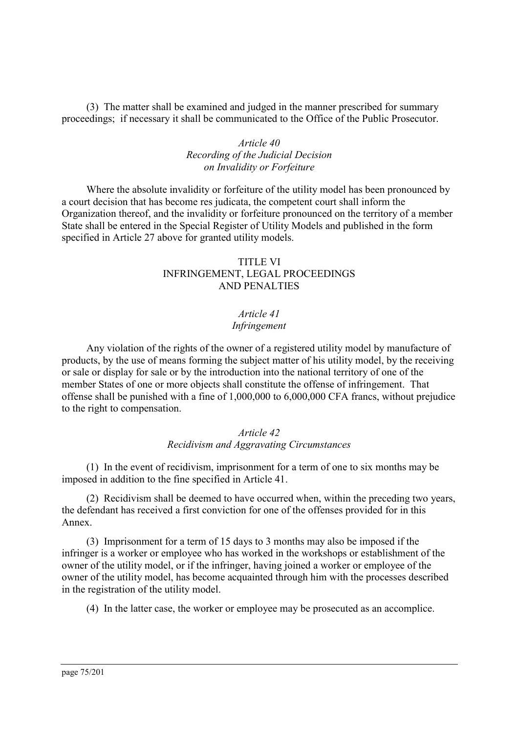(3) The matter shall be examined and judged in the manner prescribed for summary proceedings; if necessary it shall be communicated to the Office of the Public Prosecutor.

*Article 40*
*Recording of the Judicial Decision on Invalidity or Forfeiture*

Where the absolute invalidity or forfeiture of the utility model has been pronounced by a court decision that has become res judicata, the competent court shall inform the Organization thereof, and the invalidity or forfeiture pronounced on the territory of a member State shall be entered in the Special Register of Utility Models and published in the form specified in Article 27 above for granted utility models.

## TITLE VI
## INFRINGEMENT, LEGAL PROCEEDINGS AND PENALTIES

*Article 41*
*Infringement*

Any violation of the rights of the owner of a registered utility model by manufacture of products, by the use of means forming the subject matter of his utility model, by the receiving or sale or display for sale or by the introduction into the national territory of one of the member States of one or more objects shall constitute the offense of infringement. That offense shall be punished with a fine of 1,000,000 to 6,000,000 CFA francs, without prejudice to the right to compensation.

*Article 42*
*Recidivism and Aggravating Circumstances*

(1) In the event of recidivism, imprisonment for a term of one to six months may be imposed in addition to the fine specified in Article 41.

(2) Recidivism shall be deemed to have occurred when, within the preceding two years, the defendant has received a first conviction for one of the offenses provided for in this Annex.

(3) Imprisonment for a term of 15 days to 3 months may also be imposed if the infringer is a worker or employee who has worked in the workshops or establishment of the owner of the utility model, or if the infringer, having joined a worker or employee of the owner of the utility model, has become acquainted through him with the processes described in the registration of the utility model.

(4) In the latter case, the worker or employee may be prosecuted as an accomplice.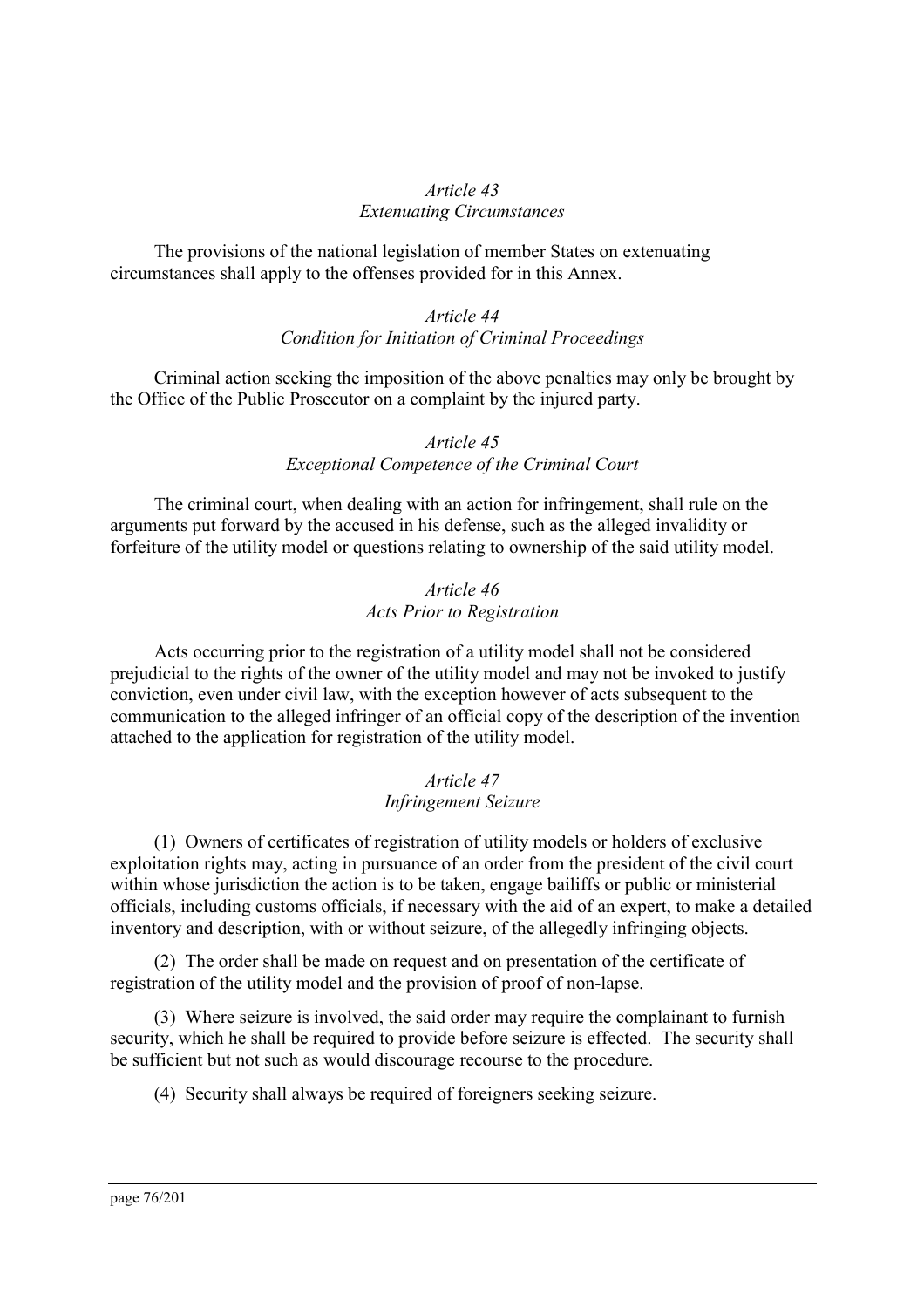*Article 43*
*Extenuating Circumstances*

The provisions of the national legislation of member States on extenuating circumstances shall apply to the offenses provided for in this Annex.

*Article 44*
*Condition for Initiation of Criminal Proceedings*

Criminal action seeking the imposition of the above penalties may only be brought by the Office of the Public Prosecutor on a complaint by the injured party.

*Article 45*
*Exceptional Competence of the Criminal Court*

The criminal court, when dealing with an action for infringement, shall rule on the arguments put forward by the accused in his defense, such as the alleged invalidity or forfeiture of the utility model or questions relating to ownership of the said utility model.

*Article 46*
*Acts Prior to Registration*

Acts occurring prior to the registration of a utility model shall not be considered prejudicial to the rights of the owner of the utility model and may not be invoked to justify conviction, even under civil law, with the exception however of acts subsequent to the communication to the alleged infringer of an official copy of the description of the invention attached to the application for registration of the utility model.

*Article 47*
*Infringement Seizure*

(1) Owners of certificates of registration of utility models or holders of exclusive exploitation rights may, acting in pursuance of an order from the president of the civil court within whose jurisdiction the action is to be taken, engage bailiffs or public or ministerial officials, including customs officials, if necessary with the aid of an expert, to make a detailed inventory and description, with or without seizure, of the allegedly infringing objects.

(2) The order shall be made on request and on presentation of the certificate of registration of the utility model and the provision of proof of non-lapse.

(3) Where seizure is involved, the said order may require the complainant to furnish security, which he shall be required to provide before seizure is effected. The security shall be sufficient but not such as would discourage recourse to the procedure.

(4) Security shall always be required of foreigners seeking seizure.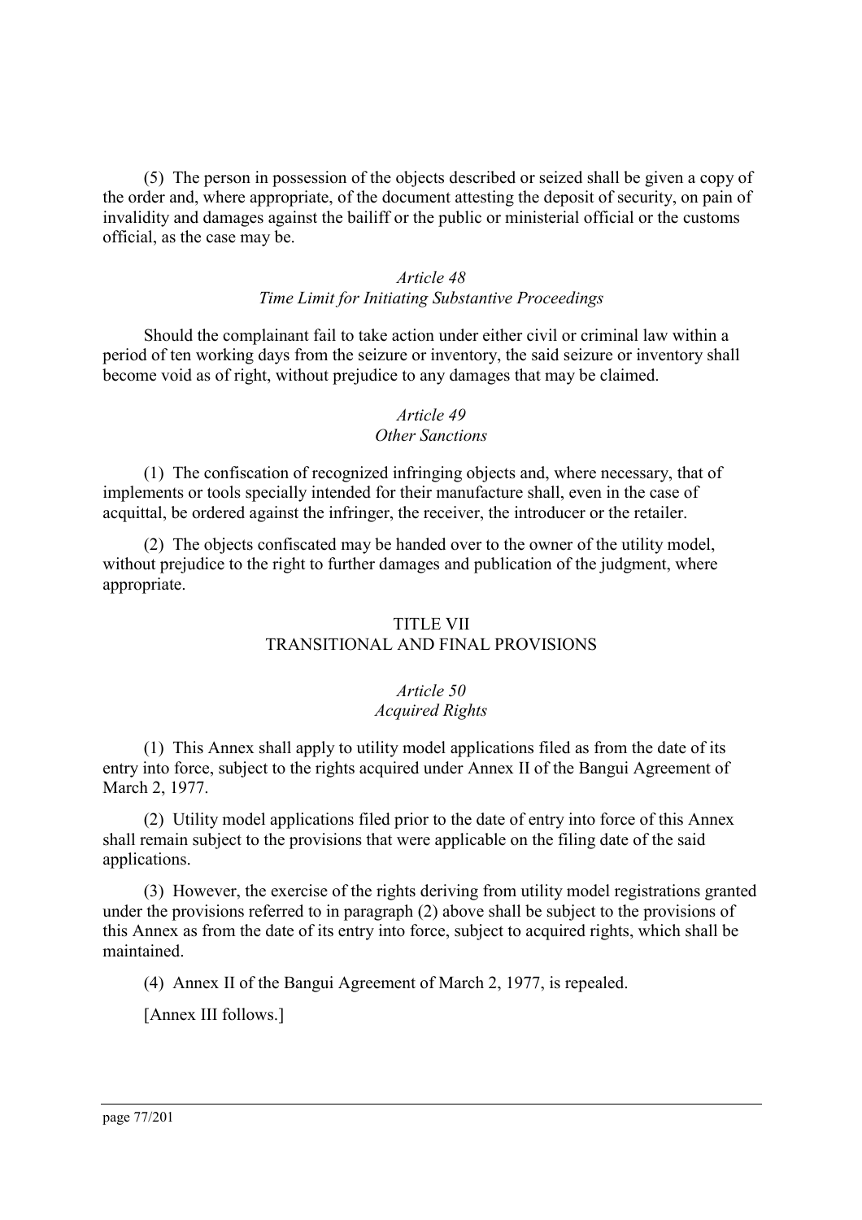(5) The person in possession of the objects described or seized shall be given a copy of the order and, where appropriate, of the document attesting the deposit of security, on pain of invalidity and damages against the bailiff or the public or ministerial official or the customs official, as the case may be.

*Article 48*
*Time Limit for Initiating Substantive Proceedings*

Should the complainant fail to take action under either civil or criminal law within a period of ten working days from the seizure or inventory, the said seizure or inventory shall become void as of right, without prejudice to any damages that may be claimed.

*Article 49*
*Other Sanctions*

(1) The confiscation of recognized infringing objects and, where necessary, that of implements or tools specially intended for their manufacture shall, even in the case of acquittal, be ordered against the infringer, the receiver, the introducer or the retailer.

(2) The objects confiscated may be handed over to the owner of the utility model, without prejudice to the right to further damages and publication of the judgment, where appropriate.

## TITLE VII
## TRANSITIONAL AND FINAL PROVISIONS

*Article 50*
*Acquired Rights*

(1) This Annex shall apply to utility model applications filed as from the date of its entry into force, subject to the rights acquired under Annex II of the Bangui Agreement of March 2, 1977.

(2) Utility model applications filed prior to the date of entry into force of this Annex shall remain subject to the provisions that were applicable on the filing date of the said applications.

(3) However, the exercise of the rights deriving from utility model registrations granted under the provisions referred to in paragraph (2) above shall be subject to the provisions of this Annex as from the date of its entry into force, subject to acquired rights, which shall be maintained.

(4) Annex II of the Bangui Agreement of March 2, 1977, is repealed.

[Annex III follows.]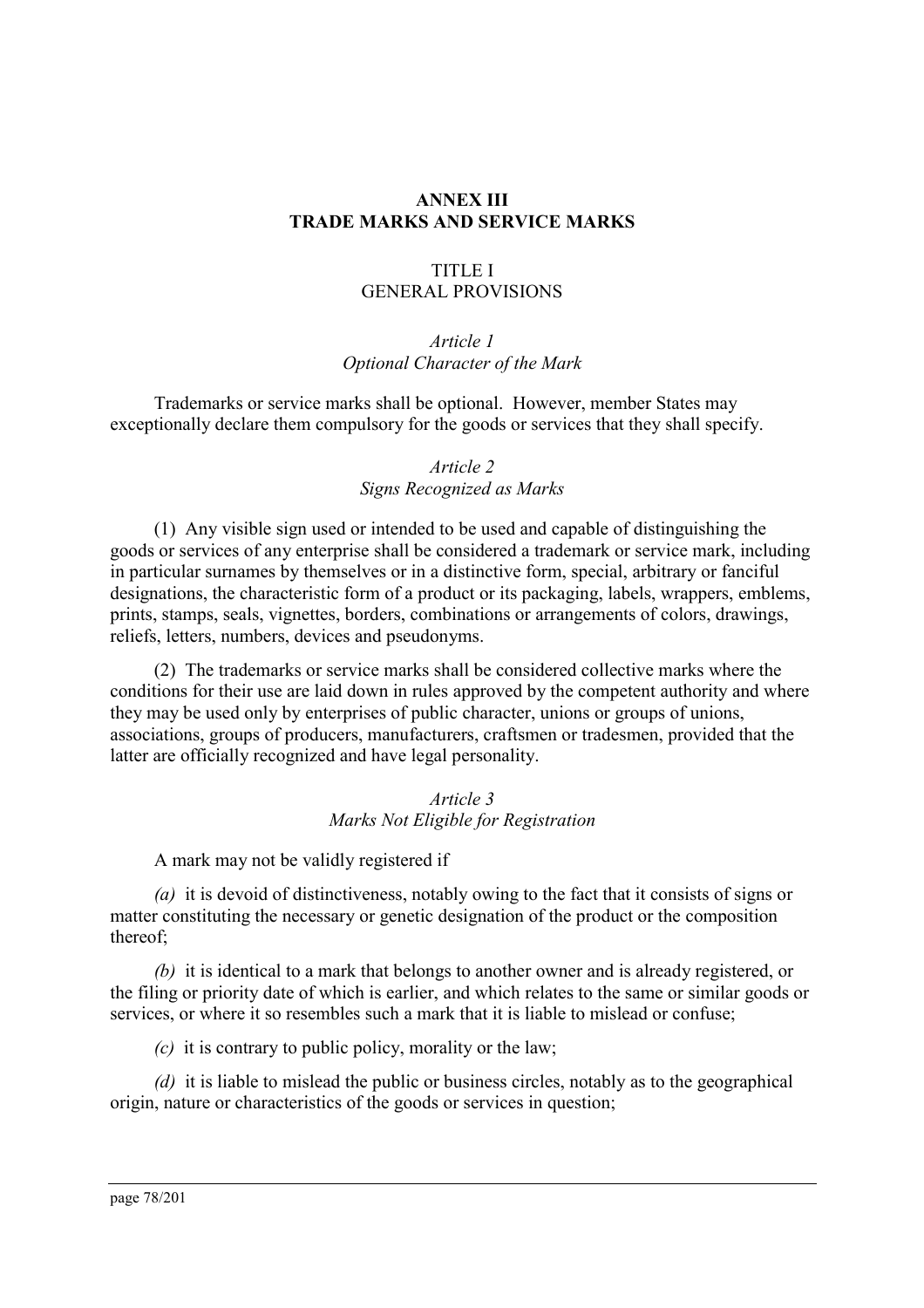# ANNEX III
# TRADE MARKS AND SERVICE MARKS

## TITLE I
## GENERAL PROVISIONS

### *Article 1*
### *Optional Character of the Mark*

Trademarks or service marks shall be optional. However, member States may exceptionally declare them compulsory for the goods or services that they shall specify.

### *Article 2*
### *Signs Recognized as Marks*

(1) Any visible sign used or intended to be used and capable of distinguishing the goods or services of any enterprise shall be considered a trademark or service mark, including in particular surnames by themselves or in a distinctive form, special, arbitrary or fanciful designations, the characteristic form of a product or its packaging, labels, wrappers, emblems, prints, stamps, seals, vignettes, borders, combinations or arrangements of colors, drawings, reliefs, letters, numbers, devices and pseudonyms.

(2) The trademarks or service marks shall be considered collective marks where the conditions for their use are laid down in rules approved by the competent authority and where they may be used only by enterprises of public character, unions or groups of unions, associations, groups of producers, manufacturers, craftsmen or tradesmen, provided that the latter are officially recognized and have legal personality.

### *Article 3*
### *Marks Not Eligible for Registration*

A mark may not be validly registered if

*(a)* it is devoid of distinctiveness, notably owing to the fact that it consists of signs or matter constituting the necessary or genetic designation of the product or the composition thereof;

*(b)* it is identical to a mark that belongs to another owner and is already registered, or the filing or priority date of which is earlier, and which relates to the same or similar goods or services, or where it so resembles such a mark that it is liable to mislead or confuse;

*(c)* it is contrary to public policy, morality or the law;

*(d)* it is liable to mislead the public or business circles, notably as to the geographical origin, nature or characteristics of the goods or services in question;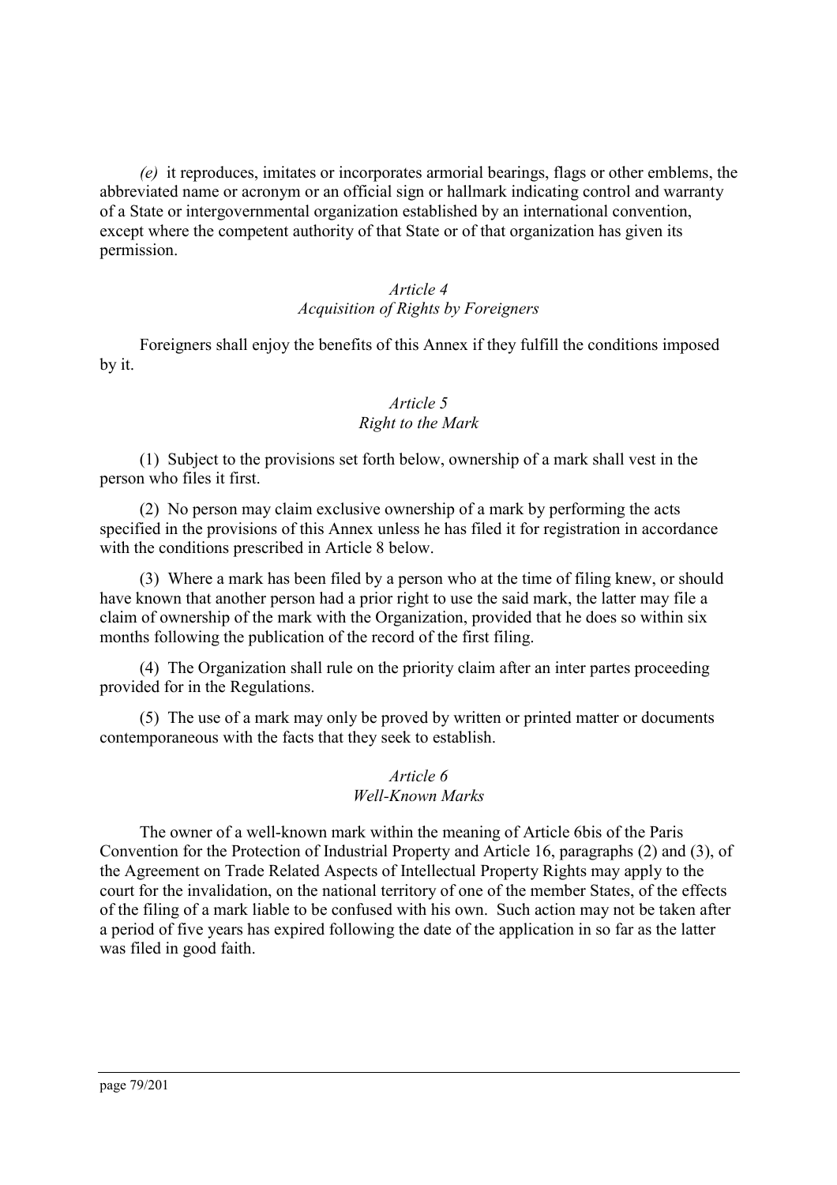*(e)* it reproduces, imitates or incorporates armorial bearings, flags or other emblems, the abbreviated name or acronym or an official sign or hallmark indicating control and warranty of a State or intergovernmental organization established by an international convention, except where the competent authority of that State or of that organization has given its permission.

*Article 4*
*Acquisition of Rights by Foreigners*

Foreigners shall enjoy the benefits of this Annex if they fulfill the conditions imposed by it.

*Article 5*
*Right to the Mark*

(1) Subject to the provisions set forth below, ownership of a mark shall vest in the person who files it first.

(2) No person may claim exclusive ownership of a mark by performing the acts specified in the provisions of this Annex unless he has filed it for registration in accordance with the conditions prescribed in Article 8 below.

(3) Where a mark has been filed by a person who at the time of filing knew, or should have known that another person had a prior right to use the said mark, the latter may file a claim of ownership of the mark with the Organization, provided that he does so within six months following the publication of the record of the first filing.

(4) The Organization shall rule on the priority claim after an inter partes proceeding provided for in the Regulations.

(5) The use of a mark may only be proved by written or printed matter or documents contemporaneous with the facts that they seek to establish.

*Article 6*
*Well-Known Marks*

The owner of a well-known mark within the meaning of Article 6bis of the Paris Convention for the Protection of Industrial Property and Article 16, paragraphs (2) and (3), of the Agreement on Trade Related Aspects of Intellectual Property Rights may apply to the court for the invalidation, on the national territory of one of the member States, of the effects of the filing of a mark liable to be confused with his own. Such action may not be taken after a period of five years has expired following the date of the application in so far as the latter was filed in good faith.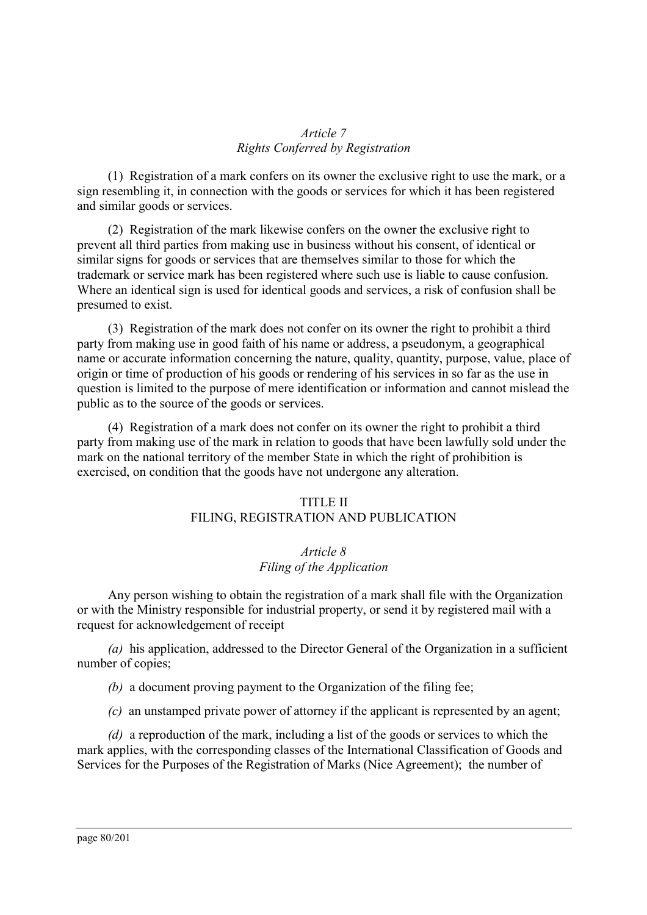*Article 7*
*Rights Conferred by Registration*

(1) Registration of a mark confers on its owner the exclusive right to use the mark, or a sign resembling it, in connection with the goods or services for which it has been registered and similar goods or services.

(2) Registration of the mark likewise confers on the owner the exclusive right to prevent all third parties from making use in business without his consent, of identical or similar signs for goods or services that are themselves similar to those for which the trademark or service mark has been registered where such use is liable to cause confusion. Where an identical sign is used for identical goods and services, a risk of confusion shall be presumed to exist.

(3) Registration of the mark does not confer on its owner the right to prohibit a third party from making use in good faith of his name or address, a pseudonym, a geographical name or accurate information concerning the nature, quality, quantity, purpose, value, place of origin or time of production of his goods or rendering of his services in so far as the use in question is limited to the purpose of mere identification or information and cannot mislead the public as to the source of the goods or services.

(4) Registration of a mark does not confer on its owner the right to prohibit a third party from making use of the mark in relation to goods that have been lawfully sold under the mark on the national territory of the member State in which the right of prohibition is exercised, on condition that the goods have not undergone any alteration.

## TITLE II
## FILING, REGISTRATION AND PUBLICATION

*Article 8*
*Filing of the Application*

Any person wishing to obtain the registration of a mark shall file with the Organization or with the Ministry responsible for industrial property, or send it by registered mail with a request for acknowledgement of receipt

*(a)* his application, addressed to the Director General of the Organization in a sufficient number of copies;

*(b)* a document proving payment to the Organization of the filing fee;

*(c)* an unstamped private power of attorney if the applicant is represented by an agent;

*(d)* a reproduction of the mark, including a list of the goods or services to which the mark applies, with the corresponding classes of the International Classification of Goods and Services for the Purposes of the Registration of Marks (Nice Agreement); the number of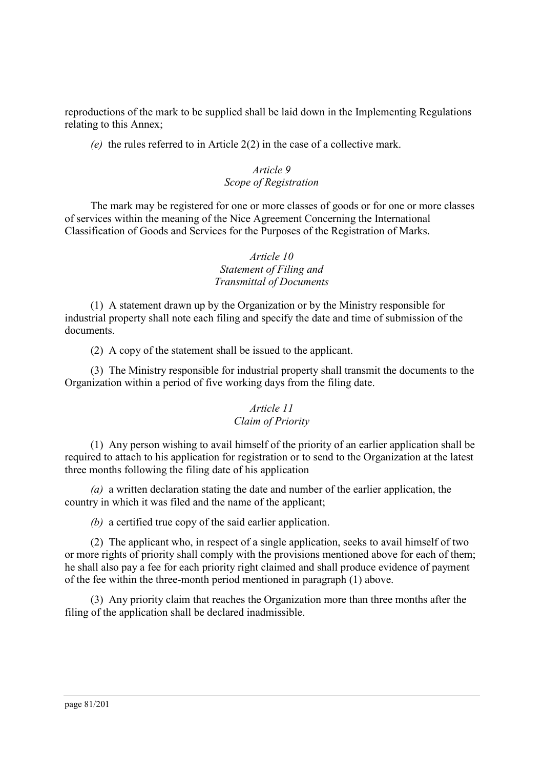reproductions of the mark to be supplied shall be laid down in the Implementing Regulations relating to this Annex;

*(e)* the rules referred to in Article 2(2) in the case of a collective mark.

### *Article 9*
### *Scope of Registration*

The mark may be registered for one or more classes of goods or for one or more classes of services within the meaning of the Nice Agreement Concerning the International Classification of Goods and Services for the Purposes of the Registration of Marks.

### *Article 10*
### *Statement of Filing and Transmittal of Documents*

(1) A statement drawn up by the Organization or by the Ministry responsible for industrial property shall note each filing and specify the date and time of submission of the documents.

(2) A copy of the statement shall be issued to the applicant.

(3) The Ministry responsible for industrial property shall transmit the documents to the Organization within a period of five working days from the filing date.

### *Article 11*
### *Claim of Priority*

(1) Any person wishing to avail himself of the priority of an earlier application shall be required to attach to his application for registration or to send to the Organization at the latest three months following the filing date of his application

*(a)* a written declaration stating the date and number of the earlier application, the country in which it was filed and the name of the applicant;

*(b)* a certified true copy of the said earlier application.

(2) The applicant who, in respect of a single application, seeks to avail himself of two or more rights of priority shall comply with the provisions mentioned above for each of them; he shall also pay a fee for each priority right claimed and shall produce evidence of payment of the fee within the three-month period mentioned in paragraph (1) above.

(3) Any priority claim that reaches the Organization more than three months after the filing of the application shall be declared inadmissible.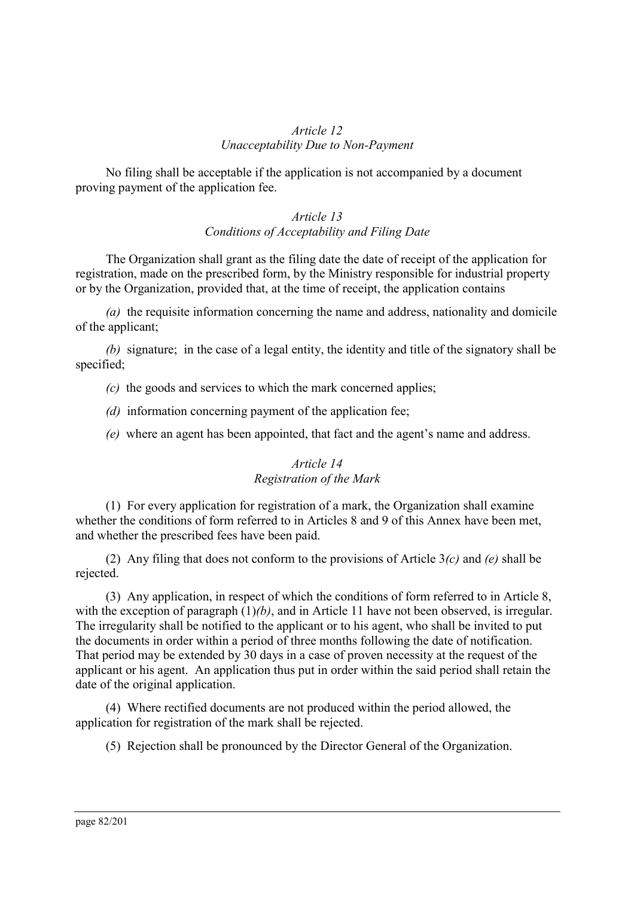*Article 12*
*Unacceptability Due to Non-Payment*

No filing shall be acceptable if the application is not accompanied by a document proving payment of the application fee.

*Article 13*
*Conditions of Acceptability and Filing Date*

The Organization shall grant as the filing date the date of receipt of the application for registration, made on the prescribed form, by the Ministry responsible for industrial property or by the Organization, provided that, at the time of receipt, the application contains

*(a)* the requisite information concerning the name and address, nationality and domicile of the applicant;

*(b)* signature; in the case of a legal entity, the identity and title of the signatory shall be specified;

*(c)* the goods and services to which the mark concerned applies;

*(d)* information concerning payment of the application fee;

*(e)* where an agent has been appointed, that fact and the agent's name and address.

*Article 14*
*Registration of the Mark*

(1) For every application for registration of a mark, the Organization shall examine whether the conditions of form referred to in Articles 8 and 9 of this Annex have been met, and whether the prescribed fees have been paid.

(2) Any filing that does not conform to the provisions of Article 3*(c)* and *(e)* shall be rejected.

(3) Any application, in respect of which the conditions of form referred to in Article 8, with the exception of paragraph (1)*(b)*, and in Article 11 have not been observed, is irregular. The irregularity shall be notified to the applicant or to his agent, who shall be invited to put the documents in order within a period of three months following the date of notification. That period may be extended by 30 days in a case of proven necessity at the request of the applicant or his agent. An application thus put in order within the said period shall retain the date of the original application.

(4) Where rectified documents are not produced within the period allowed, the application for registration of the mark shall be rejected.

(5) Rejection shall be pronounced by the Director General of the Organization.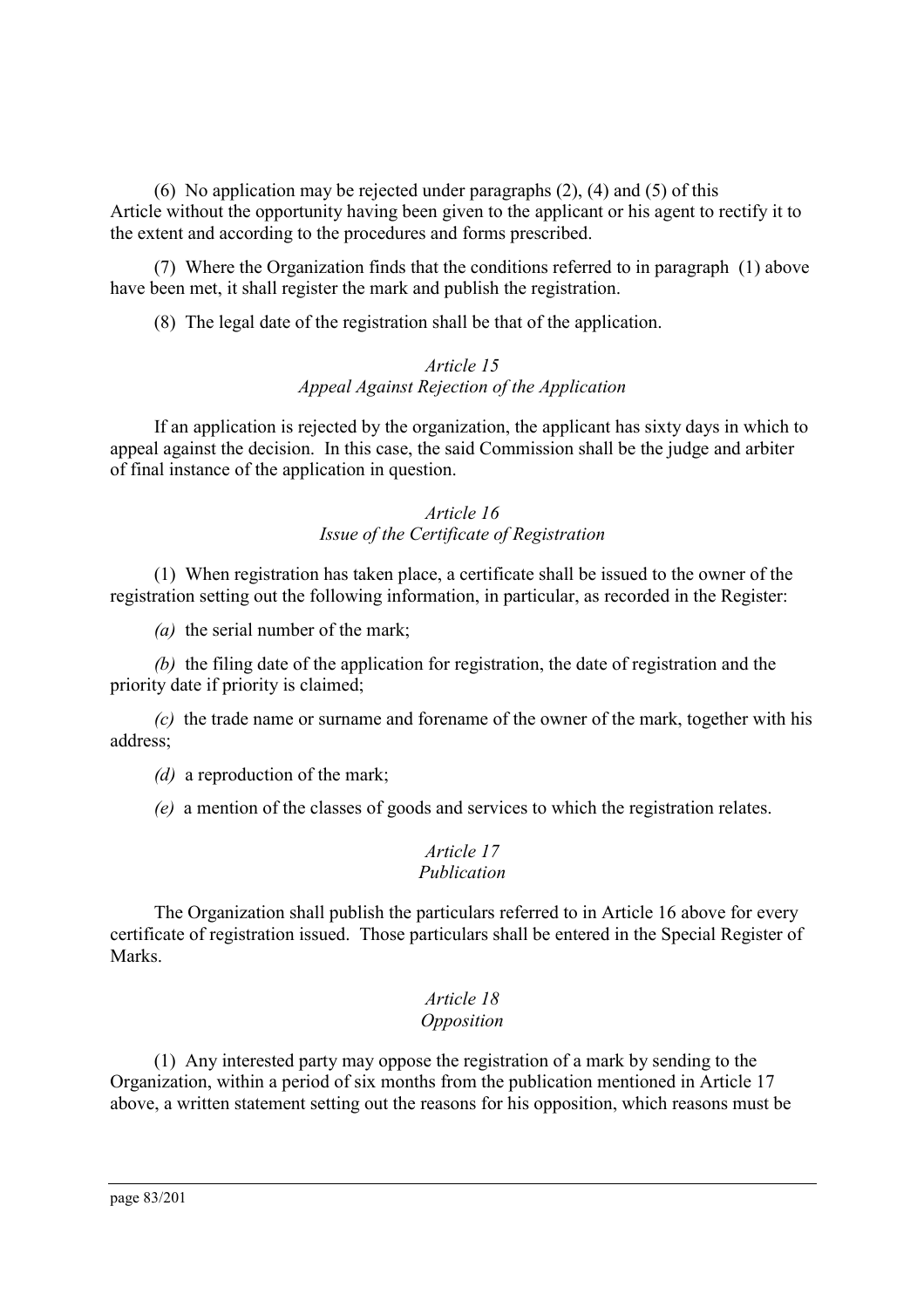(6) No application may be rejected under paragraphs (2), (4) and (5) of this Article without the opportunity having been given to the applicant or his agent to rectify it to the extent and according to the procedures and forms prescribed.

(7) Where the Organization finds that the conditions referred to in paragraph (1) above have been met, it shall register the mark and publish the registration.

(8) The legal date of the registration shall be that of the application.

*Article 15*
*Appeal Against Rejection of the Application*

If an application is rejected by the organization, the applicant has sixty days in which to appeal against the decision. In this case, the said Commission shall be the judge and arbiter of final instance of the application in question.

*Article 16*
*Issue of the Certificate of Registration*

(1) When registration has taken place, a certificate shall be issued to the owner of the registration setting out the following information, in particular, as recorded in the Register:

*(a)* the serial number of the mark;

*(b)* the filing date of the application for registration, the date of registration and the priority date if priority is claimed;

*(c)* the trade name or surname and forename of the owner of the mark, together with his address;

*(d)* a reproduction of the mark;

*(e)* a mention of the classes of goods and services to which the registration relates.

*Article 17*
*Publication*

The Organization shall publish the particulars referred to in Article 16 above for every certificate of registration issued. Those particulars shall be entered in the Special Register of Marks.

*Article 18*
*Opposition*

(1) Any interested party may oppose the registration of a mark by sending to the Organization, within a period of six months from the publication mentioned in Article 17 above, a written statement setting out the reasons for his opposition, which reasons must be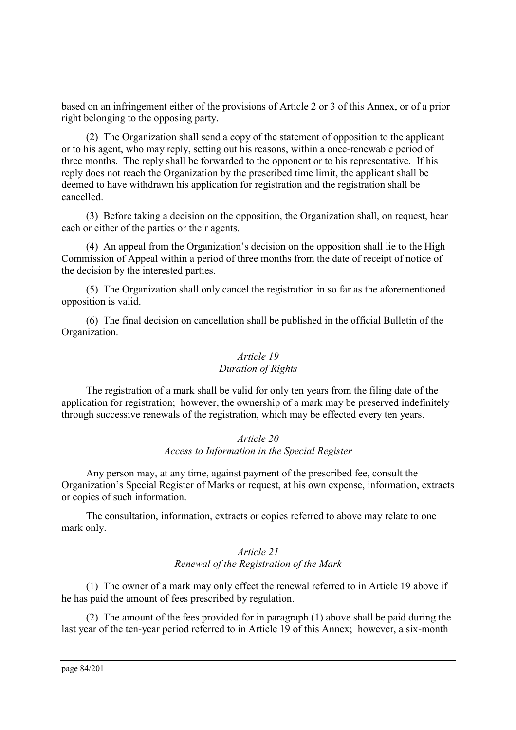based on an infringement either of the provisions of Article 2 or 3 of this Annex, or of a prior right belonging to the opposing party.

(2) The Organization shall send a copy of the statement of opposition to the applicant or to his agent, who may reply, setting out his reasons, within a once-renewable period of three months. The reply shall be forwarded to the opponent or to his representative. If his reply does not reach the Organization by the prescribed time limit, the applicant shall be deemed to have withdrawn his application for registration and the registration shall be cancelled.

(3) Before taking a decision on the opposition, the Organization shall, on request, hear each or either of the parties or their agents.

(4) An appeal from the Organization's decision on the opposition shall lie to the High Commission of Appeal within a period of three months from the date of receipt of notice of the decision by the interested parties.

(5) The Organization shall only cancel the registration in so far as the aforementioned opposition is valid.

(6) The final decision on cancellation shall be published in the official Bulletin of the Organization.

*Article 19*
*Duration of Rights*

The registration of a mark shall be valid for only ten years from the filing date of the application for registration; however, the ownership of a mark may be preserved indefinitely through successive renewals of the registration, which may be effected every ten years.

*Article 20*
*Access to Information in the Special Register*

Any person may, at any time, against payment of the prescribed fee, consult the Organization's Special Register of Marks or request, at his own expense, information, extracts or copies of such information.

The consultation, information, extracts or copies referred to above may relate to one mark only.

*Article 21*
*Renewal of the Registration of the Mark*

(1) The owner of a mark may only effect the renewal referred to in Article 19 above if he has paid the amount of fees prescribed by regulation.

(2) The amount of the fees provided for in paragraph (1) above shall be paid during the last year of the ten-year period referred to in Article 19 of this Annex; however, a six-month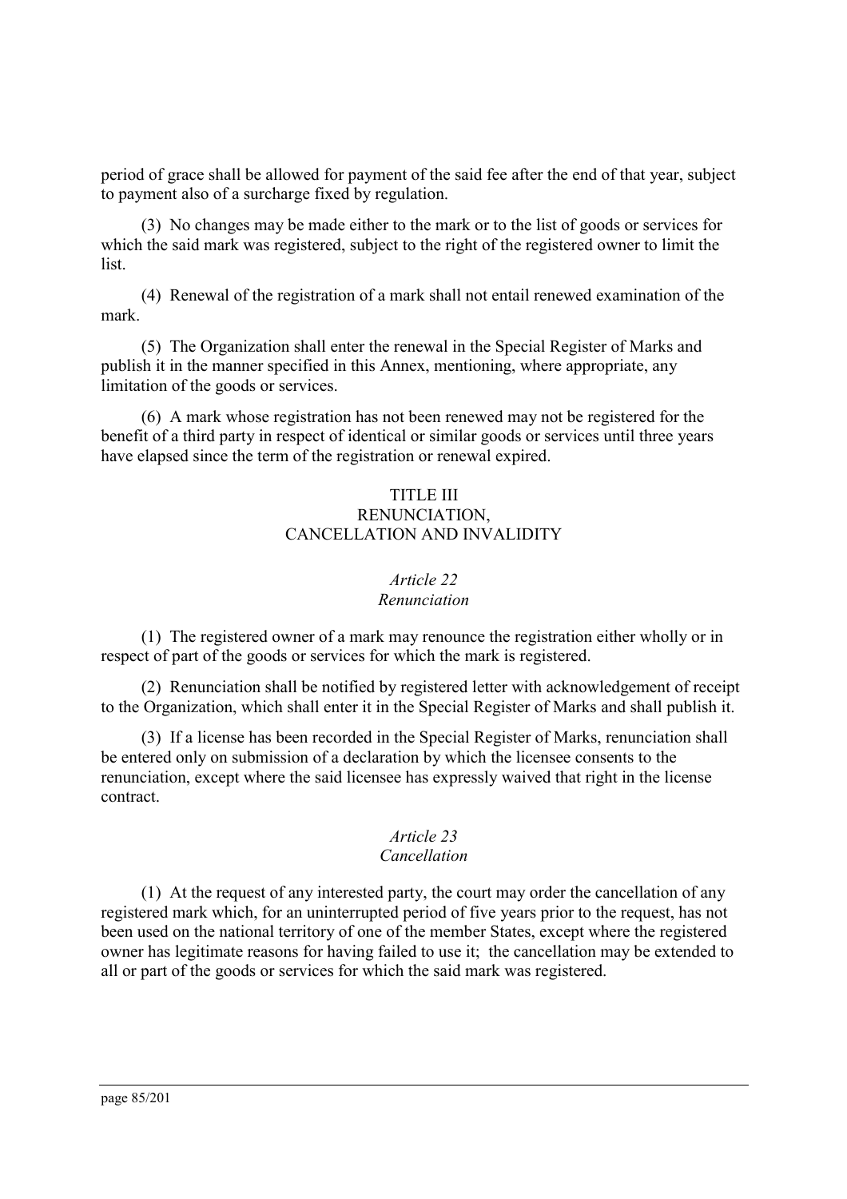period of grace shall be allowed for payment of the said fee after the end of that year, subject to payment also of a surcharge fixed by regulation.

(3) No changes may be made either to the mark or to the list of goods or services for which the said mark was registered, subject to the right of the registered owner to limit the list.

(4) Renewal of the registration of a mark shall not entail renewed examination of the mark.

(5) The Organization shall enter the renewal in the Special Register of Marks and publish it in the manner specified in this Annex, mentioning, where appropriate, any limitation of the goods or services.

(6) A mark whose registration has not been renewed may not be registered for the benefit of a third party in respect of identical or similar goods or services until three years have elapsed since the term of the registration or renewal expired.

## TITLE III
## RENUNCIATION, CANCELLATION AND INVALIDITY

### *Article 22*
### *Renunciation*

(1) The registered owner of a mark may renounce the registration either wholly or in respect of part of the goods or services for which the mark is registered.

(2) Renunciation shall be notified by registered letter with acknowledgement of receipt to the Organization, which shall enter it in the Special Register of Marks and shall publish it.

(3) If a license has been recorded in the Special Register of Marks, renunciation shall be entered only on submission of a declaration by which the licensee consents to the renunciation, except where the said licensee has expressly waived that right in the license contract.

### *Article 23*
### *Cancellation*

(1) At the request of any interested party, the court may order the cancellation of any registered mark which, for an uninterrupted period of five years prior to the request, has not been used on the national territory of one of the member States, except where the registered owner has legitimate reasons for having failed to use it; the cancellation may be extended to all or part of the goods or services for which the said mark was registered.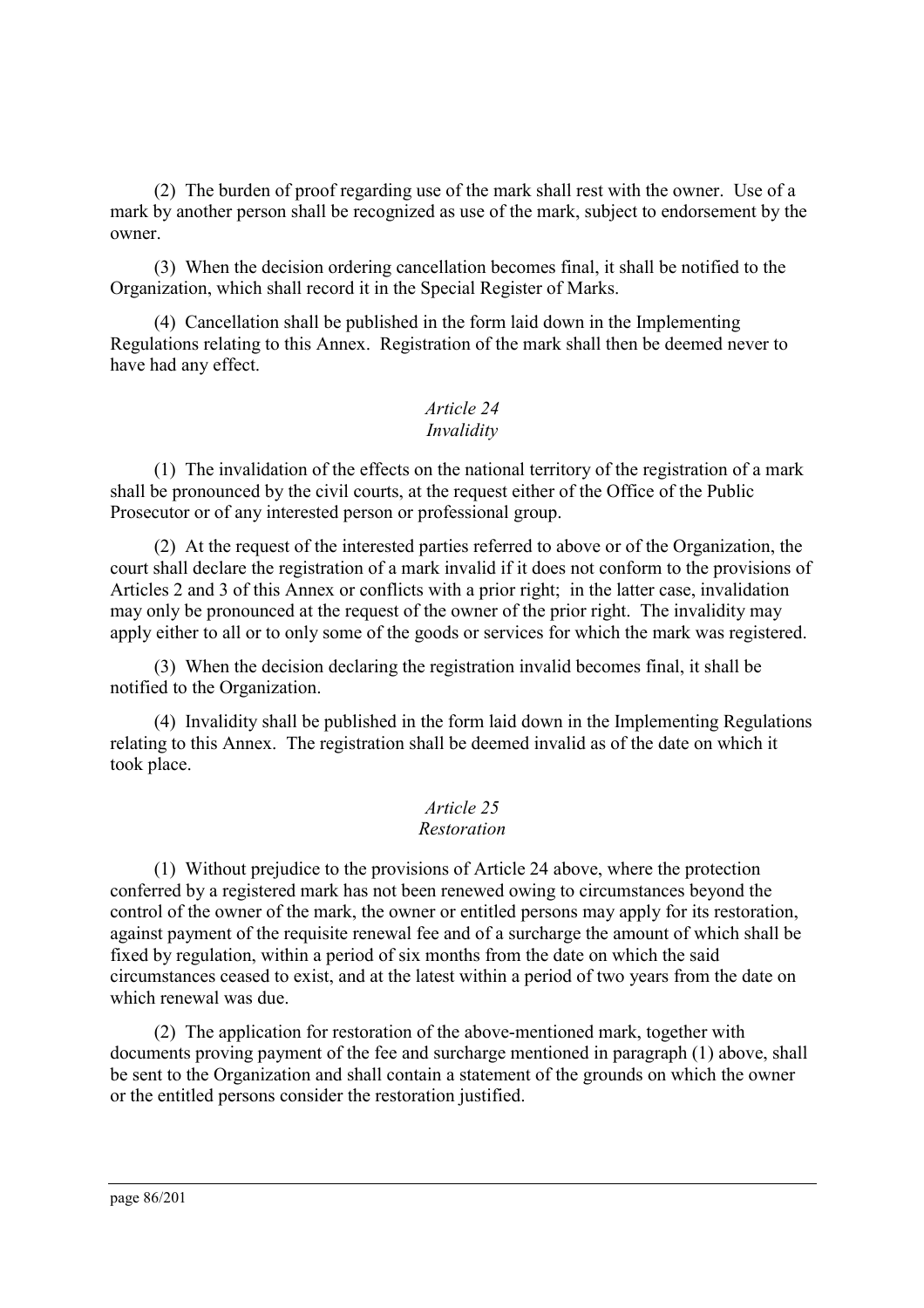(2) The burden of proof regarding use of the mark shall rest with the owner. Use of a mark by another person shall be recognized as use of the mark, subject to endorsement by the owner.

(3) When the decision ordering cancellation becomes final, it shall be notified to the Organization, which shall record it in the Special Register of Marks.

(4) Cancellation shall be published in the form laid down in the Implementing Regulations relating to this Annex. Registration of the mark shall then be deemed never to have had any effect.

*Article 24*
*Invalidity*

(1) The invalidation of the effects on the national territory of the registration of a mark shall be pronounced by the civil courts, at the request either of the Office of the Public Prosecutor or of any interested person or professional group.

(2) At the request of the interested parties referred to above or of the Organization, the court shall declare the registration of a mark invalid if it does not conform to the provisions of Articles 2 and 3 of this Annex or conflicts with a prior right; in the latter case, invalidation may only be pronounced at the request of the owner of the prior right. The invalidity may apply either to all or to only some of the goods or services for which the mark was registered.

(3) When the decision declaring the registration invalid becomes final, it shall be notified to the Organization.

(4) Invalidity shall be published in the form laid down in the Implementing Regulations relating to this Annex. The registration shall be deemed invalid as of the date on which it took place.

*Article 25*
*Restoration*

(1) Without prejudice to the provisions of Article 24 above, where the protection conferred by a registered mark has not been renewed owing to circumstances beyond the control of the owner of the mark, the owner or entitled persons may apply for its restoration, against payment of the requisite renewal fee and of a surcharge the amount of which shall be fixed by regulation, within a period of six months from the date on which the said circumstances ceased to exist, and at the latest within a period of two years from the date on which renewal was due.

(2) The application for restoration of the above-mentioned mark, together with documents proving payment of the fee and surcharge mentioned in paragraph (1) above, shall be sent to the Organization and shall contain a statement of the grounds on which the owner or the entitled persons consider the restoration justified.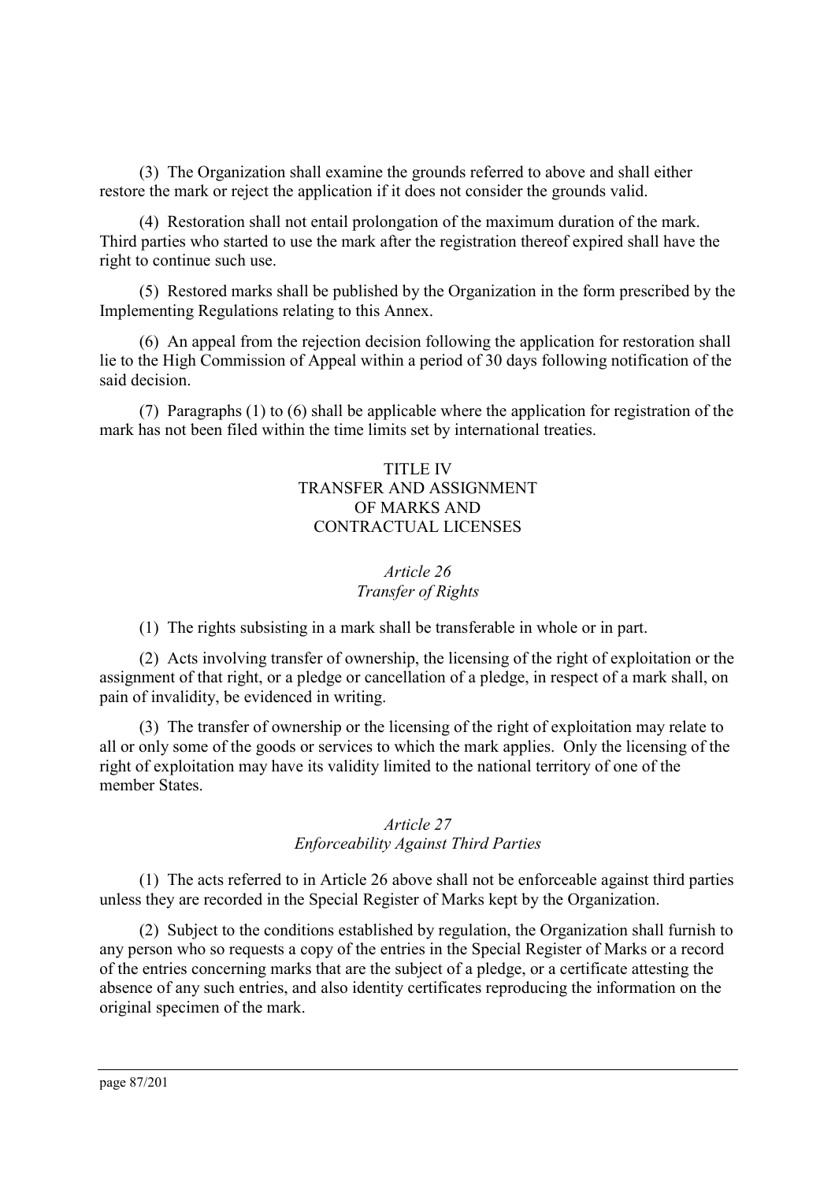(3) The Organization shall examine the grounds referred to above and shall either restore the mark or reject the application if it does not consider the grounds valid.

(4) Restoration shall not entail prolongation of the maximum duration of the mark. Third parties who started to use the mark after the registration thereof expired shall have the right to continue such use.

(5) Restored marks shall be published by the Organization in the form prescribed by the Implementing Regulations relating to this Annex.

(6) An appeal from the rejection decision following the application for restoration shall lie to the High Commission of Appeal within a period of 30 days following notification of the said decision.

(7) Paragraphs (1) to (6) shall be applicable where the application for registration of the mark has not been filed within the time limits set by international treaties.

## TITLE IV
## TRANSFER AND ASSIGNMENT OF MARKS AND CONTRACTUAL LICENSES

### *Article 26*
### *Transfer of Rights*

(1) The rights subsisting in a mark shall be transferable in whole or in part.

(2) Acts involving transfer of ownership, the licensing of the right of exploitation or the assignment of that right, or a pledge or cancellation of a pledge, in respect of a mark shall, on pain of invalidity, be evidenced in writing.

(3) The transfer of ownership or the licensing of the right of exploitation may relate to all or only some of the goods or services to which the mark applies. Only the licensing of the right of exploitation may have its validity limited to the national territory of one of the member States.

### *Article 27*
### *Enforceability Against Third Parties*

(1) The acts referred to in Article 26 above shall not be enforceable against third parties unless they are recorded in the Special Register of Marks kept by the Organization.

(2) Subject to the conditions established by regulation, the Organization shall furnish to any person who so requests a copy of the entries in the Special Register of Marks or a record of the entries concerning marks that are the subject of a pledge, or a certificate attesting the absence of any such entries, and also identity certificates reproducing the information on the original specimen of the mark.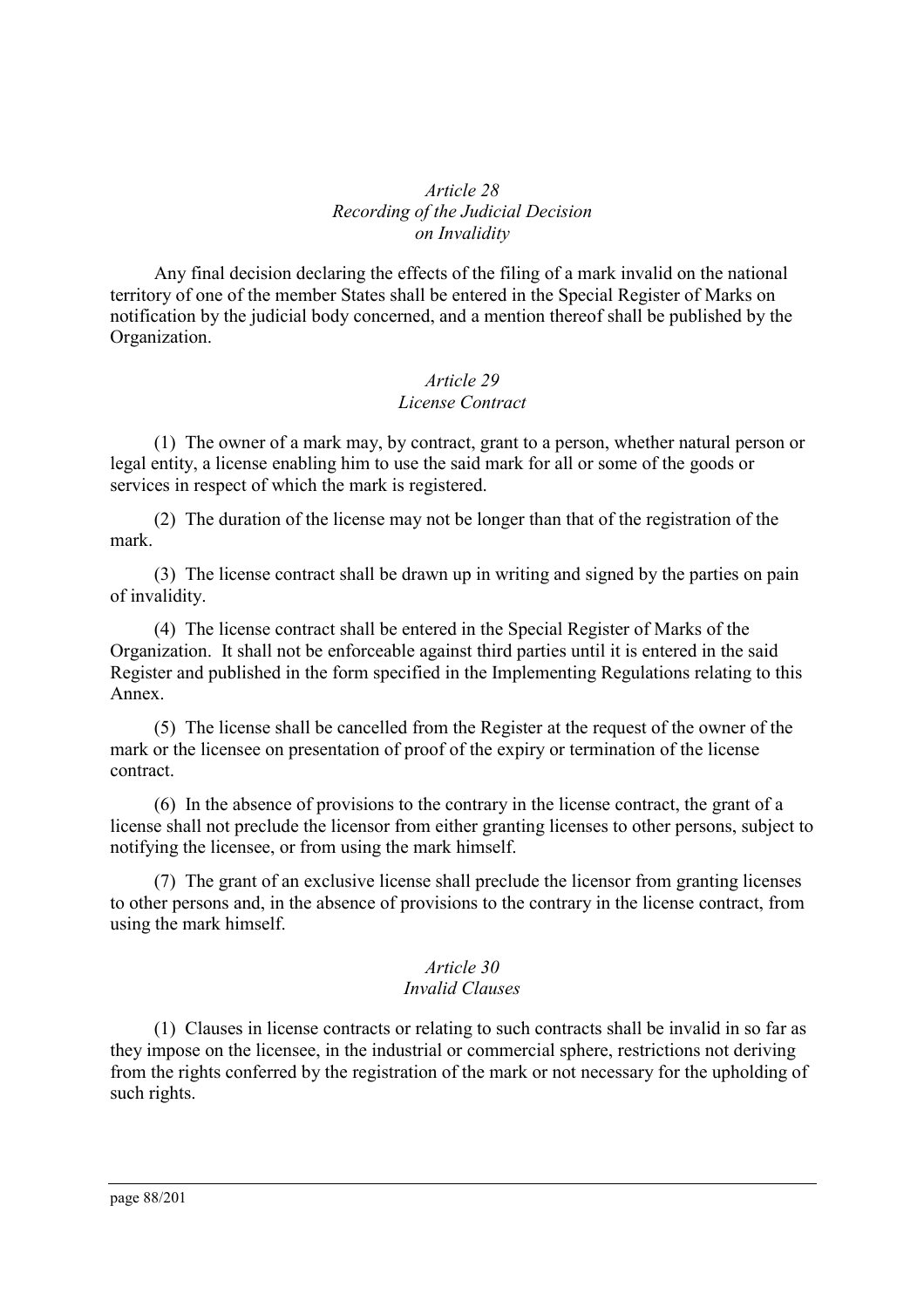*Article 28*
*Recording of the Judicial Decision on Invalidity*

Any final decision declaring the effects of the filing of a mark invalid on the national territory of one of the member States shall be entered in the Special Register of Marks on notification by the judicial body concerned, and a mention thereof shall be published by the Organization.

*Article 29*
*License Contract*

(1) The owner of a mark may, by contract, grant to a person, whether natural person or legal entity, a license enabling him to use the said mark for all or some of the goods or services in respect of which the mark is registered.

(2) The duration of the license may not be longer than that of the registration of the mark.

(3) The license contract shall be drawn up in writing and signed by the parties on pain of invalidity.

(4) The license contract shall be entered in the Special Register of Marks of the Organization. It shall not be enforceable against third parties until it is entered in the said Register and published in the form specified in the Implementing Regulations relating to this Annex.

(5) The license shall be cancelled from the Register at the request of the owner of the mark or the licensee on presentation of proof of the expiry or termination of the license contract.

(6) In the absence of provisions to the contrary in the license contract, the grant of a license shall not preclude the licensor from either granting licenses to other persons, subject to notifying the licensee, or from using the mark himself.

(7) The grant of an exclusive license shall preclude the licensor from granting licenses to other persons and, in the absence of provisions to the contrary in the license contract, from using the mark himself.

*Article 30*
*Invalid Clauses*

(1) Clauses in license contracts or relating to such contracts shall be invalid in so far as they impose on the licensee, in the industrial or commercial sphere, restrictions not deriving from the rights conferred by the registration of the mark or not necessary for the upholding of such rights.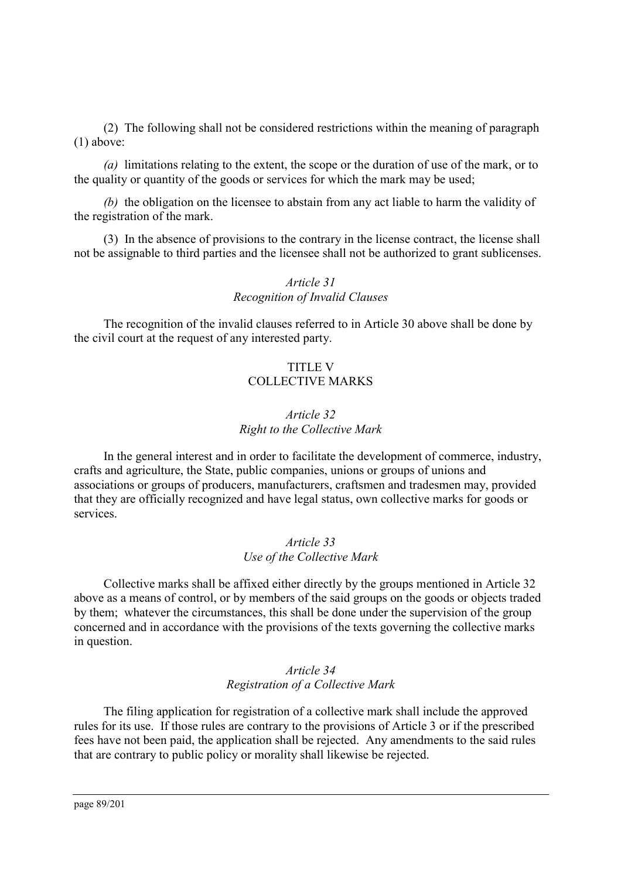(2) The following shall not be considered restrictions within the meaning of paragraph (1) above:

*(a)* limitations relating to the extent, the scope or the duration of use of the mark, or to the quality or quantity of the goods or services for which the mark may be used;

*(b)* the obligation on the licensee to abstain from any act liable to harm the validity of the registration of the mark.

(3) In the absence of provisions to the contrary in the license contract, the license shall not be assignable to third parties and the licensee shall not be authorized to grant sublicenses.

*Article 31*
*Recognition of Invalid Clauses*

The recognition of the invalid clauses referred to in Article 30 above shall be done by the civil court at the request of any interested party.

## TITLE V
## COLLECTIVE MARKS

*Article 32*
*Right to the Collective Mark*

In the general interest and in order to facilitate the development of commerce, industry, crafts and agriculture, the State, public companies, unions or groups of unions and associations or groups of producers, manufacturers, craftsmen and tradesmen may, provided that they are officially recognized and have legal status, own collective marks for goods or services.

*Article 33*
*Use of the Collective Mark*

Collective marks shall be affixed either directly by the groups mentioned in Article 32 above as a means of control, or by members of the said groups on the goods or objects traded by them; whatever the circumstances, this shall be done under the supervision of the group concerned and in accordance with the provisions of the texts governing the collective marks in question.

*Article 34*
*Registration of a Collective Mark*

The filing application for registration of a collective mark shall include the approved rules for its use. If those rules are contrary to the provisions of Article 3 or if the prescribed fees have not been paid, the application shall be rejected. Any amendments to the said rules that are contrary to public policy or morality shall likewise be rejected.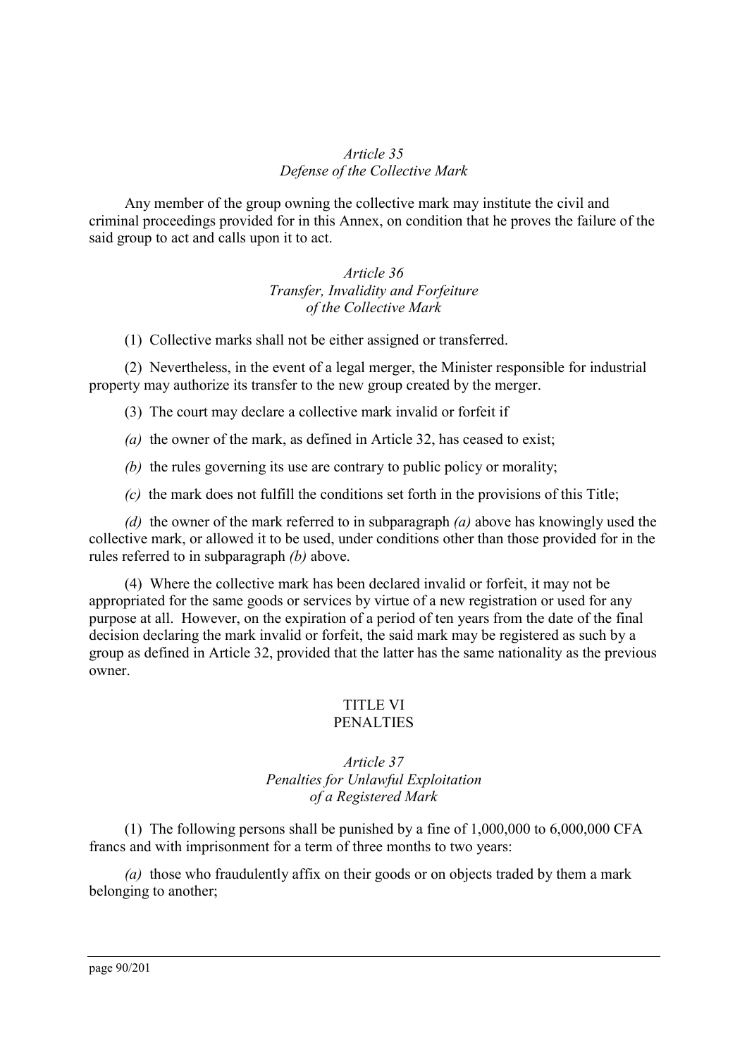### *Article 35*
### *Defense of the Collective Mark*

Any member of the group owning the collective mark may institute the civil and criminal proceedings provided for in this Annex, on condition that he proves the failure of the said group to act and calls upon it to act.

### *Article 36*
### *Transfer, Invalidity and Forfeiture of the Collective Mark*

(1) Collective marks shall not be either assigned or transferred.

(2) Nevertheless, in the event of a legal merger, the Minister responsible for industrial property may authorize its transfer to the new group created by the merger.

(3) The court may declare a collective mark invalid or forfeit if

*(a)* the owner of the mark, as defined in Article 32, has ceased to exist;

*(b)* the rules governing its use are contrary to public policy or morality;

*(c)* the mark does not fulfill the conditions set forth in the provisions of this Title;

*(d)* the owner of the mark referred to in subparagraph *(a)* above has knowingly used the collective mark, or allowed it to be used, under conditions other than those provided for in the rules referred to in subparagraph *(b)* above.

(4) Where the collective mark has been declared invalid or forfeit, it may not be appropriated for the same goods or services by virtue of a new registration or used for any purpose at all. However, on the expiration of a period of ten years from the date of the final decision declaring the mark invalid or forfeit, the said mark may be registered as such by a group as defined in Article 32, provided that the latter has the same nationality as the previous owner.

## TITLE VI
## PENALTIES

### *Article 37*
### *Penalties for Unlawful Exploitation of a Registered Mark*

(1) The following persons shall be punished by a fine of 1,000,000 to 6,000,000 CFA francs and with imprisonment for a term of three months to two years:

*(a)* those who fraudulently affix on their goods or on objects traded by them a mark belonging to another;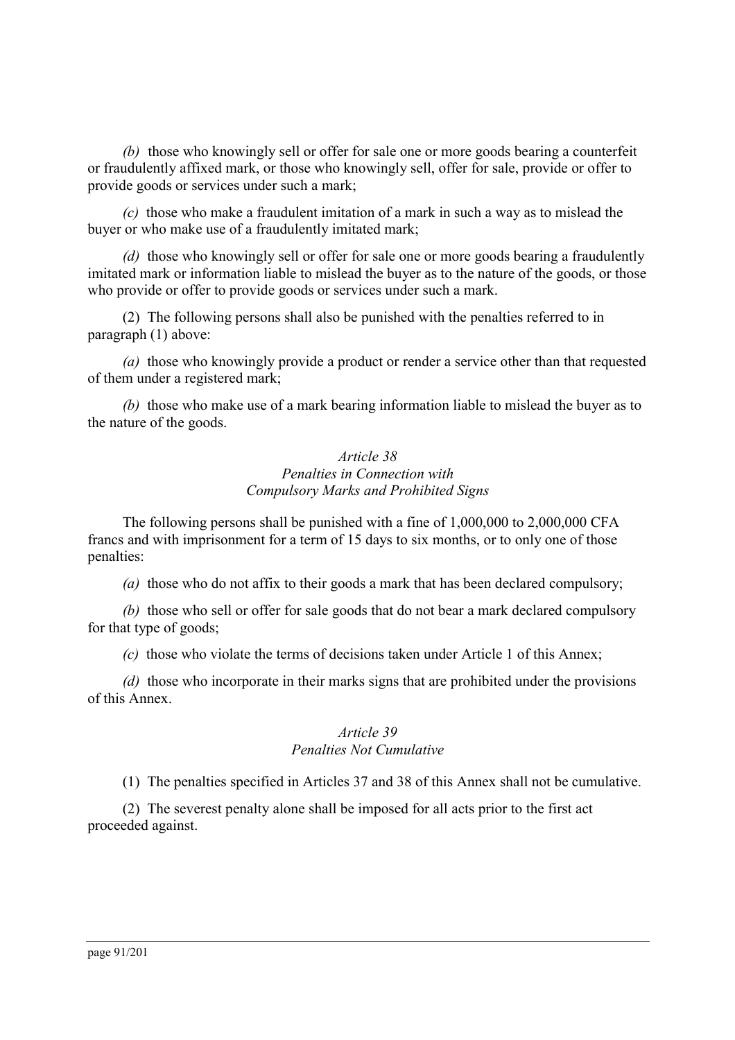*(b)* those who knowingly sell or offer for sale one or more goods bearing a counterfeit or fraudulently affixed mark, or those who knowingly sell, offer for sale, provide or offer to provide goods or services under such a mark;

*(c)* those who make a fraudulent imitation of a mark in such a way as to mislead the buyer or who make use of a fraudulently imitated mark;

*(d)* those who knowingly sell or offer for sale one or more goods bearing a fraudulently imitated mark or information liable to mislead the buyer as to the nature of the goods, or those who provide or offer to provide goods or services under such a mark.

(2) The following persons shall also be punished with the penalties referred to in paragraph (1) above:

*(a)* those who knowingly provide a product or render a service other than that requested of them under a registered mark;

*(b)* those who make use of a mark bearing information liable to mislead the buyer as to the nature of the goods.

### *Article 38*
### *Penalties in Connection with Compulsory Marks and Prohibited Signs*

The following persons shall be punished with a fine of 1,000,000 to 2,000,000 CFA francs and with imprisonment for a term of 15 days to six months, or to only one of those penalties:

*(a)* those who do not affix to their goods a mark that has been declared compulsory;

*(b)* those who sell or offer for sale goods that do not bear a mark declared compulsory for that type of goods;

*(c)* those who violate the terms of decisions taken under Article 1 of this Annex;

*(d)* those who incorporate in their marks signs that are prohibited under the provisions of this Annex.

### *Article 39*
### *Penalties Not Cumulative*

(1) The penalties specified in Articles 37 and 38 of this Annex shall not be cumulative.

(2) The severest penalty alone shall be imposed for all acts prior to the first act proceeded against.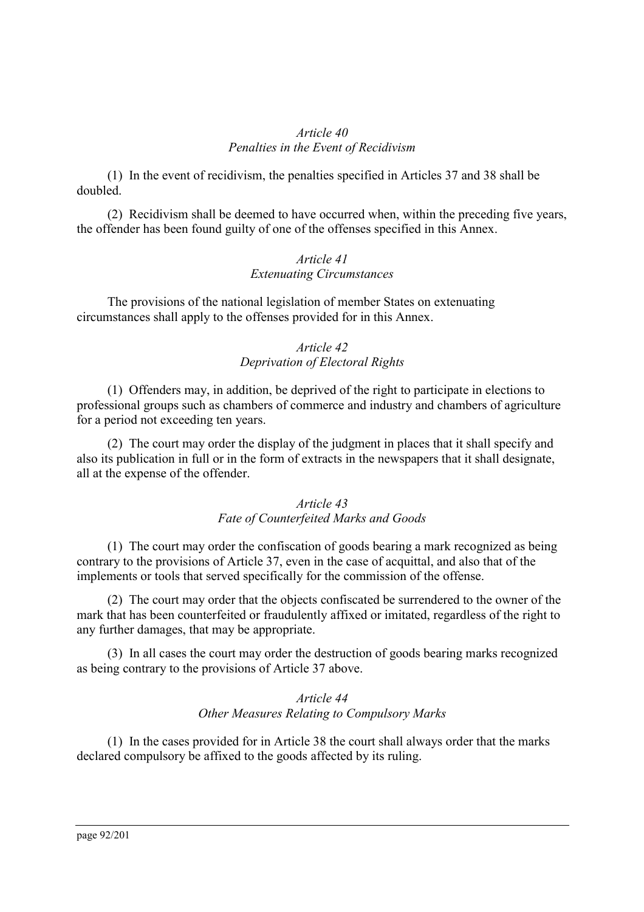*Article 40*
*Penalties in the Event of Recidivism*

(1) In the event of recidivism, the penalties specified in Articles 37 and 38 shall be doubled.

(2) Recidivism shall be deemed to have occurred when, within the preceding five years, the offender has been found guilty of one of the offenses specified in this Annex.

*Article 41*
*Extenuating Circumstances*

The provisions of the national legislation of member States on extenuating circumstances shall apply to the offenses provided for in this Annex.

*Article 42*
*Deprivation of Electoral Rights*

(1) Offenders may, in addition, be deprived of the right to participate in elections to professional groups such as chambers of commerce and industry and chambers of agriculture for a period not exceeding ten years.

(2) The court may order the display of the judgment in places that it shall specify and also its publication in full or in the form of extracts in the newspapers that it shall designate, all at the expense of the offender.

*Article 43*
*Fate of Counterfeited Marks and Goods*

(1) The court may order the confiscation of goods bearing a mark recognized as being contrary to the provisions of Article 37, even in the case of acquittal, and also that of the implements or tools that served specifically for the commission of the offense.

(2) The court may order that the objects confiscated be surrendered to the owner of the mark that has been counterfeited or fraudulently affixed or imitated, regardless of the right to any further damages, that may be appropriate.

(3) In all cases the court may order the destruction of goods bearing marks recognized as being contrary to the provisions of Article 37 above.

*Article 44*
*Other Measures Relating to Compulsory Marks*

(1) In the cases provided for in Article 38 the court shall always order that the marks declared compulsory be affixed to the goods affected by its ruling.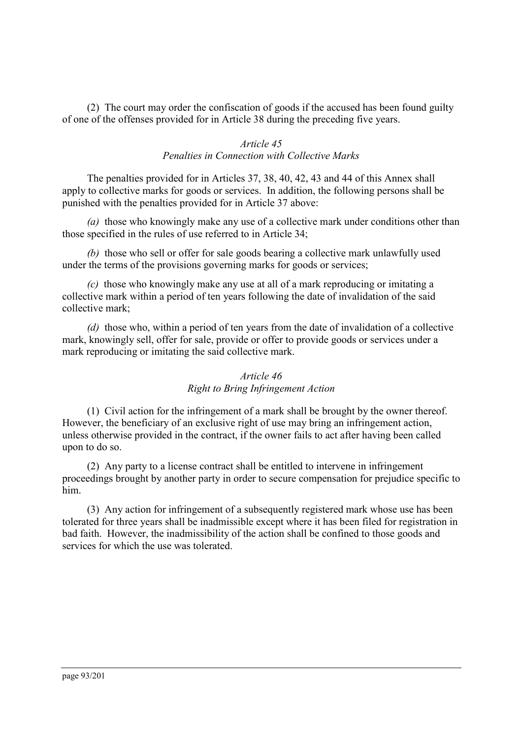(2) The court may order the confiscation of goods if the accused has been found guilty of one of the offenses provided for in Article 38 during the preceding five years.

*Article 45*
*Penalties in Connection with Collective Marks*

The penalties provided for in Articles 37, 38, 40, 42, 43 and 44 of this Annex shall apply to collective marks for goods or services. In addition, the following persons shall be punished with the penalties provided for in Article 37 above:

*(a)* those who knowingly make any use of a collective mark under conditions other than those specified in the rules of use referred to in Article 34;

*(b)* those who sell or offer for sale goods bearing a collective mark unlawfully used under the terms of the provisions governing marks for goods or services;

*(c)* those who knowingly make any use at all of a mark reproducing or imitating a collective mark within a period of ten years following the date of invalidation of the said collective mark;

*(d)* those who, within a period of ten years from the date of invalidation of a collective mark, knowingly sell, offer for sale, provide or offer to provide goods or services under a mark reproducing or imitating the said collective mark.

*Article 46*
*Right to Bring Infringement Action*

(1) Civil action for the infringement of a mark shall be brought by the owner thereof. However, the beneficiary of an exclusive right of use may bring an infringement action, unless otherwise provided in the contract, if the owner fails to act after having been called upon to do so.

(2) Any party to a license contract shall be entitled to intervene in infringement proceedings brought by another party in order to secure compensation for prejudice specific to him.

(3) Any action for infringement of a subsequently registered mark whose use has been tolerated for three years shall be inadmissible except where it has been filed for registration in bad faith. However, the inadmissibility of the action shall be confined to those goods and services for which the use was tolerated.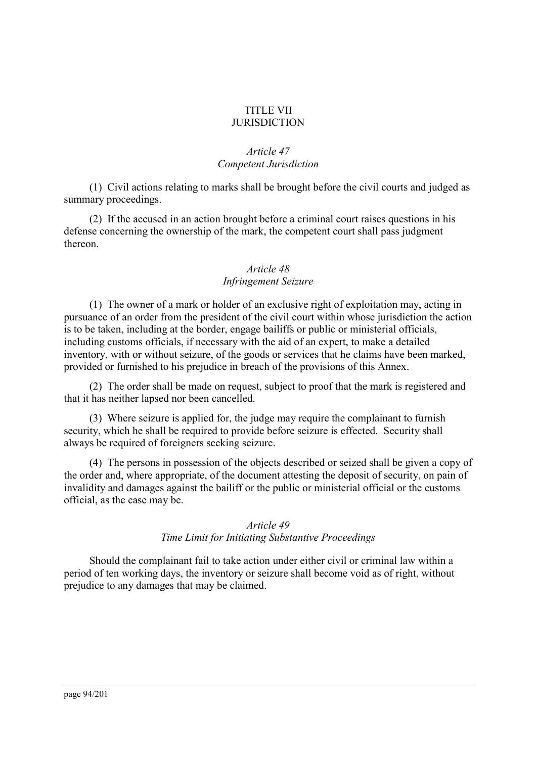# TITLE VII
# JURISDICTION

### *Article 47*
### *Competent Jurisdiction*

(1) Civil actions relating to marks shall be brought before the civil courts and judged as summary proceedings.

(2) If the accused in an action brought before a criminal court raises questions in his defense concerning the ownership of the mark, the competent court shall pass judgment thereon.

### *Article 48*
### *Infringement Seizure*

(1) The owner of a mark or holder of an exclusive right of exploitation may, acting in pursuance of an order from the president of the civil court within whose jurisdiction the action is to be taken, including at the border, engage bailiffs or public or ministerial officials, including customs officials, if necessary with the aid of an expert, to make a detailed inventory, with or without seizure, of the goods or services that he claims have been marked, provided or furnished to his prejudice in breach of the provisions of this Annex.

(2) The order shall be made on request, subject to proof that the mark is registered and that it has neither lapsed nor been cancelled.

(3) Where seizure is applied for, the judge may require the complainant to furnish security, which he shall be required to provide before seizure is effected. Security shall always be required of foreigners seeking seizure.

(4) The persons in possession of the objects described or seized shall be given a copy of the order and, where appropriate, of the document attesting the deposit of security, on pain of invalidity and damages against the bailiff or the public or ministerial official or the customs official, as the case may be.

### *Article 49*
### *Time Limit for Initiating Substantive Proceedings*

Should the complainant fail to take action under either civil or criminal law within a period of ten working days, the inventory or seizure shall become void as of right, without prejudice to any damages that may be claimed.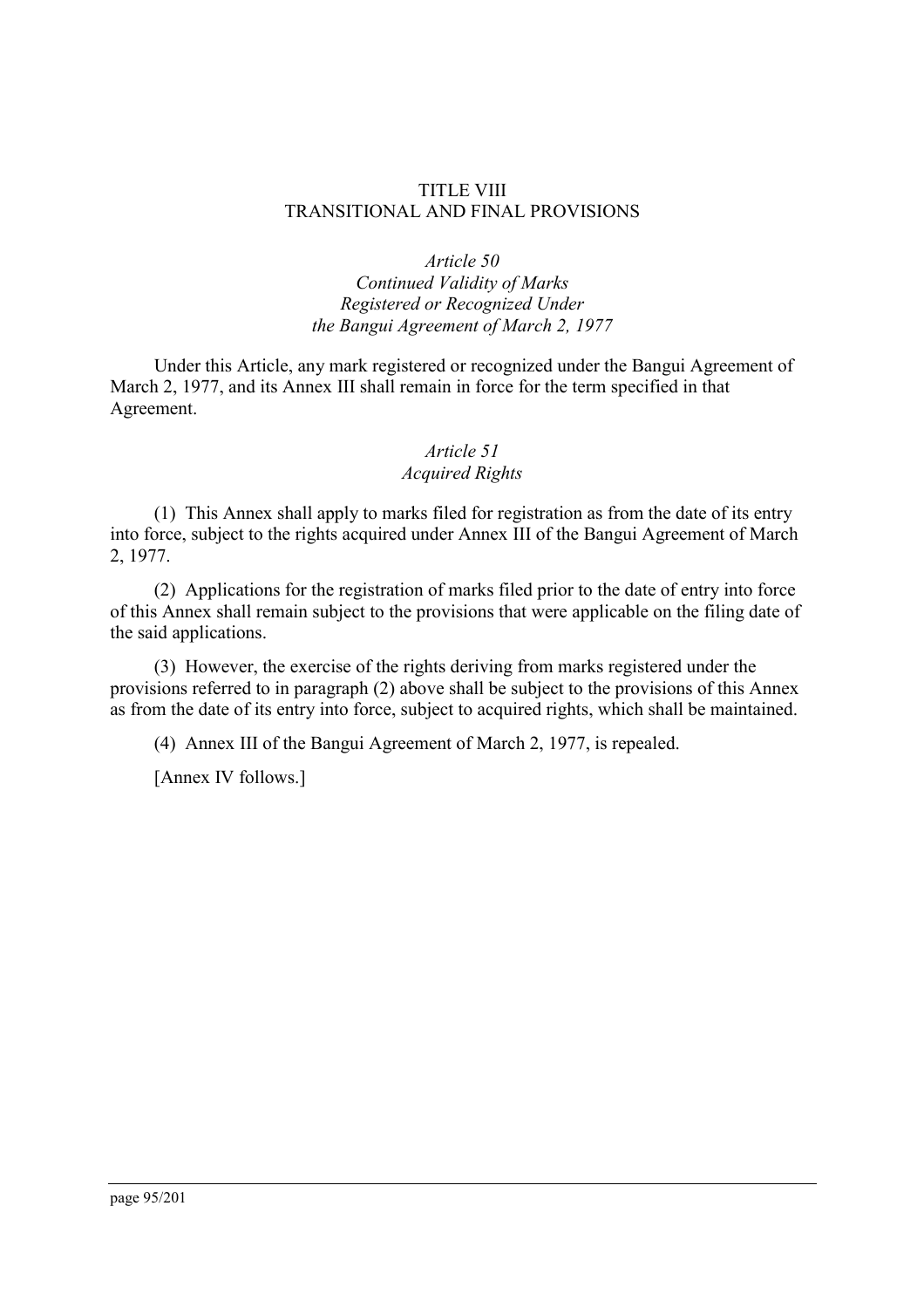## TITLE VIII
## TRANSITIONAL AND FINAL PROVISIONS

### *Article 50*
### *Continued Validity of Marks Registered or Recognized Under the Bangui Agreement of March 2, 1977*

Under this Article, any mark registered or recognized under the Bangui Agreement of March 2, 1977, and its Annex III shall remain in force for the term specified in that Agreement.

### *Article 51*
### *Acquired Rights*

(1) This Annex shall apply to marks filed for registration as from the date of its entry into force, subject to the rights acquired under Annex III of the Bangui Agreement of March 2, 1977.

(2) Applications for the registration of marks filed prior to the date of entry into force of this Annex shall remain subject to the provisions that were applicable on the filing date of the said applications.

(3) However, the exercise of the rights deriving from marks registered under the provisions referred to in paragraph (2) above shall be subject to the provisions of this Annex as from the date of its entry into force, subject to acquired rights, which shall be maintained.

(4) Annex III of the Bangui Agreement of March 2, 1977, is repealed.

[Annex IV follows.]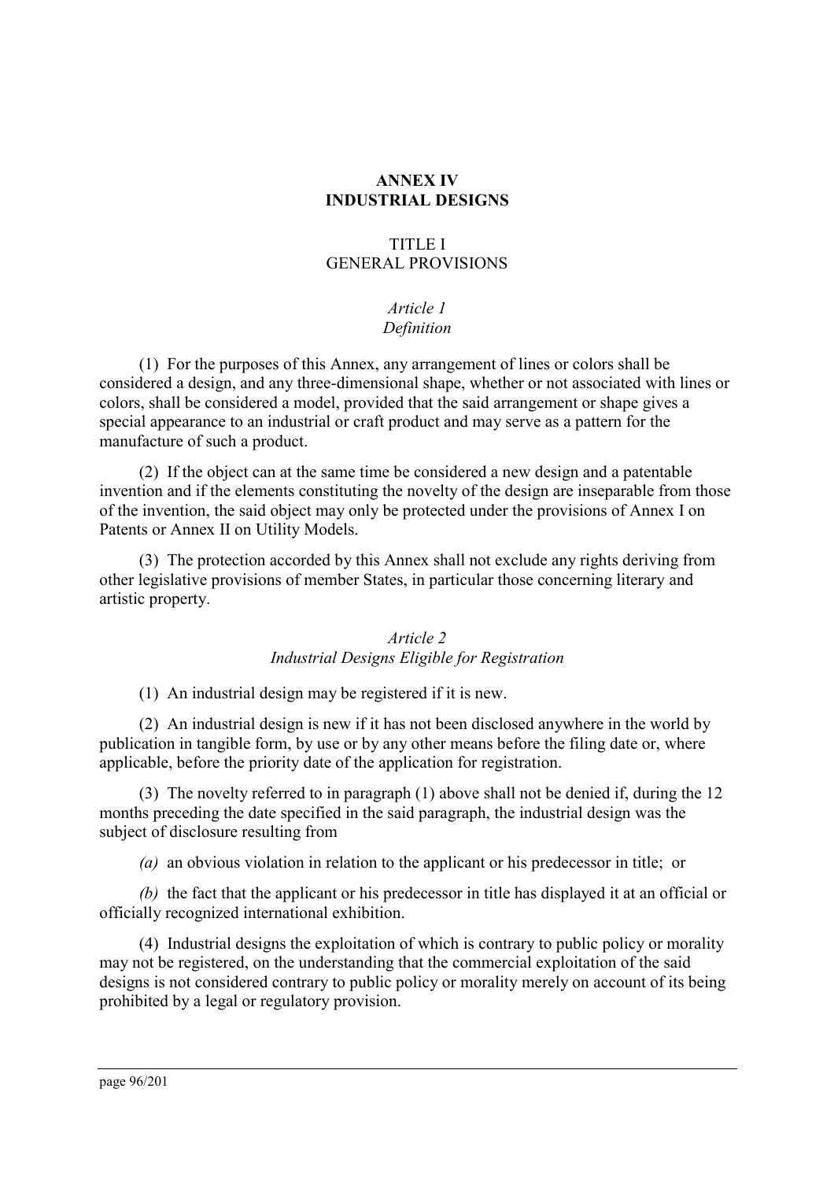# ANNEX IV
# INDUSTRIAL DESIGNS

## TITLE I
## GENERAL PROVISIONS

### *Article 1*
### *Definition*

(1) For the purposes of this Annex, any arrangement of lines or colors shall be considered a design, and any three-dimensional shape, whether or not associated with lines or colors, shall be considered a model, provided that the said arrangement or shape gives a special appearance to an industrial or craft product and may serve as a pattern for the manufacture of such a product.

(2) If the object can at the same time be considered a new design and a patentable invention and if the elements constituting the novelty of the design are inseparable from those of the invention, the said object may only be protected under the provisions of Annex I on Patents or Annex II on Utility Models.

(3) The protection accorded by this Annex shall not exclude any rights deriving from other legislative provisions of member States, in particular those concerning literary and artistic property.

### *Article 2*
### *Industrial Designs Eligible for Registration*

(1) An industrial design may be registered if it is new.

(2) An industrial design is new if it has not been disclosed anywhere in the world by publication in tangible form, by use or by any other means before the filing date or, where applicable, before the priority date of the application for registration.

(3) The novelty referred to in paragraph (1) above shall not be denied if, during the 12 months preceding the date specified in the said paragraph, the industrial design was the subject of disclosure resulting from

*(a)* an obvious violation in relation to the applicant or his predecessor in title; or

*(b)* the fact that the applicant or his predecessor in title has displayed it at an official or officially recognized international exhibition.

(4) Industrial designs the exploitation of which is contrary to public policy or morality may not be registered, on the understanding that the commercial exploitation of the said designs is not considered contrary to public policy or morality merely on account of its being prohibited by a legal or regulatory provision.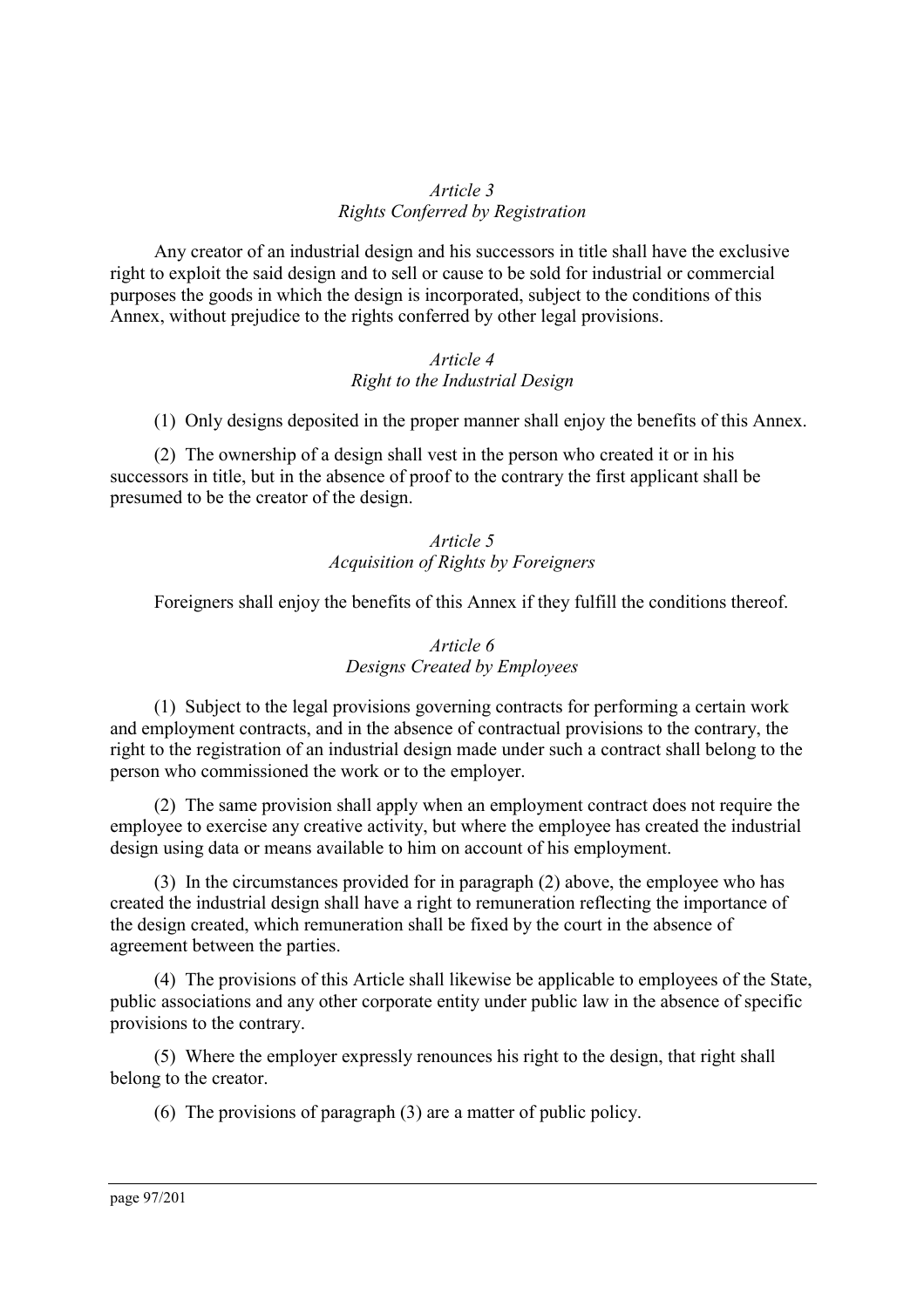### *Article 3*
### *Rights Conferred by Registration*

Any creator of an industrial design and his successors in title shall have the exclusive right to exploit the said design and to sell or cause to be sold for industrial or commercial purposes the goods in which the design is incorporated, subject to the conditions of this Annex, without prejudice to the rights conferred by other legal provisions.

### *Article 4*
### *Right to the Industrial Design*

(1) Only designs deposited in the proper manner shall enjoy the benefits of this Annex.

(2) The ownership of a design shall vest in the person who created it or in his successors in title, but in the absence of proof to the contrary the first applicant shall be presumed to be the creator of the design.

### *Article 5*
### *Acquisition of Rights by Foreigners*

Foreigners shall enjoy the benefits of this Annex if they fulfill the conditions thereof.

### *Article 6*
### *Designs Created by Employees*

(1) Subject to the legal provisions governing contracts for performing a certain work and employment contracts, and in the absence of contractual provisions to the contrary, the right to the registration of an industrial design made under such a contract shall belong to the person who commissioned the work or to the employer.

(2) The same provision shall apply when an employment contract does not require the employee to exercise any creative activity, but where the employee has created the industrial design using data or means available to him on account of his employment.

(3) In the circumstances provided for in paragraph (2) above, the employee who has created the industrial design shall have a right to remuneration reflecting the importance of the design created, which remuneration shall be fixed by the court in the absence of agreement between the parties.

(4) The provisions of this Article shall likewise be applicable to employees of the State, public associations and any other corporate entity under public law in the absence of specific provisions to the contrary.

(5) Where the employer expressly renounces his right to the design, that right shall belong to the creator.

(6) The provisions of paragraph (3) are a matter of public policy.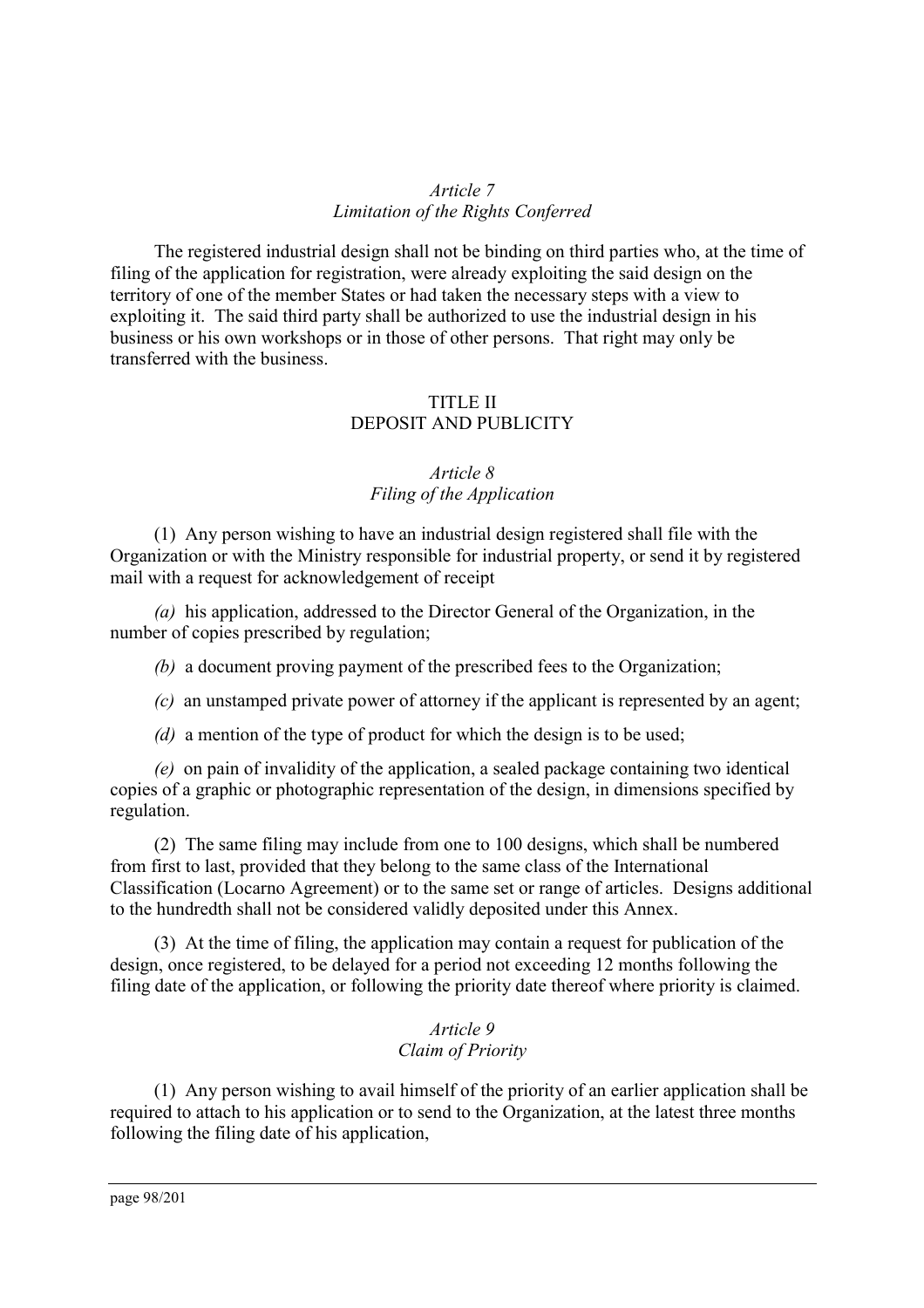*Article 7*
*Limitation of the Rights Conferred*

The registered industrial design shall not be binding on third parties who, at the time of filing of the application for registration, were already exploiting the said design on the territory of one of the member States or had taken the necessary steps with a view to exploiting it. The said third party shall be authorized to use the industrial design in his business or his own workshops or in those of other persons. That right may only be transferred with the business.

## TITLE II
## DEPOSIT AND PUBLICITY

*Article 8*
*Filing of the Application*

(1) Any person wishing to have an industrial design registered shall file with the Organization or with the Ministry responsible for industrial property, or send it by registered mail with a request for acknowledgement of receipt

*(a)* his application, addressed to the Director General of the Organization, in the number of copies prescribed by regulation;

*(b)* a document proving payment of the prescribed fees to the Organization;

*(c)* an unstamped private power of attorney if the applicant is represented by an agent;

*(d)* a mention of the type of product for which the design is to be used;

*(e)* on pain of invalidity of the application, a sealed package containing two identical copies of a graphic or photographic representation of the design, in dimensions specified by regulation.

(2) The same filing may include from one to 100 designs, which shall be numbered from first to last, provided that they belong to the same class of the International Classification (Locarno Agreement) or to the same set or range of articles. Designs additional to the hundredth shall not be considered validly deposited under this Annex.

(3) At the time of filing, the application may contain a request for publication of the design, once registered, to be delayed for a period not exceeding 12 months following the filing date of the application, or following the priority date thereof where priority is claimed.

*Article 9*
*Claim of Priority*

(1) Any person wishing to avail himself of the priority of an earlier application shall be required to attach to his application or to send to the Organization, at the latest three months following the filing date of his application,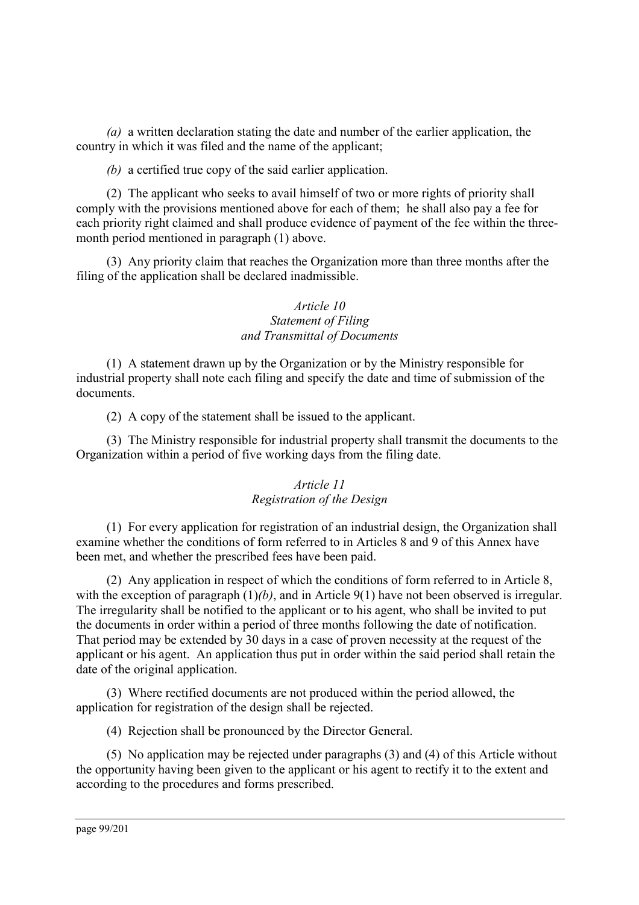*(a)* a written declaration stating the date and number of the earlier application, the country in which it was filed and the name of the applicant;

*(b)* a certified true copy of the said earlier application.

(2) The applicant who seeks to avail himself of two or more rights of priority shall comply with the provisions mentioned above for each of them; he shall also pay a fee for each priority right claimed and shall produce evidence of payment of the fee within the three-month period mentioned in paragraph (1) above.

(3) Any priority claim that reaches the Organization more than three months after the filing of the application shall be declared inadmissible.

*Article 10*
*Statement of Filing*
*and Transmittal of Documents*

(1) A statement drawn up by the Organization or by the Ministry responsible for industrial property shall note each filing and specify the date and time of submission of the documents.

(2) A copy of the statement shall be issued to the applicant.

(3) The Ministry responsible for industrial property shall transmit the documents to the Organization within a period of five working days from the filing date.

*Article 11*
*Registration of the Design*

(1) For every application for registration of an industrial design, the Organization shall examine whether the conditions of form referred to in Articles 8 and 9 of this Annex have been met, and whether the prescribed fees have been paid.

(2) Any application in respect of which the conditions of form referred to in Article 8, with the exception of paragraph (1)*(b)*, and in Article 9(1) have not been observed is irregular. The irregularity shall be notified to the applicant or to his agent, who shall be invited to put the documents in order within a period of three months following the date of notification. That period may be extended by 30 days in a case of proven necessity at the request of the applicant or his agent. An application thus put in order within the said period shall retain the date of the original application.

(3) Where rectified documents are not produced within the period allowed, the application for registration of the design shall be rejected.

(4) Rejection shall be pronounced by the Director General.

(5) No application may be rejected under paragraphs (3) and (4) of this Article without the opportunity having been given to the applicant or his agent to rectify it to the extent and according to the procedures and forms prescribed.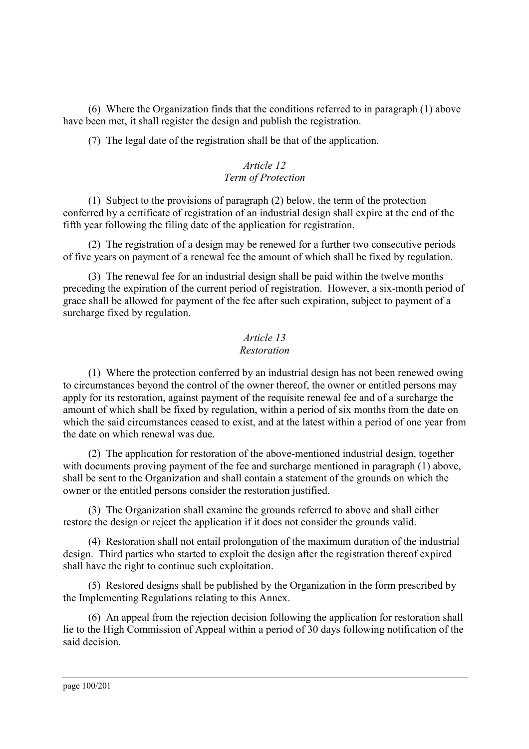(6) Where the Organization finds that the conditions referred to in paragraph (1) above have been met, it shall register the design and publish the registration.

(7) The legal date of the registration shall be that of the application.

*Article 12*
*Term of Protection*

(1) Subject to the provisions of paragraph (2) below, the term of the protection conferred by a certificate of registration of an industrial design shall expire at the end of the fifth year following the filing date of the application for registration.

(2) The registration of a design may be renewed for a further two consecutive periods of five years on payment of a renewal fee the amount of which shall be fixed by regulation.

(3) The renewal fee for an industrial design shall be paid within the twelve months preceding the expiration of the current period of registration. However, a six-month period of grace shall be allowed for payment of the fee after such expiration, subject to payment of a surcharge fixed by regulation.

*Article 13*
*Restoration*

(1) Where the protection conferred by an industrial design has not been renewed owing to circumstances beyond the control of the owner thereof, the owner or entitled persons may apply for its restoration, against payment of the requisite renewal fee and of a surcharge the amount of which shall be fixed by regulation, within a period of six months from the date on which the said circumstances ceased to exist, and at the latest within a period of one year from the date on which renewal was due.

(2) The application for restoration of the above-mentioned industrial design, together with documents proving payment of the fee and surcharge mentioned in paragraph (1) above, shall be sent to the Organization and shall contain a statement of the grounds on which the owner or the entitled persons consider the restoration justified.

(3) The Organization shall examine the grounds referred to above and shall either restore the design or reject the application if it does not consider the grounds valid.

(4) Restoration shall not entail prolongation of the maximum duration of the industrial design. Third parties who started to exploit the design after the registration thereof expired shall have the right to continue such exploitation.

(5) Restored designs shall be published by the Organization in the form prescribed by the Implementing Regulations relating to this Annex.

(6) An appeal from the rejection decision following the application for restoration shall lie to the High Commission of Appeal within a period of 30 days following notification of the said decision.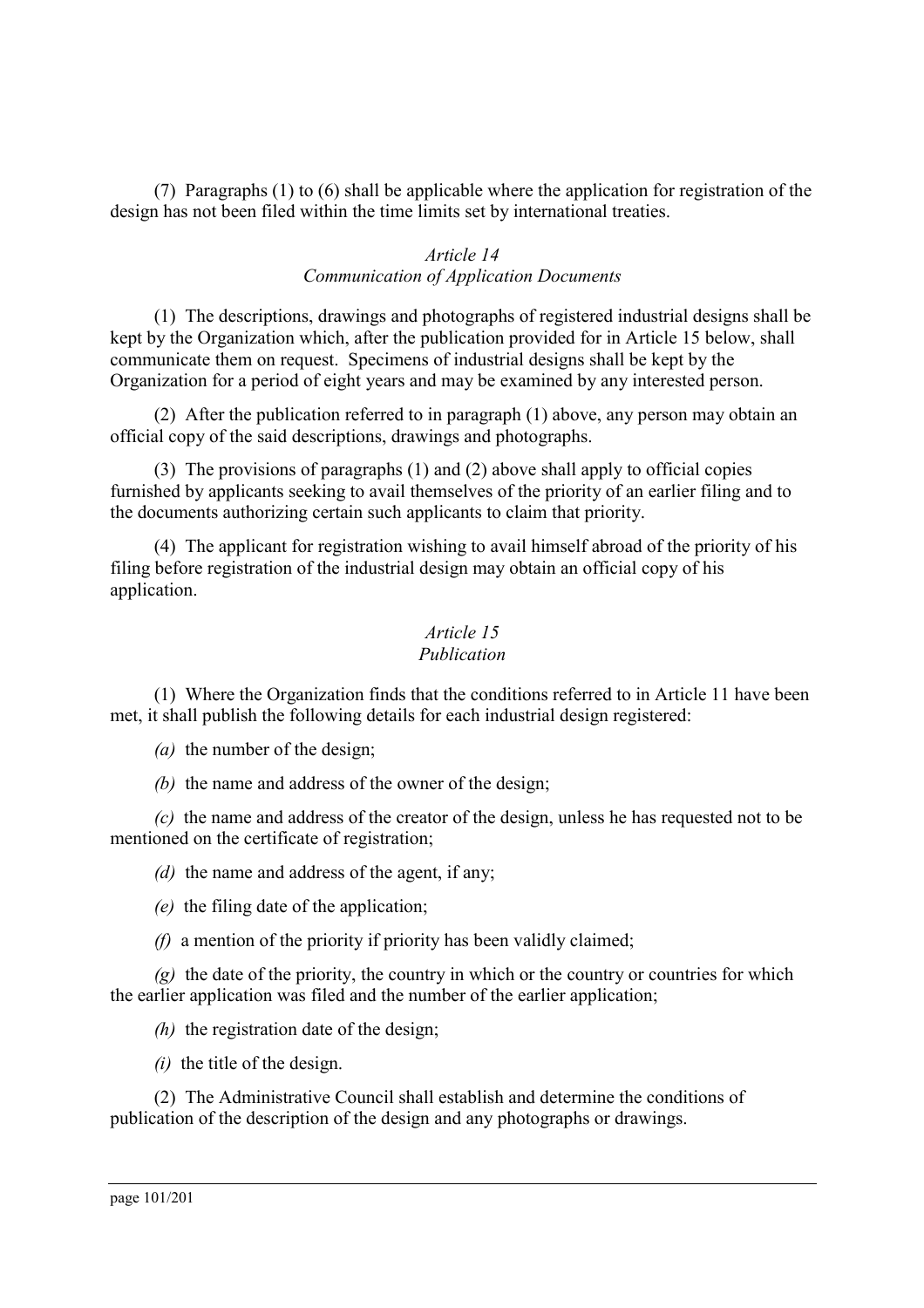(7) Paragraphs (1) to (6) shall be applicable where the application for registration of the design has not been filed within the time limits set by international treaties.

### *Article 14*
### *Communication of Application Documents*

(1) The descriptions, drawings and photographs of registered industrial designs shall be kept by the Organization which, after the publication provided for in Article 15 below, shall communicate them on request. Specimens of industrial designs shall be kept by the Organization for a period of eight years and may be examined by any interested person.

(2) After the publication referred to in paragraph (1) above, any person may obtain an official copy of the said descriptions, drawings and photographs.

(3) The provisions of paragraphs (1) and (2) above shall apply to official copies furnished by applicants seeking to avail themselves of the priority of an earlier filing and to the documents authorizing certain such applicants to claim that priority.

(4) The applicant for registration wishing to avail himself abroad of the priority of his filing before registration of the industrial design may obtain an official copy of his application.

### *Article 15*
### *Publication*

(1) Where the Organization finds that the conditions referred to in Article 11 have been met, it shall publish the following details for each industrial design registered:

*(a)* the number of the design;

*(b)* the name and address of the owner of the design;

*(c)* the name and address of the creator of the design, unless he has requested not to be mentioned on the certificate of registration;

*(d)* the name and address of the agent, if any;

*(e)* the filing date of the application;

*(f)* a mention of the priority if priority has been validly claimed;

*(g)* the date of the priority, the country in which or the country or countries for which the earlier application was filed and the number of the earlier application;

*(h)* the registration date of the design;

*(i)* the title of the design.

(2) The Administrative Council shall establish and determine the conditions of publication of the description of the design and any photographs or drawings.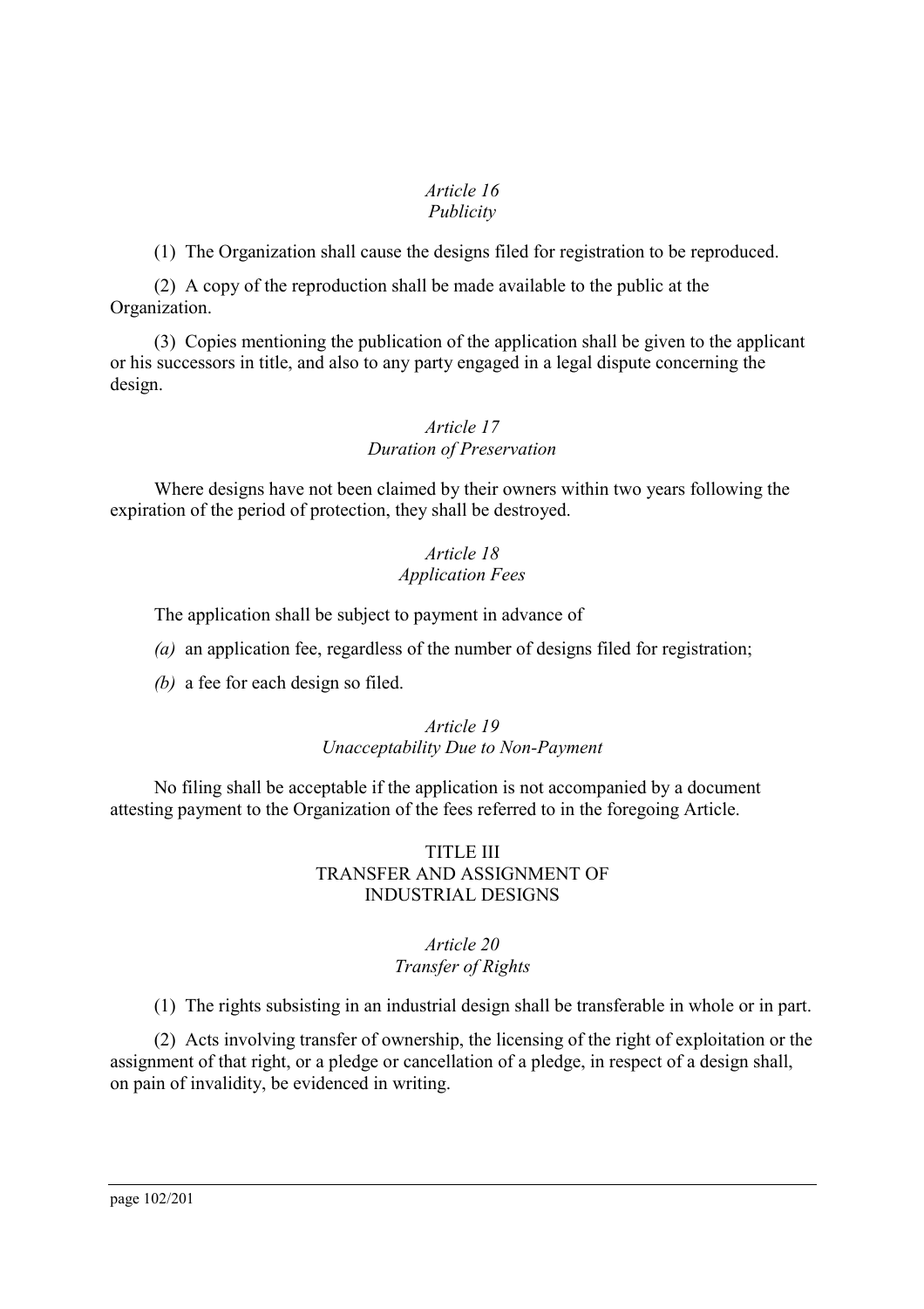### *Article 16*
### *Publicity*

(1) The Organization shall cause the designs filed for registration to be reproduced.

(2) A copy of the reproduction shall be made available to the public at the Organization.

(3) Copies mentioning the publication of the application shall be given to the applicant or his successors in title, and also to any party engaged in a legal dispute concerning the design.

### *Article 17*
### *Duration of Preservation*

Where designs have not been claimed by their owners within two years following the expiration of the period of protection, they shall be destroyed.

### *Article 18*
### *Application Fees*

The application shall be subject to payment in advance of

*(a)* an application fee, regardless of the number of designs filed for registration;

*(b)* a fee for each design so filed.

### *Article 19*
### *Unacceptability Due to Non-Payment*

No filing shall be acceptable if the application is not accompanied by a document attesting payment to the Organization of the fees referred to in the foregoing Article.

## TITLE III
## TRANSFER AND ASSIGNMENT OF INDUSTRIAL DESIGNS

### *Article 20*
### *Transfer of Rights*

(1) The rights subsisting in an industrial design shall be transferable in whole or in part.

(2) Acts involving transfer of ownership, the licensing of the right of exploitation or the assignment of that right, or a pledge or cancellation of a pledge, in respect of a design shall, on pain of invalidity, be evidenced in writing.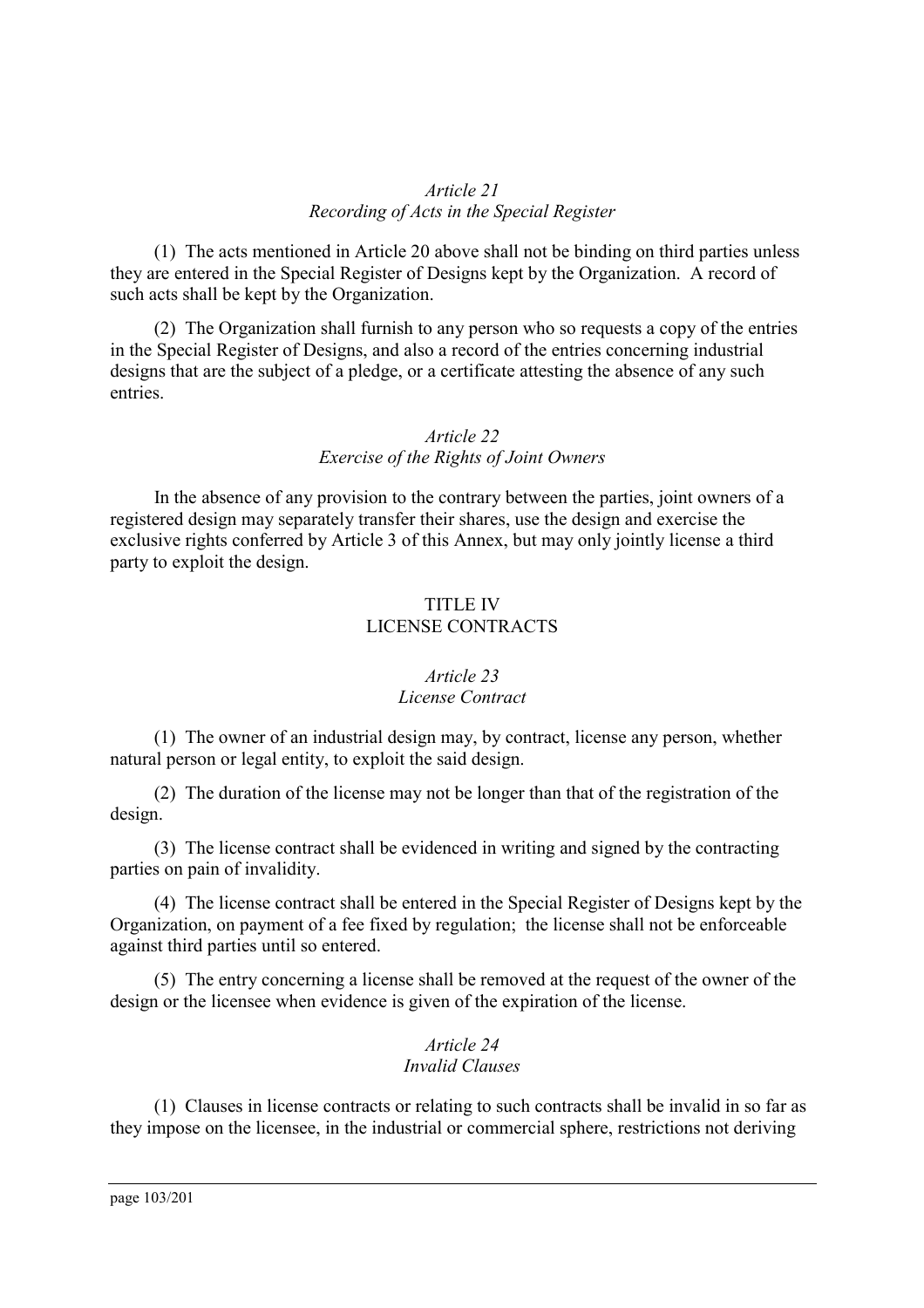*Article 21*
*Recording of Acts in the Special Register*

(1) The acts mentioned in Article 20 above shall not be binding on third parties unless they are entered in the Special Register of Designs kept by the Organization. A record of such acts shall be kept by the Organization.

(2) The Organization shall furnish to any person who so requests a copy of the entries in the Special Register of Designs, and also a record of the entries concerning industrial designs that are the subject of a pledge, or a certificate attesting the absence of any such entries.

*Article 22*
*Exercise of the Rights of Joint Owners*

In the absence of any provision to the contrary between the parties, joint owners of a registered design may separately transfer their shares, use the design and exercise the exclusive rights conferred by Article 3 of this Annex, but may only jointly license a third party to exploit the design.

## TITLE IV
## LICENSE CONTRACTS

*Article 23*
*License Contract*

(1) The owner of an industrial design may, by contract, license any person, whether natural person or legal entity, to exploit the said design.

(2) The duration of the license may not be longer than that of the registration of the design.

(3) The license contract shall be evidenced in writing and signed by the contracting parties on pain of invalidity.

(4) The license contract shall be entered in the Special Register of Designs kept by the Organization, on payment of a fee fixed by regulation; the license shall not be enforceable against third parties until so entered.

(5) The entry concerning a license shall be removed at the request of the owner of the design or the licensee when evidence is given of the expiration of the license.

*Article 24*
*Invalid Clauses*

(1) Clauses in license contracts or relating to such contracts shall be invalid in so far as they impose on the licensee, in the industrial or commercial sphere, restrictions not deriving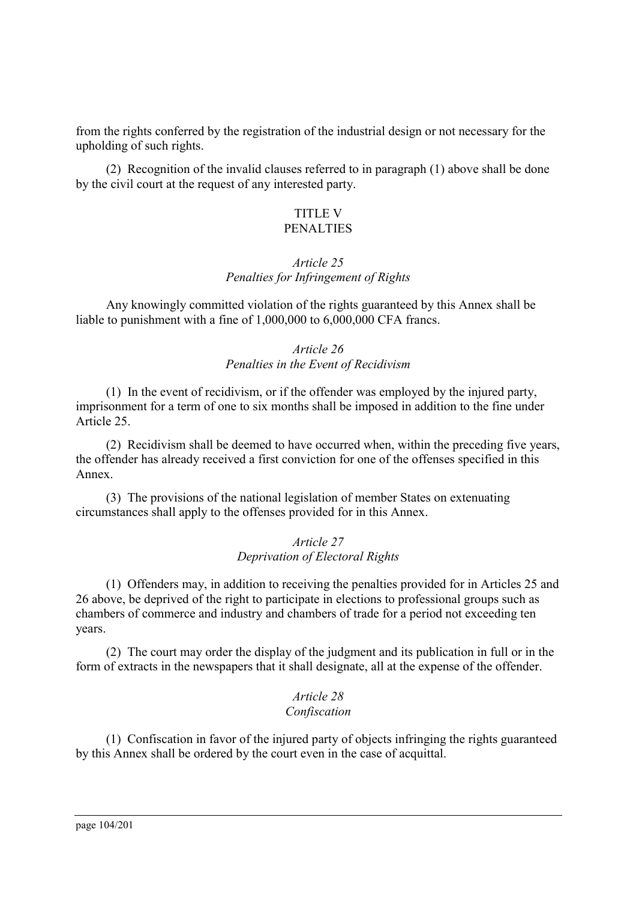from the rights conferred by the registration of the industrial design or not necessary for the upholding of such rights.

(2) Recognition of the invalid clauses referred to in paragraph (1) above shall be done by the civil court at the request of any interested party.

## TITLE V
## PENALTIES

### *Article 25*
### *Penalties for Infringement of Rights*

Any knowingly committed violation of the rights guaranteed by this Annex shall be liable to punishment with a fine of 1,000,000 to 6,000,000 CFA francs.

### *Article 26*
### *Penalties in the Event of Recidivism*

(1) In the event of recidivism, or if the offender was employed by the injured party, imprisonment for a term of one to six months shall be imposed in addition to the fine under Article 25.

(2) Recidivism shall be deemed to have occurred when, within the preceding five years, the offender has already received a first conviction for one of the offenses specified in this Annex.

(3) The provisions of the national legislation of member States on extenuating circumstances shall apply to the offenses provided for in this Annex.

### *Article 27*
### *Deprivation of Electoral Rights*

(1) Offenders may, in addition to receiving the penalties provided for in Articles 25 and 26 above, be deprived of the right to participate in elections to professional groups such as chambers of commerce and industry and chambers of trade for a period not exceeding ten years.

(2) The court may order the display of the judgment and its publication in full or in the form of extracts in the newspapers that it shall designate, all at the expense of the offender.

### *Article 28*
### *Confiscation*

(1) Confiscation in favor of the injured party of objects infringing the rights guaranteed by this Annex shall be ordered by the court even in the case of acquittal.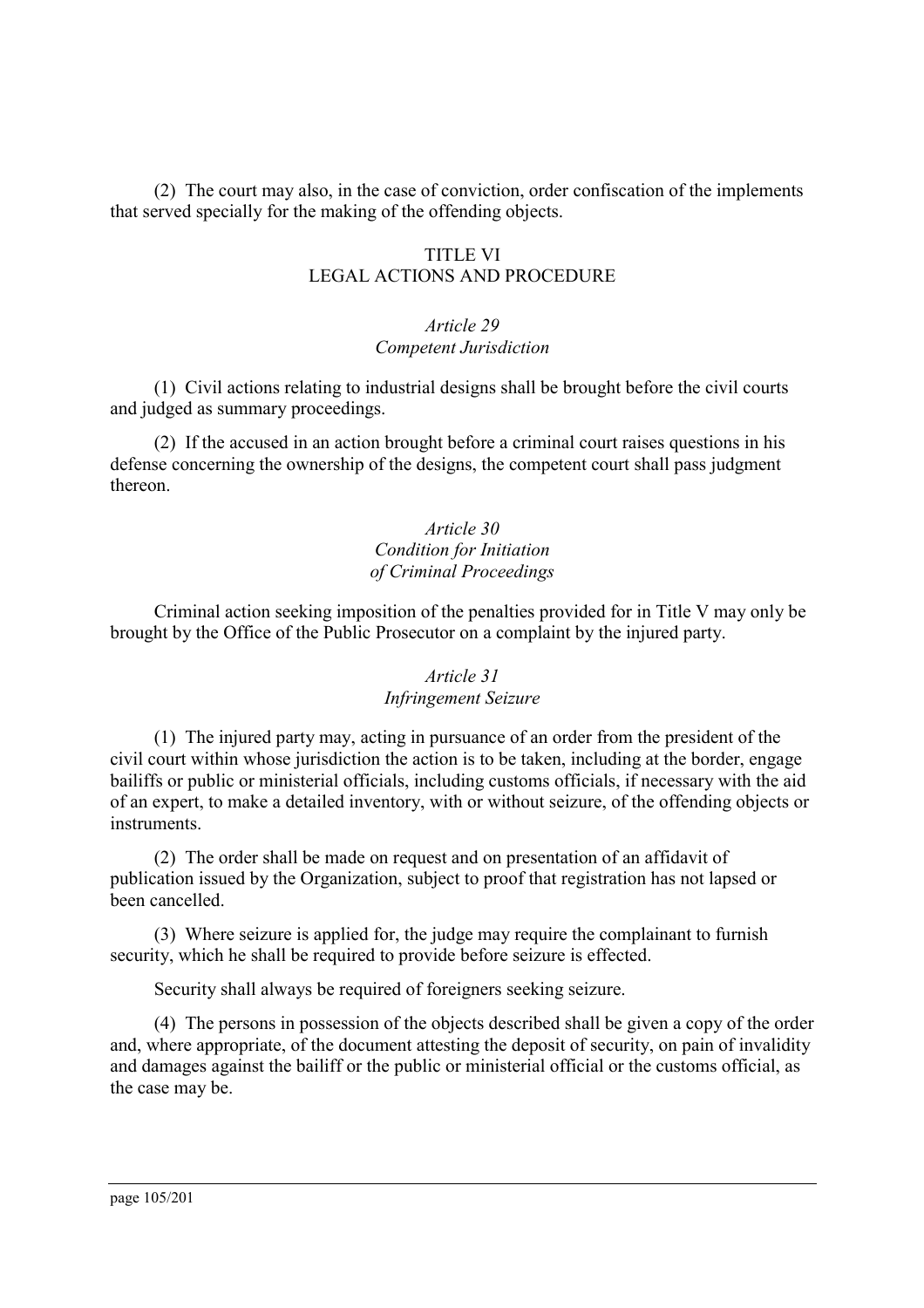(2) The court may also, in the case of conviction, order confiscation of the implements that served specially for the making of the offending objects.

## TITLE VI
## LEGAL ACTIONS AND PROCEDURE

### *Article 29*
### *Competent Jurisdiction*

(1) Civil actions relating to industrial designs shall be brought before the civil courts and judged as summary proceedings.

(2) If the accused in an action brought before a criminal court raises questions in his defense concerning the ownership of the designs, the competent court shall pass judgment thereon.

### *Article 30*
### *Condition for Initiation of Criminal Proceedings*

Criminal action seeking imposition of the penalties provided for in Title V may only be brought by the Office of the Public Prosecutor on a complaint by the injured party.

### *Article 31*
### *Infringement Seizure*

(1) The injured party may, acting in pursuance of an order from the president of the civil court within whose jurisdiction the action is to be taken, including at the border, engage bailiffs or public or ministerial officials, including customs officials, if necessary with the aid of an expert, to make a detailed inventory, with or without seizure, of the offending objects or instruments.

(2) The order shall be made on request and on presentation of an affidavit of publication issued by the Organization, subject to proof that registration has not lapsed or been cancelled.

(3) Where seizure is applied for, the judge may require the complainant to furnish security, which he shall be required to provide before seizure is effected.

Security shall always be required of foreigners seeking seizure.

(4) The persons in possession of the objects described shall be given a copy of the order and, where appropriate, of the document attesting the deposit of security, on pain of invalidity and damages against the bailiff or the public or ministerial official or the customs official, as the case may be.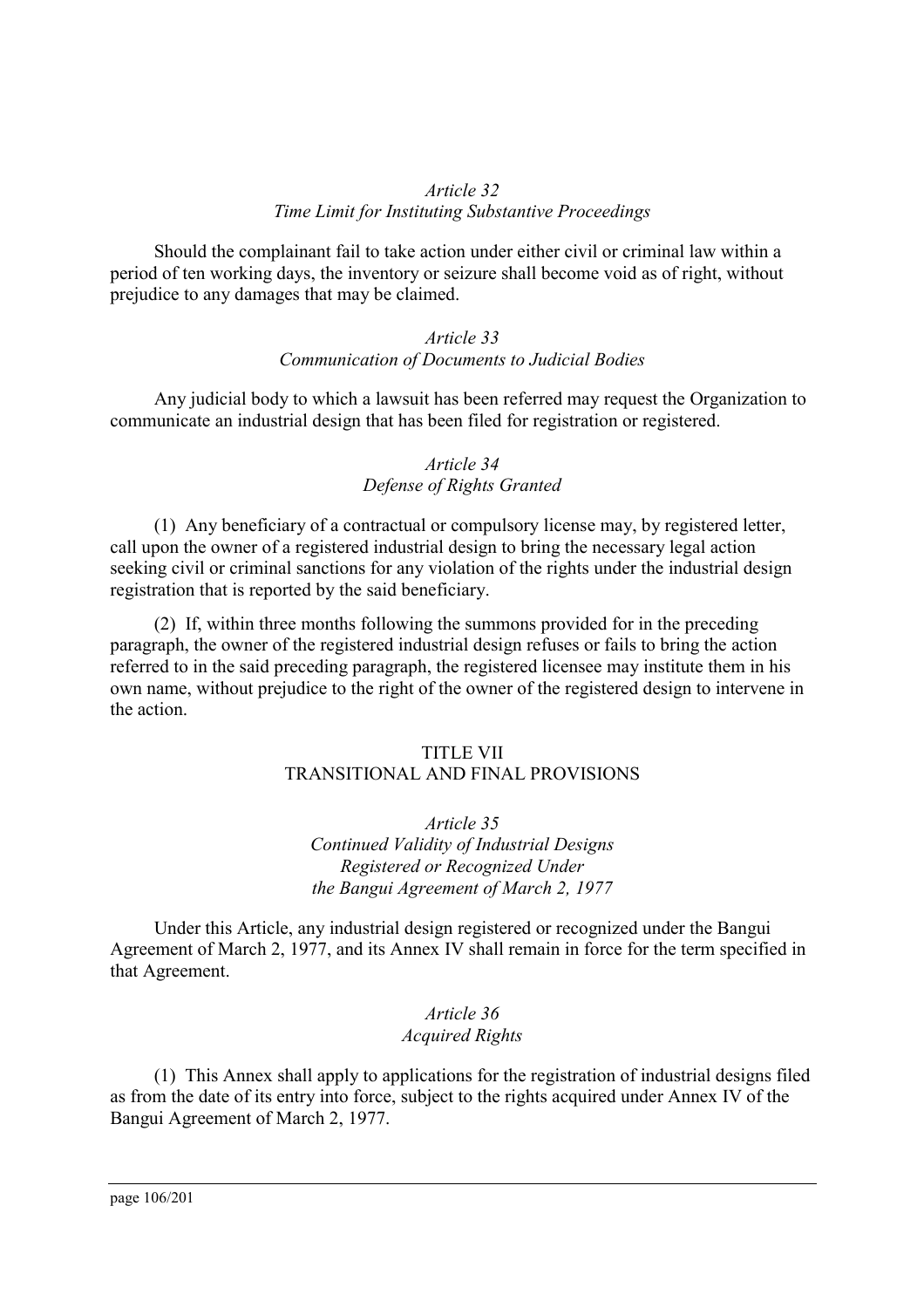### *Article 32*
### *Time Limit for Instituting Substantive Proceedings*

Should the complainant fail to take action under either civil or criminal law within a period of ten working days, the inventory or seizure shall become void as of right, without prejudice to any damages that may be claimed.

### *Article 33*
### *Communication of Documents to Judicial Bodies*

Any judicial body to which a lawsuit has been referred may request the Organization to communicate an industrial design that has been filed for registration or registered.

### *Article 34*
### *Defense of Rights Granted*

(1) Any beneficiary of a contractual or compulsory license may, by registered letter, call upon the owner of a registered industrial design to bring the necessary legal action seeking civil or criminal sanctions for any violation of the rights under the industrial design registration that is reported by the said beneficiary.

(2) If, within three months following the summons provided for in the preceding paragraph, the owner of the registered industrial design refuses or fails to bring the action referred to in the said preceding paragraph, the registered licensee may institute them in his own name, without prejudice to the right of the owner of the registered design to intervene in the action.

## TITLE VII
## TRANSITIONAL AND FINAL PROVISIONS

### *Article 35*
### *Continued Validity of Industrial Designs Registered or Recognized Under the Bangui Agreement of March 2, 1977*

Under this Article, any industrial design registered or recognized under the Bangui Agreement of March 2, 1977, and its Annex IV shall remain in force for the term specified in that Agreement.

### *Article 36*
### *Acquired Rights*

(1) This Annex shall apply to applications for the registration of industrial designs filed as from the date of its entry into force, subject to the rights acquired under Annex IV of the Bangui Agreement of March 2, 1977.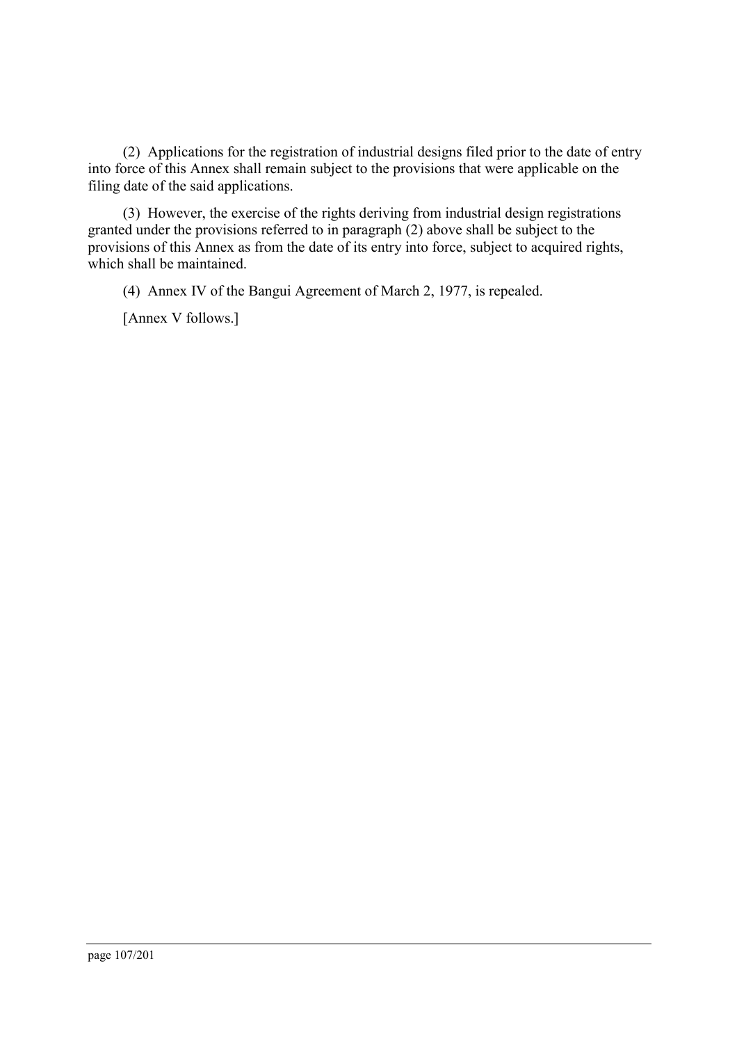(2) Applications for the registration of industrial designs filed prior to the date of entry into force of this Annex shall remain subject to the provisions that were applicable on the filing date of the said applications.

(3) However, the exercise of the rights deriving from industrial design registrations granted under the provisions referred to in paragraph (2) above shall be subject to the provisions of this Annex as from the date of its entry into force, subject to acquired rights, which shall be maintained.

(4) Annex IV of the Bangui Agreement of March 2, 1977, is repealed.

[Annex V follows.]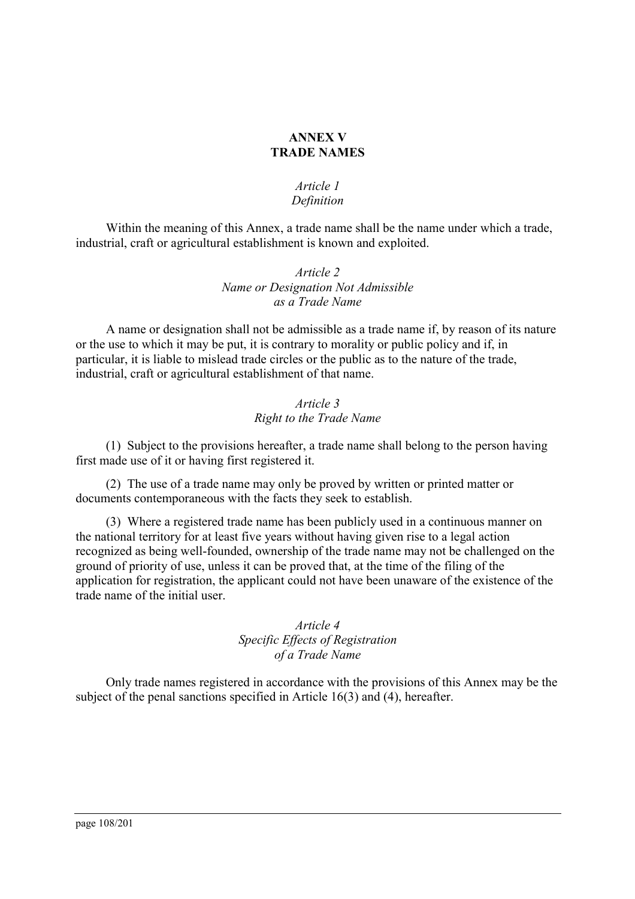# ANNEX V
# TRADE NAMES

### *Article 1*
### *Definition*

Within the meaning of this Annex, a trade name shall be the name under which a trade, industrial, craft or agricultural establishment is known and exploited.

### *Article 2*
### *Name or Designation Not Admissible as a Trade Name*

A name or designation shall not be admissible as a trade name if, by reason of its nature or the use to which it may be put, it is contrary to morality or public policy and if, in particular, it is liable to mislead trade circles or the public as to the nature of the trade, industrial, craft or agricultural establishment of that name.

### *Article 3*
### *Right to the Trade Name*

(1) Subject to the provisions hereafter, a trade name shall belong to the person having first made use of it or having first registered it.

(2) The use of a trade name may only be proved by written or printed matter or documents contemporaneous with the facts they seek to establish.

(3) Where a registered trade name has been publicly used in a continuous manner on the national territory for at least five years without having given rise to a legal action recognized as being well-founded, ownership of the trade name may not be challenged on the ground of priority of use, unless it can be proved that, at the time of the filing of the application for registration, the applicant could not have been unaware of the existence of the trade name of the initial user.

### *Article 4*
### *Specific Effects of Registration of a Trade Name*

Only trade names registered in accordance with the provisions of this Annex may be the subject of the penal sanctions specified in Article 16(3) and (4), hereafter.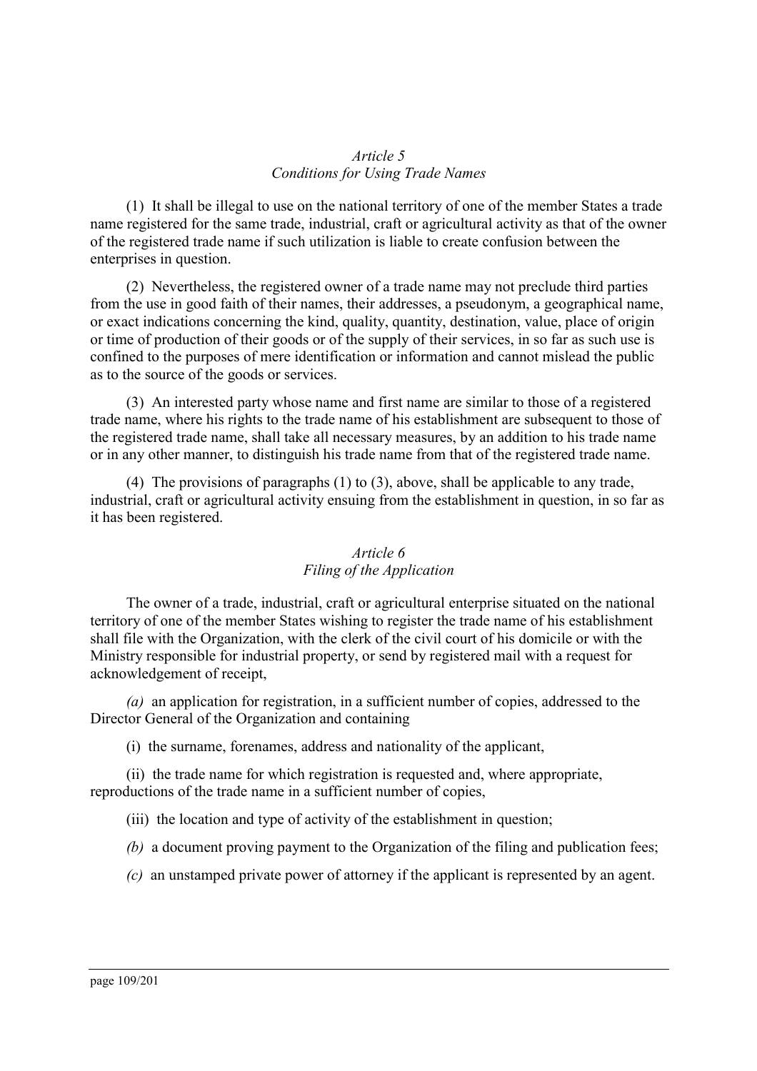*Article 5*
*Conditions for Using Trade Names*

(1) It shall be illegal to use on the national territory of one of the member States a trade name registered for the same trade, industrial, craft or agricultural activity as that of the owner of the registered trade name if such utilization is liable to create confusion between the enterprises in question.

(2) Nevertheless, the registered owner of a trade name may not preclude third parties from the use in good faith of their names, their addresses, a pseudonym, a geographical name, or exact indications concerning the kind, quality, quantity, destination, value, place of origin or time of production of their goods or of the supply of their services, in so far as such use is confined to the purposes of mere identification or information and cannot mislead the public as to the source of the goods or services.

(3) An interested party whose name and first name are similar to those of a registered trade name, where his rights to the trade name of his establishment are subsequent to those of the registered trade name, shall take all necessary measures, by an addition to his trade name or in any other manner, to distinguish his trade name from that of the registered trade name.

(4) The provisions of paragraphs (1) to (3), above, shall be applicable to any trade, industrial, craft or agricultural activity ensuing from the establishment in question, in so far as it has been registered.

*Article 6*
*Filing of the Application*

The owner of a trade, industrial, craft or agricultural enterprise situated on the national territory of one of the member States wishing to register the trade name of his establishment shall file with the Organization, with the clerk of the civil court of his domicile or with the Ministry responsible for industrial property, or send by registered mail with a request for acknowledgement of receipt,

*(a)* an application for registration, in a sufficient number of copies, addressed to the Director General of the Organization and containing

(i) the surname, forenames, address and nationality of the applicant,

(ii) the trade name for which registration is requested and, where appropriate, reproductions of the trade name in a sufficient number of copies,

(iii) the location and type of activity of the establishment in question;

*(b)* a document proving payment to the Organization of the filing and publication fees;

*(c)* an unstamped private power of attorney if the applicant is represented by an agent.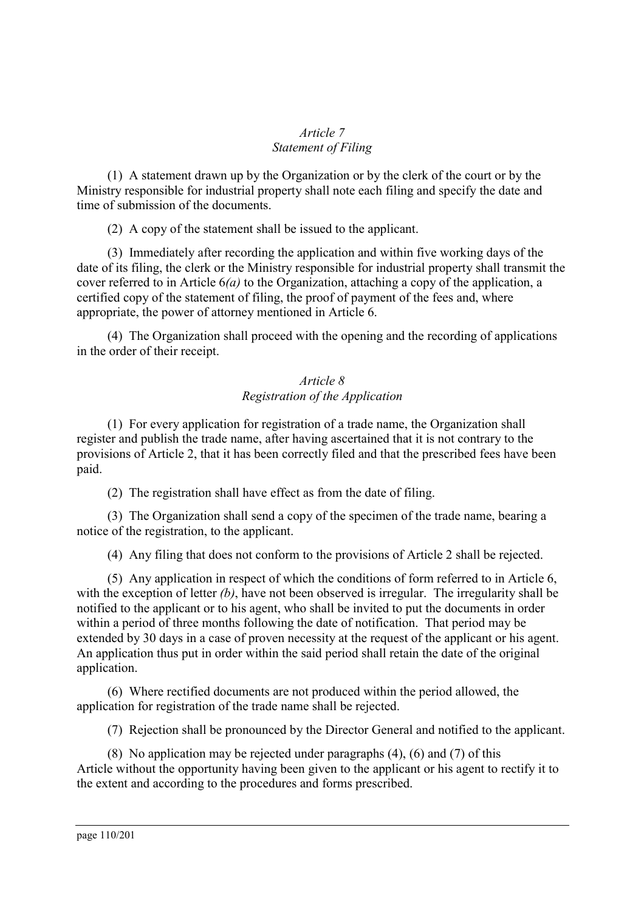*Article 7*
*Statement of Filing*

(1) A statement drawn up by the Organization or by the clerk of the court or by the Ministry responsible for industrial property shall note each filing and specify the date and time of submission of the documents.

(2) A copy of the statement shall be issued to the applicant.

(3) Immediately after recording the application and within five working days of the date of its filing, the clerk or the Ministry responsible for industrial property shall transmit the cover referred to in Article 6*(a)* to the Organization, attaching a copy of the application, a certified copy of the statement of filing, the proof of payment of the fees and, where appropriate, the power of attorney mentioned in Article 6.

(4) The Organization shall proceed with the opening and the recording of applications in the order of their receipt.

*Article 8*
*Registration of the Application*

(1) For every application for registration of a trade name, the Organization shall register and publish the trade name, after having ascertained that it is not contrary to the provisions of Article 2, that it has been correctly filed and that the prescribed fees have been paid.

(2) The registration shall have effect as from the date of filing.

(3) The Organization shall send a copy of the specimen of the trade name, bearing a notice of the registration, to the applicant.

(4) Any filing that does not conform to the provisions of Article 2 shall be rejected.

(5) Any application in respect of which the conditions of form referred to in Article 6, with the exception of letter *(b)*, have not been observed is irregular. The irregularity shall be notified to the applicant or to his agent, who shall be invited to put the documents in order within a period of three months following the date of notification. That period may be extended by 30 days in a case of proven necessity at the request of the applicant or his agent. An application thus put in order within the said period shall retain the date of the original application.

(6) Where rectified documents are not produced within the period allowed, the application for registration of the trade name shall be rejected.

(7) Rejection shall be pronounced by the Director General and notified to the applicant.

(8) No application may be rejected under paragraphs (4), (6) and (7) of this Article without the opportunity having been given to the applicant or his agent to rectify it to the extent and according to the procedures and forms prescribed.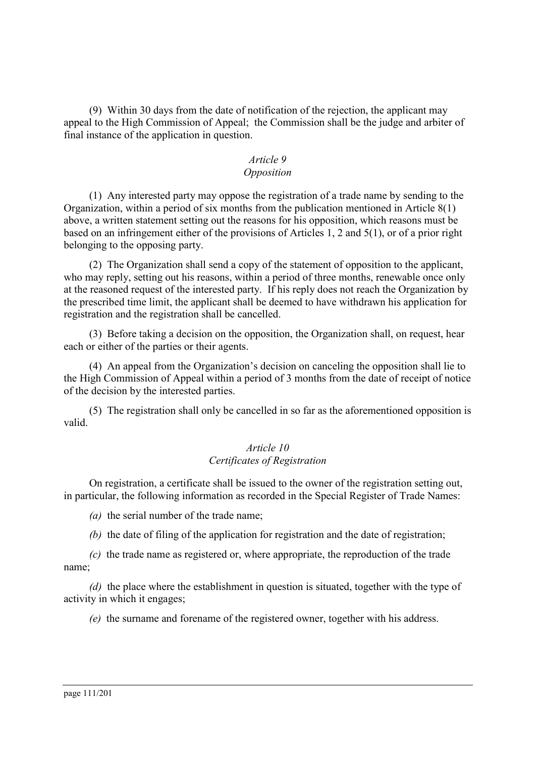(9) Within 30 days from the date of notification of the rejection, the applicant may appeal to the High Commission of Appeal; the Commission shall be the judge and arbiter of final instance of the application in question.

### *Article 9*
### *Opposition*

(1) Any interested party may oppose the registration of a trade name by sending to the Organization, within a period of six months from the publication mentioned in Article 8(1) above, a written statement setting out the reasons for his opposition, which reasons must be based on an infringement either of the provisions of Articles 1, 2 and 5(1), or of a prior right belonging to the opposing party.

(2) The Organization shall send a copy of the statement of opposition to the applicant, who may reply, setting out his reasons, within a period of three months, renewable once only at the reasoned request of the interested party. If his reply does not reach the Organization by the prescribed time limit, the applicant shall be deemed to have withdrawn his application for registration and the registration shall be cancelled.

(3) Before taking a decision on the opposition, the Organization shall, on request, hear each or either of the parties or their agents.

(4) An appeal from the Organization's decision on canceling the opposition shall lie to the High Commission of Appeal within a period of 3 months from the date of receipt of notice of the decision by the interested parties.

(5) The registration shall only be cancelled in so far as the aforementioned opposition is valid.

### *Article 10*
### *Certificates of Registration*

On registration, a certificate shall be issued to the owner of the registration setting out, in particular, the following information as recorded in the Special Register of Trade Names:

*(a)* the serial number of the trade name;

*(b)* the date of filing of the application for registration and the date of registration;

*(c)* the trade name as registered or, where appropriate, the reproduction of the trade name;

*(d)* the place where the establishment in question is situated, together with the type of activity in which it engages;

*(e)* the surname and forename of the registered owner, together with his address.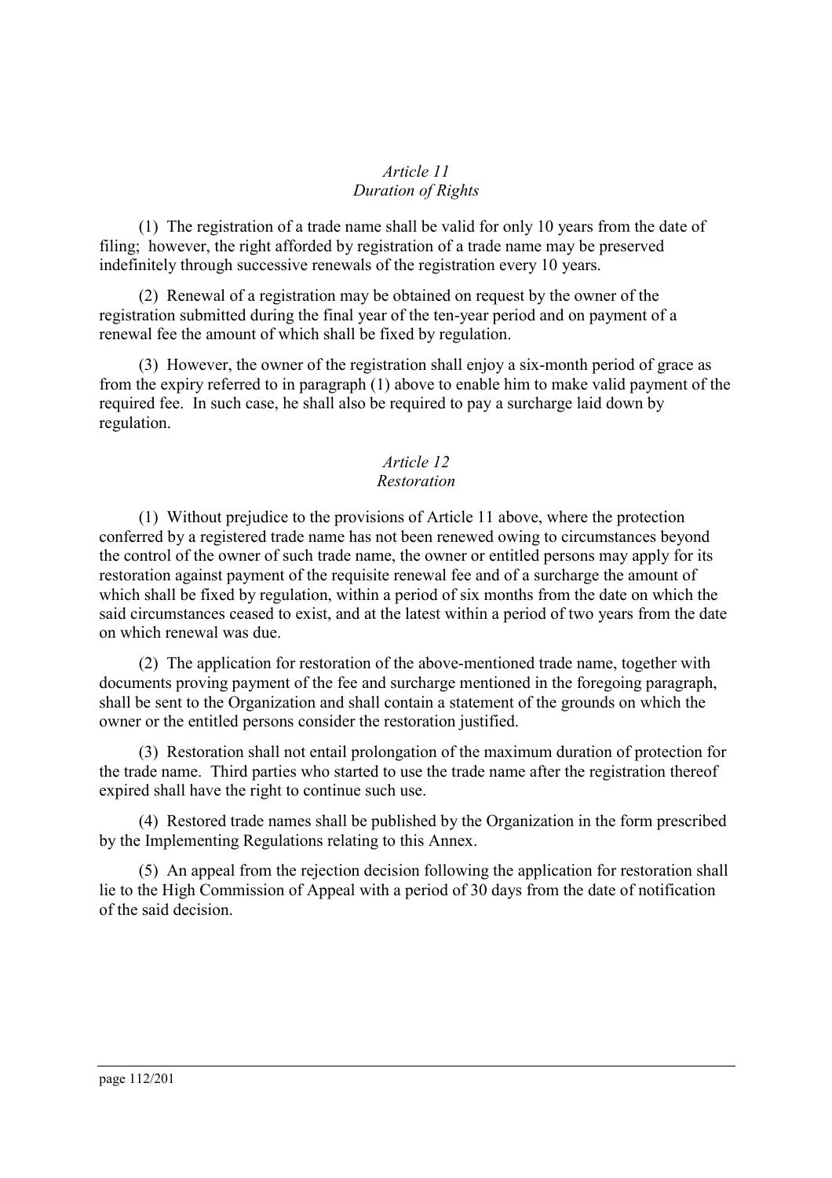### *Article 11*
### *Duration of Rights*

(1) The registration of a trade name shall be valid for only 10 years from the date of filing; however, the right afforded by registration of a trade name may be preserved indefinitely through successive renewals of the registration every 10 years.

(2) Renewal of a registration may be obtained on request by the owner of the registration submitted during the final year of the ten-year period and on payment of a renewal fee the amount of which shall be fixed by regulation.

(3) However, the owner of the registration shall enjoy a six-month period of grace as from the expiry referred to in paragraph (1) above to enable him to make valid payment of the required fee. In such case, he shall also be required to pay a surcharge laid down by regulation.

### *Article 12*
### *Restoration*

(1) Without prejudice to the provisions of Article 11 above, where the protection conferred by a registered trade name has not been renewed owing to circumstances beyond the control of the owner of such trade name, the owner or entitled persons may apply for its restoration against payment of the requisite renewal fee and of a surcharge the amount of which shall be fixed by regulation, within a period of six months from the date on which the said circumstances ceased to exist, and at the latest within a period of two years from the date on which renewal was due.

(2) The application for restoration of the above-mentioned trade name, together with documents proving payment of the fee and surcharge mentioned in the foregoing paragraph, shall be sent to the Organization and shall contain a statement of the grounds on which the owner or the entitled persons consider the restoration justified.

(3) Restoration shall not entail prolongation of the maximum duration of protection for the trade name. Third parties who started to use the trade name after the registration thereof expired shall have the right to continue such use.

(4) Restored trade names shall be published by the Organization in the form prescribed by the Implementing Regulations relating to this Annex.

(5) An appeal from the rejection decision following the application for restoration shall lie to the High Commission of Appeal with a period of 30 days from the date of notification of the said decision.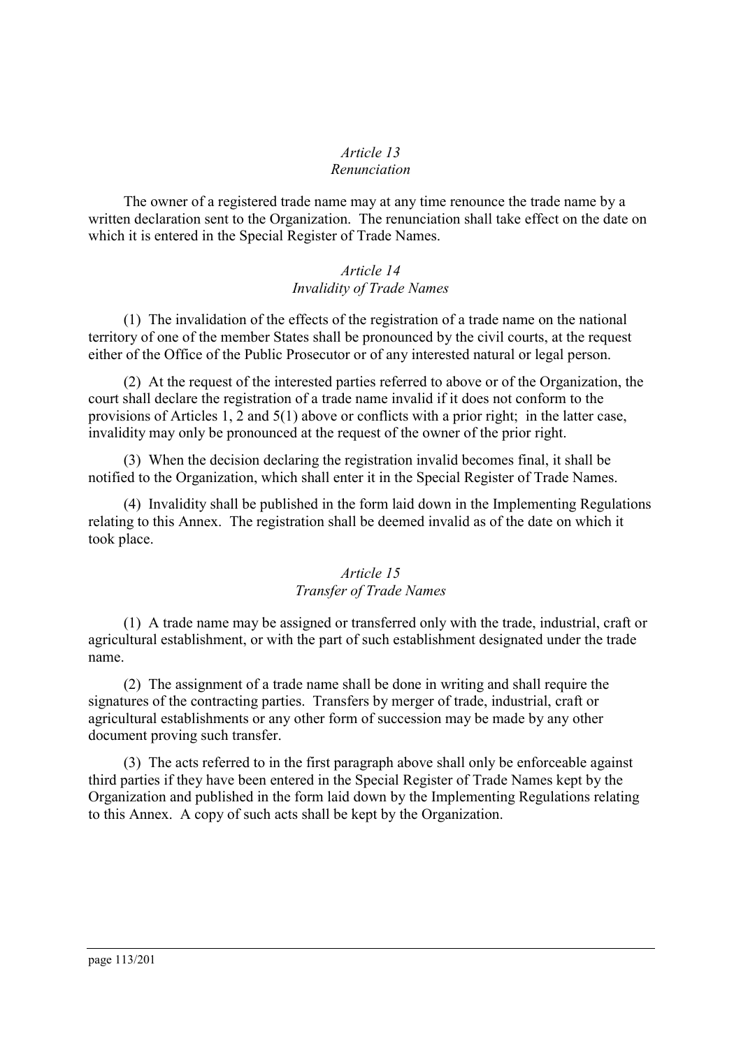*Article 13*
*Renunciation*

The owner of a registered trade name may at any time renounce the trade name by a written declaration sent to the Organization. The renunciation shall take effect on the date on which it is entered in the Special Register of Trade Names.

*Article 14*
*Invalidity of Trade Names*

(1) The invalidation of the effects of the registration of a trade name on the national territory of one of the member States shall be pronounced by the civil courts, at the request either of the Office of the Public Prosecutor or of any interested natural or legal person.

(2) At the request of the interested parties referred to above or of the Organization, the court shall declare the registration of a trade name invalid if it does not conform to the provisions of Articles 1, 2 and 5(1) above or conflicts with a prior right; in the latter case, invalidity may only be pronounced at the request of the owner of the prior right.

(3) When the decision declaring the registration invalid becomes final, it shall be notified to the Organization, which shall enter it in the Special Register of Trade Names.

(4) Invalidity shall be published in the form laid down in the Implementing Regulations relating to this Annex. The registration shall be deemed invalid as of the date on which it took place.

*Article 15*
*Transfer of Trade Names*

(1) A trade name may be assigned or transferred only with the trade, industrial, craft or agricultural establishment, or with the part of such establishment designated under the trade name.

(2) The assignment of a trade name shall be done in writing and shall require the signatures of the contracting parties. Transfers by merger of trade, industrial, craft or agricultural establishments or any other form of succession may be made by any other document proving such transfer.

(3) The acts referred to in the first paragraph above shall only be enforceable against third parties if they have been entered in the Special Register of Trade Names kept by the Organization and published in the form laid down by the Implementing Regulations relating to this Annex. A copy of such acts shall be kept by the Organization.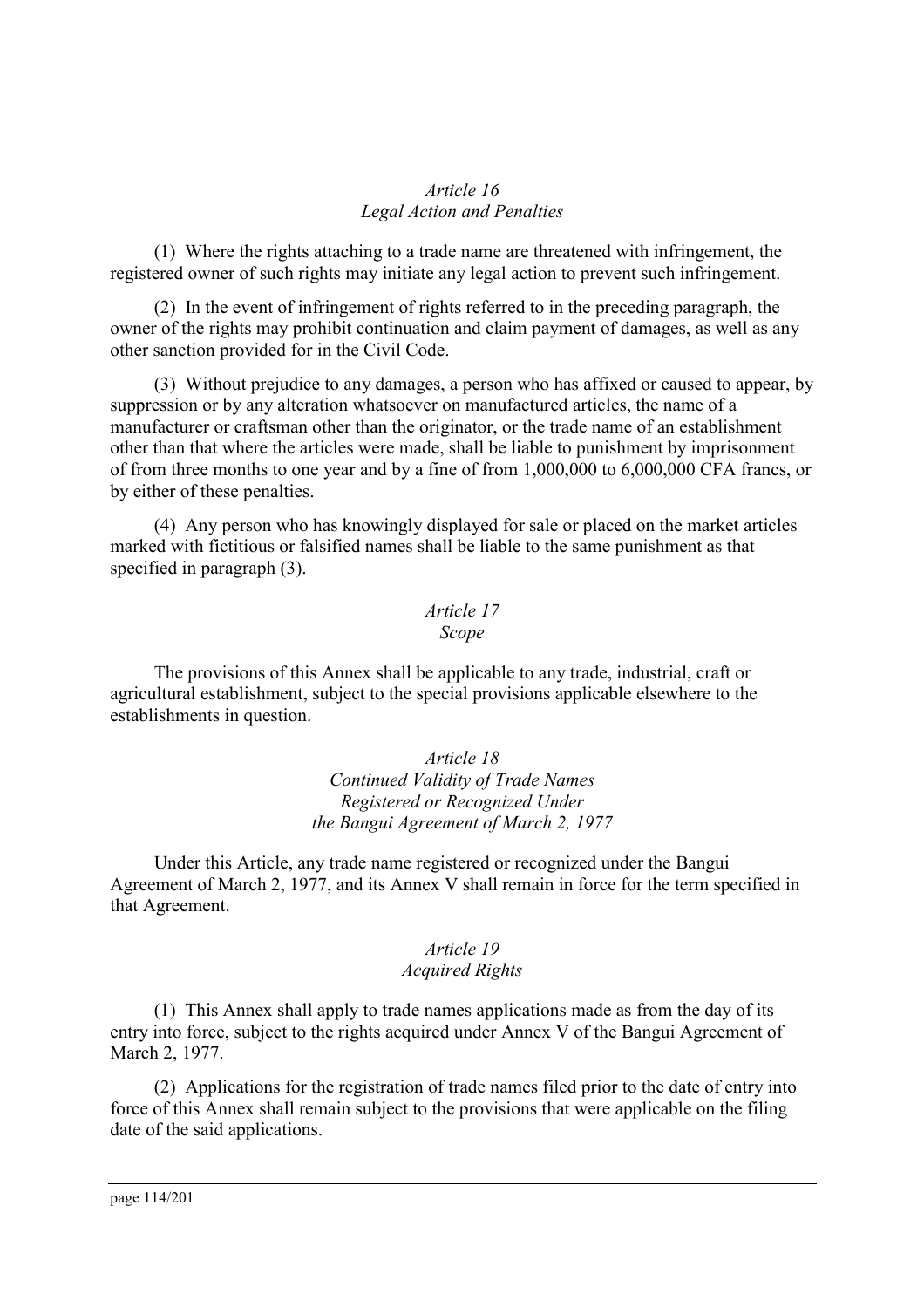*Article 16*
*Legal Action and Penalties*

(1) Where the rights attaching to a trade name are threatened with infringement, the registered owner of such rights may initiate any legal action to prevent such infringement.

(2) In the event of infringement of rights referred to in the preceding paragraph, the owner of the rights may prohibit continuation and claim payment of damages, as well as any other sanction provided for in the Civil Code.

(3) Without prejudice to any damages, a person who has affixed or caused to appear, by suppression or by any alteration whatsoever on manufactured articles, the name of a manufacturer or craftsman other than the originator, or the trade name of an establishment other than that where the articles were made, shall be liable to punishment by imprisonment of from three months to one year and by a fine of from 1,000,000 to 6,000,000 CFA francs, or by either of these penalties.

(4) Any person who has knowingly displayed for sale or placed on the market articles marked with fictitious or falsified names shall be liable to the same punishment as that specified in paragraph (3).

*Article 17*
*Scope*

The provisions of this Annex shall be applicable to any trade, industrial, craft or agricultural establishment, subject to the special provisions applicable elsewhere to the establishments in question.

*Article 18*
*Continued Validity of Trade Names Registered or Recognized Under the Bangui Agreement of March 2, 1977*

Under this Article, any trade name registered or recognized under the Bangui Agreement of March 2, 1977, and its Annex V shall remain in force for the term specified in that Agreement.

*Article 19*
*Acquired Rights*

(1) This Annex shall apply to trade names applications made as from the day of its entry into force, subject to the rights acquired under Annex V of the Bangui Agreement of March 2, 1977.

(2) Applications for the registration of trade names filed prior to the date of entry into force of this Annex shall remain subject to the provisions that were applicable on the filing date of the said applications.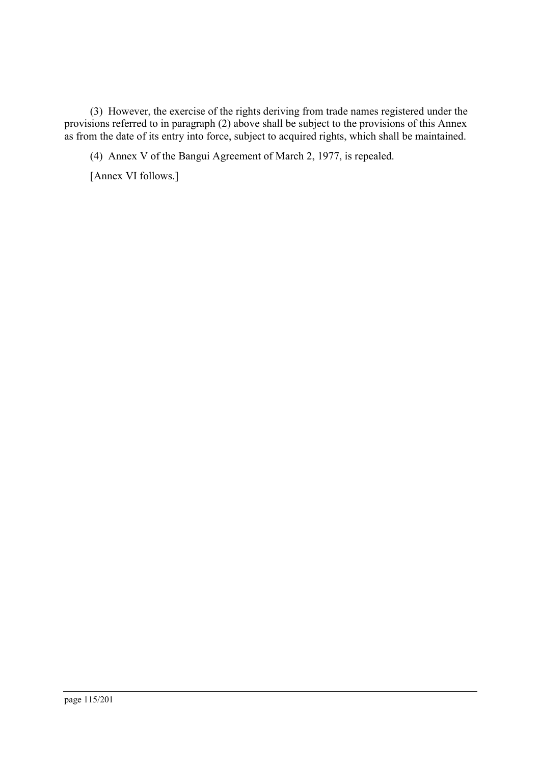(3) However, the exercise of the rights deriving from trade names registered under the provisions referred to in paragraph (2) above shall be subject to the provisions of this Annex as from the date of its entry into force, subject to acquired rights, which shall be maintained.

(4) Annex V of the Bangui Agreement of March 2, 1977, is repealed.

[Annex VI follows.]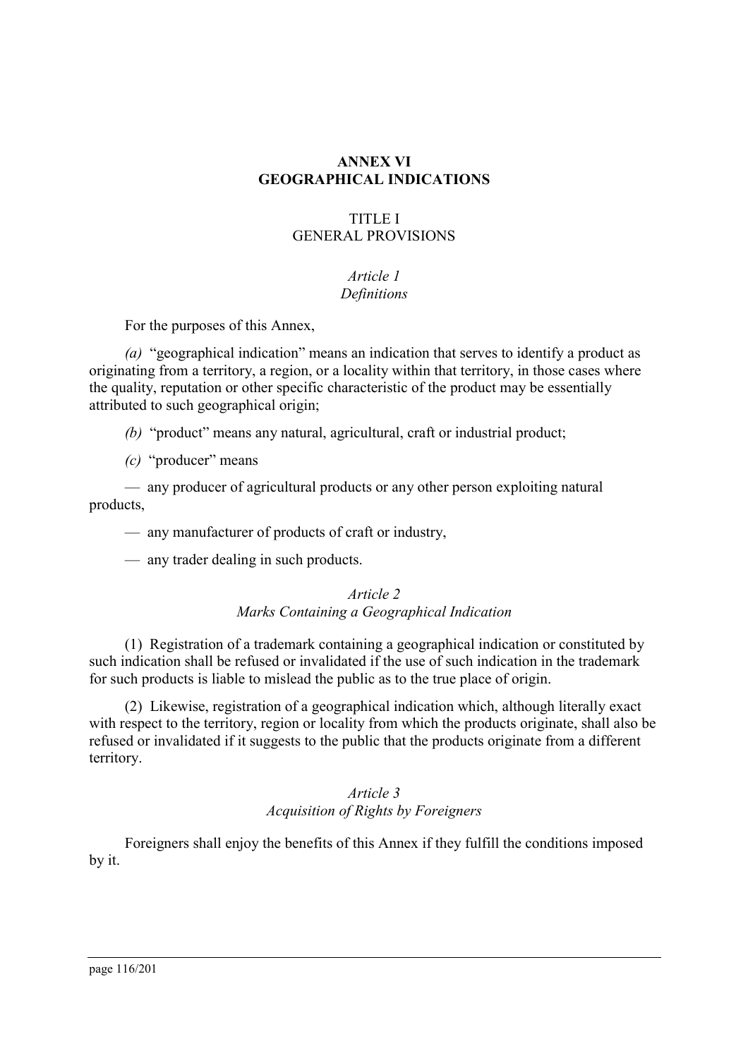# ANNEX VI
# GEOGRAPHICAL INDICATIONS

## TITLE I
## GENERAL PROVISIONS

### *Article 1*
### *Definitions*

For the purposes of this Annex,

*(a)* "geographical indication" means an indication that serves to identify a product as originating from a territory, a region, or a locality within that territory, in those cases where the quality, reputation or other specific characteristic of the product may be essentially attributed to such geographical origin;

*(b)* "product" means any natural, agricultural, craft or industrial product;

*(c)* "producer" means

— any producer of agricultural products or any other person exploiting natural products,

— any manufacturer of products of craft or industry,

— any trader dealing in such products.

### *Article 2*
### *Marks Containing a Geographical Indication*

(1) Registration of a trademark containing a geographical indication or constituted by such indication shall be refused or invalidated if the use of such indication in the trademark for such products is liable to mislead the public as to the true place of origin.

(2) Likewise, registration of a geographical indication which, although literally exact with respect to the territory, region or locality from which the products originate, shall also be refused or invalidated if it suggests to the public that the products originate from a different territory.

### *Article 3*
### *Acquisition of Rights by Foreigners*

Foreigners shall enjoy the benefits of this Annex if they fulfill the conditions imposed by it.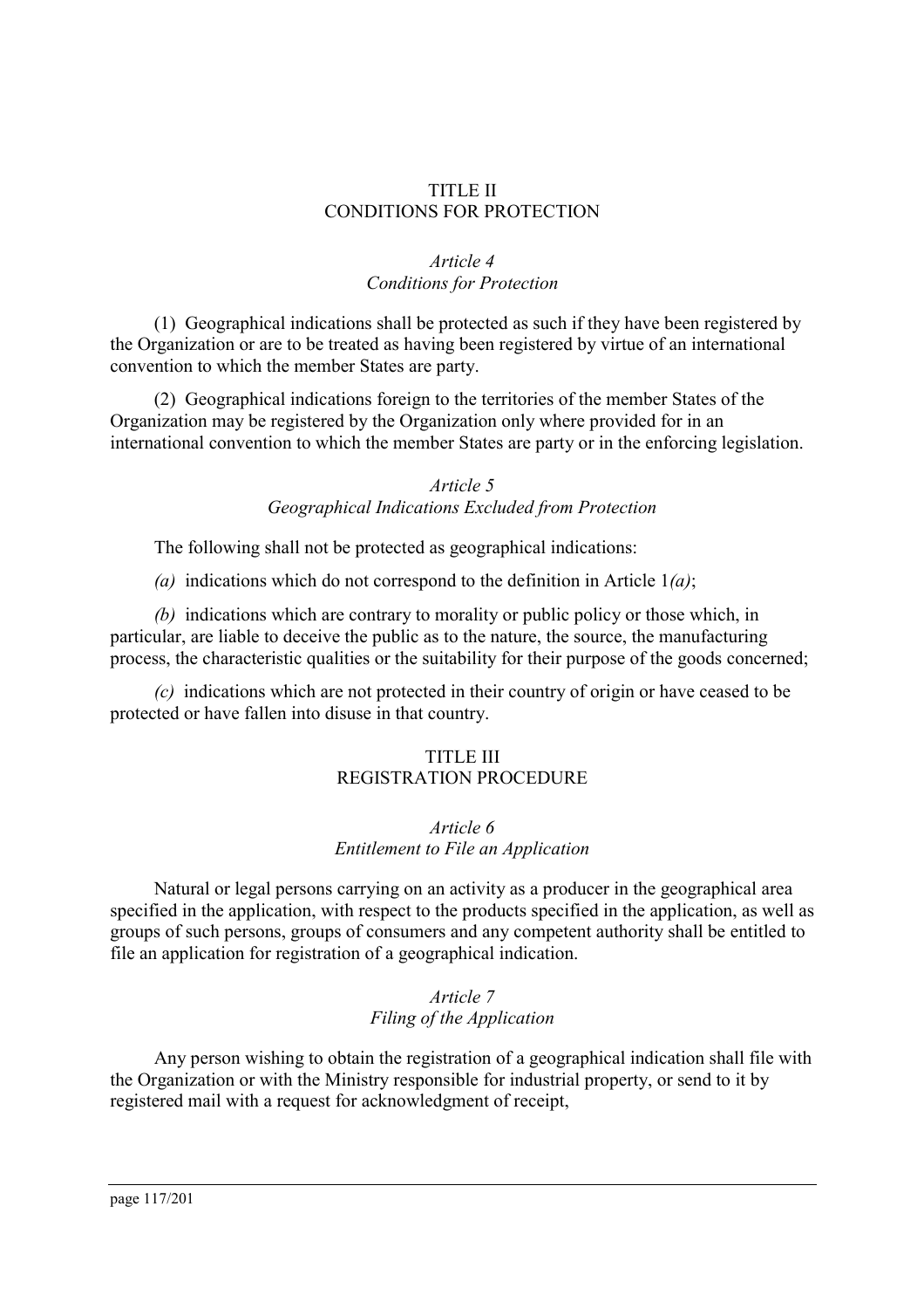## TITLE II
## CONDITIONS FOR PROTECTION

### *Article 4*
### *Conditions for Protection*

(1) Geographical indications shall be protected as such if they have been registered by the Organization or are to be treated as having been registered by virtue of an international convention to which the member States are party.

(2) Geographical indications foreign to the territories of the member States of the Organization may be registered by the Organization only where provided for in an international convention to which the member States are party or in the enforcing legislation.

### *Article 5*
### *Geographical Indications Excluded from Protection*

The following shall not be protected as geographical indications:

*(a)* indications which do not correspond to the definition in Article 1*(a)*;

*(b)* indications which are contrary to morality or public policy or those which, in particular, are liable to deceive the public as to the nature, the source, the manufacturing process, the characteristic qualities or the suitability for their purpose of the goods concerned;

*(c)* indications which are not protected in their country of origin or have ceased to be protected or have fallen into disuse in that country.

## TITLE III
## REGISTRATION PROCEDURE

### *Article 6*
### *Entitlement to File an Application*

Natural or legal persons carrying on an activity as a producer in the geographical area specified in the application, with respect to the products specified in the application, as well as groups of such persons, groups of consumers and any competent authority shall be entitled to file an application for registration of a geographical indication.

### *Article 7*
### *Filing of the Application*

Any person wishing to obtain the registration of a geographical indication shall file with the Organization or with the Ministry responsible for industrial property, or send to it by registered mail with a request for acknowledgment of receipt,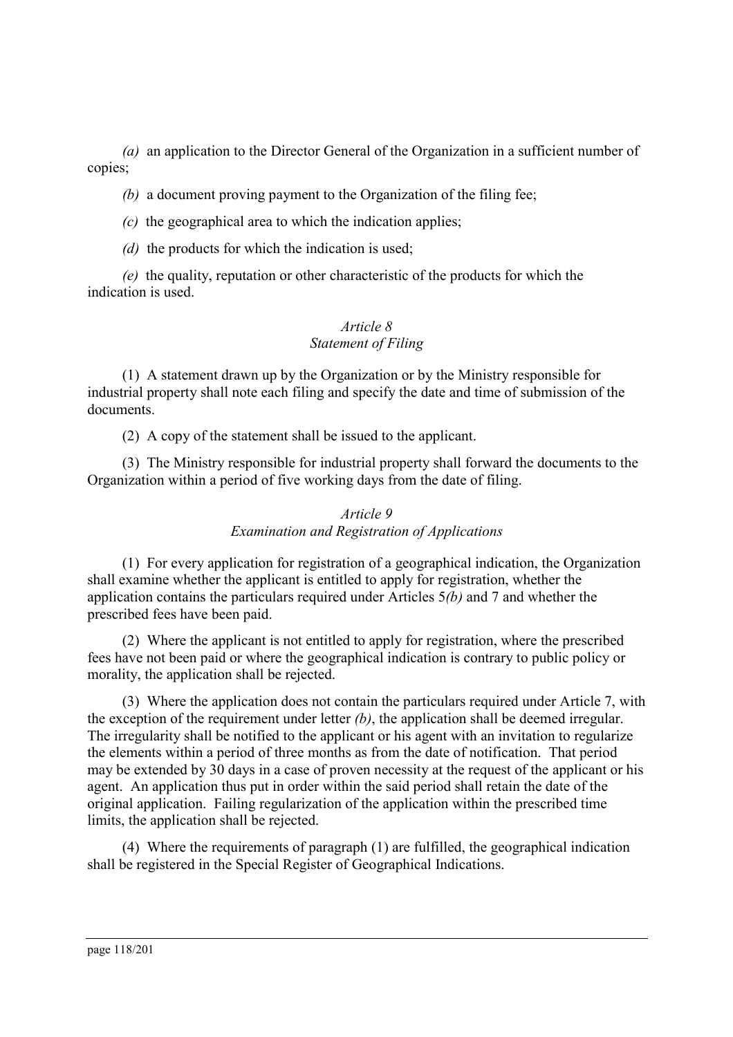*(a)* an application to the Director General of the Organization in a sufficient number of copies;

*(b)* a document proving payment to the Organization of the filing fee;

*(c)* the geographical area to which the indication applies;

*(d)* the products for which the indication is used;

*(e)* the quality, reputation or other characteristic of the products for which the indication is used.

*Article 8*
*Statement of Filing*

(1) A statement drawn up by the Organization or by the Ministry responsible for industrial property shall note each filing and specify the date and time of submission of the documents.

(2) A copy of the statement shall be issued to the applicant.

(3) The Ministry responsible for industrial property shall forward the documents to the Organization within a period of five working days from the date of filing.

*Article 9*
*Examination and Registration of Applications*

(1) For every application for registration of a geographical indication, the Organization shall examine whether the applicant is entitled to apply for registration, whether the application contains the particulars required under Articles 5*(b)* and 7 and whether the prescribed fees have been paid.

(2) Where the applicant is not entitled to apply for registration, where the prescribed fees have not been paid or where the geographical indication is contrary to public policy or morality, the application shall be rejected.

(3) Where the application does not contain the particulars required under Article 7, with the exception of the requirement under letter *(b)*, the application shall be deemed irregular. The irregularity shall be notified to the applicant or his agent with an invitation to regularize the elements within a period of three months as from the date of notification. That period may be extended by 30 days in a case of proven necessity at the request of the applicant or his agent. An application thus put in order within the said period shall retain the date of the original application. Failing regularization of the application within the prescribed time limits, the application shall be rejected.

(4) Where the requirements of paragraph (1) are fulfilled, the geographical indication shall be registered in the Special Register of Geographical Indications.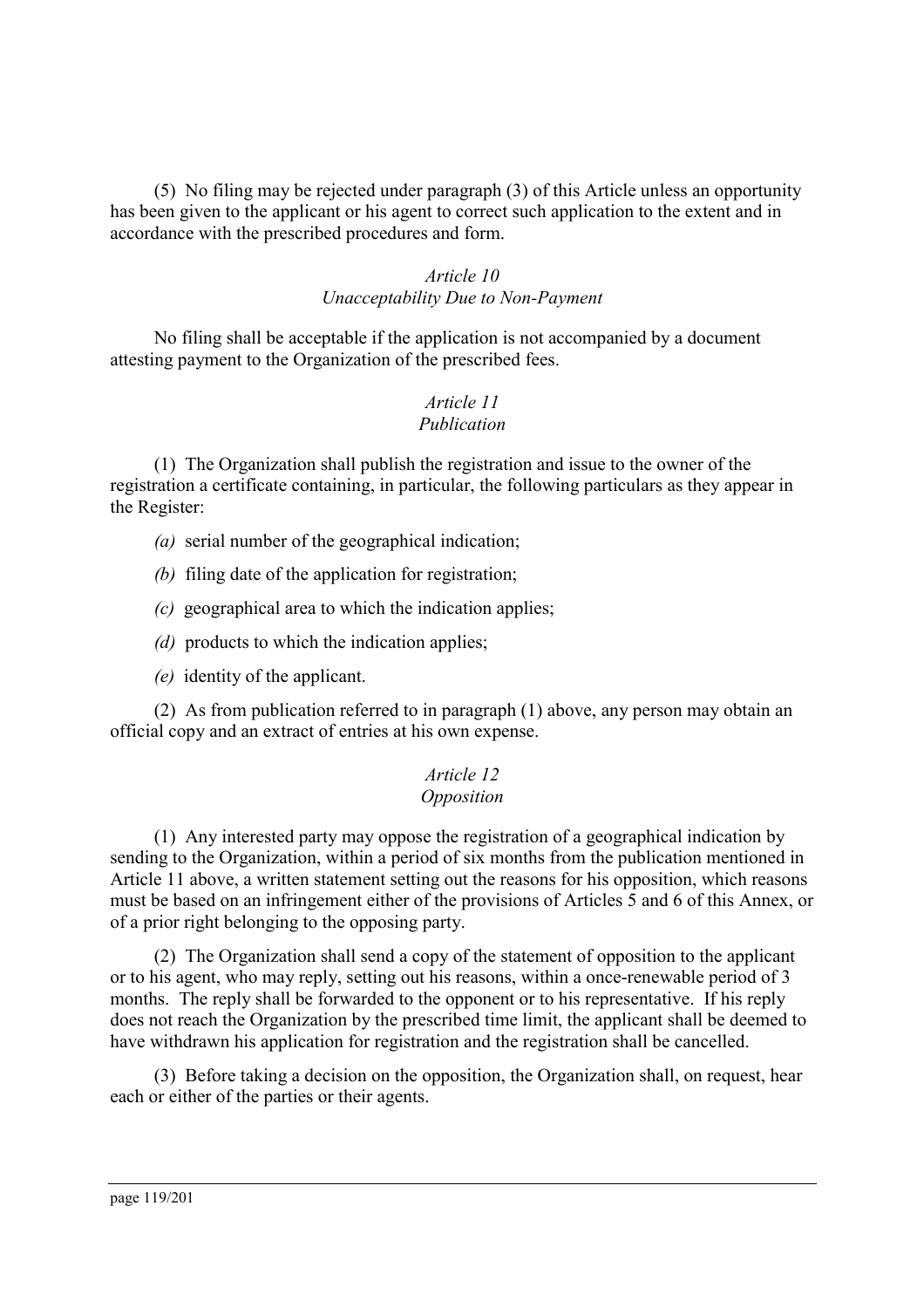(5) No filing may be rejected under paragraph (3) of this Article unless an opportunity has been given to the applicant or his agent to correct such application to the extent and in accordance with the prescribed procedures and form.

### *Article 10*
### *Unacceptability Due to Non-Payment*

No filing shall be acceptable if the application is not accompanied by a document attesting payment to the Organization of the prescribed fees.

### *Article 11*
### *Publication*

(1) The Organization shall publish the registration and issue to the owner of the registration a certificate containing, in particular, the following particulars as they appear in the Register:

*(a)* serial number of the geographical indication;

*(b)* filing date of the application for registration;

*(c)* geographical area to which the indication applies;

*(d)* products to which the indication applies;

*(e)* identity of the applicant.

(2) As from publication referred to in paragraph (1) above, any person may obtain an official copy and an extract of entries at his own expense.

### *Article 12*
### *Opposition*

(1) Any interested party may oppose the registration of a geographical indication by sending to the Organization, within a period of six months from the publication mentioned in Article 11 above, a written statement setting out the reasons for his opposition, which reasons must be based on an infringement either of the provisions of Articles 5 and 6 of this Annex, or of a prior right belonging to the opposing party.

(2) The Organization shall send a copy of the statement of opposition to the applicant or to his agent, who may reply, setting out his reasons, within a once-renewable period of 3 months. The reply shall be forwarded to the opponent or to his representative. If his reply does not reach the Organization by the prescribed time limit, the applicant shall be deemed to have withdrawn his application for registration and the registration shall be cancelled.

(3) Before taking a decision on the opposition, the Organization shall, on request, hear each or either of the parties or their agents.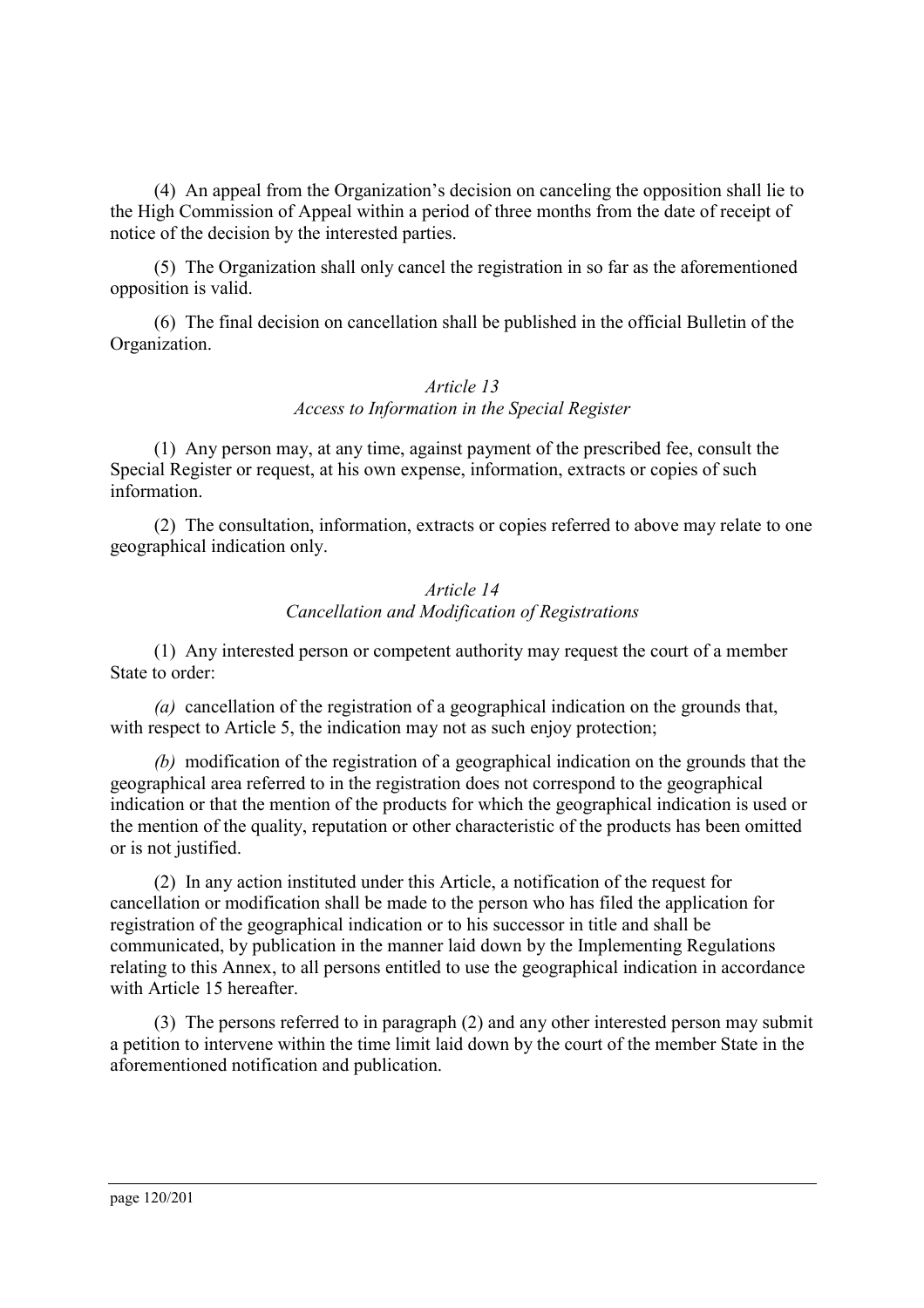(4) An appeal from the Organization's decision on canceling the opposition shall lie to the High Commission of Appeal within a period of three months from the date of receipt of notice of the decision by the interested parties.

(5) The Organization shall only cancel the registration in so far as the aforementioned opposition is valid.

(6) The final decision on cancellation shall be published in the official Bulletin of the Organization.

*Article 13*
*Access to Information in the Special Register*

(1) Any person may, at any time, against payment of the prescribed fee, consult the Special Register or request, at his own expense, information, extracts or copies of such information.

(2) The consultation, information, extracts or copies referred to above may relate to one geographical indication only.

*Article 14*
*Cancellation and Modification of Registrations*

(1) Any interested person or competent authority may request the court of a member State to order:

*(a)* cancellation of the registration of a geographical indication on the grounds that, with respect to Article 5, the indication may not as such enjoy protection;

*(b)* modification of the registration of a geographical indication on the grounds that the geographical area referred to in the registration does not correspond to the geographical indication or that the mention of the products for which the geographical indication is used or the mention of the quality, reputation or other characteristic of the products has been omitted or is not justified.

(2) In any action instituted under this Article, a notification of the request for cancellation or modification shall be made to the person who has filed the application for registration of the geographical indication or to his successor in title and shall be communicated, by publication in the manner laid down by the Implementing Regulations relating to this Annex, to all persons entitled to use the geographical indication in accordance with Article 15 hereafter.

(3) The persons referred to in paragraph (2) and any other interested person may submit a petition to intervene within the time limit laid down by the court of the member State in the aforementioned notification and publication.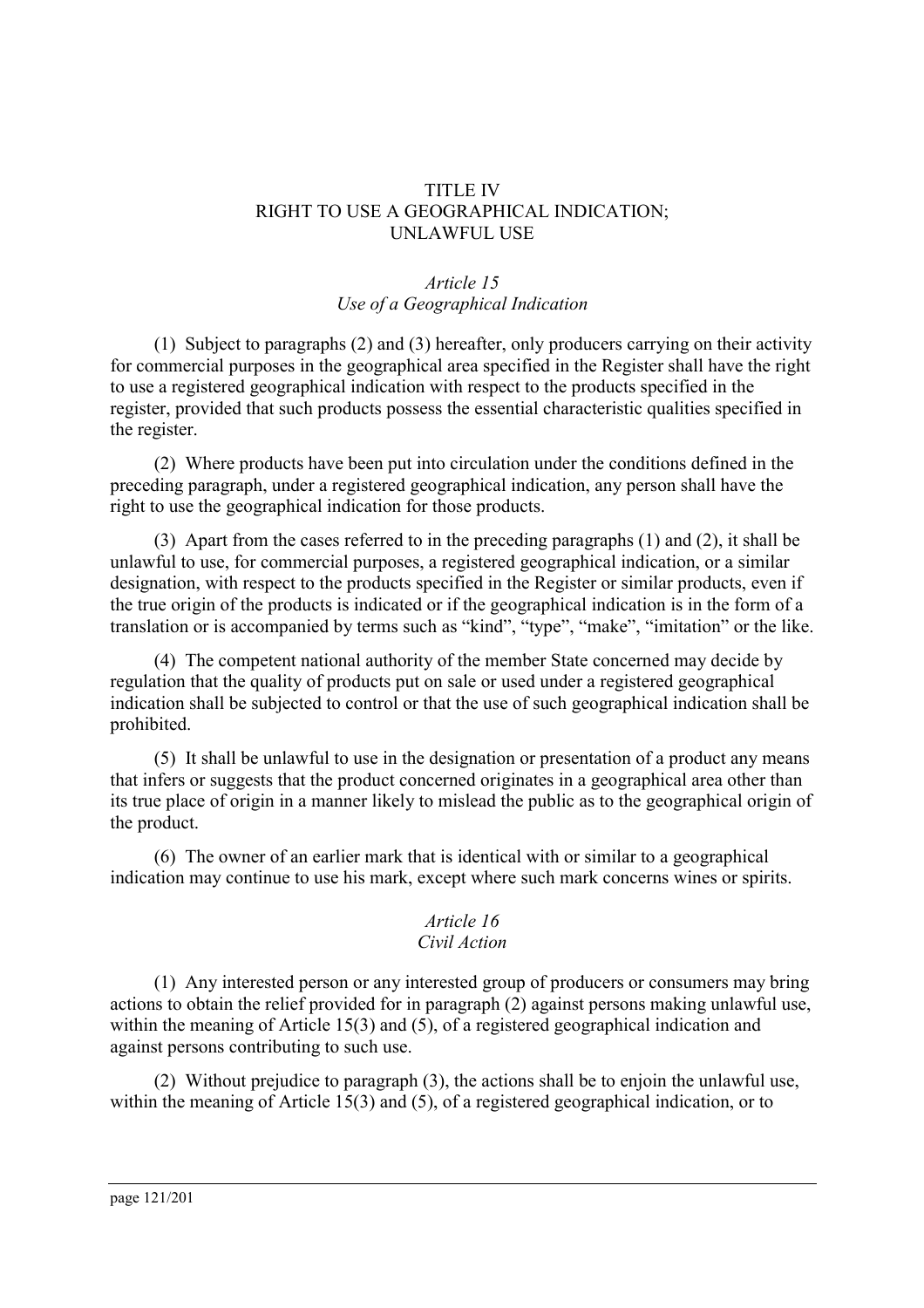## TITLE IV
## RIGHT TO USE A GEOGRAPHICAL INDICATION; UNLAWFUL USE

### *Article 15*
### *Use of a Geographical Indication*

(1) Subject to paragraphs (2) and (3) hereafter, only producers carrying on their activity for commercial purposes in the geographical area specified in the Register shall have the right to use a registered geographical indication with respect to the products specified in the register, provided that such products possess the essential characteristic qualities specified in the register.

(2) Where products have been put into circulation under the conditions defined in the preceding paragraph, under a registered geographical indication, any person shall have the right to use the geographical indication for those products.

(3) Apart from the cases referred to in the preceding paragraphs (1) and (2), it shall be unlawful to use, for commercial purposes, a registered geographical indication, or a similar designation, with respect to the products specified in the Register or similar products, even if the true origin of the products is indicated or if the geographical indication is in the form of a translation or is accompanied by terms such as "kind", "type", "make", "imitation" or the like.

(4) The competent national authority of the member State concerned may decide by regulation that the quality of products put on sale or used under a registered geographical indication shall be subjected to control or that the use of such geographical indication shall be prohibited.

(5) It shall be unlawful to use in the designation or presentation of a product any means that infers or suggests that the product concerned originates in a geographical area other than its true place of origin in a manner likely to mislead the public as to the geographical origin of the product.

(6) The owner of an earlier mark that is identical with or similar to a geographical indication may continue to use his mark, except where such mark concerns wines or spirits.

### *Article 16*
### *Civil Action*

(1) Any interested person or any interested group of producers or consumers may bring actions to obtain the relief provided for in paragraph (2) against persons making unlawful use, within the meaning of Article 15(3) and (5), of a registered geographical indication and against persons contributing to such use.

(2) Without prejudice to paragraph (3), the actions shall be to enjoin the unlawful use, within the meaning of Article 15(3) and (5), of a registered geographical indication, or to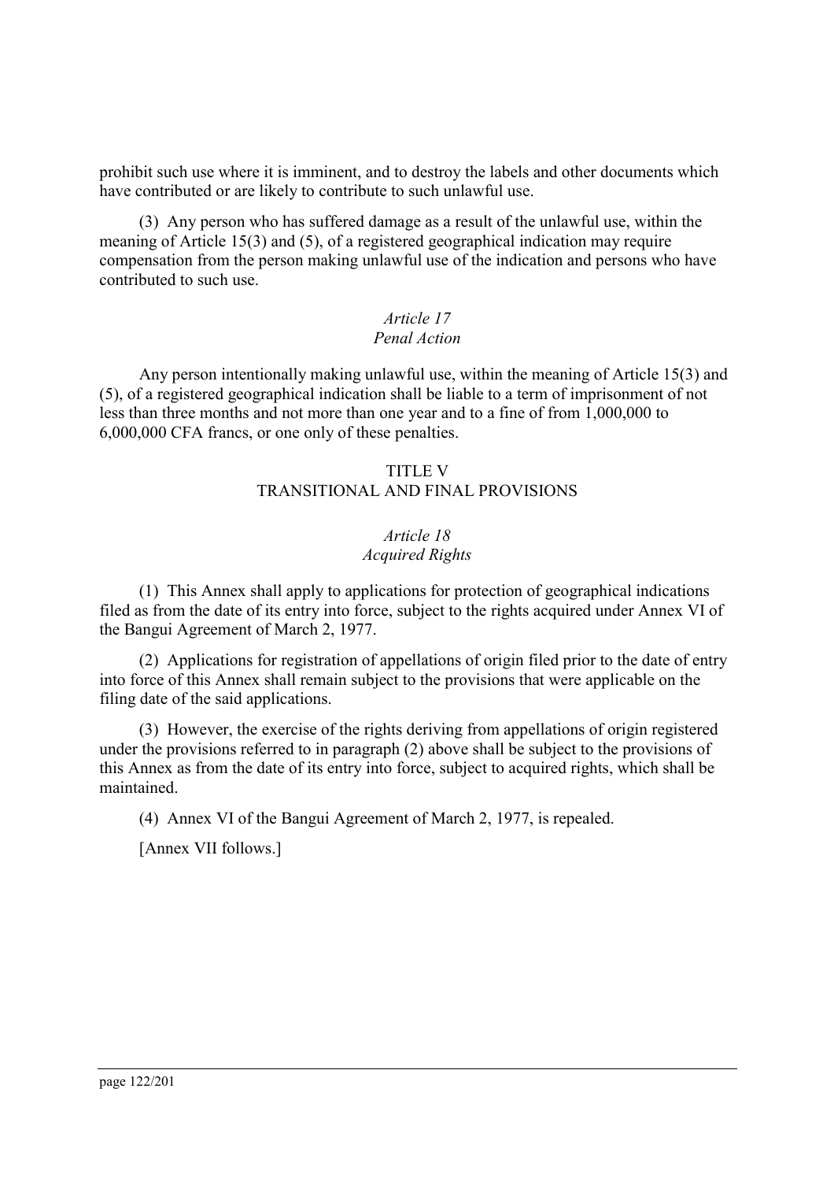prohibit such use where it is imminent, and to destroy the labels and other documents which have contributed or are likely to contribute to such unlawful use.

(3) Any person who has suffered damage as a result of the unlawful use, within the meaning of Article 15(3) and (5), of a registered geographical indication may require compensation from the person making unlawful use of the indication and persons who have contributed to such use.

*Article 17*
*Penal Action*

Any person intentionally making unlawful use, within the meaning of Article 15(3) and (5), of a registered geographical indication shall be liable to a term of imprisonment of not less than three months and not more than one year and to a fine of from 1,000,000 to 6,000,000 CFA francs, or one only of these penalties.

## TITLE V
## TRANSITIONAL AND FINAL PROVISIONS

*Article 18*
*Acquired Rights*

(1) This Annex shall apply to applications for protection of geographical indications filed as from the date of its entry into force, subject to the rights acquired under Annex VI of the Bangui Agreement of March 2, 1977.

(2) Applications for registration of appellations of origin filed prior to the date of entry into force of this Annex shall remain subject to the provisions that were applicable on the filing date of the said applications.

(3) However, the exercise of the rights deriving from appellations of origin registered under the provisions referred to in paragraph (2) above shall be subject to the provisions of this Annex as from the date of its entry into force, subject to acquired rights, which shall be maintained.

(4) Annex VI of the Bangui Agreement of March 2, 1977, is repealed.

[Annex VII follows.]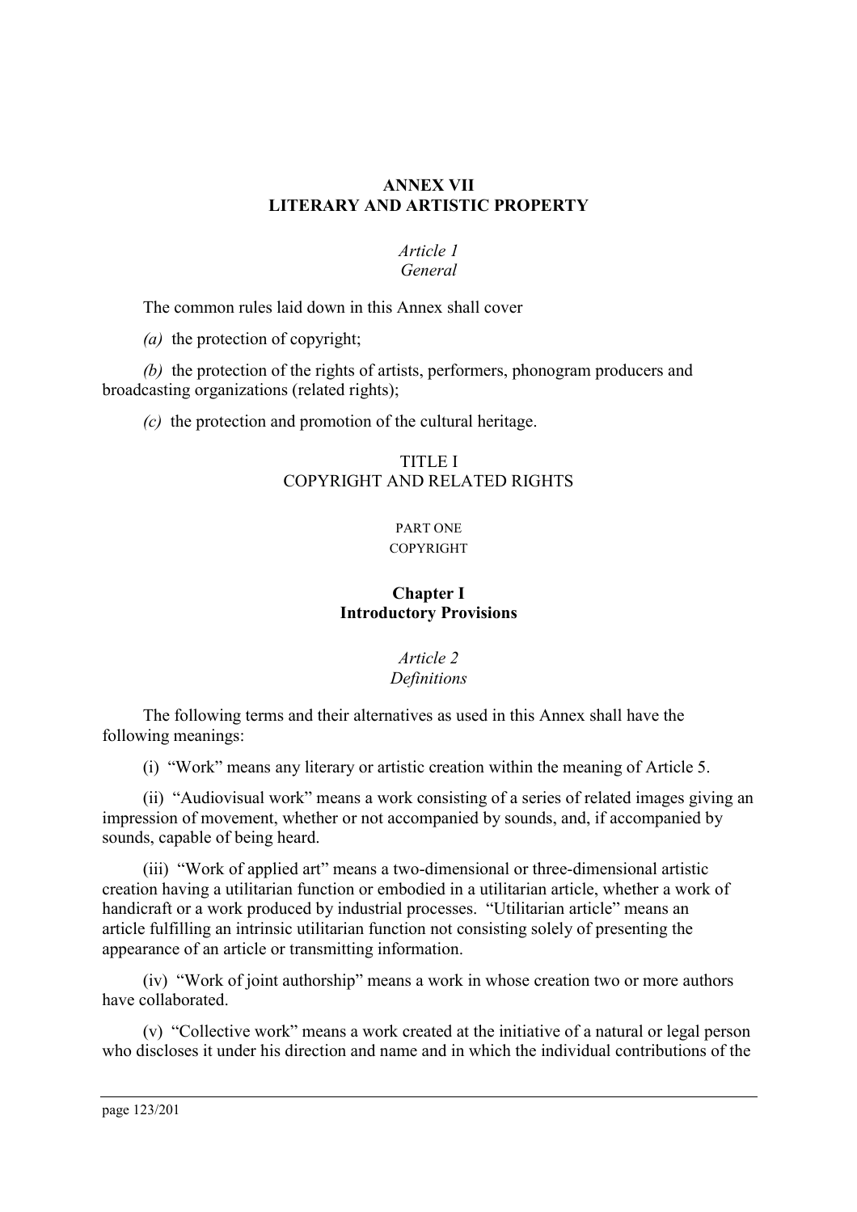# ANNEX VII
# LITERARY AND ARTISTIC PROPERTY

### *Article 1*
### *General*

The common rules laid down in this Annex shall cover

*(a)* the protection of copyright;

*(b)* the protection of the rights of artists, performers, phonogram producers and broadcasting organizations (related rights);

*(c)* the protection and promotion of the cultural heritage.

## TITLE I
## COPYRIGHT AND RELATED RIGHTS

## PART ONE
## COPYRIGHT

### **Chapter I**
### **Introductory Provisions**

### *Article 2*
### *Definitions*

The following terms and their alternatives as used in this Annex shall have the following meanings:

(i) "Work" means any literary or artistic creation within the meaning of Article 5.

(ii) "Audiovisual work" means a work consisting of a series of related images giving an impression of movement, whether or not accompanied by sounds, and, if accompanied by sounds, capable of being heard.

(iii) "Work of applied art" means a two-dimensional or three-dimensional artistic creation having a utilitarian function or embodied in a utilitarian article, whether a work of handicraft or a work produced by industrial processes. "Utilitarian article" means an article fulfilling an intrinsic utilitarian function not consisting solely of presenting the appearance of an article or transmitting information.

(iv) "Work of joint authorship" means a work in whose creation two or more authors have collaborated.

(v) "Collective work" means a work created at the initiative of a natural or legal person who discloses it under his direction and name and in which the individual contributions of the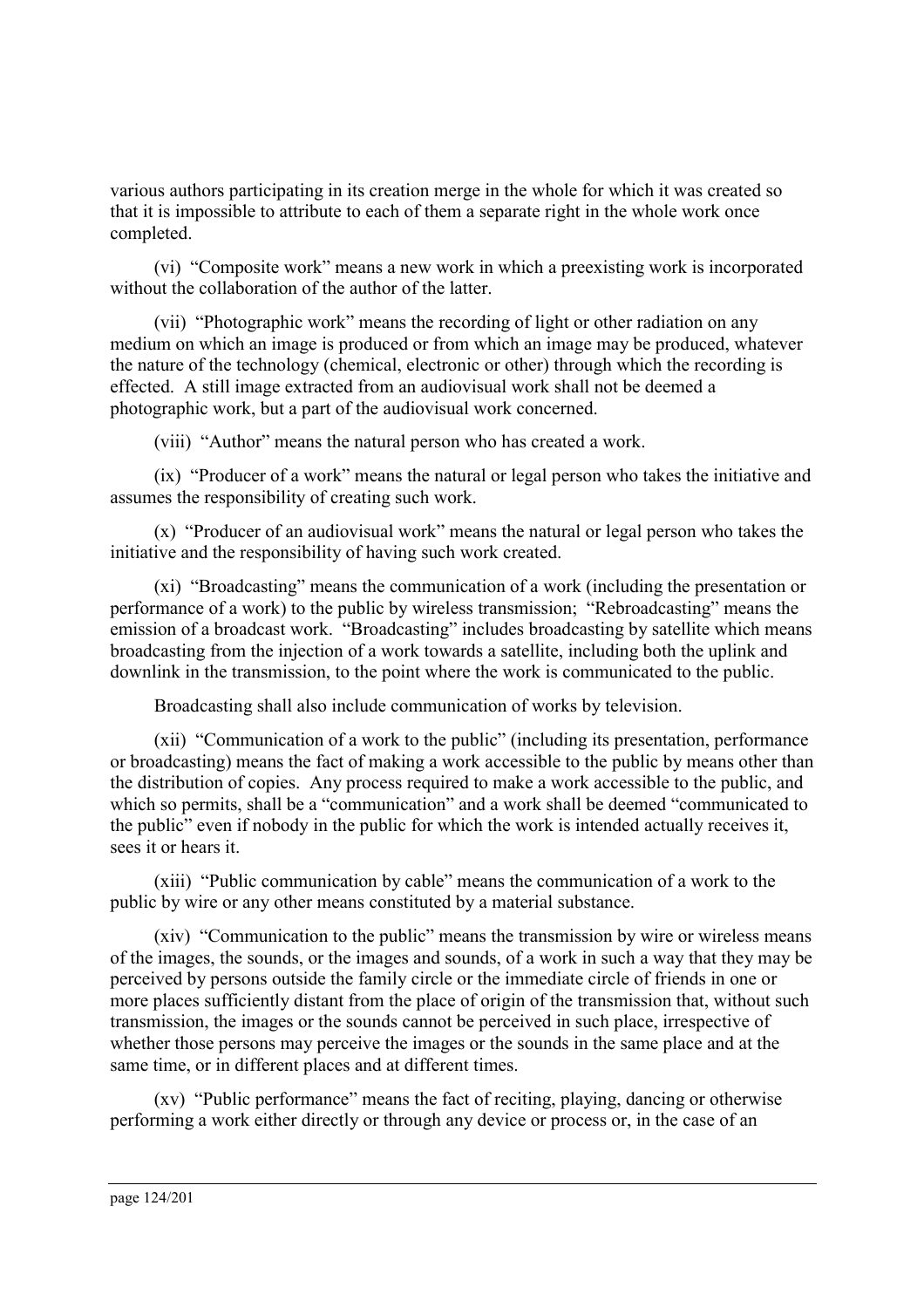various authors participating in its creation merge in the whole for which it was created so that it is impossible to attribute to each of them a separate right in the whole work once completed.

(vi) "Composite work" means a new work in which a preexisting work is incorporated without the collaboration of the author of the latter.

(vii) "Photographic work" means the recording of light or other radiation on any medium on which an image is produced or from which an image may be produced, whatever the nature of the technology (chemical, electronic or other) through which the recording is effected. A still image extracted from an audiovisual work shall not be deemed a photographic work, but a part of the audiovisual work concerned.

(viii) "Author" means the natural person who has created a work.

(ix) "Producer of a work" means the natural or legal person who takes the initiative and assumes the responsibility of creating such work.

(x) "Producer of an audiovisual work" means the natural or legal person who takes the initiative and the responsibility of having such work created.

(xi) "Broadcasting" means the communication of a work (including the presentation or performance of a work) to the public by wireless transmission; "Rebroadcasting" means the emission of a broadcast work. "Broadcasting" includes broadcasting by satellite which means broadcasting from the injection of a work towards a satellite, including both the uplink and downlink in the transmission, to the point where the work is communicated to the public.

Broadcasting shall also include communication of works by television.

(xii) "Communication of a work to the public" (including its presentation, performance or broadcasting) means the fact of making a work accessible to the public by means other than the distribution of copies. Any process required to make a work accessible to the public, and which so permits, shall be a "communication" and a work shall be deemed "communicated to the public" even if nobody in the public for which the work is intended actually receives it, sees it or hears it.

(xiii) "Public communication by cable" means the communication of a work to the public by wire or any other means constituted by a material substance.

(xiv) "Communication to the public" means the transmission by wire or wireless means of the images, the sounds, or the images and sounds, of a work in such a way that they may be perceived by persons outside the family circle or the immediate circle of friends in one or more places sufficiently distant from the place of origin of the transmission that, without such transmission, the images or the sounds cannot be perceived in such place, irrespective of whether those persons may perceive the images or the sounds in the same place and at the same time, or in different places and at different times.

(xv) "Public performance" means the fact of reciting, playing, dancing or otherwise performing a work either directly or through any device or process or, in the case of an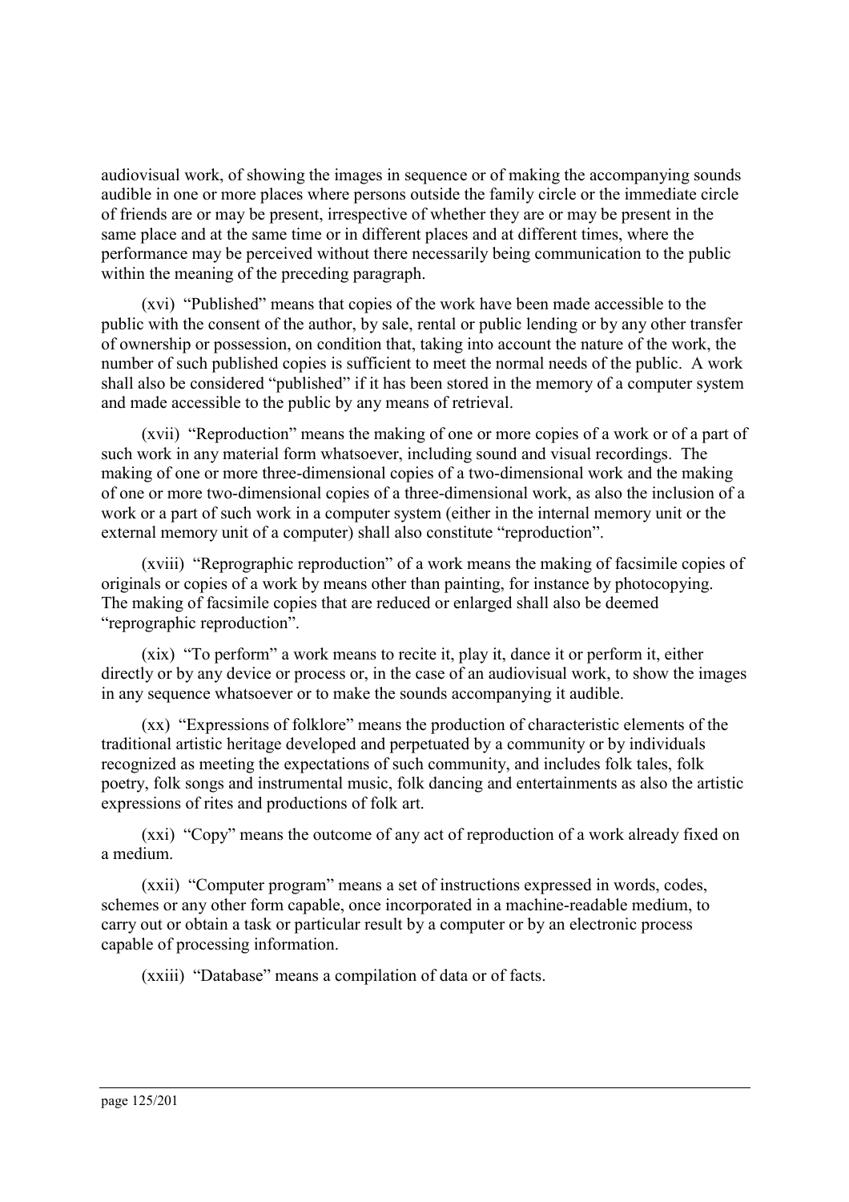audiovisual work, of showing the images in sequence or of making the accompanying sounds audible in one or more places where persons outside the family circle or the immediate circle of friends are or may be present, irrespective of whether they are or may be present in the same place and at the same time or in different places and at different times, where the performance may be perceived without there necessarily being communication to the public within the meaning of the preceding paragraph.

(xvi) "Published" means that copies of the work have been made accessible to the public with the consent of the author, by sale, rental or public lending or by any other transfer of ownership or possession, on condition that, taking into account the nature of the work, the number of such published copies is sufficient to meet the normal needs of the public. A work shall also be considered "published" if it has been stored in the memory of a computer system and made accessible to the public by any means of retrieval.

(xvii) "Reproduction" means the making of one or more copies of a work or of a part of such work in any material form whatsoever, including sound and visual recordings. The making of one or more three-dimensional copies of a two-dimensional work and the making of one or more two-dimensional copies of a three-dimensional work, as also the inclusion of a work or a part of such work in a computer system (either in the internal memory unit or the external memory unit of a computer) shall also constitute "reproduction".

(xviii) "Reprographic reproduction" of a work means the making of facsimile copies of originals or copies of a work by means other than painting, for instance by photocopying. The making of facsimile copies that are reduced or enlarged shall also be deemed "reprographic reproduction".

(xix) "To perform" a work means to recite it, play it, dance it or perform it, either directly or by any device or process or, in the case of an audiovisual work, to show the images in any sequence whatsoever or to make the sounds accompanying it audible.

(xx) "Expressions of folklore" means the production of characteristic elements of the traditional artistic heritage developed and perpetuated by a community or by individuals recognized as meeting the expectations of such community, and includes folk tales, folk poetry, folk songs and instrumental music, folk dancing and entertainments as also the artistic expressions of rites and productions of folk art.

(xxi) "Copy" means the outcome of any act of reproduction of a work already fixed on a medium.

(xxii) "Computer program" means a set of instructions expressed in words, codes, schemes or any other form capable, once incorporated in a machine-readable medium, to carry out or obtain a task or particular result by a computer or by an electronic process capable of processing information.

(xxiii) "Database" means a compilation of data or of facts.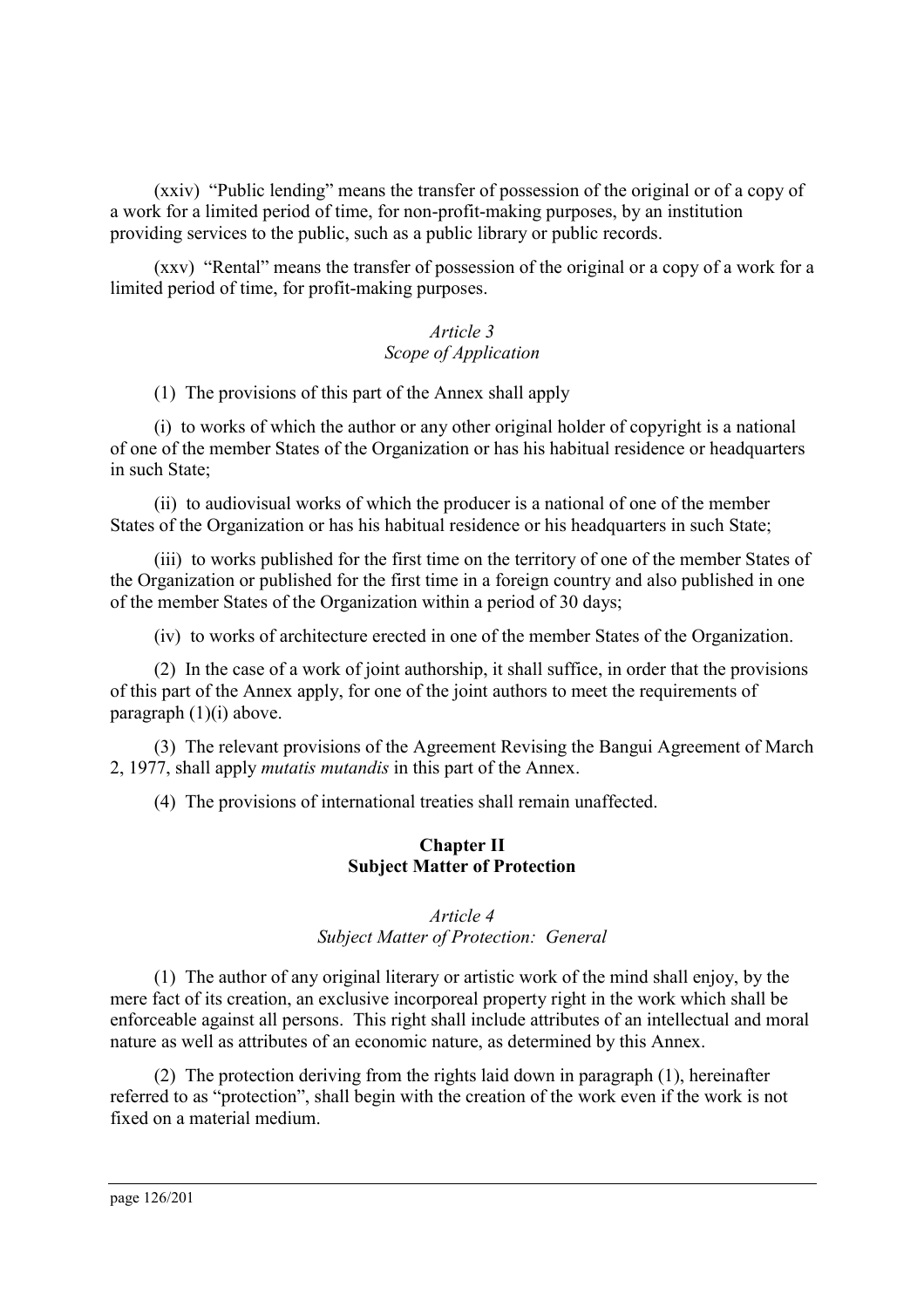(xxiv) "Public lending" means the transfer of possession of the original or of a copy of a work for a limited period of time, for non-profit-making purposes, by an institution providing services to the public, such as a public library or public records.

(xxv) "Rental" means the transfer of possession of the original or a copy of a work for a limited period of time, for profit-making purposes.

*Article 3*
*Scope of Application*

(1) The provisions of this part of the Annex shall apply

(i) to works of which the author or any other original holder of copyright is a national of one of the member States of the Organization or has his habitual residence or headquarters in such State;

(ii) to audiovisual works of which the producer is a national of one of the member States of the Organization or has his habitual residence or his headquarters in such State;

(iii) to works published for the first time on the territory of one of the member States of the Organization or published for the first time in a foreign country and also published in one of the member States of the Organization within a period of 30 days;

(iv) to works of architecture erected in one of the member States of the Organization.

(2) In the case of a work of joint authorship, it shall suffice, in order that the provisions of this part of the Annex apply, for one of the joint authors to meet the requirements of paragraph (1)(i) above.

(3) The relevant provisions of the Agreement Revising the Bangui Agreement of March 2, 1977, shall apply *mutatis mutandis* in this part of the Annex.

(4) The provisions of international treaties shall remain unaffected.

## Chapter II
## Subject Matter of Protection

*Article 4*
*Subject Matter of Protection: General*

(1) The author of any original literary or artistic work of the mind shall enjoy, by the mere fact of its creation, an exclusive incorporeal property right in the work which shall be enforceable against all persons. This right shall include attributes of an intellectual and moral nature as well as attributes of an economic nature, as determined by this Annex.

(2) The protection deriving from the rights laid down in paragraph (1), hereinafter referred to as "protection", shall begin with the creation of the work even if the work is not fixed on a material medium.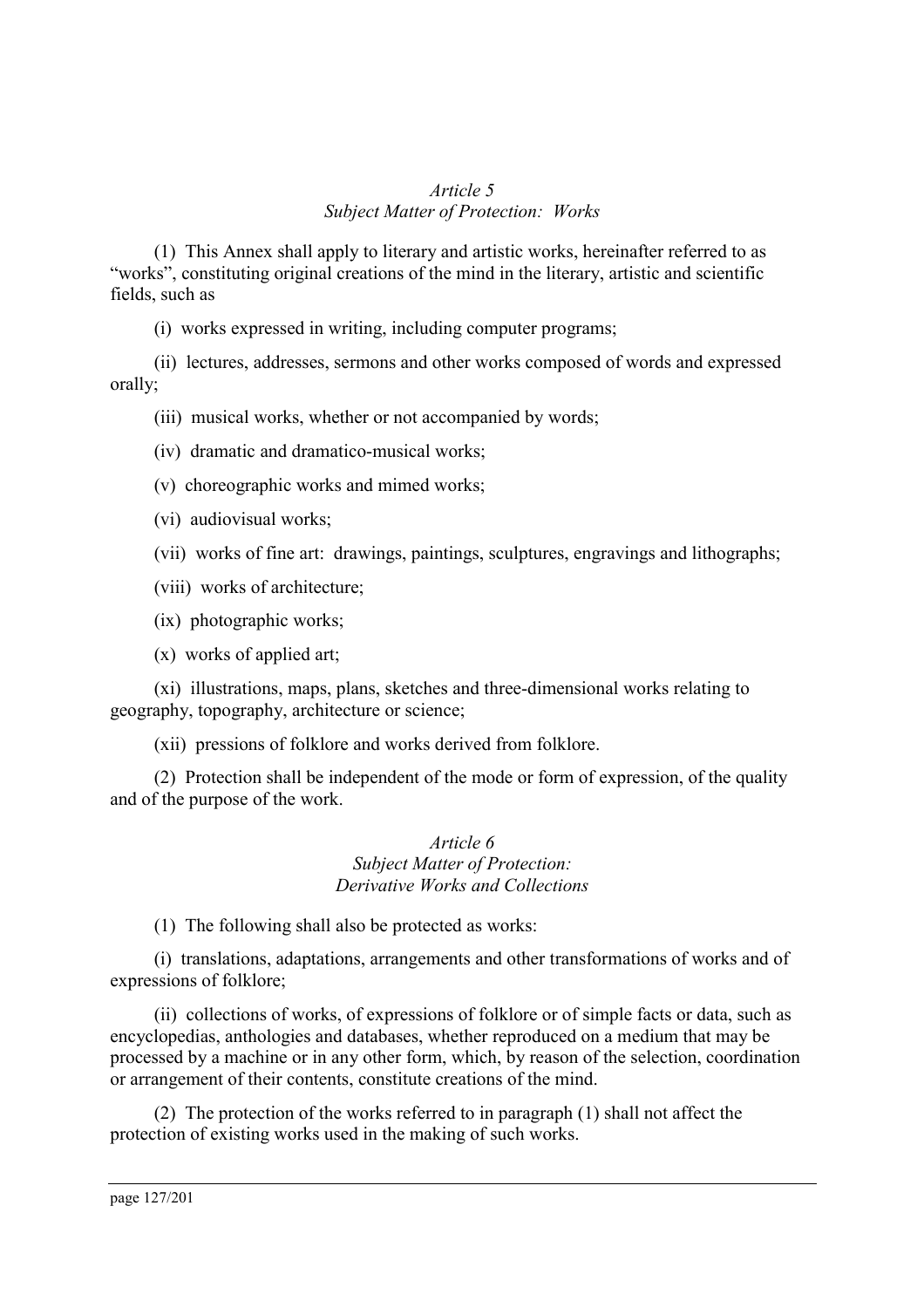*Article 5*
*Subject Matter of Protection: Works*

(1) This Annex shall apply to literary and artistic works, hereinafter referred to as "works", constituting original creations of the mind in the literary, artistic and scientific fields, such as

(i) works expressed in writing, including computer programs;

(ii) lectures, addresses, sermons and other works composed of words and expressed orally;

(iii) musical works, whether or not accompanied by words;

(iv) dramatic and dramatico-musical works;

(v) choreographic works and mimed works;

(vi) audiovisual works;

(vii) works of fine art: drawings, paintings, sculptures, engravings and lithographs;

(viii) works of architecture;

(ix) photographic works;

(x) works of applied art;

(xi) illustrations, maps, plans, sketches and three-dimensional works relating to geography, topography, architecture or science;

(xii) pressions of folklore and works derived from folklore.

(2) Protection shall be independent of the mode or form of expression, of the quality and of the purpose of the work.

*Article 6*
*Subject Matter of Protection:*
*Derivative Works and Collections*

(1) The following shall also be protected as works:

(i) translations, adaptations, arrangements and other transformations of works and of expressions of folklore;

(ii) collections of works, of expressions of folklore or of simple facts or data, such as encyclopedias, anthologies and databases, whether reproduced on a medium that may be processed by a machine or in any other form, which, by reason of the selection, coordination or arrangement of their contents, constitute creations of the mind.

(2) The protection of the works referred to in paragraph (1) shall not affect the protection of existing works used in the making of such works.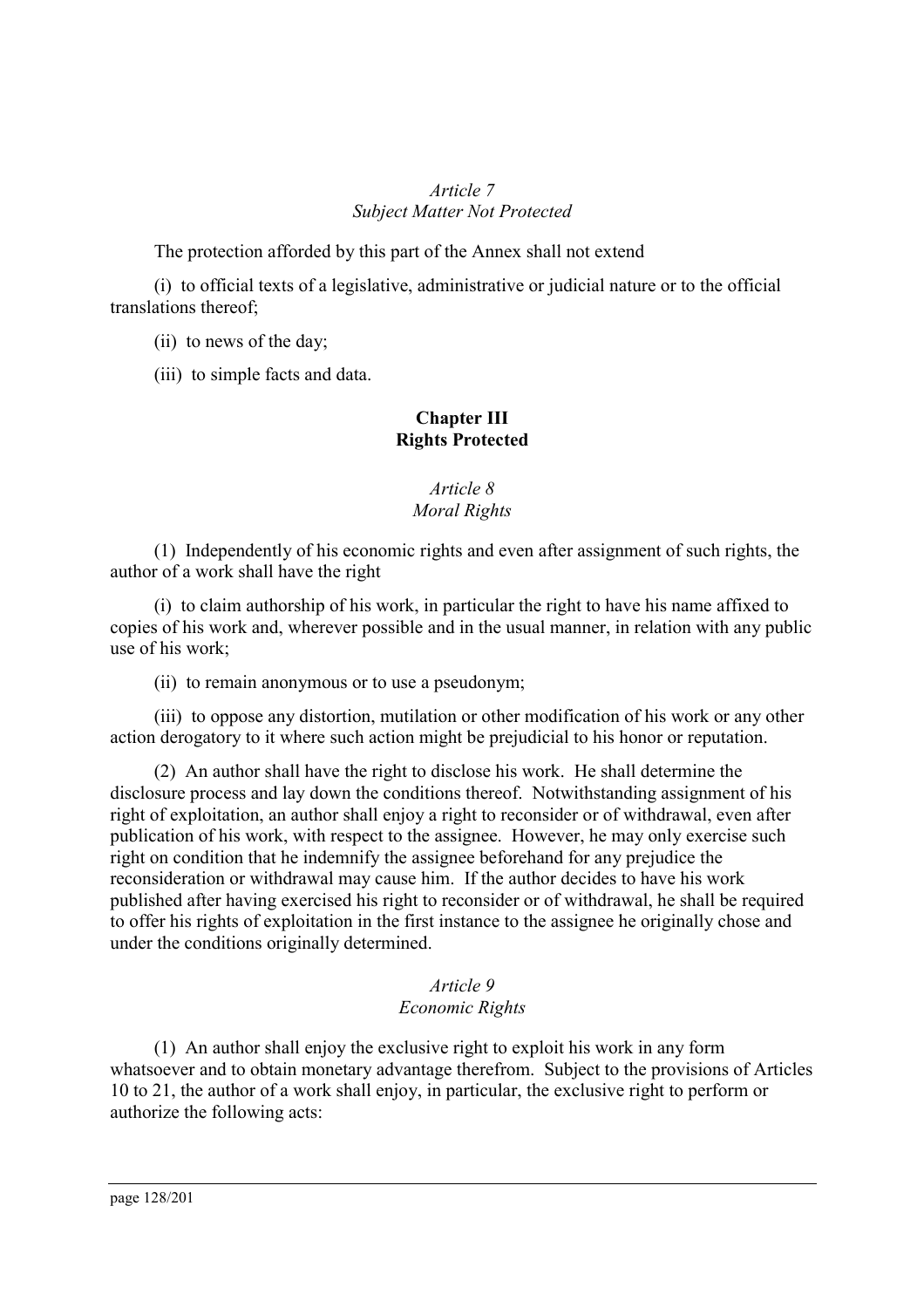*Article 7*
*Subject Matter Not Protected*

The protection afforded by this part of the Annex shall not extend

(i) to official texts of a legislative, administrative or judicial nature or to the official translations thereof;

(ii) to news of the day;

(iii) to simple facts and data.

## Chapter III
## Rights Protected

*Article 8*
*Moral Rights*

(1) Independently of his economic rights and even after assignment of such rights, the author of a work shall have the right

(i) to claim authorship of his work, in particular the right to have his name affixed to copies of his work and, wherever possible and in the usual manner, in relation with any public use of his work;

(ii) to remain anonymous or to use a pseudonym;

(iii) to oppose any distortion, mutilation or other modification of his work or any other action derogatory to it where such action might be prejudicial to his honor or reputation.

(2) An author shall have the right to disclose his work. He shall determine the disclosure process and lay down the conditions thereof. Notwithstanding assignment of his right of exploitation, an author shall enjoy a right to reconsider or of withdrawal, even after publication of his work, with respect to the assignee. However, he may only exercise such right on condition that he indemnify the assignee beforehand for any prejudice the reconsideration or withdrawal may cause him. If the author decides to have his work published after having exercised his right to reconsider or of withdrawal, he shall be required to offer his rights of exploitation in the first instance to the assignee he originally chose and under the conditions originally determined.

*Article 9*
*Economic Rights*

(1) An author shall enjoy the exclusive right to exploit his work in any form whatsoever and to obtain monetary advantage therefrom. Subject to the provisions of Articles 10 to 21, the author of a work shall enjoy, in particular, the exclusive right to perform or authorize the following acts: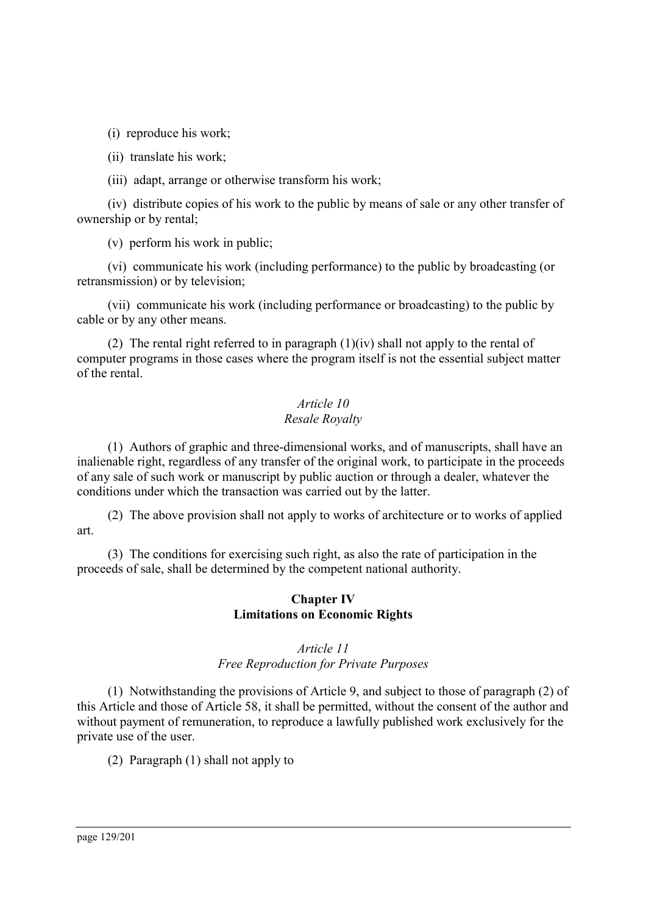(i) reproduce his work;

(ii) translate his work;

(iii) adapt, arrange or otherwise transform his work;

(iv) distribute copies of his work to the public by means of sale or any other transfer of ownership or by rental;

(v) perform his work in public;

(vi) communicate his work (including performance) to the public by broadcasting (or retransmission) or by television;

(vii) communicate his work (including performance or broadcasting) to the public by cable or by any other means.

(2) The rental right referred to in paragraph (1)(iv) shall not apply to the rental of computer programs in those cases where the program itself is not the essential subject matter of the rental.

*Article 10*
*Resale Royalty*

(1) Authors of graphic and three-dimensional works, and of manuscripts, shall have an inalienable right, regardless of any transfer of the original work, to participate in the proceeds of any sale of such work or manuscript by public auction or through a dealer, whatever the conditions under which the transaction was carried out by the latter.

(2) The above provision shall not apply to works of architecture or to works of applied art.

(3) The conditions for exercising such right, as also the rate of participation in the proceeds of sale, shall be determined by the competent national authority.

**Chapter IV**
**Limitations on Economic Rights**

*Article 11*
*Free Reproduction for Private Purposes*

(1) Notwithstanding the provisions of Article 9, and subject to those of paragraph (2) of this Article and those of Article 58, it shall be permitted, without the consent of the author and without payment of remuneration, to reproduce a lawfully published work exclusively for the private use of the user.

(2) Paragraph (1) shall not apply to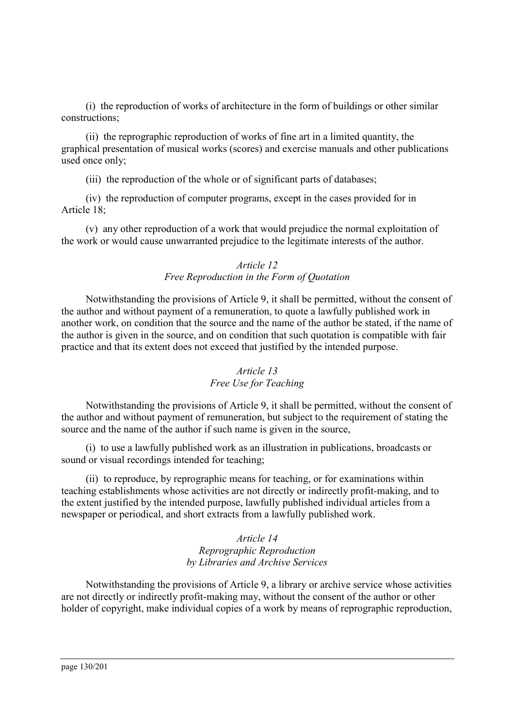(i) the reproduction of works of architecture in the form of buildings or other similar constructions;

(ii) the reprographic reproduction of works of fine art in a limited quantity, the graphical presentation of musical works (scores) and exercise manuals and other publications used once only;

(iii) the reproduction of the whole or of significant parts of databases;

(iv) the reproduction of computer programs, except in the cases provided for in Article 18;

(v) any other reproduction of a work that would prejudice the normal exploitation of the work or would cause unwarranted prejudice to the legitimate interests of the author.

*Article 12*
*Free Reproduction in the Form of Quotation*

Notwithstanding the provisions of Article 9, it shall be permitted, without the consent of the author and without payment of a remuneration, to quote a lawfully published work in another work, on condition that the source and the name of the author be stated, if the name of the author is given in the source, and on condition that such quotation is compatible with fair practice and that its extent does not exceed that justified by the intended purpose.

*Article 13*
*Free Use for Teaching*

Notwithstanding the provisions of Article 9, it shall be permitted, without the consent of the author and without payment of remuneration, but subject to the requirement of stating the source and the name of the author if such name is given in the source,

(i) to use a lawfully published work as an illustration in publications, broadcasts or sound or visual recordings intended for teaching;

(ii) to reproduce, by reprographic means for teaching, or for examinations within teaching establishments whose activities are not directly or indirectly profit-making, and to the extent justified by the intended purpose, lawfully published individual articles from a newspaper or periodical, and short extracts from a lawfully published work.

*Article 14*
*Reprographic Reproduction*
*by Libraries and Archive Services*

Notwithstanding the provisions of Article 9, a library or archive service whose activities are not directly or indirectly profit-making may, without the consent of the author or other holder of copyright, make individual copies of a work by means of reprographic reproduction,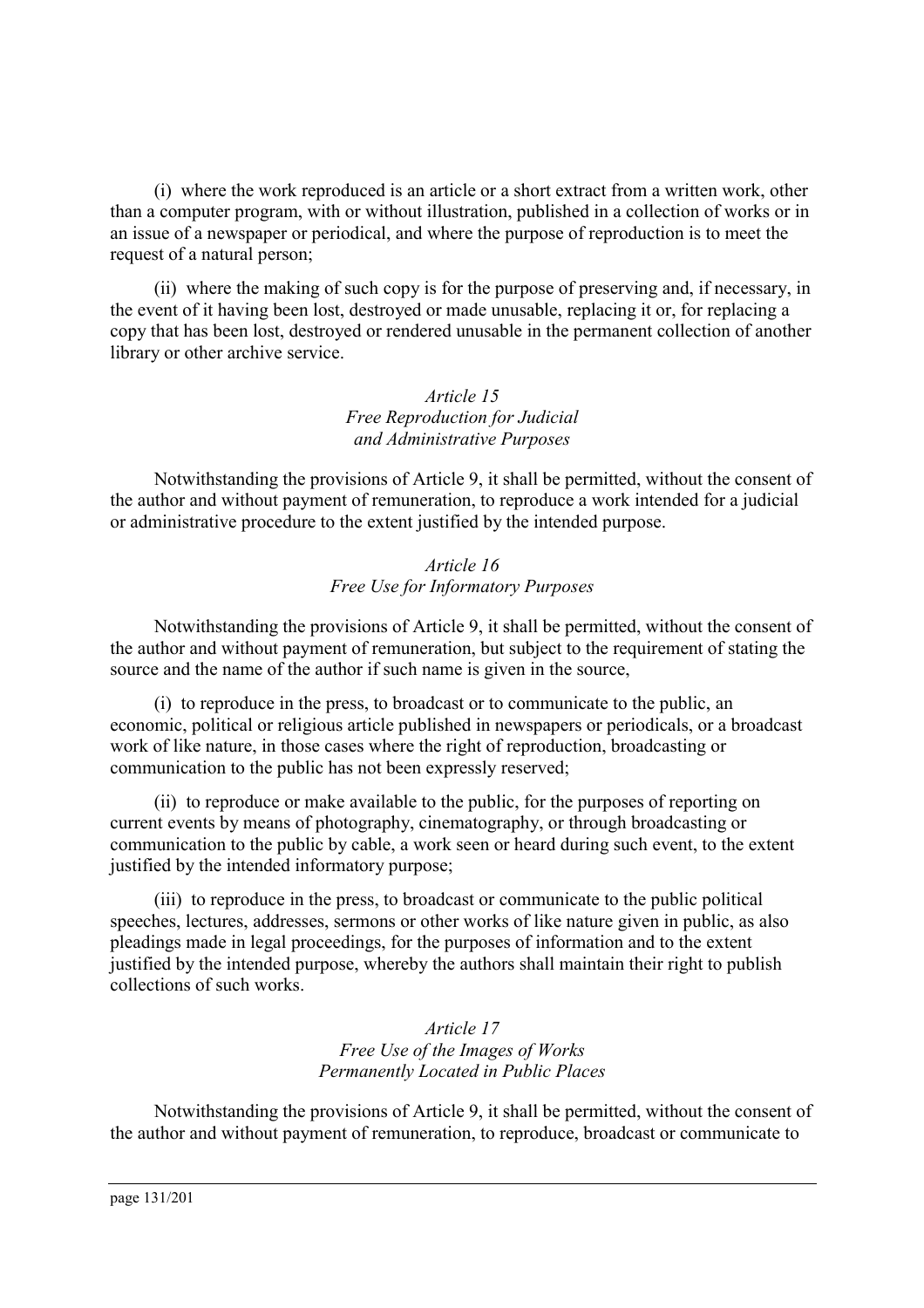(i) where the work reproduced is an article or a short extract from a written work, other than a computer program, with or without illustration, published in a collection of works or in an issue of a newspaper or periodical, and where the purpose of reproduction is to meet the request of a natural person;

(ii) where the making of such copy is for the purpose of preserving and, if necessary, in the event of it having been lost, destroyed or made unusable, replacing it or, for replacing a copy that has been lost, destroyed or rendered unusable in the permanent collection of another library or other archive service.

### *Article 15*
### *Free Reproduction for Judicial and Administrative Purposes*

Notwithstanding the provisions of Article 9, it shall be permitted, without the consent of the author and without payment of remuneration, to reproduce a work intended for a judicial or administrative procedure to the extent justified by the intended purpose.

### *Article 16*
### *Free Use for Informatory Purposes*

Notwithstanding the provisions of Article 9, it shall be permitted, without the consent of the author and without payment of remuneration, but subject to the requirement of stating the source and the name of the author if such name is given in the source,

(i) to reproduce in the press, to broadcast or to communicate to the public, an economic, political or religious article published in newspapers or periodicals, or a broadcast work of like nature, in those cases where the right of reproduction, broadcasting or communication to the public has not been expressly reserved;

(ii) to reproduce or make available to the public, for the purposes of reporting on current events by means of photography, cinematography, or through broadcasting or communication to the public by cable, a work seen or heard during such event, to the extent justified by the intended informatory purpose;

(iii) to reproduce in the press, to broadcast or communicate to the public political speeches, lectures, addresses, sermons or other works of like nature given in public, as also pleadings made in legal proceedings, for the purposes of information and to the extent justified by the intended purpose, whereby the authors shall maintain their right to publish collections of such works.

### *Article 17*
### *Free Use of the Images of Works Permanently Located in Public Places*

Notwithstanding the provisions of Article 9, it shall be permitted, without the consent of the author and without payment of remuneration, to reproduce, broadcast or communicate to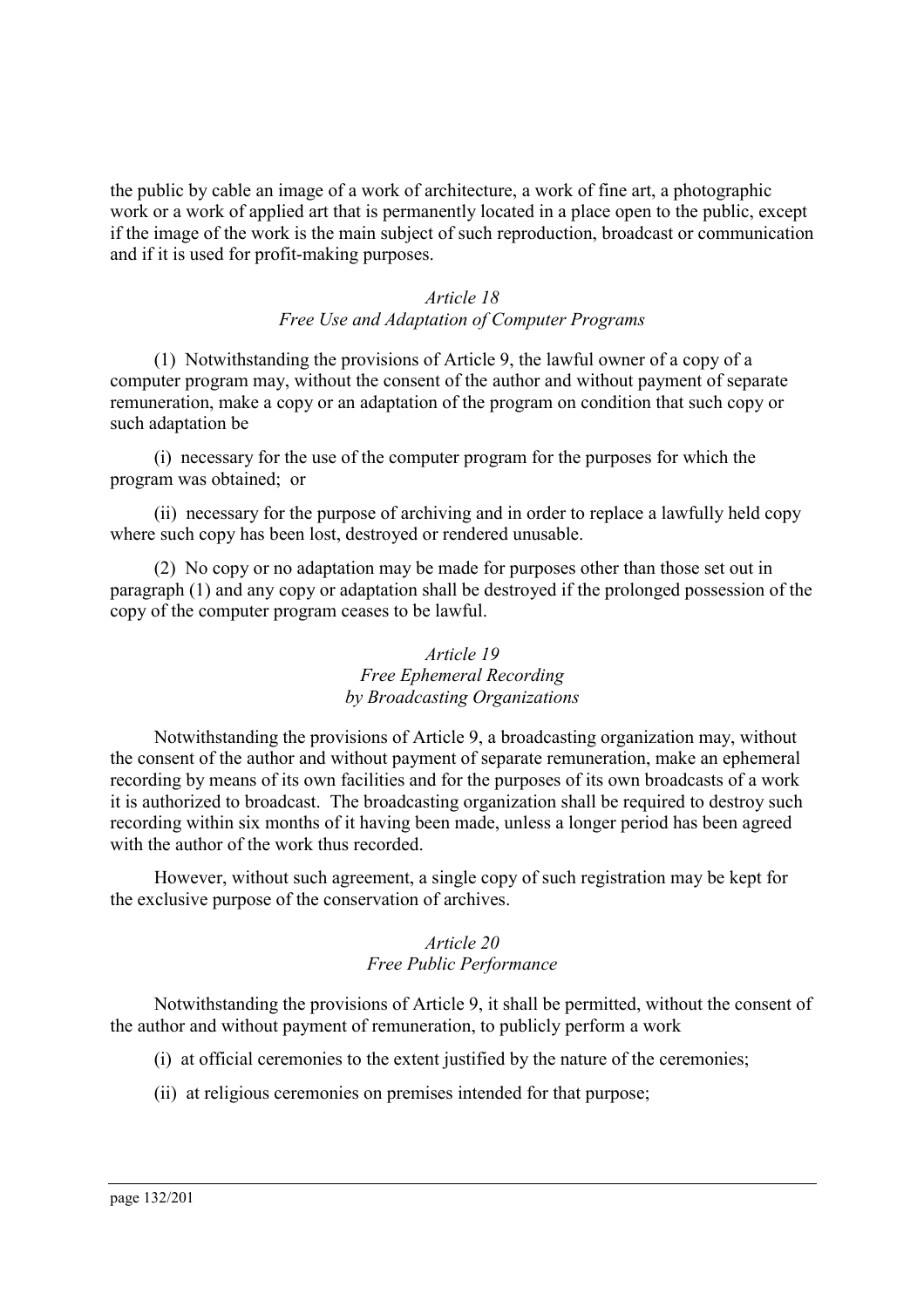the public by cable an image of a work of architecture, a work of fine art, a photographic work or a work of applied art that is permanently located in a place open to the public, except if the image of the work is the main subject of such reproduction, broadcast or communication and if it is used for profit-making purposes.

*Article 18*
*Free Use and Adaptation of Computer Programs*

(1) Notwithstanding the provisions of Article 9, the lawful owner of a copy of a computer program may, without the consent of the author and without payment of separate remuneration, make a copy or an adaptation of the program on condition that such copy or such adaptation be

(i) necessary for the use of the computer program for the purposes for which the program was obtained; or

(ii) necessary for the purpose of archiving and in order to replace a lawfully held copy where such copy has been lost, destroyed or rendered unusable.

(2) No copy or no adaptation may be made for purposes other than those set out in paragraph (1) and any copy or adaptation shall be destroyed if the prolonged possession of the copy of the computer program ceases to be lawful.

*Article 19*
*Free Ephemeral Recording*
*by Broadcasting Organizations*

Notwithstanding the provisions of Article 9, a broadcasting organization may, without the consent of the author and without payment of separate remuneration, make an ephemeral recording by means of its own facilities and for the purposes of its own broadcasts of a work it is authorized to broadcast. The broadcasting organization shall be required to destroy such recording within six months of it having been made, unless a longer period has been agreed with the author of the work thus recorded.

However, without such agreement, a single copy of such registration may be kept for the exclusive purpose of the conservation of archives.

*Article 20*
*Free Public Performance*

Notwithstanding the provisions of Article 9, it shall be permitted, without the consent of the author and without payment of remuneration, to publicly perform a work

(i) at official ceremonies to the extent justified by the nature of the ceremonies;

(ii) at religious ceremonies on premises intended for that purpose;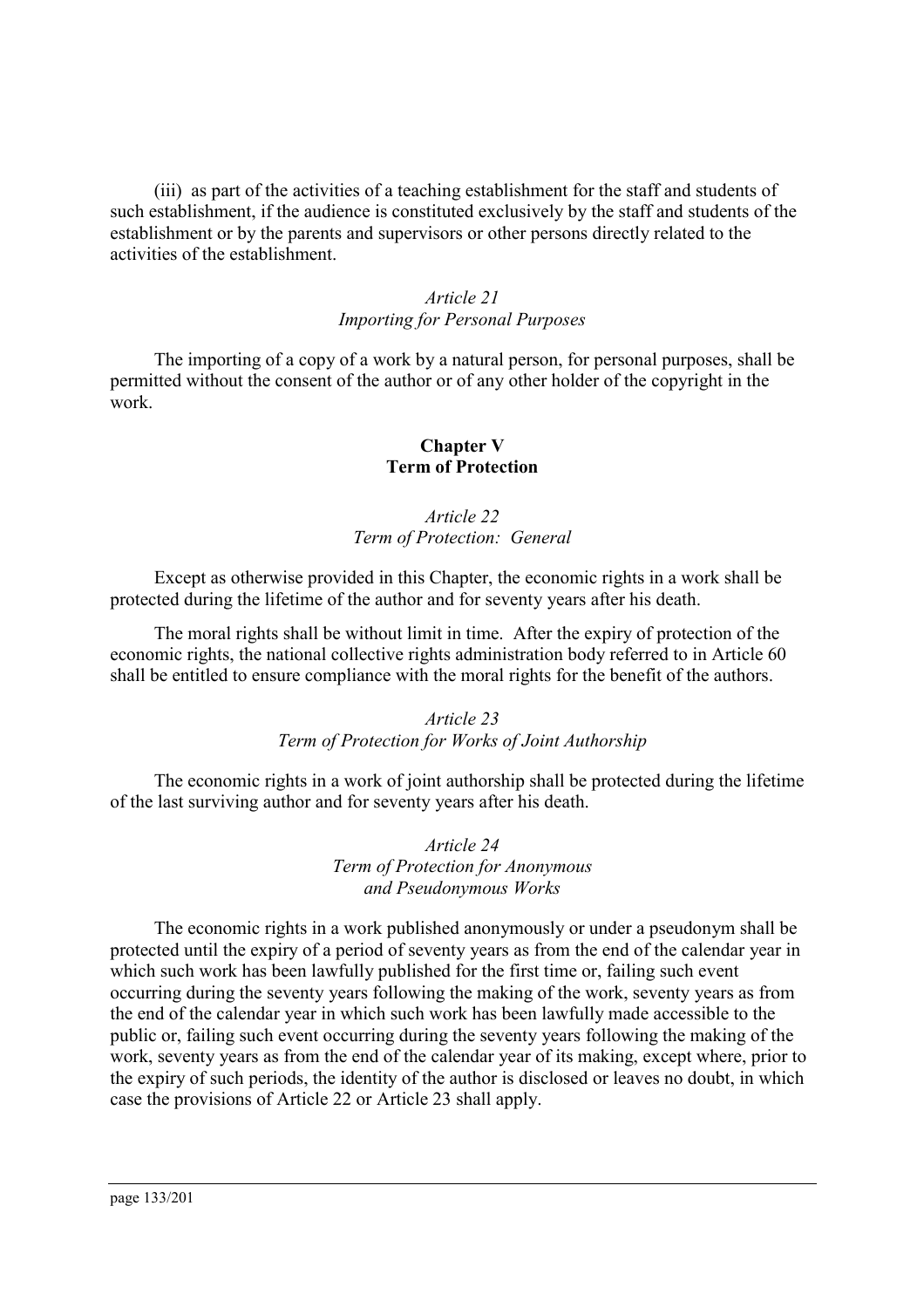(iii) as part of the activities of a teaching establishment for the staff and students of such establishment, if the audience is constituted exclusively by the staff and students of the establishment or by the parents and supervisors or other persons directly related to the activities of the establishment.

*Article 21*
*Importing for Personal Purposes*

The importing of a copy of a work by a natural person, for personal purposes, shall be permitted without the consent of the author or of any other holder of the copyright in the work.

## Chapter V
## Term of Protection

*Article 22*
*Term of Protection: General*

Except as otherwise provided in this Chapter, the economic rights in a work shall be protected during the lifetime of the author and for seventy years after his death.

The moral rights shall be without limit in time. After the expiry of protection of the economic rights, the national collective rights administration body referred to in Article 60 shall be entitled to ensure compliance with the moral rights for the benefit of the authors.

*Article 23*
*Term of Protection for Works of Joint Authorship*

The economic rights in a work of joint authorship shall be protected during the lifetime of the last surviving author and for seventy years after his death.

*Article 24*
*Term of Protection for Anonymous and Pseudonymous Works*

The economic rights in a work published anonymously or under a pseudonym shall be protected until the expiry of a period of seventy years as from the end of the calendar year in which such work has been lawfully published for the first time or, failing such event occurring during the seventy years following the making of the work, seventy years as from the end of the calendar year in which such work has been lawfully made accessible to the public or, failing such event occurring during the seventy years following the making of the work, seventy years as from the end of the calendar year of its making, except where, prior to the expiry of such periods, the identity of the author is disclosed or leaves no doubt, in which case the provisions of Article 22 or Article 23 shall apply.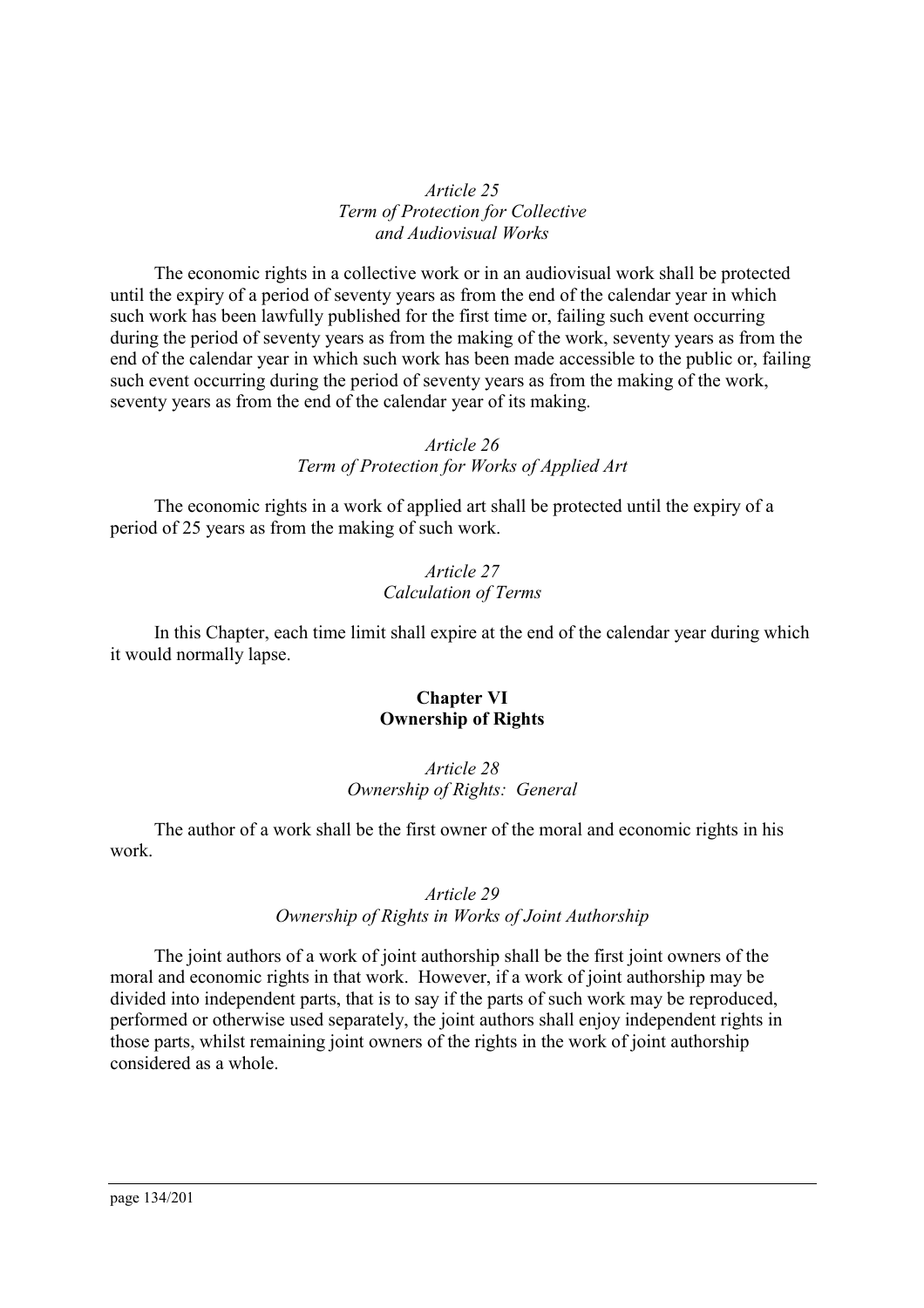*Article 25*
*Term of Protection for Collective and Audiovisual Works*

The economic rights in a collective work or in an audiovisual work shall be protected until the expiry of a period of seventy years as from the end of the calendar year in which such work has been lawfully published for the first time or, failing such event occurring during the period of seventy years as from the making of the work, seventy years as from the end of the calendar year in which such work has been made accessible to the public or, failing such event occurring during the period of seventy years as from the making of the work, seventy years as from the end of the calendar year of its making.

*Article 26*
*Term of Protection for Works of Applied Art*

The economic rights in a work of applied art shall be protected until the expiry of a period of 25 years as from the making of such work.

*Article 27*
*Calculation of Terms*

In this Chapter, each time limit shall expire at the end of the calendar year during which it would normally lapse.

## Chapter VI
## Ownership of Rights

*Article 28*
*Ownership of Rights: General*

The author of a work shall be the first owner of the moral and economic rights in his work.

*Article 29*
*Ownership of Rights in Works of Joint Authorship*

The joint authors of a work of joint authorship shall be the first joint owners of the moral and economic rights in that work. However, if a work of joint authorship may be divided into independent parts, that is to say if the parts of such work may be reproduced, performed or otherwise used separately, the joint authors shall enjoy independent rights in those parts, whilst remaining joint owners of the rights in the work of joint authorship considered as a whole.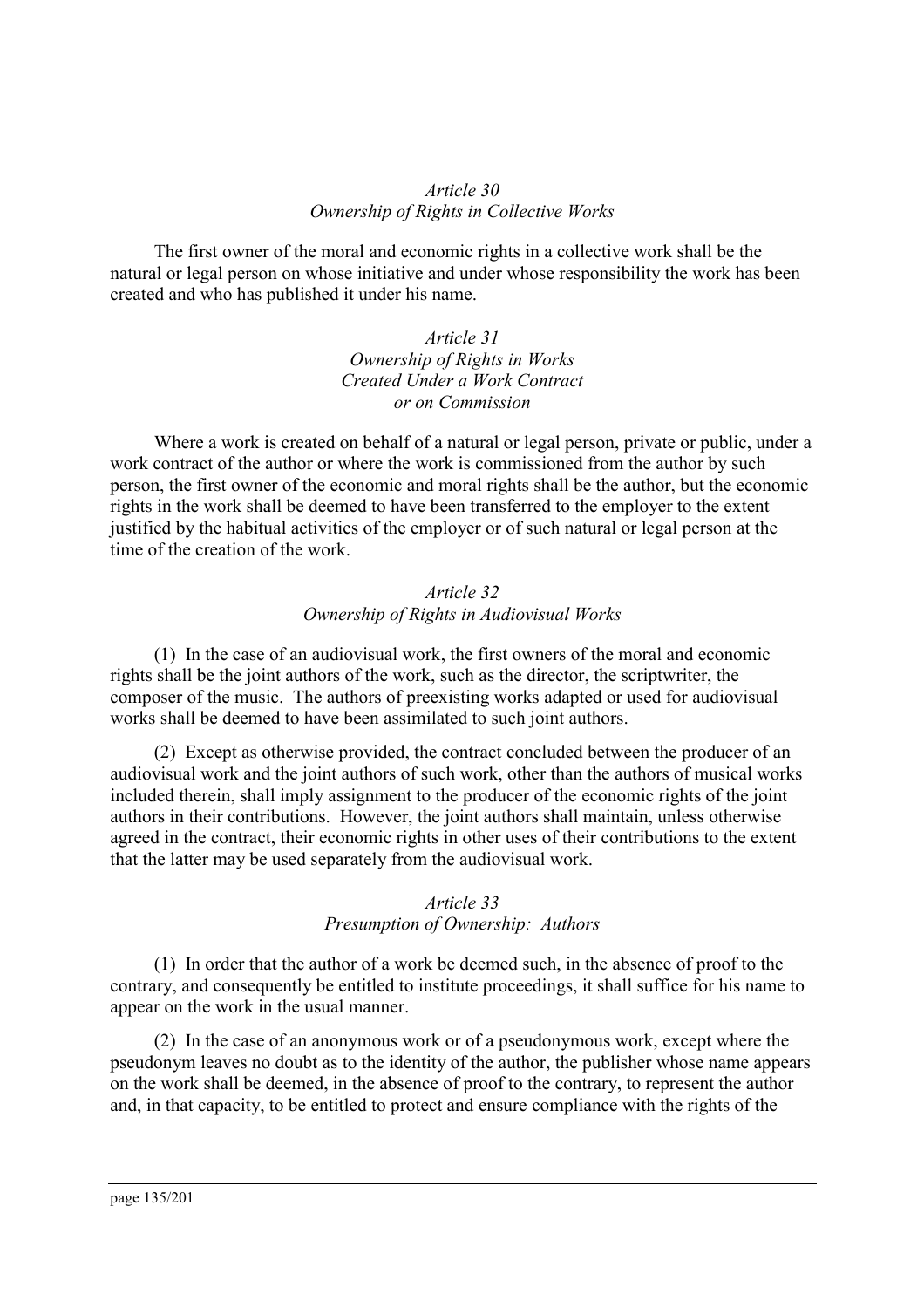*Article 30*
*Ownership of Rights in Collective Works*

The first owner of the moral and economic rights in a collective work shall be the natural or legal person on whose initiative and under whose responsibility the work has been created and who has published it under his name.

*Article 31*
*Ownership of Rights in Works Created Under a Work Contract or on Commission*

Where a work is created on behalf of a natural or legal person, private or public, under a work contract of the author or where the work is commissioned from the author by such person, the first owner of the economic and moral rights shall be the author, but the economic rights in the work shall be deemed to have been transferred to the employer to the extent justified by the habitual activities of the employer or of such natural or legal person at the time of the creation of the work.

*Article 32*
*Ownership of Rights in Audiovisual Works*

(1) In the case of an audiovisual work, the first owners of the moral and economic rights shall be the joint authors of the work, such as the director, the scriptwriter, the composer of the music. The authors of preexisting works adapted or used for audiovisual works shall be deemed to have been assimilated to such joint authors.

(2) Except as otherwise provided, the contract concluded between the producer of an audiovisual work and the joint authors of such work, other than the authors of musical works included therein, shall imply assignment to the producer of the economic rights of the joint authors in their contributions. However, the joint authors shall maintain, unless otherwise agreed in the contract, their economic rights in other uses of their contributions to the extent that the latter may be used separately from the audiovisual work.

*Article 33*
*Presumption of Ownership: Authors*

(1) In order that the author of a work be deemed such, in the absence of proof to the contrary, and consequently be entitled to institute proceedings, it shall suffice for his name to appear on the work in the usual manner.

(2) In the case of an anonymous work or of a pseudonymous work, except where the pseudonym leaves no doubt as to the identity of the author, the publisher whose name appears on the work shall be deemed, in the absence of proof to the contrary, to represent the author and, in that capacity, to be entitled to protect and ensure compliance with the rights of the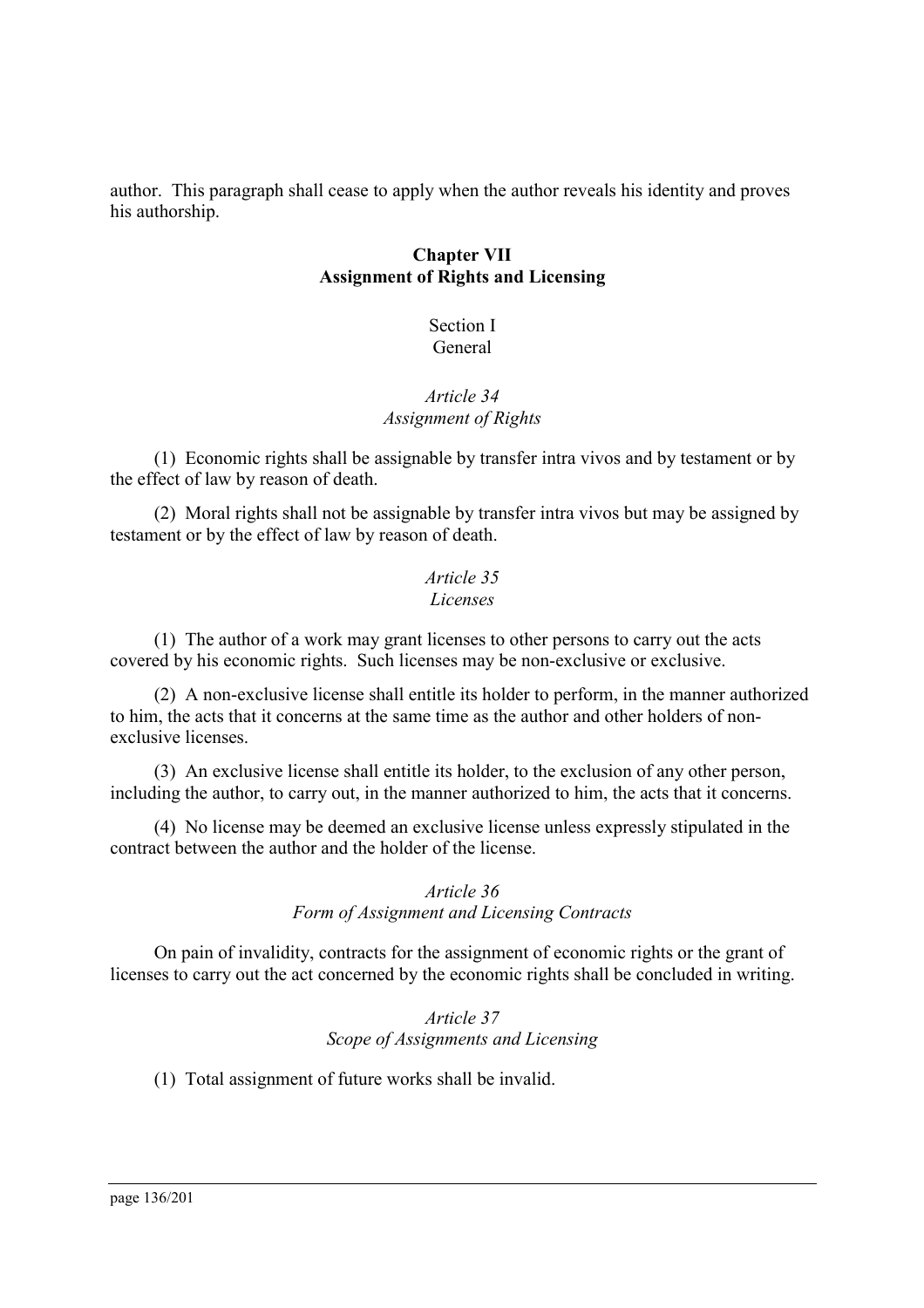author. This paragraph shall cease to apply when the author reveals his identity and proves his authorship.

## Chapter VII
## Assignment of Rights and Licensing

### Section I
### General

#### *Article 34*
#### *Assignment of Rights*

(1) Economic rights shall be assignable by transfer intra vivos and by testament or by the effect of law by reason of death.

(2) Moral rights shall not be assignable by transfer intra vivos but may be assigned by testament or by the effect of law by reason of death.

#### *Article 35*
#### *Licenses*

(1) The author of a work may grant licenses to other persons to carry out the acts covered by his economic rights. Such licenses may be non-exclusive or exclusive.

(2) A non-exclusive license shall entitle its holder to perform, in the manner authorized to him, the acts that it concerns at the same time as the author and other holders of non-exclusive licenses.

(3) An exclusive license shall entitle its holder, to the exclusion of any other person, including the author, to carry out, in the manner authorized to him, the acts that it concerns.

(4) No license may be deemed an exclusive license unless expressly stipulated in the contract between the author and the holder of the license.

#### *Article 36*
#### *Form of Assignment and Licensing Contracts*

On pain of invalidity, contracts for the assignment of economic rights or the grant of licenses to carry out the act concerned by the economic rights shall be concluded in writing.

#### *Article 37*
#### *Scope of Assignments and Licensing*

(1) Total assignment of future works shall be invalid.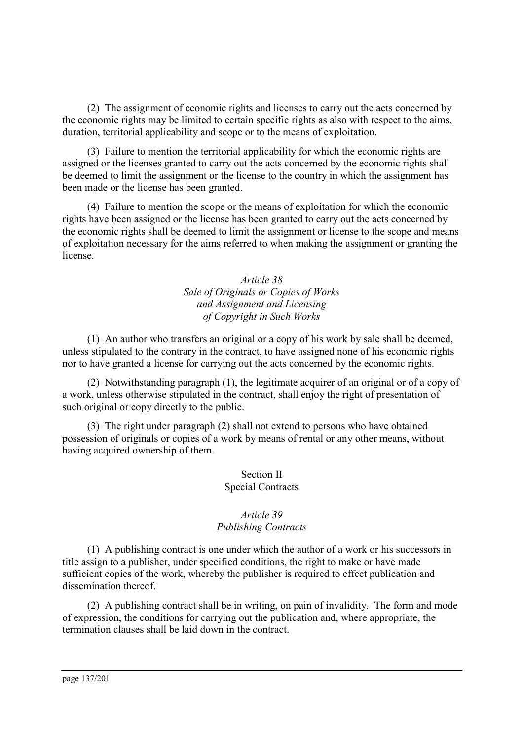(2) The assignment of economic rights and licenses to carry out the acts concerned by the economic rights may be limited to certain specific rights as also with respect to the aims, duration, territorial applicability and scope or to the means of exploitation.

(3) Failure to mention the territorial applicability for which the economic rights are assigned or the licenses granted to carry out the acts concerned by the economic rights shall be deemed to limit the assignment or the license to the country in which the assignment has been made or the license has been granted.

(4) Failure to mention the scope or the means of exploitation for which the economic rights have been assigned or the license has been granted to carry out the acts concerned by the economic rights shall be deemed to limit the assignment or license to the scope and means of exploitation necessary for the aims referred to when making the assignment or granting the license.

### *Article 38*
### *Sale of Originals or Copies of Works and Assignment and Licensing of Copyright in Such Works*

(1) An author who transfers an original or a copy of his work by sale shall be deemed, unless stipulated to the contrary in the contract, to have assigned none of his economic rights nor to have granted a license for carrying out the acts concerned by the economic rights.

(2) Notwithstanding paragraph (1), the legitimate acquirer of an original or of a copy of a work, unless otherwise stipulated in the contract, shall enjoy the right of presentation of such original or copy directly to the public.

(3) The right under paragraph (2) shall not extend to persons who have obtained possession of originals or copies of a work by means of rental or any other means, without having acquired ownership of them.

## Section II
## Special Contracts

### *Article 39*
### *Publishing Contracts*

(1) A publishing contract is one under which the author of a work or his successors in title assign to a publisher, under specified conditions, the right to make or have made sufficient copies of the work, whereby the publisher is required to effect publication and dissemination thereof.

(2) A publishing contract shall be in writing, on pain of invalidity. The form and mode of expression, the conditions for carrying out the publication and, where appropriate, the termination clauses shall be laid down in the contract.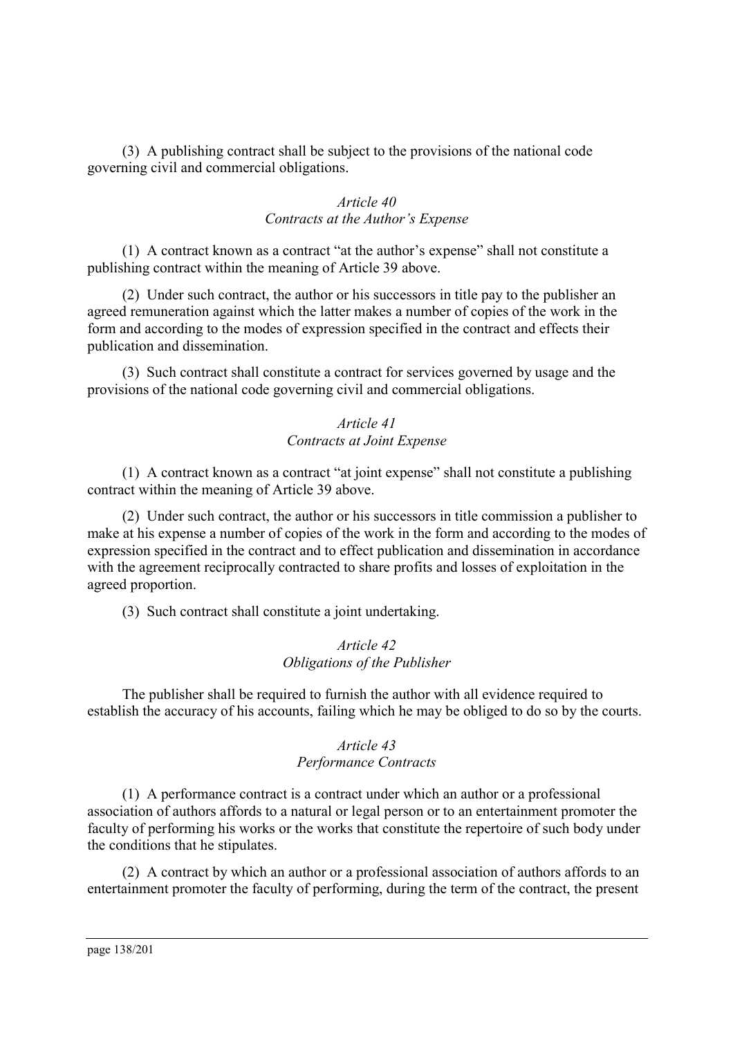(3) A publishing contract shall be subject to the provisions of the national code governing civil and commercial obligations.

*Article 40*
*Contracts at the Author's Expense*

(1) A contract known as a contract "at the author's expense" shall not constitute a publishing contract within the meaning of Article 39 above.

(2) Under such contract, the author or his successors in title pay to the publisher an agreed remuneration against which the latter makes a number of copies of the work in the form and according to the modes of expression specified in the contract and effects their publication and dissemination.

(3) Such contract shall constitute a contract for services governed by usage and the provisions of the national code governing civil and commercial obligations.

*Article 41*
*Contracts at Joint Expense*

(1) A contract known as a contract "at joint expense" shall not constitute a publishing contract within the meaning of Article 39 above.

(2) Under such contract, the author or his successors in title commission a publisher to make at his expense a number of copies of the work in the form and according to the modes of expression specified in the contract and to effect publication and dissemination in accordance with the agreement reciprocally contracted to share profits and losses of exploitation in the agreed proportion.

(3) Such contract shall constitute a joint undertaking.

*Article 42*
*Obligations of the Publisher*

The publisher shall be required to furnish the author with all evidence required to establish the accuracy of his accounts, failing which he may be obliged to do so by the courts.

*Article 43*
*Performance Contracts*

(1) A performance contract is a contract under which an author or a professional association of authors affords to a natural or legal person or to an entertainment promoter the faculty of performing his works or the works that constitute the repertoire of such body under the conditions that he stipulates.

(2) A contract by which an author or a professional association of authors affords to an entertainment promoter the faculty of performing, during the term of the contract, the present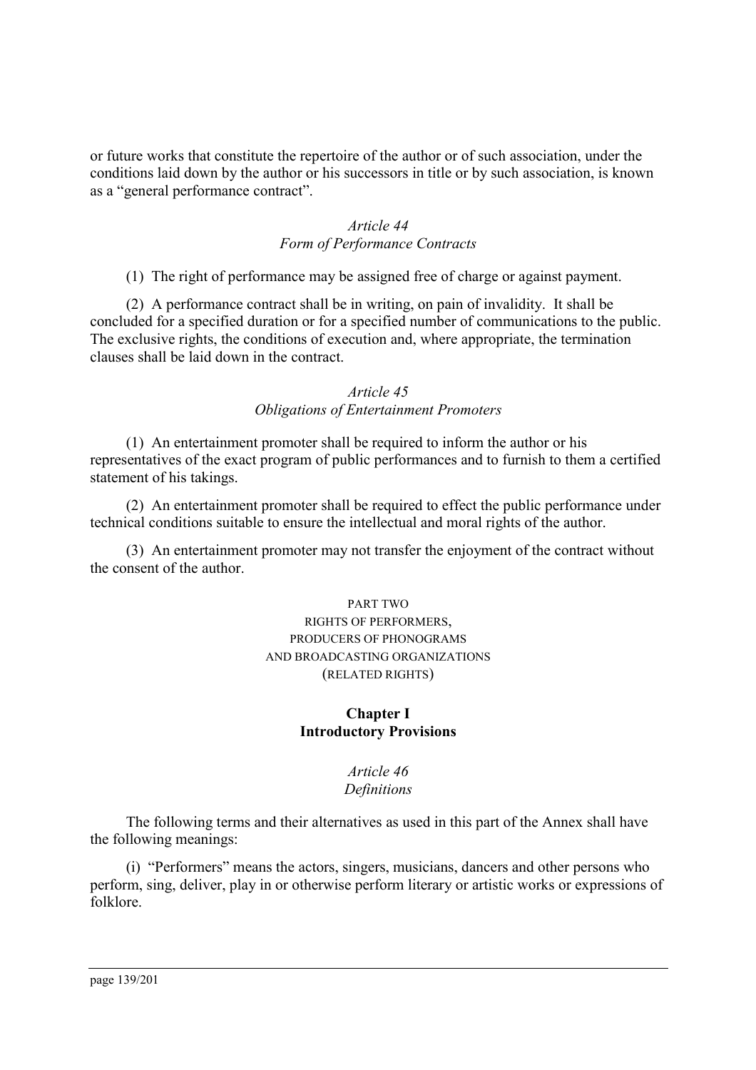or future works that constitute the repertoire of the author or of such association, under the conditions laid down by the author or his successors in title or by such association, is known as a "general performance contract".

### *Article 44*
### *Form of Performance Contracts*

(1) The right of performance may be assigned free of charge or against payment.

(2) A performance contract shall be in writing, on pain of invalidity. It shall be concluded for a specified duration or for a specified number of communications to the public. The exclusive rights, the conditions of execution and, where appropriate, the termination clauses shall be laid down in the contract.

### *Article 45*
### *Obligations of Entertainment Promoters*

(1) An entertainment promoter shall be required to inform the author or his representatives of the exact program of public performances and to furnish to them a certified statement of his takings.

(2) An entertainment promoter shall be required to effect the public performance under technical conditions suitable to ensure the intellectual and moral rights of the author.

(3) An entertainment promoter may not transfer the enjoyment of the contract without the consent of the author.

# PART TWO
# RIGHTS OF PERFORMERS, PRODUCERS OF PHONOGRAMS AND BROADCASTING ORGANIZATIONS (RELATED RIGHTS)

## **Chapter I**
## **Introductory Provisions**

### *Article 46*
### *Definitions*

The following terms and their alternatives as used in this part of the Annex shall have the following meanings:

(i) "Performers" means the actors, singers, musicians, dancers and other persons who perform, sing, deliver, play in or otherwise perform literary or artistic works or expressions of folklore.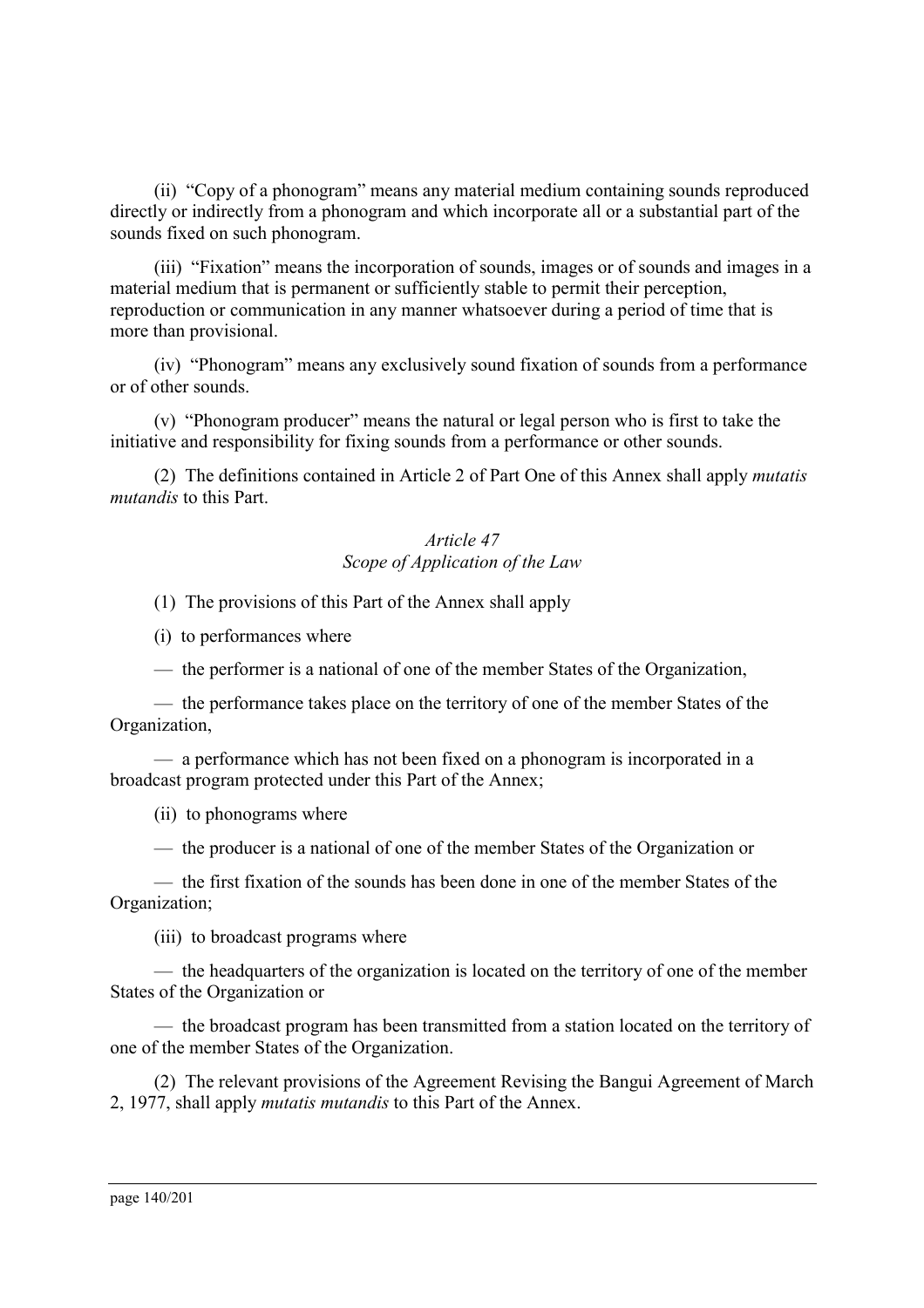(ii) "Copy of a phonogram" means any material medium containing sounds reproduced directly or indirectly from a phonogram and which incorporate all or a substantial part of the sounds fixed on such phonogram.

(iii) "Fixation" means the incorporation of sounds, images or of sounds and images in a material medium that is permanent or sufficiently stable to permit their perception, reproduction or communication in any manner whatsoever during a period of time that is more than provisional.

(iv) "Phonogram" means any exclusively sound fixation of sounds from a performance or of other sounds.

(v) "Phonogram producer" means the natural or legal person who is first to take the initiative and responsibility for fixing sounds from a performance or other sounds.

(2) The definitions contained in Article 2 of Part One of this Annex shall apply *mutatis mutandis* to this Part.

*Article 47*
*Scope of Application of the Law*

(1) The provisions of this Part of the Annex shall apply

(i) to performances where

— the performer is a national of one of the member States of the Organization,

— the performance takes place on the territory of one of the member States of the Organization,

— a performance which has not been fixed on a phonogram is incorporated in a broadcast program protected under this Part of the Annex;

(ii) to phonograms where

— the producer is a national of one of the member States of the Organization or

— the first fixation of the sounds has been done in one of the member States of the Organization;

(iii) to broadcast programs where

— the headquarters of the organization is located on the territory of one of the member States of the Organization or

— the broadcast program has been transmitted from a station located on the territory of one of the member States of the Organization.

(2) The relevant provisions of the Agreement Revising the Bangui Agreement of March 2, 1977, shall apply *mutatis mutandis* to this Part of the Annex.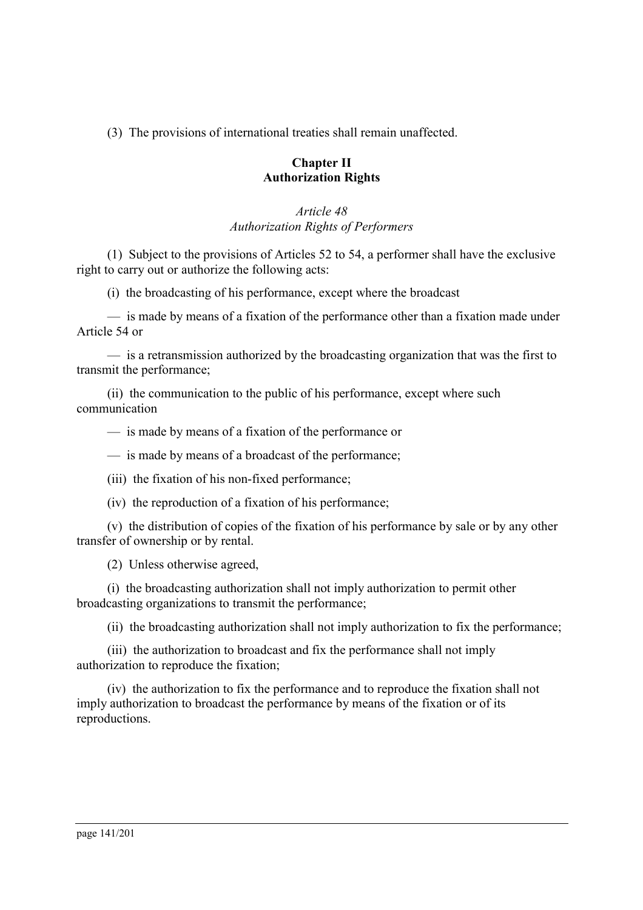(3) The provisions of international treaties shall remain unaffected.

## Chapter II
## Authorization Rights

### *Article 48*
### *Authorization Rights of Performers*

(1) Subject to the provisions of Articles 52 to 54, a performer shall have the exclusive right to carry out or authorize the following acts:

(i) the broadcasting of his performance, except where the broadcast

— is made by means of a fixation of the performance other than a fixation made under Article 54 or

— is a retransmission authorized by the broadcasting organization that was the first to transmit the performance;

(ii) the communication to the public of his performance, except where such communication

— is made by means of a fixation of the performance or

— is made by means of a broadcast of the performance;

(iii) the fixation of his non-fixed performance;

(iv) the reproduction of a fixation of his performance;

(v) the distribution of copies of the fixation of his performance by sale or by any other transfer of ownership or by rental.

(2) Unless otherwise agreed,

(i) the broadcasting authorization shall not imply authorization to permit other broadcasting organizations to transmit the performance;

(ii) the broadcasting authorization shall not imply authorization to fix the performance;

(iii) the authorization to broadcast and fix the performance shall not imply authorization to reproduce the fixation;

(iv) the authorization to fix the performance and to reproduce the fixation shall not imply authorization to broadcast the performance by means of the fixation or of its reproductions.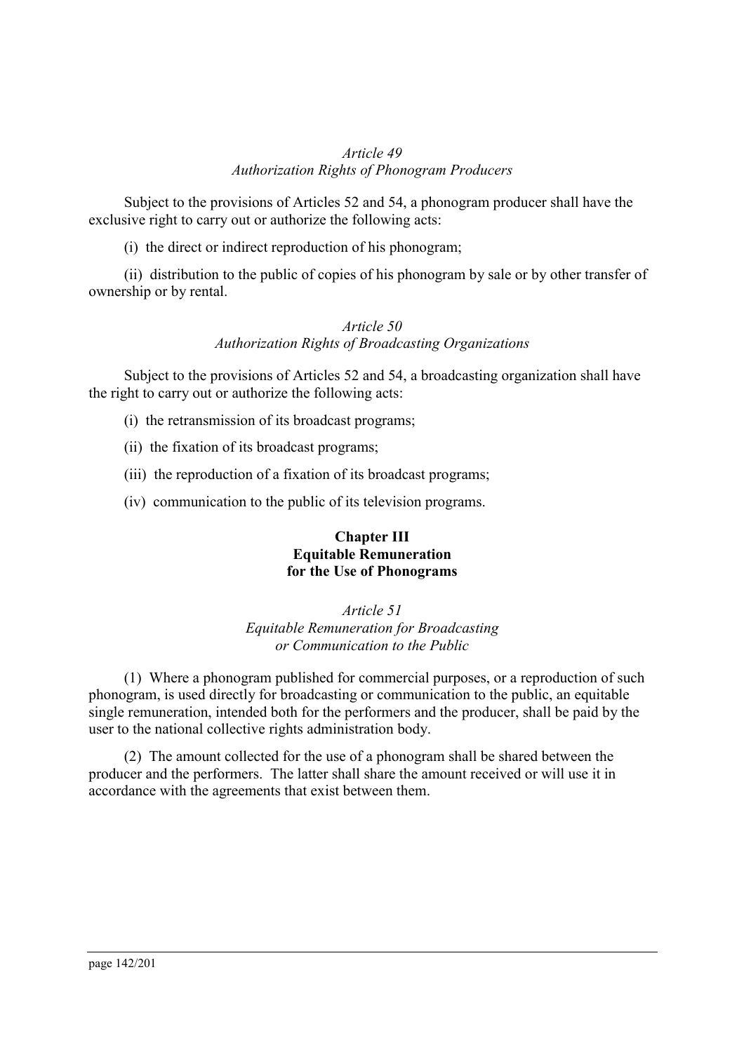*Article 49*
*Authorization Rights of Phonogram Producers*

Subject to the provisions of Articles 52 and 54, a phonogram producer shall have the exclusive right to carry out or authorize the following acts:

(i) the direct or indirect reproduction of his phonogram;

(ii) distribution to the public of copies of his phonogram by sale or by other transfer of ownership or by rental.

*Article 50*
*Authorization Rights of Broadcasting Organizations*

Subject to the provisions of Articles 52 and 54, a broadcasting organization shall have the right to carry out or authorize the following acts:

(i) the retransmission of its broadcast programs;

(ii) the fixation of its broadcast programs;

(iii) the reproduction of a fixation of its broadcast programs;

(iv) communication to the public of its television programs.

**Chapter III**
**Equitable Remuneration**
**for the Use of Phonograms**

*Article 51*
*Equitable Remuneration for Broadcasting or Communication to the Public*

(1) Where a phonogram published for commercial purposes, or a reproduction of such phonogram, is used directly for broadcasting or communication to the public, an equitable single remuneration, intended both for the performers and the producer, shall be paid by the user to the national collective rights administration body.

(2) The amount collected for the use of a phonogram shall be shared between the producer and the performers. The latter shall share the amount received or will use it in accordance with the agreements that exist between them.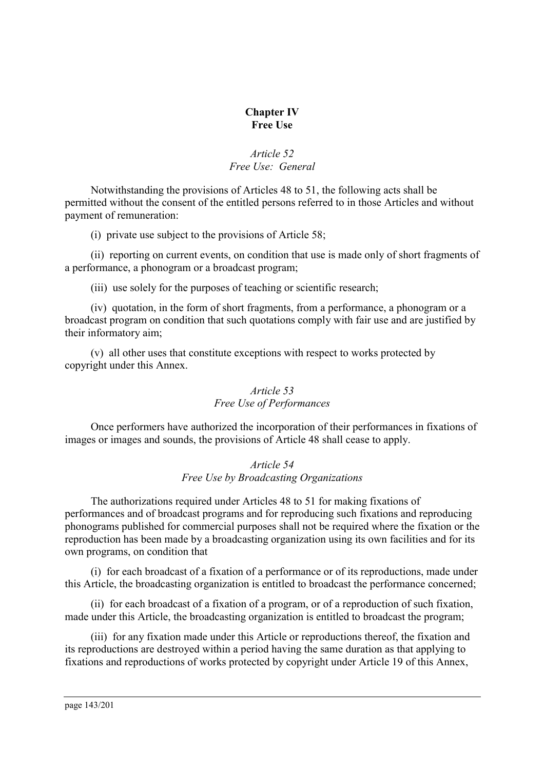## Chapter IV
## Free Use

### *Article 52*
### *Free Use: General*

Notwithstanding the provisions of Articles 48 to 51, the following acts shall be permitted without the consent of the entitled persons referred to in those Articles and without payment of remuneration:

(i) private use subject to the provisions of Article 58;

(ii) reporting on current events, on condition that use is made only of short fragments of a performance, a phonogram or a broadcast program;

(iii) use solely for the purposes of teaching or scientific research;

(iv) quotation, in the form of short fragments, from a performance, a phonogram or a broadcast program on condition that such quotations comply with fair use and are justified by their informatory aim;

(v) all other uses that constitute exceptions with respect to works protected by copyright under this Annex.

### *Article 53*
### *Free Use of Performances*

Once performers have authorized the incorporation of their performances in fixations of images or images and sounds, the provisions of Article 48 shall cease to apply.

### *Article 54*
### *Free Use by Broadcasting Organizations*

The authorizations required under Articles 48 to 51 for making fixations of performances and of broadcast programs and for reproducing such fixations and reproducing phonograms published for commercial purposes shall not be required where the fixation or the reproduction has been made by a broadcasting organization using its own facilities and for its own programs, on condition that

(i) for each broadcast of a fixation of a performance or of its reproductions, made under this Article, the broadcasting organization is entitled to broadcast the performance concerned;

(ii) for each broadcast of a fixation of a program, or of a reproduction of such fixation, made under this Article, the broadcasting organization is entitled to broadcast the program;

(iii) for any fixation made under this Article or reproductions thereof, the fixation and its reproductions are destroyed within a period having the same duration as that applying to fixations and reproductions of works protected by copyright under Article 19 of this Annex,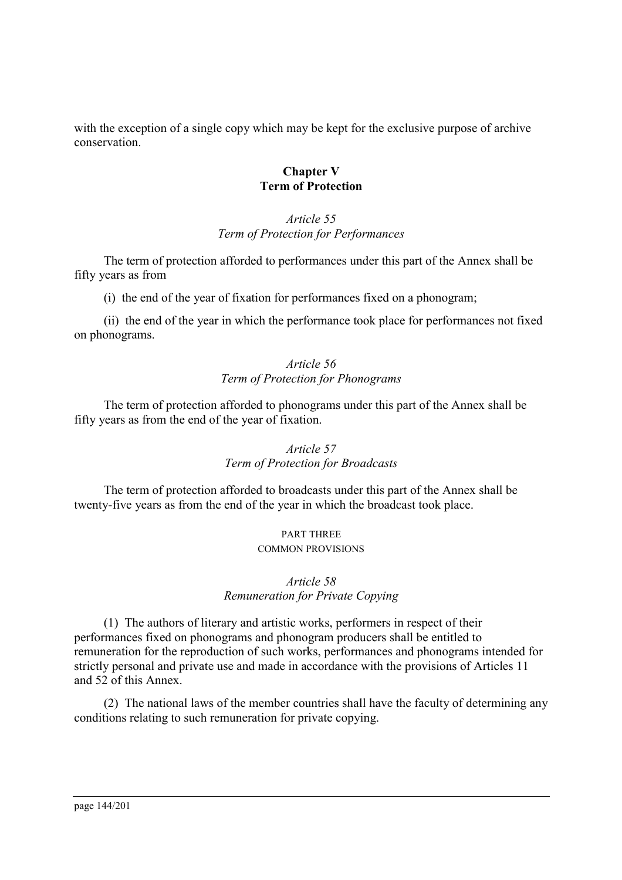with the exception of a single copy which may be kept for the exclusive purpose of archive conservation.

## Chapter V
## Term of Protection

### *Article 55*
### *Term of Protection for Performances*

The term of protection afforded to performances under this part of the Annex shall be fifty years as from

(i) the end of the year of fixation for performances fixed on a phonogram;

(ii) the end of the year in which the performance took place for performances not fixed on phonograms.

### *Article 56*
### *Term of Protection for Phonograms*

The term of protection afforded to phonograms under this part of the Annex shall be fifty years as from the end of the year of fixation.

### *Article 57*
### *Term of Protection for Broadcasts*

The term of protection afforded to broadcasts under this part of the Annex shall be twenty-five years as from the end of the year in which the broadcast took place.

# PART THREE
# COMMON PROVISIONS

### *Article 58*
### *Remuneration for Private Copying*

(1) The authors of literary and artistic works, performers in respect of their performances fixed on phonograms and phonogram producers shall be entitled to remuneration for the reproduction of such works, performances and phonograms intended for strictly personal and private use and made in accordance with the provisions of Articles 11 and 52 of this Annex.

(2) The national laws of the member countries shall have the faculty of determining any conditions relating to such remuneration for private copying.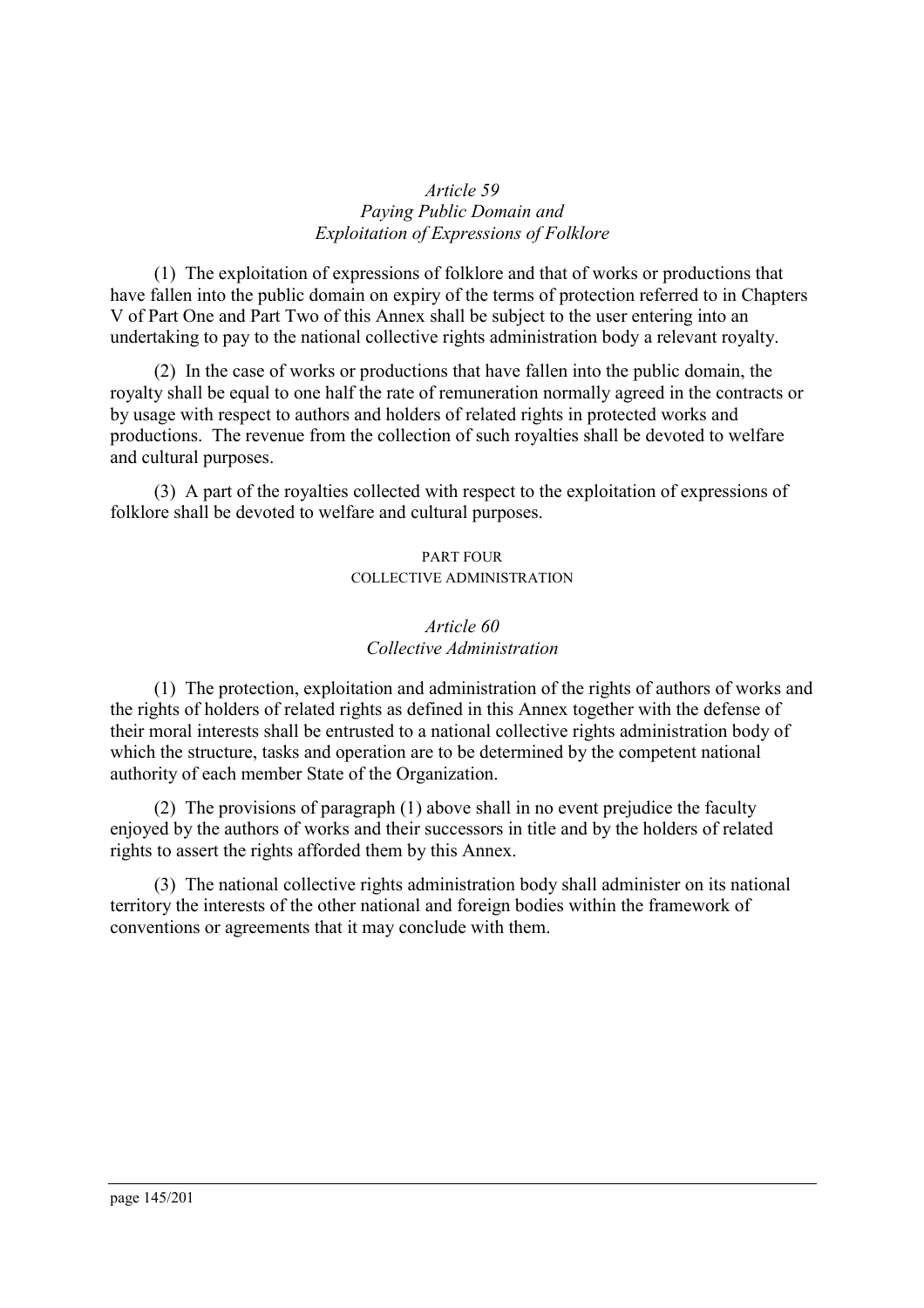### *Article 59*
### *Paying Public Domain and Exploitation of Expressions of Folklore*

(1) The exploitation of expressions of folklore and that of works or productions that have fallen into the public domain on expiry of the terms of protection referred to in Chapters V of Part One and Part Two of this Annex shall be subject to the user entering into an undertaking to pay to the national collective rights administration body a relevant royalty.

(2) In the case of works or productions that have fallen into the public domain, the royalty shall be equal to one half the rate of remuneration normally agreed in the contracts or by usage with respect to authors and holders of related rights in protected works and productions. The revenue from the collection of such royalties shall be devoted to welfare and cultural purposes.

(3) A part of the royalties collected with respect to the exploitation of expressions of folklore shall be devoted to welfare and cultural purposes.

## PART FOUR
## COLLECTIVE ADMINISTRATION

### *Article 60*
### *Collective Administration*

(1) The protection, exploitation and administration of the rights of authors of works and the rights of holders of related rights as defined in this Annex together with the defense of their moral interests shall be entrusted to a national collective rights administration body of which the structure, tasks and operation are to be determined by the competent national authority of each member State of the Organization.

(2) The provisions of paragraph (1) above shall in no event prejudice the faculty enjoyed by the authors of works and their successors in title and by the holders of related rights to assert the rights afforded them by this Annex.

(3) The national collective rights administration body shall administer on its national territory the interests of the other national and foreign bodies within the framework of conventions or agreements that it may conclude with them.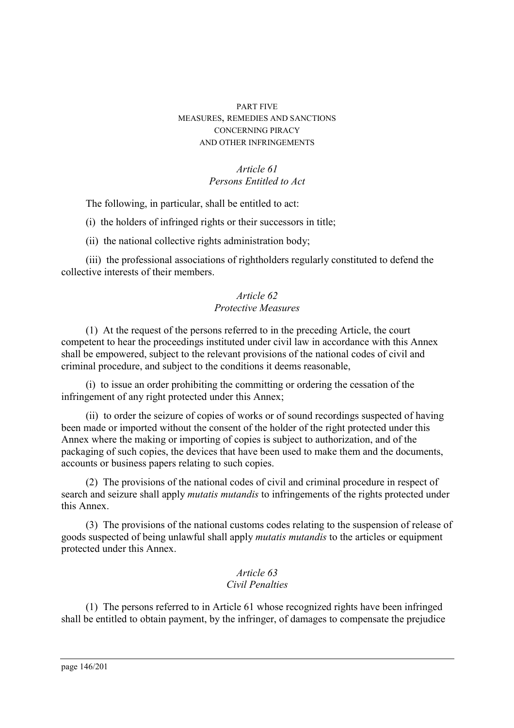# PART FIVE
# MEASURES, REMEDIES AND SANCTIONS CONCERNING PIRACY AND OTHER INFRINGEMENTS

### *Article 61*
### *Persons Entitled to Act*

The following, in particular, shall be entitled to act:

(i) the holders of infringed rights or their successors in title;

(ii) the national collective rights administration body;

(iii) the professional associations of rightholders regularly constituted to defend the collective interests of their members.

### *Article 62*
### *Protective Measures*

(1) At the request of the persons referred to in the preceding Article, the court competent to hear the proceedings instituted under civil law in accordance with this Annex shall be empowered, subject to the relevant provisions of the national codes of civil and criminal procedure, and subject to the conditions it deems reasonable,

(i) to issue an order prohibiting the committing or ordering the cessation of the infringement of any right protected under this Annex;

(ii) to order the seizure of copies of works or of sound recordings suspected of having been made or imported without the consent of the holder of the right protected under this Annex where the making or importing of copies is subject to authorization, and of the packaging of such copies, the devices that have been used to make them and the documents, accounts or business papers relating to such copies.

(2) The provisions of the national codes of civil and criminal procedure in respect of search and seizure shall apply *mutatis mutandis* to infringements of the rights protected under this Annex.

(3) The provisions of the national customs codes relating to the suspension of release of goods suspected of being unlawful shall apply *mutatis mutandis* to the articles or equipment protected under this Annex.

### *Article 63*
### *Civil Penalties*

(1) The persons referred to in Article 61 whose recognized rights have been infringed shall be entitled to obtain payment, by the infringer, of damages to compensate the prejudice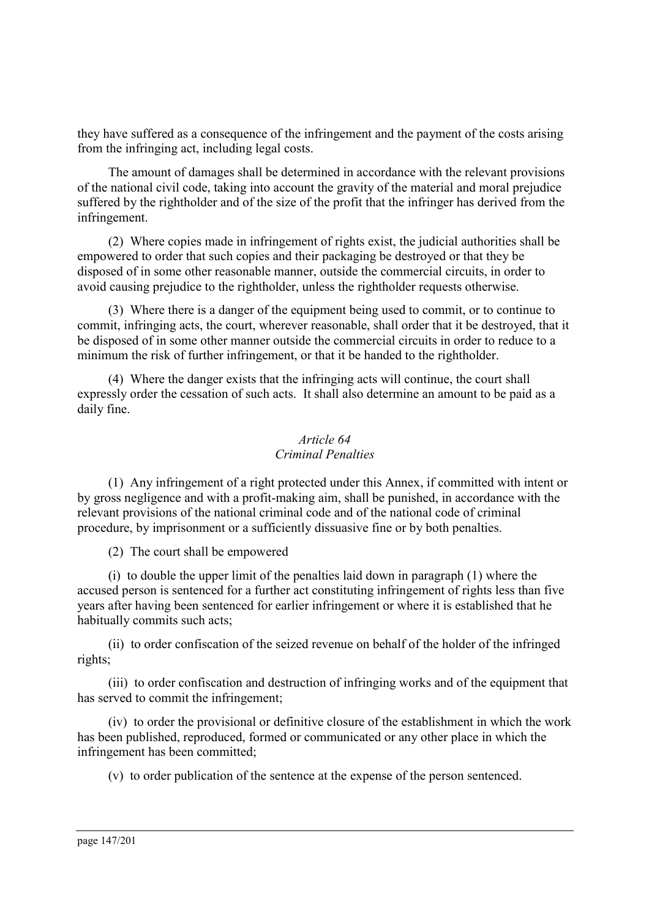they have suffered as a consequence of the infringement and the payment of the costs arising from the infringing act, including legal costs.

The amount of damages shall be determined in accordance with the relevant provisions of the national civil code, taking into account the gravity of the material and moral prejudice suffered by the rightholder and of the size of the profit that the infringer has derived from the infringement.

(2) Where copies made in infringement of rights exist, the judicial authorities shall be empowered to order that such copies and their packaging be destroyed or that they be disposed of in some other reasonable manner, outside the commercial circuits, in order to avoid causing prejudice to the rightholder, unless the rightholder requests otherwise.

(3) Where there is a danger of the equipment being used to commit, or to continue to commit, infringing acts, the court, wherever reasonable, shall order that it be destroyed, that it be disposed of in some other manner outside the commercial circuits in order to reduce to a minimum the risk of further infringement, or that it be handed to the rightholder.

(4) Where the danger exists that the infringing acts will continue, the court shall expressly order the cessation of such acts. It shall also determine an amount to be paid as a daily fine.

*Article 64*
*Criminal Penalties*

(1) Any infringement of a right protected under this Annex, if committed with intent or by gross negligence and with a profit-making aim, shall be punished, in accordance with the relevant provisions of the national criminal code and of the national code of criminal procedure, by imprisonment or a sufficiently dissuasive fine or by both penalties.

(2) The court shall be empowered

(i) to double the upper limit of the penalties laid down in paragraph (1) where the accused person is sentenced for a further act constituting infringement of rights less than five years after having been sentenced for earlier infringement or where it is established that he habitually commits such acts;

(ii) to order confiscation of the seized revenue on behalf of the holder of the infringed rights;

(iii) to order confiscation and destruction of infringing works and of the equipment that has served to commit the infringement;

(iv) to order the provisional or definitive closure of the establishment in which the work has been published, reproduced, formed or communicated or any other place in which the infringement has been committed;

(v) to order publication of the sentence at the expense of the person sentenced.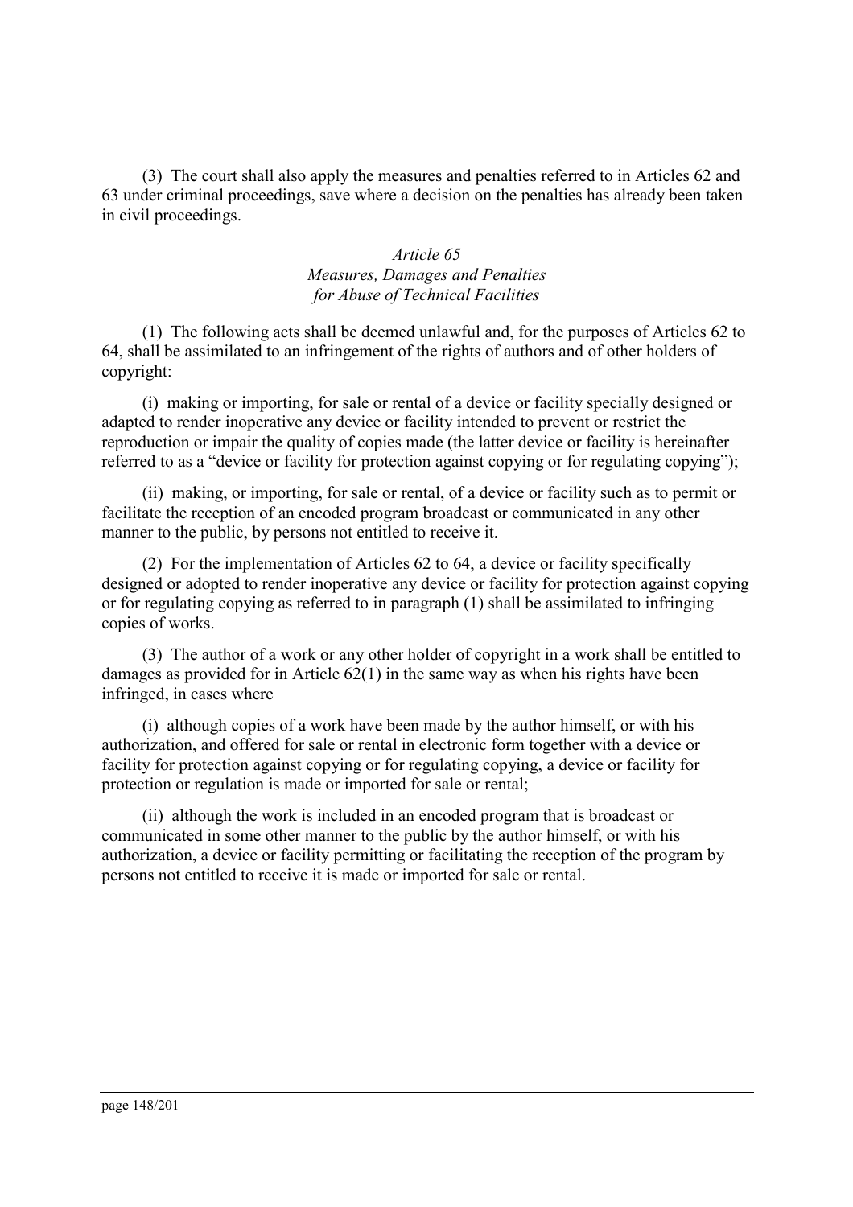(3) The court shall also apply the measures and penalties referred to in Articles 62 and 63 under criminal proceedings, save where a decision on the penalties has already been taken in civil proceedings.

### *Article 65*
### *Measures, Damages and Penalties for Abuse of Technical Facilities*

(1) The following acts shall be deemed unlawful and, for the purposes of Articles 62 to 64, shall be assimilated to an infringement of the rights of authors and of other holders of copyright:

(i) making or importing, for sale or rental of a device or facility specially designed or adapted to render inoperative any device or facility intended to prevent or restrict the reproduction or impair the quality of copies made (the latter device or facility is hereinafter referred to as a "device or facility for protection against copying or for regulating copying");

(ii) making, or importing, for sale or rental, of a device or facility such as to permit or facilitate the reception of an encoded program broadcast or communicated in any other manner to the public, by persons not entitled to receive it.

(2) For the implementation of Articles 62 to 64, a device or facility specifically designed or adopted to render inoperative any device or facility for protection against copying or for regulating copying as referred to in paragraph (1) shall be assimilated to infringing copies of works.

(3) The author of a work or any other holder of copyright in a work shall be entitled to damages as provided for in Article 62(1) in the same way as when his rights have been infringed, in cases where

(i) although copies of a work have been made by the author himself, or with his authorization, and offered for sale or rental in electronic form together with a device or facility for protection against copying or for regulating copying, a device or facility for protection or regulation is made or imported for sale or rental;

(ii) although the work is included in an encoded program that is broadcast or communicated in some other manner to the public by the author himself, or with his authorization, a device or facility permitting or facilitating the reception of the program by persons not entitled to receive it is made or imported for sale or rental.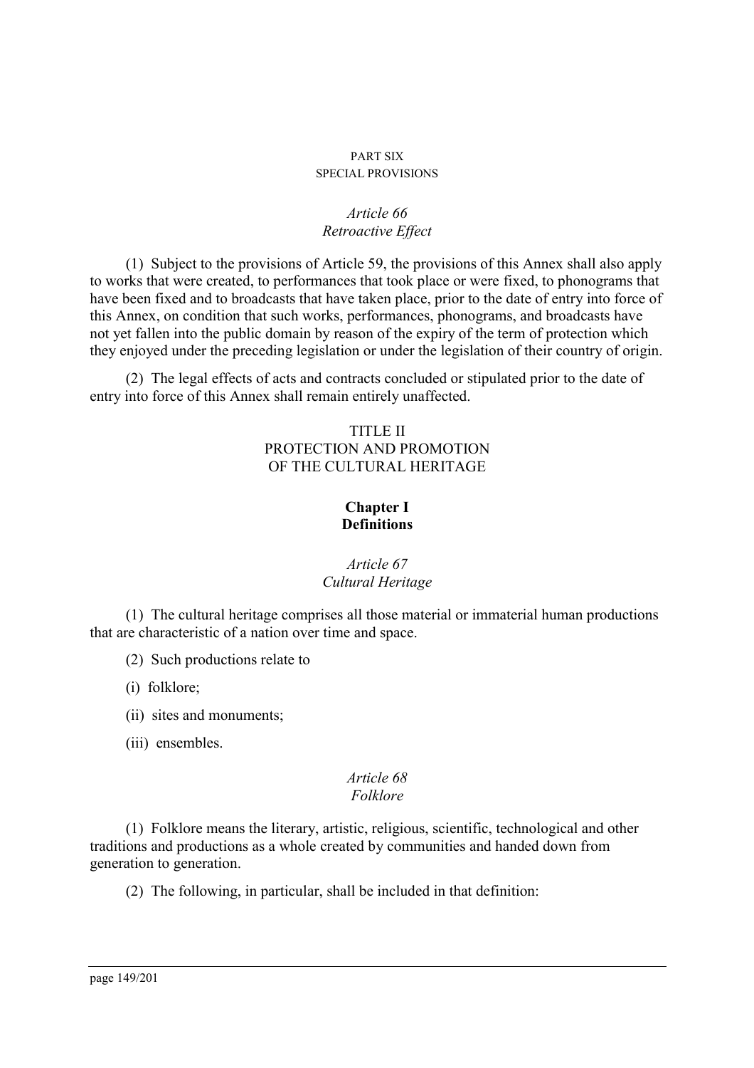# PART SIX
# SPECIAL PROVISIONS

### *Article 66*
### *Retroactive Effect*

(1) Subject to the provisions of Article 59, the provisions of this Annex shall also apply to works that were created, to performances that took place or were fixed, to phonograms that have been fixed and to broadcasts that have taken place, prior to the date of entry into force of this Annex, on condition that such works, performances, phonograms, and broadcasts have not yet fallen into the public domain by reason of the expiry of the term of protection which they enjoyed under the preceding legislation or under the legislation of their country of origin.

(2) The legal effects of acts and contracts concluded or stipulated prior to the date of entry into force of this Annex shall remain entirely unaffected.

# TITLE II
# PROTECTION AND PROMOTION OF THE CULTURAL HERITAGE

## Chapter I
## Definitions

### *Article 67*
### *Cultural Heritage*

(1) The cultural heritage comprises all those material or immaterial human productions that are characteristic of a nation over time and space.

(2) Such productions relate to

(i) folklore;

(ii) sites and monuments;

(iii) ensembles.

### *Article 68*
### *Folklore*

(1) Folklore means the literary, artistic, religious, scientific, technological and other traditions and productions as a whole created by communities and handed down from generation to generation.

(2) The following, in particular, shall be included in that definition: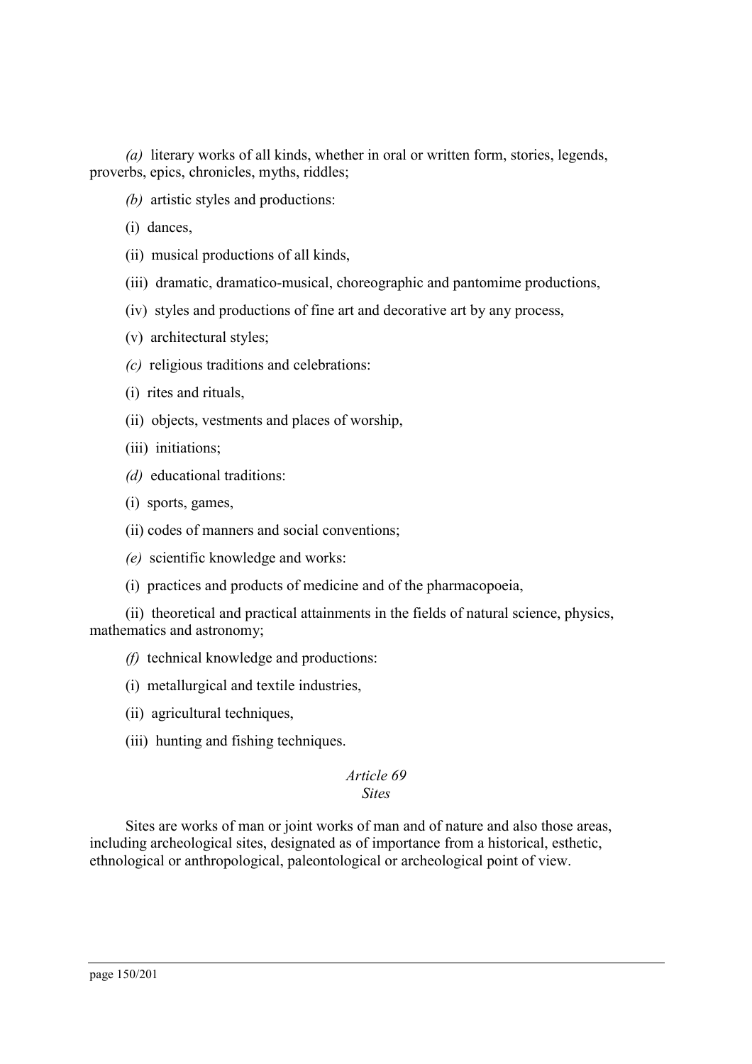*(a)* literary works of all kinds, whether in oral or written form, stories, legends, proverbs, epics, chronicles, myths, riddles;

*(b)* artistic styles and productions:

(i) dances,

(ii) musical productions of all kinds,

(iii) dramatic, dramatico-musical, choreographic and pantomime productions,

(iv) styles and productions of fine art and decorative art by any process,

(v) architectural styles;

*(c)* religious traditions and celebrations:

(i) rites and rituals,

(ii) objects, vestments and places of worship,

(iii) initiations;

*(d)* educational traditions:

(i) sports, games,

(ii) codes of manners and social conventions;

*(e)* scientific knowledge and works:

(i) practices and products of medicine and of the pharmacopoeia,

(ii) theoretical and practical attainments in the fields of natural science, physics, mathematics and astronomy;

*(f)* technical knowledge and productions:

(i) metallurgical and textile industries,

(ii) agricultural techniques,

(iii) hunting and fishing techniques.

### *Article 69*
### *Sites*

Sites are works of man or joint works of man and of nature and also those areas, including archeological sites, designated as of importance from a historical, esthetic, ethnological or anthropological, paleontological or archeological point of view.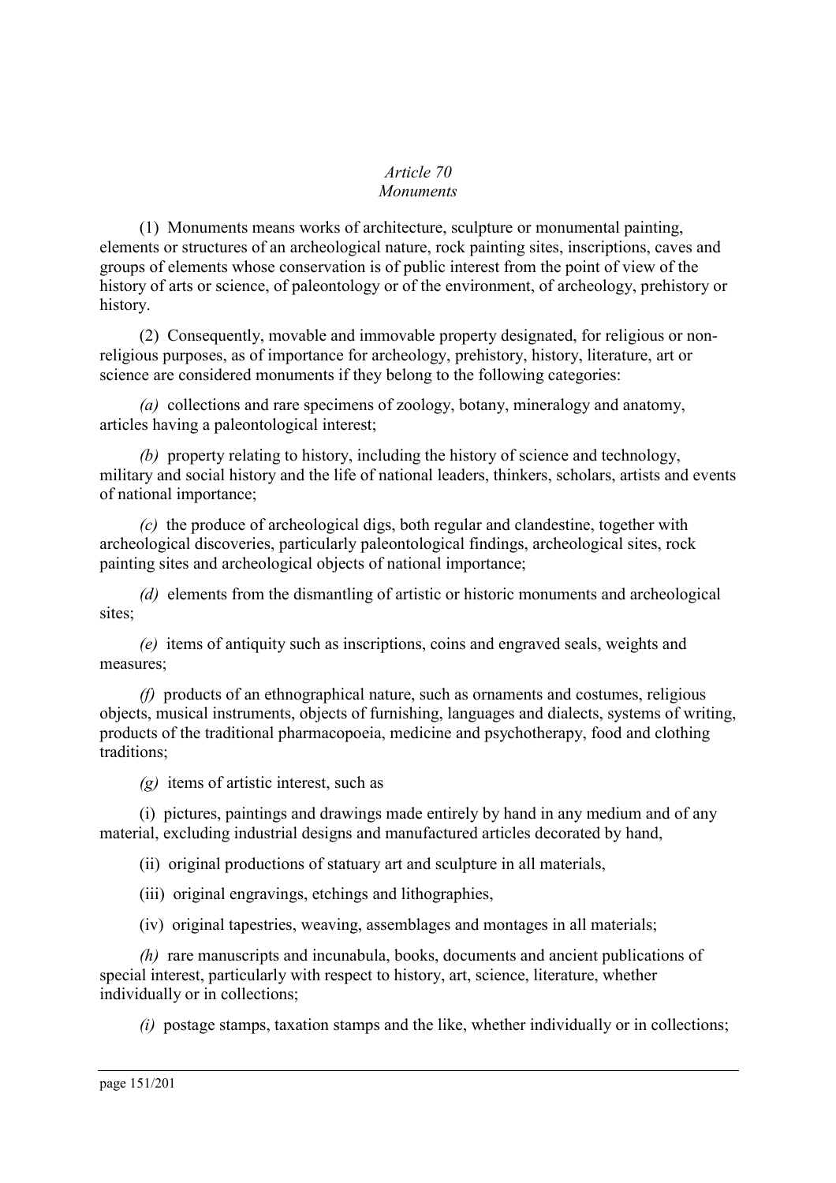*Article 70*
*Monuments*

(1) Monuments means works of architecture, sculpture or monumental painting, elements or structures of an archeological nature, rock painting sites, inscriptions, caves and groups of elements whose conservation is of public interest from the point of view of the history of arts or science, of paleontology or of the environment, of archeology, prehistory or history.

(2) Consequently, movable and immovable property designated, for religious or non-religious purposes, as of importance for archeology, prehistory, history, literature, art or science are considered monuments if they belong to the following categories:

*(a)* collections and rare specimens of zoology, botany, mineralogy and anatomy, articles having a paleontological interest;

*(b)* property relating to history, including the history of science and technology, military and social history and the life of national leaders, thinkers, scholars, artists and events of national importance;

*(c)* the produce of archeological digs, both regular and clandestine, together with archeological discoveries, particularly paleontological findings, archeological sites, rock painting sites and archeological objects of national importance;

*(d)* elements from the dismantling of artistic or historic monuments and archeological sites;

*(e)* items of antiquity such as inscriptions, coins and engraved seals, weights and measures;

*(f)* products of an ethnographical nature, such as ornaments and costumes, religious objects, musical instruments, objects of furnishing, languages and dialects, systems of writing, products of the traditional pharmacopoeia, medicine and psychotherapy, food and clothing traditions;

*(g)* items of artistic interest, such as

(i) pictures, paintings and drawings made entirely by hand in any medium and of any material, excluding industrial designs and manufactured articles decorated by hand,

(ii) original productions of statuary art and sculpture in all materials,

(iii) original engravings, etchings and lithographies,

(iv) original tapestries, weaving, assemblages and montages in all materials;

*(h)* rare manuscripts and incunabula, books, documents and ancient publications of special interest, particularly with respect to history, art, science, literature, whether individually or in collections;

*(i)* postage stamps, taxation stamps and the like, whether individually or in collections;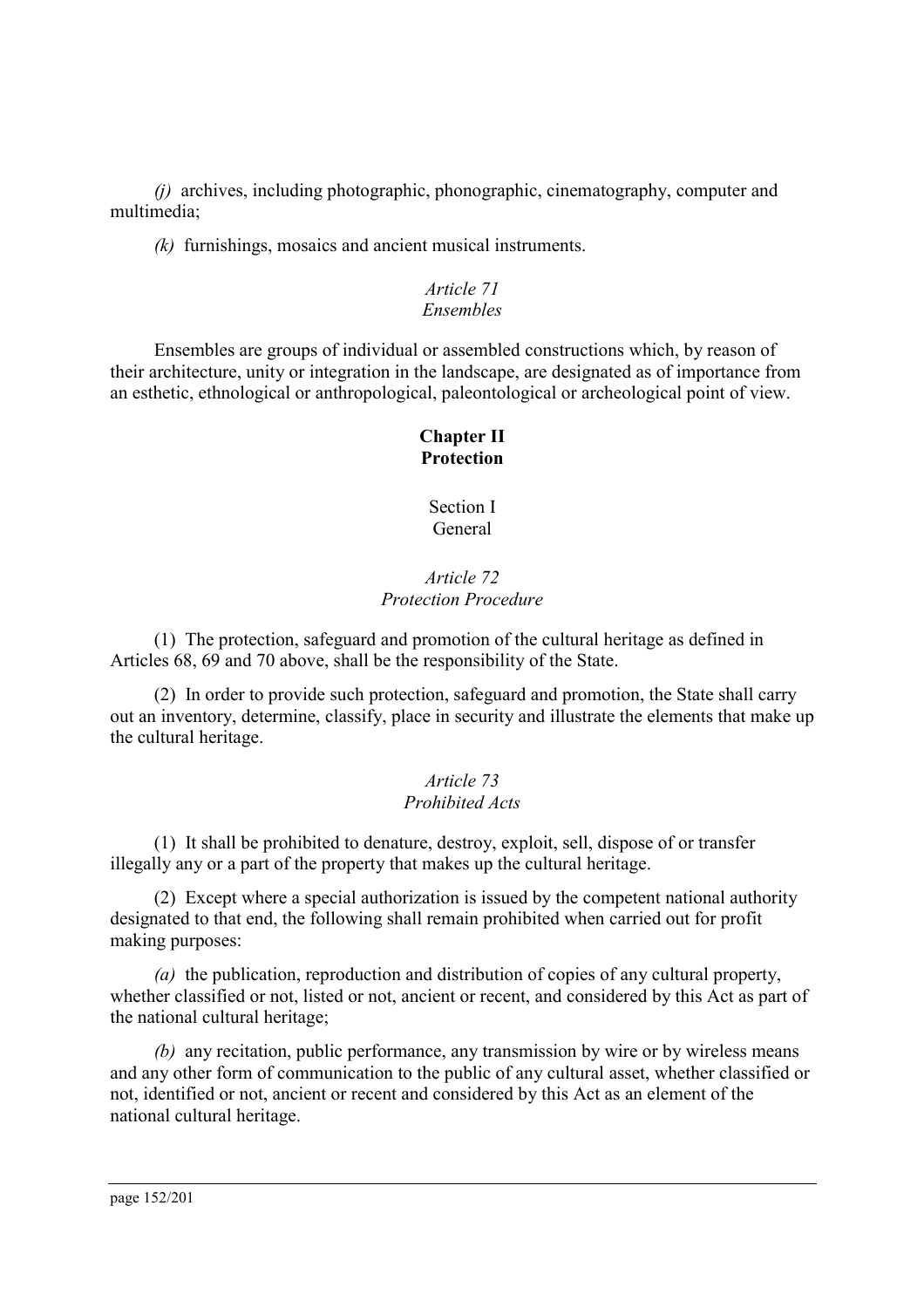*(j)* archives, including photographic, phonographic, cinematography, computer and multimedia;

*(k)* furnishings, mosaics and ancient musical instruments.

*Article 71*
*Ensembles*

Ensembles are groups of individual or assembled constructions which, by reason of their architecture, unity or integration in the landscape, are designated as of importance from an esthetic, ethnological or anthropological, paleontological or archeological point of view.

## Chapter II
## Protection

### Section I
### General

*Article 72*
*Protection Procedure*

(1) The protection, safeguard and promotion of the cultural heritage as defined in Articles 68, 69 and 70 above, shall be the responsibility of the State.

(2) In order to provide such protection, safeguard and promotion, the State shall carry out an inventory, determine, classify, place in security and illustrate the elements that make up the cultural heritage.

*Article 73*
*Prohibited Acts*

(1) It shall be prohibited to denature, destroy, exploit, sell, dispose of or transfer illegally any or a part of the property that makes up the cultural heritage.

(2) Except where a special authorization is issued by the competent national authority designated to that end, the following shall remain prohibited when carried out for profit making purposes:

*(a)* the publication, reproduction and distribution of copies of any cultural property, whether classified or not, listed or not, ancient or recent, and considered by this Act as part of the national cultural heritage;

*(b)* any recitation, public performance, any transmission by wire or by wireless means and any other form of communication to the public of any cultural asset, whether classified or not, identified or not, ancient or recent and considered by this Act as an element of the national cultural heritage.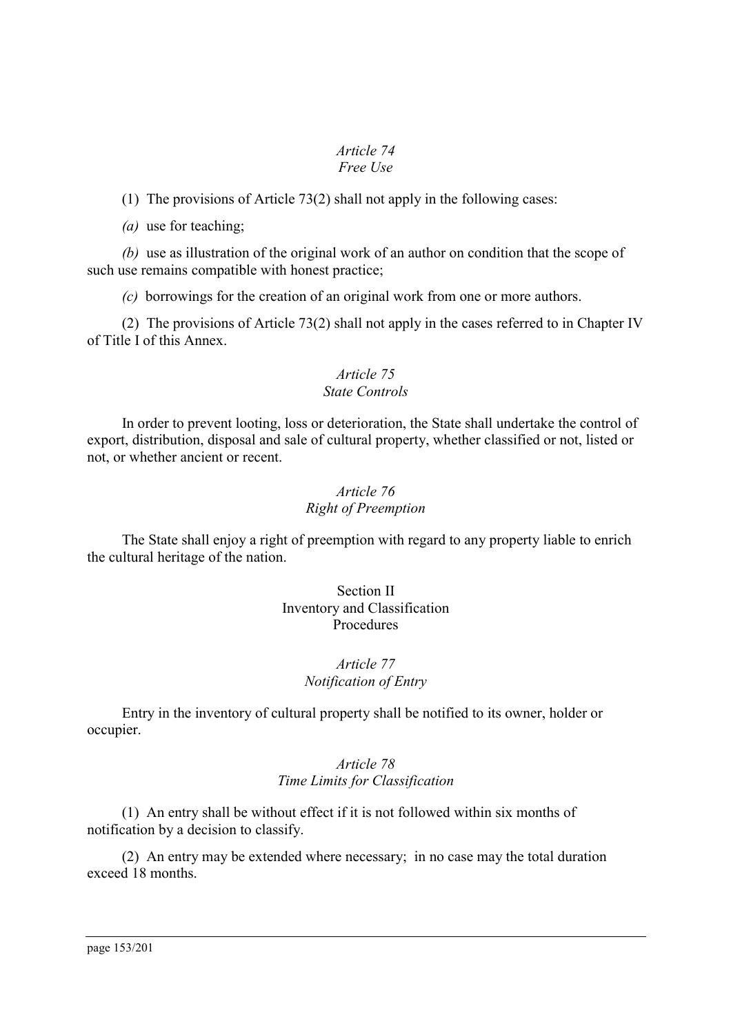*Article 74*
*Free Use*

(1) The provisions of Article 73(2) shall not apply in the following cases:

*(a)* use for teaching;

*(b)* use as illustration of the original work of an author on condition that the scope of such use remains compatible with honest practice;

*(c)* borrowings for the creation of an original work from one or more authors.

(2) The provisions of Article 73(2) shall not apply in the cases referred to in Chapter IV of Title I of this Annex.

*Article 75*
*State Controls*

In order to prevent looting, loss or deterioration, the State shall undertake the control of export, distribution, disposal and sale of cultural property, whether classified or not, listed or not, or whether ancient or recent.

*Article 76*
*Right of Preemption*

The State shall enjoy a right of preemption with regard to any property liable to enrich the cultural heritage of the nation.

## Section II
## Inventory and Classification Procedures

*Article 77*
*Notification of Entry*

Entry in the inventory of cultural property shall be notified to its owner, holder or occupier.

*Article 78*
*Time Limits for Classification*

(1) An entry shall be without effect if it is not followed within six months of notification by a decision to classify.

(2) An entry may be extended where necessary; in no case may the total duration exceed 18 months.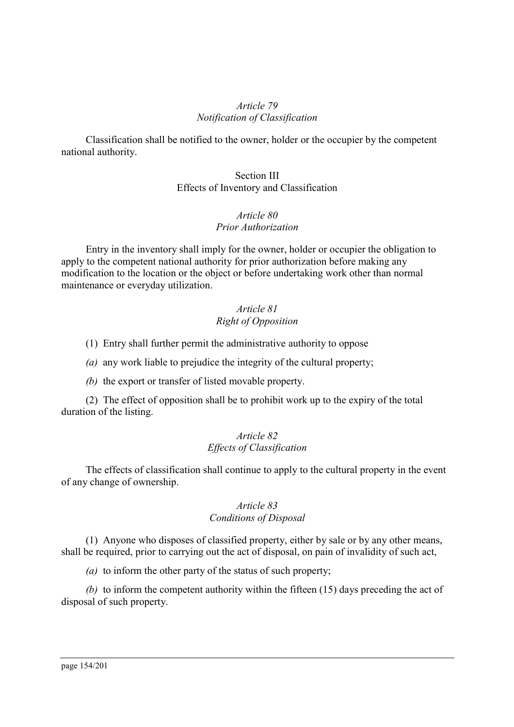*Article 79*
*Notification of Classification*

Classification shall be notified to the owner, holder or the occupier by the competent national authority.

Section III
Effects of Inventory and Classification

*Article 80*
*Prior Authorization*

Entry in the inventory shall imply for the owner, holder or occupier the obligation to apply to the competent national authority for prior authorization before making any modification to the location or the object or before undertaking work other than normal maintenance or everyday utilization.

*Article 81*
*Right of Opposition*

(1) Entry shall further permit the administrative authority to oppose

*(a)* any work liable to prejudice the integrity of the cultural property;

*(b)* the export or transfer of listed movable property.

(2) The effect of opposition shall be to prohibit work up to the expiry of the total duration of the listing.

*Article 82*
*Effects of Classification*

The effects of classification shall continue to apply to the cultural property in the event of any change of ownership.

*Article 83*
*Conditions of Disposal*

(1) Anyone who disposes of classified property, either by sale or by any other means, shall be required, prior to carrying out the act of disposal, on pain of invalidity of such act,

*(a)* to inform the other party of the status of such property;

*(b)* to inform the competent authority within the fifteen (15) days preceding the act of disposal of such property.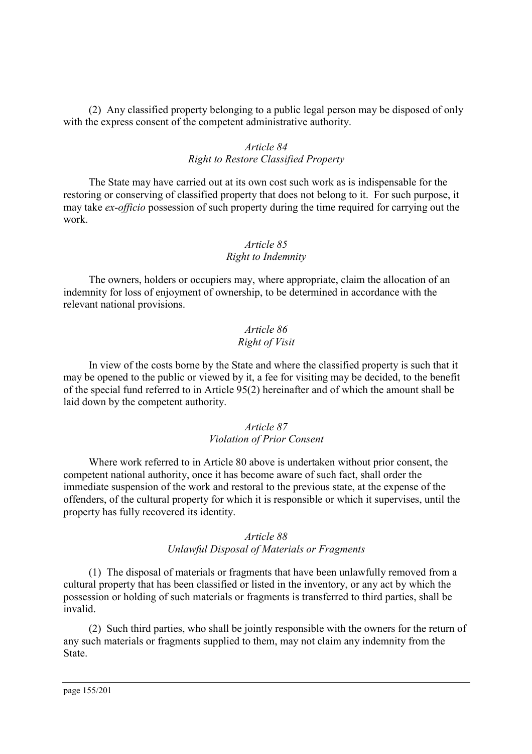(2) Any classified property belonging to a public legal person may be disposed of only with the express consent of the competent administrative authority.

*Article 84*
*Right to Restore Classified Property*

The State may have carried out at its own cost such work as is indispensable for the restoring or conserving of classified property that does not belong to it. For such purpose, it may take *ex-officio* possession of such property during the time required for carrying out the work.

*Article 85*
*Right to Indemnity*

The owners, holders or occupiers may, where appropriate, claim the allocation of an indemnity for loss of enjoyment of ownership, to be determined in accordance with the relevant national provisions.

*Article 86*
*Right of Visit*

In view of the costs borne by the State and where the classified property is such that it may be opened to the public or viewed by it, a fee for visiting may be decided, to the benefit of the special fund referred to in Article 95(2) hereinafter and of which the amount shall be laid down by the competent authority.

*Article 87*
*Violation of Prior Consent*

Where work referred to in Article 80 above is undertaken without prior consent, the competent national authority, once it has become aware of such fact, shall order the immediate suspension of the work and restoral to the previous state, at the expense of the offenders, of the cultural property for which it is responsible or which it supervises, until the property has fully recovered its identity.

*Article 88*
*Unlawful Disposal of Materials or Fragments*

(1) The disposal of materials or fragments that have been unlawfully removed from a cultural property that has been classified or listed in the inventory, or any act by which the possession or holding of such materials or fragments is transferred to third parties, shall be invalid.

(2) Such third parties, who shall be jointly responsible with the owners for the return of any such materials or fragments supplied to them, may not claim any indemnity from the State.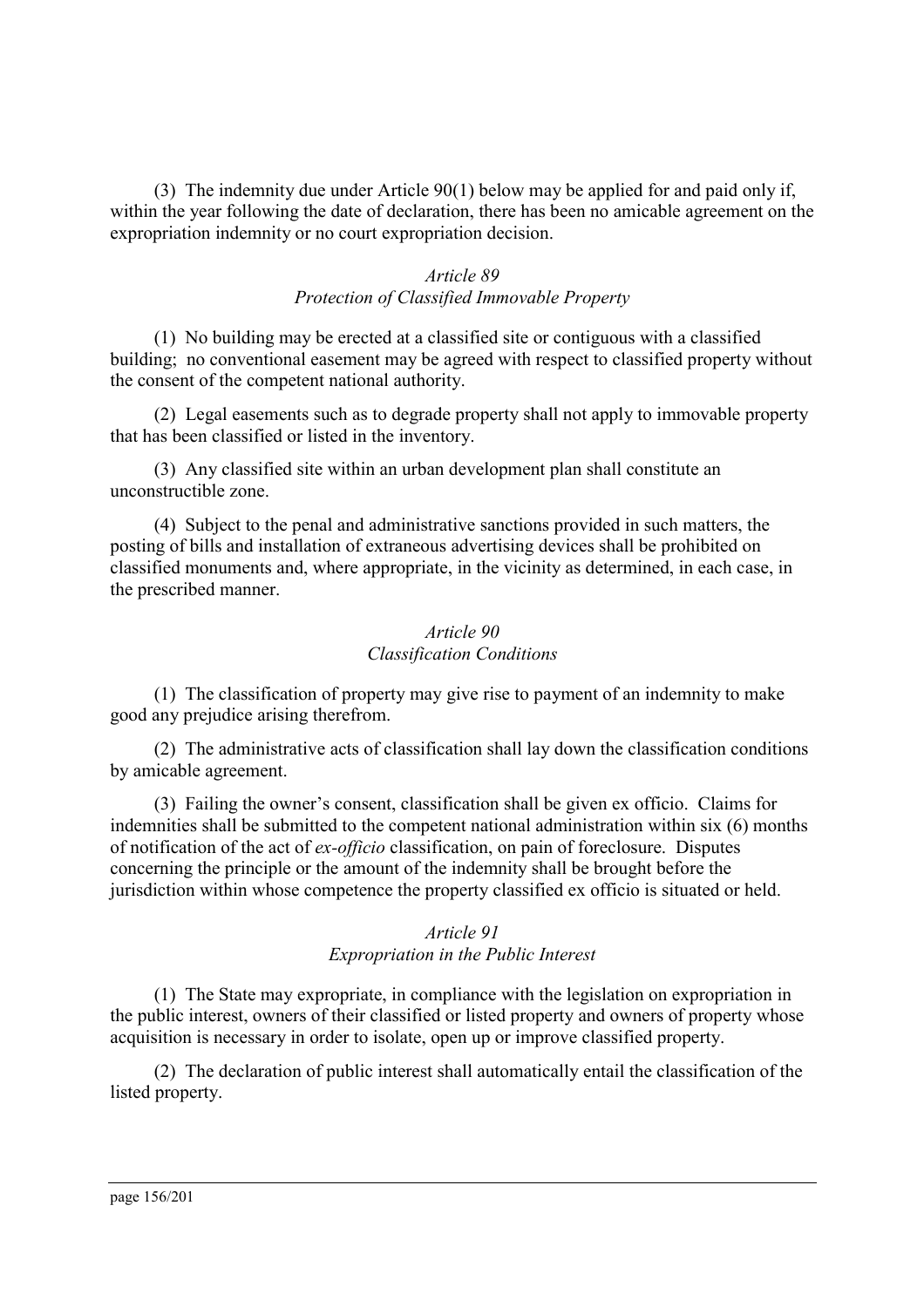(3) The indemnity due under Article 90(1) below may be applied for and paid only if, within the year following the date of declaration, there has been no amicable agreement on the expropriation indemnity or no court expropriation decision.

*Article 89*
*Protection of Classified Immovable Property*

(1) No building may be erected at a classified site or contiguous with a classified building; no conventional easement may be agreed with respect to classified property without the consent of the competent national authority.

(2) Legal easements such as to degrade property shall not apply to immovable property that has been classified or listed in the inventory.

(3) Any classified site within an urban development plan shall constitute an unconstructible zone.

(4) Subject to the penal and administrative sanctions provided in such matters, the posting of bills and installation of extraneous advertising devices shall be prohibited on classified monuments and, where appropriate, in the vicinity as determined, in each case, in the prescribed manner.

*Article 90*
*Classification Conditions*

(1) The classification of property may give rise to payment of an indemnity to make good any prejudice arising therefrom.

(2) The administrative acts of classification shall lay down the classification conditions by amicable agreement.

(3) Failing the owner's consent, classification shall be given ex officio. Claims for indemnities shall be submitted to the competent national administration within six (6) months of notification of the act of *ex-officio* classification, on pain of foreclosure. Disputes concerning the principle or the amount of the indemnity shall be brought before the jurisdiction within whose competence the property classified ex officio is situated or held.

*Article 91*
*Expropriation in the Public Interest*

(1) The State may expropriate, in compliance with the legislation on expropriation in the public interest, owners of their classified or listed property and owners of property whose acquisition is necessary in order to isolate, open up or improve classified property.

(2) The declaration of public interest shall automatically entail the classification of the listed property.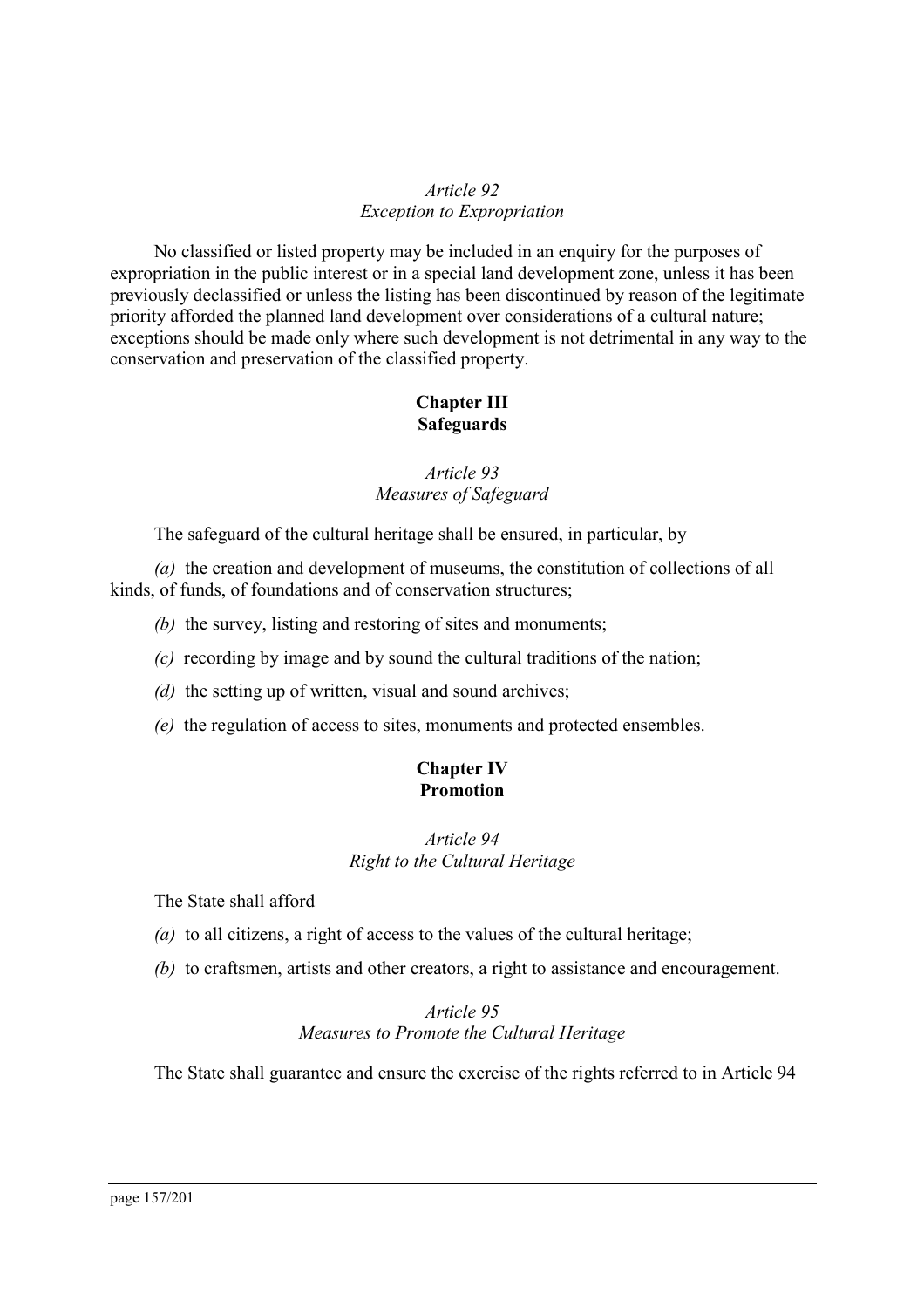*Article 92*
*Exception to Expropriation*

No classified or listed property may be included in an enquiry for the purposes of expropriation in the public interest or in a special land development zone, unless it has been previously declassified or unless the listing has been discontinued by reason of the legitimate priority afforded the planned land development over considerations of a cultural nature; exceptions should be made only where such development is not detrimental in any way to the conservation and preservation of the classified property.

**Chapter III**
**Safeguards**

*Article 93*
*Measures of Safeguard*

The safeguard of the cultural heritage shall be ensured, in particular, by

*(a)* the creation and development of museums, the constitution of collections of all kinds, of funds, of foundations and of conservation structures;

*(b)* the survey, listing and restoring of sites and monuments;

*(c)* recording by image and by sound the cultural traditions of the nation;

*(d)* the setting up of written, visual and sound archives;

*(e)* the regulation of access to sites, monuments and protected ensembles.

**Chapter IV**
**Promotion**

*Article 94*
*Right to the Cultural Heritage*

The State shall afford

*(a)* to all citizens, a right of access to the values of the cultural heritage;

*(b)* to craftsmen, artists and other creators, a right to assistance and encouragement.

*Article 95*
*Measures to Promote the Cultural Heritage*

The State shall guarantee and ensure the exercise of the rights referred to in Article 94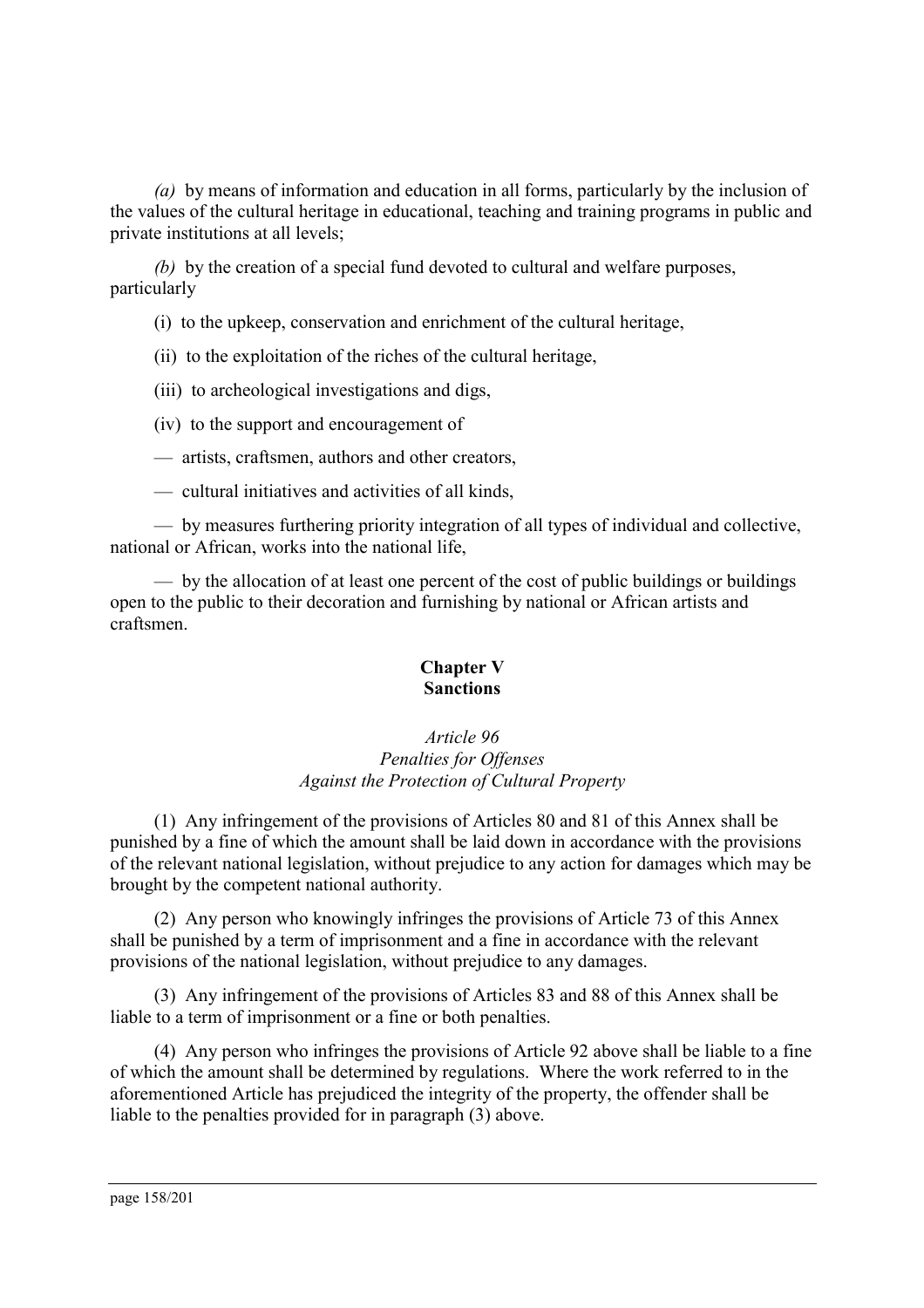*(a)* by means of information and education in all forms, particularly by the inclusion of the values of the cultural heritage in educational, teaching and training programs in public and private institutions at all levels;

*(b)* by the creation of a special fund devoted to cultural and welfare purposes, particularly

(i) to the upkeep, conservation and enrichment of the cultural heritage,

(ii) to the exploitation of the riches of the cultural heritage,

(iii) to archeological investigations and digs,

(iv) to the support and encouragement of

— artists, craftsmen, authors and other creators,

— cultural initiatives and activities of all kinds,

— by measures furthering priority integration of all types of individual and collective, national or African, works into the national life,

— by the allocation of at least one percent of the cost of public buildings or buildings open to the public to their decoration and furnishing by national or African artists and craftsmen.

## Chapter V
## Sanctions

### *Article 96*
### *Penalties for Offenses Against the Protection of Cultural Property*

(1) Any infringement of the provisions of Articles 80 and 81 of this Annex shall be punished by a fine of which the amount shall be laid down in accordance with the provisions of the relevant national legislation, without prejudice to any action for damages which may be brought by the competent national authority.

(2) Any person who knowingly infringes the provisions of Article 73 of this Annex shall be punished by a term of imprisonment and a fine in accordance with the relevant provisions of the national legislation, without prejudice to any damages.

(3) Any infringement of the provisions of Articles 83 and 88 of this Annex shall be liable to a term of imprisonment or a fine or both penalties.

(4) Any person who infringes the provisions of Article 92 above shall be liable to a fine of which the amount shall be determined by regulations. Where the work referred to in the aforementioned Article has prejudiced the integrity of the property, the offender shall be liable to the penalties provided for in paragraph (3) above.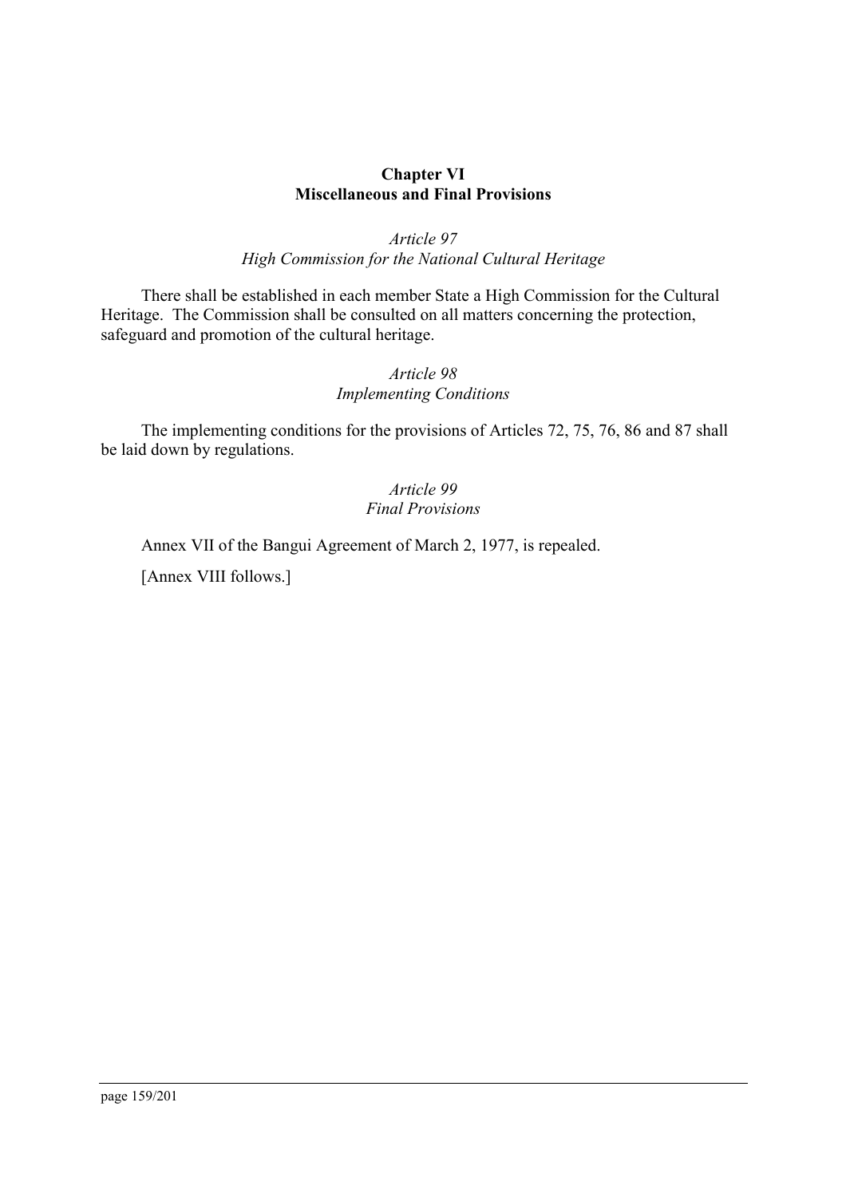## Chapter VI
## Miscellaneous and Final Provisions

### *Article 97*
### *High Commission for the National Cultural Heritage*

There shall be established in each member State a High Commission for the Cultural Heritage. The Commission shall be consulted on all matters concerning the protection, safeguard and promotion of the cultural heritage.

### *Article 98*
### *Implementing Conditions*

The implementing conditions for the provisions of Articles 72, 75, 76, 86 and 87 shall be laid down by regulations.

### *Article 99*
### *Final Provisions*

Annex VII of the Bangui Agreement of March 2, 1977, is repealed.

[Annex VIII follows.]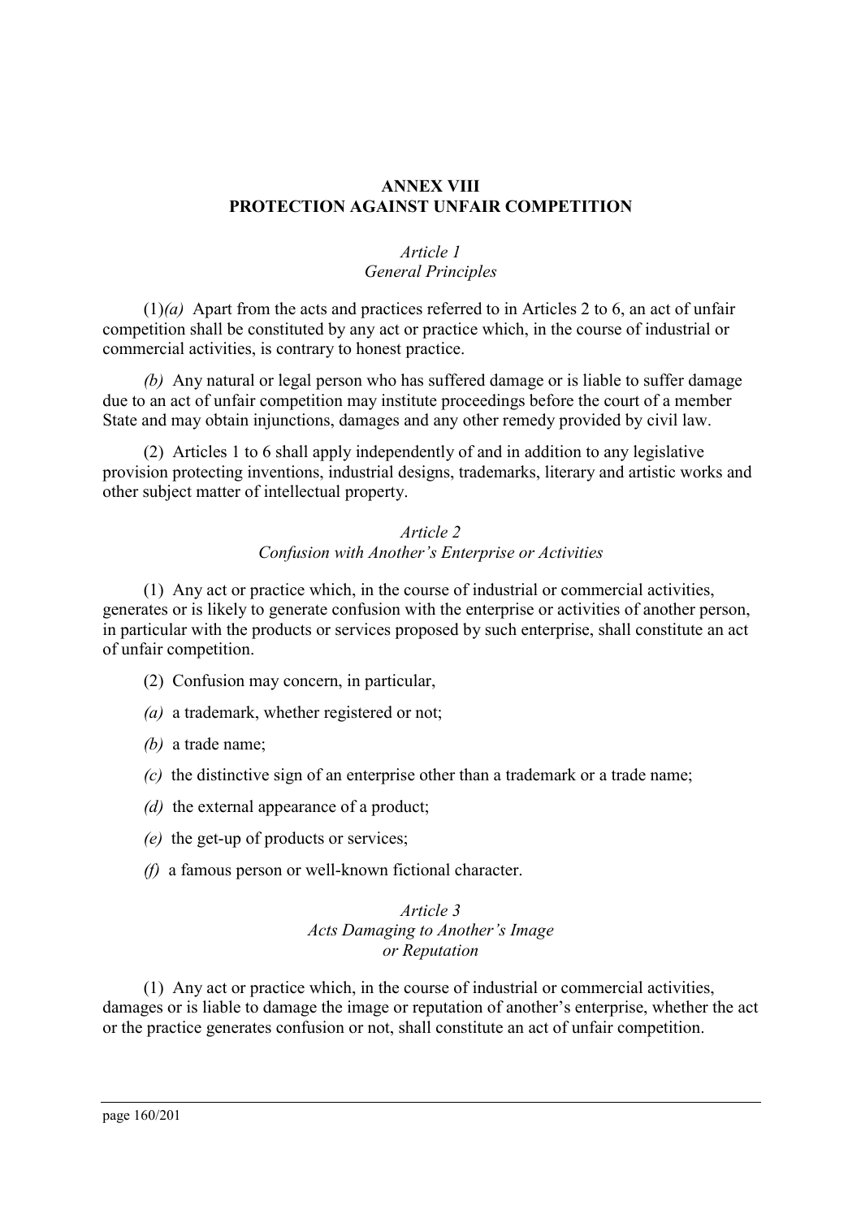## ANNEX VIII
## PROTECTION AGAINST UNFAIR COMPETITION

*Article 1*
*General Principles*

(1)*(a)* Apart from the acts and practices referred to in Articles 2 to 6, an act of unfair competition shall be constituted by any act or practice which, in the course of industrial or commercial activities, is contrary to honest practice.

*(b)* Any natural or legal person who has suffered damage or is liable to suffer damage due to an act of unfair competition may institute proceedings before the court of a member State and may obtain injunctions, damages and any other remedy provided by civil law.

(2) Articles 1 to 6 shall apply independently of and in addition to any legislative provision protecting inventions, industrial designs, trademarks, literary and artistic works and other subject matter of intellectual property.

*Article 2*
*Confusion with Another's Enterprise or Activities*

(1) Any act or practice which, in the course of industrial or commercial activities, generates or is likely to generate confusion with the enterprise or activities of another person, in particular with the products or services proposed by such enterprise, shall constitute an act of unfair competition.

(2) Confusion may concern, in particular,

*(a)* a trademark, whether registered or not;

*(b)* a trade name;

*(c)* the distinctive sign of an enterprise other than a trademark or a trade name;

*(d)* the external appearance of a product;

*(e)* the get-up of products or services;

*(f)* a famous person or well-known fictional character.

*Article 3*
*Acts Damaging to Another's Image or Reputation*

(1) Any act or practice which, in the course of industrial or commercial activities, damages or is liable to damage the image or reputation of another's enterprise, whether the act or the practice generates confusion or not, shall constitute an act of unfair competition.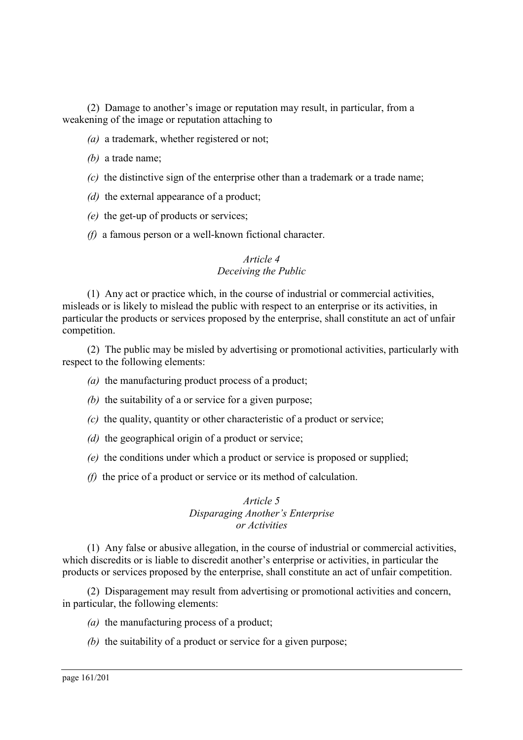(2) Damage to another's image or reputation may result, in particular, from a weakening of the image or reputation attaching to

*(a)* a trademark, whether registered or not;

*(b)* a trade name;

*(c)* the distinctive sign of the enterprise other than a trademark or a trade name;

*(d)* the external appearance of a product;

*(e)* the get-up of products or services;

*(f)* a famous person or a well-known fictional character.

*Article 4*
*Deceiving the Public*

(1) Any act or practice which, in the course of industrial or commercial activities, misleads or is likely to mislead the public with respect to an enterprise or its activities, in particular the products or services proposed by the enterprise, shall constitute an act of unfair competition.

(2) The public may be misled by advertising or promotional activities, particularly with respect to the following elements:

*(a)* the manufacturing product process of a product;

*(b)* the suitability of a or service for a given purpose;

*(c)* the quality, quantity or other characteristic of a product or service;

*(d)* the geographical origin of a product or service;

*(e)* the conditions under which a product or service is proposed or supplied;

*(f)* the price of a product or service or its method of calculation.

*Article 5*
*Disparaging Another's Enterprise or Activities*

(1) Any false or abusive allegation, in the course of industrial or commercial activities, which discredits or is liable to discredit another's enterprise or activities, in particular the products or services proposed by the enterprise, shall constitute an act of unfair competition.

(2) Disparagement may result from advertising or promotional activities and concern, in particular, the following elements:

*(a)* the manufacturing process of a product;

*(b)* the suitability of a product or service for a given purpose;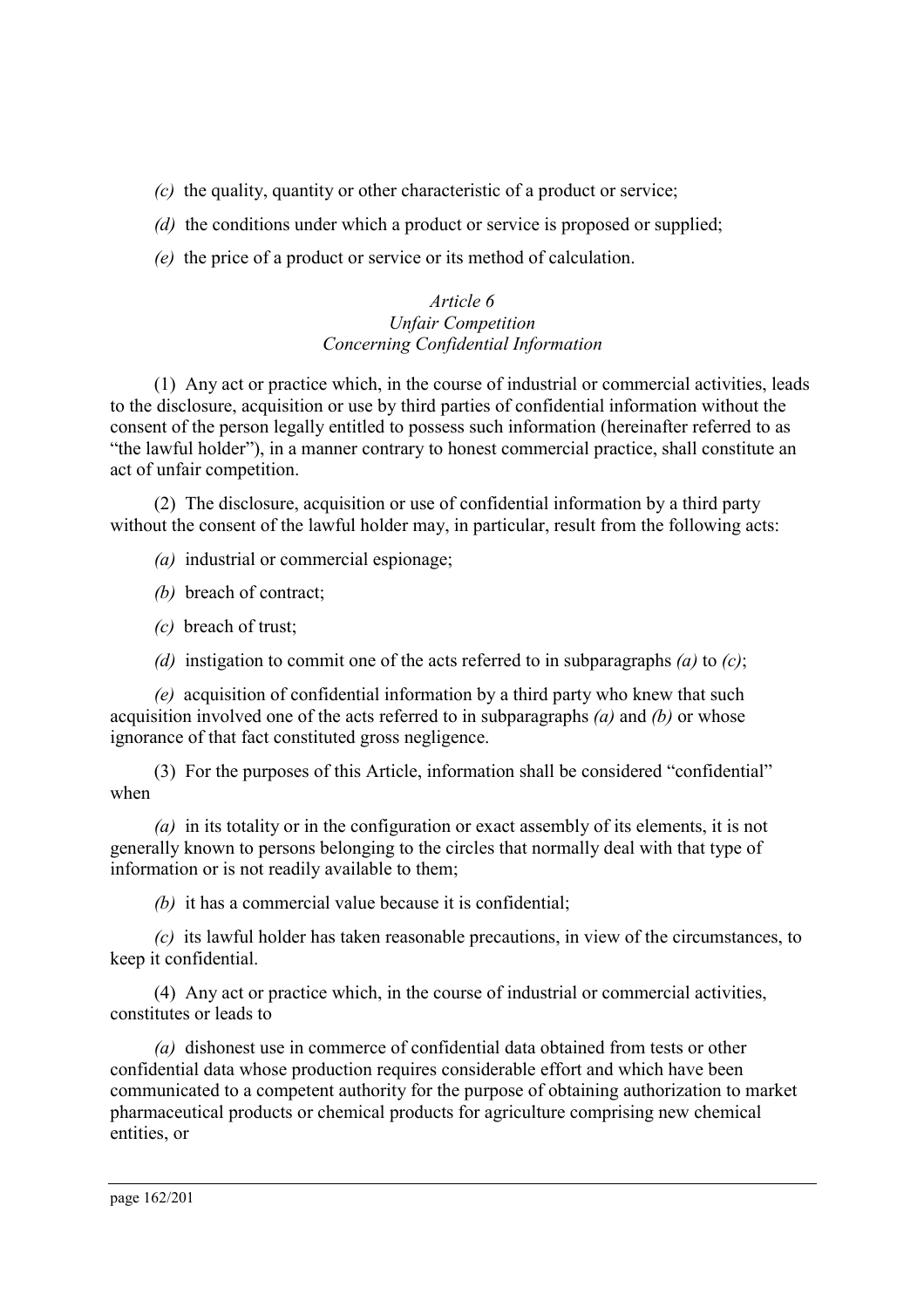*(c)* the quality, quantity or other characteristic of a product or service;

*(d)* the conditions under which a product or service is proposed or supplied;

*(e)* the price of a product or service or its method of calculation.

### *Article 6*
### *Unfair Competition Concerning Confidential Information*

(1) Any act or practice which, in the course of industrial or commercial activities, leads to the disclosure, acquisition or use by third parties of confidential information without the consent of the person legally entitled to possess such information (hereinafter referred to as "the lawful holder"), in a manner contrary to honest commercial practice, shall constitute an act of unfair competition.

(2) The disclosure, acquisition or use of confidential information by a third party without the consent of the lawful holder may, in particular, result from the following acts:

*(a)* industrial or commercial espionage;

*(b)* breach of contract;

*(c)* breach of trust;

*(d)* instigation to commit one of the acts referred to in subparagraphs *(a)* to *(c)*;

*(e)* acquisition of confidential information by a third party who knew that such acquisition involved one of the acts referred to in subparagraphs *(a)* and *(b)* or whose ignorance of that fact constituted gross negligence.

(3) For the purposes of this Article, information shall be considered "confidential" when

*(a)* in its totality or in the configuration or exact assembly of its elements, it is not generally known to persons belonging to the circles that normally deal with that type of information or is not readily available to them;

*(b)* it has a commercial value because it is confidential;

*(c)* its lawful holder has taken reasonable precautions, in view of the circumstances, to keep it confidential.

(4) Any act or practice which, in the course of industrial or commercial activities, constitutes or leads to

*(a)* dishonest use in commerce of confidential data obtained from tests or other confidential data whose production requires considerable effort and which have been communicated to a competent authority for the purpose of obtaining authorization to market pharmaceutical products or chemical products for agriculture comprising new chemical entities, or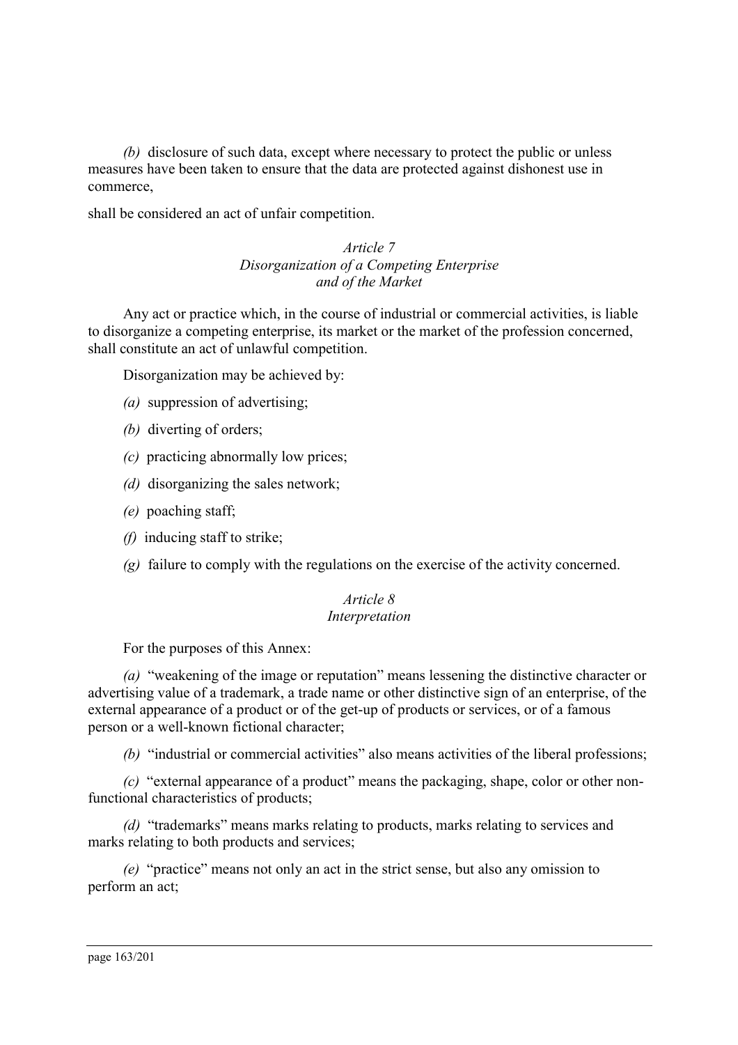*(b)* disclosure of such data, except where necessary to protect the public or unless measures have been taken to ensure that the data are protected against dishonest use in commerce,

shall be considered an act of unfair competition.

*Article 7*
*Disorganization of a Competing Enterprise and of the Market*

Any act or practice which, in the course of industrial or commercial activities, is liable to disorganize a competing enterprise, its market or the market of the profession concerned, shall constitute an act of unlawful competition.

Disorganization may be achieved by:

*(a)* suppression of advertising;

*(b)* diverting of orders;

*(c)* practicing abnormally low prices;

*(d)* disorganizing the sales network;

*(e)* poaching staff;

*(f)* inducing staff to strike;

*(g)* failure to comply with the regulations on the exercise of the activity concerned.

*Article 8*
*Interpretation*

For the purposes of this Annex:

*(a)* "weakening of the image or reputation" means lessening the distinctive character or advertising value of a trademark, a trade name or other distinctive sign of an enterprise, of the external appearance of a product or of the get-up of products or services, or of a famous person or a well-known fictional character;

*(b)* "industrial or commercial activities" also means activities of the liberal professions;

*(c)* "external appearance of a product" means the packaging, shape, color or other non-functional characteristics of products;

*(d)* "trademarks" means marks relating to products, marks relating to services and marks relating to both products and services;

*(e)* "practice" means not only an act in the strict sense, but also any omission to perform an act;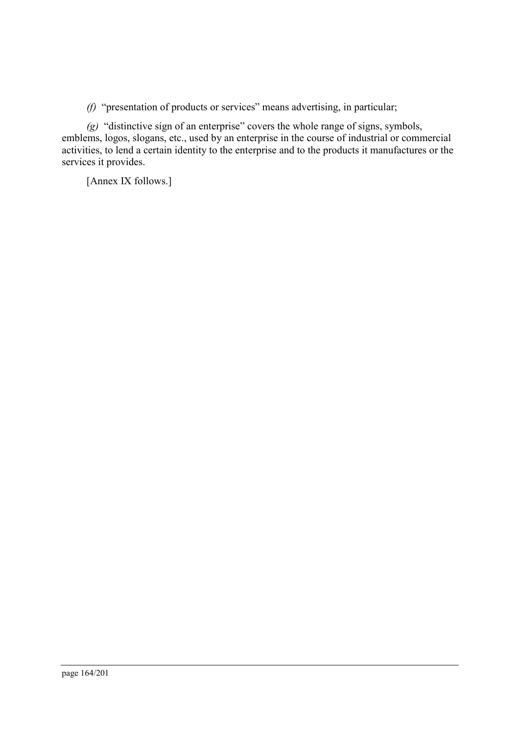*(f)* “presentation of products or services” means advertising, in particular;

*(g)* “distinctive sign of an enterprise” covers the whole range of signs, symbols, emblems, logos, slogans, etc., used by an enterprise in the course of industrial or commercial activities, to lend a certain identity to the enterprise and to the products it manufactures or the services it provides.

[Annex IX follows.]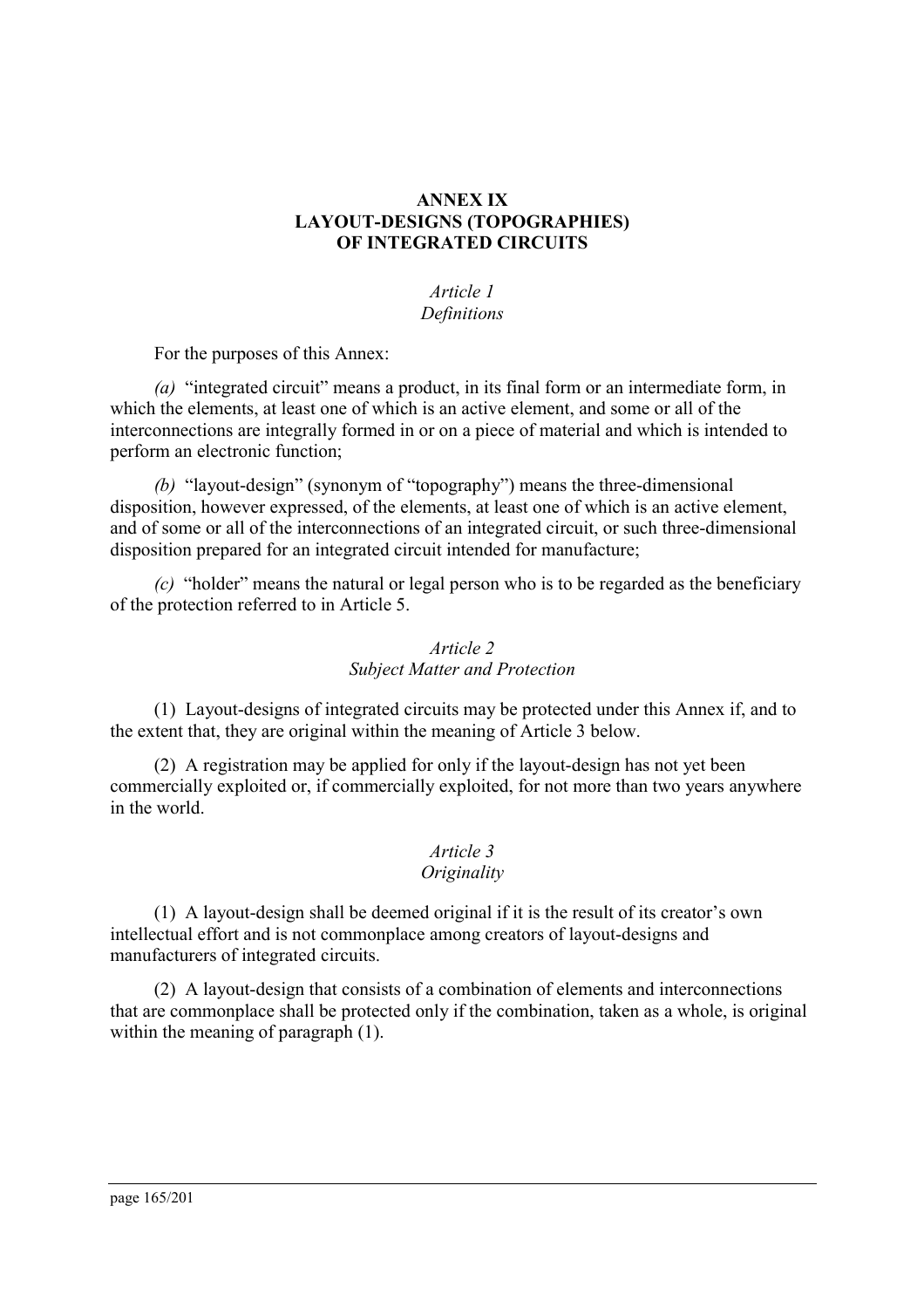# ANNEX IX
# LAYOUT-DESIGNS (TOPOGRAPHIES) OF INTEGRATED CIRCUITS

*Article 1*
*Definitions*

For the purposes of this Annex:

*(a)* "integrated circuit" means a product, in its final form or an intermediate form, in which the elements, at least one of which is an active element, and some or all of the interconnections are integrally formed in or on a piece of material and which is intended to perform an electronic function;

*(b)* "layout-design" (synonym of "topography") means the three-dimensional disposition, however expressed, of the elements, at least one of which is an active element, and of some or all of the interconnections of an integrated circuit, or such three-dimensional disposition prepared for an integrated circuit intended for manufacture;

*(c)* "holder" means the natural or legal person who is to be regarded as the beneficiary of the protection referred to in Article 5.

*Article 2*
*Subject Matter and Protection*

(1) Layout-designs of integrated circuits may be protected under this Annex if, and to the extent that, they are original within the meaning of Article 3 below.

(2) A registration may be applied for only if the layout-design has not yet been commercially exploited or, if commercially exploited, for not more than two years anywhere in the world.

*Article 3*
*Originality*

(1) A layout-design shall be deemed original if it is the result of its creator's own intellectual effort and is not commonplace among creators of layout-designs and manufacturers of integrated circuits.

(2) A layout-design that consists of a combination of elements and interconnections that are commonplace shall be protected only if the combination, taken as a whole, is original within the meaning of paragraph (1).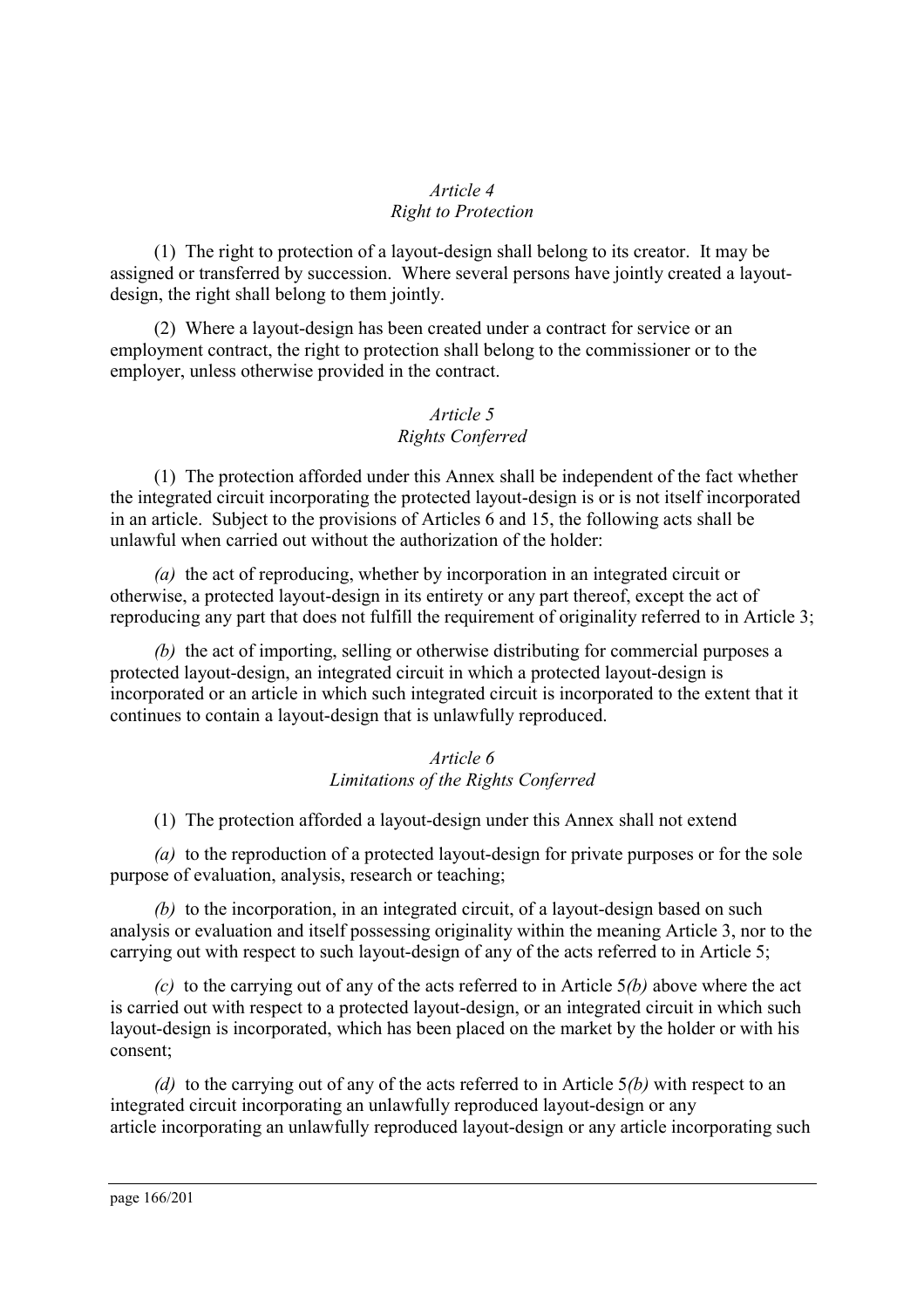*Article 4*
*Right to Protection*

(1) The right to protection of a layout-design shall belong to its creator. It may be assigned or transferred by succession. Where several persons have jointly created a layout-design, the right shall belong to them jointly.

(2) Where a layout-design has been created under a contract for service or an employment contract, the right to protection shall belong to the commissioner or to the employer, unless otherwise provided in the contract.

*Article 5*
*Rights Conferred*

(1) The protection afforded under this Annex shall be independent of the fact whether the integrated circuit incorporating the protected layout-design is or is not itself incorporated in an article. Subject to the provisions of Articles 6 and 15, the following acts shall be unlawful when carried out without the authorization of the holder:

*(a)* the act of reproducing, whether by incorporation in an integrated circuit or otherwise, a protected layout-design in its entirety or any part thereof, except the act of reproducing any part that does not fulfill the requirement of originality referred to in Article 3;

*(b)* the act of importing, selling or otherwise distributing for commercial purposes a protected layout-design, an integrated circuit in which a protected layout-design is incorporated or an article in which such integrated circuit is incorporated to the extent that it continues to contain a layout-design that is unlawfully reproduced.

*Article 6*
*Limitations of the Rights Conferred*

(1) The protection afforded a layout-design under this Annex shall not extend

*(a)* to the reproduction of a protected layout-design for private purposes or for the sole purpose of evaluation, analysis, research or teaching;

*(b)* to the incorporation, in an integrated circuit, of a layout-design based on such analysis or evaluation and itself possessing originality within the meaning Article 3, nor to the carrying out with respect to such layout-design of any of the acts referred to in Article 5;

*(c)* to the carrying out of any of the acts referred to in Article 5*(b)* above where the act is carried out with respect to a protected layout-design, or an integrated circuit in which such layout-design is incorporated, which has been placed on the market by the holder or with his consent;

*(d)* to the carrying out of any of the acts referred to in Article 5*(b)* with respect to an integrated circuit incorporating an unlawfully reproduced layout-design or any article incorporating an unlawfully reproduced layout-design or any article incorporating such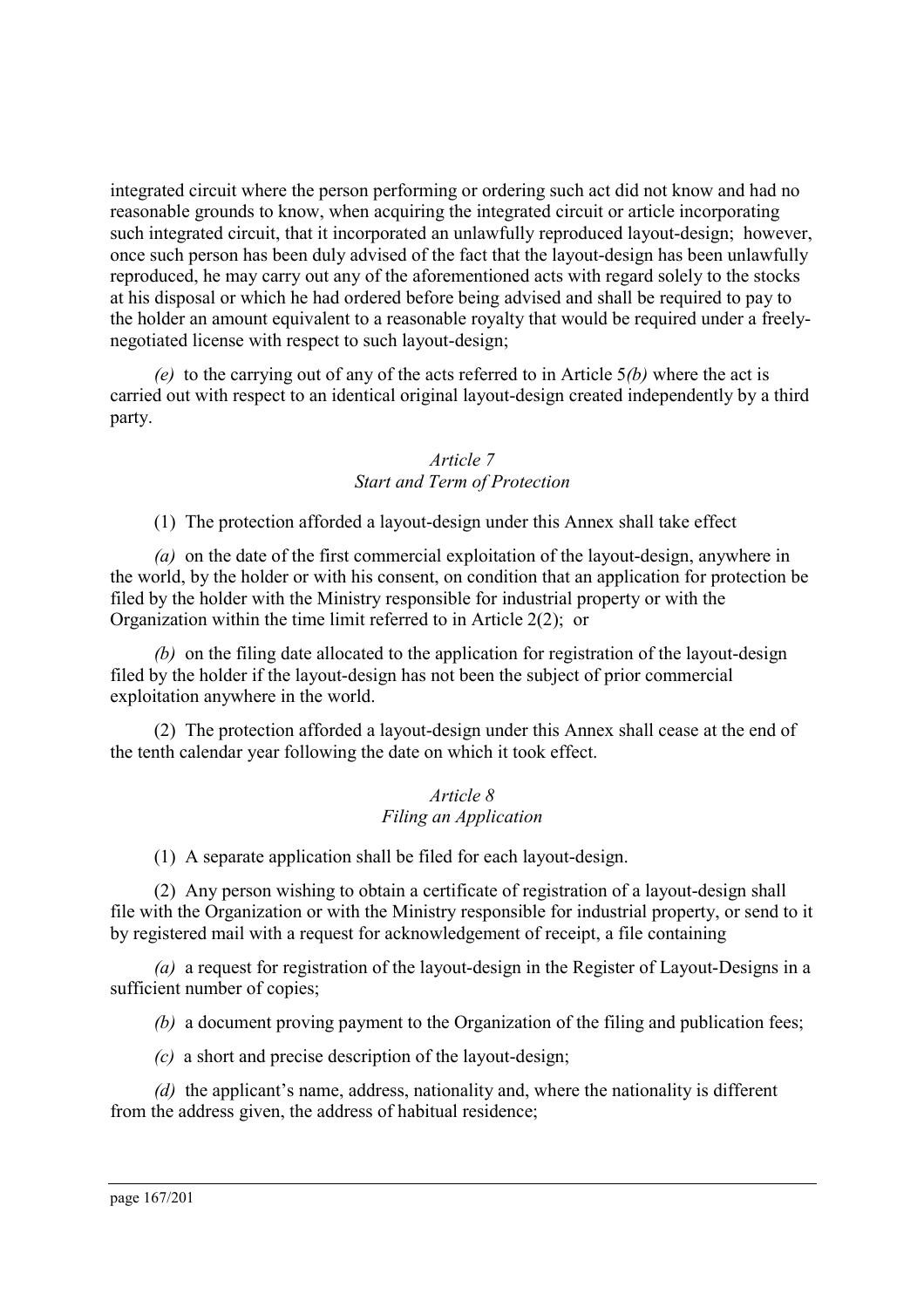integrated circuit where the person performing or ordering such act did not know and had no reasonable grounds to know, when acquiring the integrated circuit or article incorporating such integrated circuit, that it incorporated an unlawfully reproduced layout-design; however, once such person has been duly advised of the fact that the layout-design has been unlawfully reproduced, he may carry out any of the aforementioned acts with regard solely to the stocks at his disposal or which he had ordered before being advised and shall be required to pay to the holder an amount equivalent to a reasonable royalty that would be required under a freely-negotiated license with respect to such layout-design;

*(e)* to the carrying out of any of the acts referred to in Article 5*(b)* where the act is carried out with respect to an identical original layout-design created independently by a third party.

### *Article 7*
### *Start and Term of Protection*

(1) The protection afforded a layout-design under this Annex shall take effect

*(a)* on the date of the first commercial exploitation of the layout-design, anywhere in the world, by the holder or with his consent, on condition that an application for protection be filed by the holder with the Ministry responsible for industrial property or with the Organization within the time limit referred to in Article 2(2); or

*(b)* on the filing date allocated to the application for registration of the layout-design filed by the holder if the layout-design has not been the subject of prior commercial exploitation anywhere in the world.

(2) The protection afforded a layout-design under this Annex shall cease at the end of the tenth calendar year following the date on which it took effect.

### *Article 8*
### *Filing an Application*

(1) A separate application shall be filed for each layout-design.

(2) Any person wishing to obtain a certificate of registration of a layout-design shall file with the Organization or with the Ministry responsible for industrial property, or send to it by registered mail with a request for acknowledgement of receipt, a file containing

*(a)* a request for registration of the layout-design in the Register of Layout-Designs in a sufficient number of copies;

*(b)* a document proving payment to the Organization of the filing and publication fees;

*(c)* a short and precise description of the layout-design;

*(d)* the applicant's name, address, nationality and, where the nationality is different from the address given, the address of habitual residence;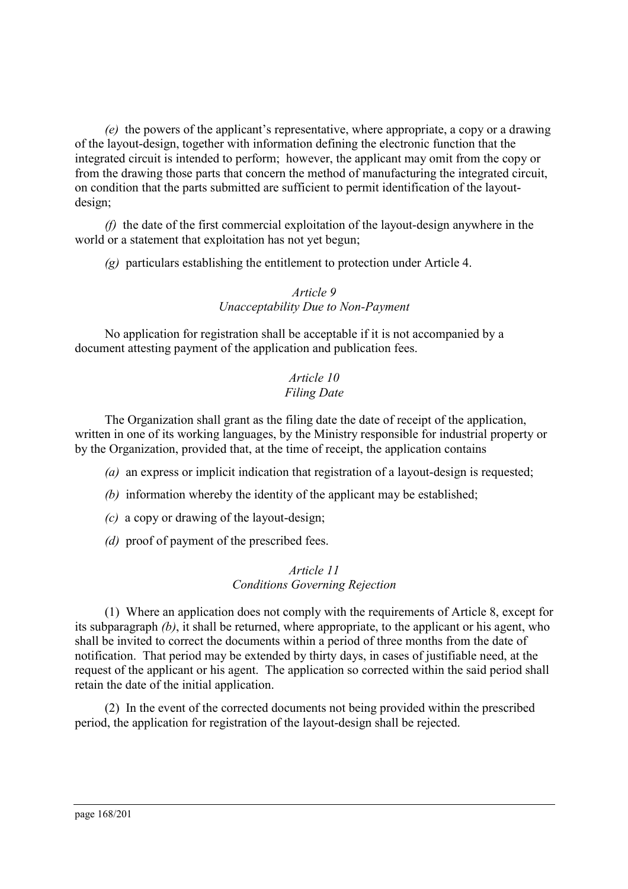*(e)* the powers of the applicant's representative, where appropriate, a copy or a drawing of the layout-design, together with information defining the electronic function that the integrated circuit is intended to perform; however, the applicant may omit from the copy or from the drawing those parts that concern the method of manufacturing the integrated circuit, on condition that the parts submitted are sufficient to permit identification of the layout-design;

*(f)* the date of the first commercial exploitation of the layout-design anywhere in the world or a statement that exploitation has not yet begun;

*(g)* particulars establishing the entitlement to protection under Article 4.

*Article 9*
*Unacceptability Due to Non-Payment*

No application for registration shall be acceptable if it is not accompanied by a document attesting payment of the application and publication fees.

*Article 10*
*Filing Date*

The Organization shall grant as the filing date the date of receipt of the application, written in one of its working languages, by the Ministry responsible for industrial property or by the Organization, provided that, at the time of receipt, the application contains

*(a)* an express or implicit indication that registration of a layout-design is requested;

*(b)* information whereby the identity of the applicant may be established;

*(c)* a copy or drawing of the layout-design;

*(d)* proof of payment of the prescribed fees.

*Article 11*
*Conditions Governing Rejection*

(1) Where an application does not comply with the requirements of Article 8, except for its subparagraph *(b)*, it shall be returned, where appropriate, to the applicant or his agent, who shall be invited to correct the documents within a period of three months from the date of notification. That period may be extended by thirty days, in cases of justifiable need, at the request of the applicant or his agent. The application so corrected within the said period shall retain the date of the initial application.

(2) In the event of the corrected documents not being provided within the prescribed period, the application for registration of the layout-design shall be rejected.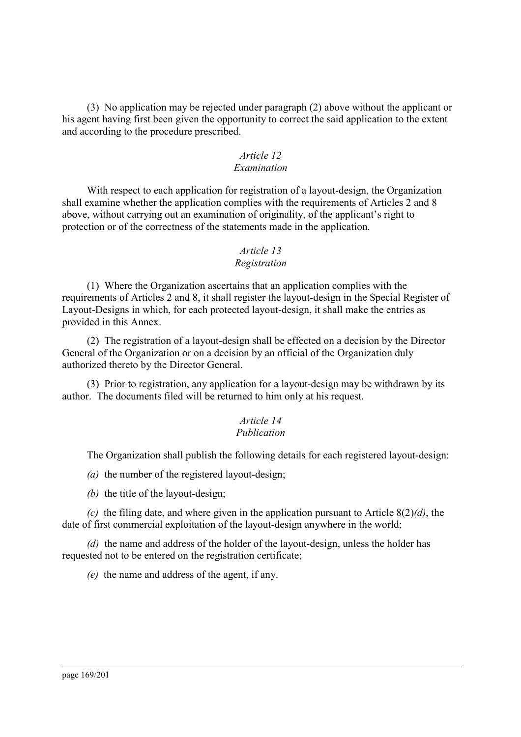(3) No application may be rejected under paragraph (2) above without the applicant or his agent having first been given the opportunity to correct the said application to the extent and according to the procedure prescribed.

*Article 12*
*Examination*

With respect to each application for registration of a layout-design, the Organization shall examine whether the application complies with the requirements of Articles 2 and 8 above, without carrying out an examination of originality, of the applicant's right to protection or of the correctness of the statements made in the application.

*Article 13*
*Registration*

(1) Where the Organization ascertains that an application complies with the requirements of Articles 2 and 8, it shall register the layout-design in the Special Register of Layout-Designs in which, for each protected layout-design, it shall make the entries as provided in this Annex.

(2) The registration of a layout-design shall be effected on a decision by the Director General of the Organization or on a decision by an official of the Organization duly authorized thereto by the Director General.

(3) Prior to registration, any application for a layout-design may be withdrawn by its author. The documents filed will be returned to him only at his request.

*Article 14*
*Publication*

The Organization shall publish the following details for each registered layout-design:

*(a)* the number of the registered layout-design;

*(b)* the title of the layout-design;

*(c)* the filing date, and where given in the application pursuant to Article 8(2)*(d)*, the date of first commercial exploitation of the layout-design anywhere in the world;

*(d)* the name and address of the holder of the layout-design, unless the holder has requested not to be entered on the registration certificate;

*(e)* the name and address of the agent, if any.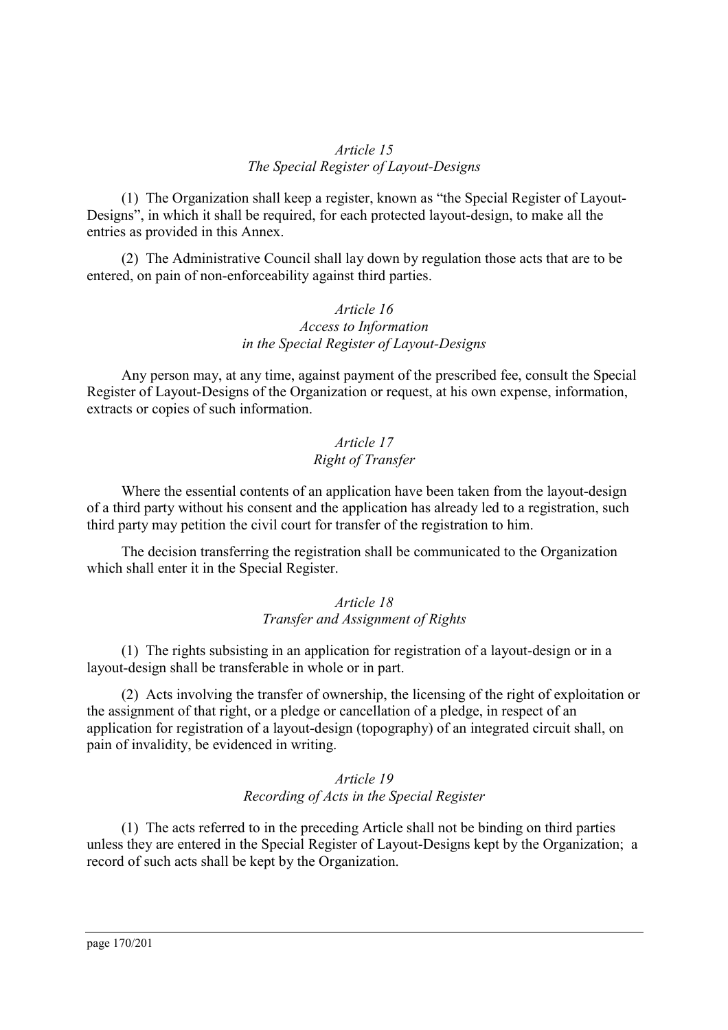*Article 15*
*The Special Register of Layout-Designs*

(1) The Organization shall keep a register, known as "the Special Register of Layout-Designs", in which it shall be required, for each protected layout-design, to make all the entries as provided in this Annex.

(2) The Administrative Council shall lay down by regulation those acts that are to be entered, on pain of non-enforceability against third parties.

*Article 16*
*Access to Information*
*in the Special Register of Layout-Designs*

Any person may, at any time, against payment of the prescribed fee, consult the Special Register of Layout-Designs of the Organization or request, at his own expense, information, extracts or copies of such information.

*Article 17*
*Right of Transfer*

Where the essential contents of an application have been taken from the layout-design of a third party without his consent and the application has already led to a registration, such third party may petition the civil court for transfer of the registration to him.

The decision transferring the registration shall be communicated to the Organization which shall enter it in the Special Register.

*Article 18*
*Transfer and Assignment of Rights*

(1) The rights subsisting in an application for registration of a layout-design or in a layout-design shall be transferable in whole or in part.

(2) Acts involving the transfer of ownership, the licensing of the right of exploitation or the assignment of that right, or a pledge or cancellation of a pledge, in respect of an application for registration of a layout-design (topography) of an integrated circuit shall, on pain of invalidity, be evidenced in writing.

*Article 19*
*Recording of Acts in the Special Register*

(1) The acts referred to in the preceding Article shall not be binding on third parties unless they are entered in the Special Register of Layout-Designs kept by the Organization; a record of such acts shall be kept by the Organization.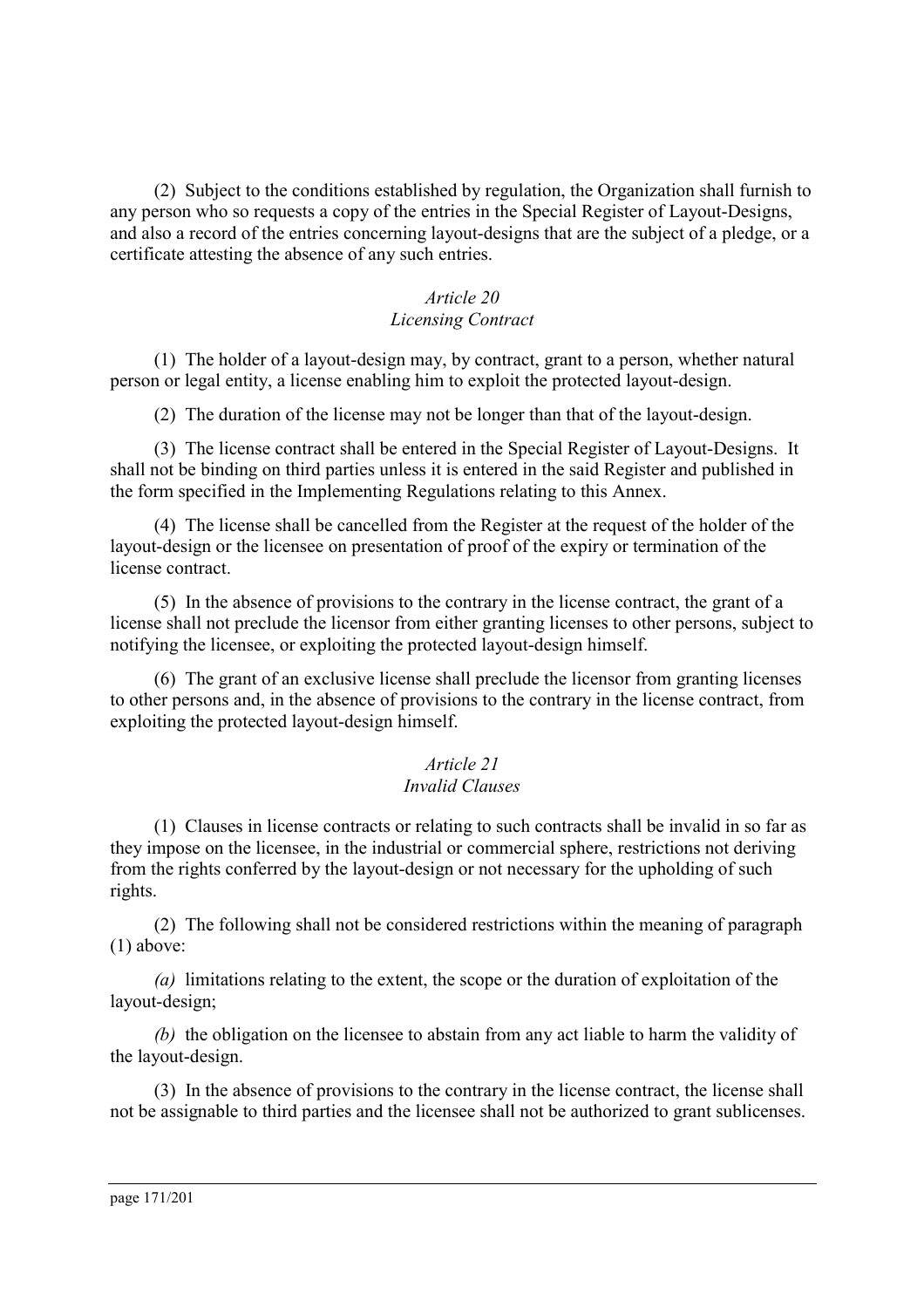(2) Subject to the conditions established by regulation, the Organization shall furnish to any person who so requests a copy of the entries in the Special Register of Layout-Designs, and also a record of the entries concerning layout-designs that are the subject of a pledge, or a certificate attesting the absence of any such entries.

### *Article 20*
### *Licensing Contract*

(1) The holder of a layout-design may, by contract, grant to a person, whether natural person or legal entity, a license enabling him to exploit the protected layout-design.

(2) The duration of the license may not be longer than that of the layout-design.

(3) The license contract shall be entered in the Special Register of Layout-Designs. It shall not be binding on third parties unless it is entered in the said Register and published in the form specified in the Implementing Regulations relating to this Annex.

(4) The license shall be cancelled from the Register at the request of the holder of the layout-design or the licensee on presentation of proof of the expiry or termination of the license contract.

(5) In the absence of provisions to the contrary in the license contract, the grant of a license shall not preclude the licensor from either granting licenses to other persons, subject to notifying the licensee, or exploiting the protected layout-design himself.

(6) The grant of an exclusive license shall preclude the licensor from granting licenses to other persons and, in the absence of provisions to the contrary in the license contract, from exploiting the protected layout-design himself.

### *Article 21*
### *Invalid Clauses*

(1) Clauses in license contracts or relating to such contracts shall be invalid in so far as they impose on the licensee, in the industrial or commercial sphere, restrictions not deriving from the rights conferred by the layout-design or not necessary for the upholding of such rights.

(2) The following shall not be considered restrictions within the meaning of paragraph (1) above:

*(a)* limitations relating to the extent, the scope or the duration of exploitation of the layout-design;

*(b)* the obligation on the licensee to abstain from any act liable to harm the validity of the layout-design.

(3) In the absence of provisions to the contrary in the license contract, the license shall not be assignable to third parties and the licensee shall not be authorized to grant sublicenses.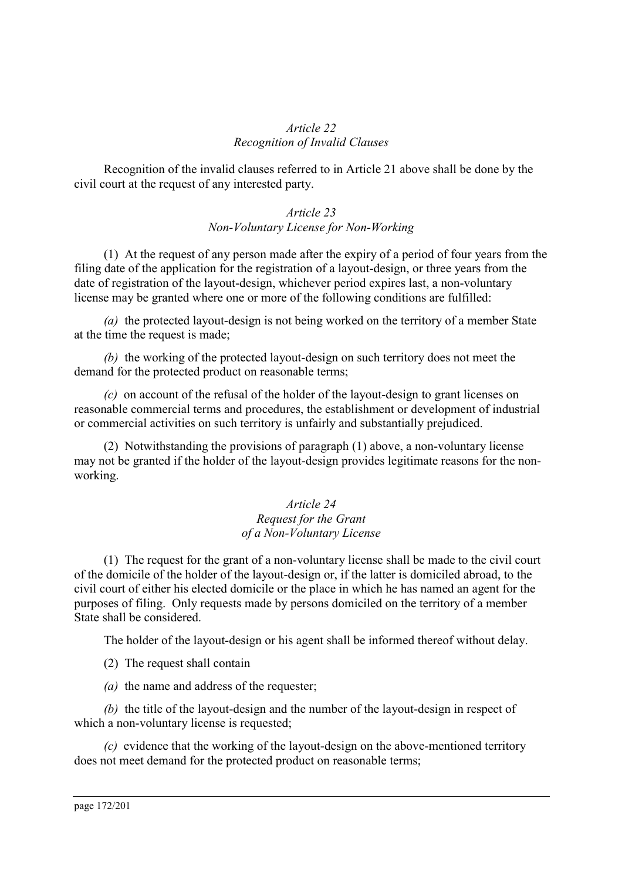*Article 22*
*Recognition of Invalid Clauses*

Recognition of the invalid clauses referred to in Article 21 above shall be done by the civil court at the request of any interested party.

*Article 23*
*Non-Voluntary License for Non-Working*

(1) At the request of any person made after the expiry of a period of four years from the filing date of the application for the registration of a layout-design, or three years from the date of registration of the layout-design, whichever period expires last, a non-voluntary license may be granted where one or more of the following conditions are fulfilled:

*(a)* the protected layout-design is not being worked on the territory of a member State at the time the request is made;

*(b)* the working of the protected layout-design on such territory does not meet the demand for the protected product on reasonable terms;

*(c)* on account of the refusal of the holder of the layout-design to grant licenses on reasonable commercial terms and procedures, the establishment or development of industrial or commercial activities on such territory is unfairly and substantially prejudiced.

(2) Notwithstanding the provisions of paragraph (1) above, a non-voluntary license may not be granted if the holder of the layout-design provides legitimate reasons for the non-working.

*Article 24*
*Request for the Grant of a Non-Voluntary License*

(1) The request for the grant of a non-voluntary license shall be made to the civil court of the domicile of the holder of the layout-design or, if the latter is domiciled abroad, to the civil court of either his elected domicile or the place in which he has named an agent for the purposes of filing. Only requests made by persons domiciled on the territory of a member State shall be considered.

The holder of the layout-design or his agent shall be informed thereof without delay.

(2) The request shall contain

*(a)* the name and address of the requester;

*(b)* the title of the layout-design and the number of the layout-design in respect of which a non-voluntary license is requested;

*(c)* evidence that the working of the layout-design on the above-mentioned territory does not meet demand for the protected product on reasonable terms;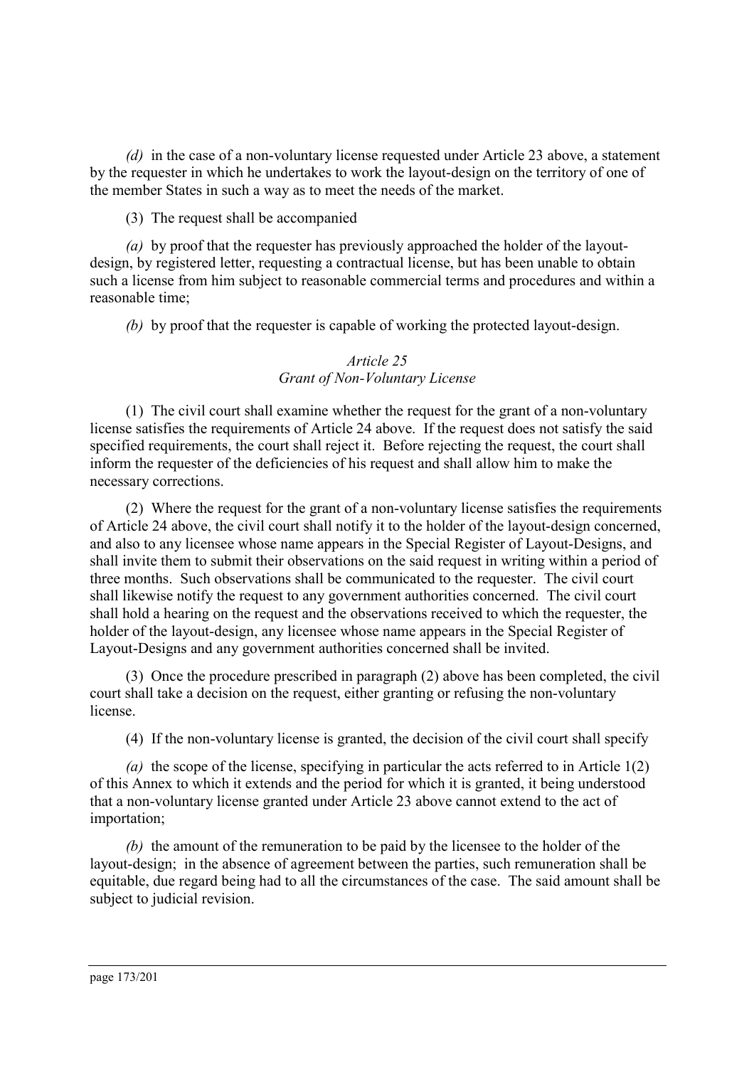*(d)* in the case of a non-voluntary license requested under Article 23 above, a statement by the requester in which he undertakes to work the layout-design on the territory of one of the member States in such a way as to meet the needs of the market.

(3) The request shall be accompanied

*(a)* by proof that the requester has previously approached the holder of the layout-design, by registered letter, requesting a contractual license, but has been unable to obtain such a license from him subject to reasonable commercial terms and procedures and within a reasonable time;

*(b)* by proof that the requester is capable of working the protected layout-design.

### *Article 25*
### *Grant of Non-Voluntary License*

(1) The civil court shall examine whether the request for the grant of a non-voluntary license satisfies the requirements of Article 24 above. If the request does not satisfy the said specified requirements, the court shall reject it. Before rejecting the request, the court shall inform the requester of the deficiencies of his request and shall allow him to make the necessary corrections.

(2) Where the request for the grant of a non-voluntary license satisfies the requirements of Article 24 above, the civil court shall notify it to the holder of the layout-design concerned, and also to any licensee whose name appears in the Special Register of Layout-Designs, and shall invite them to submit their observations on the said request in writing within a period of three months. Such observations shall be communicated to the requester. The civil court shall likewise notify the request to any government authorities concerned. The civil court shall hold a hearing on the request and the observations received to which the requester, the holder of the layout-design, any licensee whose name appears in the Special Register of Layout-Designs and any government authorities concerned shall be invited.

(3) Once the procedure prescribed in paragraph (2) above has been completed, the civil court shall take a decision on the request, either granting or refusing the non-voluntary license.

(4) If the non-voluntary license is granted, the decision of the civil court shall specify

*(a)* the scope of the license, specifying in particular the acts referred to in Article 1(2) of this Annex to which it extends and the period for which it is granted, it being understood that a non-voluntary license granted under Article 23 above cannot extend to the act of importation;

*(b)* the amount of the remuneration to be paid by the licensee to the holder of the layout-design; in the absence of agreement between the parties, such remuneration shall be equitable, due regard being had to all the circumstances of the case. The said amount shall be subject to judicial revision.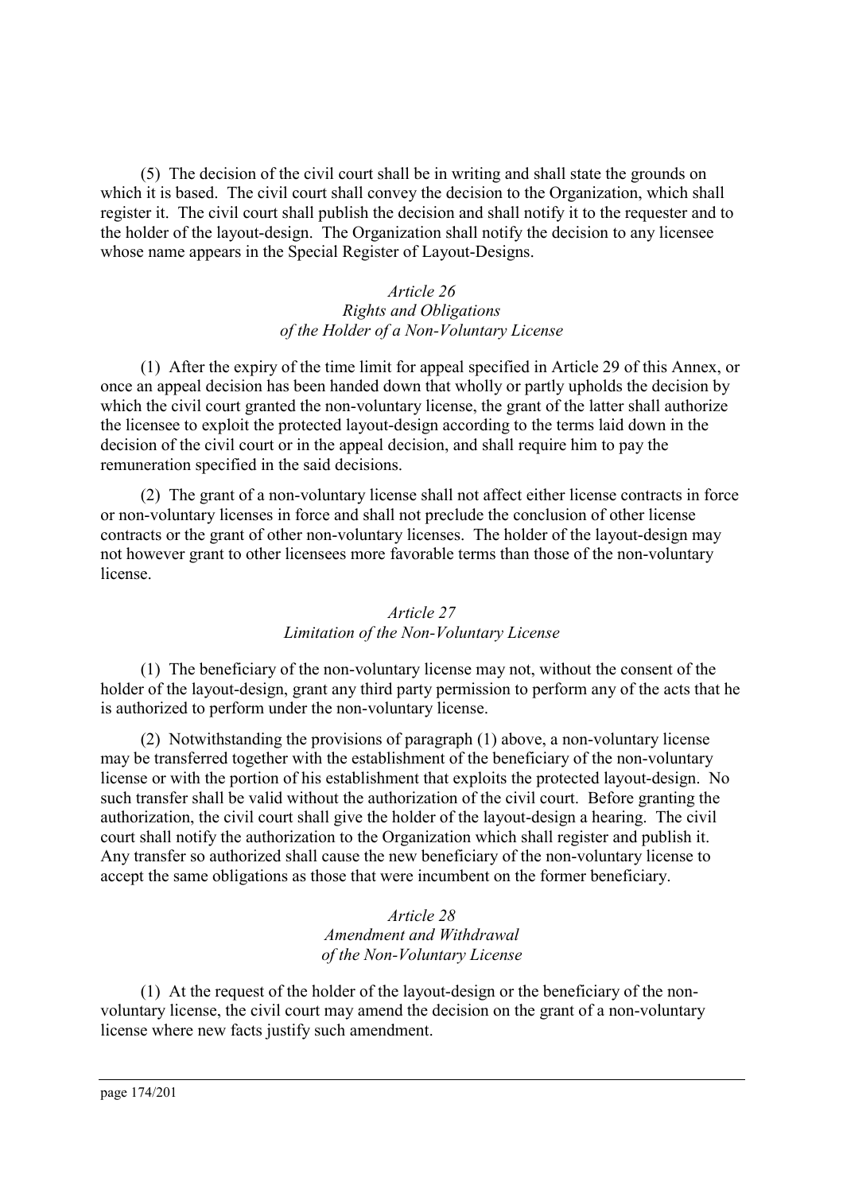(5) The decision of the civil court shall be in writing and shall state the grounds on which it is based. The civil court shall convey the decision to the Organization, which shall register it. The civil court shall publish the decision and shall notify it to the requester and to the holder of the layout-design. The Organization shall notify the decision to any licensee whose name appears in the Special Register of Layout-Designs.

*Article 26*
*Rights and Obligations of the Holder of a Non-Voluntary License*

(1) After the expiry of the time limit for appeal specified in Article 29 of this Annex, or once an appeal decision has been handed down that wholly or partly upholds the decision by which the civil court granted the non-voluntary license, the grant of the latter shall authorize the licensee to exploit the protected layout-design according to the terms laid down in the decision of the civil court or in the appeal decision, and shall require him to pay the remuneration specified in the said decisions.

(2) The grant of a non-voluntary license shall not affect either license contracts in force or non-voluntary licenses in force and shall not preclude the conclusion of other license contracts or the grant of other non-voluntary licenses. The holder of the layout-design may not however grant to other licensees more favorable terms than those of the non-voluntary license.

*Article 27*
*Limitation of the Non-Voluntary License*

(1) The beneficiary of the non-voluntary license may not, without the consent of the holder of the layout-design, grant any third party permission to perform any of the acts that he is authorized to perform under the non-voluntary license.

(2) Notwithstanding the provisions of paragraph (1) above, a non-voluntary license may be transferred together with the establishment of the beneficiary of the non-voluntary license or with the portion of his establishment that exploits the protected layout-design. No such transfer shall be valid without the authorization of the civil court. Before granting the authorization, the civil court shall give the holder of the layout-design a hearing. The civil court shall notify the authorization to the Organization which shall register and publish it. Any transfer so authorized shall cause the new beneficiary of the non-voluntary license to accept the same obligations as those that were incumbent on the former beneficiary.

*Article 28*
*Amendment and Withdrawal of the Non-Voluntary License*

(1) At the request of the holder of the layout-design or the beneficiary of the non-voluntary license, the civil court may amend the decision on the grant of a non-voluntary license where new facts justify such amendment.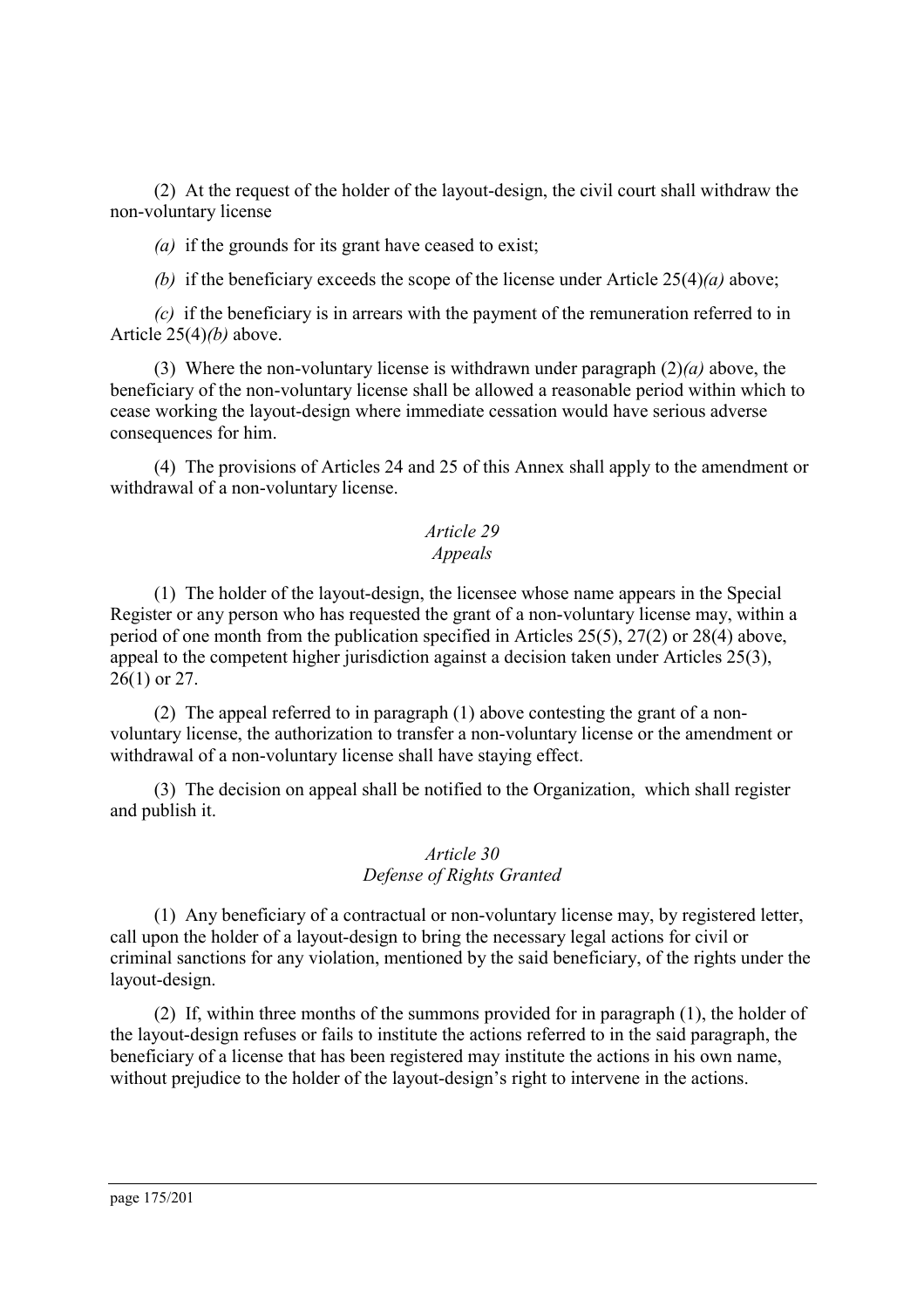(2) At the request of the holder of the layout-design, the civil court shall withdraw the non-voluntary license

*(a)* if the grounds for its grant have ceased to exist;

*(b)* if the beneficiary exceeds the scope of the license under Article 25(4)*(a)* above;

*(c)* if the beneficiary is in arrears with the payment of the remuneration referred to in Article 25(4)*(b)* above.

(3) Where the non-voluntary license is withdrawn under paragraph (2)*(a)* above, the beneficiary of the non-voluntary license shall be allowed a reasonable period within which to cease working the layout-design where immediate cessation would have serious adverse consequences for him.

(4) The provisions of Articles 24 and 25 of this Annex shall apply to the amendment or withdrawal of a non-voluntary license.

### *Article 29*
### *Appeals*

(1) The holder of the layout-design, the licensee whose name appears in the Special Register or any person who has requested the grant of a non-voluntary license may, within a period of one month from the publication specified in Articles 25(5), 27(2) or 28(4) above, appeal to the competent higher jurisdiction against a decision taken under Articles 25(3), 26(1) or 27.

(2) The appeal referred to in paragraph (1) above contesting the grant of a non-voluntary license, the authorization to transfer a non-voluntary license or the amendment or withdrawal of a non-voluntary license shall have staying effect.

(3) The decision on appeal shall be notified to the Organization, which shall register and publish it.

### *Article 30*
### *Defense of Rights Granted*

(1) Any beneficiary of a contractual or non-voluntary license may, by registered letter, call upon the holder of a layout-design to bring the necessary legal actions for civil or criminal sanctions for any violation, mentioned by the said beneficiary, of the rights under the layout-design.

(2) If, within three months of the summons provided for in paragraph (1), the holder of the layout-design refuses or fails to institute the actions referred to in the said paragraph, the beneficiary of a license that has been registered may institute the actions in his own name, without prejudice to the holder of the layout-design's right to intervene in the actions.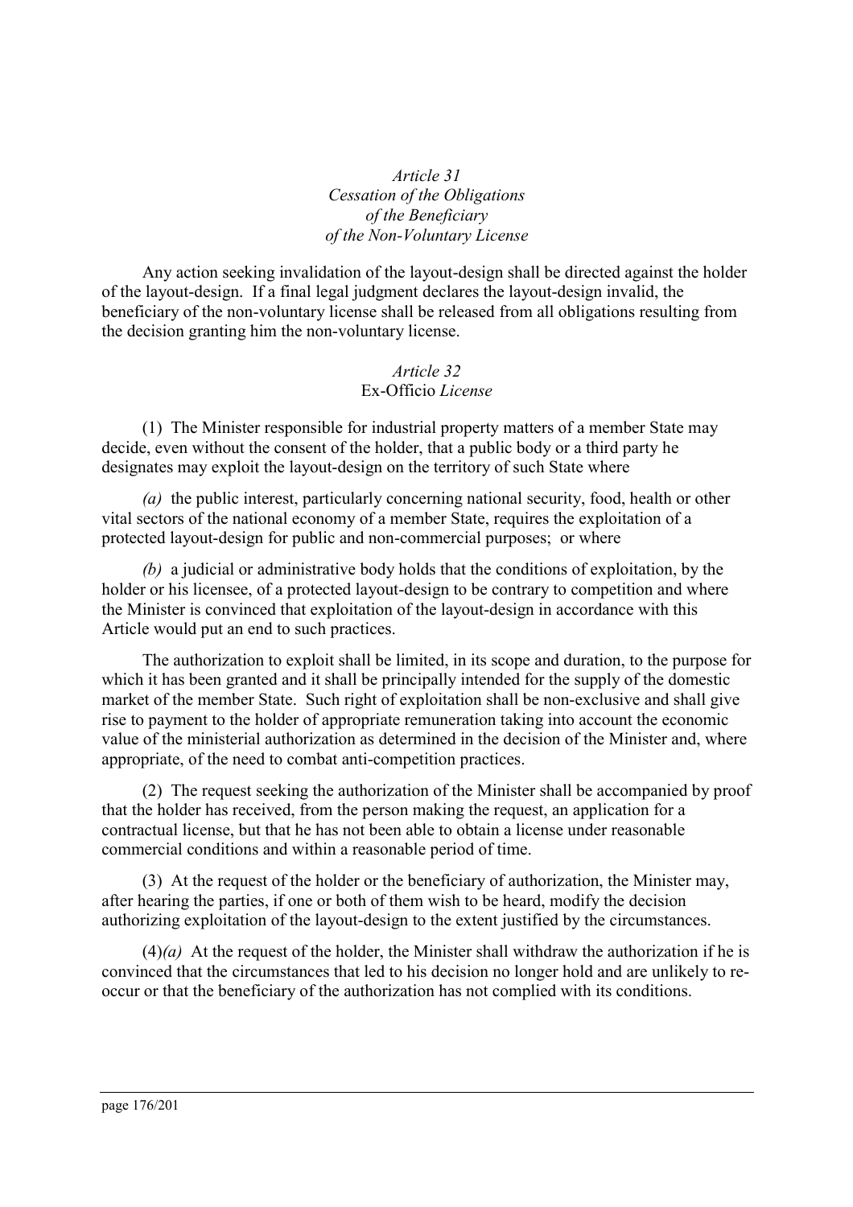### *Article 31*
### *Cessation of the Obligations of the Beneficiary of the Non-Voluntary License*

Any action seeking invalidation of the layout-design shall be directed against the holder of the layout-design. If a final legal judgment declares the layout-design invalid, the beneficiary of the non-voluntary license shall be released from all obligations resulting from the decision granting him the non-voluntary license.

### *Article 32*
### Ex-Officio *License*

(1) The Minister responsible for industrial property matters of a member State may decide, even without the consent of the holder, that a public body or a third party he designates may exploit the layout-design on the territory of such State where

*(a)* the public interest, particularly concerning national security, food, health or other vital sectors of the national economy of a member State, requires the exploitation of a protected layout-design for public and non-commercial purposes; or where

*(b)* a judicial or administrative body holds that the conditions of exploitation, by the holder or his licensee, of a protected layout-design to be contrary to competition and where the Minister is convinced that exploitation of the layout-design in accordance with this Article would put an end to such practices.

The authorization to exploit shall be limited, in its scope and duration, to the purpose for which it has been granted and it shall be principally intended for the supply of the domestic market of the member State. Such right of exploitation shall be non-exclusive and shall give rise to payment to the holder of appropriate remuneration taking into account the economic value of the ministerial authorization as determined in the decision of the Minister and, where appropriate, of the need to combat anti-competition practices.

(2) The request seeking the authorization of the Minister shall be accompanied by proof that the holder has received, from the person making the request, an application for a contractual license, but that he has not been able to obtain a license under reasonable commercial conditions and within a reasonable period of time.

(3) At the request of the holder or the beneficiary of authorization, the Minister may, after hearing the parties, if one or both of them wish to be heard, modify the decision authorizing exploitation of the layout-design to the extent justified by the circumstances.

(4)*(a)* At the request of the holder, the Minister shall withdraw the authorization if he is convinced that the circumstances that led to his decision no longer hold and are unlikely to re-occur or that the beneficiary of the authorization has not complied with its conditions.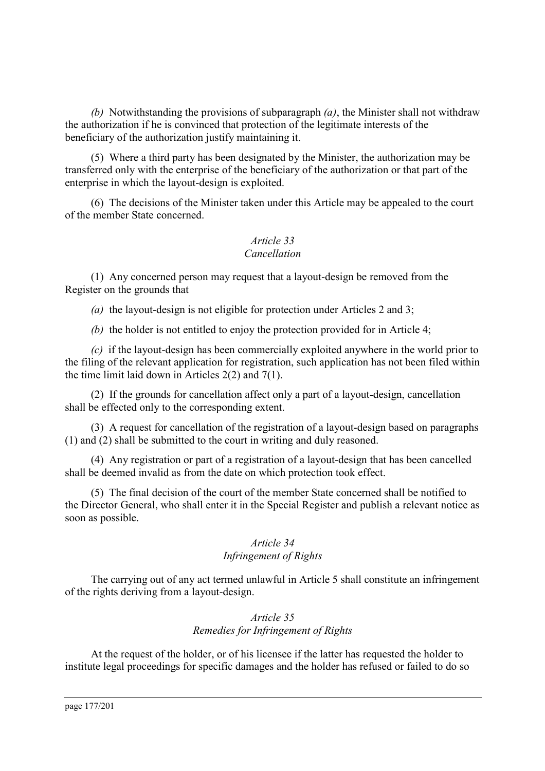*(b)* Notwithstanding the provisions of subparagraph *(a)*, the Minister shall not withdraw the authorization if he is convinced that protection of the legitimate interests of the beneficiary of the authorization justify maintaining it.

(5) Where a third party has been designated by the Minister, the authorization may be transferred only with the enterprise of the beneficiary of the authorization or that part of the enterprise in which the layout-design is exploited.

(6) The decisions of the Minister taken under this Article may be appealed to the court of the member State concerned.

### *Article 33*
### *Cancellation*

(1) Any concerned person may request that a layout-design be removed from the Register on the grounds that

*(a)* the layout-design is not eligible for protection under Articles 2 and 3;

*(b)* the holder is not entitled to enjoy the protection provided for in Article 4;

*(c)* if the layout-design has been commercially exploited anywhere in the world prior to the filing of the relevant application for registration, such application has not been filed within the time limit laid down in Articles 2(2) and 7(1).

(2) If the grounds for cancellation affect only a part of a layout-design, cancellation shall be effected only to the corresponding extent.

(3) A request for cancellation of the registration of a layout-design based on paragraphs (1) and (2) shall be submitted to the court in writing and duly reasoned.

(4) Any registration or part of a registration of a layout-design that has been cancelled shall be deemed invalid as from the date on which protection took effect.

(5) The final decision of the court of the member State concerned shall be notified to the Director General, who shall enter it in the Special Register and publish a relevant notice as soon as possible.

### *Article 34*
### *Infringement of Rights*

The carrying out of any act termed unlawful in Article 5 shall constitute an infringement of the rights deriving from a layout-design.

### *Article 35*
### *Remedies for Infringement of Rights*

At the request of the holder, or of his licensee if the latter has requested the holder to institute legal proceedings for specific damages and the holder has refused or failed to do so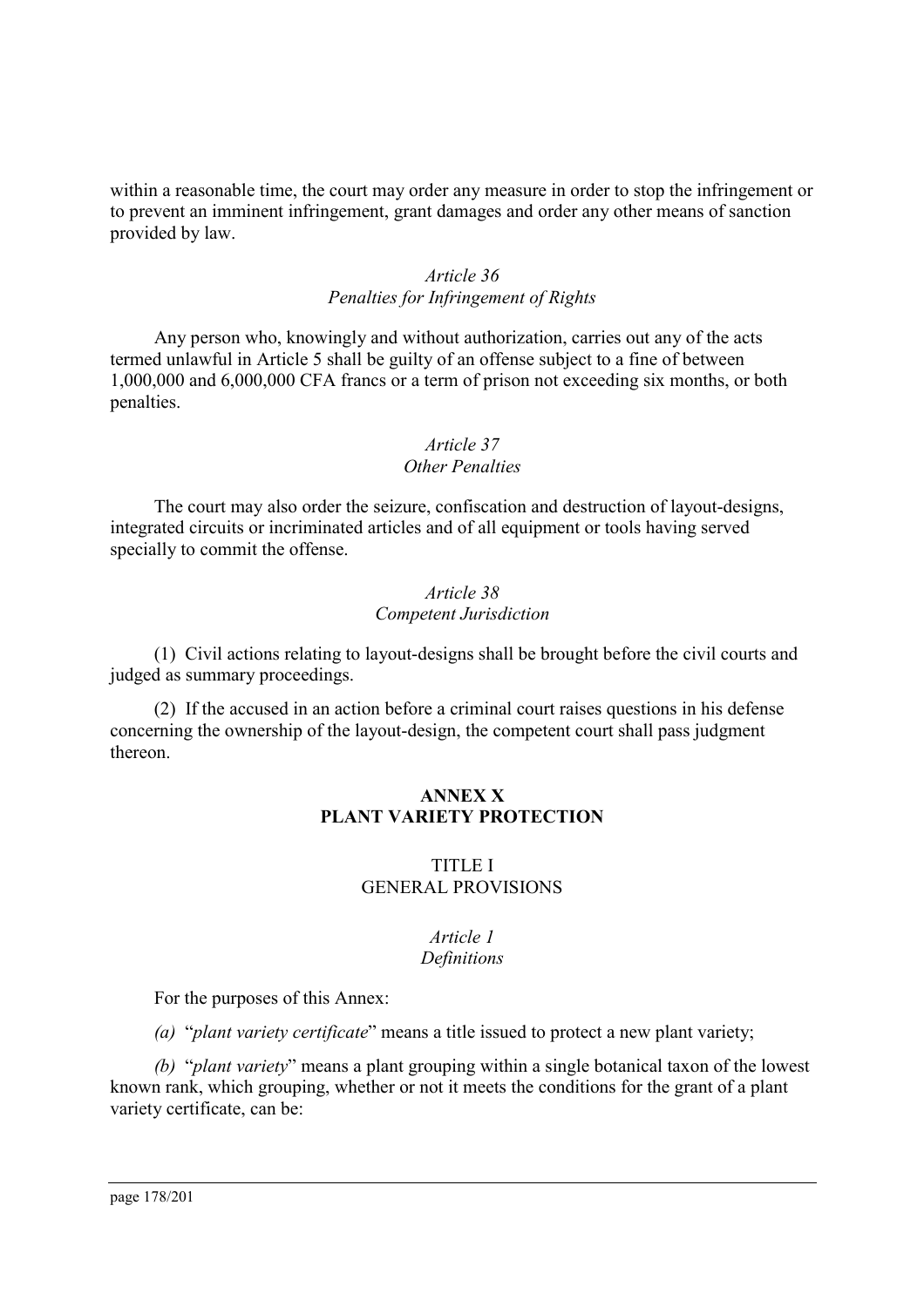within a reasonable time, the court may order any measure in order to stop the infringement or to prevent an imminent infringement, grant damages and order any other means of sanction provided by law.

*Article 36*
*Penalties for Infringement of Rights*

Any person who, knowingly and without authorization, carries out any of the acts termed unlawful in Article 5 shall be guilty of an offense subject to a fine of between 1,000,000 and 6,000,000 CFA francs or a term of prison not exceeding six months, or both penalties.

*Article 37*
*Other Penalties*

The court may also order the seizure, confiscation and destruction of layout-designs, integrated circuits or incriminated articles and of all equipment or tools having served specially to commit the offense.

*Article 38*
*Competent Jurisdiction*

(1) Civil actions relating to layout-designs shall be brought before the civil courts and judged as summary proceedings.

(2) If the accused in an action before a criminal court raises questions in his defense concerning the ownership of the layout-design, the competent court shall pass judgment thereon.

## ANNEX X
## PLANT VARIETY PROTECTION

### TITLE I
### GENERAL PROVISIONS

*Article 1*
*Definitions*

For the purposes of this Annex:

*(a)* "*plant variety certificate*" means a title issued to protect a new plant variety;

*(b)* "*plant variety*" means a plant grouping within a single botanical taxon of the lowest known rank, which grouping, whether or not it meets the conditions for the grant of a plant variety certificate, can be: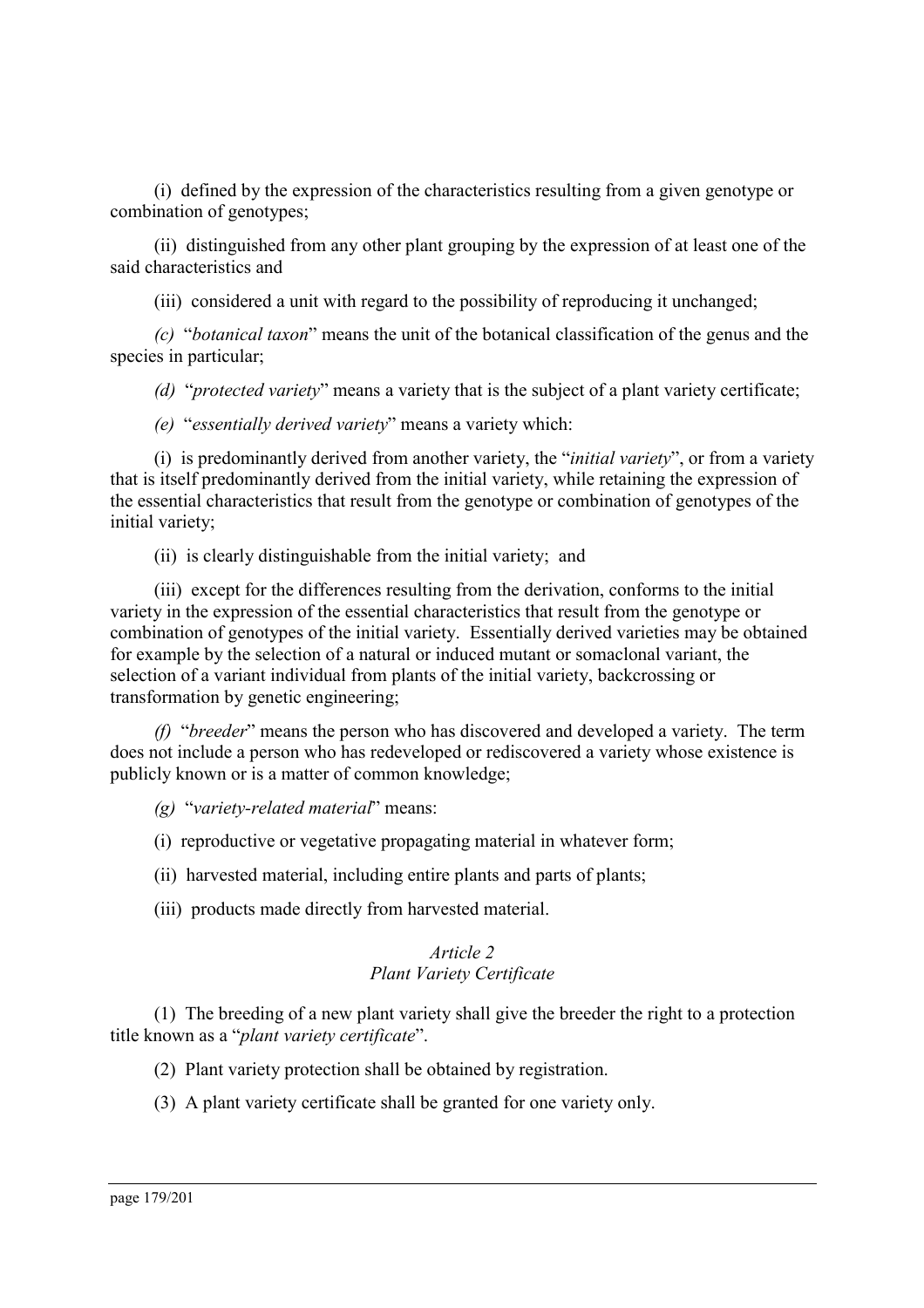(i) defined by the expression of the characteristics resulting from a given genotype or combination of genotypes;

(ii) distinguished from any other plant grouping by the expression of at least one of the said characteristics and

(iii) considered a unit with regard to the possibility of reproducing it unchanged;

*(c)* "*botanical taxon*" means the unit of the botanical classification of the genus and the species in particular;

*(d)* "*protected variety*" means a variety that is the subject of a plant variety certificate;

*(e)* "*essentially derived variety*" means a variety which:

(i) is predominantly derived from another variety, the "*initial variety*", or from a variety that is itself predominantly derived from the initial variety, while retaining the expression of the essential characteristics that result from the genotype or combination of genotypes of the initial variety;

(ii) is clearly distinguishable from the initial variety; and

(iii) except for the differences resulting from the derivation, conforms to the initial variety in the expression of the essential characteristics that result from the genotype or combination of genotypes of the initial variety. Essentially derived varieties may be obtained for example by the selection of a natural or induced mutant or somaclonal variant, the selection of a variant individual from plants of the initial variety, backcrossing or transformation by genetic engineering;

*(f)* "*breeder*" means the person who has discovered and developed a variety. The term does not include a person who has redeveloped or rediscovered a variety whose existence is publicly known or is a matter of common knowledge;

*(g)* "*variety-related material*" means:

(i) reproductive or vegetative propagating material in whatever form;

(ii) harvested material, including entire plants and parts of plants;

(iii) products made directly from harvested material.

*Article 2*
*Plant Variety Certificate*

(1) The breeding of a new plant variety shall give the breeder the right to a protection title known as a "*plant variety certificate*".

(2) Plant variety protection shall be obtained by registration.

(3) A plant variety certificate shall be granted for one variety only.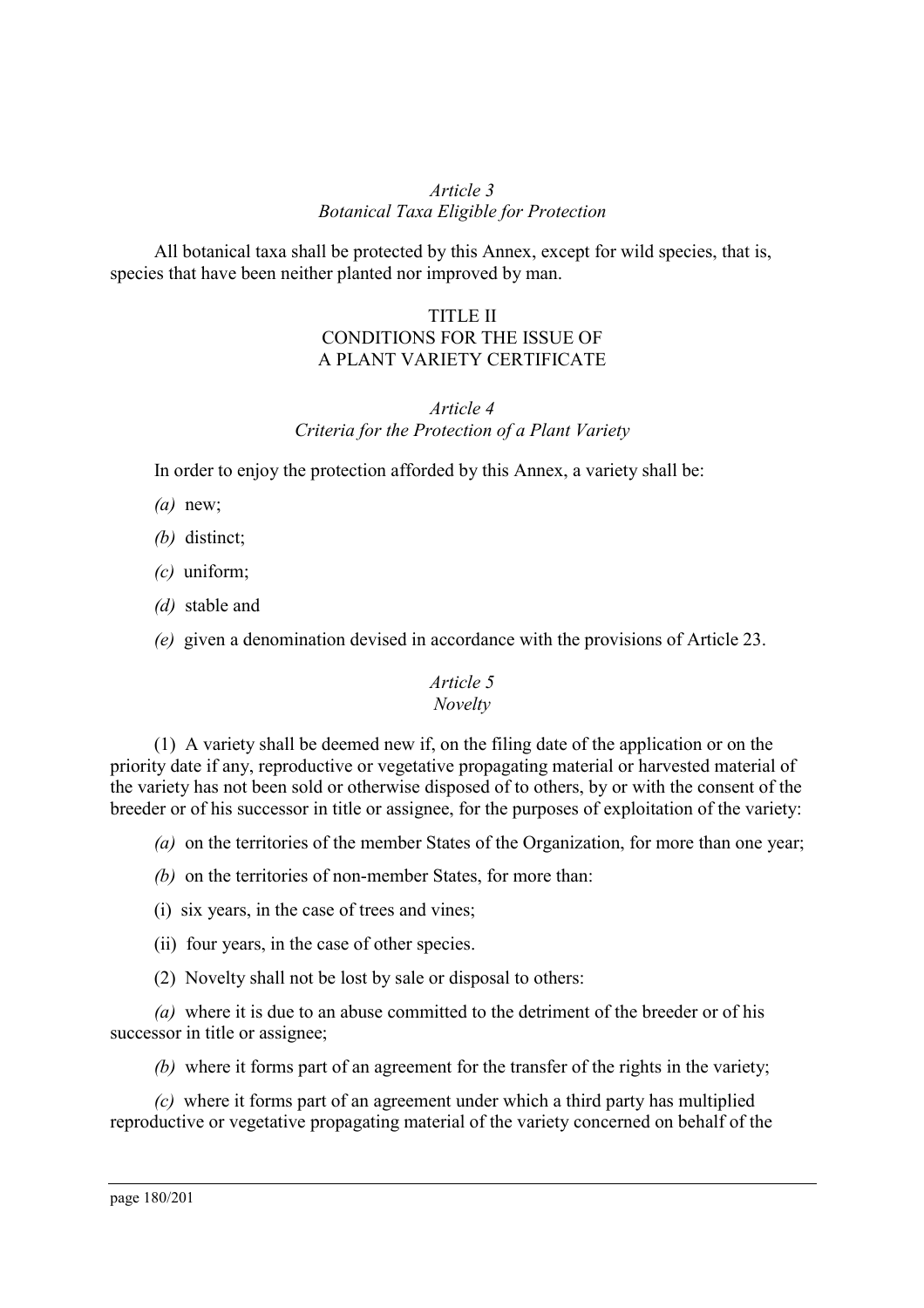*Article 3*
*Botanical Taxa Eligible for Protection*

All botanical taxa shall be protected by this Annex, except for wild species, that is, species that have been neither planted nor improved by man.

## TITLE II
## CONDITIONS FOR THE ISSUE OF A PLANT VARIETY CERTIFICATE

*Article 4*
*Criteria for the Protection of a Plant Variety*

In order to enjoy the protection afforded by this Annex, a variety shall be:

*(a)* new;

*(b)* distinct;

*(c)* uniform;

*(d)* stable and

*(e)* given a denomination devised in accordance with the provisions of Article 23.

*Article 5*
*Novelty*

(1) A variety shall be deemed new if, on the filing date of the application or on the priority date if any, reproductive or vegetative propagating material or harvested material of the variety has not been sold or otherwise disposed of to others, by or with the consent of the breeder or of his successor in title or assignee, for the purposes of exploitation of the variety:

*(a)* on the territories of the member States of the Organization, for more than one year;

*(b)* on the territories of non-member States, for more than:

(i) six years, in the case of trees and vines;

(ii) four years, in the case of other species.

(2) Novelty shall not be lost by sale or disposal to others:

*(a)* where it is due to an abuse committed to the detriment of the breeder or of his successor in title or assignee;

*(b)* where it forms part of an agreement for the transfer of the rights in the variety;

*(c)* where it forms part of an agreement under which a third party has multiplied reproductive or vegetative propagating material of the variety concerned on behalf of the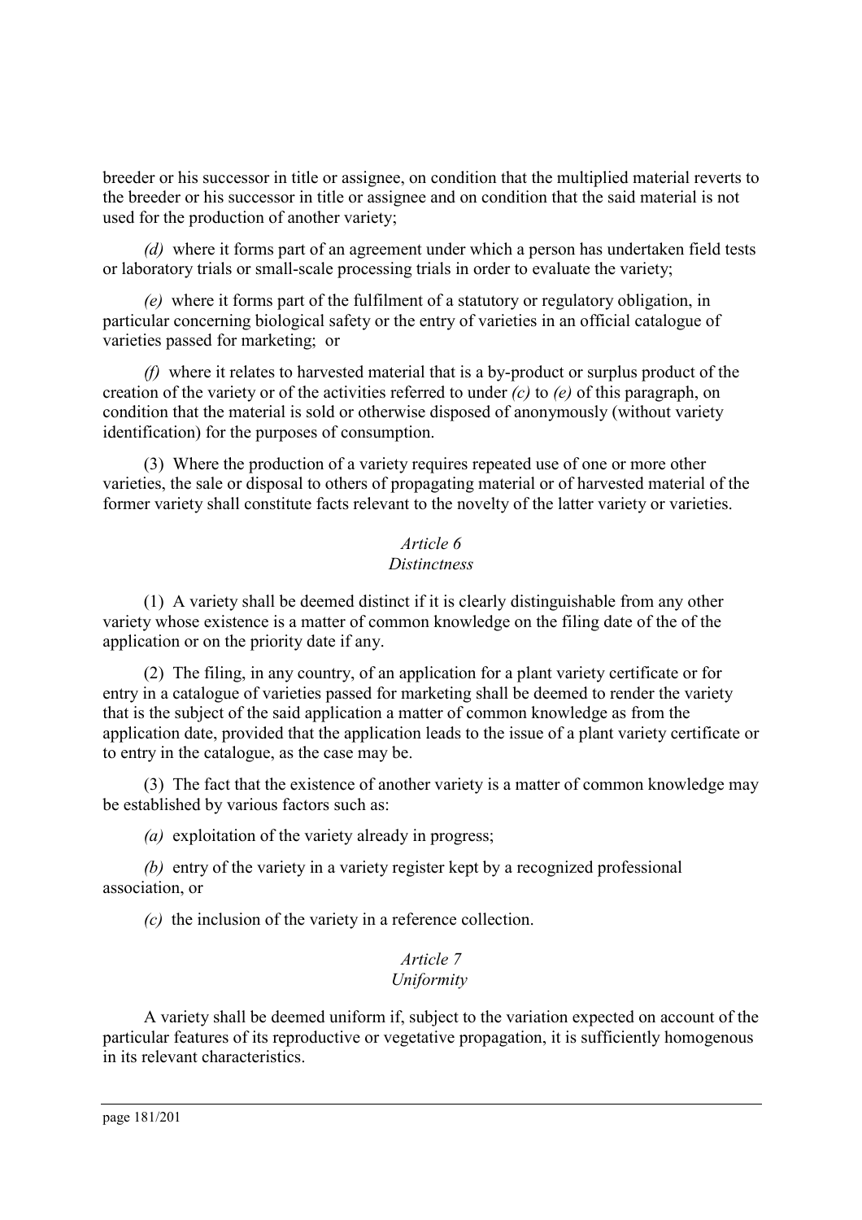breeder or his successor in title or assignee, on condition that the multiplied material reverts to the breeder or his successor in title or assignee and on condition that the said material is not used for the production of another variety;

*(d)* where it forms part of an agreement under which a person has undertaken field tests or laboratory trials or small-scale processing trials in order to evaluate the variety;

*(e)* where it forms part of the fulfilment of a statutory or regulatory obligation, in particular concerning biological safety or the entry of varieties in an official catalogue of varieties passed for marketing; or

*(f)* where it relates to harvested material that is a by-product or surplus product of the creation of the variety or of the activities referred to under *(c)* to *(e)* of this paragraph, on condition that the material is sold or otherwise disposed of anonymously (without variety identification) for the purposes of consumption.

(3) Where the production of a variety requires repeated use of one or more other varieties, the sale or disposal to others of propagating material or of harvested material of the former variety shall constitute facts relevant to the novelty of the latter variety or varieties.

*Article 6*
*Distinctness*

(1) A variety shall be deemed distinct if it is clearly distinguishable from any other variety whose existence is a matter of common knowledge on the filing date of the of the application or on the priority date if any.

(2) The filing, in any country, of an application for a plant variety certificate or for entry in a catalogue of varieties passed for marketing shall be deemed to render the variety that is the subject of the said application a matter of common knowledge as from the application date, provided that the application leads to the issue of a plant variety certificate or to entry in the catalogue, as the case may be.

(3) The fact that the existence of another variety is a matter of common knowledge may be established by various factors such as:

*(a)* exploitation of the variety already in progress;

*(b)* entry of the variety in a variety register kept by a recognized professional association, or

*(c)* the inclusion of the variety in a reference collection.

*Article 7*
*Uniformity*

A variety shall be deemed uniform if, subject to the variation expected on account of the particular features of its reproductive or vegetative propagation, it is sufficiently homogenous in its relevant characteristics.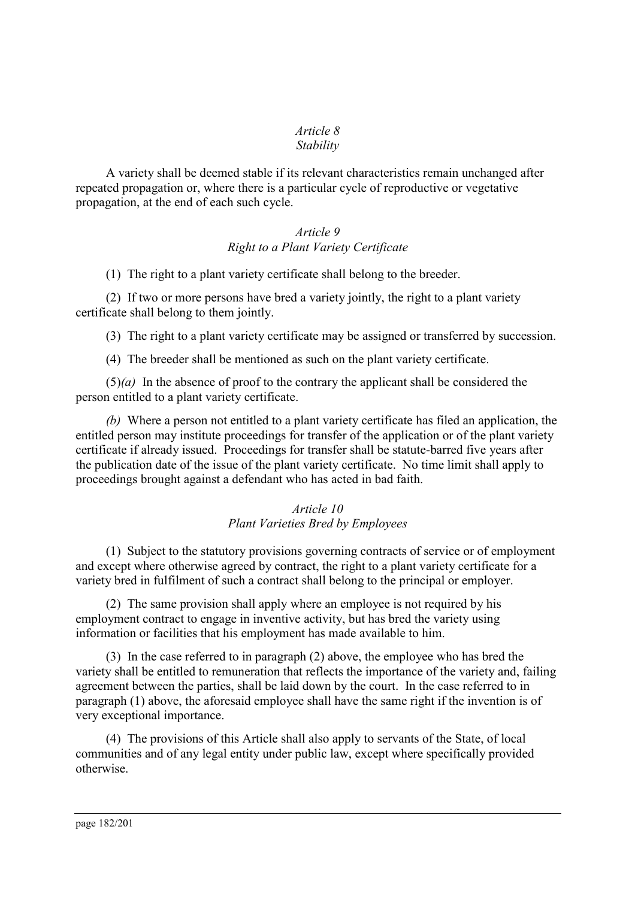*Article 8*
*Stability*

A variety shall be deemed stable if its relevant characteristics remain unchanged after repeated propagation or, where there is a particular cycle of reproductive or vegetative propagation, at the end of each such cycle.

*Article 9*
*Right to a Plant Variety Certificate*

(1) The right to a plant variety certificate shall belong to the breeder.

(2) If two or more persons have bred a variety jointly, the right to a plant variety certificate shall belong to them jointly.

(3) The right to a plant variety certificate may be assigned or transferred by succession.

(4) The breeder shall be mentioned as such on the plant variety certificate.

(5)*(a)* In the absence of proof to the contrary the applicant shall be considered the person entitled to a plant variety certificate.

*(b)* Where a person not entitled to a plant variety certificate has filed an application, the entitled person may institute proceedings for transfer of the application or of the plant variety certificate if already issued. Proceedings for transfer shall be statute-barred five years after the publication date of the issue of the plant variety certificate. No time limit shall apply to proceedings brought against a defendant who has acted in bad faith.

*Article 10*
*Plant Varieties Bred by Employees*

(1) Subject to the statutory provisions governing contracts of service or of employment and except where otherwise agreed by contract, the right to a plant variety certificate for a variety bred in fulfilment of such a contract shall belong to the principal or employer.

(2) The same provision shall apply where an employee is not required by his employment contract to engage in inventive activity, but has bred the variety using information or facilities that his employment has made available to him.

(3) In the case referred to in paragraph (2) above, the employee who has bred the variety shall be entitled to remuneration that reflects the importance of the variety and, failing agreement between the parties, shall be laid down by the court. In the case referred to in paragraph (1) above, the aforesaid employee shall have the same right if the invention is of very exceptional importance.

(4) The provisions of this Article shall also apply to servants of the State, of local communities and of any legal entity under public law, except where specifically provided otherwise.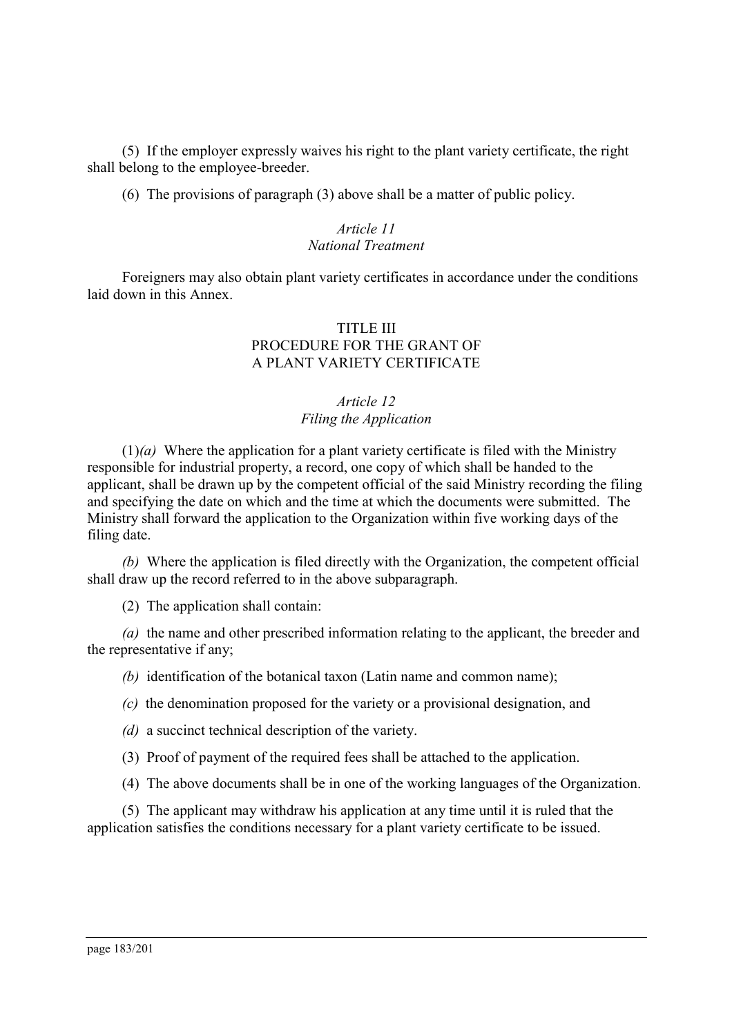(5) If the employer expressly waives his right to the plant variety certificate, the right shall belong to the employee-breeder.

(6) The provisions of paragraph (3) above shall be a matter of public policy.

### *Article 11*
### *National Treatment*

Foreigners may also obtain plant variety certificates in accordance under the conditions laid down in this Annex.

## TITLE III
## PROCEDURE FOR THE GRANT OF A PLANT VARIETY CERTIFICATE

### *Article 12*
### *Filing the Application*

(1)*(a)* Where the application for a plant variety certificate is filed with the Ministry responsible for industrial property, a record, one copy of which shall be handed to the applicant, shall be drawn up by the competent official of the said Ministry recording the filing and specifying the date on which and the time at which the documents were submitted. The Ministry shall forward the application to the Organization within five working days of the filing date.

*(b)* Where the application is filed directly with the Organization, the competent official shall draw up the record referred to in the above subparagraph.

(2) The application shall contain:

*(a)* the name and other prescribed information relating to the applicant, the breeder and the representative if any;

*(b)* identification of the botanical taxon (Latin name and common name);

*(c)* the denomination proposed for the variety or a provisional designation, and

*(d)* a succinct technical description of the variety.

(3) Proof of payment of the required fees shall be attached to the application.

(4) The above documents shall be in one of the working languages of the Organization.

(5) The applicant may withdraw his application at any time until it is ruled that the application satisfies the conditions necessary for a plant variety certificate to be issued.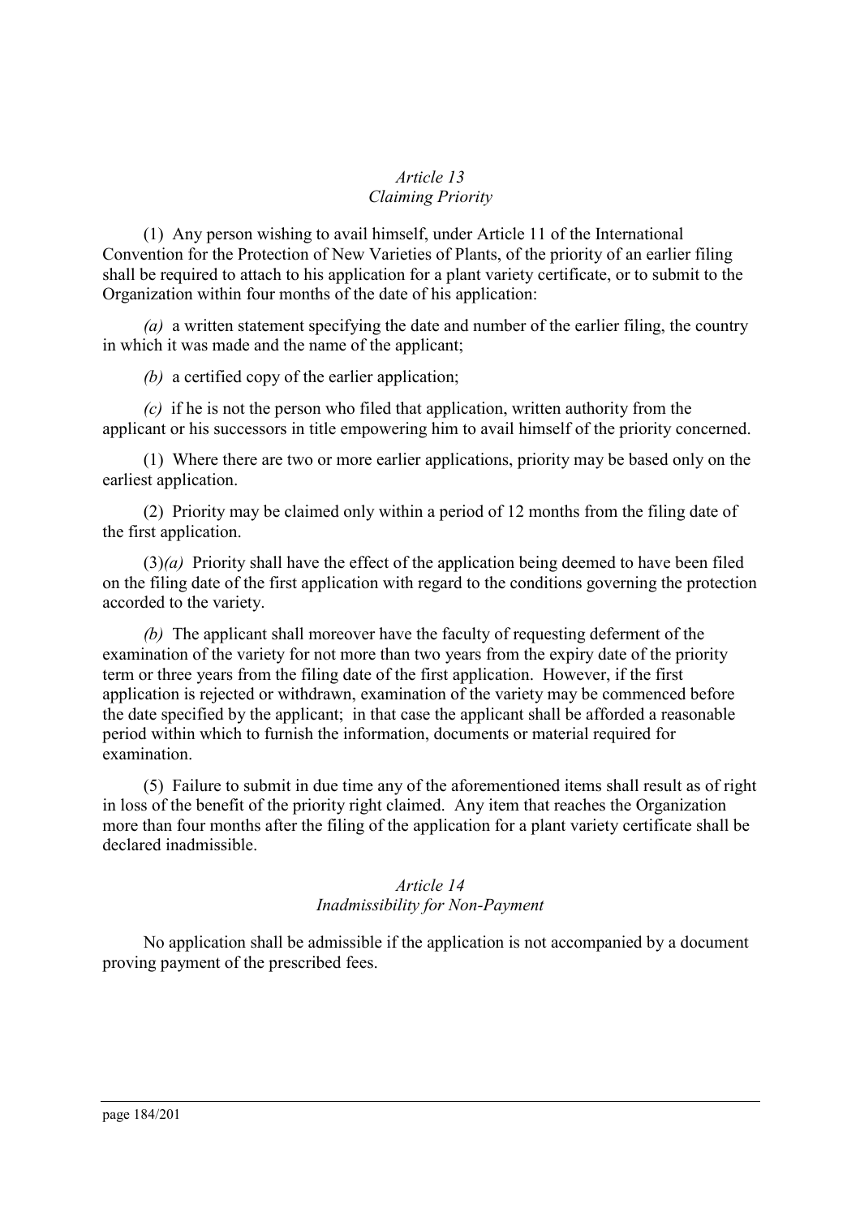*Article 13*
*Claiming Priority*

(1) Any person wishing to avail himself, under Article 11 of the International Convention for the Protection of New Varieties of Plants, of the priority of an earlier filing shall be required to attach to his application for a plant variety certificate, or to submit to the Organization within four months of the date of his application:

*(a)* a written statement specifying the date and number of the earlier filing, the country in which it was made and the name of the applicant;

*(b)* a certified copy of the earlier application;

*(c)* if he is not the person who filed that application, written authority from the applicant or his successors in title empowering him to avail himself of the priority concerned.

(1) Where there are two or more earlier applications, priority may be based only on the earliest application.

(2) Priority may be claimed only within a period of 12 months from the filing date of the first application.

(3)*(a)* Priority shall have the effect of the application being deemed to have been filed on the filing date of the first application with regard to the conditions governing the protection accorded to the variety.

*(b)* The applicant shall moreover have the faculty of requesting deferment of the examination of the variety for not more than two years from the expiry date of the priority term or three years from the filing date of the first application. However, if the first application is rejected or withdrawn, examination of the variety may be commenced before the date specified by the applicant; in that case the applicant shall be afforded a reasonable period within which to furnish the information, documents or material required for examination.

(5) Failure to submit in due time any of the aforementioned items shall result as of right in loss of the benefit of the priority right claimed. Any item that reaches the Organization more than four months after the filing of the application for a plant variety certificate shall be declared inadmissible.

*Article 14*
*Inadmissibility for Non-Payment*

No application shall be admissible if the application is not accompanied by a document proving payment of the prescribed fees.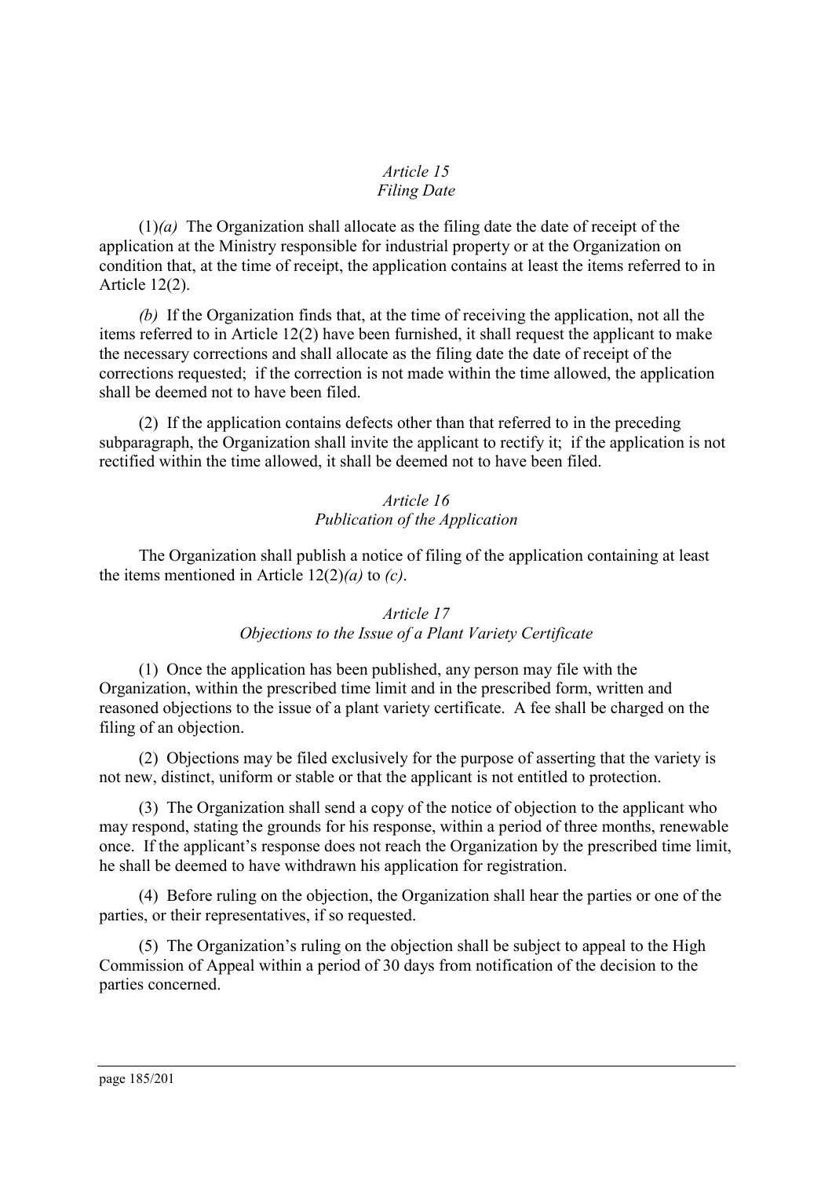*Article 15*
*Filing Date*

(1)*(a)* The Organization shall allocate as the filing date the date of receipt of the application at the Ministry responsible for industrial property or at the Organization on condition that, at the time of receipt, the application contains at least the items referred to in Article 12(2).

*(b)* If the Organization finds that, at the time of receiving the application, not all the items referred to in Article 12(2) have been furnished, it shall request the applicant to make the necessary corrections and shall allocate as the filing date the date of receipt of the corrections requested; if the correction is not made within the time allowed, the application shall be deemed not to have been filed.

(2) If the application contains defects other than that referred to in the preceding subparagraph, the Organization shall invite the applicant to rectify it; if the application is not rectified within the time allowed, it shall be deemed not to have been filed.

*Article 16*
*Publication of the Application*

The Organization shall publish a notice of filing of the application containing at least the items mentioned in Article 12(2)*(a)* to *(c)*.

*Article 17*
*Objections to the Issue of a Plant Variety Certificate*

(1) Once the application has been published, any person may file with the Organization, within the prescribed time limit and in the prescribed form, written and reasoned objections to the issue of a plant variety certificate. A fee shall be charged on the filing of an objection.

(2) Objections may be filed exclusively for the purpose of asserting that the variety is not new, distinct, uniform or stable or that the applicant is not entitled to protection.

(3) The Organization shall send a copy of the notice of objection to the applicant who may respond, stating the grounds for his response, within a period of three months, renewable once. If the applicant's response does not reach the Organization by the prescribed time limit, he shall be deemed to have withdrawn his application for registration.

(4) Before ruling on the objection, the Organization shall hear the parties or one of the parties, or their representatives, if so requested.

(5) The Organization's ruling on the objection shall be subject to appeal to the High Commission of Appeal within a period of 30 days from notification of the decision to the parties concerned.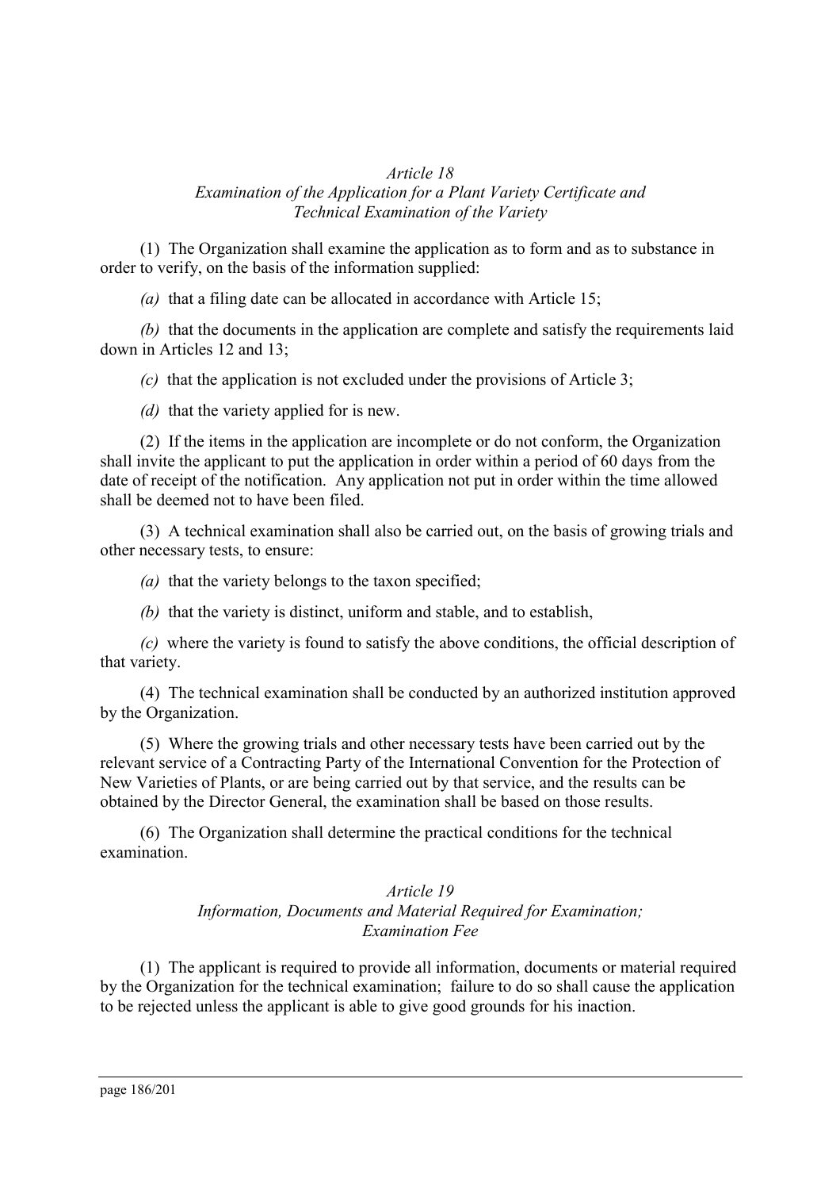*Article 18*
*Examination of the Application for a Plant Variety Certificate and Technical Examination of the Variety*

(1) The Organization shall examine the application as to form and as to substance in order to verify, on the basis of the information supplied:

*(a)* that a filing date can be allocated in accordance with Article 15;

*(b)* that the documents in the application are complete and satisfy the requirements laid down in Articles 12 and 13;

*(c)* that the application is not excluded under the provisions of Article 3;

*(d)* that the variety applied for is new.

(2) If the items in the application are incomplete or do not conform, the Organization shall invite the applicant to put the application in order within a period of 60 days from the date of receipt of the notification. Any application not put in order within the time allowed shall be deemed not to have been filed.

(3) A technical examination shall also be carried out, on the basis of growing trials and other necessary tests, to ensure:

*(a)* that the variety belongs to the taxon specified;

*(b)* that the variety is distinct, uniform and stable, and to establish,

*(c)* where the variety is found to satisfy the above conditions, the official description of that variety.

(4) The technical examination shall be conducted by an authorized institution approved by the Organization.

(5) Where the growing trials and other necessary tests have been carried out by the relevant service of a Contracting Party of the International Convention for the Protection of New Varieties of Plants, or are being carried out by that service, and the results can be obtained by the Director General, the examination shall be based on those results.

(6) The Organization shall determine the practical conditions for the technical examination.

*Article 19*
*Information, Documents and Material Required for Examination; Examination Fee*

(1) The applicant is required to provide all information, documents or material required by the Organization for the technical examination; failure to do so shall cause the application to be rejected unless the applicant is able to give good grounds for his inaction.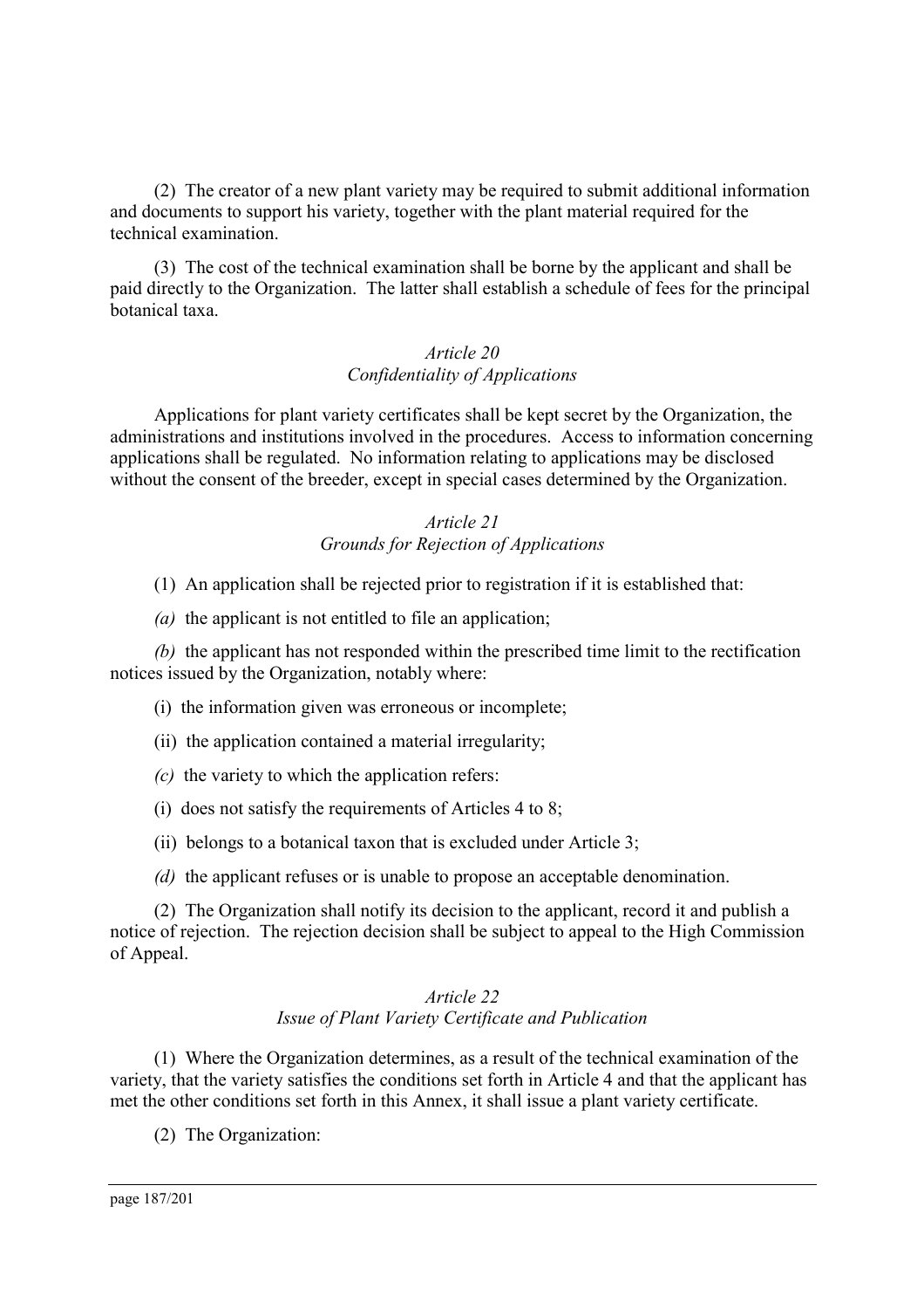(2) The creator of a new plant variety may be required to submit additional information and documents to support his variety, together with the plant material required for the technical examination.

(3) The cost of the technical examination shall be borne by the applicant and shall be paid directly to the Organization. The latter shall establish a schedule of fees for the principal botanical taxa.

*Article 20*
*Confidentiality of Applications*

Applications for plant variety certificates shall be kept secret by the Organization, the administrations and institutions involved in the procedures. Access to information concerning applications shall be regulated. No information relating to applications may be disclosed without the consent of the breeder, except in special cases determined by the Organization.

*Article 21*
*Grounds for Rejection of Applications*

(1) An application shall be rejected prior to registration if it is established that:

*(a)* the applicant is not entitled to file an application;

*(b)* the applicant has not responded within the prescribed time limit to the rectification notices issued by the Organization, notably where:

(i) the information given was erroneous or incomplete;

(ii) the application contained a material irregularity;

*(c)* the variety to which the application refers:

(i) does not satisfy the requirements of Articles 4 to 8;

(ii) belongs to a botanical taxon that is excluded under Article 3;

*(d)* the applicant refuses or is unable to propose an acceptable denomination.

(2) The Organization shall notify its decision to the applicant, record it and publish a notice of rejection. The rejection decision shall be subject to appeal to the High Commission of Appeal.

*Article 22*
*Issue of Plant Variety Certificate and Publication*

(1) Where the Organization determines, as a result of the technical examination of the variety, that the variety satisfies the conditions set forth in Article 4 and that the applicant has met the other conditions set forth in this Annex, it shall issue a plant variety certificate.

(2) The Organization: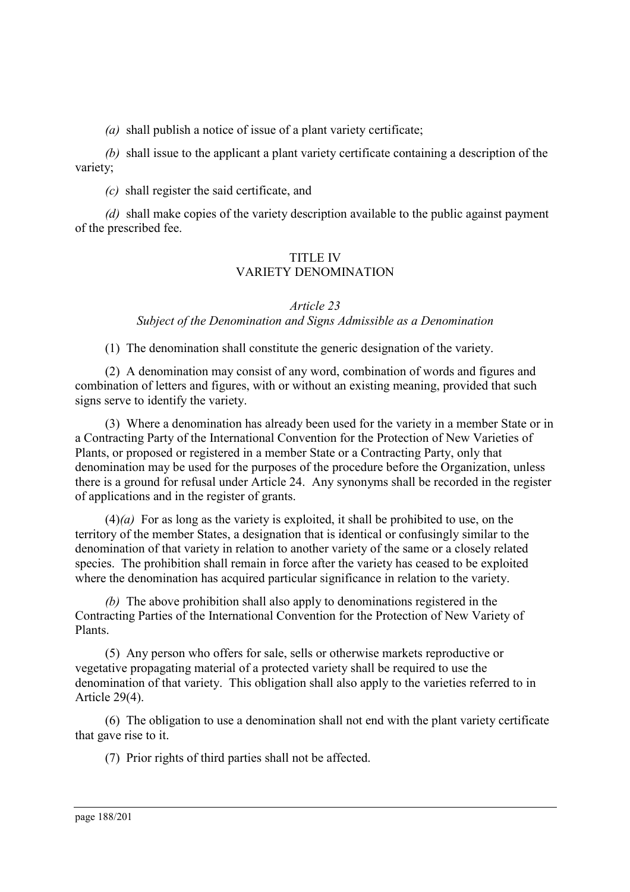*(a)* shall publish a notice of issue of a plant variety certificate;

*(b)* shall issue to the applicant a plant variety certificate containing a description of the variety;

*(c)* shall register the said certificate, and

*(d)* shall make copies of the variety description available to the public against payment of the prescribed fee.

## TITLE IV
## VARIETY DENOMINATION

### *Article 23*
### *Subject of the Denomination and Signs Admissible as a Denomination*

(1) The denomination shall constitute the generic designation of the variety.

(2) A denomination may consist of any word, combination of words and figures and combination of letters and figures, with or without an existing meaning, provided that such signs serve to identify the variety.

(3) Where a denomination has already been used for the variety in a member State or in a Contracting Party of the International Convention for the Protection of New Varieties of Plants, or proposed or registered in a member State or a Contracting Party, only that denomination may be used for the purposes of the procedure before the Organization, unless there is a ground for refusal under Article 24. Any synonyms shall be recorded in the register of applications and in the register of grants.

(4)*(a)* For as long as the variety is exploited, it shall be prohibited to use, on the territory of the member States, a designation that is identical or confusingly similar to the denomination of that variety in relation to another variety of the same or a closely related species. The prohibition shall remain in force after the variety has ceased to be exploited where the denomination has acquired particular significance in relation to the variety.

*(b)* The above prohibition shall also apply to denominations registered in the Contracting Parties of the International Convention for the Protection of New Variety of Plants.

(5) Any person who offers for sale, sells or otherwise markets reproductive or vegetative propagating material of a protected variety shall be required to use the denomination of that variety. This obligation shall also apply to the varieties referred to in Article 29(4).

(6) The obligation to use a denomination shall not end with the plant variety certificate that gave rise to it.

(7) Prior rights of third parties shall not be affected.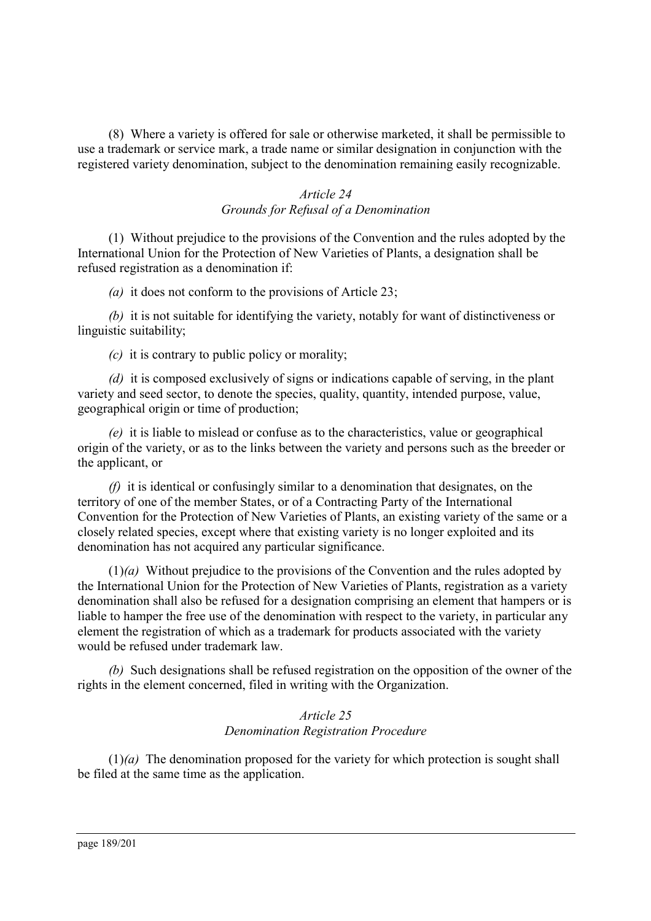(8) Where a variety is offered for sale or otherwise marketed, it shall be permissible to use a trademark or service mark, a trade name or similar designation in conjunction with the registered variety denomination, subject to the denomination remaining easily recognizable.

*Article 24*
*Grounds for Refusal of a Denomination*

(1) Without prejudice to the provisions of the Convention and the rules adopted by the International Union for the Protection of New Varieties of Plants, a designation shall be refused registration as a denomination if:

*(a)* it does not conform to the provisions of Article 23;

*(b)* it is not suitable for identifying the variety, notably for want of distinctiveness or linguistic suitability;

*(c)* it is contrary to public policy or morality;

*(d)* it is composed exclusively of signs or indications capable of serving, in the plant variety and seed sector, to denote the species, quality, quantity, intended purpose, value, geographical origin or time of production;

*(e)* it is liable to mislead or confuse as to the characteristics, value or geographical origin of the variety, or as to the links between the variety and persons such as the breeder or the applicant, or

*(f)* it is identical or confusingly similar to a denomination that designates, on the territory of one of the member States, or of a Contracting Party of the International Convention for the Protection of New Varieties of Plants, an existing variety of the same or a closely related species, except where that existing variety is no longer exploited and its denomination has not acquired any particular significance.

(1)*(a)* Without prejudice to the provisions of the Convention and the rules adopted by the International Union for the Protection of New Varieties of Plants, registration as a variety denomination shall also be refused for a designation comprising an element that hampers or is liable to hamper the free use of the denomination with respect to the variety, in particular any element the registration of which as a trademark for products associated with the variety would be refused under trademark law.

*(b)* Such designations shall be refused registration on the opposition of the owner of the rights in the element concerned, filed in writing with the Organization.

*Article 25*
*Denomination Registration Procedure*

(1)*(a)* The denomination proposed for the variety for which protection is sought shall be filed at the same time as the application.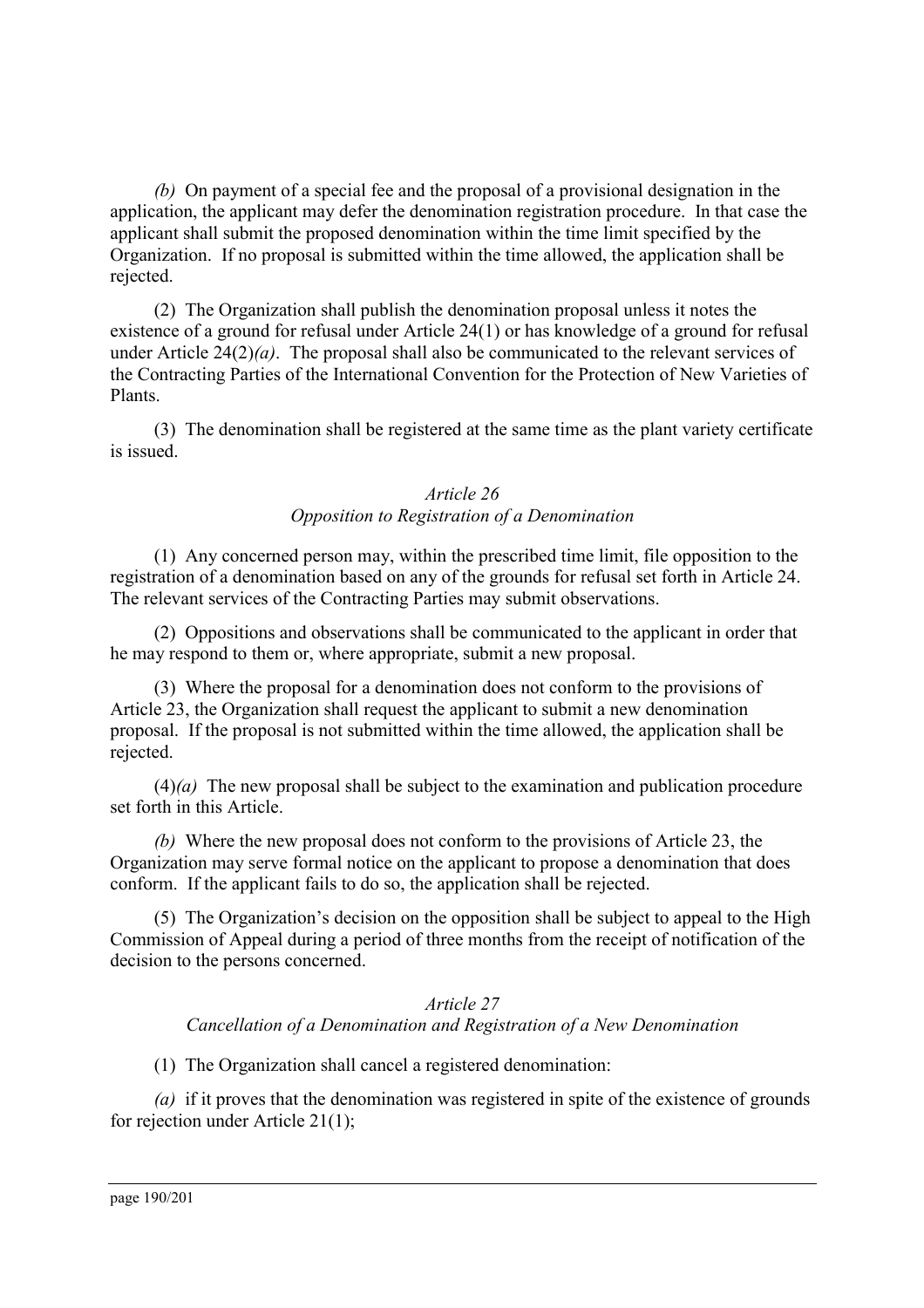*(b)* On payment of a special fee and the proposal of a provisional designation in the application, the applicant may defer the denomination registration procedure. In that case the applicant shall submit the proposed denomination within the time limit specified by the Organization. If no proposal is submitted within the time allowed, the application shall be rejected.

(2) The Organization shall publish the denomination proposal unless it notes the existence of a ground for refusal under Article 24(1) or has knowledge of a ground for refusal under Article 24(2)*(a)*. The proposal shall also be communicated to the relevant services of the Contracting Parties of the International Convention for the Protection of New Varieties of Plants.

(3) The denomination shall be registered at the same time as the plant variety certificate is issued.

*Article 26*
*Opposition to Registration of a Denomination*

(1) Any concerned person may, within the prescribed time limit, file opposition to the registration of a denomination based on any of the grounds for refusal set forth in Article 24. The relevant services of the Contracting Parties may submit observations.

(2) Oppositions and observations shall be communicated to the applicant in order that he may respond to them or, where appropriate, submit a new proposal.

(3) Where the proposal for a denomination does not conform to the provisions of Article 23, the Organization shall request the applicant to submit a new denomination proposal. If the proposal is not submitted within the time allowed, the application shall be rejected.

(4)*(a)* The new proposal shall be subject to the examination and publication procedure set forth in this Article.

*(b)* Where the new proposal does not conform to the provisions of Article 23, the Organization may serve formal notice on the applicant to propose a denomination that does conform. If the applicant fails to do so, the application shall be rejected.

(5) The Organization's decision on the opposition shall be subject to appeal to the High Commission of Appeal during a period of three months from the receipt of notification of the decision to the persons concerned.

*Article 27*
*Cancellation of a Denomination and Registration of a New Denomination*

(1) The Organization shall cancel a registered denomination:

*(a)* if it proves that the denomination was registered in spite of the existence of grounds for rejection under Article 21(1);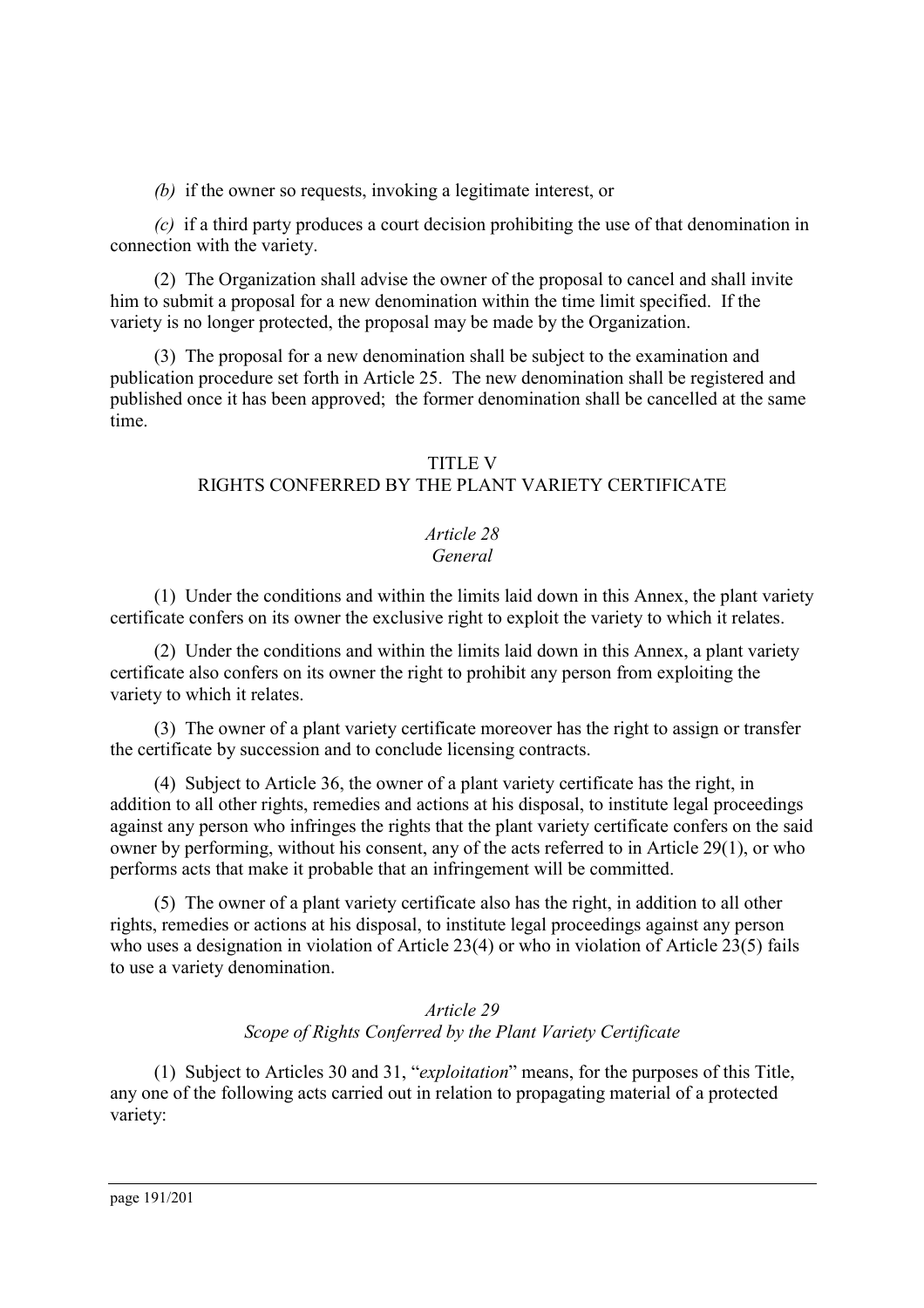*(b)* if the owner so requests, invoking a legitimate interest, or

*(c)* if a third party produces a court decision prohibiting the use of that denomination in connection with the variety.

(2) The Organization shall advise the owner of the proposal to cancel and shall invite him to submit a proposal for a new denomination within the time limit specified. If the variety is no longer protected, the proposal may be made by the Organization.

(3) The proposal for a new denomination shall be subject to the examination and publication procedure set forth in Article 25. The new denomination shall be registered and published once it has been approved; the former denomination shall be cancelled at the same time.

## TITLE V
## RIGHTS CONFERRED BY THE PLANT VARIETY CERTIFICATE

### *Article 28*
### *General*

(1) Under the conditions and within the limits laid down in this Annex, the plant variety certificate confers on its owner the exclusive right to exploit the variety to which it relates.

(2) Under the conditions and within the limits laid down in this Annex, a plant variety certificate also confers on its owner the right to prohibit any person from exploiting the variety to which it relates.

(3) The owner of a plant variety certificate moreover has the right to assign or transfer the certificate by succession and to conclude licensing contracts.

(4) Subject to Article 36, the owner of a plant variety certificate has the right, in addition to all other rights, remedies and actions at his disposal, to institute legal proceedings against any person who infringes the rights that the plant variety certificate confers on the said owner by performing, without his consent, any of the acts referred to in Article 29(1), or who performs acts that make it probable that an infringement will be committed.

(5) The owner of a plant variety certificate also has the right, in addition to all other rights, remedies or actions at his disposal, to institute legal proceedings against any person who uses a designation in violation of Article 23(4) or who in violation of Article 23(5) fails to use a variety denomination.

### *Article 29*
### *Scope of Rights Conferred by the Plant Variety Certificate*

(1) Subject to Articles 30 and 31, "*exploitation*" means, for the purposes of this Title, any one of the following acts carried out in relation to propagating material of a protected variety: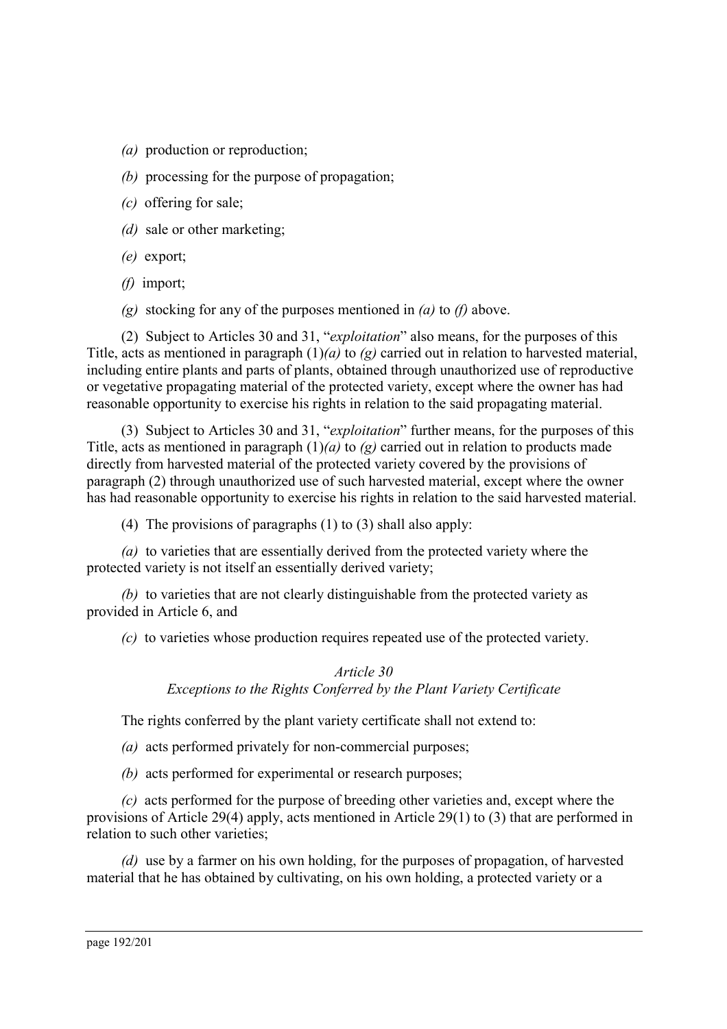*(a)* production or reproduction;

*(b)* processing for the purpose of propagation;

*(c)* offering for sale;

*(d)* sale or other marketing;

*(e)* export;

*(f)* import;

*(g)* stocking for any of the purposes mentioned in *(a)* to *(f)* above.

(2) Subject to Articles 30 and 31, "*exploitation*" also means, for the purposes of this Title, acts as mentioned in paragraph (1)*(a)* to *(g)* carried out in relation to harvested material, including entire plants and parts of plants, obtained through unauthorized use of reproductive or vegetative propagating material of the protected variety, except where the owner has had reasonable opportunity to exercise his rights in relation to the said propagating material.

(3) Subject to Articles 30 and 31, "*exploitation*" further means, for the purposes of this Title, acts as mentioned in paragraph (1)*(a)* to *(g)* carried out in relation to products made directly from harvested material of the protected variety covered by the provisions of paragraph (2) through unauthorized use of such harvested material, except where the owner has had reasonable opportunity to exercise his rights in relation to the said harvested material.

(4) The provisions of paragraphs (1) to (3) shall also apply:

*(a)* to varieties that are essentially derived from the protected variety where the protected variety is not itself an essentially derived variety;

*(b)* to varieties that are not clearly distinguishable from the protected variety as provided in Article 6, and

*(c)* to varieties whose production requires repeated use of the protected variety.

*Article 30*
*Exceptions to the Rights Conferred by the Plant Variety Certificate*

The rights conferred by the plant variety certificate shall not extend to:

*(a)* acts performed privately for non-commercial purposes;

*(b)* acts performed for experimental or research purposes;

*(c)* acts performed for the purpose of breeding other varieties and, except where the provisions of Article 29(4) apply, acts mentioned in Article 29(1) to (3) that are performed in relation to such other varieties;

*(d)* use by a farmer on his own holding, for the purposes of propagation, of harvested material that he has obtained by cultivating, on his own holding, a protected variety or a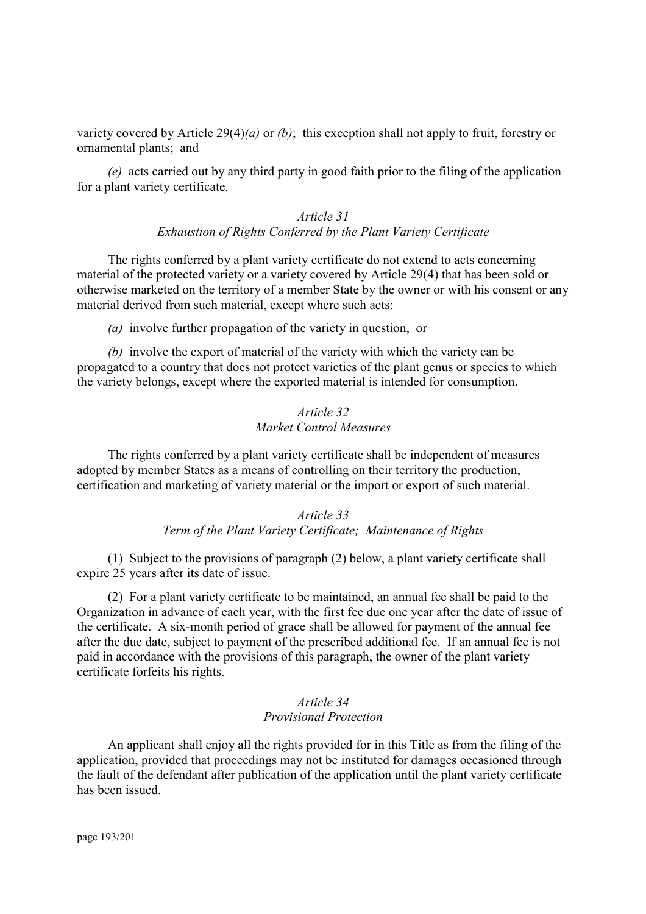variety covered by Article 29(4)*(a)* or *(b)*; this exception shall not apply to fruit, forestry or ornamental plants; and

*(e)* acts carried out by any third party in good faith prior to the filing of the application for a plant variety certificate.

*Article 31*
*Exhaustion of Rights Conferred by the Plant Variety Certificate*

The rights conferred by a plant variety certificate do not extend to acts concerning material of the protected variety or a variety covered by Article 29(4) that has been sold or otherwise marketed on the territory of a member State by the owner or with his consent or any material derived from such material, except where such acts:

*(a)* involve further propagation of the variety in question, or

*(b)* involve the export of material of the variety with which the variety can be propagated to a country that does not protect varieties of the plant genus or species to which the variety belongs, except where the exported material is intended for consumption.

*Article 32*
*Market Control Measures*

The rights conferred by a plant variety certificate shall be independent of measures adopted by member States as a means of controlling on their territory the production, certification and marketing of variety material or the import or export of such material.

*Article 33*
*Term of the Plant Variety Certificate; Maintenance of Rights*

(1) Subject to the provisions of paragraph (2) below, a plant variety certificate shall expire 25 years after its date of issue.

(2) For a plant variety certificate to be maintained, an annual fee shall be paid to the Organization in advance of each year, with the first fee due one year after the date of issue of the certificate. A six-month period of grace shall be allowed for payment of the annual fee after the due date, subject to payment of the prescribed additional fee. If an annual fee is not paid in accordance with the provisions of this paragraph, the owner of the plant variety certificate forfeits his rights.

*Article 34*
*Provisional Protection*

An applicant shall enjoy all the rights provided for in this Title as from the filing of the application, provided that proceedings may not be instituted for damages occasioned through the fault of the defendant after publication of the application until the plant variety certificate has been issued.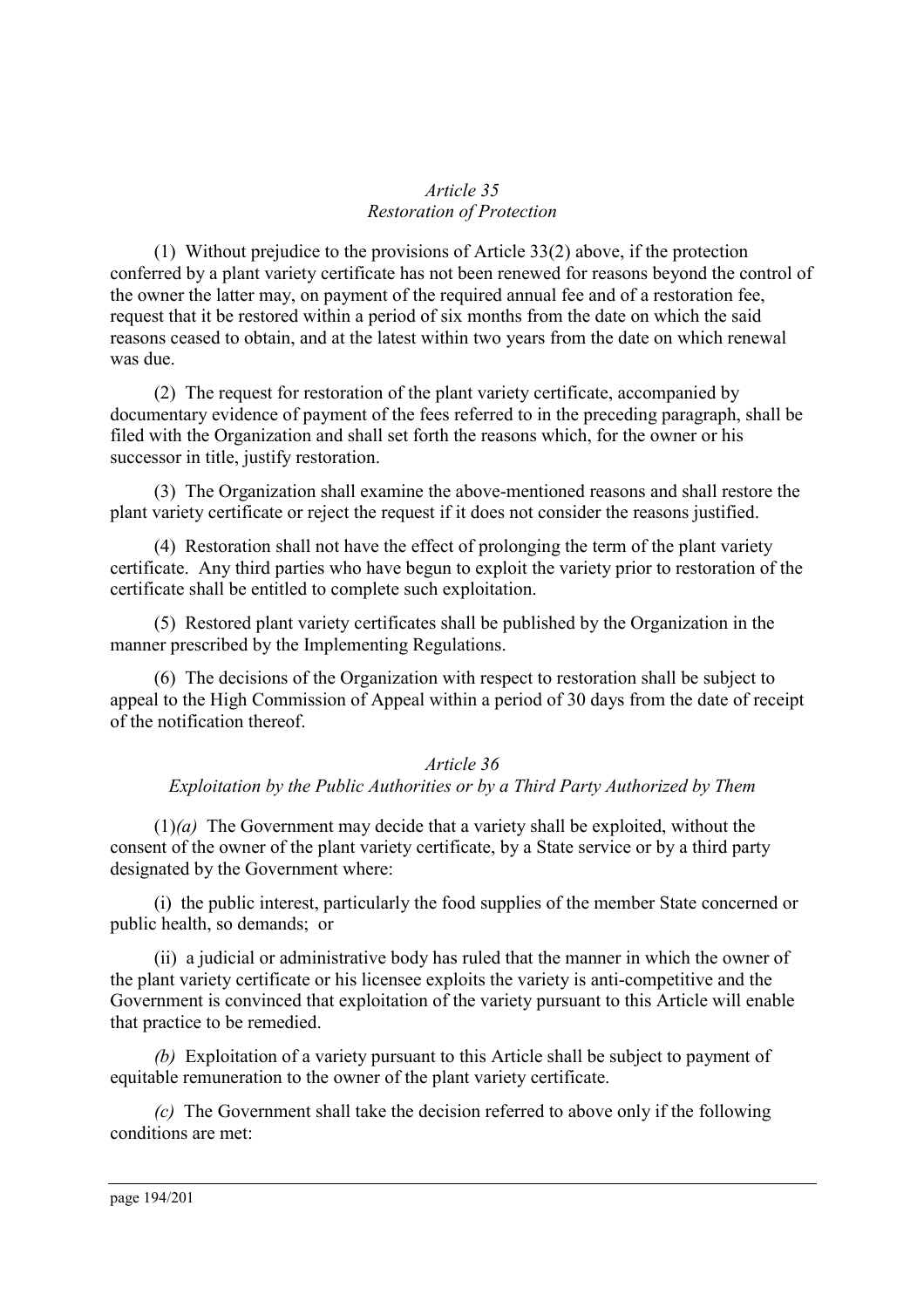*Article 35*
*Restoration of Protection*

(1) Without prejudice to the provisions of Article 33(2) above, if the protection conferred by a plant variety certificate has not been renewed for reasons beyond the control of the owner the latter may, on payment of the required annual fee and of a restoration fee, request that it be restored within a period of six months from the date on which the said reasons ceased to obtain, and at the latest within two years from the date on which renewal was due.

(2) The request for restoration of the plant variety certificate, accompanied by documentary evidence of payment of the fees referred to in the preceding paragraph, shall be filed with the Organization and shall set forth the reasons which, for the owner or his successor in title, justify restoration.

(3) The Organization shall examine the above-mentioned reasons and shall restore the plant variety certificate or reject the request if it does not consider the reasons justified.

(4) Restoration shall not have the effect of prolonging the term of the plant variety certificate. Any third parties who have begun to exploit the variety prior to restoration of the certificate shall be entitled to complete such exploitation.

(5) Restored plant variety certificates shall be published by the Organization in the manner prescribed by the Implementing Regulations.

(6) The decisions of the Organization with respect to restoration shall be subject to appeal to the High Commission of Appeal within a period of 30 days from the date of receipt of the notification thereof.

*Article 36*
*Exploitation by the Public Authorities or by a Third Party Authorized by Them*

(1)*(a)* The Government may decide that a variety shall be exploited, without the consent of the owner of the plant variety certificate, by a State service or by a third party designated by the Government where:

(i) the public interest, particularly the food supplies of the member State concerned or public health, so demands; or

(ii) a judicial or administrative body has ruled that the manner in which the owner of the plant variety certificate or his licensee exploits the variety is anti-competitive and the Government is convinced that exploitation of the variety pursuant to this Article will enable that practice to be remedied.

*(b)* Exploitation of a variety pursuant to this Article shall be subject to payment of equitable remuneration to the owner of the plant variety certificate.

*(c)* The Government shall take the decision referred to above only if the following conditions are met: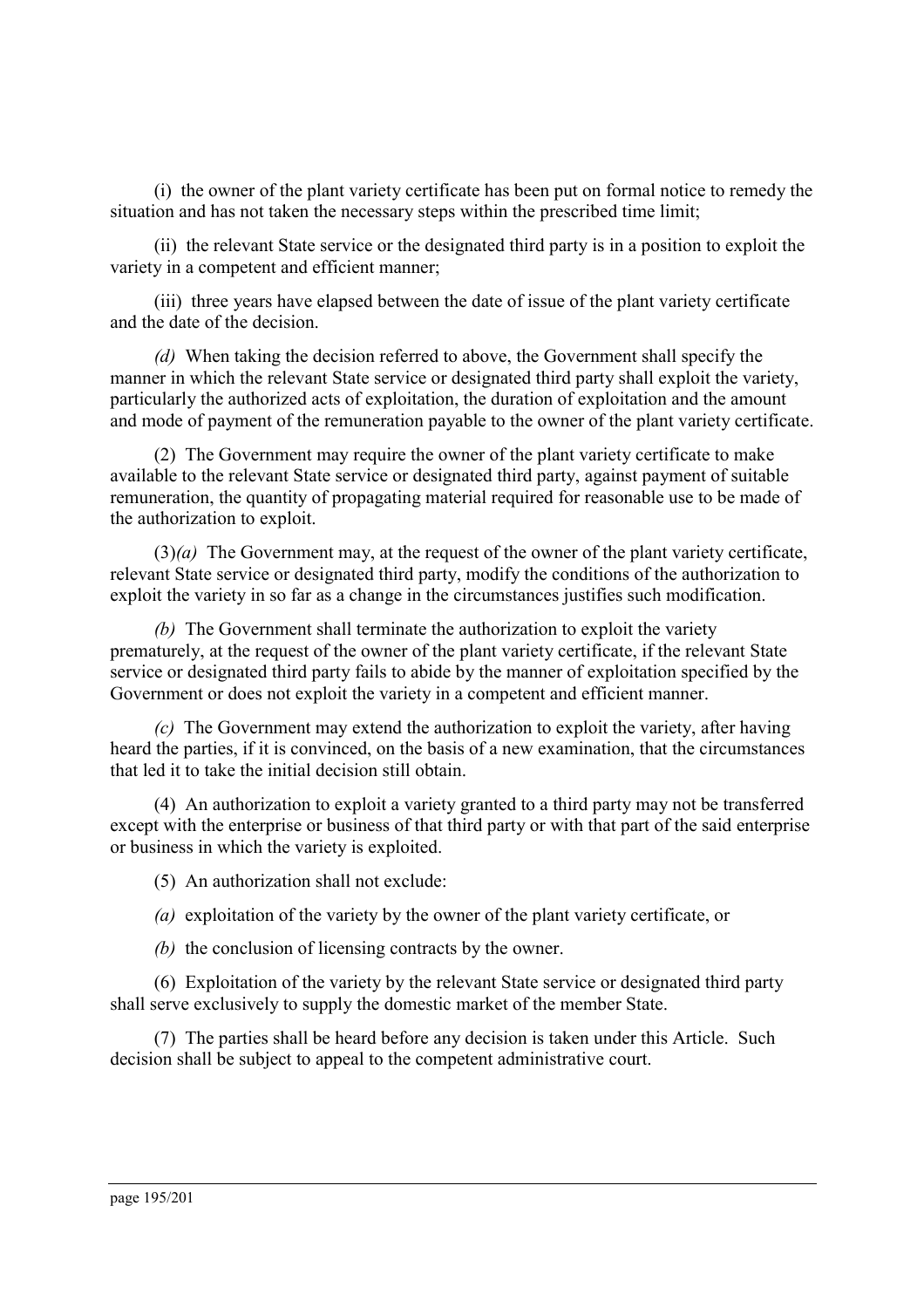(i) the owner of the plant variety certificate has been put on formal notice to remedy the situation and has not taken the necessary steps within the prescribed time limit;

(ii) the relevant State service or the designated third party is in a position to exploit the variety in a competent and efficient manner;

(iii) three years have elapsed between the date of issue of the plant variety certificate and the date of the decision.

*(d)* When taking the decision referred to above, the Government shall specify the manner in which the relevant State service or designated third party shall exploit the variety, particularly the authorized acts of exploitation, the duration of exploitation and the amount and mode of payment of the remuneration payable to the owner of the plant variety certificate.

(2) The Government may require the owner of the plant variety certificate to make available to the relevant State service or designated third party, against payment of suitable remuneration, the quantity of propagating material required for reasonable use to be made of the authorization to exploit.

(3)*(a)* The Government may, at the request of the owner of the plant variety certificate, relevant State service or designated third party, modify the conditions of the authorization to exploit the variety in so far as a change in the circumstances justifies such modification.

*(b)* The Government shall terminate the authorization to exploit the variety prematurely, at the request of the owner of the plant variety certificate, if the relevant State service or designated third party fails to abide by the manner of exploitation specified by the Government or does not exploit the variety in a competent and efficient manner.

*(c)* The Government may extend the authorization to exploit the variety, after having heard the parties, if it is convinced, on the basis of a new examination, that the circumstances that led it to take the initial decision still obtain.

(4) An authorization to exploit a variety granted to a third party may not be transferred except with the enterprise or business of that third party or with that part of the said enterprise or business in which the variety is exploited.

(5) An authorization shall not exclude:

*(a)* exploitation of the variety by the owner of the plant variety certificate, or

*(b)* the conclusion of licensing contracts by the owner.

(6) Exploitation of the variety by the relevant State service or designated third party shall serve exclusively to supply the domestic market of the member State.

(7) The parties shall be heard before any decision is taken under this Article. Such decision shall be subject to appeal to the competent administrative court.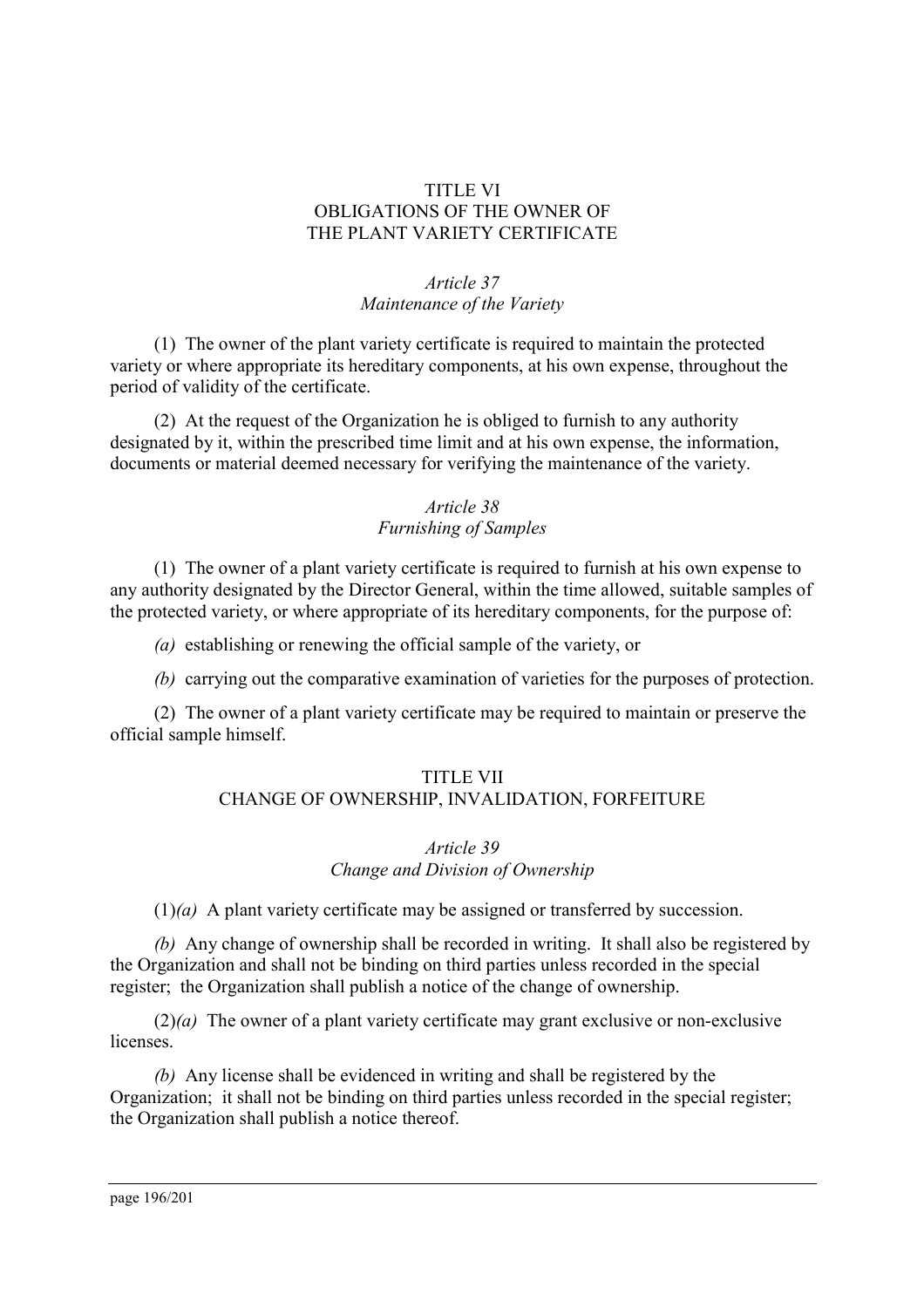## TITLE VI
## OBLIGATIONS OF THE OWNER OF THE PLANT VARIETY CERTIFICATE

### *Article 37*
### *Maintenance of the Variety*

(1) The owner of the plant variety certificate is required to maintain the protected variety or where appropriate its hereditary components, at his own expense, throughout the period of validity of the certificate.

(2) At the request of the Organization he is obliged to furnish to any authority designated by it, within the prescribed time limit and at his own expense, the information, documents or material deemed necessary for verifying the maintenance of the variety.

### *Article 38*
### *Furnishing of Samples*

(1) The owner of a plant variety certificate is required to furnish at his own expense to any authority designated by the Director General, within the time allowed, suitable samples of the protected variety, or where appropriate of its hereditary components, for the purpose of:

*(a)* establishing or renewing the official sample of the variety, or

*(b)* carrying out the comparative examination of varieties for the purposes of protection.

(2) The owner of a plant variety certificate may be required to maintain or preserve the official sample himself.

## TITLE VII
## CHANGE OF OWNERSHIP, INVALIDATION, FORFEITURE

### *Article 39*
### *Change and Division of Ownership*

(1)*(a)* A plant variety certificate may be assigned or transferred by succession.

*(b)* Any change of ownership shall be recorded in writing. It shall also be registered by the Organization and shall not be binding on third parties unless recorded in the special register; the Organization shall publish a notice of the change of ownership.

(2)*(a)* The owner of a plant variety certificate may grant exclusive or non-exclusive licenses.

*(b)* Any license shall be evidenced in writing and shall be registered by the Organization; it shall not be binding on third parties unless recorded in the special register; the Organization shall publish a notice thereof.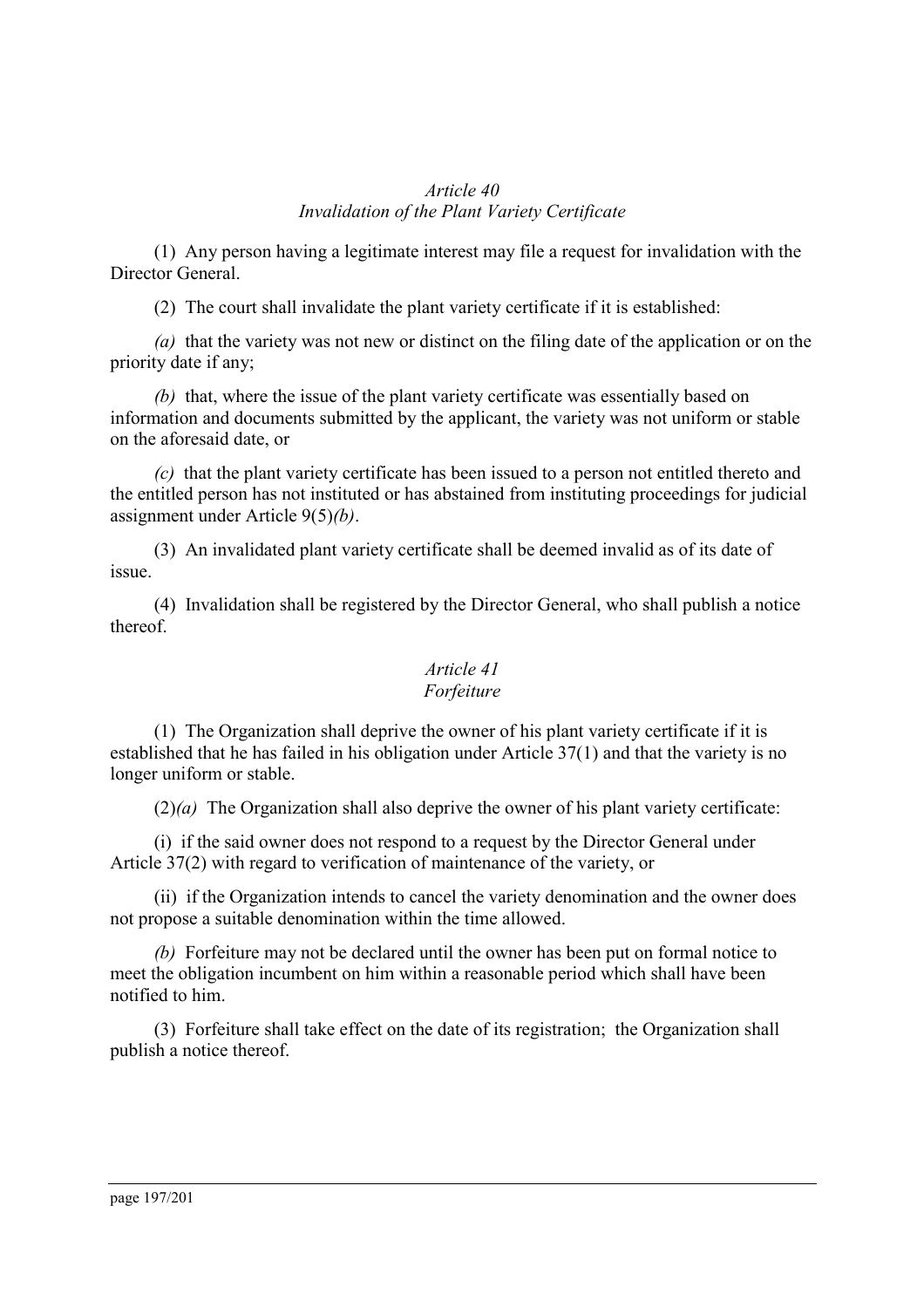*Article 40*
*Invalidation of the Plant Variety Certificate*

(1) Any person having a legitimate interest may file a request for invalidation with the Director General.

(2) The court shall invalidate the plant variety certificate if it is established:

*(a)* that the variety was not new or distinct on the filing date of the application or on the priority date if any;

*(b)* that, where the issue of the plant variety certificate was essentially based on information and documents submitted by the applicant, the variety was not uniform or stable on the aforesaid date, or

*(c)* that the plant variety certificate has been issued to a person not entitled thereto and the entitled person has not instituted or has abstained from instituting proceedings for judicial assignment under Article 9(5)*(b)*.

(3) An invalidated plant variety certificate shall be deemed invalid as of its date of issue.

(4) Invalidation shall be registered by the Director General, who shall publish a notice thereof.

*Article 41*
*Forfeiture*

(1) The Organization shall deprive the owner of his plant variety certificate if it is established that he has failed in his obligation under Article 37(1) and that the variety is no longer uniform or stable.

(2)*(a)* The Organization shall also deprive the owner of his plant variety certificate:

(i) if the said owner does not respond to a request by the Director General under Article 37(2) with regard to verification of maintenance of the variety, or

(ii) if the Organization intends to cancel the variety denomination and the owner does not propose a suitable denomination within the time allowed.

*(b)* Forfeiture may not be declared until the owner has been put on formal notice to meet the obligation incumbent on him within a reasonable period which shall have been notified to him.

(3) Forfeiture shall take effect on the date of its registration; the Organization shall publish a notice thereof.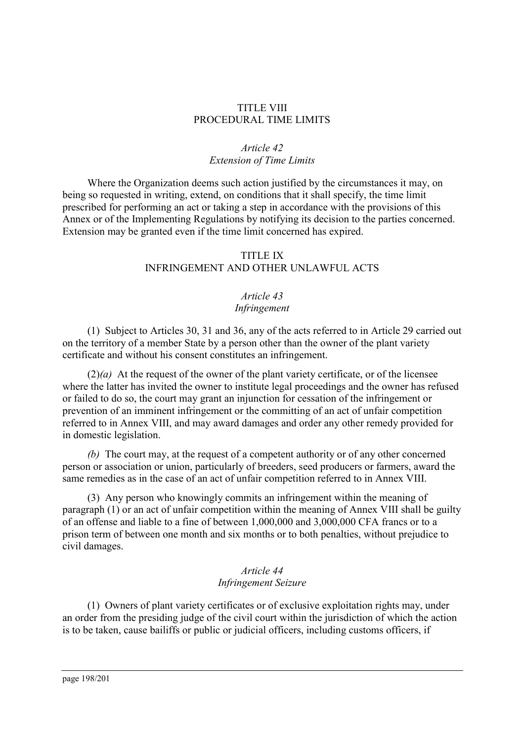## TITLE VIII
## PROCEDURAL TIME LIMITS

### *Article 42*
### *Extension of Time Limits*

Where the Organization deems such action justified by the circumstances it may, on being so requested in writing, extend, on conditions that it shall specify, the time limit prescribed for performing an act or taking a step in accordance with the provisions of this Annex or of the Implementing Regulations by notifying its decision to the parties concerned. Extension may be granted even if the time limit concerned has expired.

## TITLE IX
## INFRINGEMENT AND OTHER UNLAWFUL ACTS

### *Article 43*
### *Infringement*

(1) Subject to Articles 30, 31 and 36, any of the acts referred to in Article 29 carried out on the territory of a member State by a person other than the owner of the plant variety certificate and without his consent constitutes an infringement.

(2)*(a)* At the request of the owner of the plant variety certificate, or of the licensee where the latter has invited the owner to institute legal proceedings and the owner has refused or failed to do so, the court may grant an injunction for cessation of the infringement or prevention of an imminent infringement or the committing of an act of unfair competition referred to in Annex VIII, and may award damages and order any other remedy provided for in domestic legislation.

*(b)* The court may, at the request of a competent authority or of any other concerned person or association or union, particularly of breeders, seed producers or farmers, award the same remedies as in the case of an act of unfair competition referred to in Annex VIII.

(3) Any person who knowingly commits an infringement within the meaning of paragraph (1) or an act of unfair competition within the meaning of Annex VIII shall be guilty of an offense and liable to a fine of between 1,000,000 and 3,000,000 CFA francs or to a prison term of between one month and six months or to both penalties, without prejudice to civil damages.

### *Article 44*
### *Infringement Seizure*

(1) Owners of plant variety certificates or of exclusive exploitation rights may, under an order from the presiding judge of the civil court within the jurisdiction of which the action is to be taken, cause bailiffs or public or judicial officers, including customs officers, if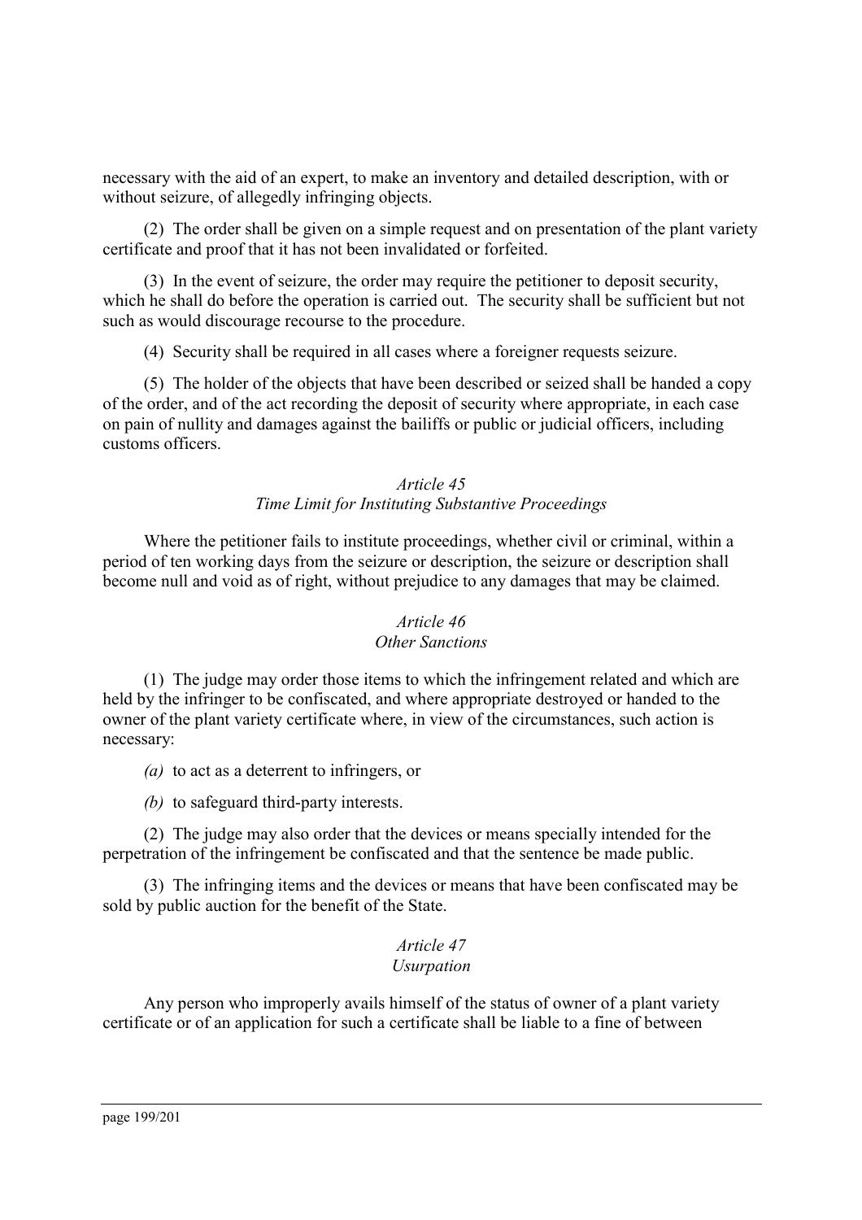necessary with the aid of an expert, to make an inventory and detailed description, with or without seizure, of allegedly infringing objects.

(2) The order shall be given on a simple request and on presentation of the plant variety certificate and proof that it has not been invalidated or forfeited.

(3) In the event of seizure, the order may require the petitioner to deposit security, which he shall do before the operation is carried out. The security shall be sufficient but not such as would discourage recourse to the procedure.

(4) Security shall be required in all cases where a foreigner requests seizure.

(5) The holder of the objects that have been described or seized shall be handed a copy of the order, and of the act recording the deposit of security where appropriate, in each case on pain of nullity and damages against the bailiffs or public or judicial officers, including customs officers.

### *Article 45*
### *Time Limit for Instituting Substantive Proceedings*

Where the petitioner fails to institute proceedings, whether civil or criminal, within a period of ten working days from the seizure or description, the seizure or description shall become null and void as of right, without prejudice to any damages that may be claimed.

### *Article 46*
### *Other Sanctions*

(1) The judge may order those items to which the infringement related and which are held by the infringer to be confiscated, and where appropriate destroyed or handed to the owner of the plant variety certificate where, in view of the circumstances, such action is necessary:

*(a)* to act as a deterrent to infringers, or

*(b)* to safeguard third-party interests.

(2) The judge may also order that the devices or means specially intended for the perpetration of the infringement be confiscated and that the sentence be made public.

(3) The infringing items and the devices or means that have been confiscated may be sold by public auction for the benefit of the State.

### *Article 47*
### *Usurpation*

Any person who improperly avails himself of the status of owner of a plant variety certificate or of an application for such a certificate shall be liable to a fine of between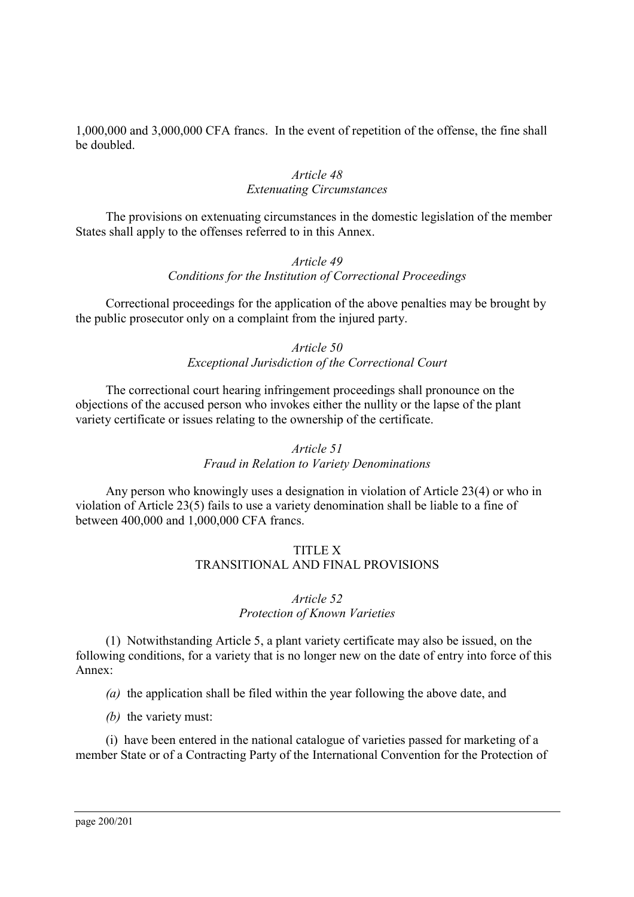1,000,000 and 3,000,000 CFA francs. In the event of repetition of the offense, the fine shall be doubled.

*Article 48*
*Extenuating Circumstances*

The provisions on extenuating circumstances in the domestic legislation of the member States shall apply to the offenses referred to in this Annex.

*Article 49*
*Conditions for the Institution of Correctional Proceedings*

Correctional proceedings for the application of the above penalties may be brought by the public prosecutor only on a complaint from the injured party.

*Article 50*
*Exceptional Jurisdiction of the Correctional Court*

The correctional court hearing infringement proceedings shall pronounce on the objections of the accused person who invokes either the nullity or the lapse of the plant variety certificate or issues relating to the ownership of the certificate.

*Article 51*
*Fraud in Relation to Variety Denominations*

Any person who knowingly uses a designation in violation of Article 23(4) or who in violation of Article 23(5) fails to use a variety denomination shall be liable to a fine of between 400,000 and 1,000,000 CFA francs.

## TITLE X
## TRANSITIONAL AND FINAL PROVISIONS

*Article 52*
*Protection of Known Varieties*

(1) Notwithstanding Article 5, a plant variety certificate may also be issued, on the following conditions, for a variety that is no longer new on the date of entry into force of this Annex:

*(a)* the application shall be filed within the year following the above date, and

*(b)* the variety must:

(i) have been entered in the national catalogue of varieties passed for marketing of a member State or of a Contracting Party of the International Convention for the Protection of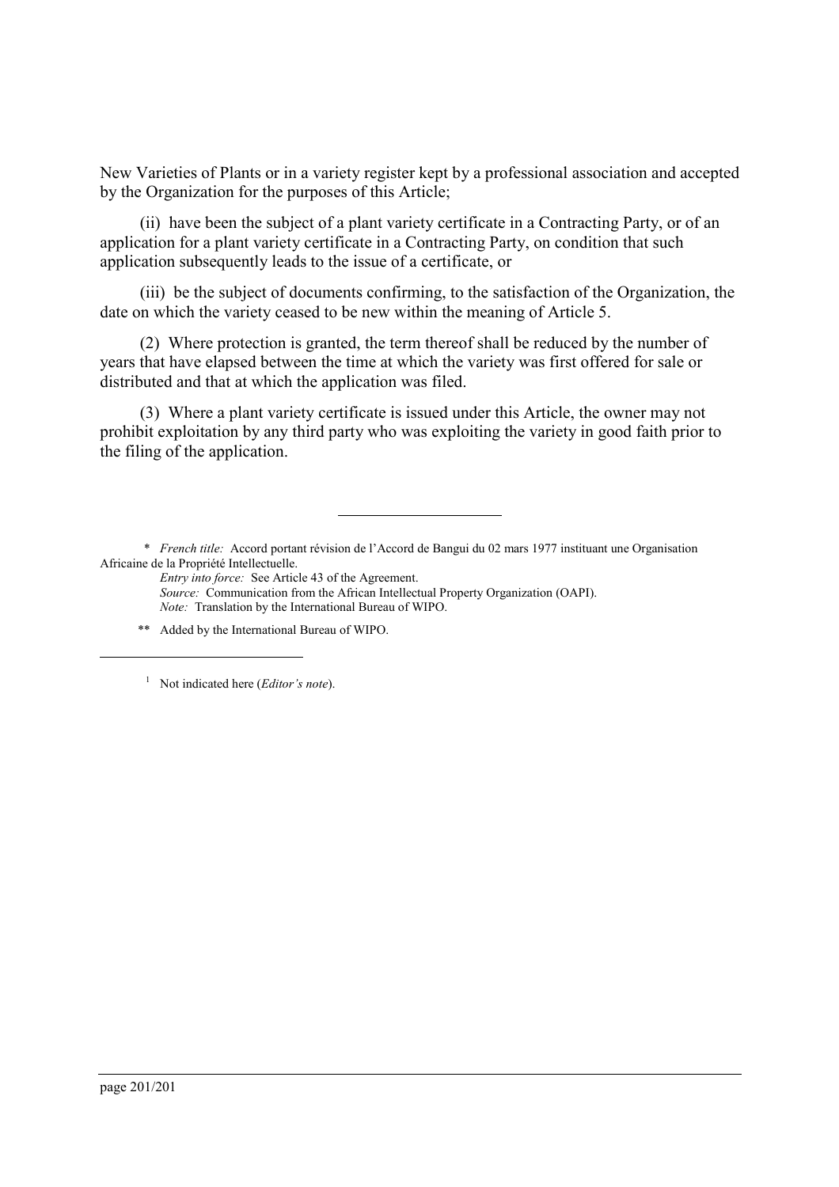New Varieties of Plants or in a variety register kept by a professional association and accepted by the Organization for the purposes of this Article;

(ii) have been the subject of a plant variety certificate in a Contracting Party, or of an application for a plant variety certificate in a Contracting Party, on condition that such application subsequently leads to the issue of a certificate, or

(iii) be the subject of documents confirming, to the satisfaction of the Organization, the date on which the variety ceased to be new within the meaning of Article 5.

(2) Where protection is granted, the term thereof shall be reduced by the number of years that have elapsed between the time at which the variety was first offered for sale or distributed and that at which the application was filed.

(3) Where a plant variety certificate is issued under this Article, the owner may not prohibit exploitation by any third party who was exploiting the variety in good faith prior to the filing of the application.

---

\* *French title:* Accord portant révision de l'Accord de Bangui du 02 mars 1977 instituant une Organisation Africaine de la Propriété Intellectuelle.

*Entry into force:* See Article 43 of the Agreement.

*Source:* Communication from the African Intellectual Property Organization (OAPI).

*Note:* Translation by the International Bureau of WIPO.

\*\* Added by the International Bureau of WIPO.

---

[1] Not indicated here (*Editor's note*).